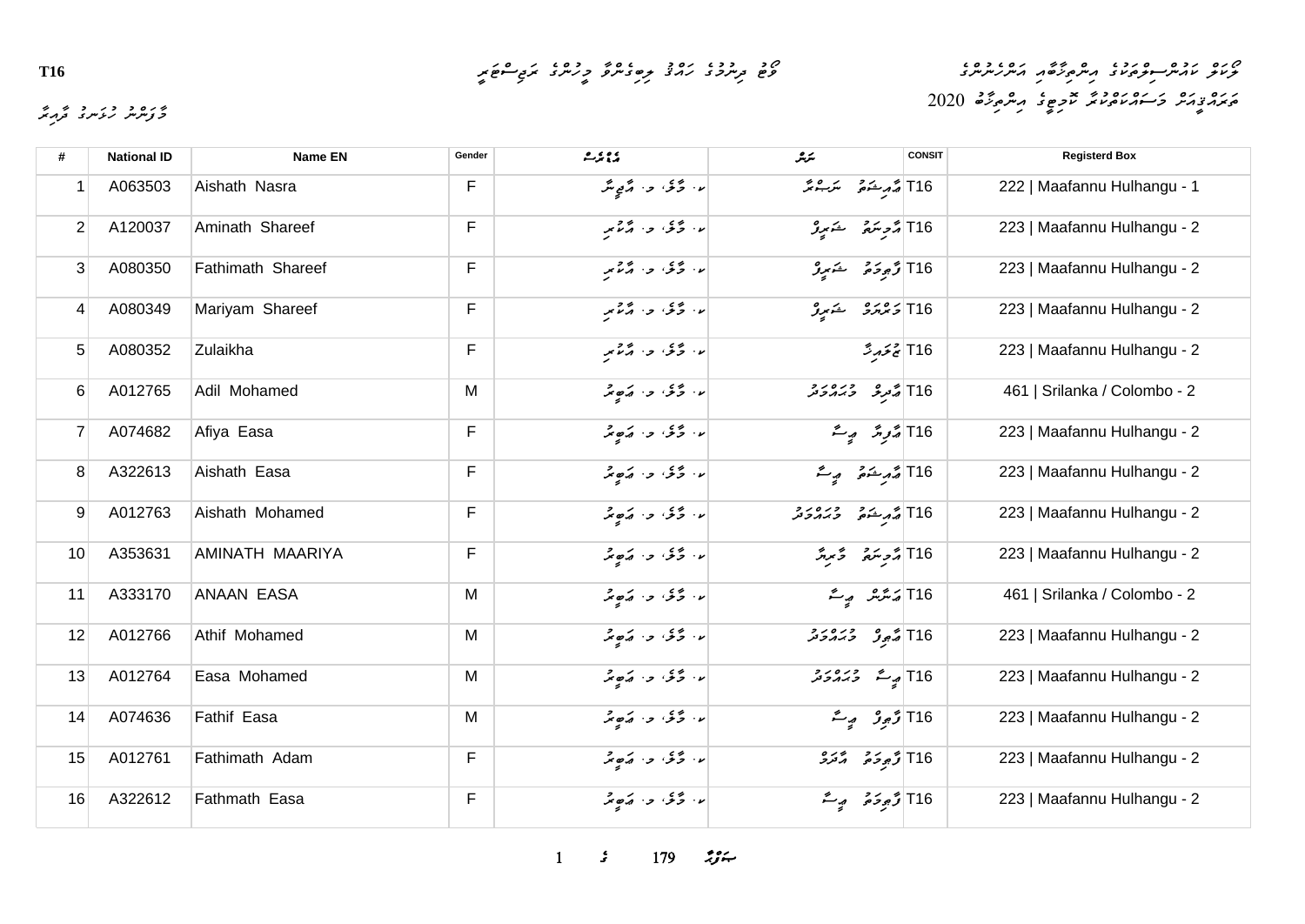# ރާއްޖޭގެ ރައްޔިތުންގެ މަޖިލީހުގެ އިންތިޚާބު 2020

T16

ވޯޓު ދިނުމުގެ ހުއްދަ ލިބިފައިވާ މީހުންގެ ނަމާއި އެޑްރެސް

| # | National ID | Name EN | Gender | ގެ/އެޑްރެސް | ނަން | CONSIT | Registerd Box |
|---|---|---|---|---|---|---|---|
| 1 | A063503 | Aishath Nasra | F | ށ. މާފަ، މ. އާޒީނާ | އާއިޝަތު ނަސްރާ | T16 | 222 \| Maafannu Hulhangu - 1 |
| 2 | A120037 | Aminath Shareef | F | ށ. މާފަ، މ. އާމާނީ | އާމިނަތު ޝަރީފް | T16 | 223 \| Maafannu Hulhangu - 2 |
| 3 | A080350 | Fathimath Shareef | F | ށ. މާފަ، މ. އާމާނީ | ފާތިމަތު ޝަރީފް | T16 | 223 \| Maafannu Hulhangu - 2 |
| 4 | A080349 | Mariyam Shareef | F | ށ. މާފަ، މ. އާމާނީ | މަރިޔަމް ޝަރީފް | T16 | 223 \| Maafannu Hulhangu - 2 |
| 5 | A080352 | Zulaikha | F | ށ. މާފަ، މ. އާމާނީ | ޒުލައިޚާ | T16 | 223 \| Maafannu Hulhangu - 2 |
| 6 | A012765 | Adil Mohamed | M | ށ. މާފަ، މ. އަތިރީ | އާދިލް މުޙައްމަދު | T16 | 461 \| Srilanka / Colombo - 2 |
| 7 | A074682 | Afiya Easa | F | ށ. މާފަ، މ. އަތިރީ | އާފިޔާ ޢީސާ | T16 | 223 \| Maafannu Hulhangu - 2 |
| 8 | A322613 | Aishath Easa | F | ށ. މާފަ، މ. އަތިރީ | އާއިޝަތު ޢީސާ | T16 | 223 \| Maafannu Hulhangu - 2 |
| 9 | A012763 | Aishath Mohamed | F | ށ. މާފަ، މ. އަތިރީ | އާއިޝަތު މުޙައްމަދު | T16 | 223 \| Maafannu Hulhangu - 2 |
| 10 | A353631 | AMINATH MAARIYA | F | ށ. މާފަ، މ. އަތިރީ | އާމިނަތު މާރިޔާ | T16 | 223 \| Maafannu Hulhangu - 2 |
| 11 | A333170 | ANAAN EASA | M | ށ. މާފަ، މ. އަތިރީ | އަނާން ޢީސާ | T16 | 461 \| Srilanka / Colombo - 2 |
| 12 | A012766 | Athif Mohamed | M | ށ. މާފަ، މ. އަތިރީ | އާތިފް މުޙައްމަދު | T16 | 223 \| Maafannu Hulhangu - 2 |
| 13 | A012764 | Easa Mohamed | M | ށ. މާފަ، މ. އަތިރީ | ޢީސާ މުޙައްމަދު | T16 | 223 \| Maafannu Hulhangu - 2 |
| 14 | A074636 | Fathif Easa | M | ށ. މާފަ، މ. އަތިރީ | ފާތިފް ޢީސާ | T16 | 223 \| Maafannu Hulhangu - 2 |
| 15 | A012761 | Fathimath Adam | F | ށ. މާފަ، މ. އަތިރީ | ފާތިމަތު އާދަމް | T16 | 223 \| Maafannu Hulhangu - 2 |
| 16 | A322612 | Fathmath Easa | F | ށ. މާފަ، މ. އަތިރީ | ފާތިމަތު ޢީސާ | T16 | 223 \| Maafannu Hulhangu - 2 |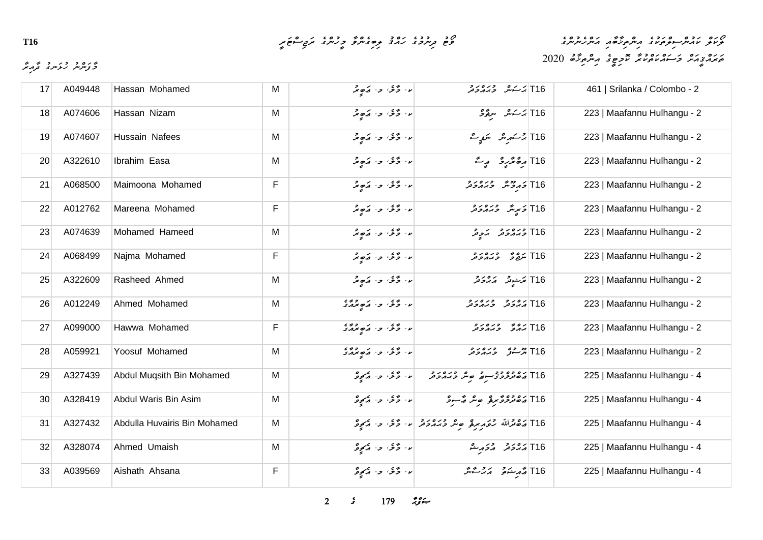| 17 | A049448 | Hassan Mohamed | M | ޅ. މާލެ، މ. އަތިރީ | T16 ހަސަން މުހައްމަދު | 461 \| Srilanka / Colombo - 2 |
|---|---|---|---|---|---|---|
| 18 | A074606 | Hassan Nizam | M | ޅ. މާލެ، މ. އަތިރީ | T16 ހަސަން ނިޒާމް | 223 \| Maafannu Hulhangu - 2 |
| 19 | A074607 | Hussain Nafees | M | ޅ. މާލެ، މ. އަތިރީ | T16 ހުސައިން ނަފީސް | 223 \| Maafannu Hulhangu - 2 |
| 20 | A322610 | Ibrahim Easa | M | ޅ. މާލެ، މ. އަތިރީ | T16 އިބްރާހިމް ޢީސާ | 223 \| Maafannu Hulhangu - 2 |
| 21 | A068500 | Maimoona Mohamed | F | ޅ. މާލެ، މ. އަތިރީ | T16 މައިމޫނާ މުހައްމަދު | 223 \| Maafannu Hulhangu - 2 |
| 22 | A012762 | Mareena Mohamed | F | ޅ. މާލެ، މ. އަތިރީ | T16 މަރީނާ މުހައްމަދު | 223 \| Maafannu Hulhangu - 2 |
| 23 | A074639 | Mohamed Hameed | M | ޅ. މާލެ، މ. އަތިރީ | T16 މުހައްމަދު ހަމީދު | 223 \| Maafannu Hulhangu - 2 |
| 24 | A068499 | Najma Mohamed | F | ޅ. މާލެ، މ. އަތިރީ | T16 ނަޖްމާ މުހައްމަދު | 223 \| Maafannu Hulhangu - 2 |
| 25 | A322609 | Rasheed Ahmed | M | ޅ. މާލެ، މ. އަތިރީ | T16 ރަޝީދު އަހްމަދު | 223 \| Maafannu Hulhangu - 2 |
| 26 | A012249 | Ahmed Mohamed | M | ޅ. މާލެ، މ. އަތިރީރުއްގެ | T16 އަހްމަދު މުހައްމަދު | 223 \| Maafannu Hulhangu - 2 |
| 27 | A099000 | Hawwa Mohamed | F | ޅ. މާލެ، މ. އަތިރީރުއްގެ | T16 ހައްވާ މުހައްމަދު | 223 \| Maafannu Hulhangu - 2 |
| 28 | A059921 | Yoosuf Mohamed | M | ޅ. މާލެ، މ. އަތިރީރުއްގެ | T16 ޔޫސުފް މުހައްމަދު | 223 \| Maafannu Hulhangu - 2 |
| 29 | A327439 | Abdul Muqsith Bin Mohamed | M | ޅ. މާލެ، މ. އަރިވޭ | T16 އަބްދުލްމުޤްސިތު ބިން މުހައްމަދު | 225 \| Maafannu Hulhangu - 4 |
| 30 | A328419 | Abdul Waris Bin Asim | M | ޅ. މާލެ، މ. އަރިވޭ | T16 އަބްދުލްވާރިޘް ބިން އާސިމް | 225 \| Maafannu Hulhangu - 4 |
| 31 | A327432 | Abdulla Huvairis Bin Mohamed | M | ޅ. މާލެ، މ. އަރިވޭ | T16 އަބްދުﷲހުވައިރިޝް ބިން މުހައްމަދު | 225 \| Maafannu Hulhangu - 4 |
| 32 | A328074 | Ahmed Umaish | M | ޅ. މާލެ، މ. އަރިވޭ | T16 އަހްމަދު އުމައިޝް | 225 \| Maafannu Hulhangu - 4 |
| 33 | A039569 | Aishath Ahsana | F | ޅ. މާލެ، މ. އަރިވޭ | T16 އާއިޝަތު އަޙްސަނާ | 225 \| Maafannu Hulhangu - 4 |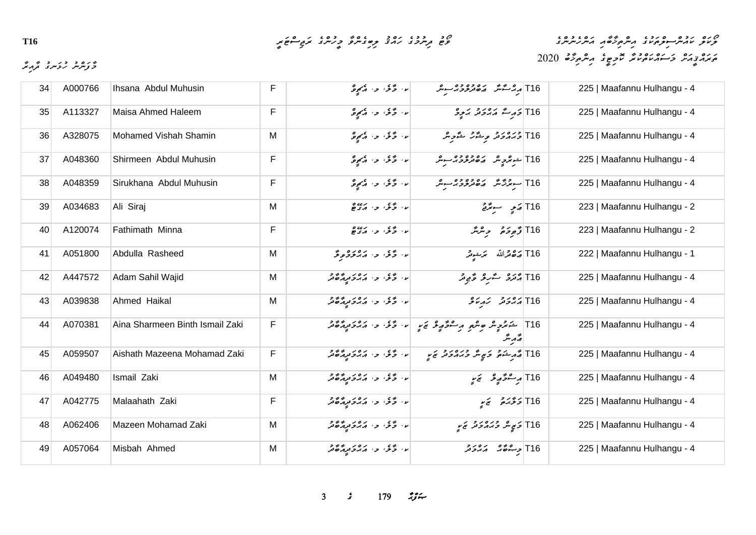| 34 | A000766 | Ihsana Abdul Muhusin | F | ބ. މާލޮ، މ. އަކިލާ | T16 | 225 \| Maafannu Hulhangu - 4 |
|---|---|---|---|---|---|---|
| 35 | A113327 | Maisa Ahmed Haleem | F | ބ. މާލޮ، މ. އަކިލާ | T16 | 225 \| Maafannu Hulhangu - 4 |
| 36 | A328075 | Mohamed Vishah Shamin | M | ބ. މާލޮ، މ. އަކިލާ | T16 | 225 \| Maafannu Hulhangu - 4 |
| 37 | A048360 | Shirmeen Abdul Muhusin | F | ބ. މާލޮ، މ. އަކިލާ | T16 | 225 \| Maafannu Hulhangu - 4 |
| 38 | A048359 | Sirukhana Abdul Muhusin | F | ބ. މާލޮ، މ. އަކިލާ | T16 | 225 \| Maafannu Hulhangu - 4 |
| 39 | A034683 | Ali Siraj | M | ބ. މާލޮ، މ. އަޒީޒާ | T16 | 223 \| Maafannu Hulhangu - 2 |
| 40 | A120074 | Fathimath Minna | F | ބ. މާލޮ، މ. އަޒީޒާ | T16 | 223 \| Maafannu Hulhangu - 2 |
| 41 | A051800 | Abdulla Rasheed | M | ބ. މާލޮ، މ. އަރުވަލުވިލާ | T16 | 222 \| Maafannu Hulhangu - 1 |
| 42 | A447572 | Adam Sahil Wajid | M | ބ. މާލޮ، މ. އަރުވަދީއާބާދު | T16 | 225 \| Maafannu Hulhangu - 4 |
| 43 | A039838 | Ahmed Haikal | M | ބ. މާލޮ، މ. އަރުވަދީއާބާދު | T16 | 225 \| Maafannu Hulhangu - 4 |
| 44 | A070381 | Aina Sharmeen Binth Ismail Zaki | F | ބ. މާލޮ، މ. އަރުވަދީއާބާދު | T16 | 225 \| Maafannu Hulhangu - 4 |
| 45 | A059507 | Aishath Mazeena Mohamad Zaki | F | ބ. މާލޮ، މ. އަރުވަދީއާބާދު | T16 | 225 \| Maafannu Hulhangu - 4 |
| 46 | A049480 | Ismail Zaki | M | ބ. މާލޮ، މ. އަރުވަދީއާބާދު | T16 | 225 \| Maafannu Hulhangu - 4 |
| 47 | A042775 | Malaahath Zaki | F | ބ. މާލޮ، މ. އަރުވަދީއާބާދު | T16 | 225 \| Maafannu Hulhangu - 4 |
| 48 | A062406 | Mazeen Mohamad Zaki | M | ބ. މާލޮ، މ. އަރުވަދީއާބާދު | T16 | 225 \| Maafannu Hulhangu - 4 |
| 49 | A057064 | Misbah Ahmed | M | ބ. މާލޮ، މ. އަރުވަދީއާބާދު | T16 | 225 \| Maafannu Hulhangu - 4 |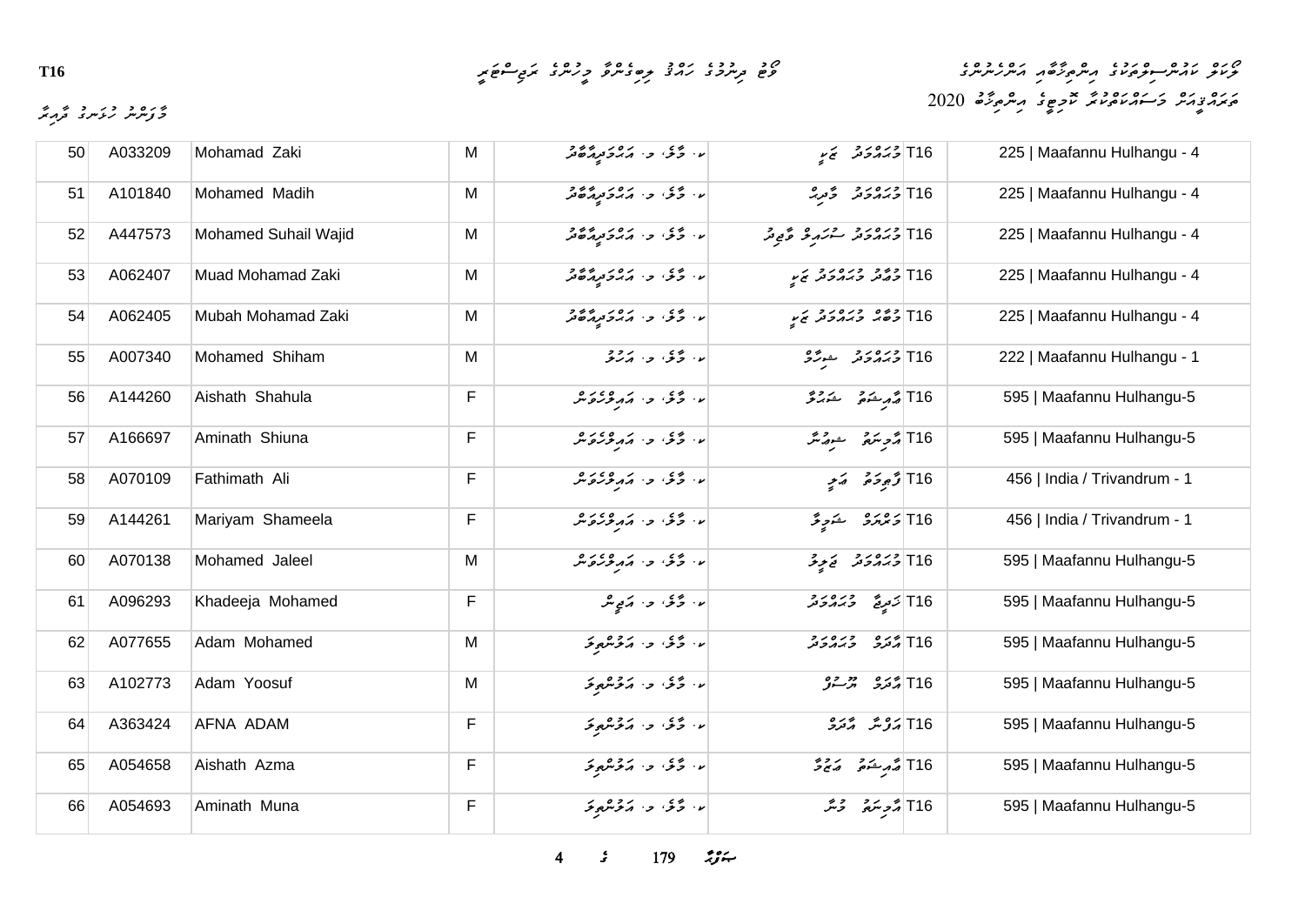| 50 | A033209 | Mohamad Zaki | M | ､. ގ.ދ. އަރުވަދިއްވާރ | T16 ޖުނައްމަދު ޒަކީ | 225 \| Maafannu Hulhangu - 4 |
|---|---|---|---|---|---|---|
| 51 | A101840 | Mohamed Madih | M | ､. ގ.ދ. އަރުވަދިއްވާރ | T16 މުހައްމަދު މާދިހް | 225 \| Maafannu Hulhangu - 4 |
| 52 | A447573 | Mohamed Suhail Wajid | M | ､. ގ.ދ. އަރުވަދިއްވާރ | T16 މުހައްމަދު ސުހައިލް ވާޖިދު | 225 \| Maafannu Hulhangu - 4 |
| 53 | A062407 | Muad Mohamad Zaki | M | ､. ގ.ދ. އަރުވަދިއްވާރ | T16 މުއާދު މުހައްމަދު ޒަކީ | 225 \| Maafannu Hulhangu - 4 |
| 54 | A062405 | Mubah Mohamad Zaki | M | ､. ގ.ދ. އަރުވަދިއްވާރ | T16 މުބާހް މުހައްމަދު ޒަކީ | 225 \| Maafannu Hulhangu - 4 |
| 55 | A007340 | Mohamed Shiham | M | ､. ގ.ދ. އަހުލު | T16 މުހައްމަދު ޝިހާމް | 222 \| Maafannu Hulhangu - 1 |
| 56 | A144260 | Aishath Shahula | F | ､. ގ.ދ. އައިވެރިހަން | T16 އާއިޝަތު ޝަހުލާ | 595 \| Maafannu Hulhangu-5 |
| 57 | A166697 | Aminath Shiuna | F | ､. ގ.ދ. އައިވެރިހަން | T16 އާމިނަތު ޝިއުނާ | 595 \| Maafannu Hulhangu-5 |
| 58 | A070109 | Fathimath Ali | F | ､. ގ.ދ. އައިވެރިހަން | T16 ފާތިމަތު އަލި | 456 \| India / Trivandrum - 1 |
| 59 | A144261 | Mariyam Shameela | F | ､. ގ.ދ. އައިވެރިހަން | T16 މަރިޔަމް ޝަމީލާ | 456 \| India / Trivandrum - 1 |
| 60 | A070138 | Mohamed Jaleel | M | ､. ގ.ދ. އައިވެރިހަން | T16 މުހައްމަދު ޖަލީލް | 595 \| Maafannu Hulhangu-5 |
| 61 | A096293 | Khadeeja Mohamed | F | ､. ގ.ދ. އަޖީން | T16 ޚަދީޖާ މުހައްމަދު | 595 \| Maafannu Hulhangu-5 |
| 62 | A077655 | Adam Mohamed | M | ､. ގ.ދ. އަލުވިންޖަ | T16 އާދަމް މުހައްމަދު | 595 \| Maafannu Hulhangu-5 |
| 63 | A102773 | Adam Yoosuf | M | ､. ގ.ދ. އަލުވިންޖަ | T16 އާދަމް ޔޫސުފް | 595 \| Maafannu Hulhangu-5 |
| 64 | A363424 | AFNA ADAM | F | ､. ގ.ދ. އަލުވިންޖަ | T16 އަފްނާ އާދަމް | 595 \| Maafannu Hulhangu-5 |
| 65 | A054658 | Aishath Azma | F | ､. ގ.ދ. އަލުވިންޖަ | T16 އާއިޝަތު އަޒްމާ | 595 \| Maafannu Hulhangu-5 |
| 66 | A054693 | Aminath Muna | F | ､. ގ.ދ. އަލުވިންޖަ | T16 އާމިނަތު މުނާ | 595 \| Maafannu Hulhangu-5 |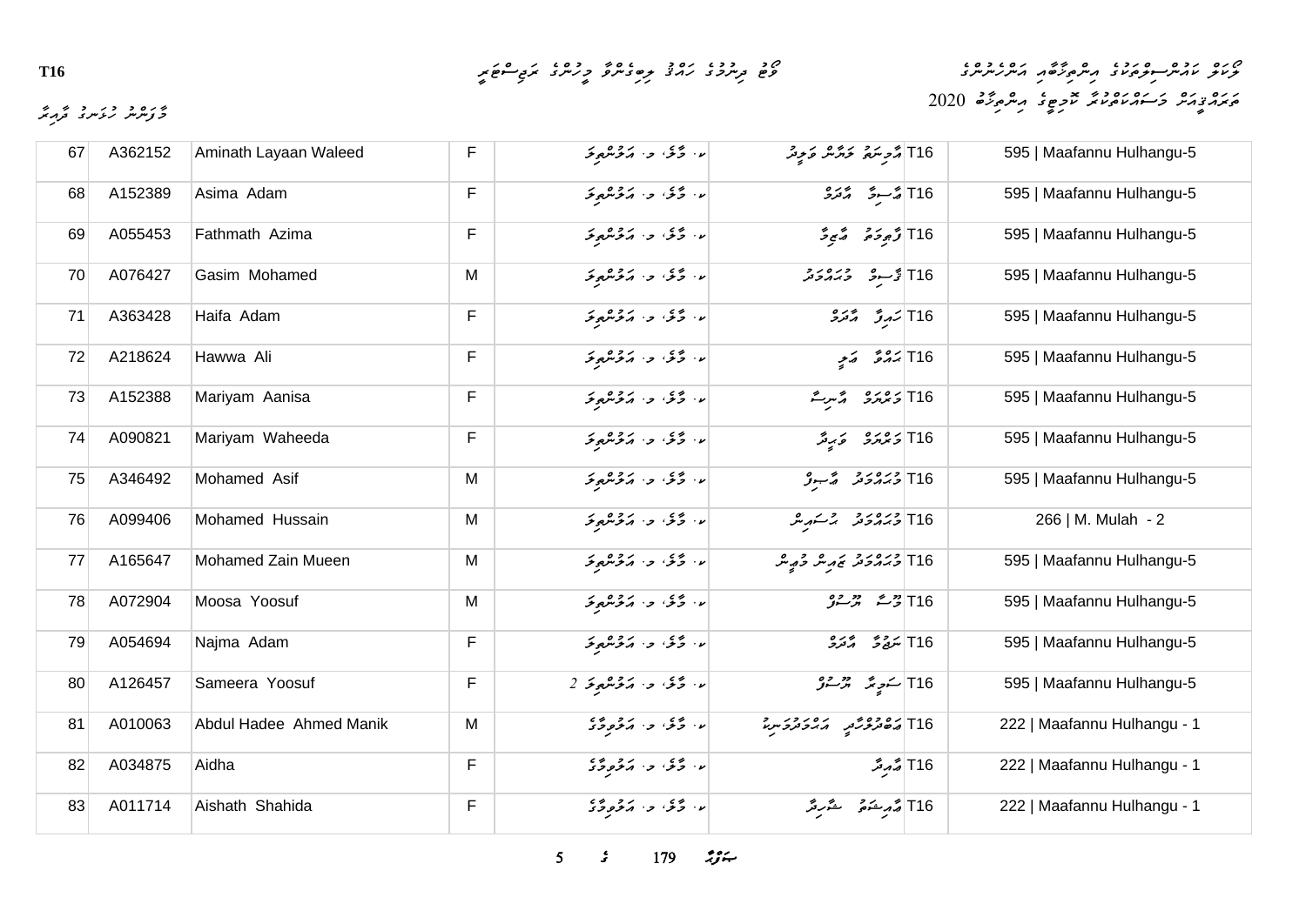| 67 | A362152 | Aminath Layaan Waleed | F | ، ގޯ، ވ. އަމުންއިވަ | T16 އާމިނަތު ލަޔާން ވަލީދު | 595 \| Maafannu Hulhangu-5 |
|---|---|---|---|---|---|---|
| 68 | A152389 | Asima Adam | F | ، ގޯ، ވ. އަމުންއިވަ | T16 އާސިމާ އާދަމް | 595 \| Maafannu Hulhangu-5 |
| 69 | A055453 | Fathmath Azima | F | ، ގޯ، ވ. އަމުންއިވަ | T16 ފާތިމަތު އާޒިމާ | 595 \| Maafannu Hulhangu-5 |
| 70 | A076427 | Gasim Mohamed | M | ، ގޯ، ވ. އަމުންއިވަ | T16 ޤާސިމް މުޙައްމަދު | 595 \| Maafannu Hulhangu-5 |
| 71 | A363428 | Haifa Adam | F | ، ގޯ، ވ. އަމުންއިވަ | T16 ހައިފާ އާދަމް | 595 \| Maafannu Hulhangu-5 |
| 72 | A218624 | Hawwa Ali | F | ، ގޯ، ވ. އަމުންއިވަ | T16 ހައްވާ އަލި | 595 \| Maafannu Hulhangu-5 |
| 73 | A152388 | Mariyam Aanisa | F | ، ގޯ، ވ. އަމުންއިވަ | T16 މަރިޔަމް އާނިސާ | 595 \| Maafannu Hulhangu-5 |
| 74 | A090821 | Mariyam Waheeda | F | ، ގޯ، ވ. އަމުންއިވަ | T16 މަރިޔަމް ވަހީދާ | 595 \| Maafannu Hulhangu-5 |
| 75 | A346492 | Mohamed Asif | M | ، ގޯ، ވ. އަމުންއިވަ | T16 މުޙައްމަދު އާސިފް | 595 \| Maafannu Hulhangu-5 |
| 76 | A099406 | Mohamed Hussain | M | ، ގޯ، ވ. އަމުންއިވަ | T16 މުޙައްމަދު ޙުސައިން | 266 \| M. Mulah - 2 |
| 77 | A165647 | Mohamed Zain Mueen | M | ، ގޯ، ވ. އަމުންއިވަ | T16 މުޙައްމަދު ޒައިން މުޢީން | 595 \| Maafannu Hulhangu-5 |
| 78 | A072904 | Moosa Yoosuf | M | ، ގޯ، ވ. އަމުންއިވަ | T16 މޫސާ ޔޫސުފް | 595 \| Maafannu Hulhangu-5 |
| 79 | A054694 | Najma Adam | F | ، ގޯ، ވ. އަމުންއިވަ | T16 ނަޖްމާ އާދަމް | 595 \| Maafannu Hulhangu-5 |
| 80 | A126457 | Sameera Yoosuf | F | ، ގޯ، ވ. އަމުންއިވަ 2 | T16 ސަމީރާ ޔޫސުފް | 595 \| Maafannu Hulhangu-5 |
| 81 | A010063 | Abdul Hadee Ahmed Manik | M | ، ގޯ، ވ. އަމުލިމާގެ | T16 އަބްދުލްހާދީ އަޙްމަދުމަނިކު | 222 \| Maafannu Hulhangu - 1 |
| 82 | A034875 | Aidha | F | ، ގޯ، ވ. އަމުލިމާގެ | T16 އާއިދާ | 222 \| Maafannu Hulhangu - 1 |
| 83 | A011714 | Aishath Shahida | F | ، ގޯ، ވ. އަމުލިމާގެ | T16 އާއިޝަތު ޝާހިދާ | 222 \| Maafannu Hulhangu - 1 |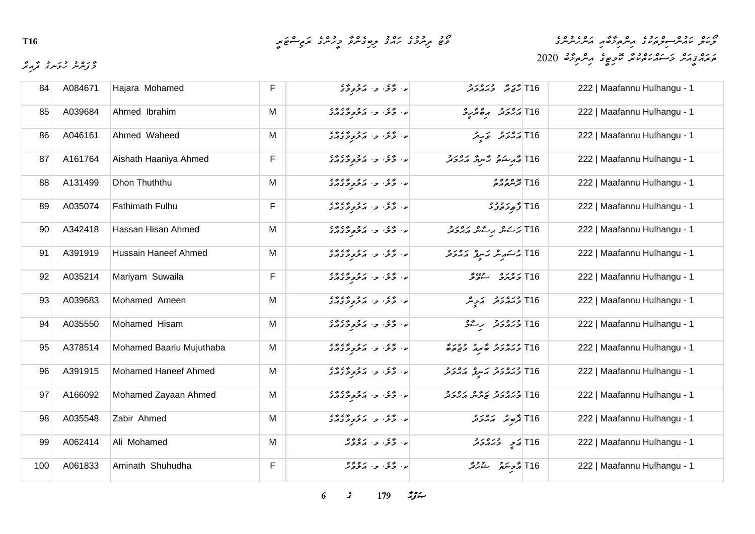| 84 | A084671 | Hajara Mohamed | F | ނ. މާލެ، މ. އަލުވިލާގެ | T16 ހާޖަރާ މުހައްމަދު | 222 \| Maafannu Hulhangu - 1 |
|---|---|---|---|---|---|---|
| 85 | A039684 | Ahmed Ibrahim | M | ނ. މާލެ، މ. އަލުވިލާގެއާގެ | T16 އަހްމަދު އިބްރާހީމް | 222 \| Maafannu Hulhangu - 1 |
| 86 | A046161 | Ahmed Waheed | M | ނ. މާލެ، މ. އަލުވިލާގެއާގެ | T16 އަހްމަދު ވަޙީދު | 222 \| Maafannu Hulhangu - 1 |
| 87 | A161764 | Aishath Haaniya Ahmed | F | ނ. މާލެ، މ. އަލުވިލާގެއާގެ | T16 އާއިޝަތު ހާނިޔާ އަހްމަދު | 222 \| Maafannu Hulhangu - 1 |
| 88 | A131499 | Dhon Thuththu | M | ނ. މާލެ، މ. އަލުވިލާގެއާގެ | T16 ދޮންތުއްތު | 222 \| Maafannu Hulhangu - 1 |
| 89 | A035074 | Fathimath Fulhu | F | ނ. މާލެ، މ. އަލުވިލާގެއާގެ | T16 ފާތިމަތުފުޅު | 222 \| Maafannu Hulhangu - 1 |
| 90 | A342418 | Hassan Hisan Ahmed | M | ނ. މާލެ، މ. އަލުވިލާގެއާގެ | T16 ހަސަން ހިސާން އަހްމަދު | 222 \| Maafannu Hulhangu - 1 |
| 91 | A391919 | Hussain Haneef Ahmed | M | ނ. މާލެ، މ. އަލުވިލާގެއާގެ | T16 ހުސައިން ހަނީފް އަހްމަދު | 222 \| Maafannu Hulhangu - 1 |
| 92 | A035214 | Mariyam Suwaila | F | ނ. މާލެ، މ. އަލުވިލާގެއާގެ | T16 މަރިޔަމް ސުވައިލާ | 222 \| Maafannu Hulhangu - 1 |
| 93 | A039683 | Mohamed Ameen | M | ނ. މާލެ، މ. އަލުވިލާގެއާގެ | T16 މުހައްމަދު އަމީން | 222 \| Maafannu Hulhangu - 1 |
| 94 | A035550 | Mohamed Hisam | M | ނ. މާލެ، މ. އަލުވިލާގެއާގެ | T16 މުހައްމަދު ހިސާމް | 222 \| Maafannu Hulhangu - 1 |
| 95 | A378514 | Mohamed Baariu Mujuthaba | M | ނ. މާލެ، މ. އަލުވިލާގެއާގެ | T16 މުހައްމަދު ބާރިޢު މުޖުތަބާ | 222 \| Maafannu Hulhangu - 1 |
| 96 | A391915 | Mohamed Haneef Ahmed | M | ނ. މާލެ، މ. އަލުވިލާގެއާގެ | T16 މުހައްމަދު ހަނީފް އަހްމަދު | 222 \| Maafannu Hulhangu - 1 |
| 97 | A166092 | Mohamed Zayaan Ahmed | M | ނ. މާލެ، މ. އަލުވިލާގެއާގެ | T16 މުހައްމަދު ޒަޔާން އަހްމަދު | 222 \| Maafannu Hulhangu - 1 |
| 98 | A035548 | Zabir Ahmed | M | ނ. މާލެ، މ. އަލުވިލާގެއާގެ | T16 ޒާބިރު އަހްމަދު | 222 \| Maafannu Hulhangu - 1 |
| 99 | A062414 | Ali Mohamed | M | ނ. މާލެ، މ. އަލުވާން | T16 އަލި މުހައްމަދު | 222 \| Maafannu Hulhangu - 1 |
| 100 | A061833 | Aminath Shuhudha | F | ނ. މާލެ، މ. އަލުވާން | T16 އާމިނަތު ޝުހުދާ | 222 \| Maafannu Hulhangu - 1 |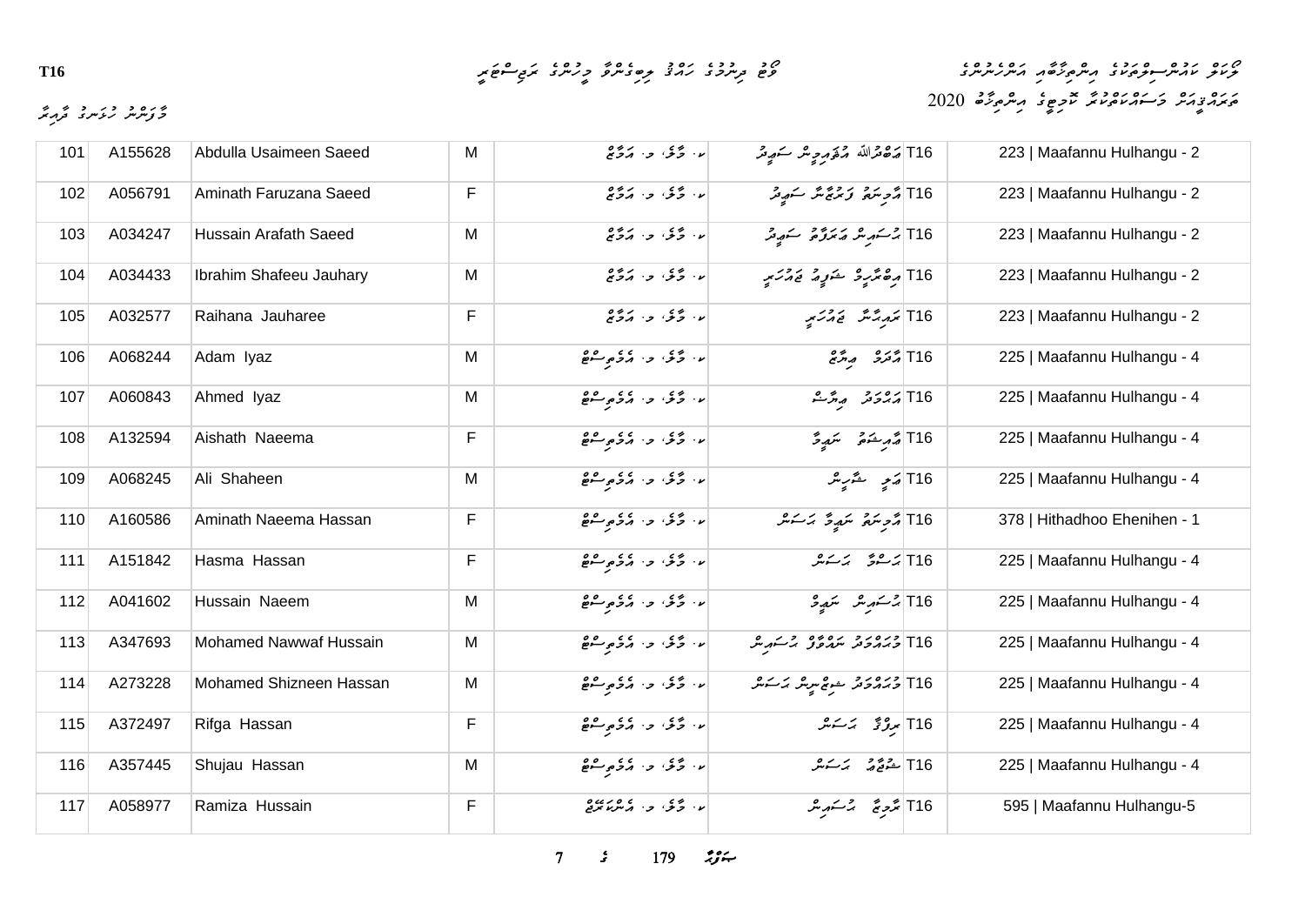| 101 | A155628 | Abdulla Usaimeen Saeed | M | ށ. މާލެ، މ. އަމާޒް | T16 އަބްދުﷲ އުސައިމީން ސަޢީދު | 223 \| Maafannu Hulhangu - 2 |
|---|---|---|---|---|---|---|
| 102 | A056791 | Aminath Faruzana Saeed | F | ށ. މާލެ، މ. އަމާޒް | T16 އާމިނަތު ފަރުޒާނާ ސަޢީދު | 223 \| Maafannu Hulhangu - 2 |
| 103 | A034247 | Hussain Arafath Saeed | M | ށ. މާލެ، މ. އަމާޒް | T16 ހުސައިން އަރަފާތު ސަޢީދު | 223 \| Maafannu Hulhangu - 2 |
| 104 | A034433 | Ibrahim Shafeeu Jauhary | M | ށ. މާލެ، މ. އަމާޒް | T16 އިބްރާހީމް ޝަފީޢު ޖައުހަރީ | 223 \| Maafannu Hulhangu - 2 |
| 105 | A032577 | Raihana Jauharee | F | ށ. މާލެ، މ. އަމާޒް | T16 ރައިހާނާ ޖައުހަރީ | 223 \| Maafannu Hulhangu - 2 |
| 106 | A068244 | Adam Iyaz | M | ށ. މާލެ، މ. އެމެރަލްޑް | T16 އާދަމް އިޔާޒް | 225 \| Maafannu Hulhangu - 4 |
| 107 | A060843 | Ahmed Iyaz | M | ށ. މާލެ، މ. އެމެރަލްޑް | T16 އަހްމަދު އިޔާޒް | 225 \| Maafannu Hulhangu - 4 |
| 108 | A132594 | Aishath Naeema | F | ށ. މާލެ، މ. އެމެރަލްޑް | T16 އާއިޝަތު ނައީމާ | 225 \| Maafannu Hulhangu - 4 |
| 109 | A068245 | Ali Shaheen | M | ށ. މާލެ، މ. އެމެރަލްޑް | T16 އަލީ ޝާހީން | 225 \| Maafannu Hulhangu - 4 |
| 110 | A160586 | Aminath Naeema Hassan | F | ށ. މާލެ، މ. އެމެރަލްޑް | T16 އާމިނަތު ނައީމާ ހަސަން | 378 \| Hithadhoo Ehenihen - 1 |
| 111 | A151842 | Hasma Hassan | F | ށ. މާލެ، މ. އެމެރަލްޑް | T16 ހަސްމާ ހަސަން | 225 \| Maafannu Hulhangu - 4 |
| 112 | A041602 | Hussain Naeem | M | ށ. މާލެ، މ. އެމެރަލްޑް | T16 ހުސައިން ނައީމް | 225 \| Maafannu Hulhangu - 4 |
| 113 | A347693 | Mohamed Nawwaf Hussain | M | ށ. މާލެ، މ. އެމެރަލްޑް | T16 މުޙައްމަދު ނައްވާފް ހުސައިން | 225 \| Maafannu Hulhangu - 4 |
| 114 | A273228 | Mohamed Shizneen Hassan | M | ށ. މާލެ، މ. އެމެރަލްޑް | T16 މުޙައްމަދު ޝިޒްނީން ހަސަން | 225 \| Maafannu Hulhangu - 4 |
| 115 | A372497 | Rifga Hassan | F | ށ. މާލެ، މ. އެމެރަލްޑް | T16 ރިފްގާ ހަސަން | 225 \| Maafannu Hulhangu - 4 |
| 116 | A357445 | Shujau Hassan | M | ށ. މާލެ، މ. އެމެރަލްޑް | T16 ޝުޖާޢު ހަސަން | 225 \| Maafannu Hulhangu - 4 |
| 117 | A058977 | Ramiza Hussain | F | ށ. މާލެ، މ. އެންސަރޭޒް | T16 ރާމިޒާ ހުސައިން | 595 \| Maafannu Hulhangu-5 |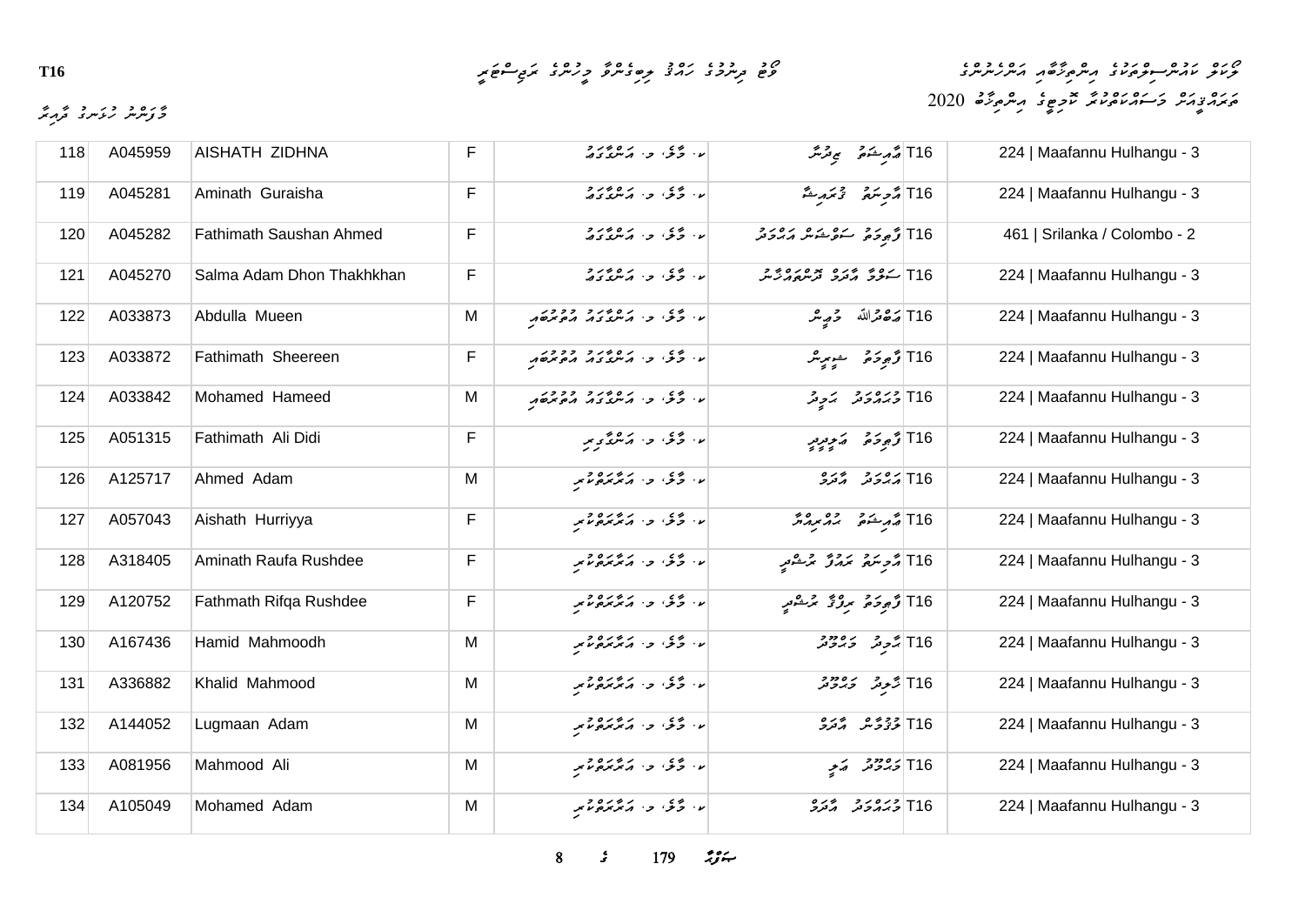| 118 | A045959 | AISHATH ZIDHNA | F | ގއ. ވާދޫ، މ. އަންނާރާމާ | T16 އާއިޝަތު ޒިދްނާ | 224 \| Maafannu Hulhangu - 3 |
|---|---|---|---|---|---|---|
| 119 | A045281 | Aminath Guraisha | F | ގއ. ވާދޫ، މ. އަންނާރާމާ | T16 އާމިނަތު ގުރައިޝާ | 224 \| Maafannu Hulhangu - 3 |
| 120 | A045282 | Fathimath Saushan Ahmed | F | ގއ. ވާދޫ، މ. އަންނާރާމާ | T16 ފާތިމަތު ސައުޝަން އަހުމަދު | 461 \| Srilanka / Colombo - 2 |
| 121 | A045270 | Salma Adam Dhon Thakhkhan | F | ގއ. ވާދޫ، މ. އަންނާރާމާ | T16 ސަލްމާ އާދަމް ދޮންތައްކަން | 224 \| Maafannu Hulhangu - 3 |
| 122 | A033873 | Abdulla Mueen | M | ގއ. ވާދޫ، މ. އަންނާރާމާ އުތުރުބައި | T16 އަބްދުﷲ މުޢީން | 224 \| Maafannu Hulhangu - 3 |
| 123 | A033872 | Fathimath Sheereen | F | ގއ. ވާދޫ، މ. އަންނާރާމާ އުތުރުބައި | T16 ފާތިމަތު ޝީރީން | 224 \| Maafannu Hulhangu - 3 |
| 124 | A033842 | Mohamed Hameed | M | ގއ. ވާދޫ، މ. އަންނާރާމާ އުތުރުބައި | T16 މުހައްމަދު ހަމީދު | 224 \| Maafannu Hulhangu - 3 |
| 125 | A051315 | Fathimath Ali Didi | F | ގއ. ވާދޫ، މ. އަންނާގެ | T16 ފާތިމަތު އަލިދީދީ | 224 \| Maafannu Hulhangu - 3 |
| 126 | A125717 | Ahmed Adam | M | ގއ. ވާދޫ، މ. އަރަރަތުވިލާ | T16 އަހުމަދު އާދަމް | 224 \| Maafannu Hulhangu - 3 |
| 127 | A057043 | Aishath Hurriyya | F | ގއ. ވާދޫ، މ. އަރަރަތުވިލާ | T16 އާއިޝަތު ހުއްރިއްޔާ | 224 \| Maafannu Hulhangu - 3 |
| 128 | A318405 | Aminath Raufa Rushdee | F | ގއ. ވާދޫ، މ. އަރަރަތުވިލާ | T16 އާމިނަތު ރައުފާ ރުޝްދީ | 224 \| Maafannu Hulhangu - 3 |
| 129 | A120752 | Fathmath Rifqa Rushdee | F | ގއ. ވާދޫ، މ. އަރަރަތުވިލާ | T16 ފާތިމަތު ރިފްޤާ ރުޝްދީ | 224 \| Maafannu Hulhangu - 3 |
| 130 | A167436 | Hamid Mahmoodh | M | ގއ. ވާދޫ، މ. އަރަރަތުވިލާ | T16 ހާމިދު މަޙްމޫދު | 224 \| Maafannu Hulhangu - 3 |
| 131 | A336882 | Khalid Mahmood | M | ގއ. ވާދޫ، މ. އަރަރަތުވިލާ | T16 ޚާލިދު މަޙްމޫދު | 224 \| Maafannu Hulhangu - 3 |
| 132 | A144052 | Lugmaan Adam | M | ގއ. ވާދޫ، މ. އަރަރަތުވިލާ | T16 ލުޤްމާން އާދަމް | 224 \| Maafannu Hulhangu - 3 |
| 133 | A081956 | Mahmood Ali | M | ގއ. ވާދޫ، މ. އަރަރަތުވިލާ | T16 މަޙްމޫދު އަލި | 224 \| Maafannu Hulhangu - 3 |
| 134 | A105049 | Mohamed Adam | M | ގއ. ވާދޫ، މ. އަރަރަތުވިލާ | T16 މުހައްމަދު އާދަމް | 224 \| Maafannu Hulhangu - 3 |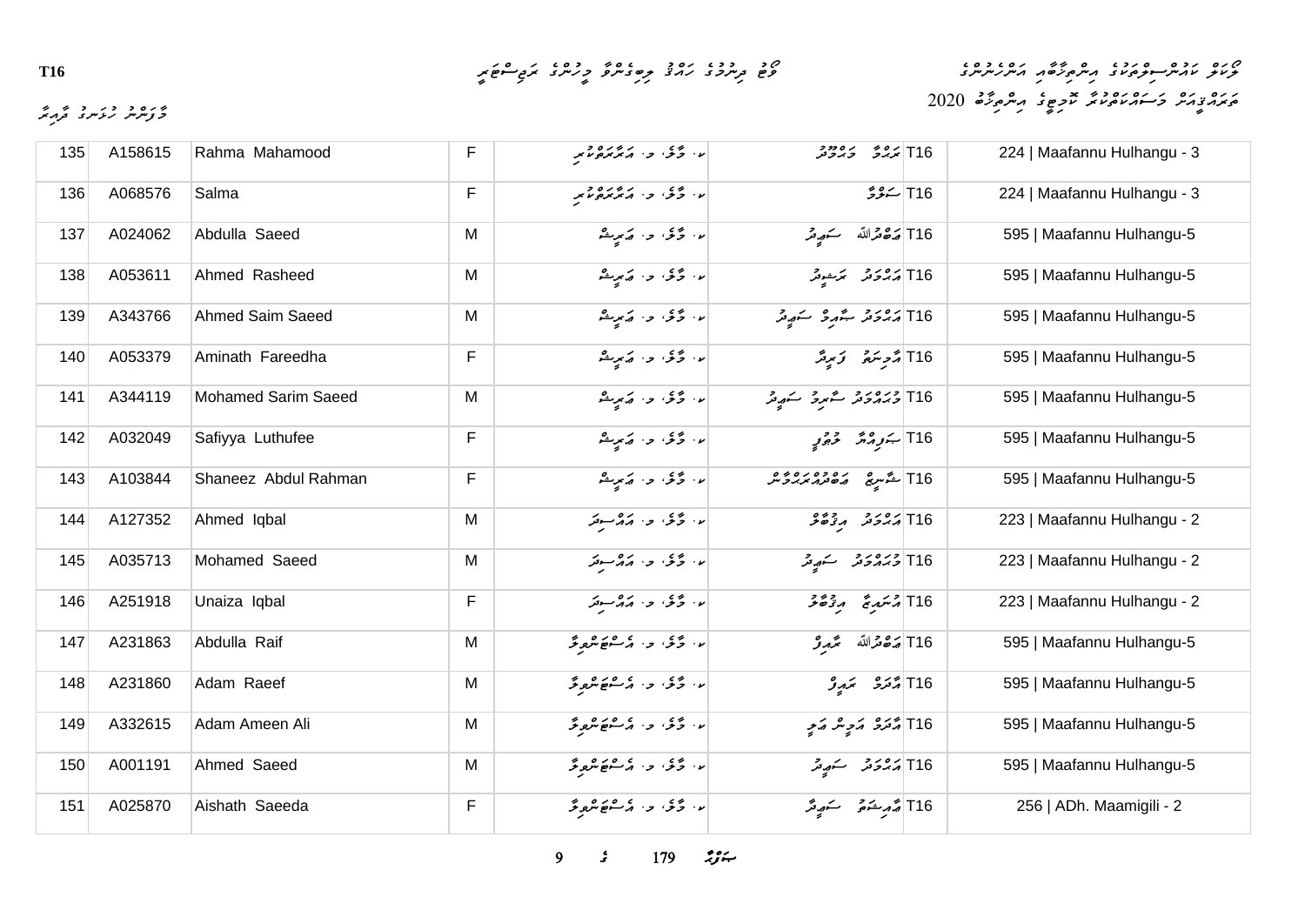| 135 | A158615 | Rahma Mahamood | F | ، وَّتَى، و، مَسْرَسَرَ وْ مَا مِرِ | T16 بَرْرُجٌ وَبَرْدُوْ | 224 \| Maafannu Hulhangu - 3 |
|---|---|---|---|---|---|---|
| 136 | A068576 | Salma | F | ، وَّتَى، و، مَسْرَسَرَ وْ مَا مِرِ | T16 سَوْرَّ | 224 \| Maafannu Hulhangu - 3 |
| 137 | A024062 | Abdulla Saeed | M | ، وَّتَى، و، مَبِرِيْه | T16 مَدَّهْ قَرْاللّٰه سَوَرِيْه | 595 \| Maafannu Hulhangu-5 |
| 138 | A053611 | Ahmed Rasheed | M | ، وَّتَى، و، مَبِرِيْه | T16 مَرْدَوَنْ تَرْشِيْه | 595 \| Maafannu Hulhangu-5 |
| 139 | A343766 | Ahmed Saim Saeed | M | ، وَّتَى، و، مَبِرِيْه | T16 مَرْدَوَنْ سُمْرِوْ سَوَرِيْه | 595 \| Maafannu Hulhangu-5 |
| 140 | A053379 | Aminath Fareedha | F | ، وَّتَى، و، مَبِرِيْه | T16 مَّرِسَمْ وَبِرِيْه | 595 \| Maafannu Hulhangu-5 |
| 141 | A344119 | Mohamed Sarim Saeed | M | ، وَّتَى، و، مَبِرِيْه | T16 وَبَرَمْرَوَنْ سُمْرِوْ سَوَرِيْه | 595 \| Maafannu Hulhangu-5 |
| 142 | A032049 | Safiyya Luthufee | F | ، وَّتَى، و، مَبِرِيْه | T16 سَوِرْمَ وَجْوُرِ | 595 \| Maafannu Hulhangu-5 |
| 143 | A103844 | Shaneez Abdul Rahman | F | ، وَّتَى، و، مَبِرِيْه | T16 شَسِيعْ مَدَّهْ وَرْمَرَوَّسْ | 595 \| Maafannu Hulhangu-5 |
| 144 | A127352 | Ahmed Iqbal | M | ، وَّتَى، و، مَرْمْ سِرَّسَ | T16 مَرْدَوَنْ مِرْقَّمُوْ | 223 \| Maafannu Hulhangu - 2 |
| 145 | A035713 | Mohamed Saeed | M | ، وَّتَى، و، مَرْمْ سِرَّسَ | T16 وَبَرَمْرَوَنْ سَوَرِيْه | 223 \| Maafannu Hulhangu - 2 |
| 146 | A251918 | Unaiza Iqbal | F | ، وَّتَى، و، مَرْمْ سِرَّسَ | T16 مُسَمَرِجٌ مِرْقَّمُوْ | 223 \| Maafannu Hulhangu - 2 |
| 147 | A231863 | Abdulla Raif | M | ، وَّتَى، و، مُرْسْوَشْرُوْ | T16 مَدَّهْ قَرْاللّٰه مُمَرِوْ | 595 \| Maafannu Hulhangu-5 |
| 148 | A231860 | Adam Raeef | M | ، وَّتَى، و، مُرْسْوَشْرُوْ | T16 مُمَرْدْ مَرِوْ | 595 \| Maafannu Hulhangu-5 |
| 149 | A332615 | Adam Ameen Ali | M | ، وَّتَى، و، مُرْسْوَشْرُوْ | T16 مُمَرْدْ مَرِوْسْ مَرِ | 595 \| Maafannu Hulhangu-5 |
| 150 | A001191 | Ahmed Saeed | M | ، وَّتَى، و، مُرْسْوَشْرُوْ | T16 مَرْدَوَنْ سَوَرِيْه | 595 \| Maafannu Hulhangu-5 |
| 151 | A025870 | Aishath Saeeda | F | ، وَّتَى، و، مُرْسْوَشْرُوْ | T16 مُّهِ شَمْ سَوَرِيْهُ | 256 \| ADh. Maamigili - 2 |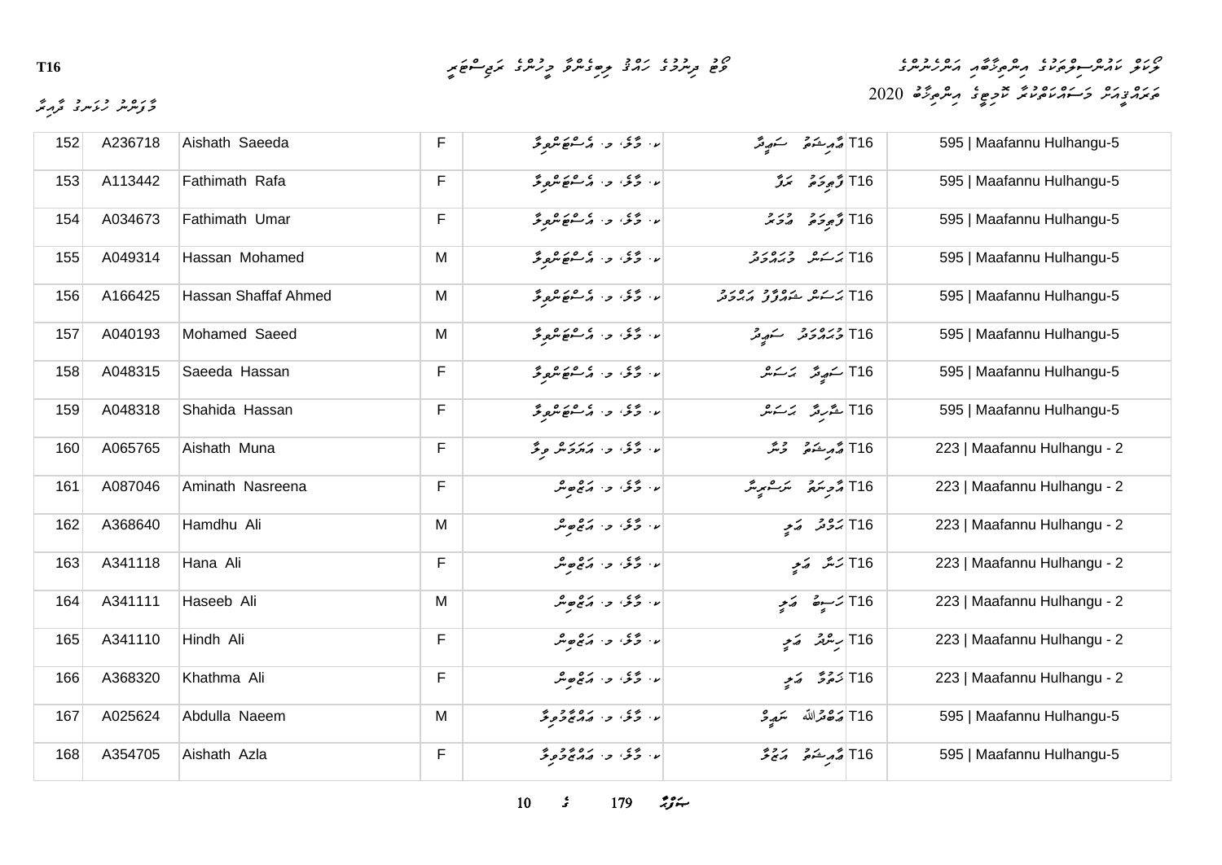| 152 | A236718 | Aishath Saeeda | F | ܐ. ޤާޒީ، ޤ. ޢާޞޯޝާރާނާ | T16 ޢާއިޝަތު ސަޢީދާ | 595 \| Maafannu Hulhangu-5 |
|---|---|---|---|---|---|---|
| 153 | A113442 | Fathimath Rafa | F | ܐ. ޤާޒީ، ޤ. ޢާޞޯޝާރާނާ | T16 ފާތިމަތު ރަފާ | 595 \| Maafannu Hulhangu-5 |
| 154 | A034673 | Fathimath Umar | F | ܐ. ޤާޒީ، ޤ. ޢާޞޯޝާރާނާ | T16 ފާތިމަތު ޢުމަރު | 595 \| Maafannu Hulhangu-5 |
| 155 | A049314 | Hassan Mohamed | M | ܐ. ޤާޒީ، ޤ. ޢާޞޯޝާރާނާ | T16 ހަސަން މުހައްމަދު | 595 \| Maafannu Hulhangu-5 |
| 156 | A166425 | Hassan Shaffaf Ahmed | M | ܐ. ޤާޒީ، ޤ. ޢާޞޯޝާރާނާ | T16 ހަސަން ޝައްފާފު އަހްމަދު | 595 \| Maafannu Hulhangu-5 |
| 157 | A040193 | Mohamed Saeed | M | ܐ. ޤާޒީ، ޤ. ޢާޞޯޝާރާނާ | T16 މުހައްމަދު ސައީދު | 595 \| Maafannu Hulhangu-5 |
| 158 | A048315 | Saeeda Hassan | F | ܐ. ޤާޒީ، ޤ. ޢާޞޯޝާރާނާ | T16 ސައީދާ ހަސަން | 595 \| Maafannu Hulhangu-5 |
| 159 | A048318 | Shahida Hassan | F | ܐ. ޤާޒީ، ޤ. ޢާޞޯޝާރާނާ | T16 ޝާހިދާ ހަސަން | 595 \| Maafannu Hulhangu-5 |
| 160 | A065765 | Aishath Muna | F | ܐ. ޤާޒީ، ޤ. ޢަރަމަން ވިލާ | T16 ޢާއިޝަތު މުނާ | 223 \| Maafannu Hulhangu - 2 |
| 161 | A087046 | Aminath Nasreena | F | ܐ. ޤާޒީ، ޤ. ޢަޖްބެން | T16 އާމިނަތު ނަސްރީނާ | 223 \| Maafannu Hulhangu - 2 |
| 162 | A368640 | Hamdhu Ali | M | ܐ. ޤާޒީ، ޤ. ޢަޖްބެން | T16 ހަމްދު ޢަލި | 223 \| Maafannu Hulhangu - 2 |
| 163 | A341118 | Hana Ali | F | ܐ. ޤާޒީ، ޤ. ޢަޖްބެން | T16 ހަނާ ޢަލި | 223 \| Maafannu Hulhangu - 2 |
| 164 | A341111 | Haseeb Ali | M | ܐ. ޤާޒީ، ޤ. ޢަޖްބެން | T16 ހަސީބު ޢަލި | 223 \| Maafannu Hulhangu - 2 |
| 165 | A341110 | Hindh Ali | F | ܐ. ޤާޒީ، ޤ. ޢަޖްބެން | T16 ހިންދު ޢަލި | 223 \| Maafannu Hulhangu - 2 |
| 166 | A368320 | Khathma Ali | F | ܐ. ޤާޒީ، ޤ. ޢަޖްބެން | T16 ޚަތުމާ ޢަލި | 223 \| Maafannu Hulhangu - 2 |
| 167 | A025624 | Abdulla Naeem | M | ܐ. ޤާޒީ، ޤ. ޢަޒީޒުވިލާ | T16 ޢަބްދުﷲ ނަޢީމް | 595 \| Maafannu Hulhangu-5 |
| 168 | A354705 | Aishath Azla | F | ܐ. ޤާޒީ، ޤ. ޢަޒީޒުވިލާ | T16 ޢާއިޝަތު ޢަޒްލާ | 595 \| Maafannu Hulhangu-5 |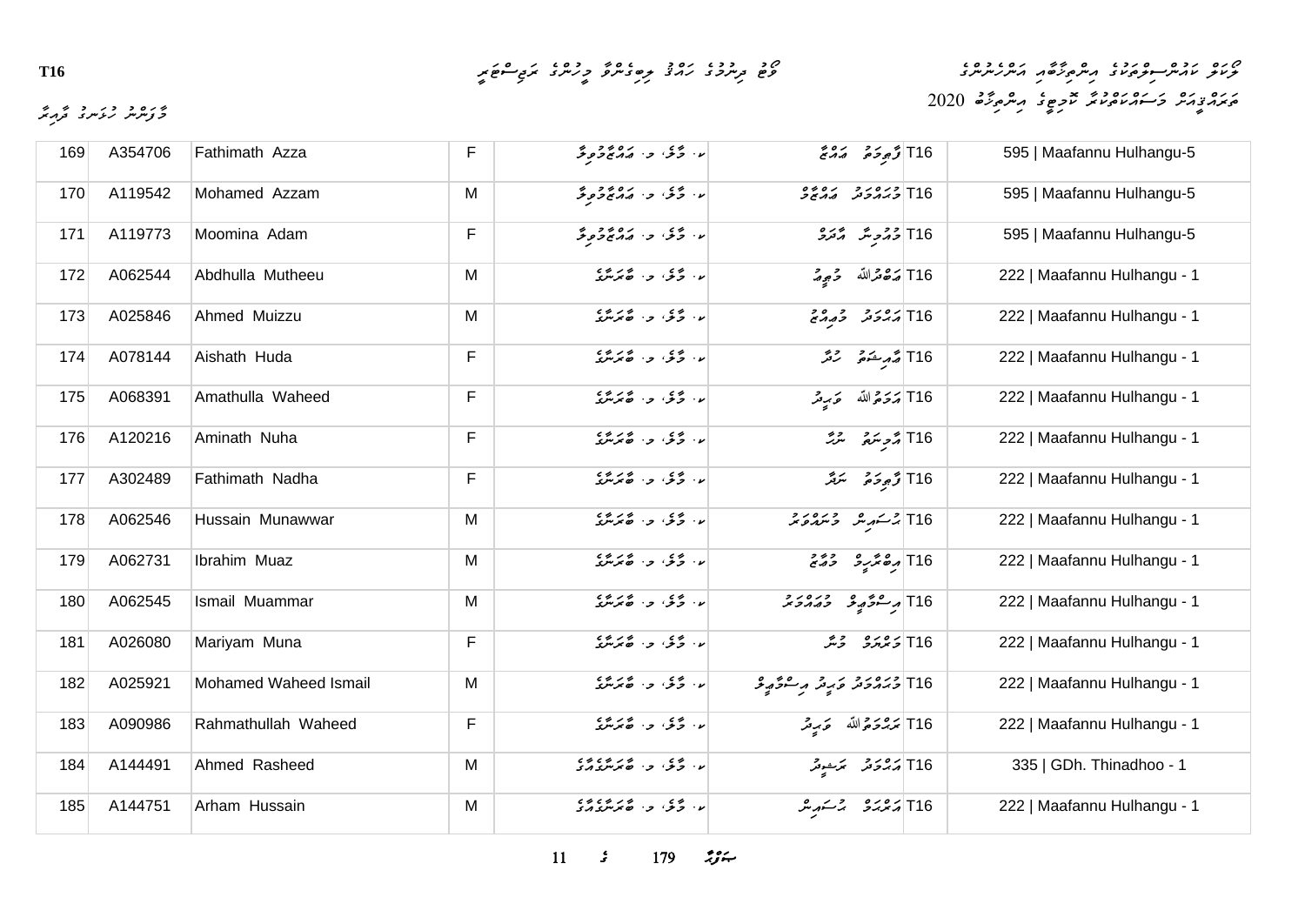| 169 | A354706 | Fathimath Azza | F | ، وَگ، و، مَمْعَ وَوِگَ | T16 وَّجِوحَمْ مَمْعَ | 595 \| Maafannu Hulhangu-5 |
|---|---|---|---|---|---|---|
| 170 | A119542 | Mohamed Azzam | M | ، وَگ، و، مَمْعَ وَوِگَ | T16 وَيَمُ‌دَوَ مَمْعَوْ | 595 \| Maafannu Hulhangu-5 |
| 171 | A119773 | Moomina Adam | F | ، وَگ، و، مَمْعَ وَوِگَ | T16 ودُوِسَ مُدَرَ | 595 \| Maafannu Hulhangu-5 |
| 172 | A062544 | Abdhulla Mutheeu | M | ، وَگ، و، صَمَرَسْرَ | T16 مَصْعَرُاللّه وَجِهِ | 222 \| Maafannu Hulhangu - 1 |
| 173 | A025846 | Ahmed Muizzu | M | ، وَگ، و، صَمَرَسْرَ | T16 مَرْدَوَ وَمِمْعَ | 222 \| Maafannu Hulhangu - 1 |
| 174 | A078144 | Aishath Huda | F | ، وَگ، و، صَمَرَسْرَ | T16 مُرِسْتَمْ رُمَّ | 222 \| Maafannu Hulhangu - 1 |
| 175 | A068391 | Amathulla Waheed | F | ، وَگ، و، صَمَرَسْرَ | T16 مَرَدَمُ اللّه وَرِيْر | 222 \| Maafannu Hulhangu - 1 |
| 176 | A120216 | Aminath Nuha | F | ، وَگ، و، صَمَرَسْرَ | T16 مُرِسَمْ سُرَّ | 222 \| Maafannu Hulhangu - 1 |
| 177 | A302489 | Fathimath Nadha | F | ، وَگ، و، صَمَرَسْرَ | T16 وَّجِوحَمْ سَرَ | 222 \| Maafannu Hulhangu - 1 |
| 178 | A062546 | Hussain Munawwar | M | ، وَگ، و، صَمَرَسْرَ | T16 بُرْسَمِرْ وَسَرْمَرَ | 222 \| Maafannu Hulhangu - 1 |
| 179 | A062731 | Ibrahim Muaz | M | ، وَگ، و، صَمَرَسْرَ | T16 مِرْصَمَّرِدْ وَمَّعْ | 222 \| Maafannu Hulhangu - 1 |
| 180 | A062545 | Ismail Muammar | M | ، وَگ، و، صَمَرَسْرَ | T16 مِرْسُوَّمِوْ وَمَرْمَرْ | 222 \| Maafannu Hulhangu - 1 |
| 181 | A026080 | Mariyam Muna | F | ، وَگ، و، صَمَرَسْرَ | T16 وَمْرَدْ وُسَّ | 222 \| Maafannu Hulhangu - 1 |
| 182 | A025921 | Mohamed Waheed Ismail | M | ، وَگ، و، صَمَرَسْرَ | T16 وَيَمُ‌دَوَ وَرِيْر مِرْسُوَّمِوْ | 222 \| Maafannu Hulhangu - 1 |
| 183 | A090986 | Rahmathullah Waheed | F | ، وَگ، و، صَمَرَسْرَ | T16 بَرَدُوَمُ اللّه وَرِيْر | 222 \| Maafannu Hulhangu - 1 |
| 184 | A144491 | Ahmed Rasheed | M | ، وَگ، و، صَمَرَسْرَمَرَ | T16 مَرْدَوَ بَرَشِيْر | 335 \| GDh. Thinadhoo - 1 |
| 185 | A144751 | Arham Hussain | M | ، وَگ، و، صَمَرَسْرَمَرَ | T16 مَرْبَرَوْ بُرْسَمِرْ | 222 \| Maafannu Hulhangu - 1 |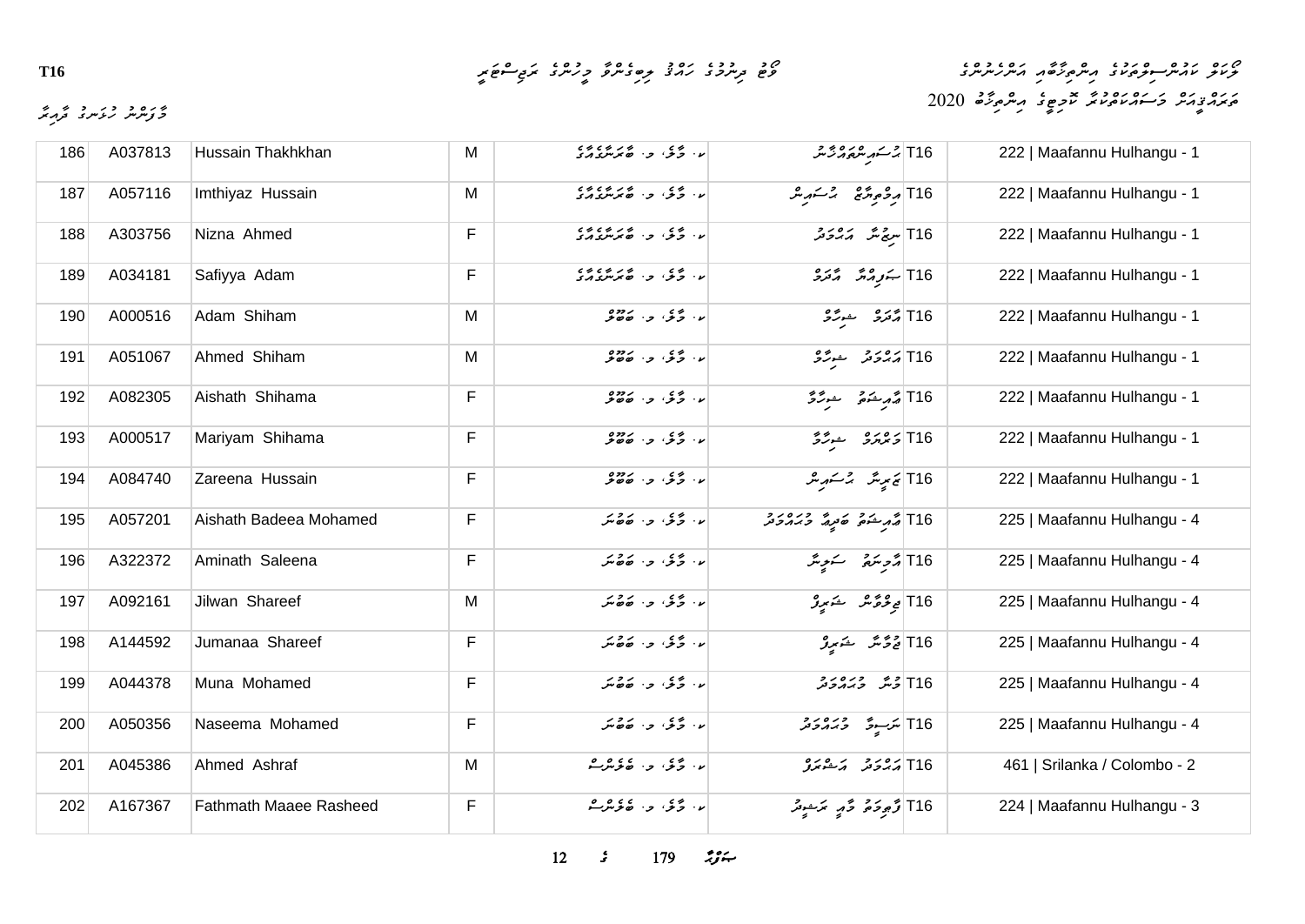| 186 | A037813 | Hussain Thakhkhan | M | ر· ۇگ، و· ھەترىترىگەن | T16 برسکەر شرەۋرگەش | 222 \| Maafannu Hulhangu - 1 |
|---|---|---|---|---|---|---|
| 187 | A057116 | Imthiyaz Hussain | M | ر· ۇگ، و· ھەترىترىگەن | T16 مەۋمۇترىج برسکەر شر | 222 \| Maafannu Hulhangu - 1 |
| 188 | A303756 | Nizna Ahmed | F | ر· ۇگ، و· ھەترىترىگەن | T16 سرچ شر مەبرى ئەتر | 222 \| Maafannu Hulhangu - 1 |
| 189 | A034181 | Safiyya Adam | F | ر· ۇگ، و· ھەترىترىگەن | T16 سەوەمۇ مۇترى | 222 \| Maafannu Hulhangu - 1 |
| 190 | A000516 | Adam Shiham | M | ر· ۇگ، و· ھەھەمۇ | T16 مۇترى شەرگۇ | 222 \| Maafannu Hulhangu - 1 |
| 191 | A051067 | Ahmed Shiham | M | ر· ۇگ، و· ھەھەمۇ | T16 مەبرى ئەتر شەرگۇ | 222 \| Maafannu Hulhangu - 1 |
| 192 | A082305 | Aishath Shihama | F | ر· ۇگ، و· ھەھەمۇ | T16 مۇمەشەمۇ شەرگۇ | 222 \| Maafannu Hulhangu - 1 |
| 193 | A000517 | Mariyam Shihama | F | ر· ۇگ، و· ھەھەمۇ | T16 ئەترىرى شەرگۇ | 222 \| Maafannu Hulhangu - 1 |
| 194 | A084740 | Zareena Hussain | F | ر· ۇگ، و· ھەھەمۇ | T16 ئىمپرىگر برسکەر شر | 222 \| Maafannu Hulhangu - 1 |
| 195 | A057201 | Aishath Badeea Mohamed | F | ر· ۇگ، و· ھەھەتتر | T16 مۇمەشەمۇ ھەترىمۇ ۋىرەۋتر | 225 \| Maafannu Hulhangu - 4 |
| 196 | A322372 | Aminath Saleena | F | ر· ۇگ، و· ھەھەتتر | T16 مۇجەسرەۋ سەمۇپىگر | 225 \| Maafannu Hulhangu - 4 |
| 197 | A092161 | Jilwan Shareef | M | ر· ۇگ، و· ھەھەتتر | T16 يېۋۇگر شەمبېرۇ | 225 \| Maafannu Hulhangu - 4 |
| 198 | A144592 | Jumanaa Shareef | F | ر· ۇگ، و· ھەھەتتر | T16 يەۋگر شەمبېرۇ | 225 \| Maafannu Hulhangu - 4 |
| 199 | A044378 | Muna Mohamed | F | ر· ۇگ، و· ھەھەتتر | T16 ۋىگر ۋىرەۋتر | 225 \| Maafannu Hulhangu - 4 |
| 200 | A050356 | Naseema Mohamed | F | ر· ۇگ، و· ھەھەتتر | T16 سرسبوۇ ۋىرەۋتر | 225 \| Maafannu Hulhangu - 4 |
| 201 | A045386 | Ahmed Ashraf | M | ر· ۇگ، و· ھەۋىرگ | T16 مەبرى ئەتر مەشىمرۇ | 461 \| Srilanka / Colombo - 2 |
| 202 | A167367 | Fathmath Maaee Rasheed | F | ر· ۇگ، و· ھەۋىرگ | T16 ۋەجەۋ ۋەپر ىرىشىپەتر | 224 \| Maafannu Hulhangu - 3 |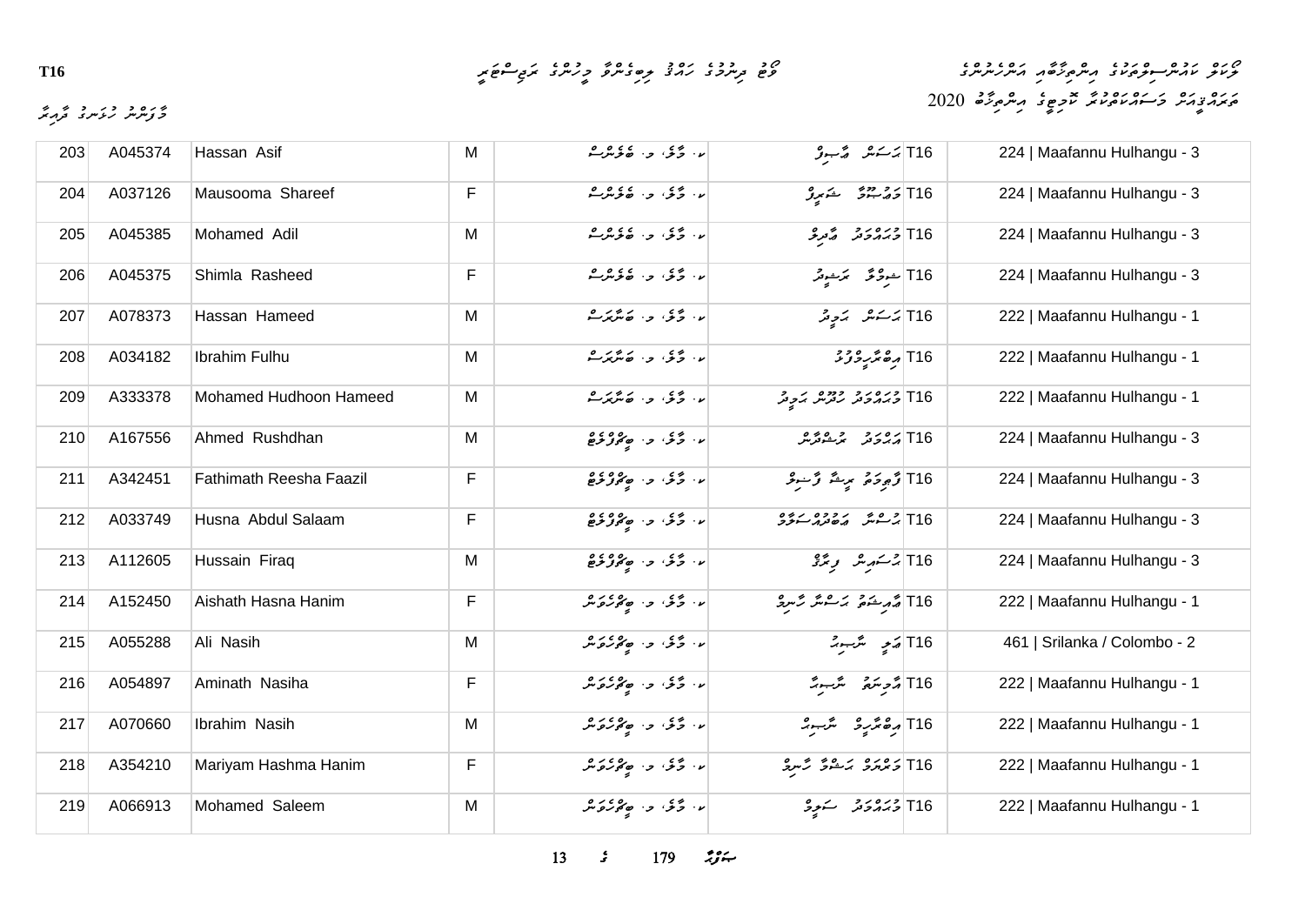| 203 | A045374 | Hassan Asif | M | ܐ. ޤާރ، ދ. ބުލްބުލްސް | T16 ހަސަން އާސިފް | 224 \| Maafannu Hulhangu - 3 |
|---|---|---|---|---|---|---|
| 204 | A037126 | Mausooma Shareef | F | ܐ. ޤާރ، ދ. ބުލްބުލްސް | T16 މައުސޫމާ ޝަރީފް | 224 \| Maafannu Hulhangu - 3 |
| 205 | A045385 | Mohamed Adil | M | ܐ. ޤާރ، ދ. ބުލްބުލްސް | T16 މުހައްމަދު އާދިލް | 224 \| Maafannu Hulhangu - 3 |
| 206 | A045375 | Shimla Rasheed | F | ܐ. ޤާރ، ދ. ބުލްބުލްސް | T16 ޝިމްލާ ރަޝީދު | 224 \| Maafannu Hulhangu - 3 |
| 207 | A078373 | Hassan Hameed | M | ܐ. ޤާރ، ދ. ބަނަރަސް | T16 ހަސަން ހަމީދު | 222 \| Maafannu Hulhangu - 1 |
| 208 | A034182 | Ibrahim Fulhu | M | ܐ. ޤާރ، ދ. ބަނަރަސް | T16 އިބްރާހީމްފުޅު | 222 \| Maafannu Hulhangu - 1 |
| 209 | A333378 | Mohamed Hudhoon Hameed | M | ܐ. ޤާރ، ދ. ބަނަރަސް | T16 މުހައްމަދު ހުދޫން ހަމީދު | 222 \| Maafannu Hulhangu - 1 |
| 210 | A167556 | Ahmed Rushdhan | M | ܐ. ޤާރ، ދ. ބިލޫވެށި | T16 އަހްމަދު ރުޝްދާން | 224 \| Maafannu Hulhangu - 3 |
| 211 | A342451 | Fathimath Reesha Faazil | F | ܐ. ޤާރ، ދ. ބިލޫވެށި | T16 ފާތިމަތު ރީޝާ ފާޒިލް | 224 \| Maafannu Hulhangu - 3 |
| 212 | A033749 | Husna Abdul Salaam | F | ܐ. ޤާރ، ދ. ބިލޫވެށި | T16 ހުސްނާ އަބްދުލްސަލާމް | 224 \| Maafannu Hulhangu - 3 |
| 213 | A112605 | Hussain Firaq | M | ܐ. ޤާރ، ދ. ބިލޫވެށި | T16 ހުސައިން ފިރާޤު | 224 \| Maafannu Hulhangu - 3 |
| 214 | A152450 | Aishath Hasna Hanim | F | ܐ. ޤާރ، ދ. ބިލޫރުވަން | T16 އާއިޝަތު ހަސްނާ ހާނިމް | 222 \| Maafannu Hulhangu - 1 |
| 215 | A055288 | Ali Nasih | M | ܐ. ޤާރ، ދ. ބިލޫރުވަން | T16 އަލީ ނާސިހު | 461 \| Srilanka / Colombo - 2 |
| 216 | A054897 | Aminath Nasiha | F | ܐ. ޤާރ، ދ. ބިލޫރުވަން | T16 އާމިނަތު ނާސިހާ | 222 \| Maafannu Hulhangu - 1 |
| 217 | A070660 | Ibrahim Nasih | M | ܐ. ޤާރ، ދ. ބިލޫރުވަން | T16 އިބްރާހީމް ނާސިހު | 222 \| Maafannu Hulhangu - 1 |
| 218 | A354210 | Mariyam Hashma Hanim | F | ܐ. ޤާރ، ދ. ބިލޫރުވަން | T16 މަރިޔަމް ހަޝްމާ ހާނިމް | 222 \| Maafannu Hulhangu - 1 |
| 219 | A066913 | Mohamed Saleem | M | ܐ. ޤާރ، ދ. ބިލޫރުވަން | T16 މުހައްމަދު ސަލީމް | 222 \| Maafannu Hulhangu - 1 |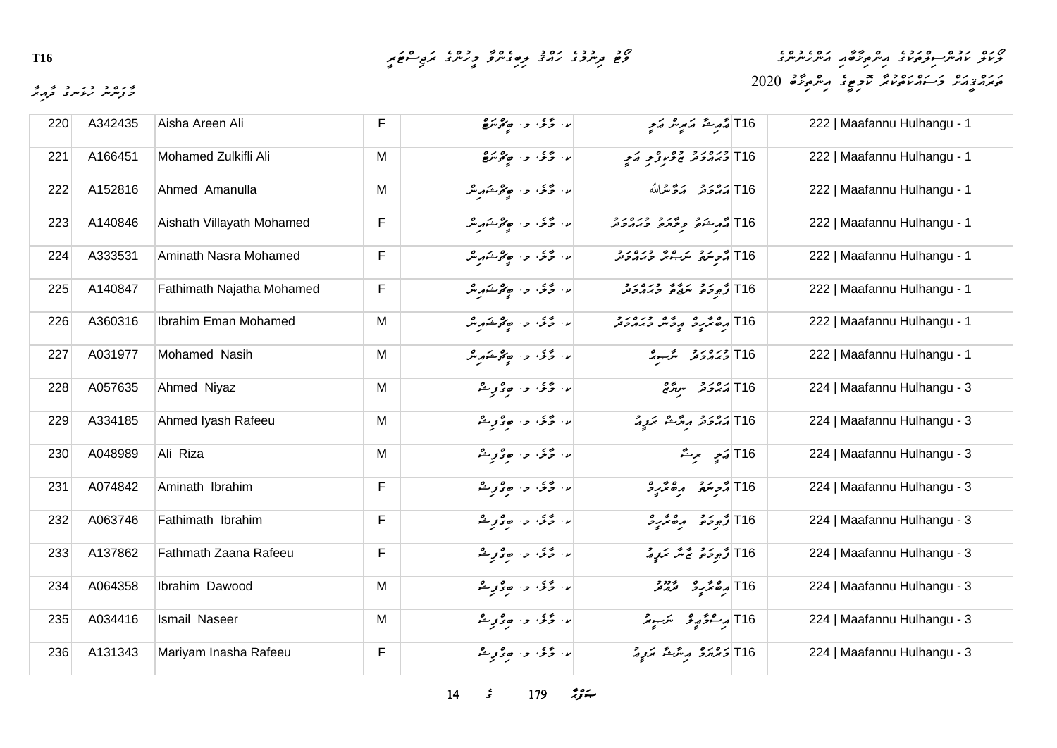| 220 | A342435 | Aisha Areen Ali | F | ، ވާދޫ، މ. ބީޗްނަރ | T16 އައިޝާ އަރީން އަލި | 222 \| Maafannu Hulhangu - 1 |
|---|---|---|---|---|---|---|
| 221 | A166451 | Mohamed Zulkifli Ali | M | ، ވާދޫ، މ. ބީޗްނަރ | T16 މުހައްމަދު ޒުލްކިފްލީ އަލި | 222 \| Maafannu Hulhangu - 1 |
| 222 | A152816 | Ahmed Amanulla | M | ، ވާދޫ، މ. ބީޗްސައިޑް | T16 އަހްމަދު އަމާނުﷲ | 222 \| Maafannu Hulhangu - 1 |
| 223 | A140846 | Aishath Villayath Mohamed | F | ، ވާދޫ، މ. ބީޗްސައިޑް | T16 އައިޝަތު ވިލާޔަތު މުހައްމަދު | 222 \| Maafannu Hulhangu - 1 |
| 224 | A333531 | Aminath Nasra Mohamed | F | ، ވާދޫ، މ. ބީޗްސައިޑް | T16 އާމިނަތު ނަސްރާ މުހައްމަދު | 222 \| Maafannu Hulhangu - 1 |
| 225 | A140847 | Fathimath Najatha Mohamed | F | ، ވާދޫ، މ. ބީޗްސައިޑް | T16 ފާތިމަތު ނަޖާތާ މުހައްމަދު | 222 \| Maafannu Hulhangu - 1 |
| 226 | A360316 | Ibrahim Eman Mohamed | M | ، ވާދޫ، މ. ބީޗްސައިޑް | T16 އިބްރާހީމް އީމާން މުހައްމަދު | 222 \| Maafannu Hulhangu - 1 |
| 227 | A031977 | Mohamed Nasih | M | ، ވާދޫ، މ. ބީޗްސައިޑް | T16 މުހައްމަދު ނާސިހު | 222 \| Maafannu Hulhangu - 1 |
| 228 | A057635 | Ahmed Niyaz | M | ، ވާދޫ، މ. ބޮޑުވެށި | T16 އަހްމަދު ނިޔާޒު | 224 \| Maafannu Hulhangu - 3 |
| 229 | A334185 | Ahmed Iyash Rafeeu | M | ، ވާދޫ، މ. ބޮޑުވެށި | T16 އަހްމަދު އިޔާޝް ރަފީއު | 224 \| Maafannu Hulhangu - 3 |
| 230 | A048989 | Ali Riza | M | ، ވާދޫ، މ. ބޮޑުވެށި | T16 އަލި ރިޟާ | 224 \| Maafannu Hulhangu - 3 |
| 231 | A074842 | Aminath Ibrahim | F | ، ވާދޫ، މ. ބޮޑުވެށި | T16 އާމިނަތު އިބްރާހީމް | 224 \| Maafannu Hulhangu - 3 |
| 232 | A063746 | Fathimath Ibrahim | F | ، ވާދޫ، މ. ބޮޑުވެށި | T16 ފާތިމަތު އިބްރާހީމް | 224 \| Maafannu Hulhangu - 3 |
| 233 | A137862 | Fathmath Zaana Rafeeu | F | ، ވާދޫ، މ. ބޮޑުވެށި | T16 ފާތިމަތު ޒާނާ ރަފީއު | 224 \| Maafannu Hulhangu - 3 |
| 234 | A064358 | Ibrahim Dawood | M | ، ވާދޫ، މ. ބޮޑުވެށި | T16 އިބްރާހީމް ދާއޫދު | 224 \| Maafannu Hulhangu - 3 |
| 235 | A034416 | Ismail Naseer | M | ، ވާދޫ، މ. ބޮޑުވެށި | T16 އިސްމާއީލް ނަސީރު | 224 \| Maafannu Hulhangu - 3 |
| 236 | A131343 | Mariyam Inasha Rafeeu | F | ، ވާދޫ، މ. ބޮޑުވެށި | T16 މަރިޔަމް އިނާޝާ ރަފީއު | 224 \| Maafannu Hulhangu - 3 |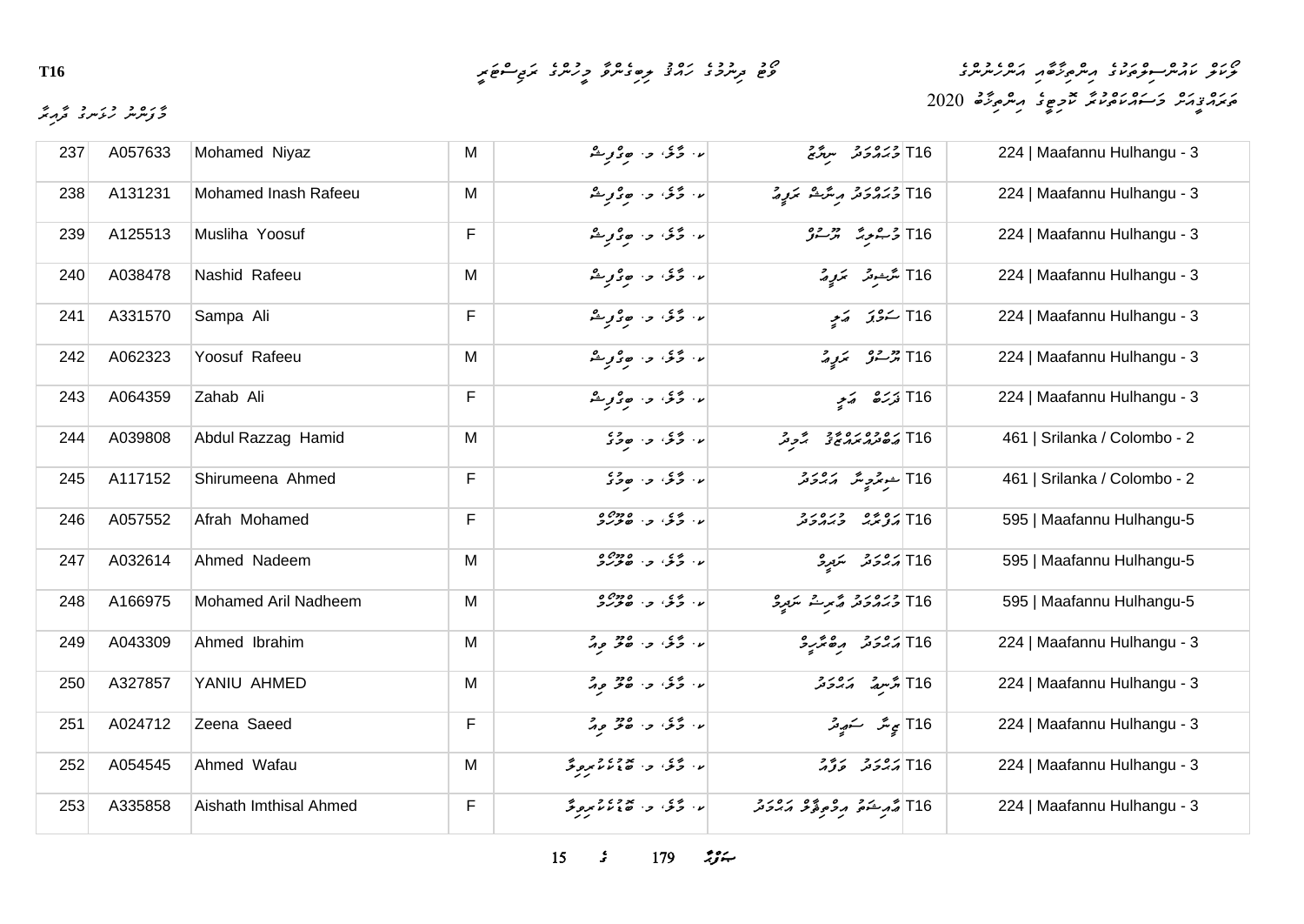| 237 | A057633 | Mohamed Niyaz | M | ކ. މާލެ، މ. ބިލެތުރިސް | T16 މުޙައްމަދު ނިޔާޒު | 224 \| Maafannu Hulhangu - 3 |
|---|---|---|---|---|---|---|
| 238 | A131231 | Mohamed Inash Rafeeu | M | ކ. މާލެ، މ. ބިލެތުރިސް | T16 މުޙައްމަދު އިނާޝް ރަފީޢު | 224 \| Maafannu Hulhangu - 3 |
| 239 | A125513 | Musliha Yoosuf | F | ކ. މާލެ، މ. ބިލެތުރިސް | T16 މުސްލިހާ ޔޫސުފް | 224 \| Maafannu Hulhangu - 3 |
| 240 | A038478 | Nashid Rafeeu | M | ކ. މާލެ، މ. ބިލެތުރިސް | T16 ނާޝިދު ރަފީޢު | 224 \| Maafannu Hulhangu - 3 |
| 241 | A331570 | Sampa Ali | F | ކ. މާލެ، މ. ބިލެތުރިސް | T16 ސަމްޕާ އަލި | 224 \| Maafannu Hulhangu - 3 |
| 242 | A062323 | Yoosuf Rafeeu | M | ކ. މާލެ، މ. ބިލެތުރިސް | T16 ޔޫސުފް ރަފީޢު | 224 \| Maafannu Hulhangu - 3 |
| 243 | A064359 | Zahab Ali | F | ކ. މާލެ، މ. ބިލެތުރިސް | T16 ޒަހަބު އަލި | 224 \| Maafannu Hulhangu - 3 |
| 244 | A039808 | Abdul Razzag Hamid | M | ކ. މާލެ، މ. ބިލަމް | T16 އަބްދުއްރައްޒާގު ހާމިދު | 461 \| Srilanka / Colombo - 2 |
| 245 | A117152 | Shirumeena Ahmed | F | ކ. މާލެ، މ. ބިލަމް | T16 ޝިރުމީނާ އަޙްމަދު | 461 \| Srilanka / Colombo - 2 |
| 246 | A057552 | Afrah Mohamed | F | ކ. މާލެ، މ. ބޮޑުހުރާ | T16 އަފްރާހް މުޙައްމަދު | 595 \| Maafannu Hulhangu-5 |
| 247 | A032614 | Ahmed Nadeem | M | ކ. މާލެ، މ. ބޮޑުހުރާ | T16 އަޙްމަދު ނަދީމް | 595 \| Maafannu Hulhangu-5 |
| 248 | A166975 | Mohamed Aril Nadheem | M | ކ. މާލެ، މ. ބޮޑުހުރާ | T16 މުޙައްމަދު އާރިލް ނަދީމް | 595 \| Maafannu Hulhangu-5 |
| 249 | A043309 | Ahmed Ibrahim | M | ކ. މާލެ، މ. ބޮޑު ވިއު | T16 އަޙްމަދު އިބްރާހީމް | 224 \| Maafannu Hulhangu - 3 |
| 250 | A327857 | YANIU AHMED | M | ކ. މާލެ، މ. ބޮޑު ވިއު | T16 ޔާނިއު އަޙްމަދު | 224 \| Maafannu Hulhangu - 3 |
| 251 | A024712 | Zeena Saeed | F | ކ. މާލެ، މ. ބޮޑު ވިއު | T16 ޒީނާ ސަޢީދު | 224 \| Maafannu Hulhangu - 3 |
| 252 | A054545 | Ahmed Wafau | M | ކ. މާލެ، މ. ބޮޑުކަނާރިވިލާ | T16 އަޙްމަދު ވަފާއު | 224 \| Maafannu Hulhangu - 3 |
| 253 | A335858 | Aishath Imthisal Ahmed | F | ކ. މާލެ، މ. ބޮޑުކަނާރިވިލާ | T16 އާއިޝަތު އިމްތިޘާލް އަޙްމަދު | 224 \| Maafannu Hulhangu - 3 |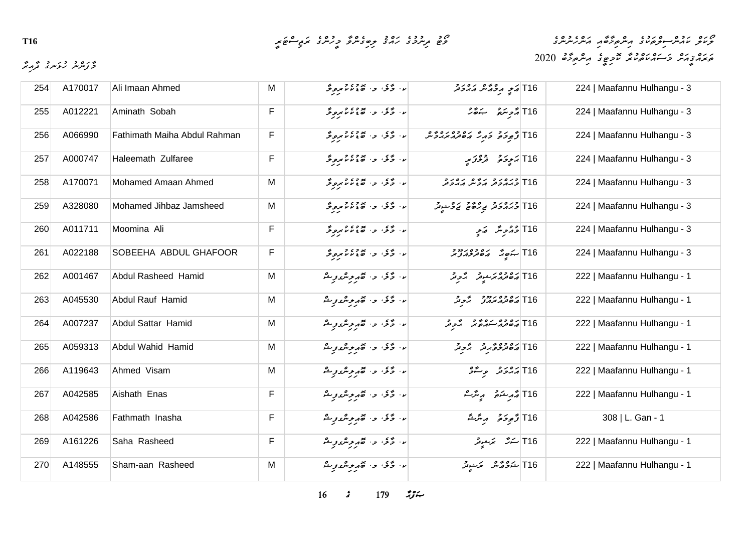| 254 | A170017 | Ali Imaan Ahmed | M | ގ. މާލެ، މ. ބޮޑުހިތަދިރިގެ | T16 އަލި އިމާން އަޙްމަދު | 224 \| Maafannu Hulhangu - 3 |
|---|---|---|---|---|---|---|
| 255 | A012221 | Aminath Sobah | F | ގ. މާލެ، މ. ބޮޑުހިތަދިރިގެ | T16 އާމިނަތު ސަބާހު | 224 \| Maafannu Hulhangu - 3 |
| 256 | A066990 | Fathimath Maiha Abdul Rahman | F | ގ. މާލެ، މ. ބޮޑުހިތަދިރިގެ | T16 ފާތިމަތު މައިހާ އަބްދުއްރަޙްމާން | 224 \| Maafannu Hulhangu - 3 |
| 257 | A000747 | Haleemath Zulfaree | F | ގ. މާލެ، މ. ބޮޑުހިތަދިރިގެ | T16 ހަލީމަތު ޒުލްފަރީ | 224 \| Maafannu Hulhangu - 3 |
| 258 | A170071 | Mohamed Amaan Ahmed | M | ގ. މާލެ، މ. ބޮޑުހިތަދިރިގެ | T16 މުޙައްމަދު އަމާން އަޙްމަދު | 224 \| Maafannu Hulhangu - 3 |
| 259 | A328080 | Mohamed Jihbaz Jamsheed | M | ގ. މާލެ، މ. ބޮޑުހިތަދިރިގެ | T16 މުޙައްމަދު ޖިހްބާޒް ޖަމްޝީދު | 224 \| Maafannu Hulhangu - 3 |
| 260 | A011711 | Moomina Ali | F | ގ. މާލެ، މ. ބޮޑުހިތަދިރިގެ | T16 މޫމިނާ އަލި | 224 \| Maafannu Hulhangu - 3 |
| 261 | A022188 | SOBEEHA ABDUL GHAFOOR | F | ގ. މާލެ، މ. ބޮޑުހިތަދިރިގެ | T16 ސަބީހާ އަބްދުލްޣަފޫރު | 224 \| Maafannu Hulhangu - 3 |
| 262 | A001467 | Abdul Rasheed Hamid | M | ގ. މާލެ، މ. ބޮއިލިންގްވިލާ | T16 އަބްދުއްރަޝީދު ހާމިދު | 222 \| Maafannu Hulhangu - 1 |
| 263 | A045530 | Abdul Rauf Hamid | M | ގ. މާލެ، މ. ބޮއިލިންގްވިލާ | T16 އަބްދުއްރަޢޫފް ހާމިދު | 222 \| Maafannu Hulhangu - 1 |
| 264 | A007237 | Abdul Sattar Hamid | M | ގ. މާލެ، މ. ބޮއިލިންގްވިލާ | T16 އަބްދުއްސައްތާރު ހާމިދު | 222 \| Maafannu Hulhangu - 1 |
| 265 | A059313 | Abdul Wahid Hamid | M | ގ. މާލެ، މ. ބޮއިލިންގްވިލާ | T16 އަބްދުލްވާހިދު ހާމިދު | 222 \| Maafannu Hulhangu - 1 |
| 266 | A119643 | Ahmed Visam | M | ގ. މާލެ، މ. ބޮއިލިންގްވިލާ | T16 އަޙްމަދު ވިސާމް | 222 \| Maafannu Hulhangu - 1 |
| 267 | A042585 | Aishath Enas | F | ގ. މާލެ، މ. ބޮއިލިންގްވިލާ | T16 އާއިޝަތު އީނާސް | 222 \| Maafannu Hulhangu - 1 |
| 268 | A042586 | Fathmath Inasha | F | ގ. މާލެ، މ. ބޮއިލިންގްވިލާ | T16 ފާތިމަތު އިނާޝާ | 308 \| L. Gan - 1 |
| 269 | A161226 | Saha Rasheed | F | ގ. މާލެ، މ. ބޮއިލިންގްވިލާ | T16 ސަހާ ރަޝީދު | 222 \| Maafannu Hulhangu - 1 |
| 270 | A148555 | Sham-aan Rasheed | M | ގ. މާލެ، މ. ބޮއިލިންގްވިލާ | T16 ޝަމްޢާން ރަޝީދު | 222 \| Maafannu Hulhangu - 1 |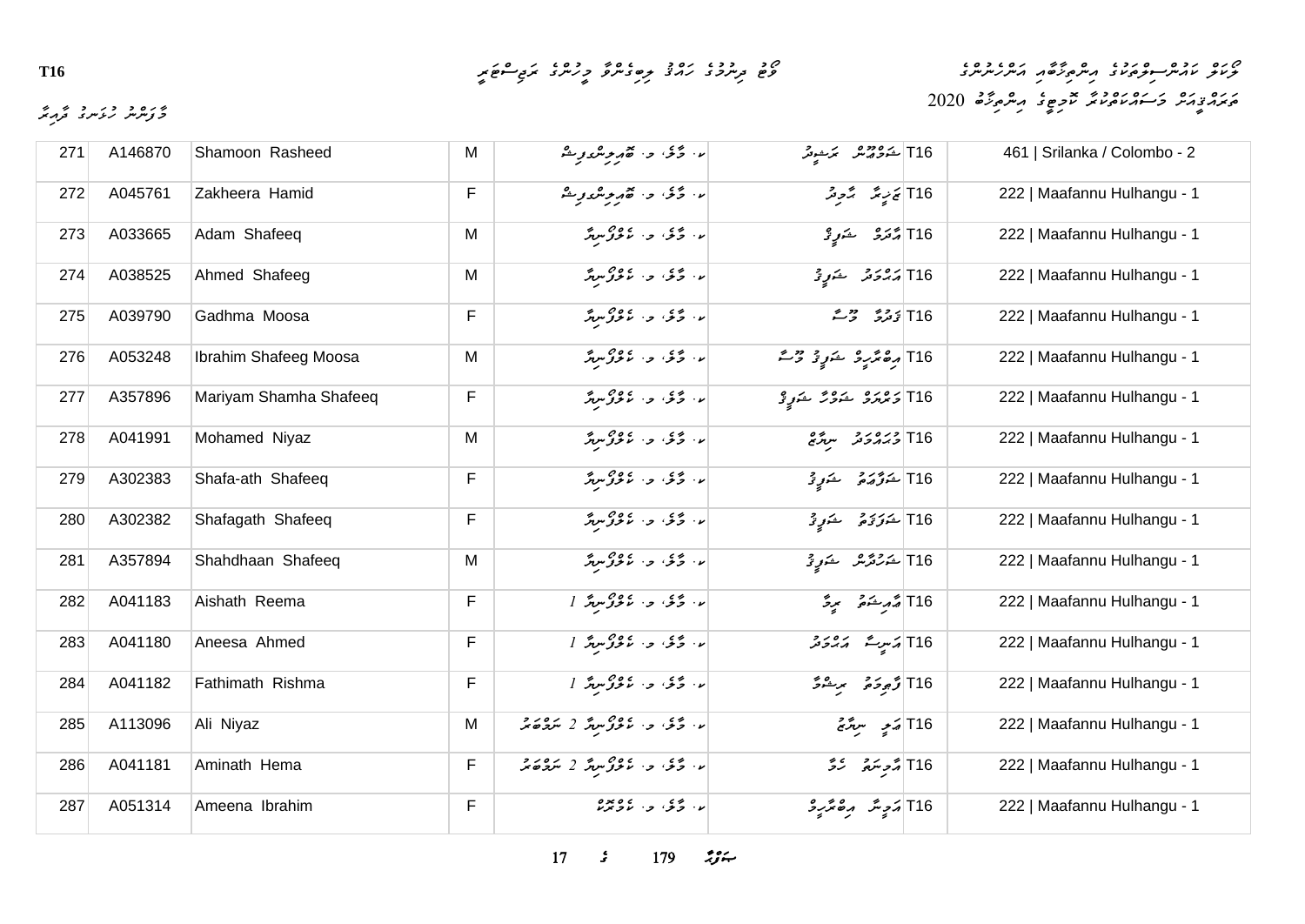| 271 | A146870 | Shamoon Rasheed | M | ބ. މާލޭ، މ. ބޮއްޓިންގަލިސް | T16 ޝަމޫން ރަޝީދު | 461 \| Srilanka / Colombo - 2 |
|---|---|---|---|---|---|---|
| 272 | A045761 | Zakheera Hamid | F | ބ. މާލޭ، މ. ބޮއްޓިންގަލިސް | T16 ޒަކީރާ ހާމިދު | 222 \| Maafannu Hulhangu - 1 |
| 273 | A033665 | Adam Shafeeq | M | ބ. މާލޭ، މ. ކުލުފެހިނާ | T16 އާދަމް ޝަފީޤު | 222 \| Maafannu Hulhangu - 1 |
| 274 | A038525 | Ahmed Shafeeg | M | ބ. މާލޭ، މ. ކުލުފެހިނާ | T16 އަހުމަދު ޝަފީގު | 222 \| Maafannu Hulhangu - 1 |
| 275 | A039790 | Gadhma Moosa | F | ބ. މާލޭ، މ. ކުލުފެހިނާ | T16 ގަދްމާ މޫސާ | 222 \| Maafannu Hulhangu - 1 |
| 276 | A053248 | Ibrahim Shafeeg Moosa | M | ބ. މާލޭ، މ. ކުލުފެހިނާ | T16 އިބްރާހީމް ޝަފީގު މޫސާ | 222 \| Maafannu Hulhangu - 1 |
| 277 | A357896 | Mariyam Shamha Shafeeq | F | ބ. މާލޭ، މ. ކުލުފެހިނާ | T16 މަރިޔަމް ޝަމްހާ ޝަފީޤު | 222 \| Maafannu Hulhangu - 1 |
| 278 | A041991 | Mohamed Niyaz | M | ބ. މާލޭ، މ. ކުލުފެހިނާ | T16 މުހައްމަދު ނިޔާޒު | 222 \| Maafannu Hulhangu - 1 |
| 279 | A302383 | Shafa-ath Shafeeq | F | ބ. މާލޭ، މ. ކުލުފެހިނާ | T16 ޝަފާޢަތު ޝަފީޤު | 222 \| Maafannu Hulhangu - 1 |
| 280 | A302382 | Shafagath Shafeeq | F | ބ. މާލޭ، މ. ކުލުފެހިނާ | T16 ޝަފަގަތު ޝަފީޤު | 222 \| Maafannu Hulhangu - 1 |
| 281 | A357894 | Shahdhaan Shafeeq | M | ބ. މާލޭ، މ. ކުލުފެހިނާ | T16 ޝަހްދާން ޝަފީޤު | 222 \| Maafannu Hulhangu - 1 |
| 282 | A041183 | Aishath Reema | F | ބ. މާލޭ، މ. ކުލުފެހިނާ 1 | T16 އާއިޝަތު ރީމާ | 222 \| Maafannu Hulhangu - 1 |
| 283 | A041180 | Aneesa Ahmed | F | ބ. މާލޭ، މ. ކުލުފެހިނާ 1 | T16 އަނީސާ އަހުމަދު | 222 \| Maafannu Hulhangu - 1 |
| 284 | A041182 | Fathimath Rishma | F | ބ. މާލޭ، މ. ކުލުފެހިނާ 1 | T16 ފާތިމަތު ރިޝްމާ | 222 \| Maafannu Hulhangu - 1 |
| 285 | A113096 | Ali Niyaz | M | ބ. މާލޭ، މ. ކުލުފެހިނާ 2 ނަމްބަރު | T16 އަލި ނިޔާޒު | 222 \| Maafannu Hulhangu - 1 |
| 286 | A041181 | Aminath Hema | F | ބ. މާލޭ، މ. ކުލުފެހިނާ 2 ނަމްބަރު | T16 އާމިނަތު ހޭމާ | 222 \| Maafannu Hulhangu - 1 |
| 287 | A051314 | Ameena Ibrahim | F | ބ. މާލޭ، މ. ކުލުދޫރު | T16 އަމީނާ އިބްރާހީމް | 222 \| Maafannu Hulhangu - 1 |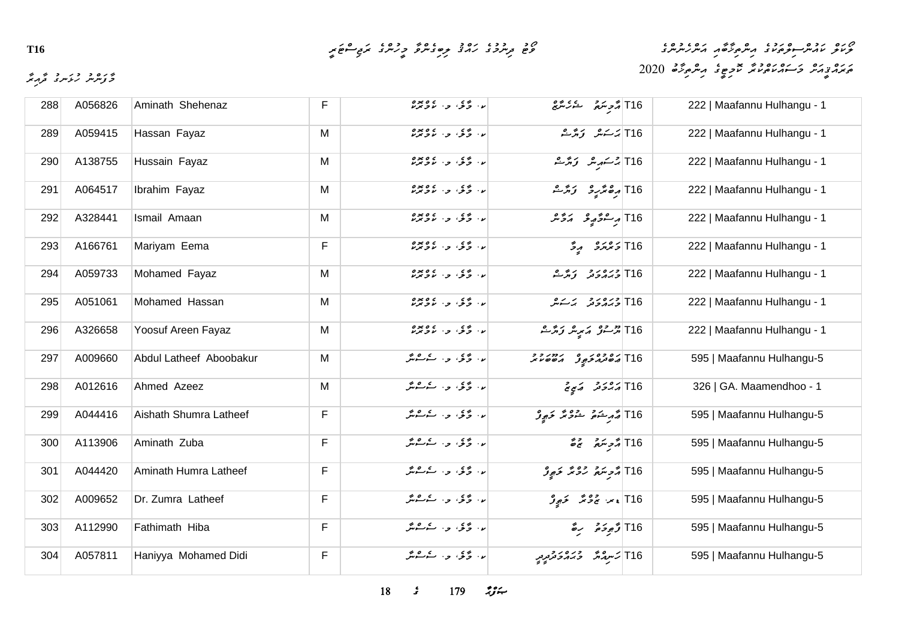| 288 | A056826 | Aminath Shehenaz | F | ށ. މާޅ. މ. ކުރެދިރި | T16 އާމިނަތު ޝެހެނާޒް | 222 \| Maafannu Hulhangu - 1 |
|---|---|---|---|---|---|---|
| 289 | A059415 | Hassan Fayaz | M | ށ. މާޅ. މ. ކުރެދިރި | T16 ހަސަން ފައްޔާޒް | 222 \| Maafannu Hulhangu - 1 |
| 290 | A138755 | Hussain Fayaz | M | ށ. މާޅ. މ. ކުރެދިރި | T16 ހުސައިން ފައްޔާޒް | 222 \| Maafannu Hulhangu - 1 |
| 291 | A064517 | Ibrahim Fayaz | M | ށ. މާޅ. މ. ކުރެދިރި | T16 އިބްރާހީމް ފައްޔާޒް | 222 \| Maafannu Hulhangu - 1 |
| 292 | A328441 | Ismail Amaan | M | ށ. މާޅ. މ. ކުރެދިރި | T16 އިސްމާއީލް އަމާން | 222 \| Maafannu Hulhangu - 1 |
| 293 | A166761 | Mariyam Eema | F | ށ. މާޅ. މ. ކުރެދިރި | T16 މަރިޔަމް އީމާ | 222 \| Maafannu Hulhangu - 1 |
| 294 | A059733 | Mohamed Fayaz | M | ށ. މާޅ. މ. ކުރެދިރި | T16 މުޙައްމަދު ފައްޔާޒް | 222 \| Maafannu Hulhangu - 1 |
| 295 | A051061 | Mohamed Hassan | M | ށ. މާޅ. މ. ކުރެދިރި | T16 މުޙައްމަދު ހަސަން | 222 \| Maafannu Hulhangu - 1 |
| 296 | A326658 | Yoosuf Areen Fayaz | M | ށ. މާޅ. މ. ކުރެދިރި | T16 ޔޫސުފް އަރީން ފައްޔާޒް | 222 \| Maafannu Hulhangu - 1 |
| 297 | A009660 | Abdul Latheef Aboobakur | M | ށ. މާޅ. މ. ސަސަން | T16 އަބްދުއްލަޠީފް އަބޫބަކުރު | 595 \| Maafannu Hulhangu-5 |
| 298 | A012616 | Ahmed Azeez | M | ށ. މާޅ. މ. ސަސަން | T16 އަޙްމަދު އަޒީޒު | 326 \| GA. Maamendhoo - 1 |
| 299 | A044416 | Aishath Shumra Latheef | F | ށ. މާޅ. މ. ސަސަން | T16 އާއިޝަތު ޝުމްރާ ލަޠީފް | 595 \| Maafannu Hulhangu-5 |
| 300 | A113906 | Aminath Zuba | F | ށ. މާޅ. މ. ސަސަން | T16 އާމިނަތު ޒުބާ | 595 \| Maafannu Hulhangu-5 |
| 301 | A044420 | Aminath Humra Latheef | F | ށ. މާޅ. މ. ސަސަން | T16 އާމިނަތު ހުމްރާ ލަޠީފް | 595 \| Maafannu Hulhangu-5 |
| 302 | A009652 | Dr. Zumra Latheef | F | ށ. މާޅ. މ. ސަސަން | T16 ޑރ. ޒުމްރާ ލަޠީފް | 595 \| Maafannu Hulhangu-5 |
| 303 | A112990 | Fathimath Hiba | F | ށ. މާޅ. މ. ސަސަން | T16 ފާތިމަތު ހިބާ | 595 \| Maafannu Hulhangu-5 |
| 304 | A057811 | Haniyya Mohamed Didi | F | ށ. މާޅ. މ. ސަސަން | T16 ހަނިއްޔާ މުޙައްމަދުދީދީ | 595 \| Maafannu Hulhangu-5 |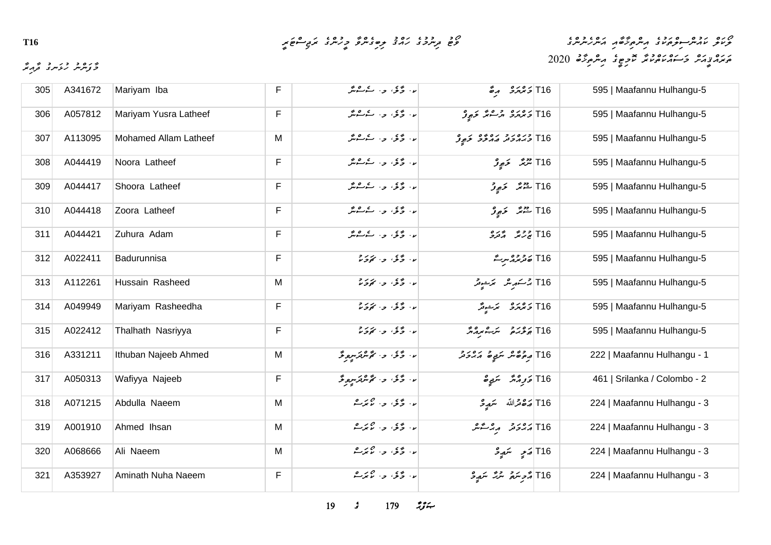| 305 | A341672 | Mariyam Iba | F | ، وَتَوَ، و. سَـسْـسْرْ | T16 وَبْرْبَرْدْ رِهَّ | 595 \| Maafannu Hulhangu-5 |
|---|---|---|---|---|---|---|
| 306 | A057812 | Mariyam Yusra Latheef | F | ، وَتَوَ، و. سَـسْـسْرْ | T16 وَبْرْبَرْدْ بْرْسْبُرْ تَوِيْرْ | 595 \| Maafannu Hulhangu-5 |
| 307 | A113095 | Mohamed Allam Latheef | M | ، وَتَوَ، و. سَـسْـسْرْ | T16 وْبَرْدْوَتْرْ رَبْرْتَرْدْ تَوِيْرْ | 595 \| Maafannu Hulhangu-5 |
| 308 | A044419 | Noora Latheef | F | ، وَتَوَ، و. سَـسْـسْرْ | T16 تْرْبْرْ تَوِيْرْ | 595 \| Maafannu Hulhangu-5 |
| 309 | A044417 | Shoora Latheef | F | ، وَتَوَ، و. سَـسْـسْرْ | T16 شْبُرْ تَوِيْرْ | 595 \| Maafannu Hulhangu-5 |
| 310 | A044418 | Zoora Latheef | F | ، وَتَوَ، و. سَـسْـسْرْ | T16 تْبُرْ تَوِيْرْ | 595 \| Maafannu Hulhangu-5 |
| 311 | A044421 | Zuhura Adam | F | ، وَتَوَ، و. سَـسْـسْرْ | T16 تْرْبْرْ رَبْرْدْ | 595 \| Maafannu Hulhangu-5 |
| 312 | A022411 | Badurunnisa | F | ، وَتَوَ، و. تَوَدْ | T16 ھَبْرْبْرْسِرِسَّ | 595 \| Maafannu Hulhangu-5 |
| 313 | A112261 | Hussain Rasheed | M | ، وَتَوَ، و. تَوَدْ | T16 بْرْسَہِرْ بَرْشِيْرْ | 595 \| Maafannu Hulhangu-5 |
| 314 | A049949 | Mariyam Rasheedha | F | ، وَتَوَ، و. تَوَدْ | T16 وَبْرْبَرْدْ بَرْشِيْرْ | 595 \| Maafannu Hulhangu-5 |
| 315 | A022412 | Thalhath Nasriyya | F | ، وَتَوَ، و. تَوَدْ | T16 ئِوْبَرْ سَرَسْبِرْبْرْ | 595 \| Maafannu Hulhangu-5 |
| 316 | A331211 | Ithuban Najeeb Ahmed | M | ، وَتَوَ، و. تَوْسْرَسِرِدْ | T16 رِتْرَةْسْ سَرِةْ رَبْرْدَتْرْ | 222 \| Maafannu Hulhangu - 1 |
| 317 | A050313 | Wafiyya Najeeb | F | ، وَتَوَ، و. تَوْسْرَسِرِدْ | T16 وَوِرْبْرْ سَرِةْ | 461 \| Srilanka / Colombo - 2 |
| 318 | A071215 | Abdulla Naeem | M | ، وَتَوَ، و. تَمَرْسْ | T16 رَھْتْرْاللہ سَرِدْ | 224 \| Maafannu Hulhangu - 3 |
| 319 | A001910 | Ahmed Ihsan | M | ، وَتَوَ، و. تَمَرْسْ | T16 رَبْرْدَتْرْ رِبْرْسَسْ | 224 \| Maafannu Hulhangu - 3 |
| 320 | A068666 | Ali Naeem | M | ، وَتَوَ، و. تَمَرْسْ | T16 رَمِ سَرِدْ | 224 \| Maafannu Hulhangu - 3 |
| 321 | A353927 | Aminath Nuha Naeem | F | ، وَتَوَ، و. تَمَرْسْ | T16 رَّحِسَرَ سْرَ سَرِدْ | 224 \| Maafannu Hulhangu - 3 |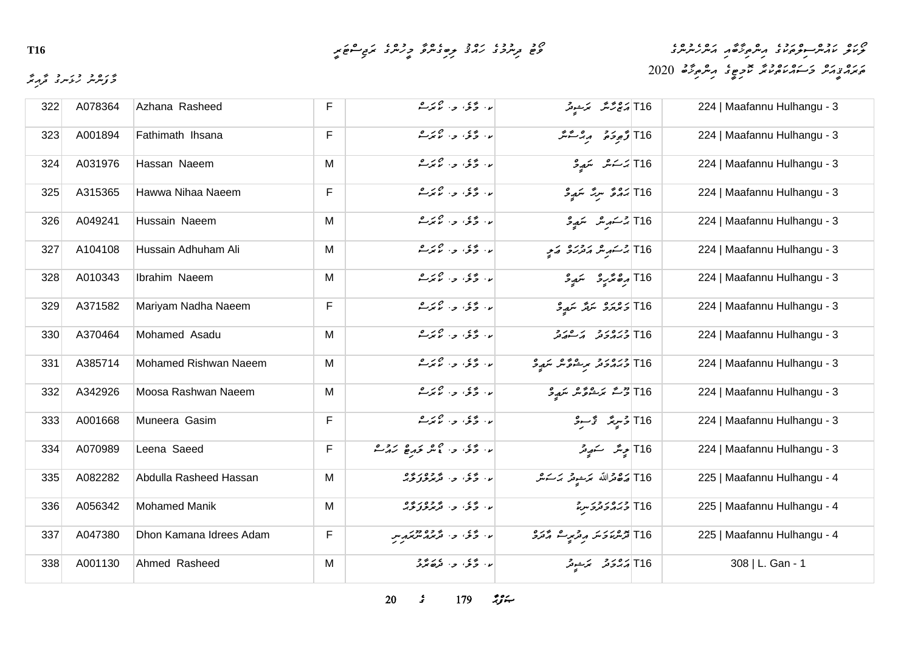| 322 | A078364 | Azhana Rasheed | F | ، وَّتْ، و، مُتَرَكْ | T16 مَجَرَّسَّر مَرَشِيْرْ | 224 \| Maafannu Hulhangu - 3 |
|---|---|---|---|---|---|---|
| 323 | A001894 | Fathimath Ihsana | F | ، وَّتْ، و، مُتَرَكْ | T16 وَّجِوَمُ مِرْشَشَرَ | 224 \| Maafannu Hulhangu - 3 |
| 324 | A031976 | Hassan Naeem | M | ، وَّتْ، و، مُتَرَكْ | T16 بَرَسَسْ سَمِدْ | 224 \| Maafannu Hulhangu - 3 |
| 325 | A315365 | Hawwa Nihaa Naeem | F | ، وَّتْ، و، مُتَرَكْ | T16 بَرْوَّ سِرَّ سَمِدْ | 224 \| Maafannu Hulhangu - 3 |
| 326 | A049241 | Hussain Naeem | M | ، وَّتْ، و، مُتَرَكْ | T16 بُرْسَمِهِ سَمِدْ | 224 \| Maafannu Hulhangu - 3 |
| 327 | A104108 | Hussain Adhuham Ali | M | ، وَّتْ، و، مُتَرَكْ | T16 بُرْسَمِهِ مَدْرَدْ مَعِ | 224 \| Maafannu Hulhangu - 3 |
| 328 | A010343 | Ibrahim Naeem | M | ، وَّتْ، و، مُتَرَكْ | T16 مِرْصَمَّرِدْ سَمِدْ | 224 \| Maafannu Hulhangu - 3 |
| 329 | A371582 | Mariyam Nadha Naeem | F | ، وَّتْ، و، مُتَرَكْ | T16 وَمَرْمَرْ سَرَمَّر سَمِدْ | 224 \| Maafannu Hulhangu - 3 |
| 330 | A370464 | Mohamed Asadu | M | ، وَّتْ، و، مُتَرَكْ | T16 وَبَرْمَرْدْ مَرْسَمَرْ | 224 \| Maafannu Hulhangu - 3 |
| 331 | A385714 | Mohamed Rishwan Naeem | M | ، وَّتْ، و، مُتَرَكْ | T16 وَبَرْمَرْدْ بِرْشُوَّسْ سَمِدْ | 224 \| Maafannu Hulhangu - 3 |
| 332 | A342926 | Moosa Rashwan Naeem | M | ، وَّتْ، و، مُتَرَكْ | T16 وَّسَّ بَرْشُوَّسْ سَمِدْ | 224 \| Maafannu Hulhangu - 3 |
| 333 | A001668 | Muneera Gasim | F | ، وَّتْ، و، مُتَرَكْ | T16 وُسِرِمَّر قَّسِدْ | 224 \| Maafannu Hulhangu - 3 |
| 334 | A070989 | Leena Saeed | F | ، وَّتْ، و، مُتَرْ وَرِعْ رَدْرْکْ | T16 مِيسَّر سَمِيْتَرْ | 224 \| Maafannu Hulhangu - 3 |
| 335 | A082282 | Abdulla Rasheed Hassan | M | ، وَّتْ، و، تَرْتَرْوَّوَتْرْ | T16 مَرْھْقَراللہ بَرَشِيْرْ بَرَسَسْ | 225 \| Maafannu Hulhangu - 4 |
| 336 | A056342 | Mohamed Manik | M | ، وَّتْ، و، تَرْتَرْوَّوَتْرْ | T16 وَبَرْمَرْوَتْرْوَسِرِ | 225 \| Maafannu Hulhangu - 4 |
| 337 | A047380 | Dhon Kamana Idrees Adam | F | ، وَّتْ، و، تَرْتَرْمِسَرْمَرِسْ | T16 تَرْسْرَمَسَرْ مِرْتَرِسْ مَرْتَرْدْ | 225 \| Maafannu Hulhangu - 4 |
| 338 | A001130 | Ahmed Rasheed | M | ، وَّتْ، و، تَرْھَمَرْدْ | T16 مَرْدَتَرْ بَرَشِيْرْ | 308 \| L. Gan - 1 |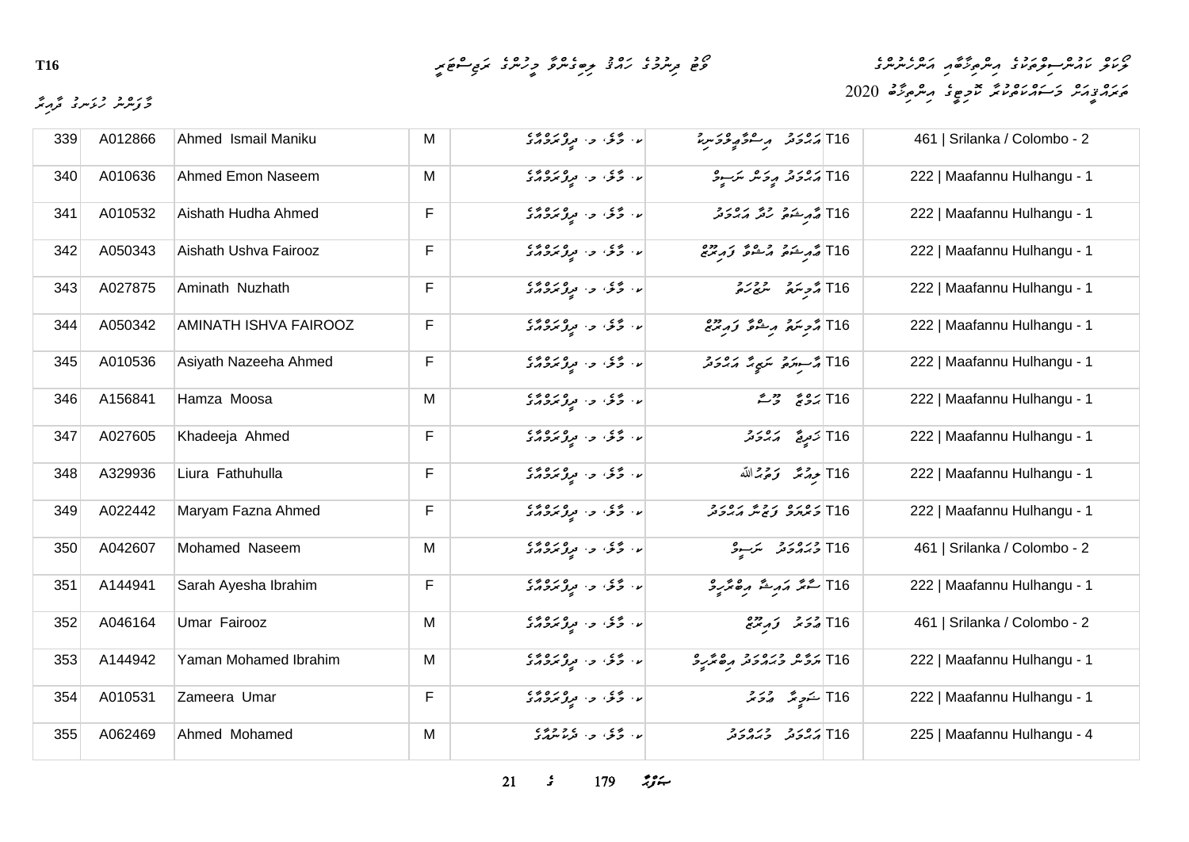| 339 | A012866 | Ahmed Ismail Maniku | M | ނ. މާލެ، މ. ދިލްބަހާރުގެ | T16 އަޙްމަދު އިސްމާޢީލްމަނިކު | 461 \| Srilanka / Colombo - 2 |
|---|---|---|---|---|---|---|
| 340 | A010636 | Ahmed Emon Naseem | M | ނ. މާލެ، މ. ދިލްބަހާރުގެ | T16 އަޙްމަދު އީމަން ނަސީމް | 222 \| Maafannu Hulhangu - 1 |
| 341 | A010532 | Aishath Hudha Ahmed | F | ނ. މާލެ، މ. ދިލްބަހާރުގެ | T16 އާއިޝަތު ހުދާ އަޙްމަދު | 222 \| Maafannu Hulhangu - 1 |
| 342 | A050343 | Aishath Ushva Fairooz | F | ނ. މާލެ، މ. ދިލްބަހާރުގެ | T16 އާއިޝަތު އުޝްވާ ފައިރޫޒް | 222 \| Maafannu Hulhangu - 1 |
| 343 | A027875 | Aminath Nuzhath | F | ނ. މާލެ، މ. ދިލްބަހާރުގެ | T16 އާމިނަތު ނުޒްހަތު | 222 \| Maafannu Hulhangu - 1 |
| 344 | A050342 | AMINATH ISHVA FAIROOZ | F | ނ. މާލެ، މ. ދިލްބަހާރުގެ | T16 އާމިނަތު އިޝްވާ ފައިރޫޒް | 222 \| Maafannu Hulhangu - 1 |
| 345 | A010536 | Asiyath Nazeeha Ahmed | F | ނ. މާލެ، މ. ދިލްބަހާރުގެ | T16 އާސިޔަތު ނަޒީހާ އަޙްމަދު | 222 \| Maafannu Hulhangu - 1 |
| 346 | A156841 | Hamza Moosa | M | ނ. މާލެ، މ. ދިލްބަހާރުގެ | T16 ހަމްޒާ މޫސާ | 222 \| Maafannu Hulhangu - 1 |
| 347 | A027605 | Khadeeja Ahmed | F | ނ. މާލެ، މ. ދިލްބަހާރުގެ | T16 ހަދީޖާ އަޙްމަދު | 222 \| Maafannu Hulhangu - 1 |
| 348 | A329936 | Liura Fathuhulla | F | ނ. މާލެ، މ. ދިލްބަހާރުގެ | T16 ލިއުރާ ފަތުހުﷲ | 222 \| Maafannu Hulhangu - 1 |
| 349 | A022442 | Maryam Fazna Ahmed | F | ނ. މާލެ، މ. ދިލްބަހާރުގެ | T16 މަރްޔަމް ފަޒްނާ އަޙްމަދު | 222 \| Maafannu Hulhangu - 1 |
| 350 | A042607 | Mohamed Naseem | M | ނ. މާލެ، މ. ދިލްބަހާރުގެ | T16 މުޙައްމަދު ނަސީމް | 461 \| Srilanka / Colombo - 2 |
| 351 | A144941 | Sarah Ayesha Ibrahim | F | ނ. މާލެ، މ. ދިލްބަހާރުގެ | T16 ސާރާ އައިޝާ އިބްރާހީމް | 222 \| Maafannu Hulhangu - 1 |
| 352 | A046164 | Umar Fairooz | M | ނ. މާލެ، މ. ދިލްބަހާރުގެ | T16 އުމަރު ފައިރޫޒް | 461 \| Srilanka / Colombo - 2 |
| 353 | A144942 | Yaman Mohamed Ibrahim | M | ނ. މާލެ، މ. ދިލްބަހާރުގެ | T16 ޔަމަން މުޙައްމަދު އިބްރާހީމް | 222 \| Maafannu Hulhangu - 1 |
| 354 | A010531 | Zameera Umar | F | ނ. މާލެ، މ. ދިލްބަހާރުގެ | T16 ޒަމީރާ އުމަރު | 222 \| Maafannu Hulhangu - 1 |
| 355 | A062469 | Ahmed Mohamed | M | ނ. މާލެ، މ. ދެކުނުދޮށުގެ | T16 އަޙްމަދު މުޙައްމަދު | 225 \| Maafannu Hulhangu - 4 |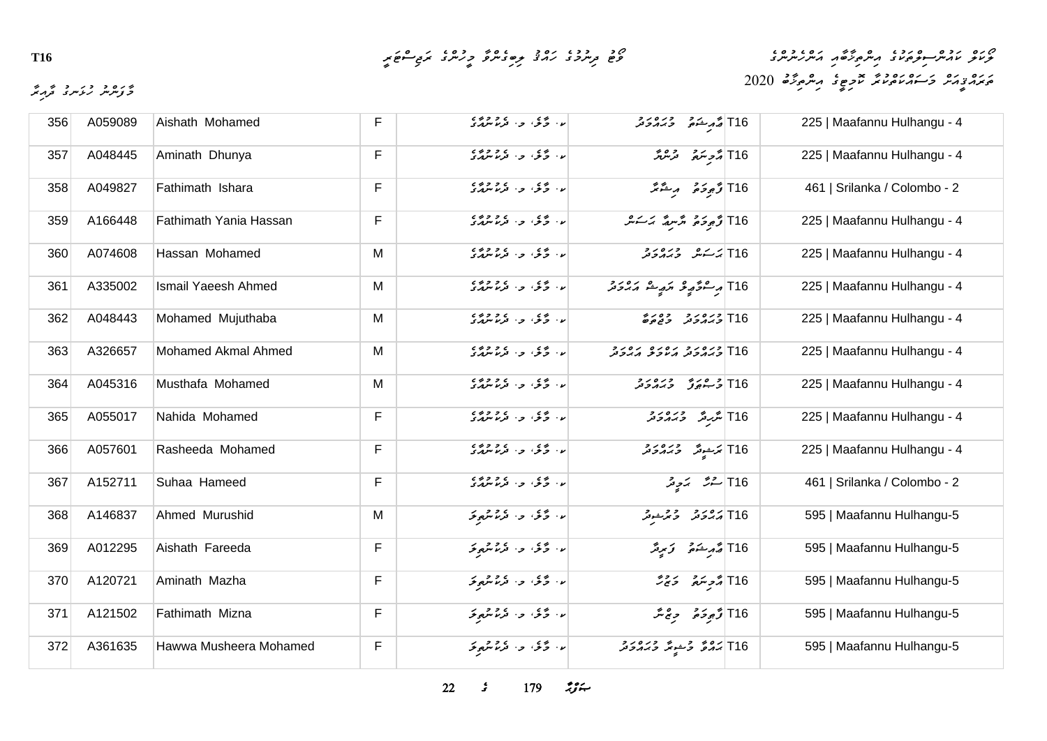| 356 | A059089 | Aishath Mohamed | F | ،، ގާފު، ވ، ދަނޮޅުވާގޭ | T16 އާއިޝަތު މުހައްމަދު | 225 \| Maafannu Hulhangu - 4 |
|---|---|---|---|---|---|---|
| 357 | A048445 | Aminath Dhunya | F | ،، ގާފު، ވ، ދަނޮޅުވާގޭ | T16 އާމިނަތު ދުންޔާ | 225 \| Maafannu Hulhangu - 4 |
| 358 | A049827 | Fathimath Ishara | F | ،، ގާފު، ވ، ދަނޮޅުވާގޭ | T16 ފާތިމަތު އިޝާރާ | 461 \| Srilanka / Colombo - 2 |
| 359 | A166448 | Fathimath Yania Hassan | F | ،، ގާފު، ވ، ދަނޮޅުވާގޭ | T16 ފާތިމަތު ޔާނިއާ ހަސަން | 225 \| Maafannu Hulhangu - 4 |
| 360 | A074608 | Hassan Mohamed | M | ،، ގާފު، ވ، ދަނޮޅުވާގޭ | T16 ހަސަން މުހައްމަދު | 225 \| Maafannu Hulhangu - 4 |
| 361 | A335002 | Ismail Yaeesh Ahmed | M | ،، ގާފު، ވ، ދަނޮޅުވާގޭ | T16 އިސްމާއީލް ޔައީޝް އަހުމަދު | 225 \| Maafannu Hulhangu - 4 |
| 362 | A048443 | Mohamed Mujuthaba | M | ،، ގާފު، ވ، ދަނޮޅުވާގޭ | T16 މުހައްމަދު މުޖުތަބާ | 225 \| Maafannu Hulhangu - 4 |
| 363 | A326657 | Mohamed Akmal Ahmed | M | ،، ގާފު، ވ، ދަނޮޅުވާގޭ | T16 މުހައްމަދު އަކްމަލް އަހުމަދު | 225 \| Maafannu Hulhangu - 4 |
| 364 | A045316 | Musthafa Mohamed | M | ،، ގާފު، ވ، ދަނޮޅުވާގޭ | T16 މުސްތަފާ މުހައްމަދު | 225 \| Maafannu Hulhangu - 4 |
| 365 | A055017 | Nahida Mohamed | F | ،، ގާފު، ވ، ދަނޮޅުވާގޭ | T16 ނާހިދާ މުހައްމަދު | 225 \| Maafannu Hulhangu - 4 |
| 366 | A057601 | Rasheeda Mohamed | F | ،، ގާފު، ވ، ދަނޮޅުވާގޭ | T16 ރަޝީދާ މުހައްމަދު | 225 \| Maafannu Hulhangu - 4 |
| 367 | A152711 | Suhaa Hameed | F | ،، ގާފު، ވ، ދަނޮޅުވާގޭ | T16 ސުހާ ހަމީދު | 461 \| Srilanka / Colombo - 2 |
| 368 | A146837 | Ahmed Murushid | M | ،، ގާފު، ވ، ދަނޮޅުނިވަ | T16 އަހުމަދު މުރުޝިދު | 595 \| Maafannu Hulhangu-5 |
| 369 | A012295 | Aishath Fareeda | F | ،، ގާފު، ވ، ދަނޮޅުނިވަ | T16 އާއިޝަތު ފަރީދާ | 595 \| Maafannu Hulhangu-5 |
| 370 | A120721 | Aminath Mazha | F | ،، ގާފު، ވ، ދަނޮޅުނިވަ | T16 އާމިނަތު މަޒްހާ | 595 \| Maafannu Hulhangu-5 |
| 371 | A121502 | Fathimath Mizna | F | ،، ގާފު، ވ، ދަނޮޅުނިވަ | T16 ފާތިމަތު މިޒްނާ | 595 \| Maafannu Hulhangu-5 |
| 372 | A361635 | Hawwa Musheera Mohamed | F | ،، ގާފު، ވ، ދަނޮޅުނިވަ | T16 ހައްވާ މުޝީރާ މުހައްމަދު | 595 \| Maafannu Hulhangu-5 |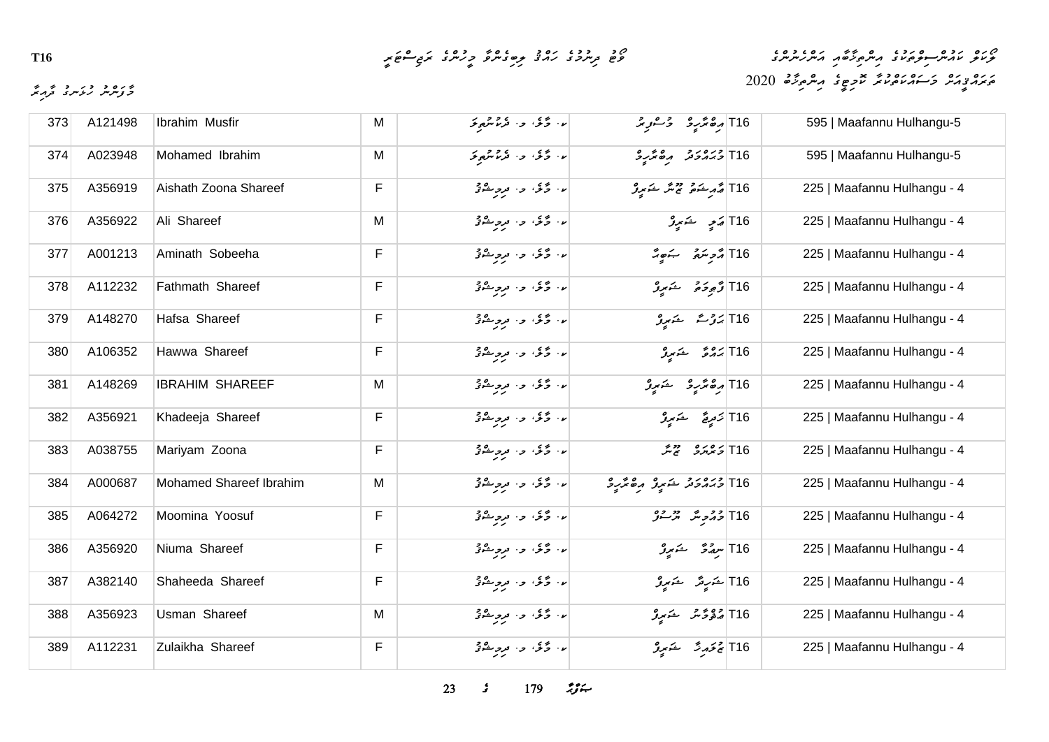| 373 | A121498 | Ibrahim Musfir | M | ، وَگَ، و· تَرُوْسُعِوَ | T16 مِرْھِمَّرِ ۇ ۋُسُوِمَ | 595 \| Maafannu Hulhangu-5 |
|---|---|---|---|---|---|---|
| 374 | A023948 | Mohamed Ibrahim | M | ، وَگَ، و· تَرُوْسُعِوَ | T16 وُبَرْمُوَتْرَ مِرْھِمَّرِ ۇ | 595 \| Maafannu Hulhangu-5 |
| 375 | A356919 | Aishath Zoona Shareef | F | ، وَگَ، و· مرِرِسُوَّ | T16 مَّہِ شَمَّ ۈُسَّ شَمِرِوْ | 225 \| Maafannu Hulhangu - 4 |
| 376 | A356922 | Ali Shareef | M | ، وَگَ، و· مرِرِسُوَّ | T16 مَہِ شَمِرِوْ | 225 \| Maafannu Hulhangu - 4 |
| 377 | A001213 | Aminath Sobeeha | F | ، وَگَ، و· مرِرِسُوَّ | T16 مَّحِ سَرَهُ سِهِ صِرَّ | 225 \| Maafannu Hulhangu - 4 |
| 378 | A112232 | Fathmath Shareef | F | ، وَگَ، و· مرِرِسُوَّ | T16 وَّجِوَمُ شَمِرِوْ | 225 \| Maafannu Hulhangu - 4 |
| 379 | A148270 | Hafsa Shareef | F | ، وَگَ، و· مرِرِسُوَّ | T16 بَرْوُسَّ شَمِرِوْ | 225 \| Maafannu Hulhangu - 4 |
| 380 | A106352 | Hawwa Shareef | F | ، وَگَ، و· مرِرِسُوَّ | T16 بَرْمُوَّ شَمِرِوْ | 225 \| Maafannu Hulhangu - 4 |
| 381 | A148269 | IBRAHIM SHAREEF | M | ، وَگَ، و· مرِرِسُوَّ | T16 مِرْھِمَّرِ ۇ شَمِرِوْ | 225 \| Maafannu Hulhangu - 4 |
| 382 | A356921 | Khadeeja Shareef | F | ، وَگَ، و· مرِرِسُوَّ | T16 زَمِرِيَّ شَمِرِوْ | 225 \| Maafannu Hulhangu - 4 |
| 383 | A038755 | Mariyam Zoona | F | ، وَگَ، و· مرِرِسُوَّ | T16 وَمُرْمَرْوَ ۈُسَّ | 225 \| Maafannu Hulhangu - 4 |
| 384 | A000687 | Mohamed Shareef Ibrahim | M | ، وَگَ، و· مرِرِسُوَّ | T16 وُبَرْمُوَتْرَ شَمِرِوْ مِرْھِمَّرِ ۇ | 225 \| Maafannu Hulhangu - 4 |
| 385 | A064272 | Moomina Yoosuf | F | ، وَگَ، و· مرِرِسُوَّ | T16 وُمُّوِسَّ مُرْسُو | 225 \| Maafannu Hulhangu - 4 |
| 386 | A356920 | Niuma Shareef | F | ، وَگَ، و· مرِرِسُوَّ | T16 سِرْمُوَّ شَمِرِوْ | 225 \| Maafannu Hulhangu - 4 |
| 387 | A382140 | Shaheeda Shareef | F | ، وَگَ، و· مرِرِسُوَّ | T16 شَمَرِمَّ شَمِرِوْ | 225 \| Maafannu Hulhangu - 4 |
| 388 | A356923 | Usman Shareef | M | ، وَگَ، و· مرِرِسُوَّ | T16 مُرْمُوَّسَّ شَمِرِوْ | 225 \| Maafannu Hulhangu - 4 |
| 389 | A112231 | Zulaikha Shareef | F | ، وَگَ، و· مرِرِسُوَّ | T16 ىُحَمَرِرَّ شَمِرِوْ | 225 \| Maafannu Hulhangu - 4 |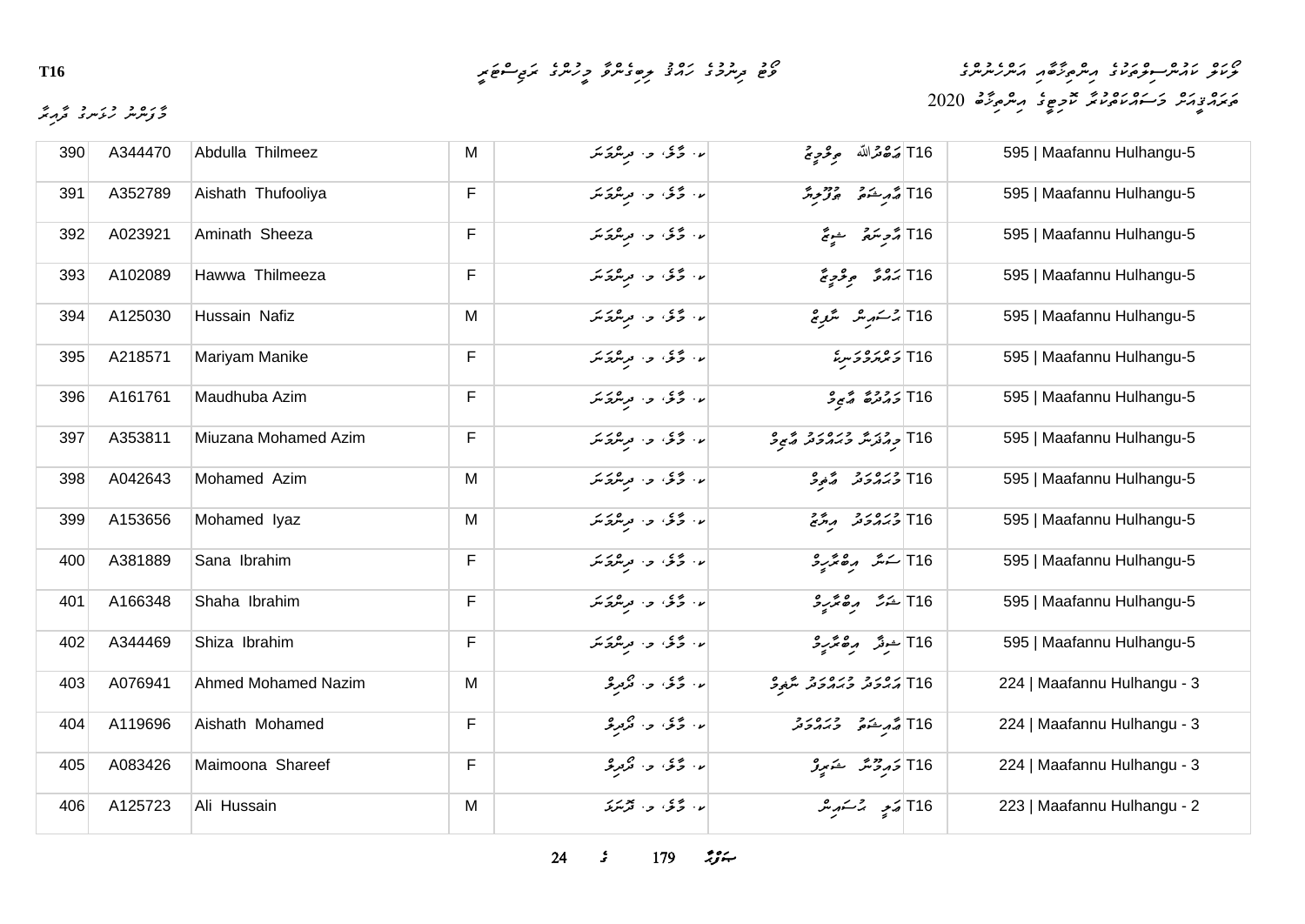| 390 | A344470 | Abdulla Thilmeez | M | ޅ. މާލެ، ދ. ދިޔަމިގިލި | T16 އަބްދުﷲ ތިލްމީޒު | 595 \| Maafannu Hulhangu-5 |
|---|---|---|---|---|---|---|
| 391 | A352789 | Aishath Thufooliya | F | ޅ. މާލެ، ދ. ދިޔަމިގިލި | T16 އައިޝަތު ތުފޫލިޔާ | 595 \| Maafannu Hulhangu-5 |
| 392 | A023921 | Aminath Sheeza | F | ޅ. މާލެ، ދ. ދިޔަމިގިލި | T16 އާމިނަތު ޝީޒާ | 595 \| Maafannu Hulhangu-5 |
| 393 | A102089 | Hawwa Thilmeeza | F | ޅ. މާލެ، ދ. ދިޔަމިގިލި | T16 ހައްވާ ތިލްމީޒާ | 595 \| Maafannu Hulhangu-5 |
| 394 | A125030 | Hussain Nafiz | M | ޅ. މާލެ، ދ. ދިޔަމިގިލި | T16 ހުސައިން ނާފިޒް | 595 \| Maafannu Hulhangu-5 |
| 395 | A218571 | Mariyam Manike | F | ޅ. މާލެ، ދ. ދިޔަމިގިލި | T16 މަރިޔަމްމަނިކެ | 595 \| Maafannu Hulhangu-5 |
| 396 | A161761 | Maudhuba Azim | F | ޅ. މާލެ، ދ. ދިޔަމިގިލި | T16 މައުދޫބާ އާޒިމް | 595 \| Maafannu Hulhangu-5 |
| 397 | A353811 | Miuzana Mohamed Azim | F | ޅ. މާލެ، ދ. ދިޔަމިގިލި | T16 މިއުޒަނާ މުޙައްމަދު އާޒިމް | 595 \| Maafannu Hulhangu-5 |
| 398 | A042643 | Mohamed Azim | M | ޅ. މާލެ، ދ. ދިޔަމިގިލި | T16 މުޙައްމަދު އާޒިމް | 595 \| Maafannu Hulhangu-5 |
| 399 | A153656 | Mohamed Iyaz | M | ޅ. މާލެ، ދ. ދިޔަމިގިލި | T16 މުޙައްމަދު އިޔާޒް | 595 \| Maafannu Hulhangu-5 |
| 400 | A381889 | Sana Ibrahim | F | ޅ. މާލެ، ދ. ދިޔަމިގިލި | T16 ސަނާ އިބްރާހީމް | 595 \| Maafannu Hulhangu-5 |
| 401 | A166348 | Shaha Ibrahim | F | ޅ. މާލެ، ދ. ދިޔަމިގިލި | T16 ޝަހާ އިބްރާހީމް | 595 \| Maafannu Hulhangu-5 |
| 402 | A344469 | Shiza Ibrahim | F | ޅ. މާލެ، ދ. ދިޔަމިގިލި | T16 ޝިޒާ އިބްރާހީމް | 595 \| Maafannu Hulhangu-5 |
| 403 | A076941 | Ahmed Mohamed Nazim | M | ޅ. މާލެ، ދ. ދޫރިވާ | T16 އަޙްމަދު މުޙައްމަދު ނާޒިމް | 224 \| Maafannu Hulhangu - 3 |
| 404 | A119696 | Aishath Mohamed | F | ޅ. މާލެ، ދ. ދޫރިވާ | T16 އައިޝަތު މުޙައްމަދު | 224 \| Maafannu Hulhangu - 3 |
| 405 | A083426 | Maimoona Shareef | F | ޅ. މާލެ، ދ. ދޫރިވާ | T16 މައިމޫނާ ޝަރީފް | 224 \| Maafannu Hulhangu - 3 |
| 406 | A125723 | Ali Hussain | M | ޅ. މާލެ، ދ. ދޫނިދަ | T16 އަލި ހުސައިން | 223 \| Maafannu Hulhangu - 2 |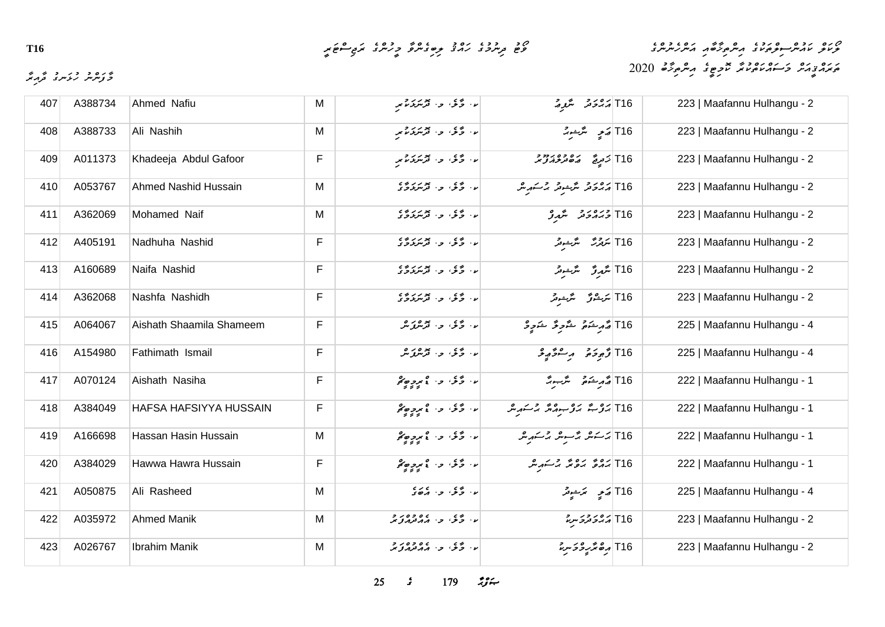| 407 | A388734 | Ahmed Nafiu | M | ނ. މާލެ، މ. ދޮންނަގަސްދޮރު | T16 އަހުމަދު ނާފިއު | 223 \| Maafannu Hulhangu - 2 |
|---|---|---|---|---|---|---|
| 408 | A388733 | Ali Nashih | M | ނ. މާލެ، މ. ދޮންނަގަސްދޮރު | T16 އަލި ނާޝިހު | 223 \| Maafannu Hulhangu - 2 |
| 409 | A011373 | Khadeeja Abdul Gafoor | F | ނ. މާލެ، މ. ދޮންނަގަސްދޮރު | T16 ޚަދީޖާ އަބްދުލްޣަފޫރު | 223 \| Maafannu Hulhangu - 2 |
| 410 | A053767 | Ahmed Nashid Hussain | M | ނ. މާލެ، މ. ދޮންނަގަސްވާދީ | T16 އަހުމަދު ނާޝިދު ހުސައިން | 223 \| Maafannu Hulhangu - 2 |
| 411 | A362069 | Mohamed Naif | M | ނ. މާލެ، މ. ދޮންނަގަސްވާދީ | T16 މުހައްމަދު ނާއިފު | 223 \| Maafannu Hulhangu - 2 |
| 412 | A405191 | Nadhuha Nashid | F | ނ. މާލެ، މ. ދޮންނަގަސްވާދީ | T16 ނަދުހާ ނާޝިދު | 223 \| Maafannu Hulhangu - 2 |
| 413 | A160689 | Naifa Nashid | F | ނ. މާލެ، މ. ދޮންނަގަސްވާދީ | T16 ނާއިފާ ނާޝިދު | 223 \| Maafannu Hulhangu - 2 |
| 414 | A362068 | Nashfa Nashidh | F | ނ. މާލެ، މ. ދޮންނަގަސްވާދީ | T16 ނަޝްފާ ނާޝިދު | 223 \| Maafannu Hulhangu - 2 |
| 415 | A064067 | Aishath Shaamila Shameem | F | ނ. މާލެ، މ. ދޮންނަގަން | T16 އާއިޝަތު ޝާމިލާ ޝަމީމް | 225 \| Maafannu Hulhangu - 4 |
| 416 | A154980 | Fathimath Ismail | F | ނ. މާލެ، މ. ދޮންނަގަން | T16 ފާތިމަތު އިސްމާއީލް | 225 \| Maafannu Hulhangu - 4 |
| 417 | A070124 | Aishath Nasiha | F | ނ. މާލެ، މ. ޏިރިމިބަގީޗާ | T16 އާއިޝަތު ނާސިހާ | 222 \| Maafannu Hulhangu - 1 |
| 418 | A384049 | HAFSA HAFSIYYA HUSSAIN | F | ނ. މާލެ، މ. ޏިރިމިބަގީޗާ | T16 ހަފްޞާ ހަފްސިއްޔާ ހުސައިން | 222 \| Maafannu Hulhangu - 1 |
| 419 | A166698 | Hassan Hasin Hussain | M | ނ. މާލެ، މ. ޏިރިމިބަގީޗާ | T16 ހަސަން ހާސިން ހުސައިން | 222 \| Maafannu Hulhangu - 1 |
| 420 | A384029 | Hawwa Hawra Hussain | F | ނ. މާލެ، މ. ޏިރިމިބަގީޗާ | T16 ހައްވާ ހައުރާ ހުސައިން | 222 \| Maafannu Hulhangu - 1 |
| 421 | A050875 | Ali Rasheed | M | ނ. މާލެ، މ. އަޅަގެ | T16 އަލި ރަޝީދު | 225 \| Maafannu Hulhangu - 4 |
| 422 | A035972 | Ahmed Manik | M | ނ. މާލެ، މ. އައްޑުއޮގަރު | T16 އަހުމަދުމަނިކު | 223 \| Maafannu Hulhangu - 2 |
| 423 | A026767 | Ibrahim Manik | M | ނ. މާލެ، މ. އައްޑުއޮގަރު | T16 އިބްރާހީމްމަނިކު | 223 \| Maafannu Hulhangu - 2 |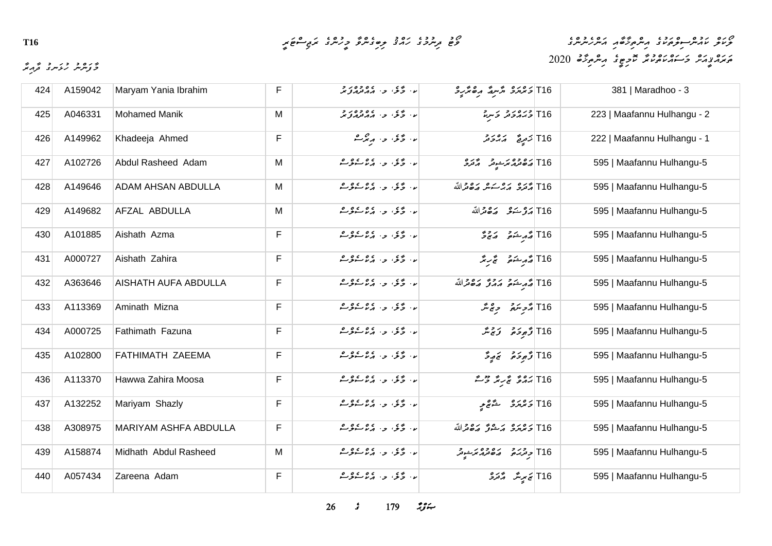| 424 | A159042 | Maryam Yania Ibrahim | F | ، وَّتْرُ، و، مەمەرمەۋىر | T16 وَبَرْبَرْ مَرْسِهِ مِرْھِبْرُمِرْ | 381 \| Maradhoo - 3 |
|---|---|---|---|---|---|---|
| 425 | A046331 | Mohamed Manik | M | ، وَّتْرُ، و، مەمەرمەۋىر | T16 وَبَرْمُرْدُ دَسِرُ | 223 \| Maafannu Hulhangu - 2 |
| 426 | A149962 | Khadeeja Ahmed | F | ، وَّتْرُ، و، مِرِیْرُ | T16 زَمِرِجَّ مَرْبَرْدُ | 222 \| Maafannu Hulhangu - 1 |
| 427 | A102726 | Abdul Rasheed Adam | M | ، وَّتْرُ، و، مِرْمُ سُوْرُ | T16 مَرْھُتْرُمْ بَرْسِوِتْرْ مُرْتَرْدُ | 595 \| Maafannu Hulhangu-5 |
| 428 | A149646 | ADAM AHSAN ABDULLA | M | ، وَّتْرُ، و، مِرْمُ سُوْرُ | T16 مُرْتَرْدُ مَرْبُرْسَرْ مَرْھُتْرُاللّٰه | 595 \| Maafannu Hulhangu-5 |
| 429 | A149682 | AFZAL ABDULLA | M | ، وَّتْرُ، و، مِرْمُ سُوْرُ | T16 مَرْوْسَرْوُ مَرْھُتْرُاللّٰه | 595 \| Maafannu Hulhangu-5 |
| 430 | A101885 | Aishath Azma | F | ، وَّتْرُ، و، مِرْمُ سُوْرُ | T16 مُرْمِرِشَرْمُ مَرْجُرْ | 595 \| Maafannu Hulhangu-5 |
| 431 | A000727 | Aishath Zahira | F | ، وَّتْرُ، و، مِرْمُ سُوْرُ | T16 مُرْمِرِشَرْمُ تَمِرِبَرْ | 595 \| Maafannu Hulhangu-5 |
| 432 | A363646 | AISHATH AUFA ABDULLA | F | ، وَّتْرُ، و، مِرْمُ سُوْرُ | T16 مُرْمِرِشَرْمُ مَرْمُرْوُ مَرْھُتْرُاللّٰه | 595 \| Maafannu Hulhangu-5 |
| 433 | A113369 | Aminath Mizna | F | ، وَّتْرُ، و، مِرْمُ سُوْرُ | T16 مُرْحِسَرْمُ حِيَّسَّرْ | 595 \| Maafannu Hulhangu-5 |
| 434 | A000725 | Fathimath Fazuna | F | ، وَّتْرُ، و، مِرْمُ سُوْرُ | T16 وُّجِرْحَرْمُ وَتَمْسَرْ | 595 \| Maafannu Hulhangu-5 |
| 435 | A102800 | FATHIMATH ZAEEMA | F | ، وَّتْرُ، و، مِرْمُ سُوْرُ | T16 وُّجِرْحَرْمُ تَمَرِدُّ | 595 \| Maafannu Hulhangu-5 |
| 436 | A113370 | Hawwa Zahira Moosa | F | ، وَّتْرُ، و، مِرْمُ سُوْرُ | T16 بَرْمُرْوُ تَمِرِبَرْ دُّسُّ | 595 \| Maafannu Hulhangu-5 |
| 437 | A132252 | Mariyam Shazly | F | ، وَّتْرُ، و، مِرْمُ سُوْرُ | T16 وَبَرْبَرْ شَمَّتْمِ | 595 \| Maafannu Hulhangu-5 |
| 438 | A308975 | MARIYAM ASHFA ABDULLA | F | ، وَّتْرُ، و، مِرْمُ سُوْرُ | T16 وَبَرْبَرْ مَرْشُوُّ مَرْھُتْرُاللّٰه | 595 \| Maafannu Hulhangu-5 |
| 439 | A158874 | Midhath Abdul Rasheed | M | ، وَّتْرُ، و، مِرْمُ سُوْرُ | T16 وِتْرَرْمُ مَرْھُتْرُمْ بَرْسِوِتْرْ | 595 \| Maafannu Hulhangu-5 |
| 440 | A057434 | Zareena Adam | F | ، وَّتْرُ، و، مِرْمُ سُوْرُ | T16 تَمِرِسَّرْ مُرْتَرْدُ | 595 \| Maafannu Hulhangu-5 |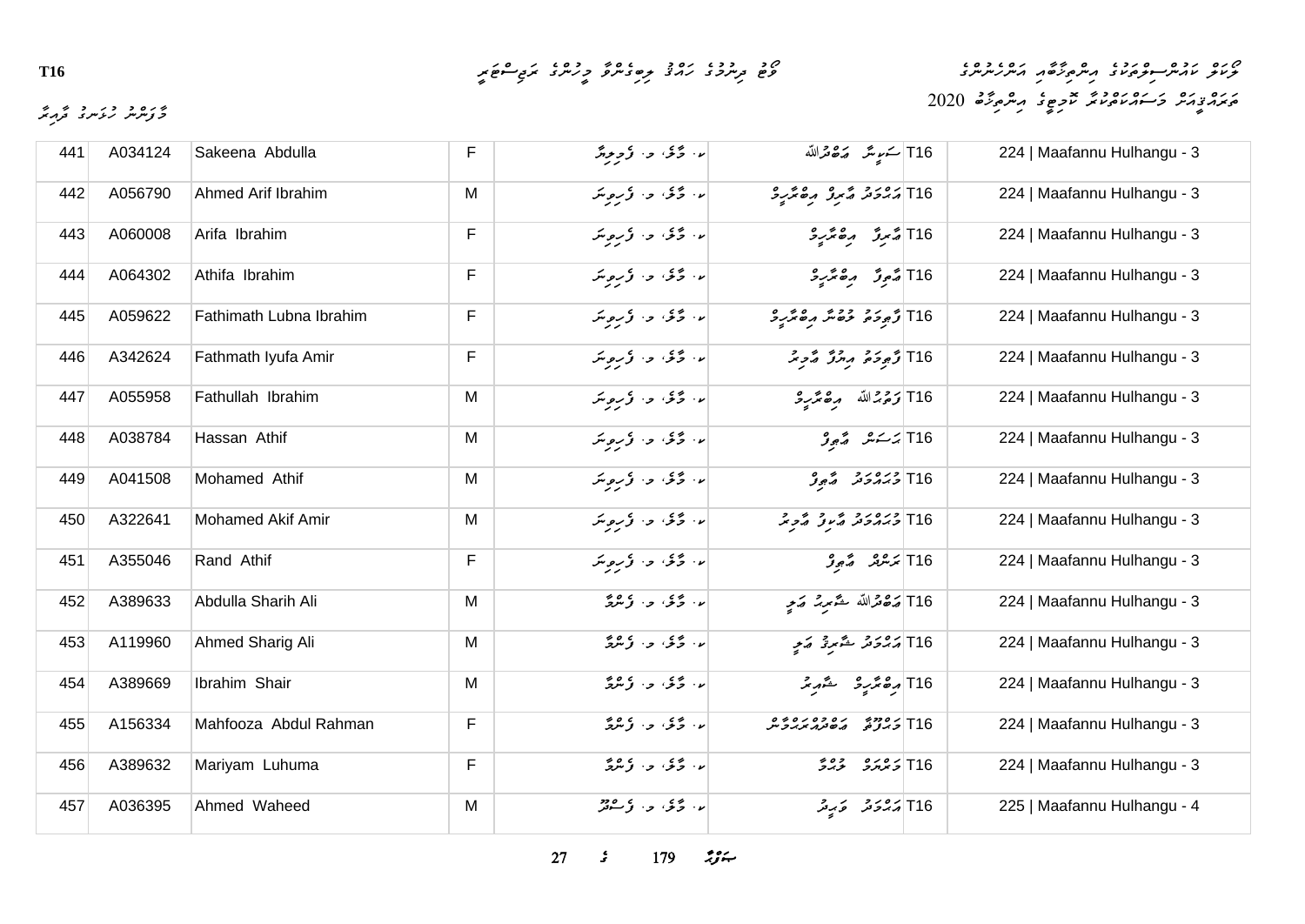| 441 | A034124 | Sakeena Abdulla | F | ، ، وَعَرَ، وَ، وَوِجِعَرَ | T16 سَرِسَّر رَهْ قَرْاللَّه | 224 \| Maafannu Hulhangu - 3 |
|---|---|---|---|---|---|---|
| 442 | A056790 | Ahmed Arif Ibrahim | M | ، ، وَعَرَ، وَ، وَرِجِعَرَ | T16 رَبْرَدَدْ رَهْبِرُ رِهِ عَرْبِرِ | 224 \| Maafannu Hulhangu - 3 |
| 443 | A060008 | Arifa Ibrahim | F | ، ، وَعَرَ، وَ، وَرِجِعَرَ | T16 رَّبِرُ رِهِ عَرْبِرِ | 224 \| Maafannu Hulhangu - 3 |
| 444 | A064302 | Athifa Ibrahim | F | ، ، وَعَرَ، وَ، وَرِجِعَرَ | T16 رَّجِرُ رِهِ عَرْبِرِ | 224 \| Maafannu Hulhangu - 3 |
| 445 | A059622 | Fathimath Lubna Ibrahim | F | ، ، وَعَرَ، وَ، وَرِجِعَرَ | T16 رُّجِرَدَ دُهْسَ رِهِ عَرْبِرِ | 224 \| Maafannu Hulhangu - 3 |
| 446 | A342624 | Fathmath Iyufa Amir | F | ، ، وَعَرَ، وَ، وَرِجِعَرَ | T16 رُّجِرَدَ رِرْرُ رُّجِرْ | 224 \| Maafannu Hulhangu - 3 |
| 447 | A055958 | Fathullah Ibrahim | M | ، ، وَعَرَ، وَ، وَرِجِعَرَ | T16 وَجْهُ اللَّه رِهِ عَرْبِرِ | 224 \| Maafannu Hulhangu - 3 |
| 448 | A038784 | Hassan Athif | M | ، ، وَعَرَ، وَ، وَرِجِعَرَ | T16 بَرَسَسْ رَّجِوْ | 224 \| Maafannu Hulhangu - 3 |
| 449 | A041508 | Mohamed Athif | M | ، ، وَعَرَ، وَ، وَرِجِعَرَ | T16 دَبَرْدَدْ رَّجِوْ | 224 \| Maafannu Hulhangu - 3 |
| 450 | A322641 | Mohamed Akif Amir | M | ، ، وَعَرَ، وَ، وَرِجِعَرَ | T16 دَبَرْدَدْ رَّبِرُ رُّجِرْ | 224 \| Maafannu Hulhangu - 3 |
| 451 | A355046 | Rand Athif | F | ، ، وَعَرَ، وَ، وَرِجِعَرَ | T16 بَرْسَرْ رَّجِوْ | 224 \| Maafannu Hulhangu - 3 |
| 452 | A389633 | Abdulla Sharih Ali | M | ، ، وَعَرَ، وَ، وَسْرَّ | T16 رَهْ قَرْاللَّه شَّبِرُ رَجِ | 224 \| Maafannu Hulhangu - 3 |
| 453 | A119960 | Ahmed Sharig Ali | M | ، ، وَعَرَ، وَ، وَسْرَّ | T16 رَبْرَدَدْ شَّبِرُ رَجِ | 224 \| Maafannu Hulhangu - 3 |
| 454 | A389669 | Ibrahim Shair | M | ، ، وَعَرَ، وَ، وَسْرَّ | T16 رِهِ عَرْبِرِ شَّهِرُ | 224 \| Maafannu Hulhangu - 3 |
| 455 | A156334 | Mahfooza Abdul Rahman | F | ، ، وَعَرَ، وَ، وَسْرَّ | T16 دَبْرُوْرَ رَهْ قَرْرَبَرْدَسْ | 224 \| Maafannu Hulhangu - 3 |
| 456 | A389632 | Mariyam Luhuma | F | ، ، وَعَرَ، وَ، وَسْرَّ | T16 دَبْرَبَرُ دُبْرَّ | 224 \| Maafannu Hulhangu - 3 |
| 457 | A036395 | Ahmed Waheed | M | ، ، وَعَرَ، وَ، وَسْعَرْ | T16 رَبْرَدَدْ وَبِرْ | 225 \| Maafannu Hulhangu - 4 |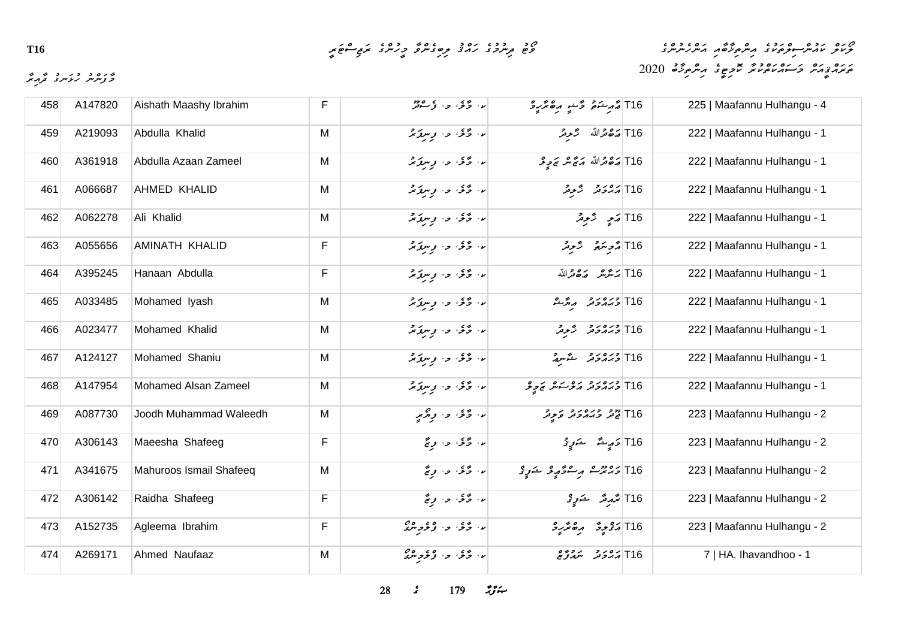ޖަދުވަލު ހ2 - ވިލާވަތް ކޮމިޓީގެ އިންތިޚާބު - ދަ ރަހުމަތުގެ މަދަރުސާ ކެންޑިޑޭޓުން އަޑުގެ ޓީ16

ވޯޓަރުން ހުޅަމުން ދާއިރާ

| 458 | A147820 | Aishath Maashy Ibrahim | F | ކ. މާފ، މ. ވ.ސްތީ | T16 އާއިޝަތު މާޝީ އިބްރާހީމް | 225 \| Maafannu Hulhangu - 4 |
|---|---|---|---|---|---|---|
| 459 | A219093 | Abdulla Khalid | M | ކ. މާފ، މ. ވިންޓަރ | T16 އަބްދުﷲ ޚާލިދު | 222 \| Maafannu Hulhangu - 1 |
| 460 | A361918 | Abdulla Azaan Zameel | M | ކ. މާފ، މ. ވިންޓަރ | T16 އަބްދުﷲ އަޒާން ޒަމީލް | 222 \| Maafannu Hulhangu - 1 |
| 461 | A066687 | AHMED KHALID | M | ކ. މާފ، މ. ވިންޓަރ | T16 އަހްމަދު ޚާލިދު | 222 \| Maafannu Hulhangu - 1 |
| 462 | A062278 | Ali Khalid | M | ކ. މާފ، މ. ވިންޓަރ | T16 އަލި ޚާލިދު | 222 \| Maafannu Hulhangu - 1 |
| 463 | A055656 | AMINATH KHALID | F | ކ. މާފ، މ. ވިންޓަރ | T16 އާމިނަތު ޚާލިދު | 222 \| Maafannu Hulhangu - 1 |
| 464 | A395245 | Hanaan Abdulla | F | ކ. މާފ، މ. ވިންޓަރ | T16 ހަނާން އަބްދުﷲ | 222 \| Maafannu Hulhangu - 1 |
| 465 | A033485 | Mohamed Iyash | M | ކ. މާފ، މ. ވިންޓަރ | T16 މުޙައްމަދު އިޔާޝް | 222 \| Maafannu Hulhangu - 1 |
| 466 | A023477 | Mohamed Khalid | M | ކ. މާފ، މ. ވިންޓަރ | T16 މުޙައްމަދު ޚާލިދު | 222 \| Maafannu Hulhangu - 1 |
| 467 | A124127 | Mohamed Shaniu | M | ކ. މާފ، މ. ވިންޓަރ | T16 މުޙައްމަދު ޝާނިއު | 222 \| Maafannu Hulhangu - 1 |
| 468 | A147954 | Mohamed Alsan Zameel | M | ކ. މާފ، މ. ވިންޓަރ | T16 މުޙައްމަދު އަލްސަން ޒަމީލް | 222 \| Maafannu Hulhangu - 1 |
| 469 | A087730 | Joodh Muhammad Waleedh | M | ކ. މާފ، މ. ވިލާރި | T16 ޖޫދު މުޙައްމަދު ވަލީދު | 223 \| Maafannu Hulhangu - 2 |
| 470 | A306143 | Maeesha Shafeeg | F | ކ. މާފ، މ. ވިޔާ | T16 މައީޝާ ޝަފީގު | 223 \| Maafannu Hulhangu - 2 |
| 471 | A341675 | Mahuroos Ismail Shafeeq | M | ކ. މާފ، މ. ވިޔާ | T16 މަހުރޫސް އިސްމާއީލް ޝަފީގު | 223 \| Maafannu Hulhangu - 2 |
| 472 | A306142 | Raidha Shafeeg | F | ކ. މާފ، މ. ވިޔާ | T16 ރައިދާ ޝަފީގު | 223 \| Maafannu Hulhangu - 2 |
| 473 | A152735 | Agleema Ibrahim | F | ކ. މާފ، މ. ވެލްވިންގް | T16 އަގްލީމާ އިބްރާހީމް | 223 \| Maafannu Hulhangu - 2 |
| 474 | A269171 | Ahmed Naufaaz | M | ކ. މާފ، މ. ވެލްވިންގް | T16 އަހްމަދު ނައުފާޒު | 7 \| HA. Ihavandhoo - 1 |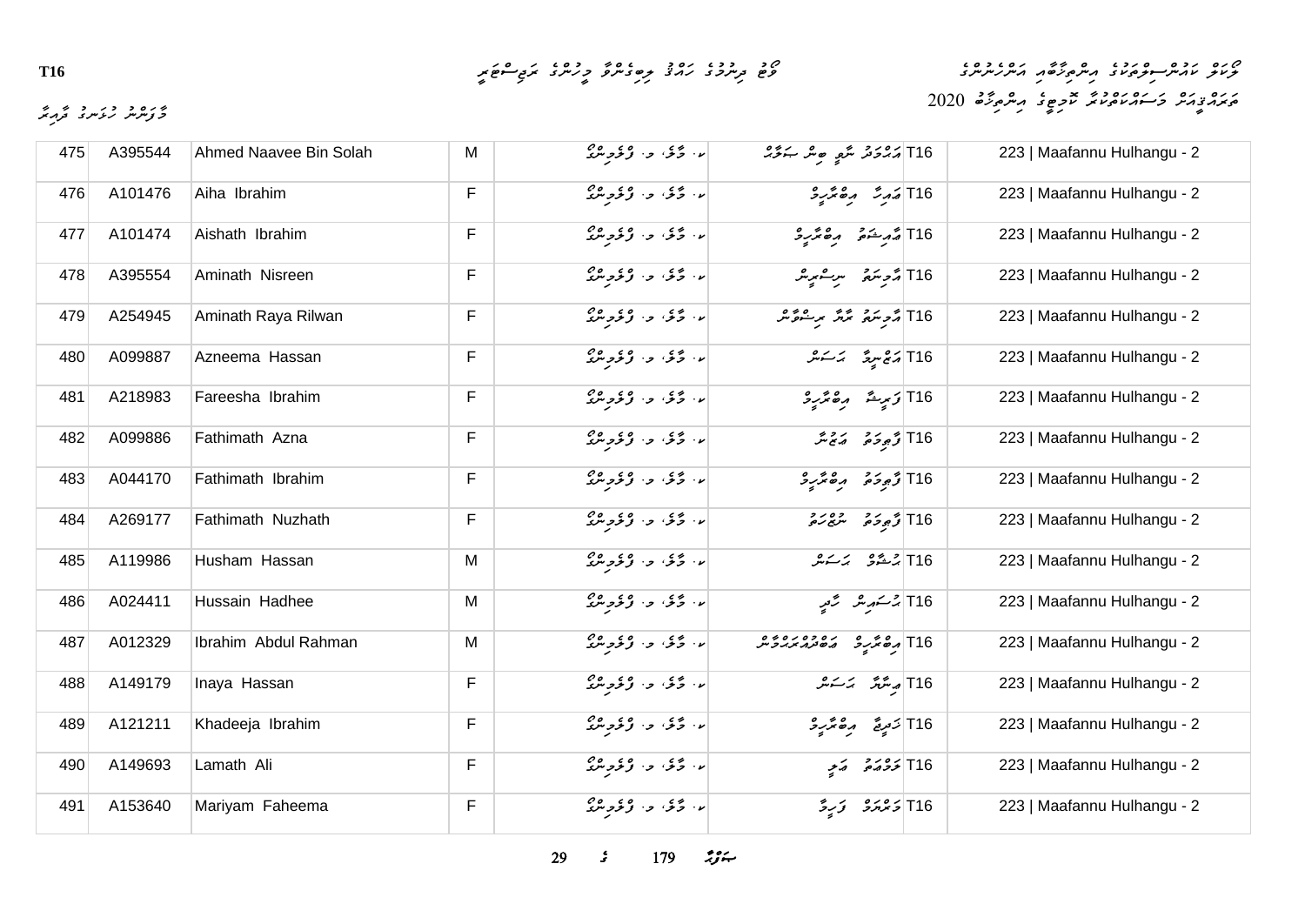| 475 | A395544 | Ahmed Naavee Bin Solah | M | ކ. މާފަށު، މ. ފުލުވިލާ | T16 އަޙްމަދު ނާވީ ބިން ސަލާހު | 223 \| Maafannu Hulhangu - 2 |
|---|---|---|---|---|---|---|
| 476 | A101476 | Aiha Ibrahim | F | ކ. މާފަށު، މ. ފުލުވިލާ | T16 އައިހާ އިބްރާހީމް | 223 \| Maafannu Hulhangu - 2 |
| 477 | A101474 | Aishath Ibrahim | F | ކ. މާފަށު، މ. ފުލުވިލާ | T16 އާއިޝަތު އިބްރާހީމް | 223 \| Maafannu Hulhangu - 2 |
| 478 | A395554 | Aminath Nisreen | F | ކ. މާފަށު، މ. ފުލުވިލާ | T16 އާމިނަތު ނިސްރީން | 223 \| Maafannu Hulhangu - 2 |
| 479 | A254945 | Aminath Raya Rilwan | F | ކ. މާފަށު، މ. ފުލުވިލާ | T16 އާމިނަތު ރާޔާ ރިލްވާން | 223 \| Maafannu Hulhangu - 2 |
| 480 | A099887 | Azneema Hassan | F | ކ. މާފަށު، މ. ފުލުވިލާ | T16 އަޒްނީމާ ހަސަން | 223 \| Maafannu Hulhangu - 2 |
| 481 | A218983 | Fareesha Ibrahim | F | ކ. މާފަށު، މ. ފުލުވިލާ | T16 ފަރީޝާ އިބްރާހީމް | 223 \| Maafannu Hulhangu - 2 |
| 482 | A099886 | Fathimath Azna | F | ކ. މާފަށު، މ. ފުލުވިލާ | T16 ފާތިމަތު އަޒްނާ | 223 \| Maafannu Hulhangu - 2 |
| 483 | A044170 | Fathimath Ibrahim | F | ކ. މާފަށު، މ. ފުލުވިލާ | T16 ފާތިމަތު އިބްރާހީމް | 223 \| Maafannu Hulhangu - 2 |
| 484 | A269177 | Fathimath Nuzhath | F | ކ. މާފަށު، މ. ފުލުވިލާ | T16 ފާތިމަތު ނުޒުހަތު | 223 \| Maafannu Hulhangu - 2 |
| 485 | A119986 | Husham Hassan | M | ކ. މާފަށު، މ. ފުލުވިލާ | T16 ހުޝާމް ހަސަން | 223 \| Maafannu Hulhangu - 2 |
| 486 | A024411 | Hussain Hadhee | M | ކ. މާފަށު، މ. ފުލުވިލާ | T16 ހުސައިން ހާދީ | 223 \| Maafannu Hulhangu - 2 |
| 487 | A012329 | Ibrahim Abdul Rahman | M | ކ. މާފަށު، މ. ފުލުވިލާ | T16 އިބްރާހީމް އަބްދުއްރަޙްމާން | 223 \| Maafannu Hulhangu - 2 |
| 488 | A149179 | Inaya Hassan | F | ކ. މާފަށު، މ. ފުލުވިލާ | T16 އިނާޔާ ހަސަން | 223 \| Maafannu Hulhangu - 2 |
| 489 | A121211 | Khadeeja Ibrahim | F | ކ. މާފަށު، މ. ފުލުވިލާ | T16 ޚަދީޖާ އިބްރާހީމް | 223 \| Maafannu Hulhangu - 2 |
| 490 | A149693 | Lamath Ali | F | ކ. މާފަށު، މ. ފުލުވިލާ | T16 ލަމްޢަތު އަލީ | 223 \| Maafannu Hulhangu - 2 |
| 491 | A153640 | Mariyam Faheema | F | ކ. މާފަށު، މ. ފުލުވިލާ | T16 މަރިޔަމް ފަހީމާ | 223 \| Maafannu Hulhangu - 2 |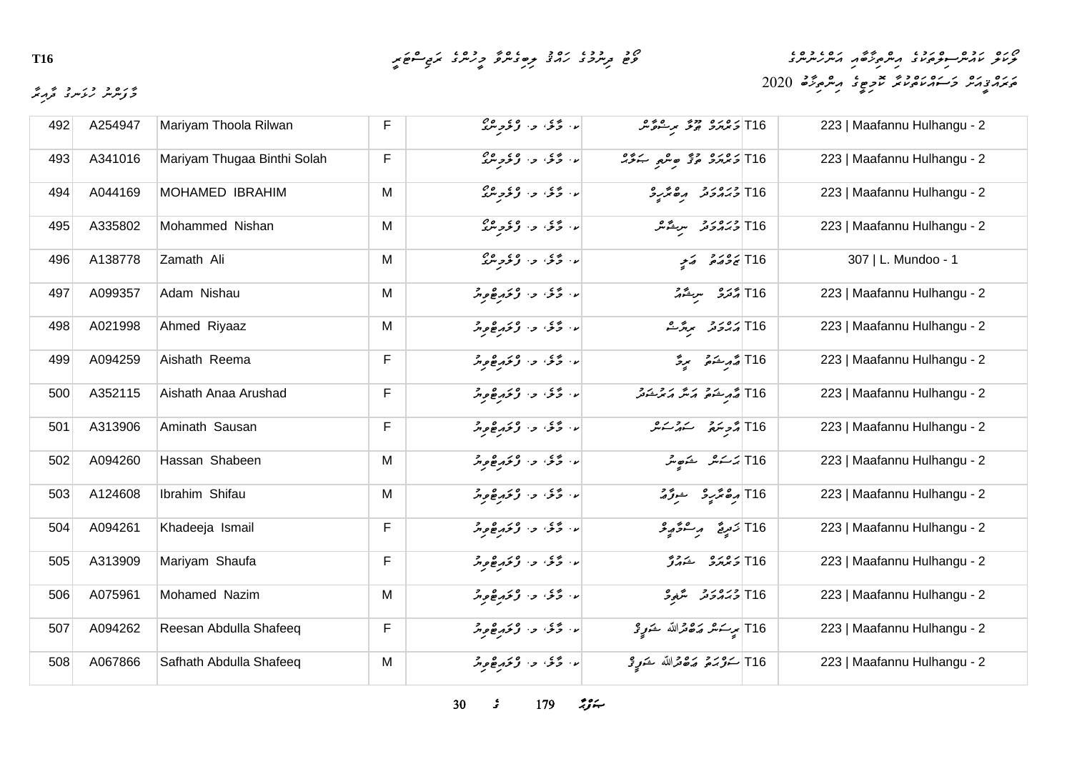| 492 | A254947 | Mariyam Thoola Rilwan | F | ކ. މާލެ، މ. ފުލުވިންގެ | T16 މަރިޔަމް ތޫލާ ރިލްވާން | 223 \| Maafannu Hulhangu - 2 |
|---|---|---|---|---|---|---|
| 493 | A341016 | Mariyam Thugaa Binthi Solah | F | ކ. މާލެ، މ. ފުލުވިންގެ | T16 މަރިޔަމް ތުގާ ބިންތި ސަލާހް | 223 \| Maafannu Hulhangu - 2 |
| 494 | A044169 | MOHAMED IBRAHIM | M | ކ. މާލެ، މ. ފުލުވިންގެ | T16 މުހައްމަދު އިބްރާހީމް | 223 \| Maafannu Hulhangu - 2 |
| 495 | A335802 | Mohammed Nishan | M | ކ. މާލެ، މ. ފުލުވިންގެ | T16 މުހައްމަދު ނިޝާން | 223 \| Maafannu Hulhangu - 2 |
| 496 | A138778 | Zamath Ali | M | ކ. މާލެ، މ. ފުލުވިންގެ | T16 ޒަމަތު އަލި | 307 \| L. Mundoo - 1 |
| 497 | A099357 | Adam Nishau | M | ކ. މާލެ، މ. ފުލަރިބޯޓު | T16 އާދަމް ނިޝާއު | 223 \| Maafannu Hulhangu - 2 |
| 498 | A021998 | Ahmed Riyaaz | M | ކ. މާލެ، މ. ފުލަރިބޯޓު | T16 އަހްމަދު ރިޔާޒް | 223 \| Maafannu Hulhangu - 2 |
| 499 | A094259 | Aishath Reema | F | ކ. މާލެ، މ. ފުލަރިބޯޓު | T16 އާއިޝަތު ރީމާ | 223 \| Maafannu Hulhangu - 2 |
| 500 | A352115 | Aishath Anaa Arushad | F | ކ. މާލެ، މ. ފުލަރިބޯޓު | T16 އާއިޝަތު އަނާ އަރުޝަދު | 223 \| Maafannu Hulhangu - 2 |
| 501 | A313906 | Aminath Sausan | F | ކ. މާލެ، މ. ފުލަރިބޯޓު | T16 އާމިނަތު ސައުސަން | 223 \| Maafannu Hulhangu - 2 |
| 502 | A094260 | Hassan Shabeen | M | ކ. މާލެ، މ. ފުލަރިބޯޓު | T16 ހަސަން ޝަބީން | 223 \| Maafannu Hulhangu - 2 |
| 503 | A124608 | Ibrahim Shifau | M | ކ. މާލެ، މ. ފުލަރިބޯޓު | T16 އިބްރާހީމް ޝިފާއު | 223 \| Maafannu Hulhangu - 2 |
| 504 | A094261 | Khadeeja Ismail | F | ކ. މާލެ، މ. ފުލަރިބޯޓު | T16 ޚަދީޖާ އިސްމާއީލް | 223 \| Maafannu Hulhangu - 2 |
| 505 | A313909 | Mariyam Shaufa | F | ކ. މާލެ، މ. ފުލަރިބޯޓު | T16 މަރިޔަމް ޝައުފާ | 223 \| Maafannu Hulhangu - 2 |
| 506 | A075961 | Mohamed Nazim | M | ކ. މާލެ، މ. ފުލަރިބޯޓު | T16 މުހައްމަދު ނާޒިމް | 223 \| Maafannu Hulhangu - 2 |
| 507 | A094262 | Reesan Abdulla Shafeeq | F | ކ. މާލެ، މ. ފުލަރިބޯޓު | T16 ރީސަން އަބްދުاللهޝަފީޤު | 223 \| Maafannu Hulhangu - 2 |
| 508 | A067866 | Safhath Abdulla Shafeeq | M | ކ. މާލެ، މ. ފުލަރިބޯޓު | T16 ސަފްހަތު އަބްދުاللهޝަފީޤު | 223 \| Maafannu Hulhangu - 2 |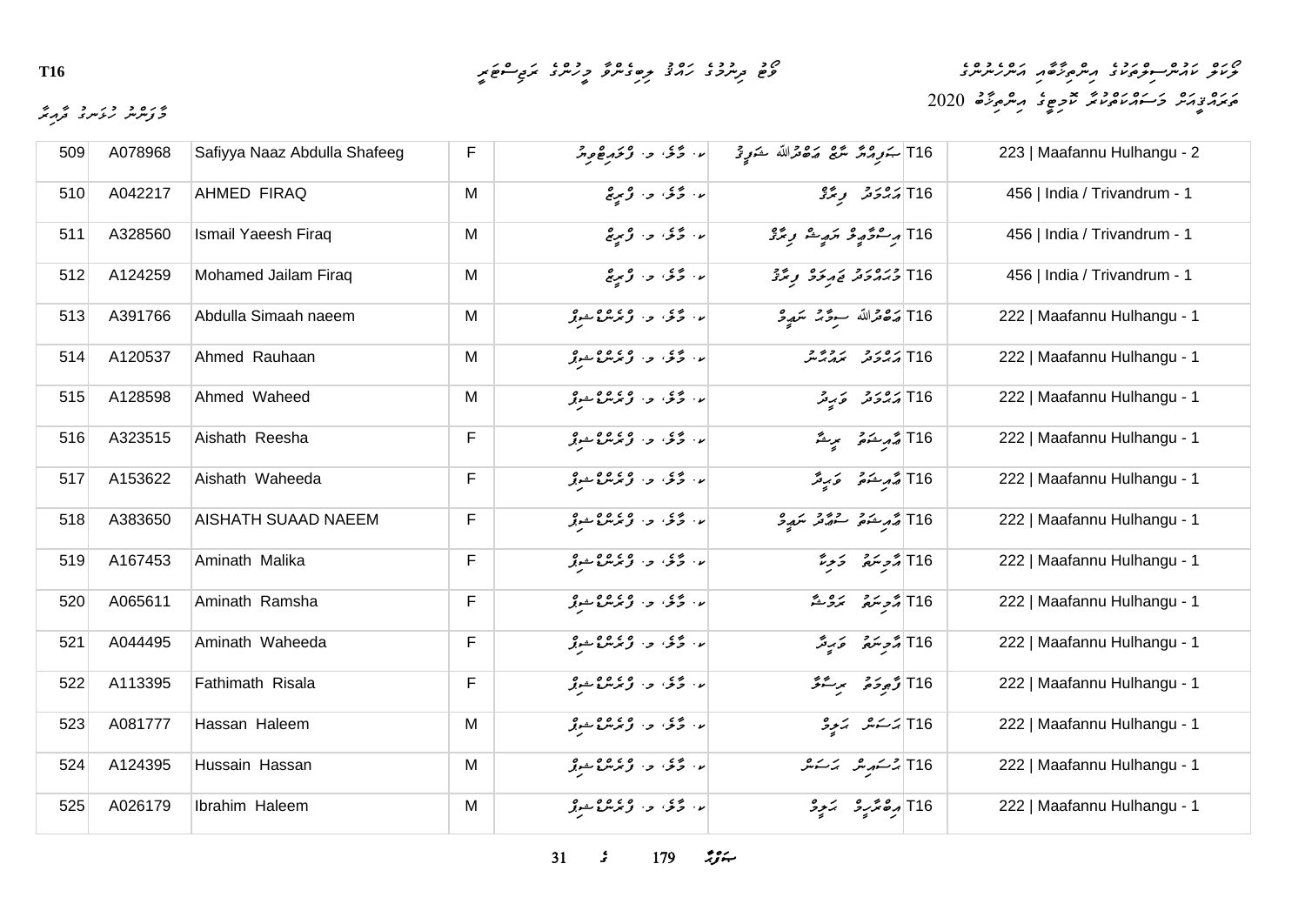| 509 | A078968 | Safiyya Naaz Abdulla Shafeeg | F | ،. ޏާޒު، ވ. ފެހިއަރޖުމަން | T16 ޞަފިއްޔާ ނާޒް އަބްދުﷲ ޝަފީޤު | 223 \| Maafannu Hulhangu - 2 |
|---|---|---|---|---|---|---|
| 510 | A042217 | AHMED FIRAQ | M | ،. މާލެ، ވ. ފިރިޖު | T16 އަޙްމަދު ފިރާޤު | 456 \| India / Trivandrum - 1 |
| 511 | A328560 | Ismail Yaeesh Firaq | M | ،. މާލެ، ވ. ފިރިޖު | T16 އިސްމާޢީލް ޔައީޝް ފިރާޤު | 456 \| India / Trivandrum - 1 |
| 512 | A124259 | Mohamed Jailam Firaq | M | ،. މާލެ، ވ. ފިރިޖު | T16 މުޙައްމަދު ޖައިލަމް ފިރާޤު | 456 \| India / Trivandrum - 1 |
| 513 | A391766 | Abdulla Simaah naeem | M | ،. މާލެ، ވ. ފެރަންގިސްވިލާ | T16 އަބްދުﷲ ސިމާޙް ނައީމް | 222 \| Maafannu Hulhangu - 1 |
| 514 | A120537 | Ahmed Rauhaan | M | ،. މާލެ، ވ. ފެރަންގިސްވިލާ | T16 އަޙްމަދު ރައުހާން | 222 \| Maafannu Hulhangu - 1 |
| 515 | A128598 | Ahmed Waheed | M | ،. މާލެ، ވ. ފެރަންގިސްވިލާ | T16 އަޙްމަދު ވަޙީދު | 222 \| Maafannu Hulhangu - 1 |
| 516 | A323515 | Aishath Reesha | F | ،. މާލެ، ވ. ފެރަންގިސްވިލާ | T16 އާއިޝަތު ރީޝާ | 222 \| Maafannu Hulhangu - 1 |
| 517 | A153622 | Aishath Waheeda | F | ،. މާލެ، ވ. ފެރަންގިސްވިލާ | T16 އާއިޝަތު ވަޙީދާ | 222 \| Maafannu Hulhangu - 1 |
| 518 | A383650 | AISHATH SUAAD NAEEM | F | ،. މާލެ، ވ. ފެރަންގިސްވިލާ | T16 އާއިޝަތު ސުޢާދު ނައީމް | 222 \| Maafannu Hulhangu - 1 |
| 519 | A167453 | Aminath Malika | F | ،. މާލެ، ވ. ފެރަންގިސްވިލާ | T16 އާމިނަތު މަލިކާ | 222 \| Maafannu Hulhangu - 1 |
| 520 | A065611 | Aminath Ramsha | F | ،. މާލެ، ވ. ފެރަންގިސްވިލާ | T16 އާމިނަތު ރަމްޝާ | 222 \| Maafannu Hulhangu - 1 |
| 521 | A044495 | Aminath Waheeda | F | ،. މާލެ، ވ. ފެރަންގިސްވިލާ | T16 އާމިނަތު ވަޙީދާ | 222 \| Maafannu Hulhangu - 1 |
| 522 | A113395 | Fathimath Risala | F | ،. މާލެ، ވ. ފެރަންގިސްވިލާ | T16 ފާތިމަތު ރިސާލާ | 222 \| Maafannu Hulhangu - 1 |
| 523 | A081777 | Hassan Haleem | M | ،. މާލެ، ވ. ފެރަންގިސްވިލާ | T16 ހަސަން ހަލީމް | 222 \| Maafannu Hulhangu - 1 |
| 524 | A124395 | Hussain Hassan | M | ،. މާލެ، ވ. ފެރަންގިސްވިލާ | T16 ހުސައިން ހަސަން | 222 \| Maafannu Hulhangu - 1 |
| 525 | A026179 | Ibrahim Haleem | M | ،. މާލެ، ވ. ފެރަންގިސްވިލާ | T16 އިބްރާހީމް ހަލީމް | 222 \| Maafannu Hulhangu - 1 |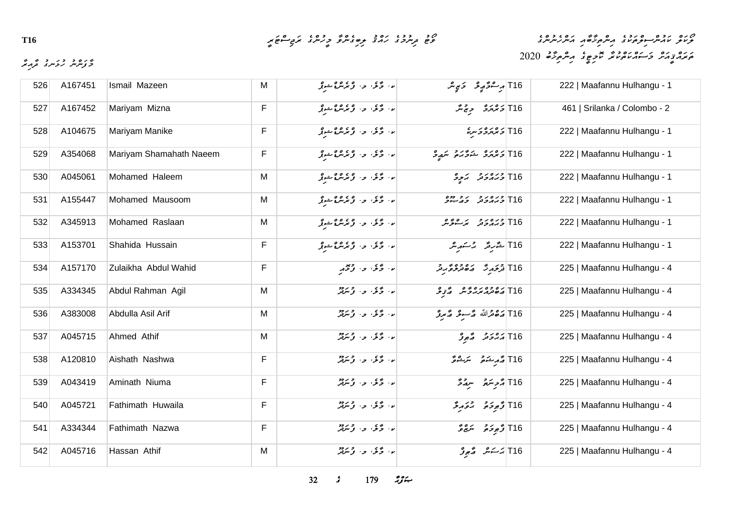| 526 | A167451 | Ismail Mazeen | M | ނ. މާލެ، މ. ފްލޮރެންޝިއާ | T16 | 222 \| Maafannu Hulhangu - 1 |
|---|---|---|---|---|---|---|
| 527 | A167452 | Mariyam Mizna | F | ނ. މާލެ، މ. ފްލޮރެންޝިއާ | T16 | 461 \| Srilanka / Colombo - 2 |
| 528 | A104675 | Mariyam Manike | F | ނ. މާލެ، މ. ފްލޮރެންޝިއާ | T16 | 222 \| Maafannu Hulhangu - 1 |
| 529 | A354068 | Mariyam Shamahath Naeem | F | ނ. މާލެ، މ. ފްލޮރެންޝިއާ | T16 | 222 \| Maafannu Hulhangu - 1 |
| 530 | A045061 | Mohamed Haleem | M | ނ. މާލެ، މ. ފްލޮރެންޝިއާ | T16 | 222 \| Maafannu Hulhangu - 1 |
| 531 | A155447 | Mohamed Mausoom | M | ނ. މާލެ، މ. ފްލޮރެންޝިއާ | T16 | 222 \| Maafannu Hulhangu - 1 |
| 532 | A345913 | Mohamed Raslaan | M | ނ. މާލެ، މ. ފްލޮރެންޝިއާ | T16 | 222 \| Maafannu Hulhangu - 1 |
| 533 | A153701 | Shahida Hussain | F | ނ. މާލެ، މ. ފްލޮރެންޝިއާ | T16 | 222 \| Maafannu Hulhangu - 1 |
| 534 | A157170 | Zulaikha Abdul Wahid | F | ނ. މާލެ، މ. ފްލޯރާ | T16 | 225 \| Maafannu Hulhangu - 4 |
| 535 | A334345 | Abdul Rahman Agil | M | ނ. މާލެ، މ. ފްލަޓް | T16 | 225 \| Maafannu Hulhangu - 4 |
| 536 | A383008 | Abdulla Asil Arif | M | ނ. މާލެ، މ. ފްލަޓް | T16 | 225 \| Maafannu Hulhangu - 4 |
| 537 | A045715 | Ahmed Athif | M | ނ. މާލެ، މ. ފްލަޓް | T16 | 225 \| Maafannu Hulhangu - 4 |
| 538 | A120810 | Aishath Nashwa | F | ނ. މާލެ، މ. ފްލަޓް | T16 | 225 \| Maafannu Hulhangu - 4 |
| 539 | A043419 | Aminath Niuma | F | ނ. މާލެ، މ. ފްލަޓް | T16 | 225 \| Maafannu Hulhangu - 4 |
| 540 | A045721 | Fathimath Huwaila | F | ނ. މާލެ، މ. ފްލަޓް | T16 | 225 \| Maafannu Hulhangu - 4 |
| 541 | A334344 | Fathimath Nazwa | F | ނ. މާލެ، މ. ފްލަޓް | T16 | 225 \| Maafannu Hulhangu - 4 |
| 542 | A045716 | Hassan Athif | M | ނ. މާލެ، މ. ފްލަޓް | T16 | 225 \| Maafannu Hulhangu - 4 |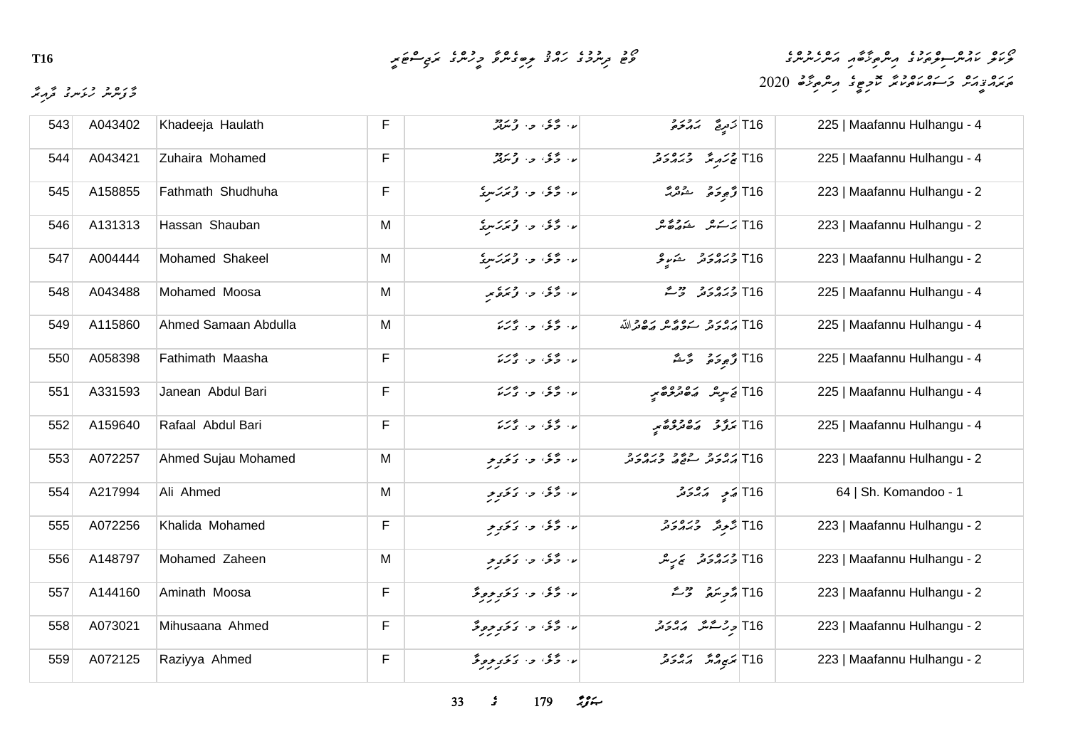| 543 | A043402 | Khadeeja Haulath | F | ށ. މާލެ، މ. ފުނަދޫ | T16 ހަދީޖާ ހައުލަތު | 225 \| Maafannu Hulhangu - 4 |
|---|---|---|---|---|---|---|
| 544 | A043421 | Zuhaira Mohamed | F | ށ. މާލެ، މ. ފުނަދޫ | T16 ޒުހައިރާ މުހައްމަދު | 225 \| Maafannu Hulhangu - 4 |
| 545 | A158855 | Fathmath Shudhuha | F | ށ. މާލެ، މ. ފުރަހަނގު | T16 ފާތިމަތު ޝުދުހާ | 223 \| Maafannu Hulhangu - 2 |
| 546 | A131313 | Hassan Shauban | M | ށ. މާލެ، މ. ފުރަހަނގު | T16 ހަސަން ޝައުބާން | 223 \| Maafannu Hulhangu - 2 |
| 547 | A004444 | Mohamed Shakeel | M | ށ. މާލެ، މ. ފުރަހަނގު | T16 މުހައްމަދު ޝަކީލް | 223 \| Maafannu Hulhangu - 2 |
| 548 | A043488 | Mohamed Moosa | M | ށ. މާލެ، މ. ފުރަގަމު | T16 މުހައްމަދު މޫސާ | 225 \| Maafannu Hulhangu - 4 |
| 549 | A115860 | Ahmed Samaan Abdulla | M | ށ. މާލެ، މ. މާހަނާ | T16 އަހްމަދު ސަމްއާން އަބްދުﷲ | 225 \| Maafannu Hulhangu - 4 |
| 550 | A058398 | Fathimath Maasha | F | ށ. މާލެ، މ. މާހަނާ | T16 ފާތިމަތު މާޝާ | 225 \| Maafannu Hulhangu - 4 |
| 551 | A331593 | Janean Abdul Bari | F | ށ. މާލެ، މ. މާހަނާ | T16 ޖަނިން އަބްދުލްބާރީ | 225 \| Maafannu Hulhangu - 4 |
| 552 | A159640 | Rafaal Abdul Bari | F | ށ. މާލެ، މ. މާހަނާ | T16 ރަފާލް އަބްދުލްބާރީ | 225 \| Maafannu Hulhangu - 4 |
| 553 | A072257 | Ahmed Sujau Mohamed | M | ށ. މާލެ، މ. ގަލޮޅުވި | T16 އަހްމަދު ސުޖާއު މުހައްމަދު | 223 \| Maafannu Hulhangu - 2 |
| 554 | A217994 | Ali Ahmed | M | ށ. މާލެ، މ. ގަލޮޅުވި | T16 އަލި އަހްމަދު | 64 \| Sh. Komandoo - 1 |
| 555 | A072256 | Khalida Mohamed | F | ށ. މާލެ، މ. ގަލޮޅުވި | T16 ހާލިދާ މުހައްމަދު | 223 \| Maafannu Hulhangu - 2 |
| 556 | A148797 | Mohamed Zaheen | M | ށ. މާލެ، މ. ގަލޮޅުވި | T16 މުހައްމަދު ޒަހީން | 223 \| Maafannu Hulhangu - 2 |
| 557 | A144160 | Aminath Moosa | F | ށ. މާލެ، މ. ގަލޮޅުވިލާ | T16 އާމިނަތު މޫސާ | 223 \| Maafannu Hulhangu - 2 |
| 558 | A073021 | Mihusaana Ahmed | F | ށ. މާލެ، މ. ގަލޮޅުވިލާ | T16 މިހުސާނާ އަހްމަދު | 223 \| Maafannu Hulhangu - 2 |
| 559 | A072125 | Raziyya Ahmed | F | ށ. މާލެ، މ. ގަލޮޅުވިލާ | T16 ރަޒިއްޔާ އަހްމަދު | 223 \| Maafannu Hulhangu - 2 |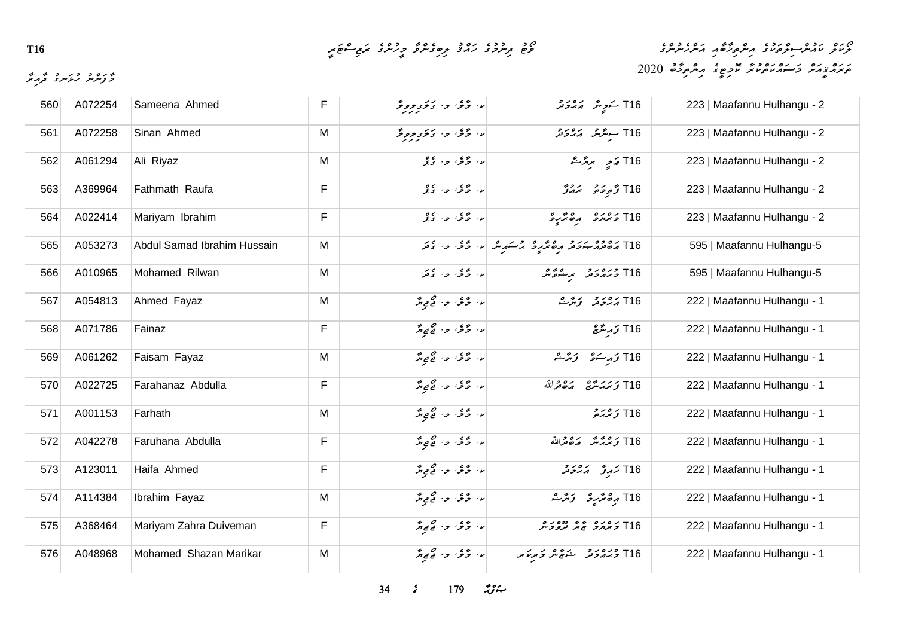| 560 | A072254 | Sameena Ahmed | F | ޅ. މާލެ، މ. ގަލޮޅުމިލިޔާ | T16 ސަމީނާ އަޙްމަދު | 223 \| Maafannu Hulhangu - 2 |
|---|---|---|---|---|---|---|
| 561 | A072258 | Sinan Ahmed | M | ޅ. މާލެ، މ. ގަލޮޅުމިލިޔާ | T16 ސިނާން އަޙްމަދު | 223 \| Maafannu Hulhangu - 2 |
| 562 | A061294 | Ali Riyaz | M | ޅ. މާލެ، މ. ގުލް | T16 އަލި ރިޔާޒް | 223 \| Maafannu Hulhangu - 2 |
| 563 | A369964 | Fathmath Raufa | F | ޅ. މާލެ، މ. ގުލް | T16 ފާތިމަތު ރަؤފާ | 223 \| Maafannu Hulhangu - 2 |
| 564 | A022414 | Mariyam Ibrahim | F | ޅ. މާލެ، މ. ގުލް | T16 މަރިޔަމް އިބްރާހީމް | 223 \| Maafannu Hulhangu - 2 |
| 565 | A053273 | Abdul Samad Ibrahim Hussain | M | ޅ. މާލެ، މ. ގުރު | T16 އަބްދުލްސަމަދު އިބްރާހީމް ހުސައިން | 595 \| Maafannu Hulhangu-5 |
| 566 | A010965 | Mohamed Rilwan | M | ޅ. މާލެ، މ. ގުރު | T16 މުޙައްމަދު ރިލްވާން | 595 \| Maafannu Hulhangu-5 |
| 567 | A054813 | Ahmed Fayaz | M | ޅ. މާލެ، މ. ޤަތިޔާ | T16 އަޙްމަދު ފައްޔާޒް | 222 \| Maafannu Hulhangu - 1 |
| 568 | A071786 | Fainaz | F | ޅ. މާލެ، މ. ޤަތިޔާ | T16 ފައިނާޒް | 222 \| Maafannu Hulhangu - 1 |
| 569 | A061262 | Faisam Fayaz | M | ޅ. މާލެ، މ. ޤަތިޔާ | T16 ފައިސަމް ފައްޔާޒް | 222 \| Maafannu Hulhangu - 1 |
| 570 | A022725 | Farahanaz Abdulla | F | ޅ. މާލެ، މ. ޤަތިޔާ | T16 ފަރަހަނާޒް އަބްދުﷲ | 222 \| Maafannu Hulhangu - 1 |
| 571 | A001153 | Farhath | M | ޅ. މާލެ، މ. ޤަތިޔާ | T16 ފަރުހަތު | 222 \| Maafannu Hulhangu - 1 |
| 572 | A042278 | Faruhana Abdulla | F | ޅ. މާލެ، މ. ޤަތިޔާ | T16 ފަރުހާނާ އަބްދުﷲ | 222 \| Maafannu Hulhangu - 1 |
| 573 | A123011 | Haifa Ahmed | F | ޅ. މާލެ، މ. ޤަތިޔާ | T16 ހައިފާ އަޙްމަދު | 222 \| Maafannu Hulhangu - 1 |
| 574 | A114384 | Ibrahim Fayaz | M | ޅ. މާލެ، މ. ޤަތިޔާ | T16 އިބްރާހީމް ފައްޔާޒް | 222 \| Maafannu Hulhangu - 1 |
| 575 | A368464 | Mariyam Zahra Duiveman | F | ޅ. މާލެ، މ. ޤަތިޔާ | T16 މަރިޔަމް ޒަހްރާ ދުއިވެމަން | 222 \| Maafannu Hulhangu - 1 |
| 576 | A048968 | Mohamed Shazan Marikar | M | ޅ. މާލެ، މ. ޤަތިޔާ | T16 މުޙައްމަދު ޝަޒާން މަރިކަރ | 222 \| Maafannu Hulhangu - 1 |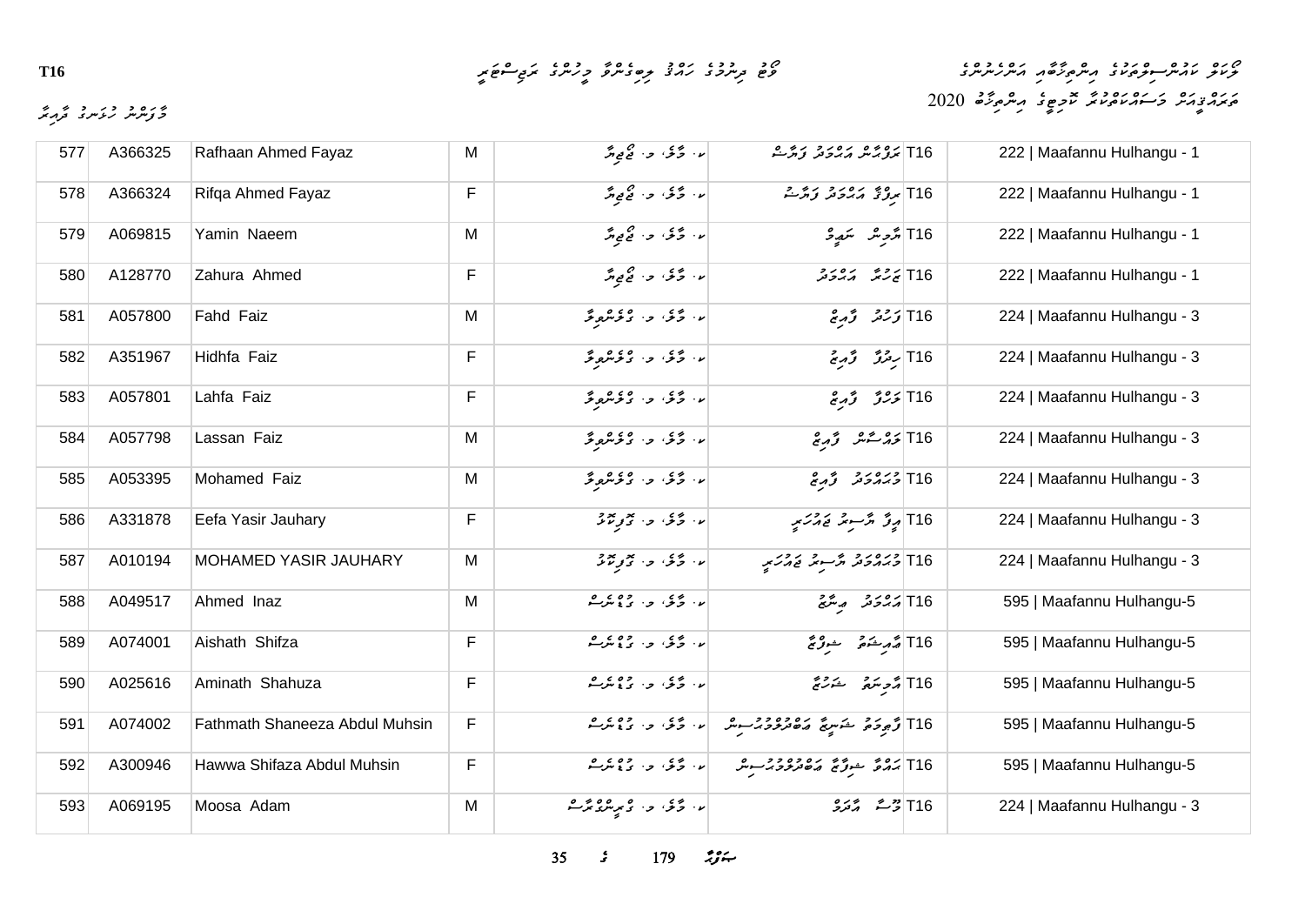| 577 | A366325 | Rafhaan Ahmed Fayaz | M | ށ. މާވް، މ. ޗާނދިނާ | T16 ރަފްހާން އަހުމަދު ފައްޔާޒް | 222 \| Maafannu Hulhangu - 1 |
|---|---|---|---|---|---|---|
| 578 | A366324 | Rifqa Ahmed Fayaz | F | ށ. މާވް، މ. ޗާނދިނާ | T16 ރިފްޤާ އަހުމަދު ފައްޔާޒް | 222 \| Maafannu Hulhangu - 1 |
| 579 | A069815 | Yamin Naeem | M | ށ. މާވް، މ. ޗާނދިނާ | T16 ޔާމިން ނައީމް | 222 \| Maafannu Hulhangu - 1 |
| 580 | A128770 | Zahura Ahmed | F | ށ. މާވް، މ. ޗާނދިނާ | T16 ޒަހުރާ އަހުމަދު | 222 \| Maafannu Hulhangu - 1 |
| 581 | A057800 | Fahd Faiz | M | ށ. މާވް، މ. މެވެންޑިވާ | T16 ފަހުދު ފާއިޒް | 224 \| Maafannu Hulhangu - 3 |
| 582 | A351967 | Hidhfa Faiz | F | ށ. މާވް، މ. މެވެންޑިވާ | T16 ހިދުފާ ފާއިޒް | 224 \| Maafannu Hulhangu - 3 |
| 583 | A057801 | Lahfa Faiz | F | ށ. މާވް، މ. މެވެންޑިވާ | T16 ލަހުފާ ފާއިޒް | 224 \| Maafannu Hulhangu - 3 |
| 584 | A057798 | Lassan Faiz | M | ށ. މާވް، މ. މެވެންޑިވާ | T16 ލައްސާން ފާއިޒް | 224 \| Maafannu Hulhangu - 3 |
| 585 | A053395 | Mohamed Faiz | M | ށ. މާވް، މ. މެވެންޑިވާ | T16 މުހައްމަދު ފާއިޒް | 224 \| Maafannu Hulhangu - 3 |
| 586 | A331878 | Eefa Yasir Jauhary | F | ށ. މާވް، މ. ކޮރާފުލް | T16 އީފާ ޔާސިރު ޖައުހަރީ | 224 \| Maafannu Hulhangu - 3 |
| 587 | A010194 | MOHAMED YASIR JAUHARY | M | ށ. މާވް، މ. ކޮރާފުލް | T16 މުހައްމަދު ޔާސިރު ޖައުހަރީ | 224 \| Maafannu Hulhangu - 3 |
| 588 | A049517 | Ahmed Inaz | M | ށ. މާވް، މ. މޫނިރެސް | T16 އަހުމަދު އިނާޒް | 595 \| Maafannu Hulhangu-5 |
| 589 | A074001 | Aishath Shifza | F | ށ. މާވް، މ. މޫނިރެސް | T16 އާއިޝަތު ޝިފްޒާ | 595 \| Maafannu Hulhangu-5 |
| 590 | A025616 | Aminath Shahuza | F | ށ. މާވް، މ. މޫނިރެސް | T16 އާމިނަތު ޝަހުޒާ | 595 \| Maafannu Hulhangu-5 |
| 591 | A074002 | Fathmath Shaneeza Abdul Muhsin | F | ށ. މާވް، މ. މޫނިރެސް | T16 ފާތިމަތު ޝަނީޒާ އަބްދުލްމުޙްސިން | 595 \| Maafannu Hulhangu-5 |
| 592 | A300946 | Hawwa Shifaza Abdul Muhsin | F | ށ. މާވް، މ. މޫނިރެސް | T16 ހައްވާ ޝިފާޒާ އަބްދުލްމުޙްސިން | 595 \| Maafannu Hulhangu-5 |
| 593 | A069195 | Moosa Adam | M | ށ. މާވް، މ. މެރިންގޯލްޑް | T16 މޫސާ އާދަމް | 224 \| Maafannu Hulhangu - 3 |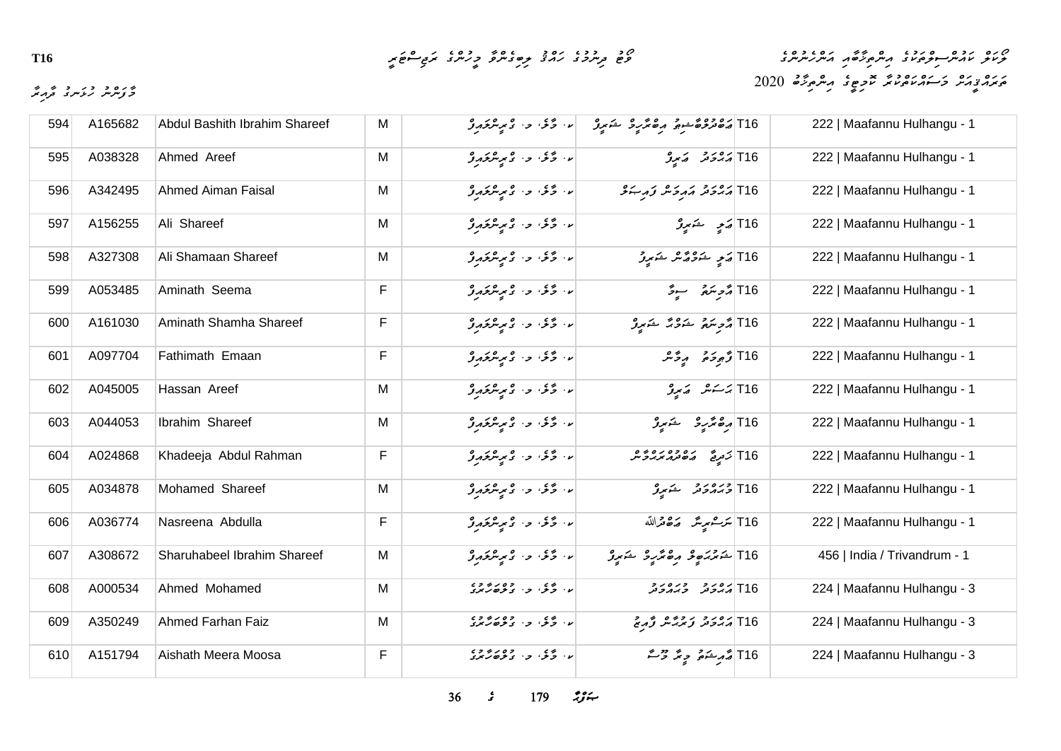| 594 | A165682 | Abdul Bashith Ibrahim Shareef | M | ، وَّتْ، و· وَّمِرِسْرَدَرِ وْ | T16 رَهْ وَ وْ رَّ شَيْءٌ رِ رَّ پُرُّ رِ وَ شَمْرِوْ | 222 \| Maafannu Hulhangu - 1 |
|---|---|---|---|---|---|---|
| 595 | A038328 | Ahmed Areef | M | ، وَّتْ، و· وَّمِرِسْرَدَرِ وْ | T16 رَبَّرْدَنْتِرْ رَبَرِوْ | 222 \| Maafannu Hulhangu - 1 |
| 596 | A342495 | Ahmed Aiman Faisal | M | ، وَّتْ، و· وَّمِرِسْرَدَرِ وْ | T16 رَبَّرْدَنْتِرْ رَرِدَسْ تَرْرِسَوْ | 222 \| Maafannu Hulhangu - 1 |
| 597 | A156255 | Ali Shareef | M | ، وَّتْ، و· وَّمِرِسْرَدَرِ وْ | T16 رَبِّ شَمْرِوْ | 222 \| Maafannu Hulhangu - 1 |
| 598 | A327308 | Ali Shamaan Shareef | M | ، وَّتْ، و· وَّمِرِسْرَدَرِ وْ | T16 رَبِّ شَوَرَّشْ شَمْرِوْ | 222 \| Maafannu Hulhangu - 1 |
| 599 | A053485 | Aminath Seema | F | ، وَّتْ، و· وَّمِرِسْرَدَرِ وْ | T16 رَّحِرْسَرَهْ سِوَّ | 222 \| Maafannu Hulhangu - 1 |
| 600 | A161030 | Aminath Shamha Shareef | F | ، وَّتْ، و· وَّمِرِسْرَدَرِ وْ | T16 رَّحِرْسَرَهْ شَوْرَّ شَمْرِوْ | 222 \| Maafannu Hulhangu - 1 |
| 601 | A097704 | Fathimath Emaan | F | ، وَّتْ، و· وَّمِرِسْرَدَرِ وْ | T16 وَّجِرْدَهْ رِوَّشْ | 222 \| Maafannu Hulhangu - 1 |
| 602 | A045005 | Hassan Areef | M | ، وَّتْ، و· وَّمِرِسْرَدَرِ وْ | T16 بَرْسَشْ رَبَرِوْ | 222 \| Maafannu Hulhangu - 1 |
| 603 | A044053 | Ibrahim Shareef | M | ، وَّتْ، و· وَّمِرِسْرَدَرِ وْ | T16 رِ رَّ پُرُّ رِ وَ شَمْرِوْ | 222 \| Maafannu Hulhangu - 1 |
| 604 | A024868 | Khadeeja Abdul Rahman | F | ، وَّتْ، و· وَّمِرِسْرَدَرِ وْ | T16 زَمِرِجْ رَهْ وَ وْ رَ بَرْ دَ وَّ شْ | 222 \| Maafannu Hulhangu - 1 |
| 605 | A034878 | Mohamed Shareef | M | ، وَّتْ، و· وَّمِرِسْرَدَرِ وْ | T16 وَبَرْدَوَنْتِرْ شَمْرِوْ | 222 \| Maafannu Hulhangu - 1 |
| 606 | A036774 | Nasreena Abdulla | F | ، وَّتْ، و· وَّمِرِسْرَدَرِ وْ | T16 سَرَسْمِرِسَّ رَهْ وَ اللّه | 222 \| Maafannu Hulhangu - 1 |
| 607 | A308672 | Sharuhabeel Ibrahim Shareef | M | ، وَّتْ، و· وَّمِرِسْرَدَرِ وْ | T16 شَمَرْبَرَ ضِوْ رِ رَّ پُرُّ رِ وَ شَمْرِوْ | 456 \| India / Trivandrum - 1 |
| 608 | A000534 | Ahmed Mohamed | M | ، وَّتْ، و· وَّوْ رَّ تَرُ وَ | T16 رَبَّرْدَنْتِرْ وَبَرْدَوَنْتِرْ | 224 \| Maafannu Hulhangu - 3 |
| 609 | A350249 | Ahmed Farhan Faiz | M | ، وَّتْ، و· وَّوْ رَّ تَرُ وَ | T16 رَبَّرْدَنْتِرْ وَبَرْبَّرْ شْ وَّرِجْ | 224 \| Maafannu Hulhangu - 3 |
| 610 | A151794 | Aishath Meera Moosa | F | ، وَّتْ، و· وَّوْ رَّ تَرُ وَ | T16 رَّرِشَوَهْ وِبَرُّ وْ سَّ | 224 \| Maafannu Hulhangu - 3 |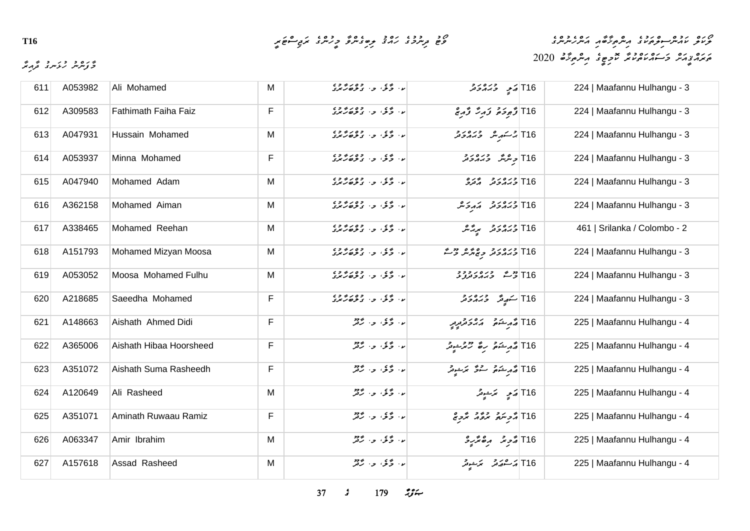| 611 | A053982 | Ali Mohamed | M | ڀ. ڤَڎُ، ڡ. ڤِڎُڡَڤَڤُڎ | T16 ڪَپِ ڤَڤَڎُڤَڤ | 224 \| Maafannu Hulhangu - 3 |
|---|---|---|---|---|---|---|
| 612 | A309583 | Fathimath Faiha Faiz | F | ڀ. ڤَڎُ، ڡ. ڤِڎُڡَڤَڤُڎ | T16 ڙَڄِڪَڄَ ڙَڄِڎَ ڙَڄِڄ | 224 \| Maafannu Hulhangu - 3 |
| 613 | A047931 | Hussain Mohamed | M | ڀ. ڤَڎُ، ڡ. ڤِڎُڡَڤَڤُڎ | T16 ڤُسَڄِڎ ڤَڤَڎُڤَڤ | 224 \| Maafannu Hulhangu - 3 |
| 614 | A053937 | Minna Mohamed | F | ڀ. ڤَڎُ، ڡ. ڤِڎُڡَڤَڤُڎ | T16 ڤِڎُڎَ ڤَڤَڎُڤَڤ | 224 \| Maafannu Hulhangu - 3 |
| 615 | A047940 | Mohamed Adam | M | ڀ. ڤَڎُ، ڡ. ڤِڎُڡَڤَڤُڎ | T16 ڤَڤَڎُڤَڤ ڪَڤَڤ | 224 \| Maafannu Hulhangu - 3 |
| 616 | A362158 | Mohamed Aiman | M | ڀ. ڤَڎُ، ڡ. ڤِڎُڡَڤَڤُڎ | T16 ڤَڤَڎُڤَڤ ڪَڄِڤَڎ | 224 \| Maafannu Hulhangu - 3 |
| 617 | A338465 | Mohamed Reehan | M | ڀ. ڤَڎُ، ڡ. ڤِڎُڡَڤَڤُڎ | T16 ڤَڤَڎُڤَڤ ڤِڎَڎ | 461 \| Srilanka / Colombo - 2 |
| 618 | A151793 | Mohamed Mizyan Moosa | M | ڀ. ڤَڎُ، ڡ. ڤِڎُڡَڤَڤُڎ | T16 ڤَڤَڎُڤَڤ ڤِڄِڎَڎ ڤُسَ | 224 \| Maafannu Hulhangu - 3 |
| 619 | A053052 | Moosa Mohamed Fulhu | M | ڀ. ڤَڎُ، ڡ. ڤِڎُڡَڤَڤُڎ | T16 ڤُسَ ڤَڤَڎُڤَڤڤُڤُ | 224 \| Maafannu Hulhangu - 3 |
| 620 | A218685 | Saeedha Mohamed | F | ڀ. ڤَڎُ، ڡ. ڤِڎُڡَڤَڤُڎ | T16 سَڪِڤَ ڤَڤَڎُڤَڤ | 224 \| Maafannu Hulhangu - 3 |
| 621 | A148663 | Aishath Ahmed Didi | F | ڀ. ڤَڎُ، ڡ. ڎُڤ | T16 ڪَڄِڎَڤ ڪَڤُڤَڤڤِڤِ | 225 \| Maafannu Hulhangu - 4 |
| 622 | A365006 | Aishath Hibaa Hoorsheed | F | ڀ. ڤَڎُ، ڡ. ڎُڤ | T16 ڪَڄِڎَڤ ڤِڤَ ڤُڎُڎِڤ | 225 \| Maafannu Hulhangu - 4 |
| 623 | A351072 | Aishath Suma Rasheedh | F | ڀ. ڤَڎُ، ڡ. ڎُڤ | T16 ڪَڄِڎَڤ سُڤَ ڎَڎِڤ | 225 \| Maafannu Hulhangu - 4 |
| 624 | A120649 | Ali Rasheed | M | ڀ. ڤَڎُ، ڡ. ڎُڤ | T16 ڪَڤِ ڎَڎِڤ | 225 \| Maafannu Hulhangu - 4 |
| 625 | A351071 | Aminath Ruwaau Ramiz | F | ڀ. ڤَڎُ، ڡ. ڎُڤ | T16 ڪَڤِڎَڤ ڎُڤَڪُ ڎَڤِڄ | 225 \| Maafannu Hulhangu - 4 |
| 626 | A063347 | Amir Ibrahim | M | ڀ. ڤَڎُ، ڡ. ڎُڤ | T16 ڪَڤِڎ ڪِڤُڎَڤِڤ | 225 \| Maafannu Hulhangu - 4 |
| 627 | A157618 | Assad Rasheed | M | ڀ. ڤَڎُ، ڡ. ڎُڤ | T16 ڪَسُڎَڤ ڎَڎِڤ | 225 \| Maafannu Hulhangu - 4 |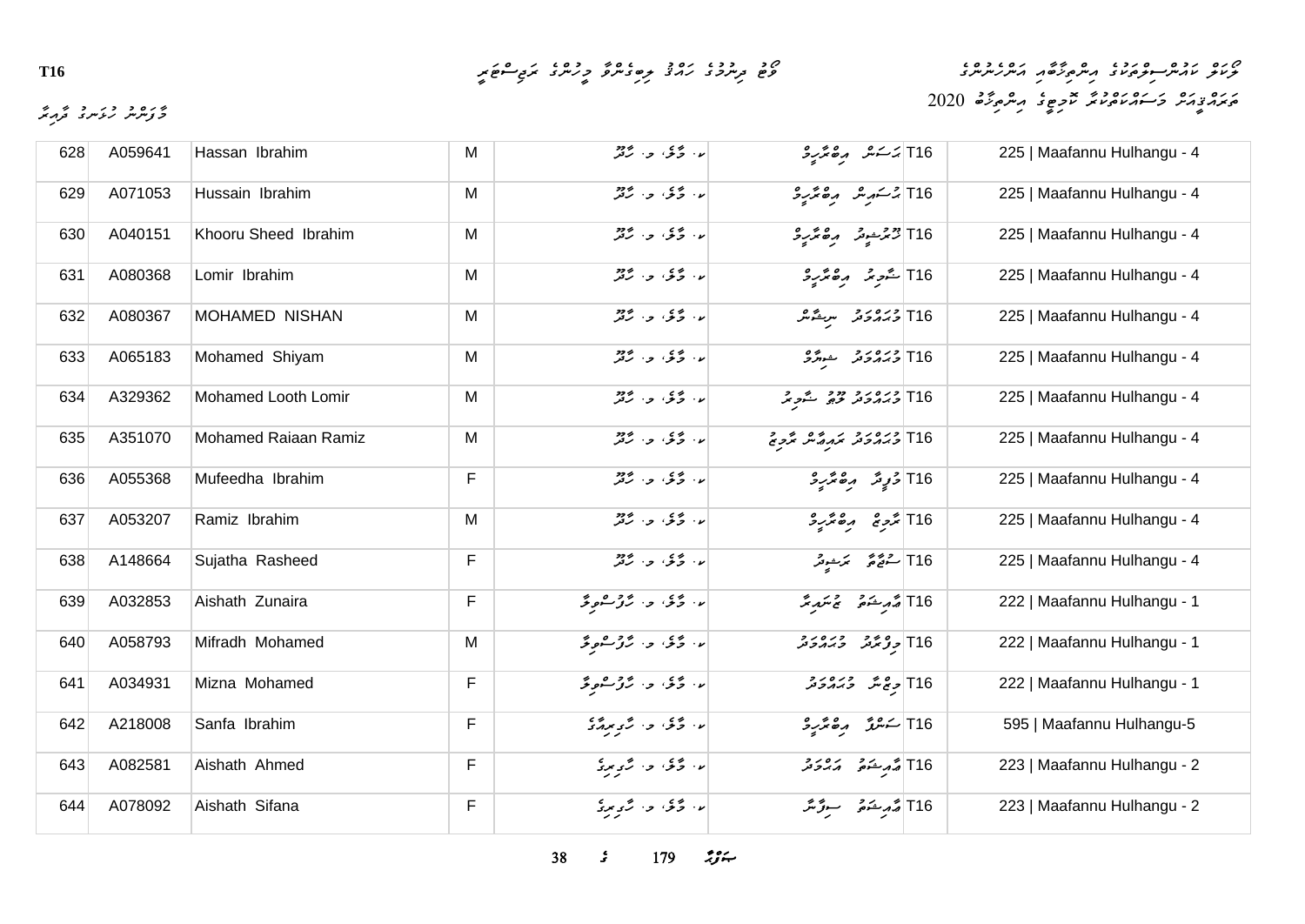| 628 | A059641 | Hassan Ibrahim | M | ރ. މާލެ، މ. ހުޅު | T16 ޙަސަން އިބްރާހީމް | 225 \| Maafannu Hulhangu - 4 |
|---|---|---|---|---|---|---|
| 629 | A071053 | Hussain Ibrahim | M | ރ. މާލެ، މ. ހުޅު | T16 ޙުސައިން އިބްރާހީމް | 225 \| Maafannu Hulhangu - 4 |
| 630 | A040151 | Khooru Sheed Ibrahim | M | ރ. މާލެ، މ. ހުޅު | T16 ޚޫރުޝީދު އިބްރާހީމް | 225 \| Maafannu Hulhangu - 4 |
| 631 | A080368 | Lomir Ibrahim | M | ރ. މާލެ، މ. ހުޅު | T16 ލޯމިރު އިބްރާހީމް | 225 \| Maafannu Hulhangu - 4 |
| 632 | A080367 | MOHAMED NISHAN | M | ރ. މާލެ، މ. ހުޅު | T16 މުހައްމަދު ނިޝާން | 225 \| Maafannu Hulhangu - 4 |
| 633 | A065183 | Mohamed Shiyam | M | ރ. މާލެ، މ. ހުޅު | T16 މުހައްމަދު ޝިޔާމް | 225 \| Maafannu Hulhangu - 4 |
| 634 | A329362 | Mohamed Looth Lomir | M | ރ. މާލެ، މ. ހުޅު | T16 މުހައްމަދު ލޫތު ލޯމިރު | 225 \| Maafannu Hulhangu - 4 |
| 635 | A351070 | Mohamed Raiaan Ramiz | M | ރ. މާލެ، މ. ހުޅު | T16 މުހައްމަދު ރައިއާން ރާމިޒް | 225 \| Maafannu Hulhangu - 4 |
| 636 | A055368 | Mufeedha Ibrahim | F | ރ. މާލެ، މ. ހުޅު | T16 މުފީދާ އިބްރާހީމް | 225 \| Maafannu Hulhangu - 4 |
| 637 | A053207 | Ramiz Ibrahim | M | ރ. މާލެ، މ. ހުޅު | T16 ރާމިޒް އިބްރާހީމް | 225 \| Maafannu Hulhangu - 4 |
| 638 | A148664 | Sujatha Rasheed | F | ރ. މާލެ، މ. ހުޅު | T16 ސުޖާތާ ރަޝީދު | 225 \| Maafannu Hulhangu - 4 |
| 639 | A032853 | Aishath Zunaira | F | ރ. މާލެ، މ. ހުޅުސްވިލާ | T16 އާއިޝަތު ޒުނައިރާ | 222 \| Maafannu Hulhangu - 1 |
| 640 | A058793 | Mifradh Mohamed | M | ރ. މާލެ، މ. ހުޅުސްވިލާ | T16 މިފްރާދު މުހައްމަދު | 222 \| Maafannu Hulhangu - 1 |
| 641 | A034931 | Mizna Mohamed | F | ރ. މާލެ، މ. ހުޅުސްވިލާ | T16 މިޒްނާ މުހައްމަދު | 222 \| Maafannu Hulhangu - 1 |
| 642 | A218008 | Sanfa Ibrahim | F | ރ. މާލެ، މ. ހުވަރިއްޔާ | T16 ސަންފާ އިބްރާހީމް | 595 \| Maafannu Hulhangu-5 |
| 643 | A082581 | Aishath Ahmed | F | ރ. މާލެ، މ. ހުވަރި | T16 އާއިޝަތު އަޙްމަދު | 223 \| Maafannu Hulhangu - 2 |
| 644 | A078092 | Aishath Sifana | F | ރ. މާލެ، މ. ހުވަރި | T16 އާއިޝަތު ސިފާނާ | 223 \| Maafannu Hulhangu - 2 |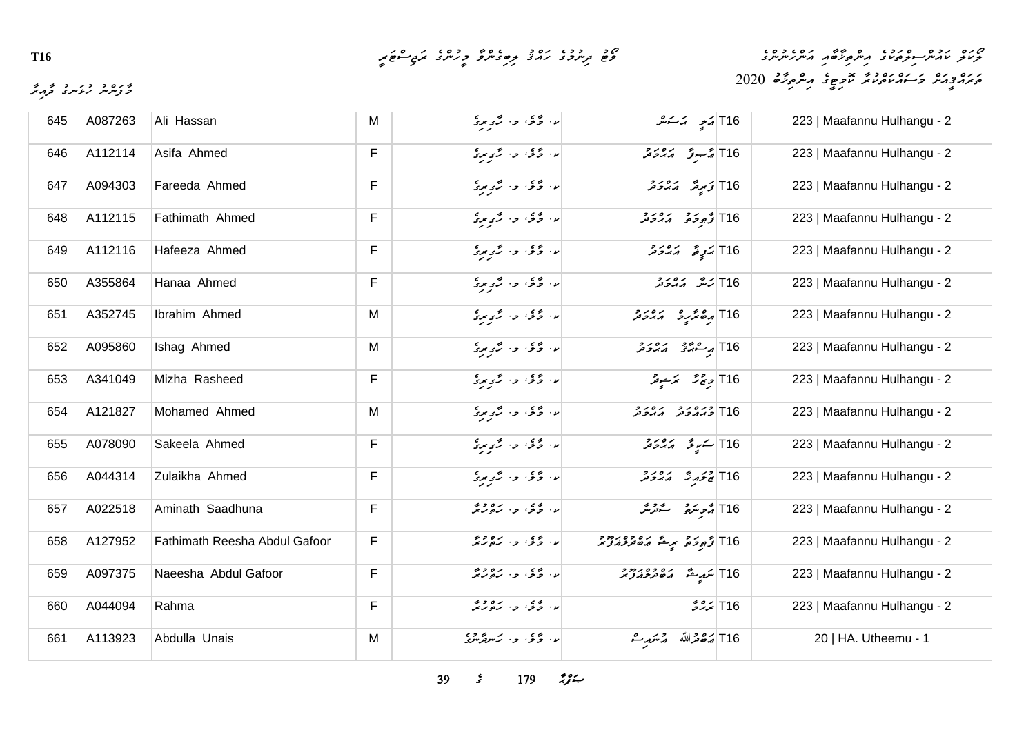| 645 | A087263 | Ali Hassan | M | ނ. މާލެ، މ. ހާދިރޫ | T16 ޢަލީ ޙަސަން | 223 \| Maafannu Hulhangu - 2 |
|---|---|---|---|---|---|---|
| 646 | A112114 | Asifa Ahmed | F | ނ. މާލެ، މ. ހާދިރޫ | T16 އާސިފާ އަޙްމަދު | 223 \| Maafannu Hulhangu - 2 |
| 647 | A094303 | Fareeda Ahmed | F | ނ. މާލެ، މ. ހާދިރޫ | T16 ފަރީދާ އަޙްމަދު | 223 \| Maafannu Hulhangu - 2 |
| 648 | A112115 | Fathimath Ahmed | F | ނ. މާލެ، މ. ހާދިރޫ | T16 ފާތިމަތު އަޙްމަދު | 223 \| Maafannu Hulhangu - 2 |
| 649 | A112116 | Hafeeza Ahmed | F | ނ. މާލެ، މ. ހާދިރޫ | T16 ހަފީޒާ އަޙްމަދު | 223 \| Maafannu Hulhangu - 2 |
| 650 | A355864 | Hanaa Ahmed | F | ނ. މާލެ، މ. ހާދިރޫ | T16 ހަނާ އަޙްމަދު | 223 \| Maafannu Hulhangu - 2 |
| 651 | A352745 | Ibrahim Ahmed | M | ނ. މާލެ، މ. ހާދިރޫ | T16 އިބްރާހީމް އަޙްމަދު | 223 \| Maafannu Hulhangu - 2 |
| 652 | A095860 | Ishag Ahmed | M | ނ. މާލެ، މ. ހާދިރޫ | T16 އިސްޙާޤު އަޙްމަދު | 223 \| Maafannu Hulhangu - 2 |
| 653 | A341049 | Mizha Rasheed | F | ނ. މާލެ، މ. ހާދިރޫ | T16 މިޒްހާ ރަޝީދު | 223 \| Maafannu Hulhangu - 2 |
| 654 | A121827 | Mohamed Ahmed | M | ނ. މާލެ، މ. ހާދިރޫ | T16 މުޙައްމަދު އަޙްމަދު | 223 \| Maafannu Hulhangu - 2 |
| 655 | A078090 | Sakeela Ahmed | F | ނ. މާލެ، މ. ހާދިރޫ | T16 ސަކީލާ އަޙްމަދު | 223 \| Maafannu Hulhangu - 2 |
| 656 | A044314 | Zulaikha Ahmed | F | ނ. މާލެ، މ. ހާދިރޫ | T16 ޒުލައިޙާ އަޙްމަދު | 223 \| Maafannu Hulhangu - 2 |
| 657 | A022518 | Aminath Saadhuna | F | ނ. މާލެ، މ. ހަވުރުނާ | T16 އާމިނަތު ސަޢުދުނާ | 223 \| Maafannu Hulhangu - 2 |
| 658 | A127952 | Fathimath Reesha Abdul Gafoor | F | ނ. މާލެ، މ. ހަވުރުނާ | T16 ފާތިމަތު ރީޝާ އަބްދުލްޣަފޫރު | 223 \| Maafannu Hulhangu - 2 |
| 659 | A097375 | Naeesha Abdul Gafoor | F | ނ. މާލެ، މ. ހަވުރުނާ | T16 ނައީޝާ އަބްދުލްޣަފޫރު | 223 \| Maafannu Hulhangu - 2 |
| 660 | A044094 | Rahma | F | ނ. މާލެ، މ. ހަވުރުނާ | T16 ރަޙްމާ | 223 \| Maafannu Hulhangu - 2 |
| 661 | A113923 | Abdulla Unais | M | ނ. މާލެ، މ. ހަސަންނޫރު | T16 އަބްދުﷲ އުނައިސް | 20 \| HA. Utheemu - 1 |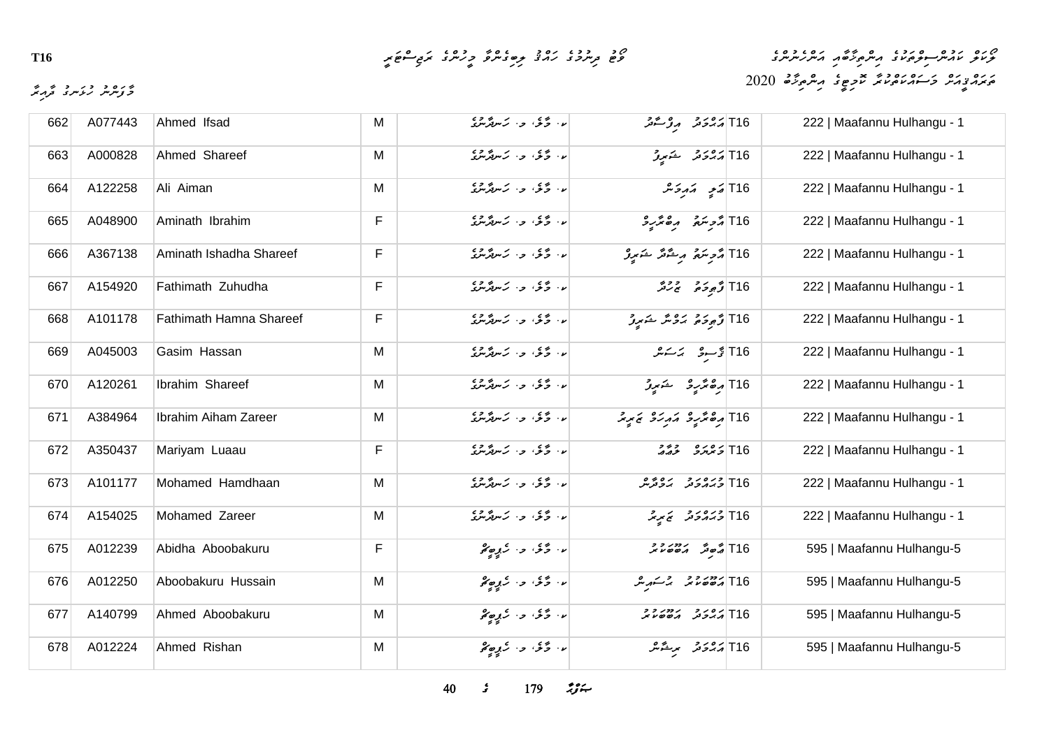| 662 | A077443 | Ahmed Ifsad | M | ރ. މާލެ، މ. ހަނދާނީގެ | T16 އަޙްމަދު އިފްސާދު | 222 \| Maafannu Hulhangu - 1 |
|---|---|---|---|---|---|---|
| 663 | A000828 | Ahmed Shareef | M | ރ. މާލެ، މ. ހަނދާނީގެ | T16 އަޙްމަދު ޝަރީފު | 222 \| Maafannu Hulhangu - 1 |
| 664 | A122258 | Ali Aiman | M | ރ. މާލެ، މ. ހަނދާނީގެ | T16 އަލި އައިމަން | 222 \| Maafannu Hulhangu - 1 |
| 665 | A048900 | Aminath Ibrahim | F | ރ. މާލެ، މ. ހަނދާނީގެ | T16 އާމިނަތު އިބްރާހީމް | 222 \| Maafannu Hulhangu - 1 |
| 666 | A367138 | Aminath Ishadha Shareef | F | ރ. މާލެ، މ. ހަނދާނީގެ | T16 އާމިނަތު އިޝާދާ ޝަރީފު | 222 \| Maafannu Hulhangu - 1 |
| 667 | A154920 | Fathimath Zuhudha | F | ރ. މާލެ، މ. ހަނދާނީގެ | T16 ފާތިމަތު ޒުހުދާ | 222 \| Maafannu Hulhangu - 1 |
| 668 | A101178 | Fathimath Hamna Shareef | F | ރ. މާލެ، މ. ހަނދާނީގެ | T16 ފާތިމަތު ހަމްނާ ޝަރީފު | 222 \| Maafannu Hulhangu - 1 |
| 669 | A045003 | Gasim Hassan | M | ރ. މާލެ، މ. ހަނދާނީގެ | T16 ޤާސިމް ހަސަން | 222 \| Maafannu Hulhangu - 1 |
| 670 | A120261 | Ibrahim Shareef | M | ރ. މާލެ، މ. ހަނދާނީގެ | T16 އިބްރާހީމް ޝަރީފު | 222 \| Maafannu Hulhangu - 1 |
| 671 | A384964 | Ibrahim Aiham Zareer | M | ރ. މާލެ، މ. ހަނދާނީގެ | T16 އިބްރާހީމް އައިހަމް ޒަރީރު | 222 \| Maafannu Hulhangu - 1 |
| 672 | A350437 | Mariyam Luaau | F | ރ. މާލެ، މ. ހަނދާނީގެ | T16 މަރިޔަމް ލުއާއު | 222 \| Maafannu Hulhangu - 1 |
| 673 | A101177 | Mohamed Hamdhaan | M | ރ. މާލެ، މ. ހަނދާނީގެ | T16 މުޙައްމަދު ހަމްދާން | 222 \| Maafannu Hulhangu - 1 |
| 674 | A154025 | Mohamed Zareer | M | ރ. މާލެ، މ. ހަނދާނީގެ | T16 މުޙައްމަދު ޒަރީރު | 222 \| Maafannu Hulhangu - 1 |
| 675 | A012239 | Abidha Aboobakuru | F | ރ. މާލެ، މ. ގުލްބަހާރު | T16 އާބިދާ އަބޫބަކުރު | 595 \| Maafannu Hulhangu-5 |
| 676 | A012250 | Aboobakuru Hussain | M | ރ. މާލެ، މ. ގުލްބަހާރު | T16 އަބޫބަކުރު ހުސައިން | 595 \| Maafannu Hulhangu-5 |
| 677 | A140799 | Ahmed Aboobakuru | M | ރ. މާލެ، މ. ގުލްބަހާރު | T16 އަޙްމަދު އަބޫބަކުރު | 595 \| Maafannu Hulhangu-5 |
| 678 | A012224 | Ahmed Rishan | M | ރ. މާލެ، މ. ގުލްބަހާރު | T16 އަޙްމަދު ރިޝާން | 595 \| Maafannu Hulhangu-5 |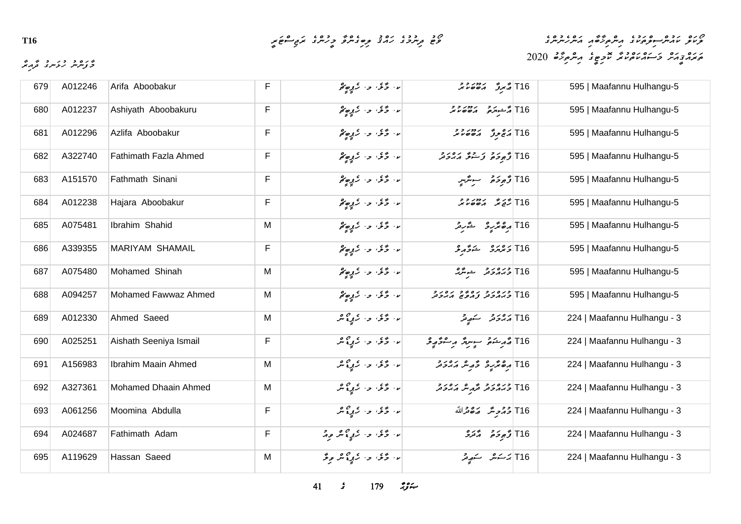| 679 | A012246 | Arifa Aboobakur | F | ، ڏگ، د، ڪرمچ | T16 ارمُبوِرَ مُرَّةَهْجَرْ | 595 \| Maafannu Hulhangu-5 |
|---|---|---|---|---|---|---|
| 680 | A012237 | Ashiyath Aboobakuru | F | ، ڏگ، د، ڪرمچ | T16 مُشِورَهُ مُرَّهْهْبُرْ | 595 \| Maafannu Hulhangu-5 |
| 681 | A012296 | Azlifa Aboobakur | F | ، ڏگ، د، ڪرمچ | T16 مَجْحِرُ مُرَّهْهْبُرْ | 595 \| Maafannu Hulhangu-5 |
| 682 | A322740 | Fathimath Fazla Ahmed | F | ، ڏگ، د، ڪرمچ | T16 وَّجِوحَمْ وَشْرَقْ مَرْدَوَرْ | 595 \| Maafannu Hulhangu-5 |
| 683 | A151570 | Fathmath Sinani | F | ، ڏگ، د، ڪرمچ | T16 وَّجِوحَمْ سِرِنَزِ | 595 \| Maafannu Hulhangu-5 |
| 684 | A012238 | Hajara Aboobakur | F | ، ڏگ، د، ڪرمچ | T16 رُجَبْرَ مُرَّهْهْبُرْ | 595 \| Maafannu Hulhangu-5 |
| 685 | A075481 | Ibrahim Shahid | M | ، ڏگ، د، ڪرمچ | T16 مِرْهَبُرِوْ شَرِدْ | 595 \| Maafannu Hulhangu-5 |
| 686 | A339355 | MARIYAM SHAMAIL | F | ، ڏگ، د، ڪرمچ | T16 وَمْرَوْ شَوَمِرِوْ | 595 \| Maafannu Hulhangu-5 |
| 687 | A075480 | Mohamed Shinah | M | ، ڏگ، د، ڪرمچ | T16 وَبُرُودَرْ شِوِنَرْ | 595 \| Maafannu Hulhangu-5 |
| 688 | A094257 | Mohamed Fawwaz Ahmed | M | ، ڏگ، د، ڪرمچ | T16 وَبُرُودَرْ وَرُوَجْ مَرْدَوَرْ | 595 \| Maafannu Hulhangu-5 |
| 689 | A012330 | Ahmed Saeed | M | ، ڏگ، د، ڪرپاش | T16 مَرْدَوَرْ سَمِيرْ | 224 \| Maafannu Hulhangu - 3 |
| 690 | A025251 | Aishath Seeniya Ismail | F | ، ڏگ، د، ڪرپاش | T16 مَّرِشَوَمْ سِيِسِرَ مِرْشَوَّرِوْ | 224 \| Maafannu Hulhangu - 3 |
| 691 | A156983 | Ibrahim Maain Ahmed | M | ، ڏگ، د، ڪرپاش | T16 مِرْهَبُرِوْ دَّرِسْ مَرْدَوَرْ | 224 \| Maafannu Hulhangu - 3 |
| 692 | A327361 | Mohamed Dhaain Ahmed | M | ، ڏگ، د، ڪرپاش | T16 وَبُرُودَرْ مَرِسْ مَرْدَوَرْ | 224 \| Maafannu Hulhangu - 3 |
| 693 | A061256 | Moomina Abdulla | F | ، ڏگ، د، ڪرپاش | T16 وُمِّوِسْ مَرْهُمْرَاللَّه | 224 \| Maafannu Hulhangu - 3 |
| 694 | A024687 | Fathimath Adam | F | ، ڏگ، د، ڪرپاش ووُ | T16 وَّجِوحَمْ مُّمَرَوْ | 224 \| Maafannu Hulhangu - 3 |
| 695 | A119629 | Hassan Saeed | M | ، ڏگ، د، ڪرپاش ووُ | T16 بَرْسَسْ سَمِيرْ | 224 \| Maafannu Hulhangu - 3 |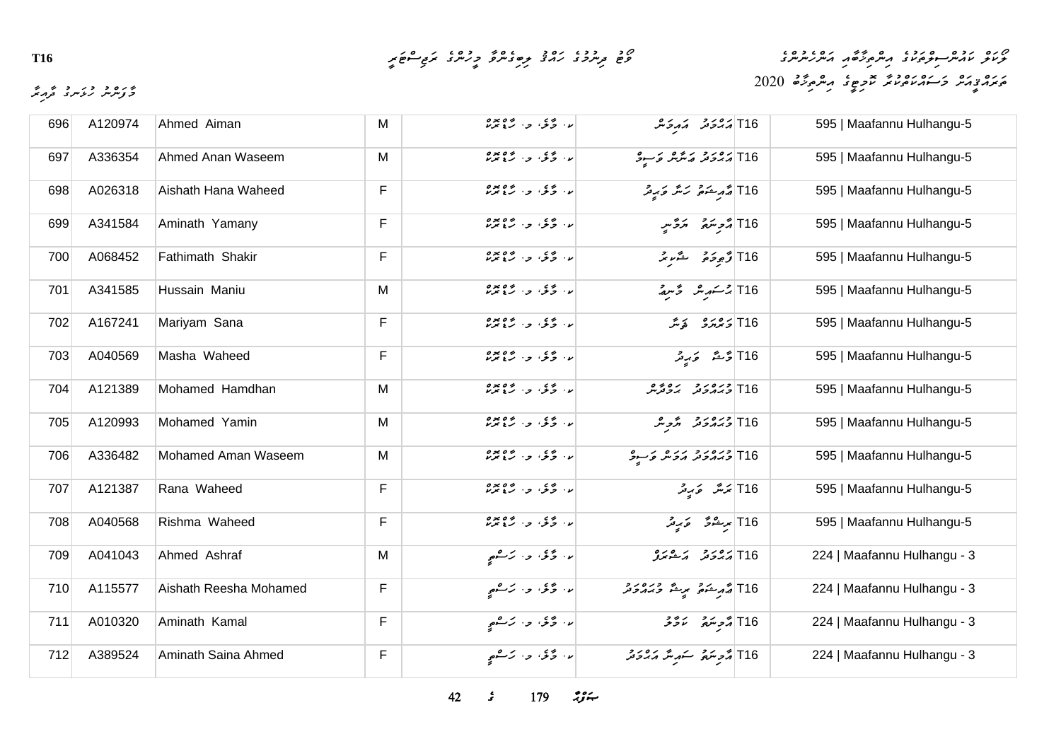| 696 | A120974 | Ahmed Aiman | M | ، وَّتْ، و، رُّءْ بُرْهُ | T16 أَرْدَوْتَرْ أَرْدِدَسْ | 595 \| Maafannu Hulhangu-5 |
|---|---|---|---|---|---|---|
| 697 | A336354 | Ahmed Anan Waseem | M | ، وَّتْ، و، رُّءْ بُرْهُ | T16 أَرْدَوْتَرْ أَسَّرْ وَسِوْ | 595 \| Maafannu Hulhangu-5 |
| 698 | A026318 | Aishath Hana Waheed | F | ، وَّتْ، و، رُّءْ بُرْهُ | T16 مَّرِسْوَمْ رَسَّ وَرِيْتَرْ | 595 \| Maafannu Hulhangu-5 |
| 699 | A341584 | Aminath Yamany | F | ، وَّتْ، و، رُّءْ بُرْهُ | T16 مَّرِسَمْ مَرَّسِ | 595 \| Maafannu Hulhangu-5 |
| 700 | A068452 | Fathimath Shakir | F | ، وَّتْ، و، رُّءْ بُرْهُ | T16 وَّجِرَمْ شَمْرِمْ | 595 \| Maafannu Hulhangu-5 |
| 701 | A341585 | Hussain Maniu | M | ، وَّتْ، و، رُّءْ بُرْهُ | T16 بْرْسَهِرْسْ وَّسِمْ | 595 \| Maafannu Hulhangu-5 |
| 702 | A167241 | Mariyam Sana | F | ، وَّتْ، و، رُّءْ بُرْهُ | T16 وَسْرَدْ بَسَّ | 595 \| Maafannu Hulhangu-5 |
| 703 | A040569 | Masha Waheed | F | ، وَّتْ، و، رُّءْ بُرْهُ | T16 وَّشَّ وَرِيْتَرْ | 595 \| Maafannu Hulhangu-5 |
| 704 | A121389 | Mohamed Hamdhan | M | ، وَّتْ، و، رُّءْ بُرْهُ | T16 وَرَرْوَتَرْ بَرْوَتَرْسْ | 595 \| Maafannu Hulhangu-5 |
| 705 | A120993 | Mohamed Yamin | M | ، وَّتْ، و، رُّءْ بُرْهُ | T16 وَرَرْوَتَرْ مَّرِسْ | 595 \| Maafannu Hulhangu-5 |
| 706 | A336482 | Mohamed Aman Waseem | M | ، وَّتْ، و، رُّءْ بُرْهُ | T16 وَرَرْوَتَرْ مَرَسْ وَسِوْ | 595 \| Maafannu Hulhangu-5 |
| 707 | A121387 | Rana Waheed | F | ، وَّتْ، و، رُّءْ بُرْهُ | T16 بَرَسَّ وَرِيْتَرْ | 595 \| Maafannu Hulhangu-5 |
| 708 | A040568 | Rishma Waheed | F | ، وَّتْ، و، رُّءْ بُرْهُ | T16 بِرِشْوَّ وَرِيْتَرْ | 595 \| Maafannu Hulhangu-5 |
| 709 | A041043 | Ahmed Ashraf | M | ، وَّتْ، و، رَسْمِ | T16 أَرْدَوْتَرْ أَشْبَرْوْ | 224 \| Maafannu Hulhangu - 3 |
| 710 | A115577 | Aishath Reesha Mohamed | F | ، وَّتْ، و، رَسْمِ | T16 مَّرِسْوَمْ بِرِشَّ وَرَرْوَتَرْ | 224 \| Maafannu Hulhangu - 3 |
| 711 | A010320 | Aminath Kamal | F | ، وَّتْ، و، رَسْمِ | T16 مَّرِسَمْ نَوَّوْ | 224 \| Maafannu Hulhangu - 3 |
| 712 | A389524 | Aminath Saina Ahmed | F | ، وَّتْ، و، رَسْمِ | T16 مَّرِسَمْ سَهِرْسَّ أَرْدَوْتَرْ | 224 \| Maafannu Hulhangu - 3 |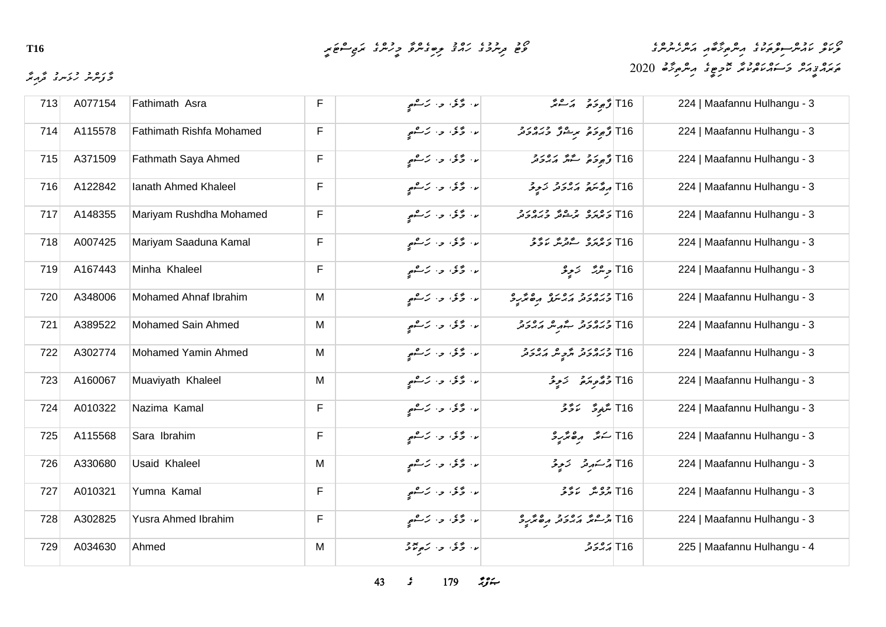| 713 | A077154 | Fathimath Asra | F | ، وَّى، و· رَسْعِ | T16 وَّجِوَدَةُ مَسْتَدْ | 224 \| Maafannu Hulhangu - 3 |
|---|---|---|---|---|---|---|
| 714 | A115578 | Fathimath Rishfa Mohamed | F | ، وَّى، و· رَسْعِ | T16 وَّجِوَدَةُ بِرِشْوٌ وَبَرْدُونْدْ | 224 \| Maafannu Hulhangu - 3 |
| 715 | A371509 | Fathmath Saya Ahmed | F | ، وَّى، و· رَسْعِ | T16 وَّجِوَدَةُ سَنَّةْ مَرْدُونْدْ | 224 \| Maafannu Hulhangu - 3 |
| 716 | A122842 | Ianath Ahmed Khaleel | F | ، وَّى، و· رَسْعِ | T16 مِرْسَّعَةُ مَرْدُونْدْ رَجِيْوُ | 224 \| Maafannu Hulhangu - 3 |
| 717 | A148355 | Mariyam Rushdha Mohamed | F | ، وَّى، و· رَسْعِ | T16 وَبْرَرُدُ بِرْشْوُرْ وَبَرْدُونْدْ | 224 \| Maafannu Hulhangu - 3 |
| 718 | A007425 | Mariyam Saaduna Kamal | F | ، وَّى، و· رَسْعِ | T16 وَبْرَرُدُ سَّوْرْسَرْ نَرَّوْ | 224 \| Maafannu Hulhangu - 3 |
| 719 | A167443 | Minha Khaleel | F | ، وَّى، و· رَسْعِ | T16 وِسْرَّ رَجِيْوُ | 224 \| Maafannu Hulhangu - 3 |
| 720 | A348006 | Mohamed Ahnaf Ibrahim | M | ، وَّى، و· رَسْعِ | T16 وَبَرْدُونْدْ مَرْسَرْوْ مِرْھَنَّرِيْوُ | 224 \| Maafannu Hulhangu - 3 |
| 721 | A389522 | Mohamed Sain Ahmed | M | ، وَّى، و· رَسْعِ | T16 وَبَرْدُونْدْ سَّمِرْسْ مَرْدُونْدْ | 224 \| Maafannu Hulhangu - 3 |
| 722 | A302774 | Mohamed Yamin Ahmed | M | ، وَّى، و· رَسْعِ | T16 وَبَرْدُونْدْ مَّرْوِسْ مَرْدُونْدْ | 224 \| Maafannu Hulhangu - 3 |
| 723 | A160067 | Muaviyath Khaleel | M | ، وَّى، و· رَسْعِ | T16 دَمَّوِمَرْدُ رَجِيْوُ | 224 \| Maafannu Hulhangu - 3 |
| 724 | A010322 | Nazima Kamal | F | ، وَّى، و· رَسْعِ | T16 سَّفِرَّ نَرَّوْ | 224 \| Maafannu Hulhangu - 3 |
| 725 | A115568 | Sara Ibrahim | F | ، وَّى، و· رَسْعِ | T16 سَنَّرَ مِرْھَنَّرِيْوُ | 224 \| Maafannu Hulhangu - 3 |
| 726 | A330680 | Usaid Khaleel | M | ، وَّى، و· رَسْعِ | T16 مُسَّمِرْدْ رَجِيْوُ | 224 \| Maafannu Hulhangu - 3 |
| 727 | A010321 | Yumna Kamal | F | ، وَّى، و· رَسْعِ | T16 مُرْوَسَّ نَرَّوْ | 224 \| Maafannu Hulhangu - 3 |
| 728 | A302825 | Yusra Ahmed Ibrahim | F | ، وَّى، و· رَسْعِ | T16 مُرْسْعَرَ مَرْدُونْدْ مِرْھَنَّرِيْوُ | 224 \| Maafannu Hulhangu - 3 |
| 729 | A034630 | Ahmed | M | ، وَّى، و· رَمِوْمُرْ | T16 مَرْدُونْدْ | 225 \| Maafannu Hulhangu - 4 |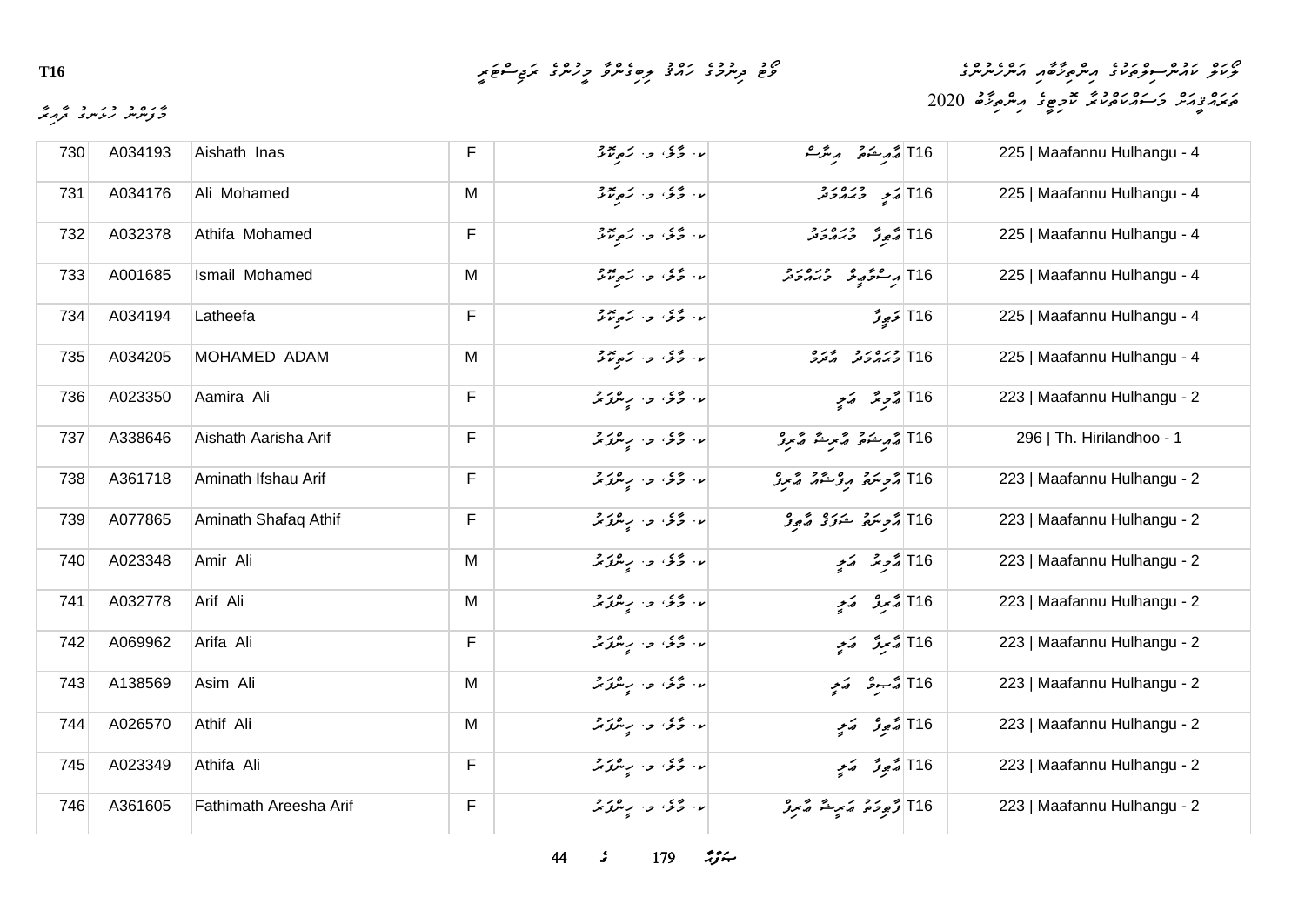| 730 | A034193 | Aishath Inas | F | ށ. މާލެ. މ. ހުޅަނގު | T16 އައިޝަތު އިނާސް | 225 \| Maafannu Hulhangu - 4 |
|---|---|---|---|---|---|---|
| 731 | A034176 | Ali Mohamed | M | ށ. މާލެ. މ. ހުޅަނގު | T16 އަލި މުހައްމަދު | 225 \| Maafannu Hulhangu - 4 |
| 732 | A032378 | Athifa Mohamed | F | ށ. މާލެ. މ. ހުޅަނގު | T16 އާތިފާ މުހައްމަދު | 225 \| Maafannu Hulhangu - 4 |
| 733 | A001685 | Ismail Mohamed | M | ށ. މާލެ. މ. ހުޅަނގު | T16 އިސްމާއީލް މުހައްމަދު | 225 \| Maafannu Hulhangu - 4 |
| 734 | A034194 | Latheefa | F | ށ. މާލެ. މ. ހުޅަނގު | T16 ލަތީފާ | 225 \| Maafannu Hulhangu - 4 |
| 735 | A034205 | MOHAMED ADAM | M | ށ. މާލެ. މ. ހުޅަނގު | T16 މުހައްމަދު އާދަމް | 225 \| Maafannu Hulhangu - 4 |
| 736 | A023350 | Aamira Ali | F | ށ. މާލެ. މ. ހިނގަނޑު | T16 އާމިރާ އަލި | 223 \| Maafannu Hulhangu - 2 |
| 737 | A338646 | Aishath Aarisha Arif | F | ށ. މާލެ. މ. ހިނގަނޑު | T16 އައިޝަތު އާރިޝާ އާރިފް | 296 \| Th. Hirilandhoo - 1 |
| 738 | A361718 | Aminath Ifshau Arif | F | ށ. މާލެ. މ. ހިނގަނޑު | T16 އާމިނަތު އިފްޝާއު އާރިފް | 223 \| Maafannu Hulhangu - 2 |
| 739 | A077865 | Aminath Shafaq Athif | F | ށ. މާލެ. މ. ހިނގަނޑު | T16 އާމިނަތު ޝަފަގު އާތިފް | 223 \| Maafannu Hulhangu - 2 |
| 740 | A023348 | Amir Ali | M | ށ. މާލެ. މ. ހިނގަނޑު | T16 އާމިރު އަލި | 223 \| Maafannu Hulhangu - 2 |
| 741 | A032778 | Arif Ali | M | ށ. މާލެ. މ. ހިނގަނޑު | T16 އާރިފް އަލި | 223 \| Maafannu Hulhangu - 2 |
| 742 | A069962 | Arifa Ali | F | ށ. މާލެ. މ. ހިނގަނޑު | T16 އާރިފާ އަލި | 223 \| Maafannu Hulhangu - 2 |
| 743 | A138569 | Asim Ali | M | ށ. މާލެ. މ. ހިނގަނޑު | T16 އާސިމް އަލި | 223 \| Maafannu Hulhangu - 2 |
| 744 | A026570 | Athif Ali | M | ށ. މާލެ. މ. ހިނގަނޑު | T16 އާތިފް އަލި | 223 \| Maafannu Hulhangu - 2 |
| 745 | A023349 | Athifa Ali | F | ށ. މާލެ. މ. ހިނގަނޑު | T16 އާތިފާ އަލި | 223 \| Maafannu Hulhangu - 2 |
| 746 | A361605 | Fathimath Areesha Arif | F | ށ. މާލެ. މ. ހިނގަނޑު | T16 ފާތިމަތު އަރީޝާ އާރިފް | 223 \| Maafannu Hulhangu - 2 |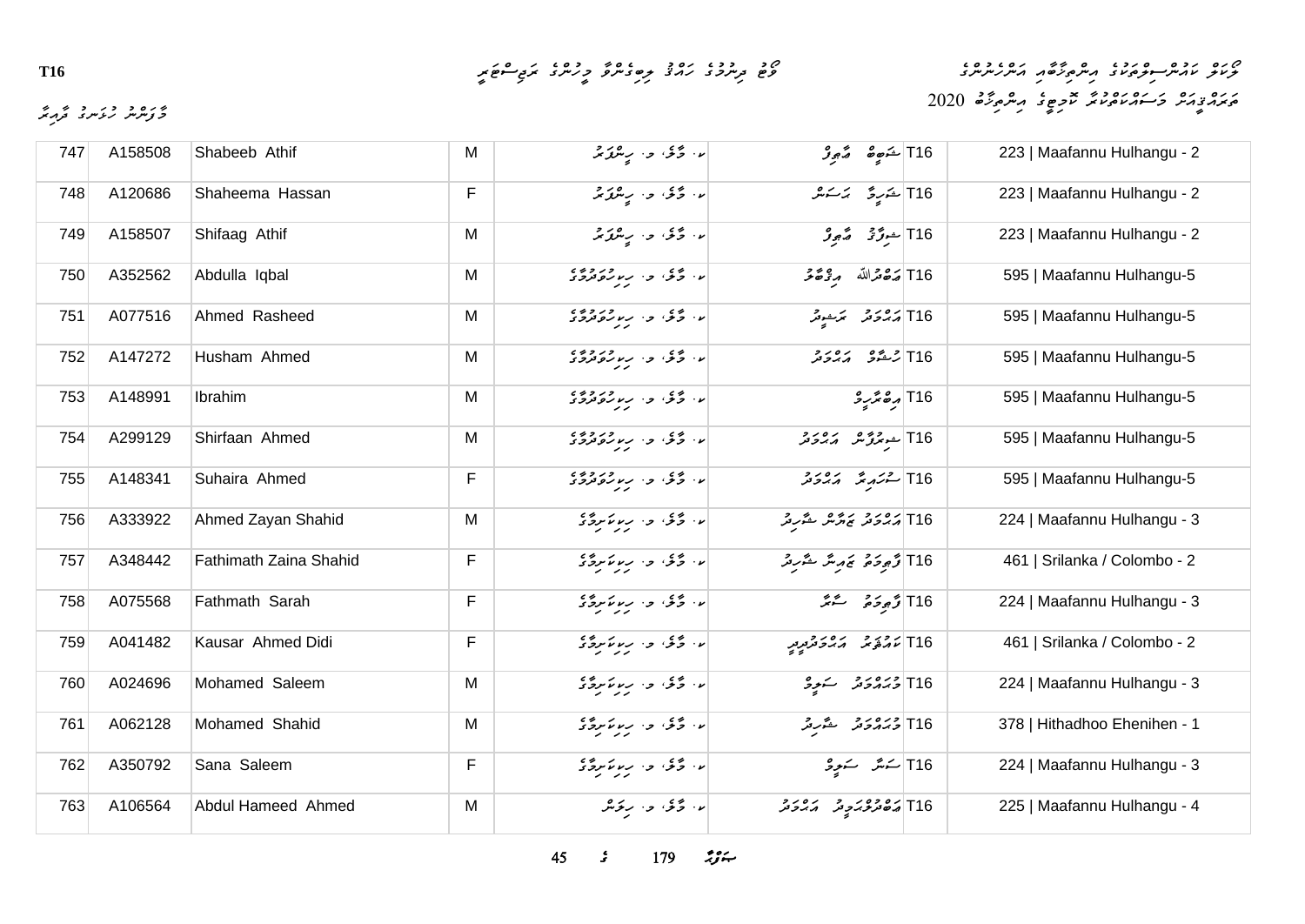| 747 | A158508 | Shabeeb Athif | M | ޅ. މާލެ، ވ. ހިނާގަރު | T16 ޝަބީބު އާތިފު | 223 \| Maafannu Hulhangu - 2 |
|---|---|---|---|---|---|---|
| 748 | A120686 | Shaheema Hassan | F | ޅ. މާލެ، ވ. ހިނާގަރު | T16 ޝަހީމާ ހަސަން | 223 \| Maafannu Hulhangu - 2 |
| 749 | A158507 | Shifaag Athif | M | ޅ. މާލެ، ވ. ހިނާގަރު | T16 ޝިފާގު އާތިފު | 223 \| Maafannu Hulhangu - 2 |
| 750 | A352562 | Abdulla Iqbal | M | ޅ. މާލެ، ވ. ހިނާގުލަބުމާގެ | T16 އަބްދުﷲ އިގުބާލު | 595 \| Maafannu Hulhangu-5 |
| 751 | A077516 | Ahmed Rasheed | M | ޅ. މާލެ، ވ. ހިނާގުލަބުމާގެ | T16 އަޙްމަދު ރަޝީދު | 595 \| Maafannu Hulhangu-5 |
| 752 | A147272 | Husham Ahmed | M | ޅ. މާލެ، ވ. ހިނާގުލަބުމާގެ | T16 ހުޝާމް އަޙްމަދު | 595 \| Maafannu Hulhangu-5 |
| 753 | A148991 | Ibrahim | M | ޅ. މާލެ، ވ. ހިނާގުލަބުމާގެ | T16 އިބްރާހީމް | 595 \| Maafannu Hulhangu-5 |
| 754 | A299129 | Shirfaan Ahmed | M | ޅ. މާލެ، ވ. ހިނާގުލަބުމާގެ | T16 ޝިރްފާން އަޙްމަދު | 595 \| Maafannu Hulhangu-5 |
| 755 | A148341 | Suhaira Ahmed | F | ޅ. މާލެ، ވ. ހިނާގުލަބުމާގެ | T16 ސުހައިރާ އަޙްމަދު | 595 \| Maafannu Hulhangu-5 |
| 756 | A333922 | Ahmed Zayan Shahid | M | ޅ. މާލެ، ވ. ހިރިކަނިވާގެ | T16 އަޙްމަދު ޒަޔާން ޝާހިދު | 224 \| Maafannu Hulhangu - 3 |
| 757 | A348442 | Fathimath Zaina Shahid | F | ޅ. މާލެ، ވ. ހިރިކަނިވާގެ | T16 ފާތިމަތު ޒައިނާ ޝާހިދު | 461 \| Srilanka / Colombo - 2 |
| 758 | A075568 | Fathmath Sarah | F | ޅ. މާލެ، ވ. ހިރިކަނިވާގެ | T16 ފާތިމަތު ސާރާ | 224 \| Maafannu Hulhangu - 3 |
| 759 | A041482 | Kausar Ahmed Didi | F | ޅ. މާލެ، ވ. ހިރިކަނިވާގެ | T16 ކައުސަރު އަޙްމަދުދީދީ | 461 \| Srilanka / Colombo - 2 |
| 760 | A024696 | Mohamed Saleem | M | ޅ. މާލެ، ވ. ހިރިކަނިވާގެ | T16 މުޙައްމަދު ސަލީމް | 224 \| Maafannu Hulhangu - 3 |
| 761 | A062128 | Mohamed Shahid | M | ޅ. މާލެ، ވ. ހިރިކަނިވާގެ | T16 މުޙައްމަދު ޝާހިދު | 378 \| Hithadhoo Ehenihen - 1 |
| 762 | A350792 | Sana Saleem | F | ޅ. މާލެ، ވ. ހިރިކަނިވާގެ | T16 ސަނާ ސަލީމް | 224 \| Maafannu Hulhangu - 3 |
| 763 | A106564 | Abdul Hameed Ahmed | M | ޅ. މާލެ، ވ. ހިޔަން | T16 އަބްދުލްޙަމީދު އަޙްމަދު | 225 \| Maafannu Hulhangu - 4 |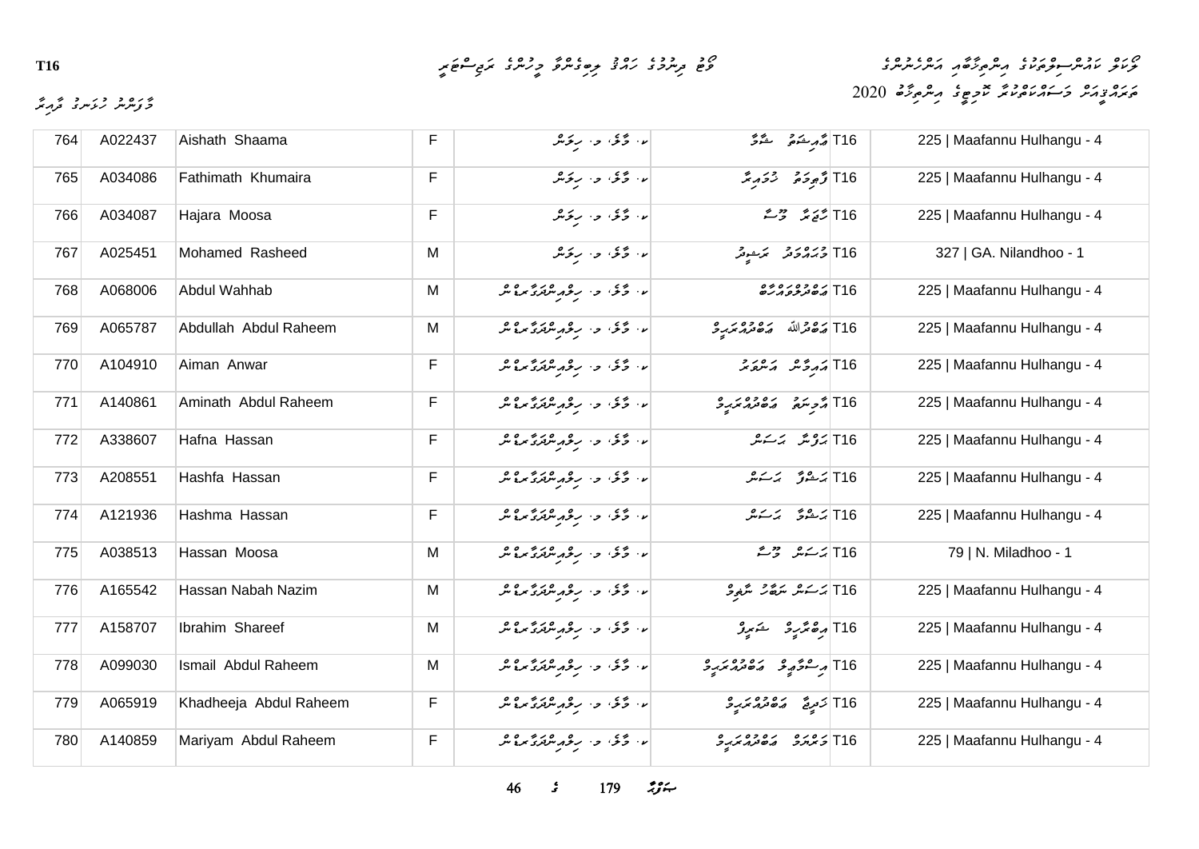| 764 | A022437 | Aishath Shaama | F | ށ. މާލެ، މ. ނިލަން | T16 ޢާއިޝަތު ޝާމާ | 225 \| Maafannu Hulhangu - 4 |
|---|---|---|---|---|---|---|
| 765 | A034086 | Fathimath Khumaira | F | ށ. މާލެ، މ. ނިލަން | T16 ފާތިމަތު ޚުމައިރާ | 225 \| Maafannu Hulhangu - 4 |
| 766 | A034087 | Hajara Moosa | F | ށ. މާލެ، މ. ނިލަން | T16 ހާޖަރާ މޫސާ | 225 \| Maafannu Hulhangu - 4 |
| 767 | A025451 | Mohamed Rasheed | M | ށ. މާލެ، މ. ނިލަން | T16 މުހައްމަދު ރަޝީދު | 327 \| GA. Nilandhoo - 1 |
| 768 | A068006 | Abdul Wahhab | M | ށ. މާލެ، މ. ނިލްއިންދަދޫރިވެން | T16 އަބްދުލްވައްހާބު | 225 \| Maafannu Hulhangu - 4 |
| 769 | A065787 | Abdullah Abdul Raheem | M | ށ. މާލެ، މ. ނިލްއިންދަދޫރިވެން | T16 އަބްދުﷲ އަބްދުއްރަޙީމް | 225 \| Maafannu Hulhangu - 4 |
| 770 | A104910 | Aiman Anwar | F | ށ. މާލެ، މ. ނިލްއިންދަދޫރިވެން | T16 އައިމަން އަންވަރު | 225 \| Maafannu Hulhangu - 4 |
| 771 | A140861 | Aminath Abdul Raheem | F | ށ. މާލެ، މ. ނިލްއިންދަދޫރިވެން | T16 އާމިނަތު އަބްދުއްރަޙީމް | 225 \| Maafannu Hulhangu - 4 |
| 772 | A338607 | Hafna Hassan | F | ށ. މާލެ، މ. ނިލްއިންދަދޫރިވެން | T16 ހަފްނާ ހަސަން | 225 \| Maafannu Hulhangu - 4 |
| 773 | A208551 | Hashfa Hassan | F | ށ. މާލެ، މ. ނިލްއިންދަދޫރިވެން | T16 ހަޝްފާ ހަސަން | 225 \| Maafannu Hulhangu - 4 |
| 774 | A121936 | Hashma Hassan | F | ށ. މާލެ، މ. ނިލްއިންދަދޫރިވެން | T16 ހަޝްމާ ހަސަން | 225 \| Maafannu Hulhangu - 4 |
| 775 | A038513 | Hassan Moosa | M | ށ. މާލެ، މ. ނިލްއިންދަދޫރިވެން | T16 ހަސަން މޫސާ | 79 \| N. Miladhoo - 1 |
| 776 | A165542 | Hassan Nabah Nazim | M | ށ. މާލެ، މ. ނިލްއިންދަދޫރިވެން | T16 ހަސަން ނަބާހު ނާޒިމް | 225 \| Maafannu Hulhangu - 4 |
| 777 | A158707 | Ibrahim Shareef | M | ށ. މާލެ، މ. ނިލްއިންދަދޫރިވެން | T16 އިބްރާހީމް ޝަރީފް | 225 \| Maafannu Hulhangu - 4 |
| 778 | A099030 | Ismail Abdul Raheem | M | ށ. މާލެ، މ. ނިލްއިންދަދޫރިވެން | T16 އިސްމާޢީލް އަބްދުއްރަޙީމް | 225 \| Maafannu Hulhangu - 4 |
| 779 | A065919 | Khadheeja Abdul Raheem | F | ށ. މާލެ، މ. ނިލްއިންދަދޫރިވެން | T16 ޚަދީޖާ އަބްދުއްރަޙީމް | 225 \| Maafannu Hulhangu - 4 |
| 780 | A140859 | Mariyam Abdul Raheem | F | ށ. މާލެ، މ. ނިލްއިންދަދޫރިވެން | T16 މަރިޔަމް އަބްދުއްރަޙީމް | 225 \| Maafannu Hulhangu - 4 |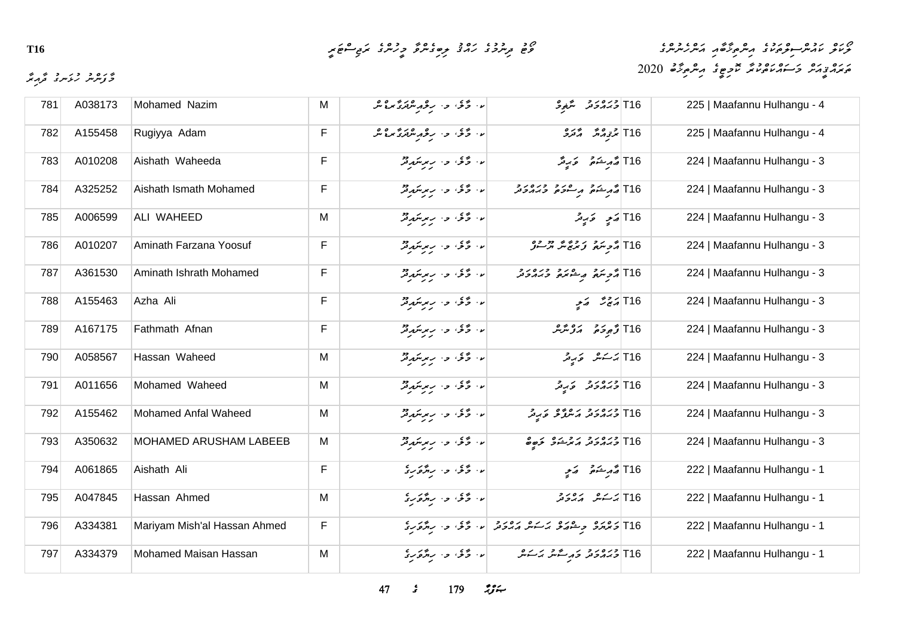| 781 | A038173 | Mohamed Nazim | M | ނ. މާލެ، މ. ހިލްއިންޖަވާއާޒާ | T16 މުހައްމަދު ނާޒިމް | 225 \| Maafannu Hulhangu - 4 |
|---|---|---|---|---|---|---|
| 782 | A155458 | Rugiyya Adam | F | ނ. މާލެ، މ. ހިލްއިންޖަވާއާޒާ | T16 ރުގިއްޔާ އާދަމް | 225 \| Maafannu Hulhangu - 4 |
| 783 | A010208 | Aishath Waheeda | F | ނ. މާލެ، މ. ހިރިނަގުދާ | T16 އާއިޝަތު ވަހީދާ | 224 \| Maafannu Hulhangu - 3 |
| 784 | A325252 | Aishath Ismath Mohamed | F | ނ. މާލެ، މ. ހިރިނަގުދާ | T16 އާއިޝަތު އިސްމަތު މުހައްމަދު | 224 \| Maafannu Hulhangu - 3 |
| 785 | A006599 | ALI WAHEED | M | ނ. މާލެ، މ. ހިރިނަގުދާ | T16 އަލި ވަހީދު | 224 \| Maafannu Hulhangu - 3 |
| 786 | A010207 | Aminath Farzana Yoosuf | F | ނ. މާލެ، މ. ހިރިނަގުދާ | T16 އާމިނަތު ފަރުޒާނާ ޔޫސުފް | 224 \| Maafannu Hulhangu - 3 |
| 787 | A361530 | Aminath Ishrath Mohamed | F | ނ. މާލެ، މ. ހިރިނަގުދާ | T16 އާމިނަތު އިޝްރަތު މުހައްމަދު | 224 \| Maafannu Hulhangu - 3 |
| 788 | A155463 | Azha Ali | F | ނ. މާލެ، މ. ހިރިނަގުދާ | T16 އަޒްހާ އަލި | 224 \| Maafannu Hulhangu - 3 |
| 789 | A167175 | Fathmath Afnan | F | ނ. މާލެ، މ. ހިރިނަގުދާ | T16 ފާތިމަތު އަފްނާން | 224 \| Maafannu Hulhangu - 3 |
| 790 | A058567 | Hassan Waheed | M | ނ. މާލެ، މ. ހިރިނަގުދާ | T16 ހަސަން ވަހީދު | 224 \| Maafannu Hulhangu - 3 |
| 791 | A011656 | Mohamed Waheed | M | ނ. މާލެ، މ. ހިރިނަގުދާ | T16 މުހައްމަދު ވަހީދު | 224 \| Maafannu Hulhangu - 3 |
| 792 | A155462 | Mohamed Anfal Waheed | M | ނ. މާލެ، މ. ހިރިނަގުދާ | T16 މުހައްމަދު އަންފާލް ވަހީދު | 224 \| Maafannu Hulhangu - 3 |
| 793 | A350632 | MOHAMED ARUSHAM LABEEB | M | ނ. މާލެ، މ. ހިރިނަގުދާ | T16 މުހައްމަދު އަރުޝަމް ލަބީބު | 224 \| Maafannu Hulhangu - 3 |
| 794 | A061865 | Aishath Ali | F | ނ. މާލެ، މ. ހިއްޔަރިގެ | T16 އާއިޝަތު އަލި | 222 \| Maafannu Hulhangu - 1 |
| 795 | A047845 | Hassan Ahmed | M | ނ. މާލެ، މ. ހިއްޔަރިގެ | T16 ހަސަން އަހްމަދު | 222 \| Maafannu Hulhangu - 1 |
| 796 | A334381 | Mariyam Mish'al Hassan Ahmed | F | ނ. މާލެ، މ. ހިއްޔަރިގެ | T16 މަރިޔަމް މިޝްއަލް ހަސަން އަހްމަދު | 222 \| Maafannu Hulhangu - 1 |
| 797 | A334379 | Mohamed Maisan Hassan | M | ނ. މާލެ، މ. ހިއްޔަރިގެ | T16 މުހައްމަދު މައިސާން ހަސަން | 222 \| Maafannu Hulhangu - 1 |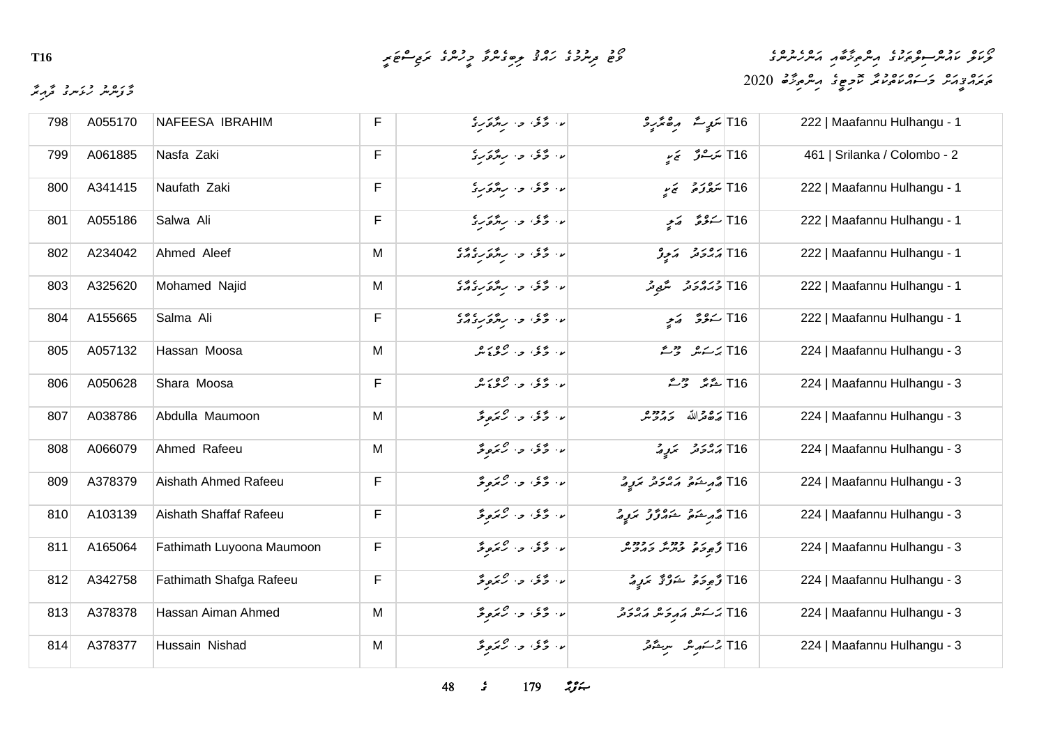| 798 | A055170 | NAFEESA IBRAHIM | F | ،. ޏ. ވ. ހިލާލަހީގެ | T16 ނަފީސާ އިބްރާހީމް | 222 \| Maafannu Hulhangu - 1 |
|---|---|---|---|---|---|---|
| 799 | A061885 | Nasfa Zaki | F | ،. ޏ. ވ. ހިލާލަހީގެ | T16 ނަސްފާ ޒަކީ | 461 \| Srilanka / Colombo - 2 |
| 800 | A341415 | Naufath Zaki | F | ،. ޏ. ވ. ހިލާލަހީގެ | T16 ނައުފަތު ޒަކީ | 222 \| Maafannu Hulhangu - 1 |
| 801 | A055186 | Salwa Ali | F | ،. ޏ. ވ. ހިލާލަހީގެ | T16 ސަލްވާ އަލީ | 222 \| Maafannu Hulhangu - 1 |
| 802 | A234042 | Ahmed Aleef | M | ،. ޏ. ވ. ހިލާލަހީގެއާގެ | T16 އަހްމަދު އަލީފު | 222 \| Maafannu Hulhangu - 1 |
| 803 | A325620 | Mohamed Najid | M | ،. ޏ. ވ. ހިލާލަހީގެއާގެ | T16 މުހައްމަދު ނާޖިދު | 222 \| Maafannu Hulhangu - 1 |
| 804 | A155665 | Salma Ali | F | ،. ޏ. ވ. ހިލާލަހީގެއާގެ | T16 ސަލްމާ އަލީ | 222 \| Maafannu Hulhangu - 1 |
| 805 | A057132 | Hassan Moosa | M | ،. ޏ. ވ. ހުވަދޫރު | T16 ހަސަން މޫސާ | 224 \| Maafannu Hulhangu - 3 |
| 806 | A050628 | Shara Moosa | F | ،. ޏ. ވ. ހުވަދޫރު | T16 ޝާރާ މޫސާ | 224 \| Maafannu Hulhangu - 3 |
| 807 | A038786 | Abdulla Maumoon | M | ،. ޏ. ވ. ހުރަވީގެ | T16 އަބްދުﷲ މައުމޫން | 224 \| Maafannu Hulhangu - 3 |
| 808 | A066079 | Ahmed Rafeeu | M | ،. ޏ. ވ. ހުރަވީގެ | T16 އަހްމަދު ރަފީޢު | 224 \| Maafannu Hulhangu - 3 |
| 809 | A378379 | Aishath Ahmed Rafeeu | F | ،. ޏ. ވ. ހުރަވީގެ | T16 އާއިޝަތު އަހްމަދު ރަފީޢު | 224 \| Maafannu Hulhangu - 3 |
| 810 | A103139 | Aishath Shaffaf Rafeeu | F | ،. ޏ. ވ. ހުރަވީގެ | T16 އާއިޝަތު ޝައްފާފު ރަފީޢު | 224 \| Maafannu Hulhangu - 3 |
| 811 | A165064 | Fathimath Luyoona Maumoon | F | ،. ޏ. ވ. ހުރަވީގެ | T16 ފާތިމަތު ލުޔޫނާ މައުމޫން | 224 \| Maafannu Hulhangu - 3 |
| 812 | A342758 | Fathimath Shafga Rafeeu | F | ،. ޏ. ވ. ހުރަވީގެ | T16 ފާތިމަތު ޝަފްގާ ރަފީޢު | 224 \| Maafannu Hulhangu - 3 |
| 813 | A378378 | Hassan Aiman Ahmed | M | ،. ޏ. ވ. ހުރަވީގެ | T16 ހަސަން އައިމަން އަހްމަދު | 224 \| Maafannu Hulhangu - 3 |
| 814 | A378377 | Hussain Nishad | M | ،. ޏ. ވ. ހުރަވީގެ | T16 ހުސައިން ނިޝާދު | 224 \| Maafannu Hulhangu - 3 |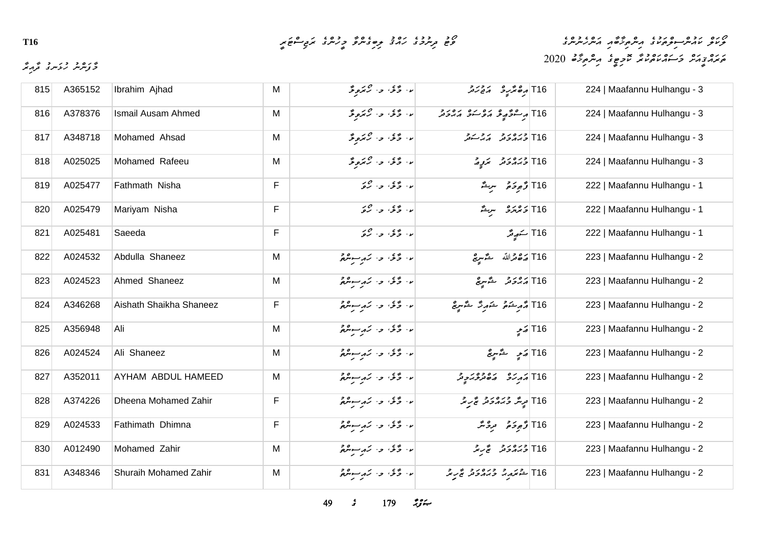| 815 | A365152 | Ibrahim Ajhad | M | ب. ڏڪ، د. ڪيوگ | T16 مِرەمَّرِدْ مَەدَ نَرَ | 224 \| Maafannu Hulhangu - 3 |
|---|---|---|---|---|---|---|
| 816 | A378376 | Ismail Ausam Ahmed | M | ب. ڏڪ، د. ڪيوگ | T16 مِرِ سْوَّمِرِ وْ مَهْ سَوْ مَهْ دَ وْ | 224 \| Maafannu Hulhangu - 3 |
| 817 | A348718 | Mohamed Ahsad | M | ب. ڏڪ، د. ڪيوگ | T16 وَبَرْمَ دَوْ مَرْ سَوْ | 224 \| Maafannu Hulhangu - 3 |
| 818 | A025025 | Mohamed Rafeeu | M | ب. ڏڪ، د. ڪيوگ | T16 وَبَرْمَ دَوْ بَرَوِ مُ | 224 \| Maafannu Hulhangu - 3 |
| 819 | A025477 | Fathmath Nisha | F | ب. ڏڪ، د. ڪو | T16 وَّجِ وَ حَو سِرِ شَّ | 222 \| Maafannu Hulhangu - 1 |
| 820 | A025479 | Mariyam Nisha | F | ب. ڏڪ، د. ڪو | T16 وَ بَرْ رَ وْ سِرِ شَّ | 222 \| Maafannu Hulhangu - 1 |
| 821 | A025481 | Saeeda | F | ب. ڏڪ، د. ڪو | T16 سَهِ مِرِ مَّرْ | 222 \| Maafannu Hulhangu - 1 |
| 822 | A024532 | Abdulla Shaneez | M | ب. ڏڪ، د. ڪرسونڊ | T16 مَ ڡٰ مَرْ اللّٰه سَّ سِرِ ح | 223 \| Maafannu Hulhangu - 2 |
| 823 | A024523 | Ahmed Shaneez | M | ب. ڏڪ، د. ڪرسونڊ | T16 مَ رْ دَ وَ سَّ سِرِ ح | 223 \| Maafannu Hulhangu - 2 |
| 824 | A346268 | Aishath Shaikha Shaneez | F | ب. ڏڪ، د. ڪرسونڊ | T16 مَّ مِرِ شَوْ هِ شَهَ مِرِ زَّ سَّ سِرِ ح | 223 \| Maafannu Hulhangu - 2 |
| 825 | A356948 | Ali | M | ب. ڏڪ، د. ڪرسونڊ | T16 مَ حِ | 223 \| Maafannu Hulhangu - 2 |
| 826 | A024524 | Ali Shaneez | M | ب. ڏڪ، د. ڪرسونڊ | T16 مَ حِ سَّ سِرِ ح | 223 \| Maafannu Hulhangu - 2 |
| 827 | A352011 | AYHAM ABDUL HAMEED | M | ب. ڏڪ، د. ڪرسونڊ | T16 مَ مِرِ رَ وْ مَ ڡٰ مَرْ وَ بَرَ حِ مَرْ | 223 \| Maafannu Hulhangu - 2 |
| 828 | A374226 | Dheena Mohamed Zahir | F | ب. ڏڪ، د. ڪرسونڊ | T16 مِرِ سَّ وَبَرْمَ دَوْ جَّ رِ بَرْ | 223 \| Maafannu Hulhangu - 2 |
| 829 | A024533 | Fathimath Dhimna | F | ب. ڏڪ، د. ڪرسونڊ | T16 وَّجِ وَ حَو مِرِ وْ سَّ | 223 \| Maafannu Hulhangu - 2 |
| 830 | A012490 | Mohamed Zahir | M | ب. ڏڪ، د. ڪرسونڊ | T16 وَبَرْمَ دَوْ جَّ رِ بَرْ | 223 \| Maafannu Hulhangu - 2 |
| 831 | A348346 | Shuraih Mohamed Zahir | M | ب. ڏڪ، د. ڪرسونڊ | T16 شُ بَرَ مِرِ رْ وَبَرْمَ دَوْ جَّ رِ بَرْ | 223 \| Maafannu Hulhangu - 2 |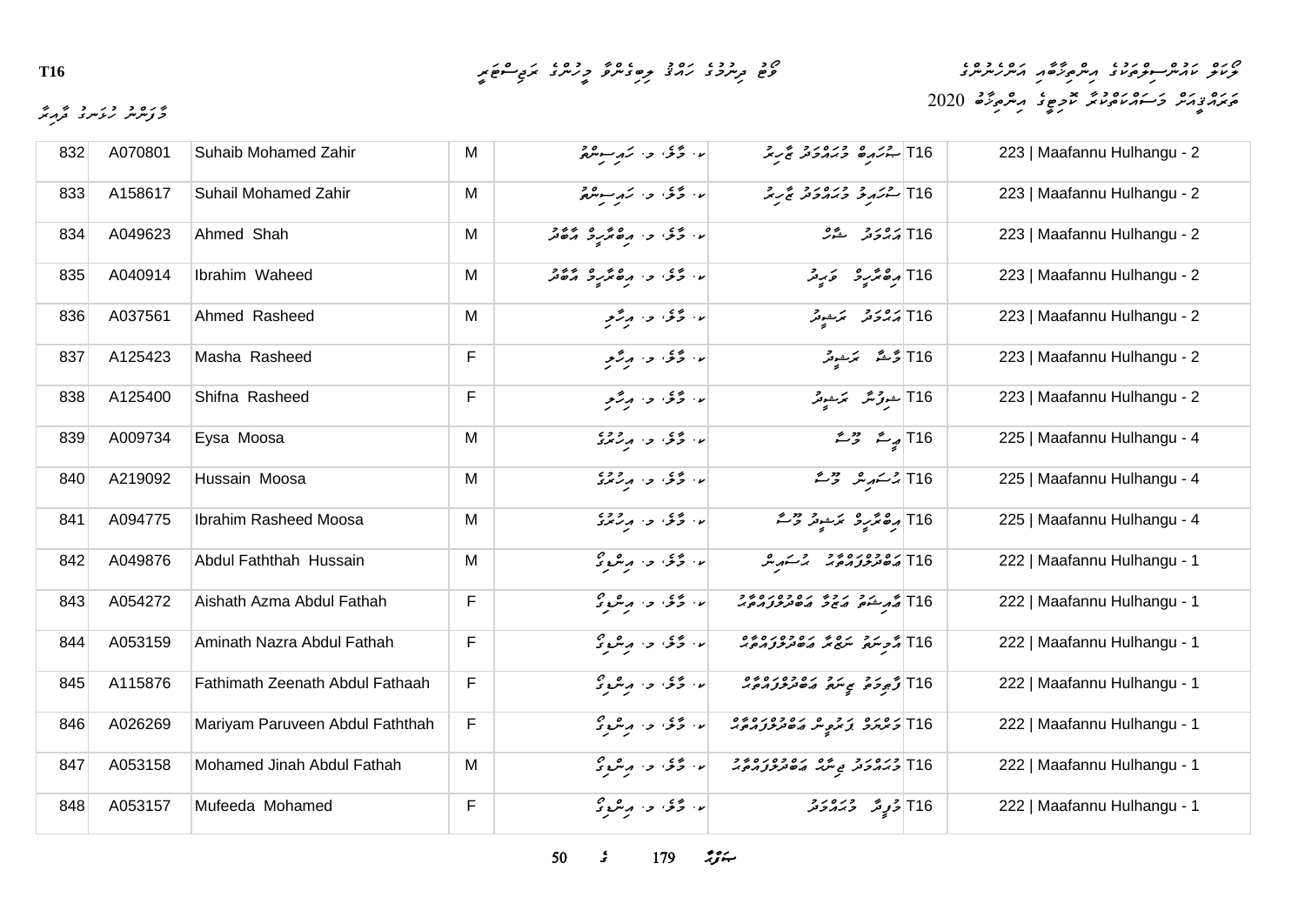| 832 | A070801 | Suhaib Mohamed Zahir | M | ء· وَّتَى، و· سَرِسِعِعْ | T16 ﮐﮕﮕﮕ ﮐﮕﮕﮕﮕ ﮐﮕﮕ | 223 \| Maafannu Hulhangu - 2 |
|---|---|---|---|---|---|---|
| 833 | A158617 | Suhail Mohamed Zahir | M | ء· وَّتَى، و· سَرِسِعِعْ | T16 سُرَمِوْ وَرَهْدَرْ ئَحِرِمْرُ | 223 \| Maafannu Hulhangu - 2 |
| 834 | A049623 | Ahmed Shah | M | ء· وَّتَى، و· مِرْحَمَّرِهِ مَرَّحَمْ | T16 مَرْدَوْمْر شَّرْ | 223 \| Maafannu Hulhangu - 2 |
| 835 | A040914 | Ibrahim Waheed | M | ء· وَّتَى، و· مِرْحَمَّرِهِ مَرَّحَمْ | T16 مِرْحَمَّرِهِ وَرِمْر | 223 \| Maafannu Hulhangu - 2 |
| 836 | A037561 | Ahmed Rasheed | M | ء· وَّتَى، و· مِرْحُو | T16 مَرْدَوْمْر مَرْشِوِمْر | 223 \| Maafannu Hulhangu - 2 |
| 837 | A125423 | Masha Rasheed | F | ء· وَّتَى، و· مِرْحُو | T16 وَّشَّ مَرْشِوِمْر | 223 \| Maafannu Hulhangu - 2 |
| 838 | A125400 | Shifna Rasheed | F | ء· وَّتَى، و· مِرْحُو | T16 شِوِرْمَّرْ مَرْشِوِمْر | 223 \| Maafannu Hulhangu - 2 |
| 839 | A009734 | Eysa Moosa | M | ء· وَّتَى، و· مِرْحَمَّرَى | T16 مِرِسَّ وَّسَّ | 225 \| Maafannu Hulhangu - 4 |
| 840 | A219092 | Hussain Moosa | M | ء· وَّتَى، و· مِرْحَمَّرَى | T16 بُرْسَمَرِسْ وَّسَّ | 225 \| Maafannu Hulhangu - 4 |
| 841 | A094775 | Ibrahim Rasheed Moosa | M | ء· وَّتَى، و· مِرْحَمَّرَى | T16 مِرْحَمَّرِهِ مَرْشِوِمْر وَّسَّ | 225 \| Maafannu Hulhangu - 4 |
| 842 | A049876 | Abdul Faththah Hussain | M | ء· وَّتَى، و· مِرْسْوِى | T16 مَرْحَمْرْوُرَمْحَمْرْ بُرْسَمَرِسْ | 222 \| Maafannu Hulhangu - 1 |
| 843 | A054272 | Aishath Azma Abdul Fathah | F | ء· وَّتَى، و· مِرْسْوِى | T16 مَّرِسْمَرْ مَرْحَوَّ مَرْحَمْرْوُرَمْحَمْرْ | 222 \| Maafannu Hulhangu - 1 |
| 844 | A053159 | Aminath Nazra Abdul Fathah | F | ء· وَّتَى، و· مِرْسْوِى | T16 مَّرْسَرْمْ سَرْحَمَّرْ مَرْحَمْرْوُرَمْحَمْرْ | 222 \| Maafannu Hulhangu - 1 |
| 845 | A115876 | Fathimath Zeenath Abdul Fathaah | F | ء· وَّتَى، و· مِرْسْوِى | T16 وَّجِوَرْمْ بِرِسَرْمْ مَرْحَمْرْوُرَمْحَمْرْ | 222 \| Maafannu Hulhangu - 1 |
| 846 | A026269 | Mariyam Paruveen Abdul Faththah | F | ء· وَّتَى، و· مِرْسْوِى | T16 وَمْرْمَرْوْ وَمْرُوِسْ مَرْحَمْرْوُرَمْحَمْرْ | 222 \| Maafannu Hulhangu - 1 |
| 847 | A053158 | Mohamed Jinah Abdul Fathah | M | ء· وَّتَى، و· مِرْسْوِى | T16 وَرَهْدَرْ وِسَّرْ مَرْحَمْرْوُرَمْحَمْرْ | 222 \| Maafannu Hulhangu - 1 |
| 848 | A053157 | Mufeeda Mohamed | F | ء· وَّتَى، و· مِرْسْوِى | T16 وُوِرِمَّر وَرَهْدَرْ | 222 \| Maafannu Hulhangu - 1 |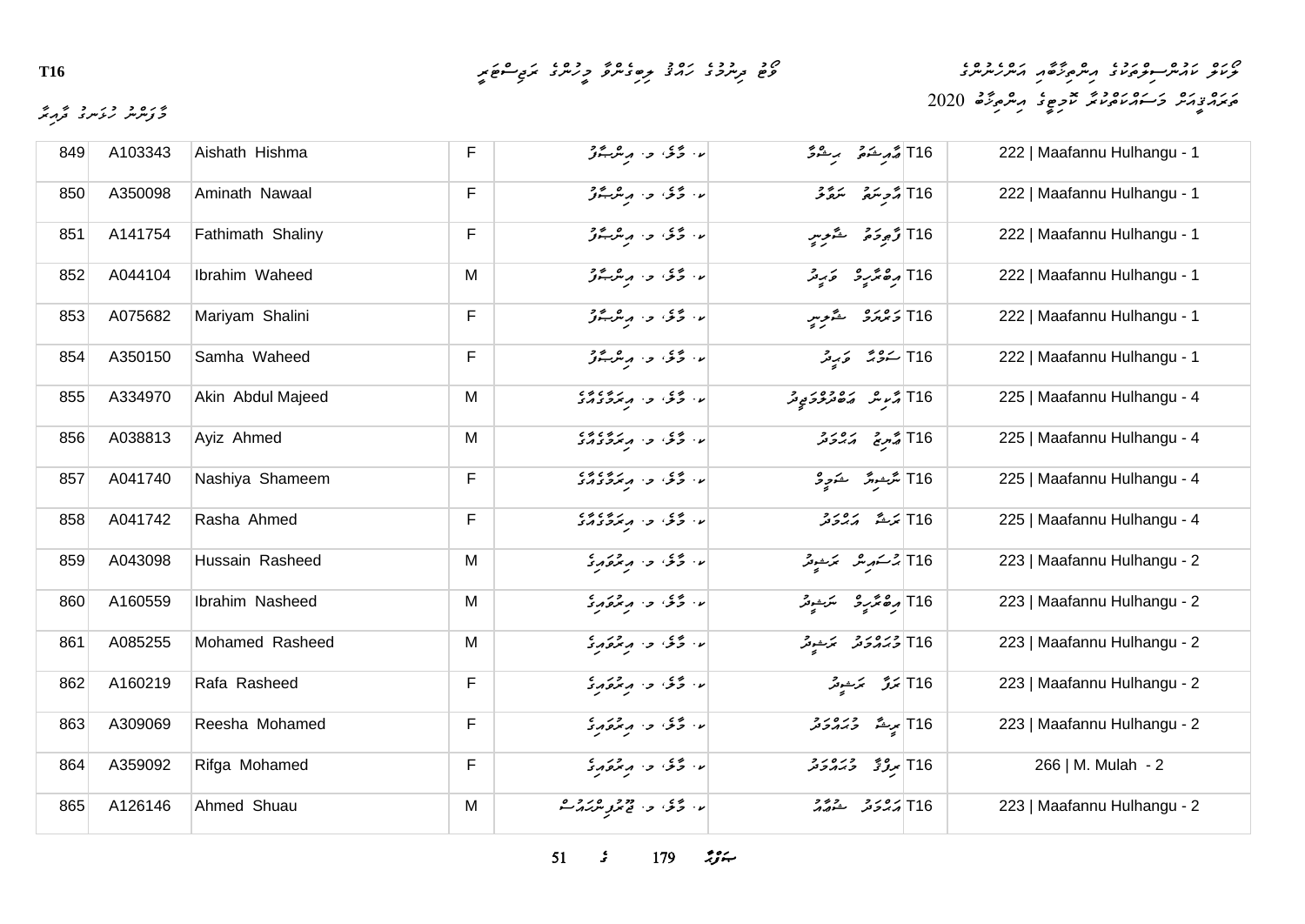| 849 | A103343 | Aishath Hishma | F | ،· ގާ، ވ· އިންސާފް | T16 ޢާއިޝަތު ހިޝްމާ | 222 \| Maafannu Hulhangu - 1 |
|---|---|---|---|---|---|---|
| 850 | A350098 | Aminath Nawaal | F | ،· ގާ، ވ· އިންސާފް | T16 އާމިނަތު ނަވާލް | 222 \| Maafannu Hulhangu - 1 |
| 851 | A141754 | Fathimath Shaliny | F | ،· ގާ، ވ· އިންސާފް | T16 ފާތިމަތު ޝާލިނީ | 222 \| Maafannu Hulhangu - 1 |
| 852 | A044104 | Ibrahim Waheed | M | ،· ގާ، ވ· އިންސާފް | T16 އިބްރާހީމް ވަހީދު | 222 \| Maafannu Hulhangu - 1 |
| 853 | A075682 | Mariyam Shalini | F | ،· ގާ، ވ· އިންސާފް | T16 މަރިޔަމް ޝާލިނީ | 222 \| Maafannu Hulhangu - 1 |
| 854 | A350150 | Samha Waheed | F | ،· ގާ، ވ· އިންސާފް | T16 ސަމްހާ ވަހީދު | 222 \| Maafannu Hulhangu - 1 |
| 855 | A334970 | Akin Abdul Majeed | M | ،· ގާ، ވ· އިރަމާގެއާގެ | T16 އާކިން އަބްދުލްމަޖީދު | 225 \| Maafannu Hulhangu - 4 |
| 856 | A038813 | Ayiz Ahmed | M | ،· ގާ، ވ· އިރަމާގެއާގެ | T16 އާއިޒް އަޙްމަދު | 225 \| Maafannu Hulhangu - 4 |
| 857 | A041740 | Nashiya Shameem | F | ،· ގާ، ވ· އިރަމާގެއާގެ | T16 ނާޝިޔާ ޝަމީމް | 225 \| Maafannu Hulhangu - 4 |
| 858 | A041742 | Rasha Ahmed | F | ،· ގާ، ވ· އިރަމާގެއާގެ | T16 ރަޝާ އަޙްމަދު | 225 \| Maafannu Hulhangu - 4 |
| 859 | A043098 | Hussain Rasheed | M | ،· ގާ، ވ· އިރުވައިގެ | T16 ހުސައިން ރަޝީދު | 223 \| Maafannu Hulhangu - 2 |
| 860 | A160559 | Ibrahim Nasheed | M | ،· ގާ، ވ· އިރުވައިގެ | T16 އިބްރާހީމް ނަޝީދު | 223 \| Maafannu Hulhangu - 2 |
| 861 | A085255 | Mohamed Rasheed | M | ،· ގާ، ވ· އިރުވައިގެ | T16 މުޙައްމަދު ރަޝީދު | 223 \| Maafannu Hulhangu - 2 |
| 862 | A160219 | Rafa Rasheed | F | ،· ގާ، ވ· އިރުވައިގެ | T16 ރަފާ ރަޝީދު | 223 \| Maafannu Hulhangu - 2 |
| 863 | A309069 | Reesha Mohamed | F | ،· ގާ، ވ· އިރުވައިގެ | T16 ރީޝާ މުޙައްމަދު | 223 \| Maafannu Hulhangu - 2 |
| 864 | A359092 | Rifga Mohamed | F | ،· ގާ، ވ· އިރުވައިގެ | T16 ރިފްގާ މުޙައްމަދު | 266 \| M. Mulah - 2 |
| 865 | A126146 | Ahmed Shuau | M | ،· ގާ، ވ· ޤުރުވިންނަރަސް | T16 އަޙްމަދު ޝުޢާޢު | 223 \| Maafannu Hulhangu - 2 |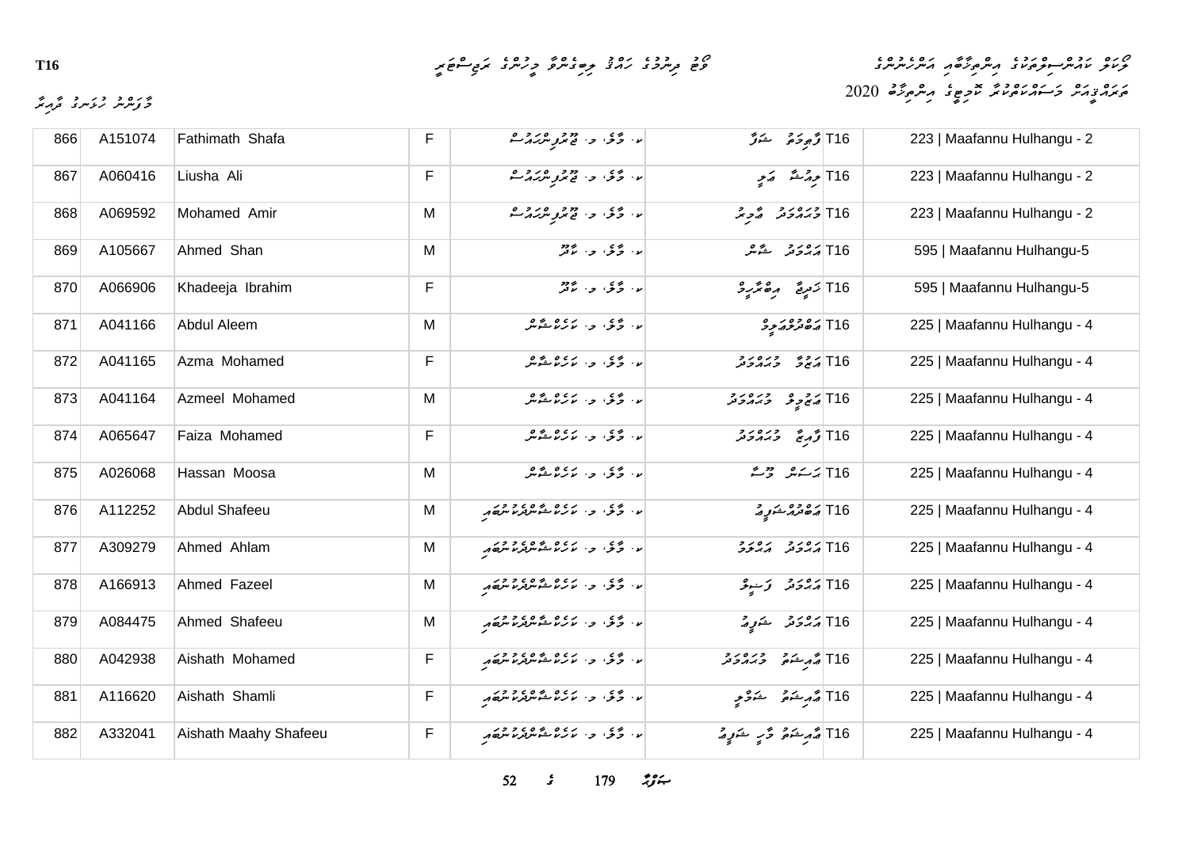| 866 | A151074 | Fathimath Shafa | F | ، ވާވ، ވ. ޤުރުވިންނަޅުސ | T16 ފާތިމަތު ޝަފާ | 223 \| Maafannu Hulhangu - 2 |
|---|---|---|---|---|---|---|
| 867 | A060416 | Liusha Ali | F | ، ވާވ، ވ. ޤުރުވިންނަޅުސ | T16 ލިޔުޝާ ޢަލި | 223 \| Maafannu Hulhangu - 2 |
| 868 | A069592 | Mohamed Amir | M | ، ވާވ، ވ. ޤުރުވިންނަޅުސ | T16 މުހައްމަދު އާމިރު | 223 \| Maafannu Hulhangu - 2 |
| 869 | A105667 | Ahmed Shan | M | ، ވާވ، ވ. ކޮދު | T16 އަހްމަދު ޝާން | 595 \| Maafannu Hulhangu-5 |
| 870 | A066906 | Khadeeja Ibrahim | F | ، ވާވ، ވ. ކޮދު | T16 ޚަދީޖާ އިބްރާހީމް | 595 \| Maafannu Hulhangu-5 |
| 871 | A041166 | Abdul Aleem | M | ، ވާވ، ވ. ކަހަނާޝާން | T16 އަބްދުލްއަލީމް | 225 \| Maafannu Hulhangu - 4 |
| 872 | A041165 | Azma Mohamed | F | ، ވާވ، ވ. ކަހަނާޝާން | T16 އަޒްމާ މުހައްމަދު | 225 \| Maafannu Hulhangu - 4 |
| 873 | A041164 | Azmeel Mohamed | M | ، ވާވ، ވ. ކަހަނާޝާން | T16 އަޒްމީލް މުހައްމަދު | 225 \| Maafannu Hulhangu - 4 |
| 874 | A065647 | Faiza Mohamed | F | ، ވާވ، ވ. ކަހަނާޝާން | T16 ފާއިޒާ މުހައްމަދު | 225 \| Maafannu Hulhangu - 4 |
| 875 | A026068 | Hassan Moosa | M | ، ވާވ، ވ. ކަހަނާޝާން | T16 ހަސަން މޫސާ | 225 \| Maafannu Hulhangu - 4 |
| 876 | A112252 | Abdul Shafeeu | M | ، ވާވ، ވ. ކަހަނާޝާންދޮށުގެ | T16 އަބްދުލްޝަފީޢު | 225 \| Maafannu Hulhangu - 4 |
| 877 | A309279 | Ahmed Ahlam | M | ، ވާވ، ވ. ކަހަނާޝާންދޮށުގެ | T16 އަހްމަދު އަހްލާމް | 225 \| Maafannu Hulhangu - 4 |
| 878 | A166913 | Ahmed Fazeel | M | ، ވާވ، ވ. ކަހަނާޝާންދޮށުގެ | T16 އަހްމަދު ފަޒީލް | 225 \| Maafannu Hulhangu - 4 |
| 879 | A084475 | Ahmed Shafeeu | M | ، ވާވ، ވ. ކަހަނާޝާންދޮށުގެ | T16 އަހްމަދު ޝަފީޢު | 225 \| Maafannu Hulhangu - 4 |
| 880 | A042938 | Aishath Mohamed | F | ، ވާވ، ވ. ކަހަނާޝާންދޮށުގެ | T16 އާއިޝަތު މުހައްމަދު | 225 \| Maafannu Hulhangu - 4 |
| 881 | A116620 | Aishath Shamli | F | ، ވާވ، ވ. ކަހަނާޝާންދޮށުގެ | T16 އާއިޝަތު ޝަމްލީ | 225 \| Maafannu Hulhangu - 4 |
| 882 | A332041 | Aishath Maahy Shafeeu | F | ، ވާވ، ވ. ކަހަނާޝާންދޮށުގެ | T16 އާއިޝަތު މާހީ ޝަފީޢު | 225 \| Maafannu Hulhangu - 4 |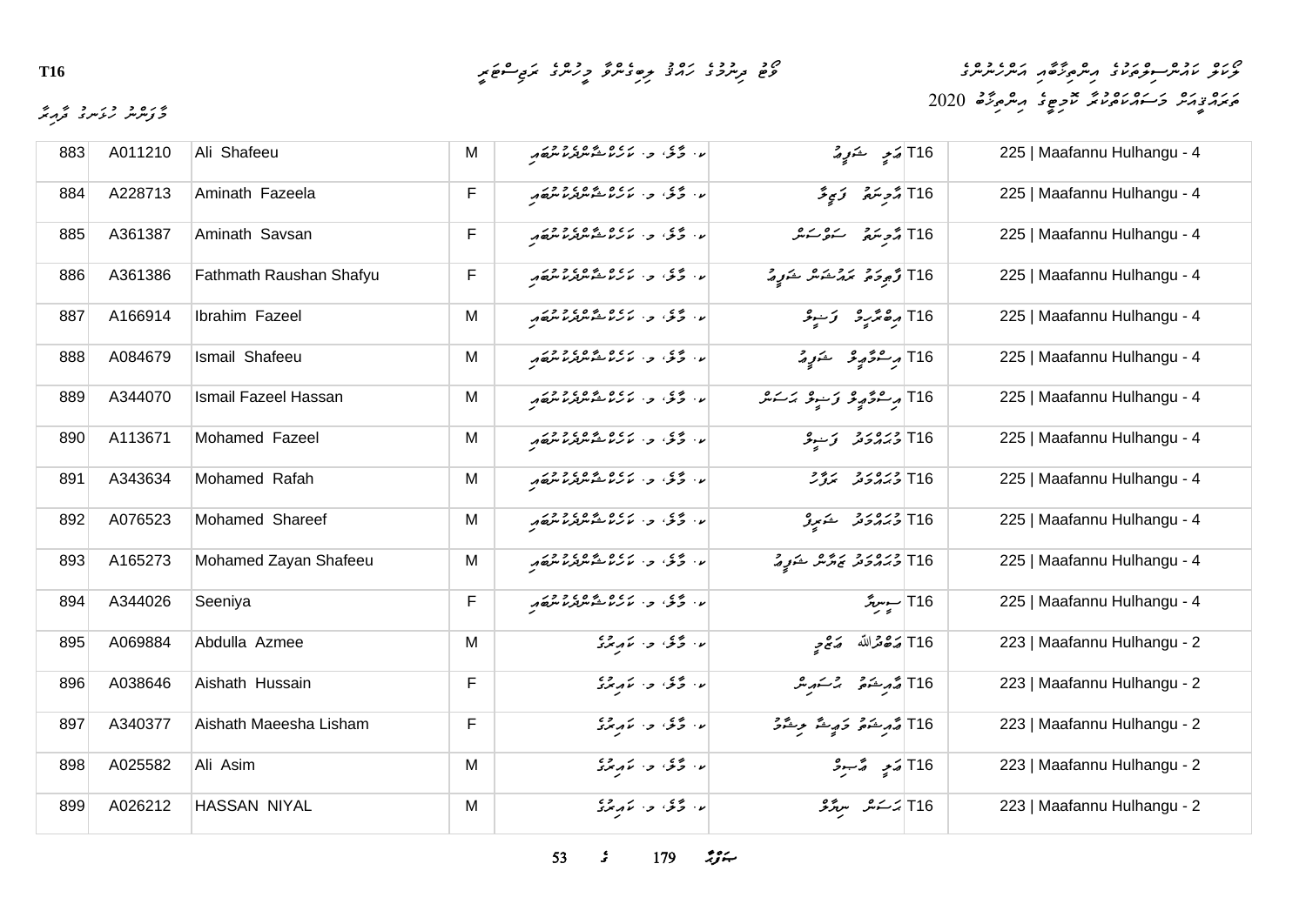| 883 | A011210 | Ali Shafeeu | M | ﻻ. ﮔَﯖ، ﻭ. ﻣَﺮُﻣُﺸَﻣُﺮُﻧُﺮُﻣُﺮُﻣُﺮُﻫَﻣ | T16 ﻣَﻌ ﺷَﻮِﻣُ | 225 \| Maafannu Hulhangu - 4 |
|---|---|---|---|---|---|---|
| 884 | A228713 | Aminath Fazeela | F | ﻻ. ﮔَﯖ، ﻭ. ﻣَﺮُﻣُﺸَﻣُﺮُﻧُﺮُﻣُﺮُﻣُﺮُﻫَﻣ | T16 ﻣَﺮِﺳَﻣُ ﻭَﻳِﮔ | 225 \| Maafannu Hulhangu - 4 |
| 885 | A361387 | Aminath Savsan | F | ﻻ. ﮔَﯖ، ﻭ. ﻣَﺮُﻣُﺸَﻣُﺮُﻧُﺮُﻣُﺮُﻣُﺮُﻫَﻣ | T16 ﻣَﺮِﺳَﻣُ ﺳَﻮُﺳَﺮ | 225 \| Maafannu Hulhangu - 4 |
| 886 | A361386 | Fathmath Raushan Shafyu | F | ﻻ. ﮔَﯖ، ﻭ. ﻣَﺮُﻣُﺸَﻣُﺮُﻧُﺮُﻣُﺮُﻣُﺮُﻫَﻣ | T16 ﻭَﻣِﺮِﻣ ﻣَﺮُﺷَﺮ ﺷَﻮِﻣ | 225 \| Maafannu Hulhangu - 4 |
| 887 | A166914 | Ibrahim Fazeel | M | ﻻ. ﮔَﯖ، ﻭ. ﻣَﺮُﻣُﺸَﻣُﺮُﻧُﺮُﻣُﺮُﻣُﺮُﻫَﻣ | T16 ﻣِﻫَﻣُﺮِﻣ ﻭَﺳِﻮ | 225 \| Maafannu Hulhangu - 4 |
| 888 | A084679 | Ismail Shafeeu | M | ﻻ. ﮔَﯖ، ﻭ. ﻣَﺮُﻣُﺸَﻣُﺮُﻧُﺮُﻣُﺮُﻣُﺮُﻫَﻣ | T16 ﻣِﺮﺳُﻣُﻣِﻮ ﺷَﻮِﻣُ | 225 \| Maafannu Hulhangu - 4 |
| 889 | A344070 | Ismail Fazeel Hassan | M | ﻻ. ﮔَﯖ، ﻭ. ﻣَﺮُﻣُﺸَﻣُﺮُﻧُﺮُﻣُﺮُﻣُﺮُﻫَﻣ | T16 ﻣِﺮﺳُﻣُﻣِﻮ ﻭَﺳِﻮ ﺑَﺮَﺳَﺮ | 225 \| Maafannu Hulhangu - 4 |
| 890 | A113671 | Mohamed Fazeel | M | ﻻ. ﮔَﯖ، ﻭ. ﻣَﺮُﻣُﺸَﻣُﺮُﻧُﺮُﻣُﺮُﻣُﺮُﻫَﻣ | T16 ﻭُﺑَﻣُﻭَﻣ ﻭَﺳِﻮ | 225 \| Maafannu Hulhangu - 4 |
| 891 | A343634 | Mohamed Rafah | M | ﻻ. ﮔَﯖ، ﻭ. ﻣَﺮُﻣُﺸَﻣُﺮُﻧُﺮُﻣُﺮُﻣُﺮُﻫَﻣ | T16 ﻭُﺑَﻣُﻭَﻣ ﺑَﻭُﺮ | 225 \| Maafannu Hulhangu - 4 |
| 892 | A076523 | Mohamed Shareef | M | ﻻ. ﮔَﯖ، ﻭ. ﻣَﺮُﻣُﺸَﻣُﺮُﻧُﺮُﻣُﺮُﻣُﺮُﻫَﻣ | T16 ﻭُﺑَﻣُﻭَﻣ ﺷَﻣِﺮِﻭ | 225 \| Maafannu Hulhangu - 4 |
| 893 | A165273 | Mohamed Zayan Shafeeu | M | ﻻ. ﮔَﯖ، ﻭ. ﻣَﺮُﻣُﺸَﻣُﺮُﻧُﺮُﻣُﺮُﻣُﺮُﻫَﻣ | T16 ﻭُﺑَﻣُﻭَﻣ ﻳَﻣُﺮ ﺷَﻮِﻣُ | 225 \| Maafannu Hulhangu - 4 |
| 894 | A344026 | Seeniya | F | ﻻ. ﮔَﯖ، ﻭ. ﻣَﺮُﻣُﺸَﻣُﺮُﻧُﺮُﻣُﺮُﻣُﺮُﻫَﻣ | T16 ﺳِﺴِﺮِﮔ | 225 \| Maafannu Hulhangu - 4 |
| 895 | A069884 | Abdulla Azmee | M | ﻻ. ﮔَﯖ، ﻭ. ﻣَﻣِﺮُﮔ | T16 ﻣَﻫُﻣُﺮﺍﻟﻠﻪ ﻣَﻣُﻭِ | 223 \| Maafannu Hulhangu - 2 |
| 896 | A038646 | Aishath Hussain | F | ﻻ. ﮔَﯖ، ﻭ. ﻣَﻣِﺮُﮔ | T16 ﻣُﻣِﺷَﻣُ ﺑُﺴَﻣِﺮ | 223 \| Maafannu Hulhangu - 2 |
| 897 | A340377 | Aishath Maeesha Lisham | F | ﻻ. ﮔَﯖ، ﻭ. ﻣَﻣِﺮُﮔ | T16 ﻣُﻣِﺷَﻣُ ﻭَﻣِﺷُ ﻭِﺷُﻭ | 223 \| Maafannu Hulhangu - 2 |
| 898 | A025582 | Ali Asim | M | ﻻ. ﮔَﯖ، ﻭ. ﻣَﻣِﺮُﮔ | T16 ﻣَﻌ ﻣُﺴِﻭ | 223 \| Maafannu Hulhangu - 2 |
| 899 | A026212 | HASSAN NIYAL | M | ﻻ. ﮔَﯖ، ﻭ. ﻣَﻣِﺮُﮔ | T16 ﺑَﺮَﺳَﺮ ﺳِﺮُﮔ | 223 \| Maafannu Hulhangu - 2 |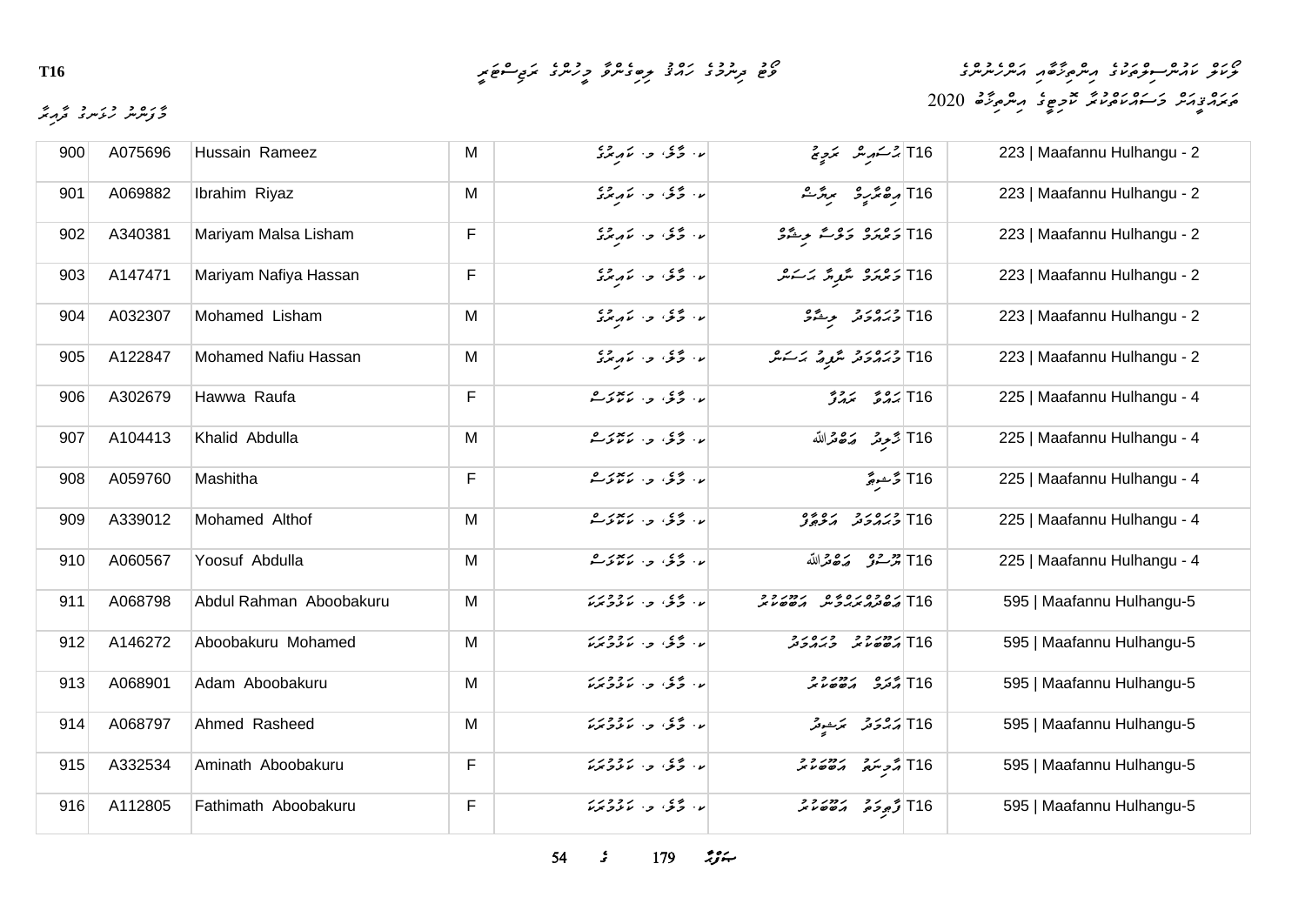| 900 | A075696 | Hussain Rameez | M | ށ. މާޅ، ވ. ކައިރުގެ | T16 ހުސައިން ރަމީޒު | 223 \| Maafannu Hulhangu - 2 |
|---|---|---|---|---|---|---|
| 901 | A069882 | Ibrahim Riyaz | M | ށ. މާޅ، ވ. ކައިރުގެ | T16 އިބްރާހީމް ރިޔާޒު | 223 \| Maafannu Hulhangu - 2 |
| 902 | A340381 | Mariyam Malsa Lisham | F | ށ. މާޅ، ވ. ކައިރުގެ | T16 މަރިޔަމް މަލްސާ ލިޝާމް | 223 \| Maafannu Hulhangu - 2 |
| 903 | A147471 | Mariyam Nafiya Hassan | F | ށ. މާޅ، ވ. ކައިރުގެ | T16 މަރިޔަމް ނާފިޔާ ހަސަން | 223 \| Maafannu Hulhangu - 2 |
| 904 | A032307 | Mohamed Lisham | M | ށ. މާޅ، ވ. ކައިރުގެ | T16 މުހައްމަދު ލިޝާމް | 223 \| Maafannu Hulhangu - 2 |
| 905 | A122847 | Mohamed Nafiu Hassan | M | ށ. މާޅ، ވ. ކައިރުގެ | T16 މުހައްމަދު ނާފިއު ހަސަން | 223 \| Maafannu Hulhangu - 2 |
| 906 | A302679 | Hawwa Raufa | F | ށ. މާޅ، ވ. ކަކަހަސް | T16 ހައްވާ ރައުފާ | 225 \| Maafannu Hulhangu - 4 |
| 907 | A104413 | Khalid Abdulla | M | ށ. މާޅ، ވ. ކަކަހަސް | T16 ހާލިދު އަބްދުﷲ | 225 \| Maafannu Hulhangu - 4 |
| 908 | A059760 | Mashitha | F | ށ. މާޅ، ވ. ކަކަހަސް | T16 މާޝިތާ | 225 \| Maafannu Hulhangu - 4 |
| 909 | A339012 | Mohamed Althof | M | ށ. މާޅ، ވ. ކަކަހަސް | T16 މުހައްމަދު އަލްތޯފު | 225 \| Maafannu Hulhangu - 4 |
| 910 | A060567 | Yoosuf Abdulla | M | ށ. މާޅ، ވ. ކަކަހަސް | T16 ޔޫސުފު އަބްދުﷲ | 225 \| Maafannu Hulhangu - 4 |
| 911 | A068798 | Abdul Rahman Aboobakuru | M | ށ. މާޅ، ވ. ކަލުމުރަކަ | T16 އަބްދުއްރަހްމާން އަބޫބަކުރު | 595 \| Maafannu Hulhangu-5 |
| 912 | A146272 | Aboobakuru Mohamed | M | ށ. މާޅ، ވ. ކަލުމުރަކަ | T16 އަބޫބަކުރު މުހައްމަދު | 595 \| Maafannu Hulhangu-5 |
| 913 | A068901 | Adam Aboobakuru | M | ށ. މާޅ، ވ. ކަލުމުރަކަ | T16 އާދަމް އަބޫބަކުރު | 595 \| Maafannu Hulhangu-5 |
| 914 | A068797 | Ahmed Rasheed | M | ށ. މާޅ، ވ. ކަލުމުރަކަ | T16 އަހުމަދު ރަޝީދު | 595 \| Maafannu Hulhangu-5 |
| 915 | A332534 | Aminath Aboobakuru | F | ށ. މާޅ، ވ. ކަލުމުރަކަ | T16 އާމިނަތު އަބޫބަކުރު | 595 \| Maafannu Hulhangu-5 |
| 916 | A112805 | Fathimath Aboobakuru | F | ށ. މާޅ، ވ. ކަލުމުރަކަ | T16 ފާތިމަތު އަބޫބަކުރު | 595 \| Maafannu Hulhangu-5 |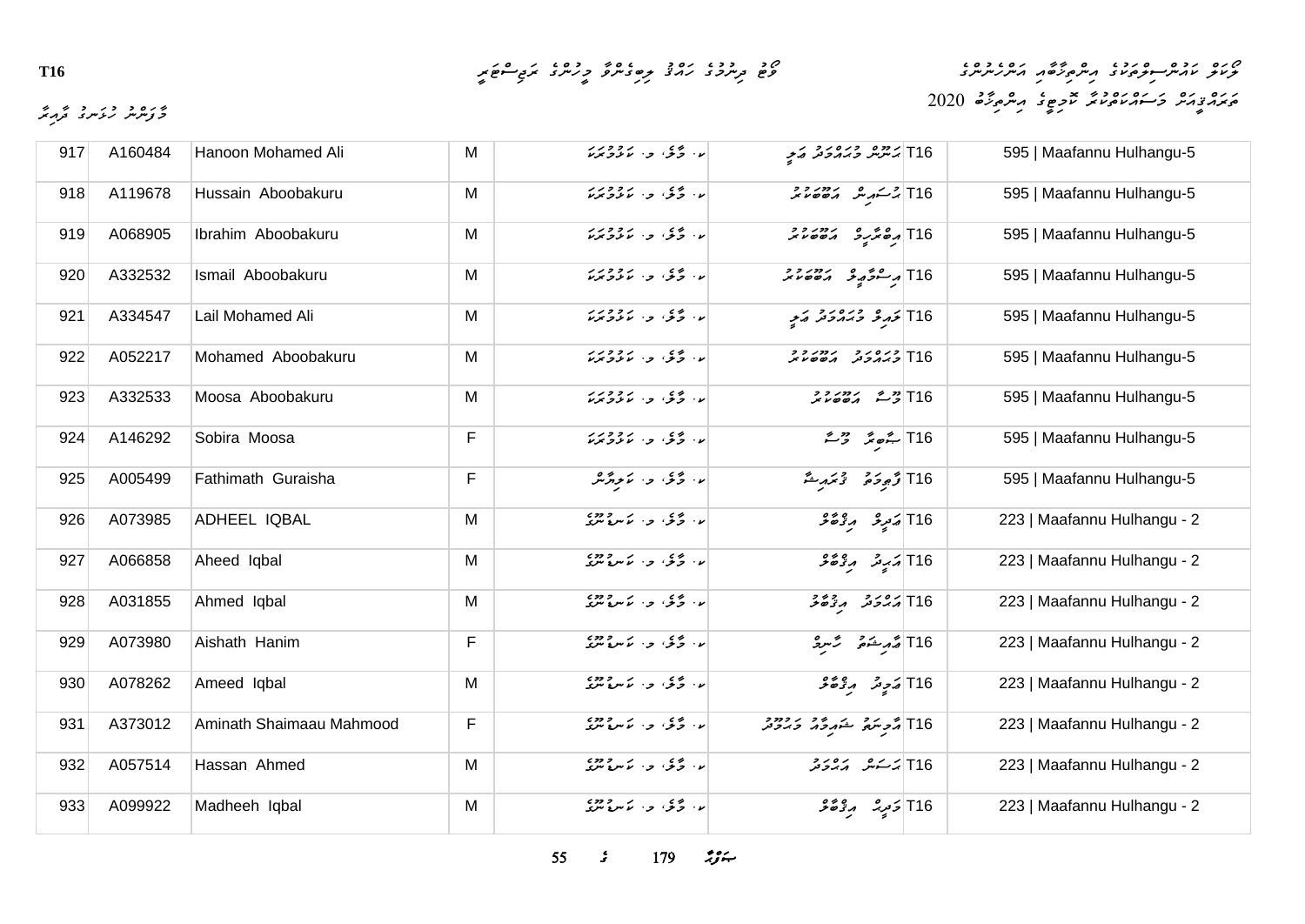| 917 | A160484 | Hanoon Mohamed Ali | M | ޅ. މާތޮ، މ. ކަޑުމަރަ | T16 ހަނޫނު މުހައްމަދު ޢަލީ | 595 \| Maafannu Hulhangu-5 |
|---|---|---|---|---|---|---|
| 918 | A119678 | Hussain Aboobakuru | M | ޅ. މާތޮ، މ. ކަޑުމަރަ | T16 ހުސައިން އަބޫބަކުރު | 595 \| Maafannu Hulhangu-5 |
| 919 | A068905 | Ibrahim Aboobakuru | M | ޅ. މާތޮ، މ. ކަޑުމަރަ | T16 އިބްރާހީމް އަބޫބަކުރު | 595 \| Maafannu Hulhangu-5 |
| 920 | A332532 | Ismail Aboobakuru | M | ޅ. މާތޮ، މ. ކަޑުމަރަ | T16 އިސްމާޢީލް އަބޫބަކުރު | 595 \| Maafannu Hulhangu-5 |
| 921 | A334547 | Lail Mohamed Ali | M | ޅ. މާތޮ، މ. ކަޑުމަރަ | T16 ލައިލް މުހައްމަދު ޢަލީ | 595 \| Maafannu Hulhangu-5 |
| 922 | A052217 | Mohamed Aboobakuru | M | ޅ. މާތޮ، މ. ކަޑުމަރަ | T16 މުހައްމަދު އަބޫބަކުރު | 595 \| Maafannu Hulhangu-5 |
| 923 | A332533 | Moosa Aboobakuru | M | ޅ. މާތޮ، މ. ކަޑުމަރަ | T16 މޫސާ އަބޫބަކުރު | 595 \| Maafannu Hulhangu-5 |
| 924 | A146292 | Sobira Moosa | F | ޅ. މާތޮ، މ. ކަޑުމަރަ | T16 ޞާބިރާ މޫސާ | 595 \| Maafannu Hulhangu-5 |
| 925 | A005499 | Fathimath Guraisha | F | ޅ. މާތޮ، މ. ކަލިފާން | T16 ފާތިމަތު ގުރައިޝާ | 595 \| Maafannu Hulhangu-5 |
| 926 | A073985 | ADHEEL IQBAL | M | ޅ. މާތޮ، މ. ކަސްތޫރީ | T16 އަދީލް އިޤްބާލް | 223 \| Maafannu Hulhangu - 2 |
| 927 | A066858 | Aheed Iqbal | M | ޅ. މާތޮ، މ. ކަސްތޫރީ | T16 އަހީދު އިޤްބާލް | 223 \| Maafannu Hulhangu - 2 |
| 928 | A031855 | Ahmed Iqbal | M | ޅ. މާތޮ، މ. ކަސްތޫރީ | T16 އަޙްމަދު އިޤްބާލް | 223 \| Maafannu Hulhangu - 2 |
| 929 | A073980 | Aishath Hanim | F | ޅ. މާތޮ، މ. ކަސްތޫރީ | T16 އާއިޝަތު ހާނިމް | 223 \| Maafannu Hulhangu - 2 |
| 930 | A078262 | Ameed Iqbal | M | ޅ. މާތޮ، މ. ކަސްތޫރީ | T16 އަމީދު އިޤްބާލް | 223 \| Maafannu Hulhangu - 2 |
| 931 | A373012 | Aminath Shaimaau Mahmood | F | ޅ. މާތޮ، މ. ކަސްތޫރީ | T16 އާމިނަތު ޝައިމާއު މަޙްމޫދު | 223 \| Maafannu Hulhangu - 2 |
| 932 | A057514 | Hassan Ahmed | M | ޅ. މާތޮ، މ. ކަސްތޫރީ | T16 ހަސަން އަޙްމަދު | 223 \| Maafannu Hulhangu - 2 |
| 933 | A099922 | Madheeh Iqbal | M | ޅ. މާތޮ، މ. ކަސްތޫރީ | T16 މަދީޙް އިޤްބާލް | 223 \| Maafannu Hulhangu - 2 |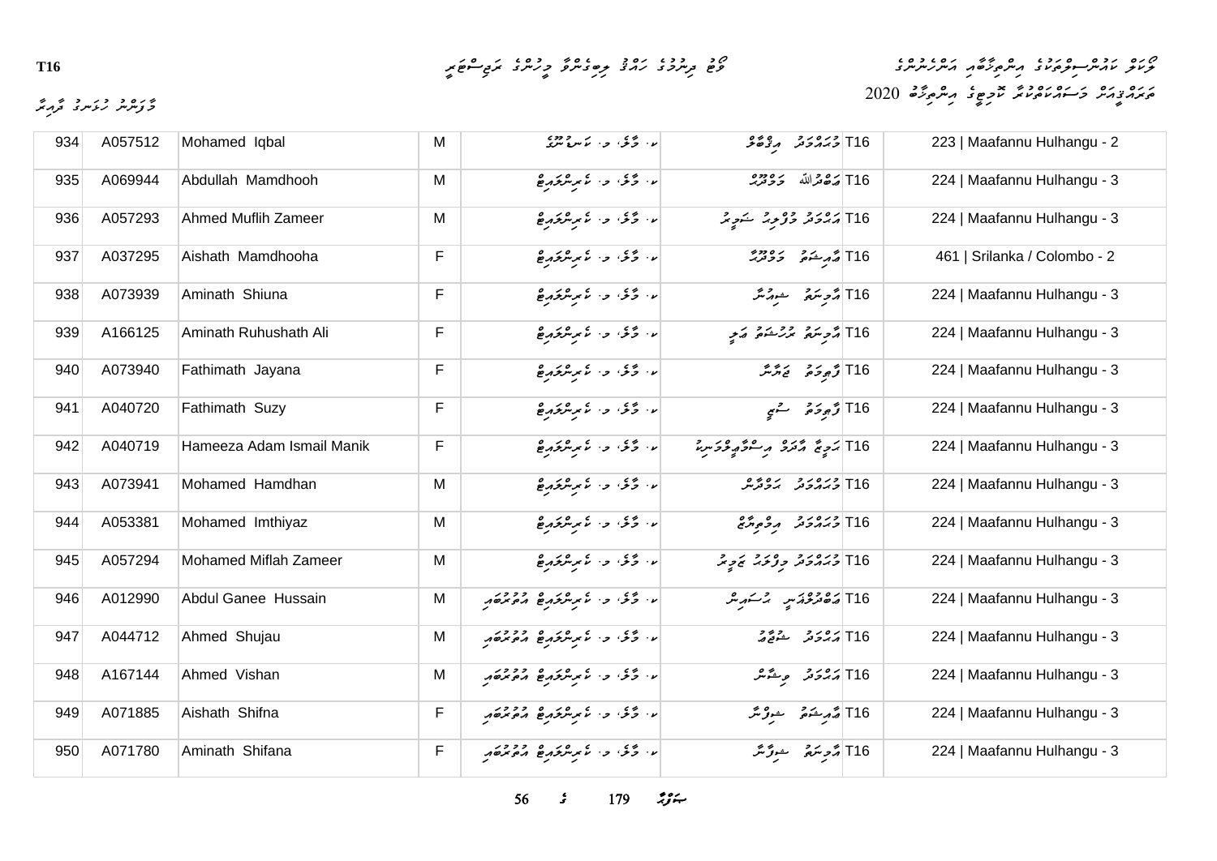| 934 | A057512 | Mohamed Iqbal | M | ށ. މާވ، ވ. ކަސްދޫރާ | T16 ޖަރަމަގާ އިގްބާލް | 223 \| Maafannu Hulhangu - 2 |
|---|---|---|---|---|---|---|
| 935 | A069944 | Abdullah Mamdhooh | M | ށ. މާވ، ވ. ކެރިންގްޓަޖު | T16 އަބްދުﷲ މަމްދޫހް | 224 \| Maafannu Hulhangu - 3 |
| 936 | A057293 | Ahmed Muflih Zameer | M | ށ. މާވ، ވ. ކެރިންގްޓަޖު | T16 އަހްމަދު މުފްލިހް ޒަމީރު | 224 \| Maafannu Hulhangu - 3 |
| 937 | A037295 | Aishath Mamdhooha | F | ށ. މާވ، ވ. ކެރިންގްޓަޖު | T16 އާއިޝަތު މަމްދޫހާ | 461 \| Srilanka / Colombo - 2 |
| 938 | A073939 | Aminath Shiuna | F | ށ. މާވ، ވ. ކެރިންގްޓަޖު | T16 އާމިނަތު ޝިއުނާ | 224 \| Maafannu Hulhangu - 3 |
| 939 | A166125 | Aminath Ruhushath Ali | F | ށ. މާވ، ވ. ކެރިންގްޓަޖު | T16 އާމިނަތު ރުހުޝަތު އަލި | 224 \| Maafannu Hulhangu - 3 |
| 940 | A073940 | Fathimath Jayana | F | ށ. މާވ، ވ. ކެރިންގްޓަޖު | T16 ފާތިމަތު ޖަޔާނާ | 224 \| Maafannu Hulhangu - 3 |
| 941 | A040720 | Fathimath Suzy | F | ށ. މާވ، ވ. ކެރިންގްޓަޖު | T16 ފާތިމަތު ސޫޒީ | 224 \| Maafannu Hulhangu - 3 |
| 942 | A040719 | Hameeza Adam Ismail Manik | F | ށ. މާވ، ވ. ކެރިންގްޓަޖު | T16 ހަމީޒާ އާދަމް އިސްމާއިލްމަނިކު | 224 \| Maafannu Hulhangu - 3 |
| 943 | A073941 | Mohamed Hamdhan | M | ށ. މާވ، ވ. ކެރިންގްޓަޖު | T16 މުހައްމަދު ހަމްދާން | 224 \| Maafannu Hulhangu - 3 |
| 944 | A053381 | Mohamed Imthiyaz | M | ށ. މާވ، ވ. ކެރިންގްޓަޖު | T16 މުހައްމަދު އިމްތިޔާޒް | 224 \| Maafannu Hulhangu - 3 |
| 945 | A057294 | Mohamed Miflah Zameer | M | ށ. މާވ، ވ. ކެރިންގްޓަޖު | T16 މުހައްމަދު މިފްލަހް ޒަމީރު | 224 \| Maafannu Hulhangu - 3 |
| 946 | A012990 | Abdul Ganee Hussain | M | ށ. މާވ، ވ. ކެރިންގްޓަޖު އުތުރުބައި | T16 އަބްދުލްޣަނީ ހުސައިން | 224 \| Maafannu Hulhangu - 3 |
| 947 | A044712 | Ahmed Shujau | M | ށ. މާވ، ވ. ކެރިންގްޓަޖު އުތުރުބައި | T16 އަހްމަދު ޝުޖާޢު | 224 \| Maafannu Hulhangu - 3 |
| 948 | A167144 | Ahmed Vishan | M | ށ. މާވ، ވ. ކެރިންގްޓަޖު އުތުރުބައި | T16 އަހްމަދު ވިޝާން | 224 \| Maafannu Hulhangu - 3 |
| 949 | A071885 | Aishath Shifna | F | ށ. މާވ، ވ. ކެރިންގްޓަޖު އުތުރުބައި | T16 އާއިޝަތު ޝިފްނާ | 224 \| Maafannu Hulhangu - 3 |
| 950 | A071780 | Aminath Shifana | F | ށ. މާވ، ވ. ކެރިންގްޓަޖު އުތުރުބައި | T16 އާމިނަތު ޝިފާނާ | 224 \| Maafannu Hulhangu - 3 |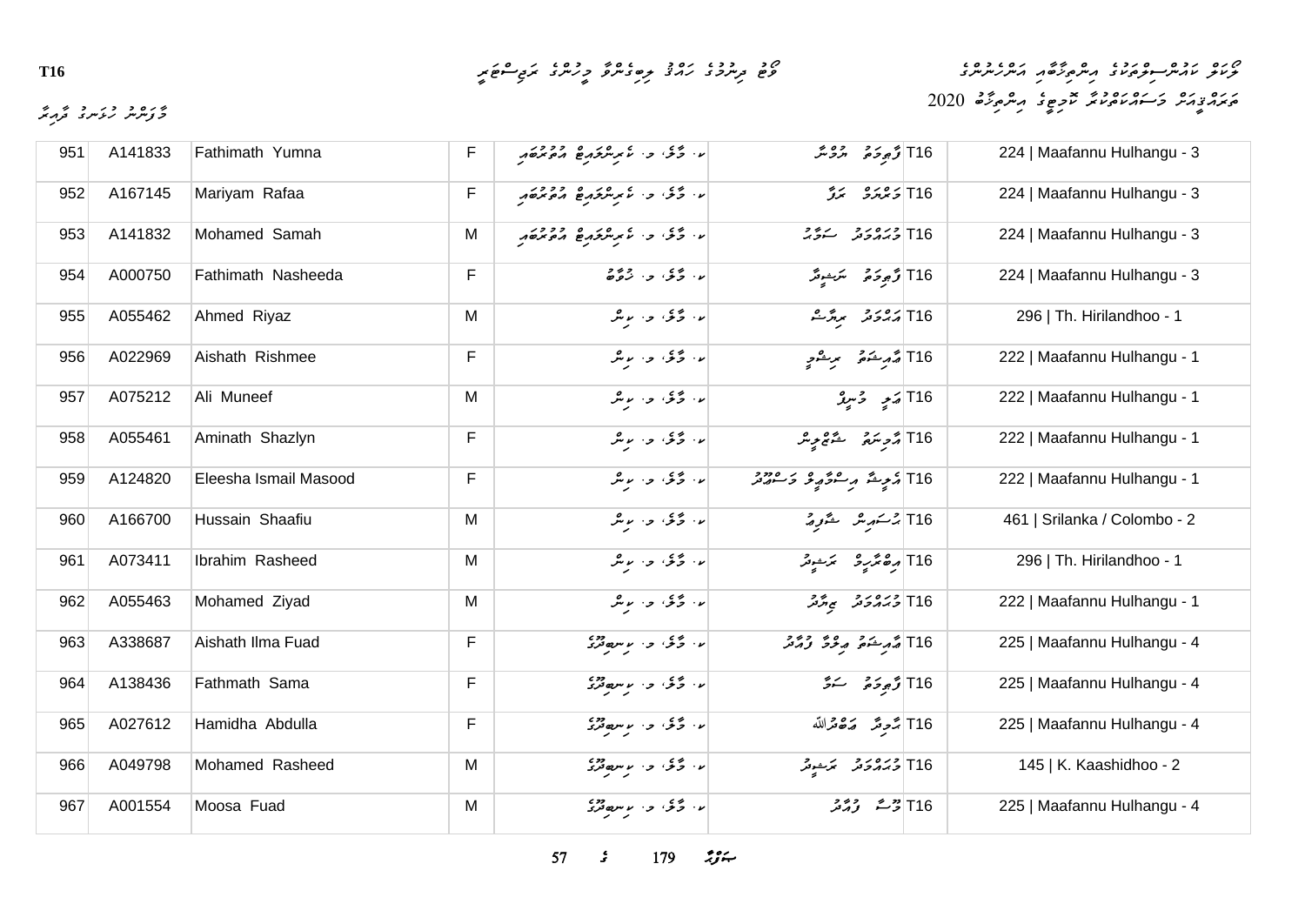| 951 | A141833 | Fathimath Yumna | F | ށ. މާޅޮ، މ. ކެރިންގުއަރޑް އޮބުރޮސޭ | ފާތިމަތު ޔުމްނާ | T16 | 224 \| Maafannu Hulhangu - 3 |
|---|---|---|---|---|---|---|---|
| 952 | A167145 | Mariyam Rafaa | F | ށ. މާޅޮ، މ. ކެރިންގުއަރޑް އޮބުރޮސޭ | މަރިޔަމް ރަފާ | T16 | 224 \| Maafannu Hulhangu - 3 |
| 953 | A141832 | Mohamed Samah | M | ށ. މާޅޮ، މ. ކެރިންގުއަރޑް އޮބުރޮސޭ | މުހައްމަދު ސަމާހު | T16 | 224 \| Maafannu Hulhangu - 3 |
| 954 | A000750 | Fathimath Nasheeda | F | ށ. މާޅޮ، މ. ހުވަދޫ | ފާތިމަތު ނަޝީދާ | T16 | 224 \| Maafannu Hulhangu - 3 |
| 955 | A055462 | Ahmed Riyaz | M | ށ. މާޅޮ، މ. ރިނި | އަހްމަދު ރިޔާޒު | T16 | 296 \| Th. Hirilandhoo - 1 |
| 956 | A022969 | Aishath Rishmee | F | ށ. މާޅޮ، މ. ރިނި | އައިޝަތު ރިޝްމީ | T16 | 222 \| Maafannu Hulhangu - 1 |
| 957 | A075212 | Ali Muneef | M | ށ. މާޅޮ، މ. ރިނި | އަލި މުނީފު | T16 | 222 \| Maafannu Hulhangu - 1 |
| 958 | A055461 | Aminath Shazlyn | F | ށ. މާޅޮ، މ. ރިނި | އާމިނަތު ޝާޒްލިން | T16 | 222 \| Maafannu Hulhangu - 1 |
| 959 | A124820 | Eleesha Ismail Masood | F | ށ. މާޅޮ، މ. ރިނި | އެލީޝާ އިސްމާއިލް މަސްއޫދު | T16 | 222 \| Maafannu Hulhangu - 1 |
| 960 | A166700 | Hussain Shaafiu | M | ށ. މާޅޮ، މ. ރިނި | ހުސައިން ޝާފިއު | T16 | 461 \| Srilanka / Colombo - 2 |
| 961 | A073411 | Ibrahim Rasheed | M | ށ. މާޅޮ، މ. ރިނި | އިބްރާހީމް ރަޝީދު | T16 | 296 \| Th. Hirilandhoo - 1 |
| 962 | A055463 | Mohamed Ziyad | M | ށ. މާޅޮ، މ. ރިނި | މުހައްމަދު ޒިޔާދު | T16 | 222 \| Maafannu Hulhangu - 1 |
| 963 | A338687 | Aishath Ilma Fuad | F | ށ. މާޅޮ، މ. ރިސިބުދޫ | އައިޝަތު އިލްމާ ފުއާދު | T16 | 225 \| Maafannu Hulhangu - 4 |
| 964 | A138436 | Fathmath Sama | F | ށ. މާޅޮ، މ. ރިސިބުދޫ | ފާތިމަތު ސަމާ | T16 | 225 \| Maafannu Hulhangu - 4 |
| 965 | A027612 | Hamidha Abdulla | F | ށ. މާޅޮ، މ. ރިސިބުދޫ | ހާމިދާ އަބްދުﷲ | T16 | 225 \| Maafannu Hulhangu - 4 |
| 966 | A049798 | Mohamed Rasheed | M | ށ. މާޅޮ، މ. ރިސިބުދޫ | މުހައްމަދު ރަޝީދު | T16 | 145 \| K. Kaashidhoo - 2 |
| 967 | A001554 | Moosa Fuad | M | ށ. މާޅޮ، މ. ރިސިބުދޫ | މޫސާ ފުއާދު | T16 | 225 \| Maafannu Hulhangu - 4 |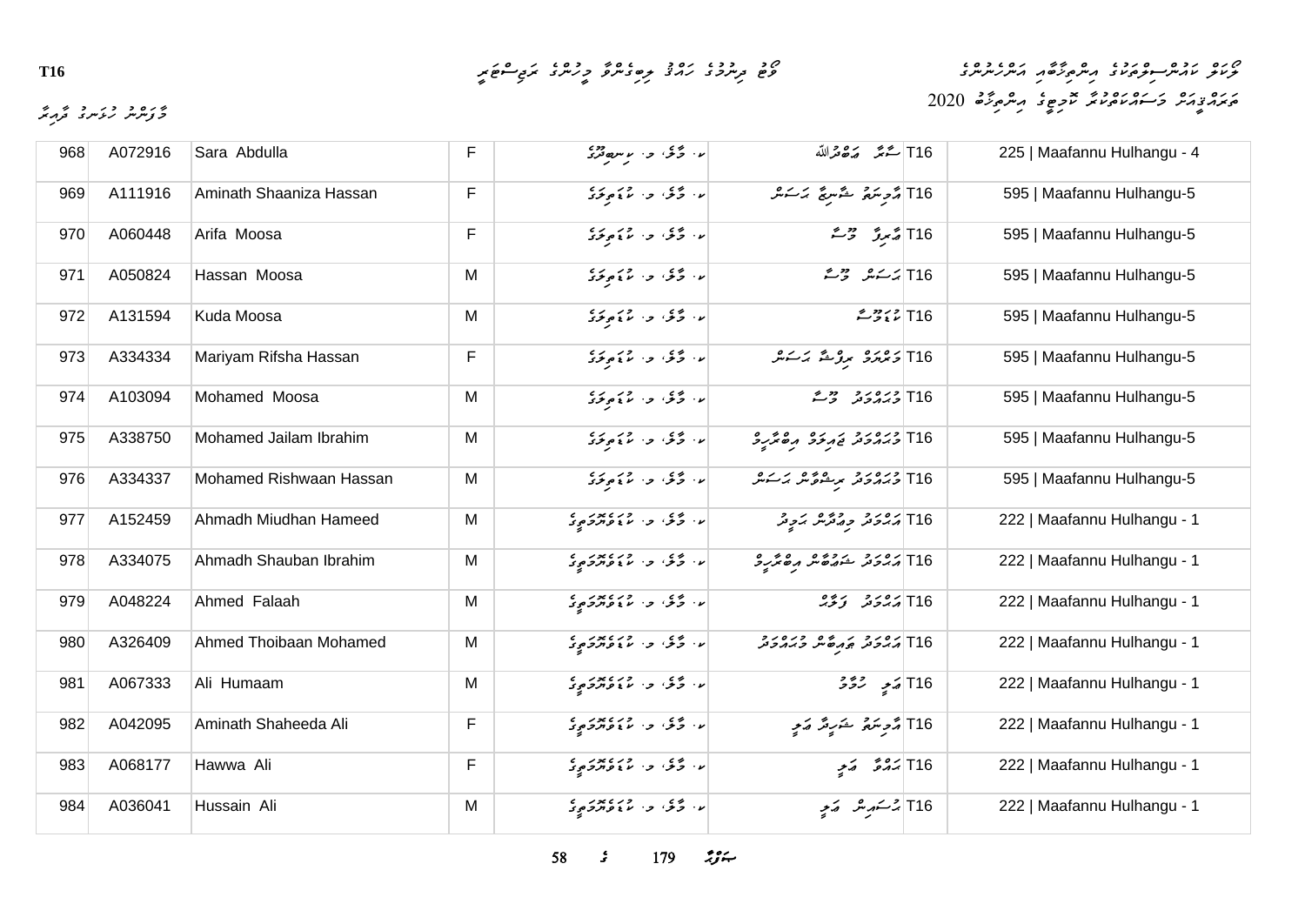ޯވާތަ ކައުންސިލްތަކުގެ އިންތިޚާބު އަންނަނިވި

| 968 | A072916 | Sara Abdulla | F | ށ. މާޅ. ދ. ރިކިސާރދާ | ސާރާ އަބްދުﷲ T16 | 225 \| Maafannu Hulhangu - 4 |
|---|---|---|---|---|---|---|
| 969 | A111916 | Aminath Shaaniza Hassan | F | ށ. މާޅ. ދ. ގުލާބިވަގު | އާމިނަތު ޝާނިޒާ ހަސަން T16 | 595 \| Maafannu Hulhangu-5 |
| 970 | A060448 | Arifa Moosa | F | ށ. މާޅ. ދ. ގުލާބިވަގު | އާރިފާ މޫސާ T16 | 595 \| Maafannu Hulhangu-5 |
| 971 | A050824 | Hassan Moosa | M | ށ. މާޅ. ދ. ގުލާބިވަގު | ހަސަން މޫސާ T16 | 595 \| Maafannu Hulhangu-5 |
| 972 | A131594 | Kuda Moosa | M | ށ. މާޅ. ދ. ގުލާބިވަގު | ކުޑަމޫސާ T16 | 595 \| Maafannu Hulhangu-5 |
| 973 | A334334 | Mariyam Rifsha Hassan | F | ށ. މާޅ. ދ. ގުލާބިވަގު | މަރިޔަމް ރިފްޝާ ހަސަން T16 | 595 \| Maafannu Hulhangu-5 |
| 974 | A103094 | Mohamed Moosa | M | ށ. މާޅ. ދ. ގުލާބިވަގު | މުޙައްމަދު މޫސާ T16 | 595 \| Maafannu Hulhangu-5 |
| 975 | A338750 | Mohamed Jailam Ibrahim | M | ށ. މާޅ. ދ. ގުލާބިވަގު | މުޙައްމަދު ޖައިލަމް އިބްރާހީމް T16 | 595 \| Maafannu Hulhangu-5 |
| 976 | A334337 | Mohamed Rishwaan Hassan | M | ށ. މާޅ. ދ. ގުލާބިވަގު | މުޙައްމަދު ރިޝްވާން ހަސަން T16 | 595 \| Maafannu Hulhangu-5 |
| 977 | A152459 | Ahmadh Miudhan Hameed | M | ށ. މާޅ. ދ. ގުލްފާމްވިލާ | އަޙްމަދު މިއުދާން ހަމީދު T16 | 222 \| Maafannu Hulhangu - 1 |
| 978 | A334075 | Ahmadh Shauban Ibrahim | M | ށ. މާޅ. ދ. ގުލްފާމްވިލާ | އަޙްމަދު ޝައުބާން އިބްރާހީމް T16 | 222 \| Maafannu Hulhangu - 1 |
| 979 | A048224 | Ahmed Falaah | M | ށ. މާޅ. ދ. ގުލްފާމްވިލާ | އަޙްމަދު ފަލާޙް T16 | 222 \| Maafannu Hulhangu - 1 |
| 980 | A326409 | Ahmed Thoibaan Mohamed | M | ށ. މާޅ. ދ. ގުލްފާމްވިލާ | އަޙްމަދު ޠޮއިބާން މުޙައްމަދު T16 | 222 \| Maafannu Hulhangu - 1 |
| 981 | A067333 | Ali Humaam | M | ށ. މާޅ. ދ. ގުލްފާމްވިލާ | އަލީ ހުމާމް T16 | 222 \| Maafannu Hulhangu - 1 |
| 982 | A042095 | Aminath Shaheeda Ali | F | ށ. މާޅ. ދ. ގުލްފާމްވިލާ | އާމިނަތު ޝަހީދާ އަލީ T16 | 222 \| Maafannu Hulhangu - 1 |
| 983 | A068177 | Hawwa Ali | F | ށ. މާޅ. ދ. ގުލްފާމްވިލާ | ހައްވާ އަލީ T16 | 222 \| Maafannu Hulhangu - 1 |
| 984 | A036041 | Hussain Ali | M | ށ. މާޅ. ދ. ގުލްފާމްވިލާ | ހުސައިން އަލީ T16 | 222 \| Maafannu Hulhangu - 1 |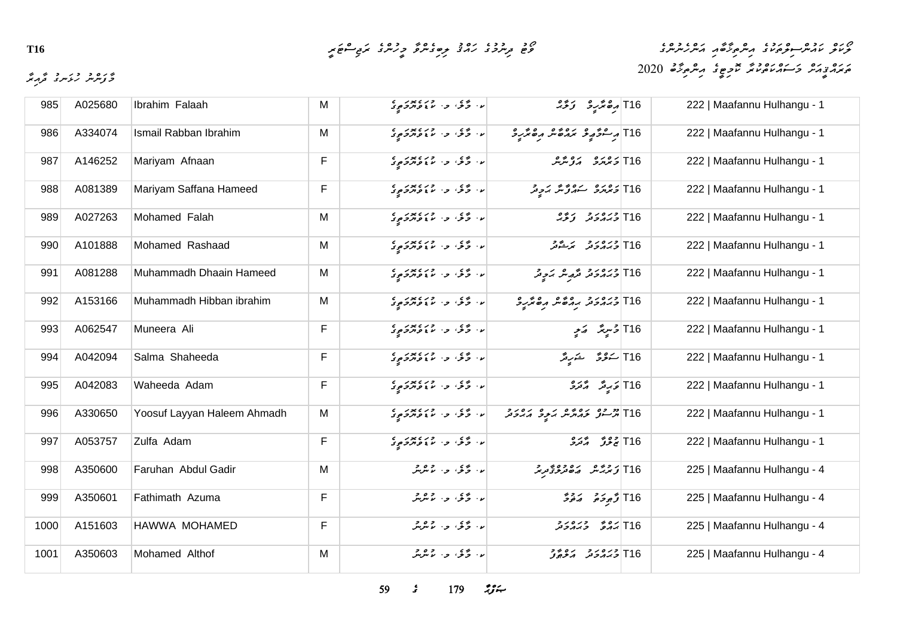| 985 | A025680 | Ibrahim Falaah | M | ، ، ، ، ، ، ، ، ، | T16 ﻣﻪﻣﺮﻳﻮ ﻭﻭﻣﺮ | 222 \| Maafannu Hulhangu - 1 |
|---|---|---|---|---|---|---|
| 986 | A334074 | Ismail Rabban Ibrahim | M | ، ، ، ، ، ، ، ، ، | T16 | 222 \| Maafannu Hulhangu - 1 |
| 987 | A146252 | Mariyam Afnaan | F | ، ، ، ، ، ، ، ، ، | T16 | 222 \| Maafannu Hulhangu - 1 |
| 988 | A081389 | Mariyam Saffana Hameed | F | ، ، ، ، ، ، ، ، ، | T16 | 222 \| Maafannu Hulhangu - 1 |
| 989 | A027263 | Mohamed Falah | M | ، ، ، ، ، ، ، ، ، | T16 | 222 \| Maafannu Hulhangu - 1 |
| 990 | A101888 | Mohamed Rashaad | M | ، ، ، ، ، ، ، ، ، | T16 | 222 \| Maafannu Hulhangu - 1 |
| 991 | A081288 | Muhammadh Dhaain Hameed | M | ، ، ، ، ، ، ، ، ، | T16 | 222 \| Maafannu Hulhangu - 1 |
| 992 | A153166 | Muhammadh Hibban ibrahim | M | ، ، ، ، ، ، ، ، ، | T16 | 222 \| Maafannu Hulhangu - 1 |
| 993 | A062547 | Muneera Ali | F | ، ، ، ، ، ، ، ، ، | T16 | 222 \| Maafannu Hulhangu - 1 |
| 994 | A042094 | Salma Shaheeda | F | ، ، ، ، ، ، ، ، ، | T16 | 222 \| Maafannu Hulhangu - 1 |
| 995 | A042083 | Waheeda Adam | F | ، ، ، ، ، ، ، ، ، | T16 | 222 \| Maafannu Hulhangu - 1 |
| 996 | A330650 | Yoosuf Layyan Haleem Ahmadh | M | ، ، ، ، ، ، ، ، ، | T16 | 222 \| Maafannu Hulhangu - 1 |
| 997 | A053757 | Zulfa Adam | F | ، ، ، ، ، ، ، ، ، | T16 | 222 \| Maafannu Hulhangu - 1 |
| 998 | A350600 | Faruhan Abdul Gadir | M | ، ، ، ، ، | T16 | 225 \| Maafannu Hulhangu - 4 |
| 999 | A350601 | Fathimath Azuma | F | ، ، ، ، ، | T16 | 225 \| Maafannu Hulhangu - 4 |
| 1000 | A151603 | HAWWA MOHAMED | F | ، ، ، ، ، | T16 | 225 \| Maafannu Hulhangu - 4 |
| 1001 | A350603 | Mohamed Althof | M | ، ، ، ، ، | T16 | 225 \| Maafannu Hulhangu - 4 |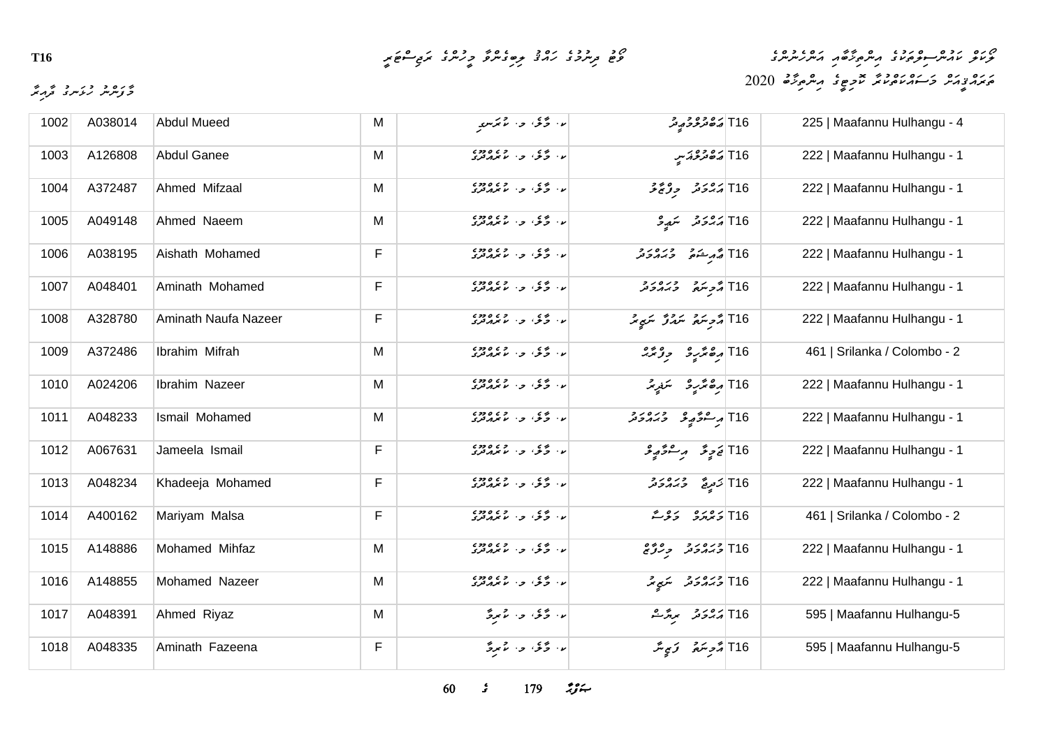| 1002 | A038014 | Abdul Mueed | M | ޅ. މާފަ، ދ. ކުރަނބި | T16 ޢަބްދުލްމުޢީދު | 225 \| Maafannu Hulhangu - 4 |
|---|---|---|---|---|---|---|
| 1003 | A126808 | Abdul Ganee | M | ޅ. މާފަ، ދ. ކުރަނބިދޫ | T16 ޢަބްދުލްޣަނީ | 222 \| Maafannu Hulhangu - 1 |
| 1004 | A372487 | Ahmed Mifzaal | M | ޅ. މާފަ، ދ. ކުރަނބިދޫ | T16 އަޙްމަދު މިފްޒާލް | 222 \| Maafannu Hulhangu - 1 |
| 1005 | A049148 | Ahmed Naeem | M | ޅ. މާފަ، ދ. ކުރަނބިދޫ | T16 އަޙްމަދު ނައީމް | 222 \| Maafannu Hulhangu - 1 |
| 1006 | A038195 | Aishath Mohamed | F | ޅ. މާފަ، ދ. ކުރަނބިދޫ | T16 އާއިޝަތު މުޙައްމަދު | 222 \| Maafannu Hulhangu - 1 |
| 1007 | A048401 | Aminath Mohamed | F | ޅ. މާފަ، ދ. ކުރަނބިދޫ | T16 އާމިނަތު މުޙައްމަދު | 222 \| Maafannu Hulhangu - 1 |
| 1008 | A328780 | Aminath Naufa Nazeer | F | ޅ. މާފަ، ދ. ކުރަނބިދޫ | T16 އާމިނަތު ނައުފާ ނަޒީރު | 222 \| Maafannu Hulhangu - 1 |
| 1009 | A372486 | Ibrahim Mifrah | M | ޅ. މާފަ، ދ. ކުރަނބިދޫ | T16 އިބްރާހީމް މިފްރާހް | 461 \| Srilanka / Colombo - 2 |
| 1010 | A024206 | Ibrahim Nazeer | M | ޅ. މާފަ، ދ. ކުރަނބިދޫ | T16 އިބްރާހީމް ނަޒީރު | 222 \| Maafannu Hulhangu - 1 |
| 1011 | A048233 | Ismail Mohamed | M | ޅ. މާފަ، ދ. ކުރަނބިދޫ | T16 އިސްމާޢީލް މުޙައްމަދު | 222 \| Maafannu Hulhangu - 1 |
| 1012 | A067631 | Jameela Ismail | F | ޅ. މާފަ، ދ. ކުރަނބިދޫ | T16 ޖަމީލާ އިސްމާޢީލް | 222 \| Maafannu Hulhangu - 1 |
| 1013 | A048234 | Khadeeja Mohamed | F | ޅ. މާފަ، ދ. ކުރަނބިދޫ | T16 ޚަދީޖާ މުޙައްމަދު | 222 \| Maafannu Hulhangu - 1 |
| 1014 | A400162 | Mariyam Malsa | F | ޅ. މާފަ، ދ. ކުރަނބިދޫ | T16 މަރިޔަމް މަލްސާ | 461 \| Srilanka / Colombo - 2 |
| 1015 | A148886 | Mohamed Mihfaz | M | ޅ. މާފަ، ދ. ކުރަނބިދޫ | T16 މުޙައްމަދު މިޙްފާޒް | 222 \| Maafannu Hulhangu - 1 |
| 1016 | A148855 | Mohamed Nazeer | M | ޅ. މާފަ، ދ. ކުރަނބިދޫ | T16 މުޙައްމަދު ނަޒީރު | 222 \| Maafannu Hulhangu - 1 |
| 1017 | A048391 | Ahmed Riyaz | M | ޅ. މާފަ، ދ. ކުރިމާ | T16 އަޙްމަދު ރިޔާޒް | 595 \| Maafannu Hulhangu-5 |
| 1018 | A048335 | Aminath Fazeena | F | ޅ. މާފަ، ދ. ކުރިމާ | T16 އާމިނަތު ފަޒީނާ | 595 \| Maafannu Hulhangu-5 |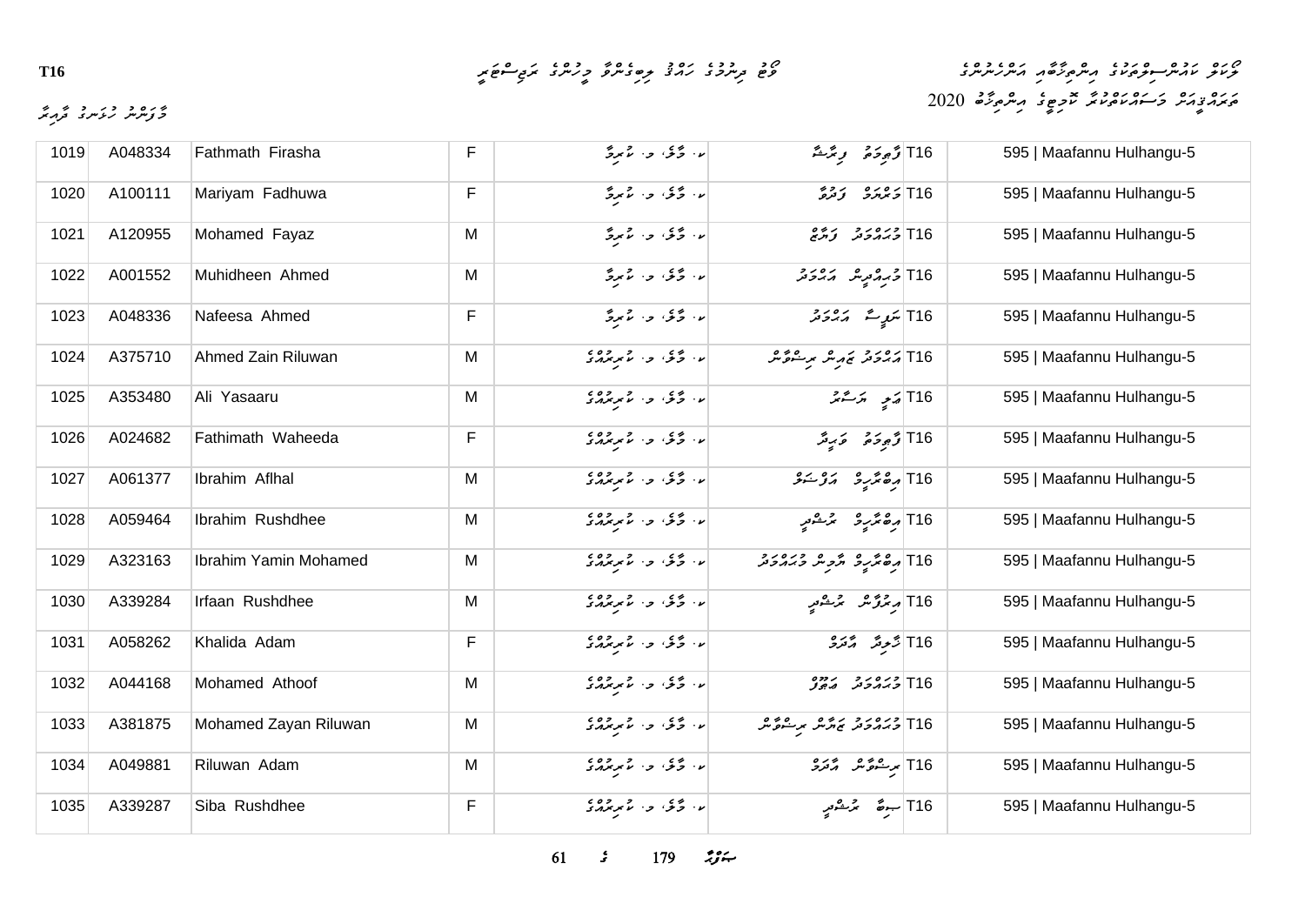| 1019 | A048334 | Fathmath Firasha | F | ރ. މާލެ، މ. ކެނެރީ | ފާތިމަތު ފިރާޝާ T16 | 595 \| Maafannu Hulhangu-5 |
|---|---|---|---|---|---|---|
| 1020 | A100111 | Mariyam Fadhuwa | F | ރ. މާލެ، މ. ކެނެރީ | މަރިޔަމް ފަދުވާ T16 | 595 \| Maafannu Hulhangu-5 |
| 1021 | A120955 | Mohamed Fayaz | M | ރ. މާލެ، މ. ކެނެރީ | މުޙައްމަދު ފައްޔާޒް T16 | 595 \| Maafannu Hulhangu-5 |
| 1022 | A001552 | Muhidheen Ahmed | M | ރ. މާލެ، މ. ކެނެރީ | މުހިއްދީން އަޙްމަދު T16 | 595 \| Maafannu Hulhangu-5 |
| 1023 | A048336 | Nafeesa Ahmed | F | ރ. މާލެ، މ. ކެނެރީ | ނަފީސާ އަޙްމަދު T16 | 595 \| Maafannu Hulhangu-5 |
| 1024 | A375710 | Ahmed Zain Riluwan | M | ރ. މާލެ، މ. ކެނެރީގެ | އަޙްމަދު ޒައިން ރިޟުވާން T16 | 595 \| Maafannu Hulhangu-5 |
| 1025 | A353480 | Ali Yasaaru | M | ރ. މާލެ، މ. ކެނެރީގެ | އަލި ޔަސާރު T16 | 595 \| Maafannu Hulhangu-5 |
| 1026 | A024682 | Fathimath Waheeda | F | ރ. މާލެ، މ. ކެނެރީގެ | ފާތިމަތު ވަޙީދާ T16 | 595 \| Maafannu Hulhangu-5 |
| 1027 | A061377 | Ibrahim Aflhal | M | ރ. މާލެ، މ. ކެނެރީގެ | އިބްރާހީމް އަފްޟަލް T16 | 595 \| Maafannu Hulhangu-5 |
| 1028 | A059464 | Ibrahim Rushdhee | M | ރ. މާލެ، މ. ކެނެރީގެ | އިބްރާހީމް ރުޝްދީ T16 | 595 \| Maafannu Hulhangu-5 |
| 1029 | A323163 | Ibrahim Yamin Mohamed | M | ރ. މާލެ، މ. ކެނެރީގެ | އިބްރާހީމް ޔާމިން މުޙައްމަދު T16 | 595 \| Maafannu Hulhangu-5 |
| 1030 | A339284 | Irfaan Rushdhee | M | ރ. މާލެ، މ. ކެނެރީގެ | އިރުފާން ރުޝްދީ T16 | 595 \| Maafannu Hulhangu-5 |
| 1031 | A058262 | Khalida Adam | F | ރ. މާލެ، މ. ކެނެރީގެ | ޚާލިދާ އާދަމް T16 | 595 \| Maafannu Hulhangu-5 |
| 1032 | A044168 | Mohamed Athoof | M | ރ. މާލެ، މ. ކެނެރީގެ | މުޙައްމަދު އަޠޫފް T16 | 595 \| Maafannu Hulhangu-5 |
| 1033 | A381875 | Mohamed Zayan Riluwan | M | ރ. މާލެ، މ. ކެނެރީގެ | މުޙައްމަދު ޒަޔާން ރިޟުވާން T16 | 595 \| Maafannu Hulhangu-5 |
| 1034 | A049881 | Riluwan Adam | M | ރ. މާލެ، މ. ކެނެރީގެ | ރިޟުވާން އާދަމް T16 | 595 \| Maafannu Hulhangu-5 |
| 1035 | A339287 | Siba Rushdhee | F | ރ. މާލެ، މ. ކެނެރީގެ | ސިބާ ރުޝްދީ T16 | 595 \| Maafannu Hulhangu-5 |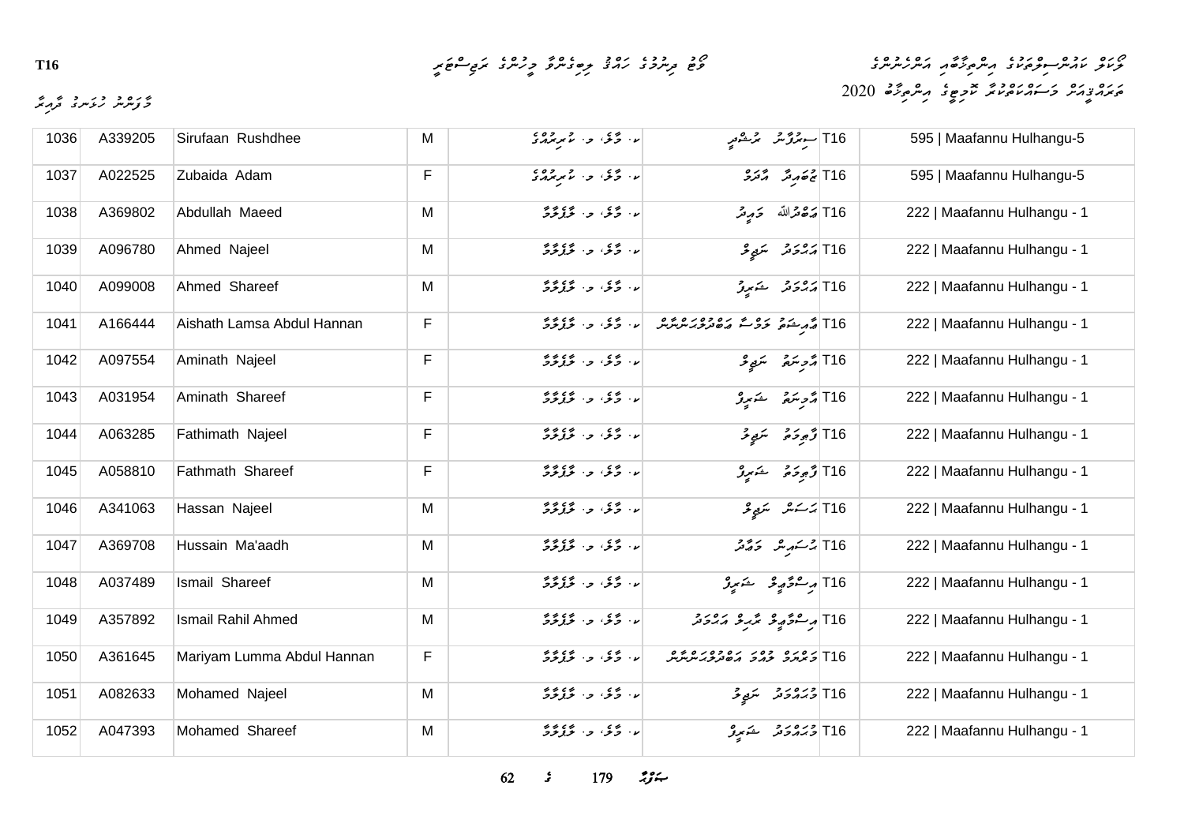| 1036 | A339205 | Sirufaan Rushdhee | M | ،، ގާފު، ވ، ކުރިނބުރު | T16 ސިރުފާން ރުޝްދީ | 595 \| Maafannu Hulhangu-5 |
|---|---|---|---|---|---|---|
| 1037 | A022525 | Zubaida Adam | F | ،، ގާފު، ވ، ކުރިނބުރު | T16 ޒުބައިދާ އާދަމް | 595 \| Maafannu Hulhangu-5 |
| 1038 | A369802 | Abdullah Maeed | M | ،، ގާފު، ވ، ވޫލަވާ | T16 އަބްދުﷲ މައީދު | 222 \| Maafannu Hulhangu - 1 |
| 1039 | A096780 | Ahmed Najeel | M | ،، ގާފު، ވ، ވޫލަވާ | T16 އަޙްމަދު ނަޖީލް | 222 \| Maafannu Hulhangu - 1 |
| 1040 | A099008 | Ahmed Shareef | M | ،، ގާފު، ވ، ވޫލަވާ | T16 އަޙްމަދު ޝަރީފް | 222 \| Maafannu Hulhangu - 1 |
| 1041 | A166444 | Aishath Lamsa Abdul Hannan | F | ،، ގާފު، ވ، ވޫލަވާ | T16 އައިޝަތު ލަމްސާ އަބްދުލްޙަންނާން | 222 \| Maafannu Hulhangu - 1 |
| 1042 | A097554 | Aminath Najeel | F | ،، ގާފު، ވ، ވޫލަވާ | T16 އާމިނަތު ނަޖީލް | 222 \| Maafannu Hulhangu - 1 |
| 1043 | A031954 | Aminath Shareef | F | ،، ގާފު، ވ، ވޫލަވާ | T16 އާމިނަތު ޝަރީފް | 222 \| Maafannu Hulhangu - 1 |
| 1044 | A063285 | Fathimath Najeel | F | ،، ގާފު، ވ، ވޫލަވާ | T16 ފާތިމަތު ނަޖީލް | 222 \| Maafannu Hulhangu - 1 |
| 1045 | A058810 | Fathmath Shareef | F | ،، ގާފު، ވ، ވޫލަވާ | T16 ފާތިމަތު ޝަރީފް | 222 \| Maafannu Hulhangu - 1 |
| 1046 | A341063 | Hassan Najeel | M | ،، ގާފު، ވ، ވޫލަވާ | T16 ހަސަން ނަޖީލް | 222 \| Maafannu Hulhangu - 1 |
| 1047 | A369708 | Hussain Ma'aadh | M | ،، ގާފު، ވ، ވޫލަވާ | T16 ހުސައިން މައާޛު | 222 \| Maafannu Hulhangu - 1 |
| 1048 | A037489 | Ismail Shareef | M | ،، ގާފު، ވ، ވޫލަވާ | T16 އިސްމާއީލް ޝަރީފް | 222 \| Maafannu Hulhangu - 1 |
| 1049 | A357892 | Ismail Rahil Ahmed | M | ،، ގާފު، ވ، ވޫލަވާ | T16 އިސްމާއީލް ރާހިލް އަޙްމަދު | 222 \| Maafannu Hulhangu - 1 |
| 1050 | A361645 | Mariyam Lumma Abdul Hannan | F | ،، ގާފު، ވ، ވޫލަވާ | T16 މަރިޔަމް ލުއްމާ އަބްދުލްޙަންނާން | 222 \| Maafannu Hulhangu - 1 |
| 1051 | A082633 | Mohamed Najeel | M | ،، ގާފު، ވ، ވޫލަވާ | T16 މުޙައްމަދު ނަޖީލް | 222 \| Maafannu Hulhangu - 1 |
| 1052 | A047393 | Mohamed Shareef | M | ،، ގާފު، ވ، ވޫލަވާ | T16 މުޙައްމަދު ޝަރީފް | 222 \| Maafannu Hulhangu - 1 |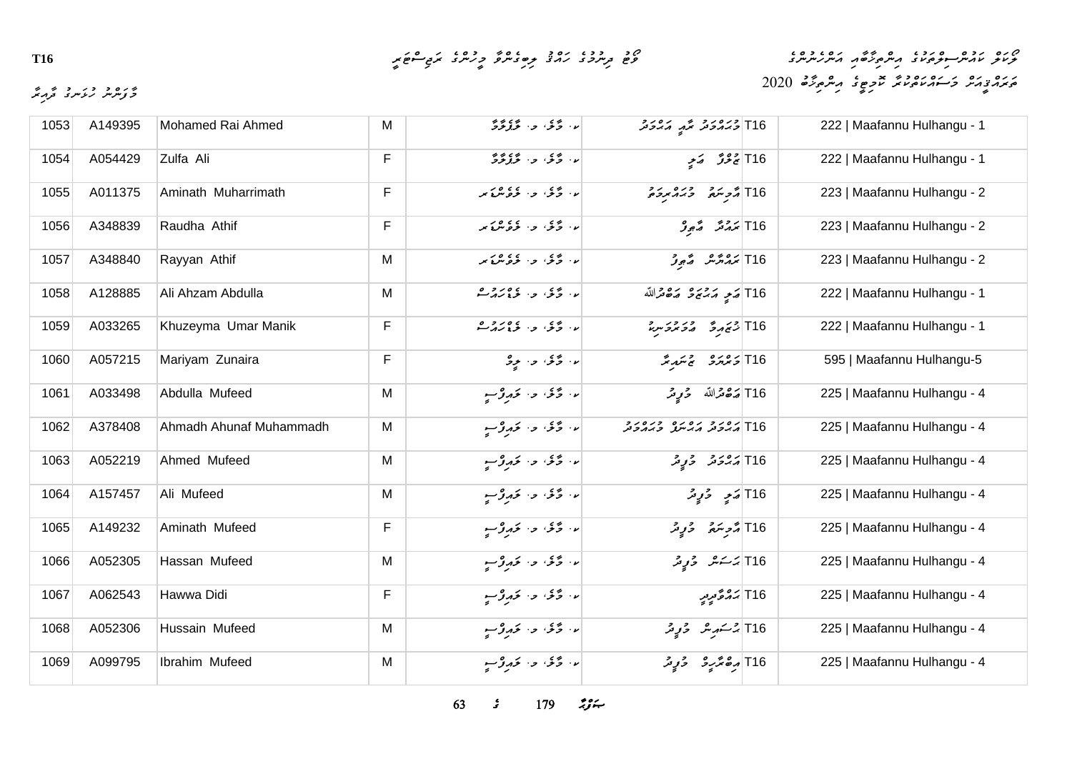| 1053 | A149395 | Mohamed Rai Ahmed | M | ށ. މާލޭ، މ. ލޯފާމާ | T16 މުހައްމަދު ރާއީ އަހުމަދު | 222 \| Maafannu Hulhangu - 1 |
|---|---|---|---|---|---|---|
| 1054 | A054429 | Zulfa Ali | F | ށ. މާލޭ، މ. ލޯފާމާ | T16 ޒުލްފާ ޢަލީ | 222 \| Maafannu Hulhangu - 1 |
| 1055 | A011375 | Aminath Muharrimath | F | ށ. މާލޭ، މ. ލޯވޮންޓަރ | T16 އާމިނަތު މުޙައްރިމަތު | 223 \| Maafannu Hulhangu - 2 |
| 1056 | A348839 | Raudha Athif | F | ށ. މާލޭ، މ. ލޯވޮންޓަރ | T16 ރައުދާ އާތިފު | 223 \| Maafannu Hulhangu - 2 |
| 1057 | A348840 | Rayyan Athif | M | ށ. މާލޭ، މ. ލޯވޮންޓަރ | T16 ރައްޔާން އާތިފު | 223 \| Maafannu Hulhangu - 2 |
| 1058 | A128885 | Ali Ahzam Abdulla | M | ށ. މާލޭ، މ. ލޯގަހުން | T16 ޢަލީ އަޙްޒަމް ޢަބްދުﷲ | 222 \| Maafannu Hulhangu - 1 |
| 1059 | A033265 | Khuzeyma Umar Manik | F | ށ. މާލޭ، މ. ލޯގަހުން | T16 ހުޒެއިމާ ޢުމަރުމަނިކު | 222 \| Maafannu Hulhangu - 1 |
| 1060 | A057215 | Mariyam Zunaira | F | ށ. މާލޭ، މ. ލިލީ | T16 މަރިޔަމް ޒުނައިރާ | 595 \| Maafannu Hulhangu-5 |
| 1061 | A033498 | Abdulla Mufeed | M | ށ. މާލޭ، މ. ލައިލްސީ | T16 ޢަބްދުﷲ މުފީދު | 225 \| Maafannu Hulhangu - 4 |
| 1062 | A378408 | Ahmadh Ahunaf Muhammadh | M | ށ. މާލޭ، މ. ލައިލްސީ | T16 އަހުމަދު އަހުނަފް މުހައްމަދު | 225 \| Maafannu Hulhangu - 4 |
| 1063 | A052219 | Ahmed Mufeed | M | ށ. މާލޭ، މ. ލައިލްސީ | T16 އަހުމަދު މުފީދު | 225 \| Maafannu Hulhangu - 4 |
| 1064 | A157457 | Ali Mufeed | M | ށ. މާލޭ، މ. ލައިލްސީ | T16 ޢަލީ މުފީދު | 225 \| Maafannu Hulhangu - 4 |
| 1065 | A149232 | Aminath Mufeed | F | ށ. މާލޭ، މ. ލައިލްސީ | T16 އާމިނަތު މުފީދު | 225 \| Maafannu Hulhangu - 4 |
| 1066 | A052305 | Hassan Mufeed | M | ށ. މާލޭ، މ. ލައިލްސީ | T16 ހަސަން މުފީދު | 225 \| Maafannu Hulhangu - 4 |
| 1067 | A062543 | Hawwa Didi | F | ށ. މާލޭ، މ. ލައިލްސީ | T16 ހައްވާދީދީ | 225 \| Maafannu Hulhangu - 4 |
| 1068 | A052306 | Hussain Mufeed | M | ށ. މާލޭ، މ. ލައިލްސީ | T16 ހުސައިން މުފީދު | 225 \| Maafannu Hulhangu - 4 |
| 1069 | A099795 | Ibrahim Mufeed | M | ށ. މާލޭ، މ. ލައިލްސީ | T16 އިބްރާހީމް މުފީދު | 225 \| Maafannu Hulhangu - 4 |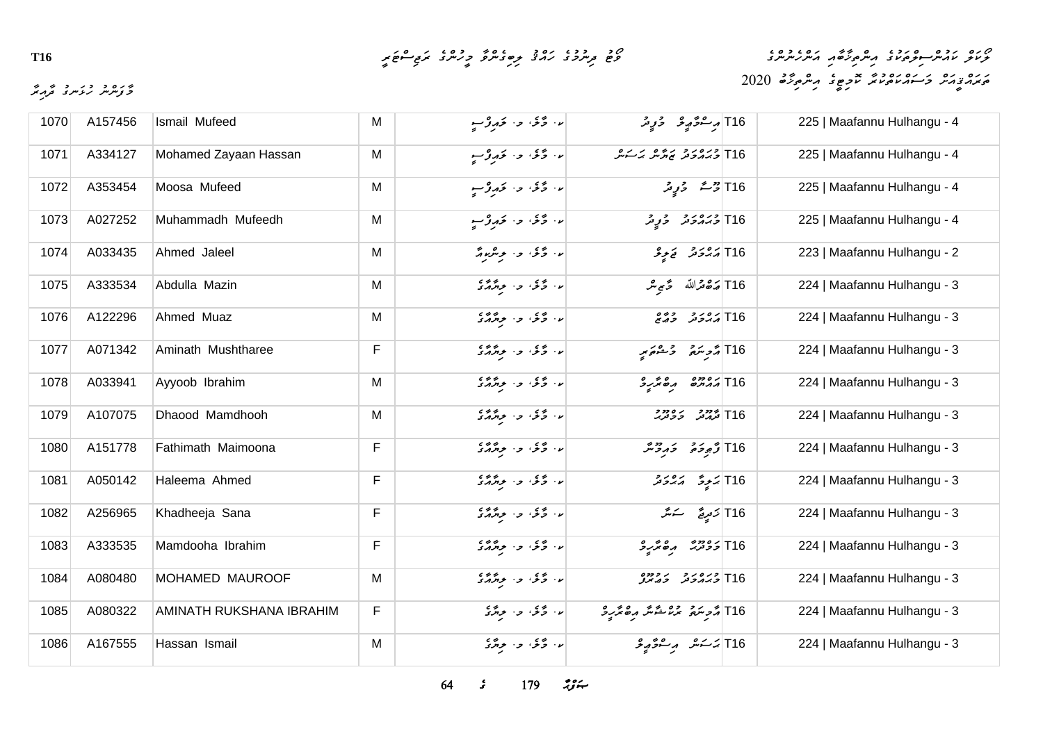| 1070 | A157456 | Ismail Mufeed | M | ر. ۇگ، د. ىخەرۋىب | T16 مِرْشْوَّمِرْوْ وُوِيْر | 225 \| Maafannu Hulhangu - 4 |
|---|---|---|---|---|---|---|
| 1071 | A334127 | Mohamed Zayaan Hassan | M | ر. ۇگ، د. ىخەرۋىب | T16 وُبَرُمُرُوَتْر يَحْرُّسْ بَرَسَسْ | 225 \| Maafannu Hulhangu - 4 |
| 1072 | A353454 | Moosa Mufeed | M | ر. ۇگ، د. ىخەرۋىب | T16 وُّسَّ وُوِيْر | 225 \| Maafannu Hulhangu - 4 |
| 1073 | A027252 | Muhammadh Mufeedh | M | ر. ۇگ، د. ىخەرۋىب | T16 وُبَرُمُرُوَتْر وُوِيْر | 225 \| Maafannu Hulhangu - 4 |
| 1074 | A033435 | Ahmed Jaleel | M | ر. ۇگ، د. وِسْعِدْ | T16 مَرْدَوَتْر يَحِوِوْ | 223 \| Maafannu Hulhangu - 2 |
| 1075 | A333534 | Abdulla Mazin | M | ر. ۇگ، د. وِتْرُمُرُو | T16 مَرْهُمْرَاللّه وَّيِسْر | 224 \| Maafannu Hulhangu - 3 |
| 1076 | A122296 | Ahmed Muaz | M | ر. ۇگ، د. وِتْرُمُرُو | T16 مَرْدَوَتْر وُمَّج | 224 \| Maafannu Hulhangu - 3 |
| 1077 | A071342 | Aminath Mushtharee | F | ر. ۇگ، د. وِتْرُمُرُو | T16 مَّرِسَهُ وُشْهَمِر | 224 \| Maafannu Hulhangu - 3 |
| 1078 | A033941 | Ayyoob Ibrahim | M | ر. ۇگ، د. وِتْرُمُرُو | T16 مَمْدُوه مِرْهْمَّرِوْ | 224 \| Maafannu Hulhangu - 3 |
| 1079 | A107075 | Dhaood Mamdhooh | M | ر. ۇگ، د. وِتْرُمُرُو | T16 مَّرْمُرْمْ وَوْمْرُمْ | 224 \| Maafannu Hulhangu - 3 |
| 1080 | A151778 | Fathimath Maimoona | F | ر. ۇگ، د. وِتْرُمُرُو | T16 وَّجِوَحْ وَمِرْدُّسْ | 224 \| Maafannu Hulhangu - 3 |
| 1081 | A050142 | Haleema Ahmed | F | ر. ۇگ، د. وِتْرُمُرُو | T16 بَرِوِدٌ مَرْدَوَتْر | 224 \| Maafannu Hulhangu - 3 |
| 1082 | A256965 | Khadheeja Sana | F | ر. ۇگ، د. وِتْرُمُرُو | T16 زَمِرِجٌ سَسَّر | 224 \| Maafannu Hulhangu - 3 |
| 1083 | A333535 | Mamdooha Ibrahim | F | ر. ۇگ، د. وِتْرُمُرُو | T16 وَوْمْرُمْ مِرْهْمَّرِوْ | 224 \| Maafannu Hulhangu - 3 |
| 1084 | A080480 | MOHAMED MAUROOF | M | ر. ۇگ، د. وِتْرُمُرُو | T16 وُبَرُمُرُوَتْر وَمُمْرُوْ | 224 \| Maafannu Hulhangu - 3 |
| 1085 | A080322 | AMINATH RUKSHANA IBRAHIM | F | ر. ۇگ، د. وِتْرُو | T16 مَّرِسَهُ بْرْمْشَسَّر مِرْهْمَّرِوْ | 224 \| Maafannu Hulhangu - 3 |
| 1086 | A167555 | Hassan Ismail | M | ر. ۇگ، د. وِتْرُو | T16 بَرَسَسْ مِرْشْوَّمِرْوْ | 224 \| Maafannu Hulhangu - 3 |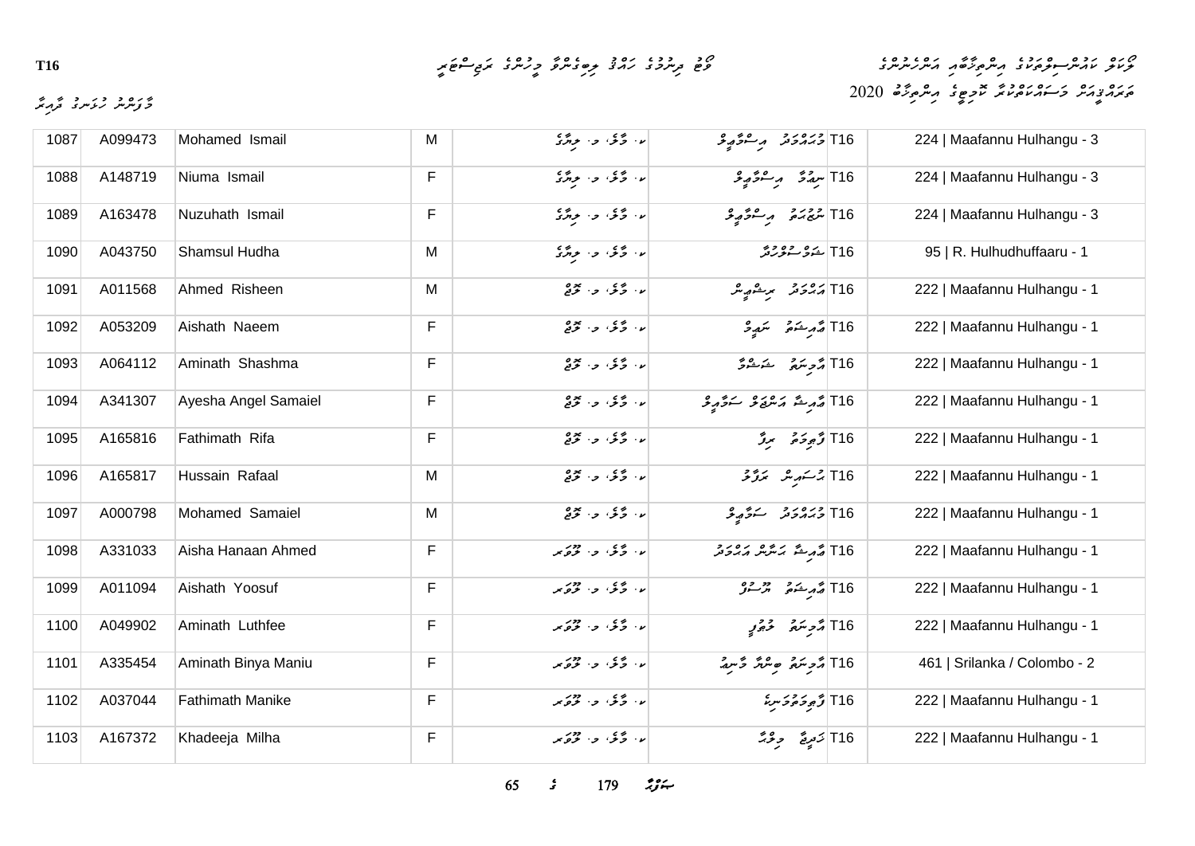| 1087 | A099473 | Mohamed Ismail | M | ،· وَّكَ، و· وِتْرُدُّ | T16 وُبَرُمُرُو مِرْسُوَّمِوُ | 224 \| Maafannu Hulhangu - 3 |
|---|---|---|---|---|---|---|
| 1088 | A148719 | Niuma Ismail | F | ،· وَّكَ، و· وِتْرُدُّ | T16 سِمُّدَّ مِرْسُوَّمِوُ | 224 \| Maafannu Hulhangu - 3 |
| 1089 | A163478 | Nuzuhath Ismail | F | ،· وَّكَ، و· وِتْرُدُّ | T16 سُرِّيَ رَبَّرُ مِرْسُوَّمِوُ | 224 \| Maafannu Hulhangu - 3 |
| 1090 | A043750 | Shamsul Hudha | M | ،· وَّكَ، و· وِتْرُدُّ | T16 شَوْسُوْرُ تَرَّ | 95 \| R. Hulhudhuffaaru - 1 |
| 1091 | A011568 | Ahmed Risheen | M | ،· وَّكَ، و· تَرَّعُ | T16 مَرْدَوَتْرُ مِرِشِمِيْرُ | 222 \| Maafannu Hulhangu - 1 |
| 1092 | A053209 | Aishath Naeem | F | ،· وَّكَ، و· تَرَّعُ | T16 مُّهِرِشَةُ سَمِرُوْ | 222 \| Maafannu Hulhangu - 1 |
| 1093 | A064112 | Aminath Shashma | F | ،· وَّكَ، و· تَرَّعُ | T16 مُّحِسَرُ شَرْشُوْدً | 222 \| Maafannu Hulhangu - 1 |
| 1094 | A341307 | Ayesha Angel Samaiel | F | ،· وَّكَ، و· تَرَّعُ | T16 مُّهِرِشَّ مَرْسُرْجُوْ سَوَّمِوُ | 222 \| Maafannu Hulhangu - 1 |
| 1095 | A165816 | Fathimath Rifa | F | ،· وَّكَ، و· تَرَّعُ | T16 وَّجِوَجَمْ مِرِدَّ | 222 \| Maafannu Hulhangu - 1 |
| 1096 | A165817 | Hussain Rafaal | M | ،· وَّكَ، و· تَرَّعُ | T16 بِرُسَمْرِ سُرْ بَرَدُّ وُ | 222 \| Maafannu Hulhangu - 1 |
| 1097 | A000798 | Mohamed Samaiel | M | ،· وَّكَ، و· تَرَّعُ | T16 وُبَرُمُرُو سَوَّمِوُ | 222 \| Maafannu Hulhangu - 1 |
| 1098 | A331033 | Aisha Hanaan Ahmed | F | ،· وَّكَ، و· تَرُوَبَرُ | T16 مُّهِرِشَّ بَرَسُرْسُرْ مَرْدَوَتْرُ | 222 \| Maafannu Hulhangu - 1 |
| 1099 | A011094 | Aishath Yoosuf | F | ،· وَّكَ، و· تَرُوَبَرُ | T16 مُّهِرِشَةُ تَرْسُوْ | 222 \| Maafannu Hulhangu - 1 |
| 1100 | A049902 | Aminath Luthfee | F | ،· وَّكَ، و· تَرُوَبَرُ | T16 مُّحِسَرُ وُجُوْبِ | 222 \| Maafannu Hulhangu - 1 |
| 1101 | A335454 | Aminath Binya Maniu | F | ،· وَّكَ، و· تَرُوَبَرُ | T16 مُّحِسَرُ صِسْرُدَّ وَّسِمُ | 461 \| Srilanka / Colombo - 2 |
| 1102 | A037044 | Fathimath Manike | F | ،· وَّكَ، و· تَرُوَبَرُ | T16 وَّجِوَجُرُوَّسِرُ | 222 \| Maafannu Hulhangu - 1 |
| 1103 | A167372 | Khadeeja Milha | F | ،· وَّكَ، و· تَرُوَبَرُ | T16 زَمِرِجَّ وِوْبُرُ | 222 \| Maafannu Hulhangu - 1 |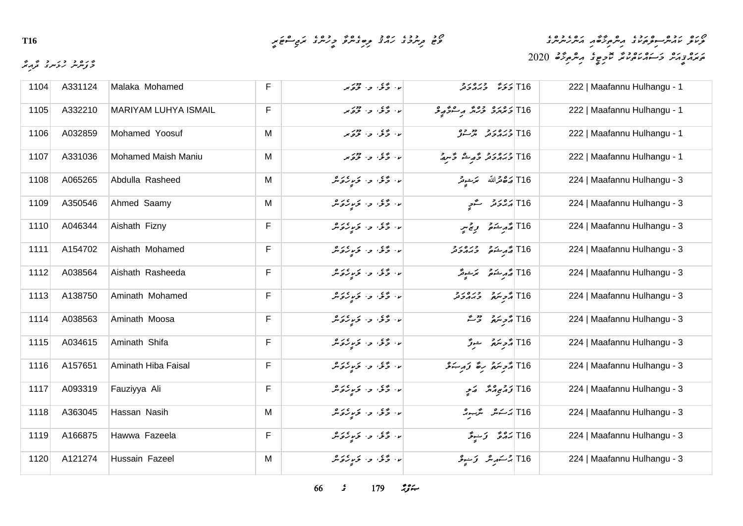| 1104 | A331124 | Malaka Mohamed | F | ر. ڏڱ، ڊ. ڇُوَبر | T16 ذَذَرَّ دُبَرْدَدْ | 222 \| Maafannu Hulhangu - 1 |
|---|---|---|---|---|---|---|
| 1105 | A332210 | MARIYAM LUHYA ISMAIL | F | ر. ڏڱ، ڊ. ڇُوَبر | T16 دَيْرَدْ دُرْدَرَّ رِ سُدَّرِيْو | 222 \| Maafannu Hulhangu - 1 |
| 1106 | A032859 | Mohamed Yoosuf | M | ر. ڏڱ، ڊ. ڇُوَبر | T16 دُبَرْدَدْ بُرْسُرْ | 222 \| Maafannu Hulhangu - 1 |
| 1107 | A331036 | Mohamed Maish Maniu | M | ر. ڏڱ، ڊ. ڇُوَبر | T16 دُبَرْدَدْ دَّرِيْش دَّسِرْ | 222 \| Maafannu Hulhangu - 1 |
| 1108 | A065265 | Abdulla Rasheed | M | ر. ڏڱ، ڊ. دَبِرِدَوَسْ | T16 رَهْ دَرْاللّه بَرَشِيْدْ | 224 \| Maafannu Hulhangu - 3 |
| 1109 | A350546 | Ahmed Saamy | M | ر. ڏڱ، ڊ. دَبِرِدَوَسْ | T16 رَبْرَدْ سَّمِ | 224 \| Maafannu Hulhangu - 3 |
| 1110 | A046344 | Aishath Fizny | F | ر. ڏڱ، ڊ. دَبِرِدَوَسْ | T16 دَّرِشَدْ دِجْسِ | 224 \| Maafannu Hulhangu - 3 |
| 1111 | A154702 | Aishath Mohamed | F | ر. ڏڱ، ڊ. دَبِرِدَوَسْ | T16 دَّرِشَدْ دُبَرْدَدْ | 224 \| Maafannu Hulhangu - 3 |
| 1112 | A038564 | Aishath Rasheeda | F | ر. ڏڱ، ڊ. دَبِرِدَوَسْ | T16 دَّرِشَدْ بَرَشِيْدَ | 224 \| Maafannu Hulhangu - 3 |
| 1113 | A138750 | Aminath Mohamed | F | ر. ڏڱ، ڊ. دَبِرِدَوَسْ | T16 دَّدِسَدْ دُبَرْدَدْ | 224 \| Maafannu Hulhangu - 3 |
| 1114 | A038563 | Aminath Moosa | F | ر. ڏڱ، ڊ. دَبِرِدَوَسْ | T16 دَّدِسَدْ دُسَّ | 224 \| Maafannu Hulhangu - 3 |
| 1115 | A034615 | Aminath Shifa | F | ر. ڏڱ، ڊ. دَبِرِدَوَسْ | T16 دَّدِسَدْ شِدَّ | 224 \| Maafannu Hulhangu - 3 |
| 1116 | A157651 | Aminath Hiba Faisal | F | ر. ڏڱ، ڊ. دَبِرِدَوَسْ | T16 دَّدِسَدْ رِهَّ دَرِسَدْ | 224 \| Maafannu Hulhangu - 3 |
| 1117 | A093319 | Fauziyya Ali | F | ر. ڏڱ، ڊ. دَبِرِدَوَسْ | T16 دَرْدِرْدَّ رَدِ | 224 \| Maafannu Hulhangu - 3 |
| 1118 | A363045 | Hassan Nasih | M | ر. ڏڱ، ڊ. دَبِرِدَوَسْ | T16 بَرَسَسْ سَّسِرْ | 224 \| Maafannu Hulhangu - 3 |
| 1119 | A166875 | Hawwa Fazeela | F | ر. ڏڱ، ڊ. دَبِرِدَوَسْ | T16 بَرْدَّ دَسِدَّ | 224 \| Maafannu Hulhangu - 3 |
| 1120 | A121274 | Hussain Fazeel | M | ر. ڏڱ، ڊ. دَبِرِدَوَسْ | T16 بُرْسَرِسْ دَسِدْ | 224 \| Maafannu Hulhangu - 3 |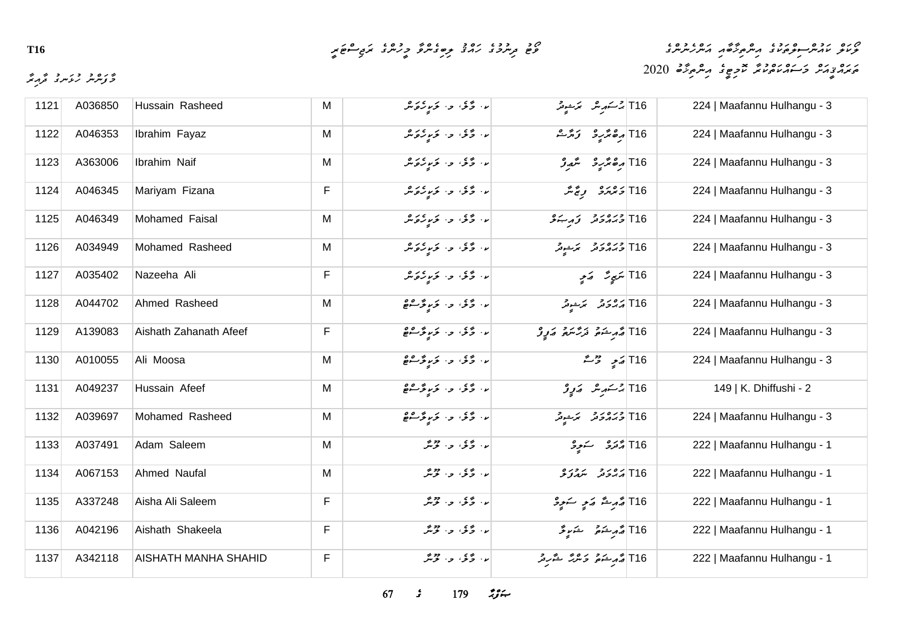| 1121 | A036850 | Hussain Rasheed | M | ކ. މާލެ، މ. ވަކިނުވަން | T16 ޙުސައިން ރަޝީދު | 224 \| Maafannu Hulhangu - 3 |
|---|---|---|---|---|---|---|
| 1122 | A046353 | Ibrahim Fayaz | M | ކ. މާލެ، މ. ވަކިނުވަން | T16 އިބްރާހީމް ފައްޔާޟް | 224 \| Maafannu Hulhangu - 3 |
| 1123 | A363006 | Ibrahim Naif | M | ކ. މާލެ، މ. ވަކިނުވަން | T16 އިބްރާހީމް ނާއިފް | 224 \| Maafannu Hulhangu - 3 |
| 1124 | A046345 | Mariyam Fizana | F | ކ. މާލެ، މ. ވަކިނުވަން | T16 މަރިޔަމް ފިޒާނާ | 224 \| Maafannu Hulhangu - 3 |
| 1125 | A046349 | Mohamed Faisal | M | ކ. މާލެ، މ. ވަކިނުވަން | T16 މުޙައްމަދު ފައިސަލް | 224 \| Maafannu Hulhangu - 3 |
| 1126 | A034949 | Mohamed Rasheed | M | ކ. މާލެ، މ. ވަކިނުވަން | T16 މުޙައްމަދު ރަޝީދު | 224 \| Maafannu Hulhangu - 3 |
| 1127 | A035402 | Nazeeha Ali | F | ކ. މާލެ، މ. ވަކިނުވަން | T16 ނަޒީހާ ޢަލީ | 224 \| Maafannu Hulhangu - 3 |
| 1128 | A044702 | Ahmed Rasheed | M | ކ. މާލެ، މ. ވަކިވާސްޓޫ | T16 އަޙްމަދު ރަޝީދު | 224 \| Maafannu Hulhangu - 3 |
| 1129 | A139083 | Aishath Zahanath Afeef | F | ކ. މާލެ، މ. ވަކިވާސްޓޫ | T16 އައިޝަތު ޒަހާނަތު ޢަފީފް | 224 \| Maafannu Hulhangu - 3 |
| 1130 | A010055 | Ali Moosa | M | ކ. މާލެ، މ. ވަކިވާސްޓޫ | T16 ޢަލީ މޫސާ | 224 \| Maafannu Hulhangu - 3 |
| 1131 | A049237 | Hussain Afeef | M | ކ. މާލެ، މ. ވަކިވާސްޓޫ | T16 ޙުސައިން ޢަފީފް | 149 \| K. Dhiffushi - 2 |
| 1132 | A039697 | Mohamed Rasheed | M | ކ. މާލެ، މ. ވަކިވާސްޓޫ | T16 މުޙައްމަދު ރަޝީދު | 224 \| Maafannu Hulhangu - 3 |
| 1133 | A037491 | Adam Saleem | M | ކ. މާލެ، މ. ވޫނާ | T16 އާދަމް ސަލީމް | 222 \| Maafannu Hulhangu - 1 |
| 1134 | A067153 | Ahmed Naufal | M | ކ. މާލެ، މ. ވޫނާ | T16 އަޙްމަދު ނައުފަލް | 222 \| Maafannu Hulhangu - 1 |
| 1135 | A337248 | Aisha Ali Saleem | F | ކ. މާލެ، މ. ވޫނާ | T16 އާއިޝާ ޢަލީ ސަލީމް | 222 \| Maafannu Hulhangu - 1 |
| 1136 | A042196 | Aishath Shakeela | F | ކ. މާލެ، މ. ވޫނާ | T16 އައިޝަތު ޝަކީލާ | 222 \| Maafannu Hulhangu - 1 |
| 1137 | A342118 | AISHATH MANHA SHAHID | F | ކ. މާލެ، މ. ވޫނާ | T16 އައިޝަތު މަންހާ ޝާހިދު | 222 \| Maafannu Hulhangu - 1 |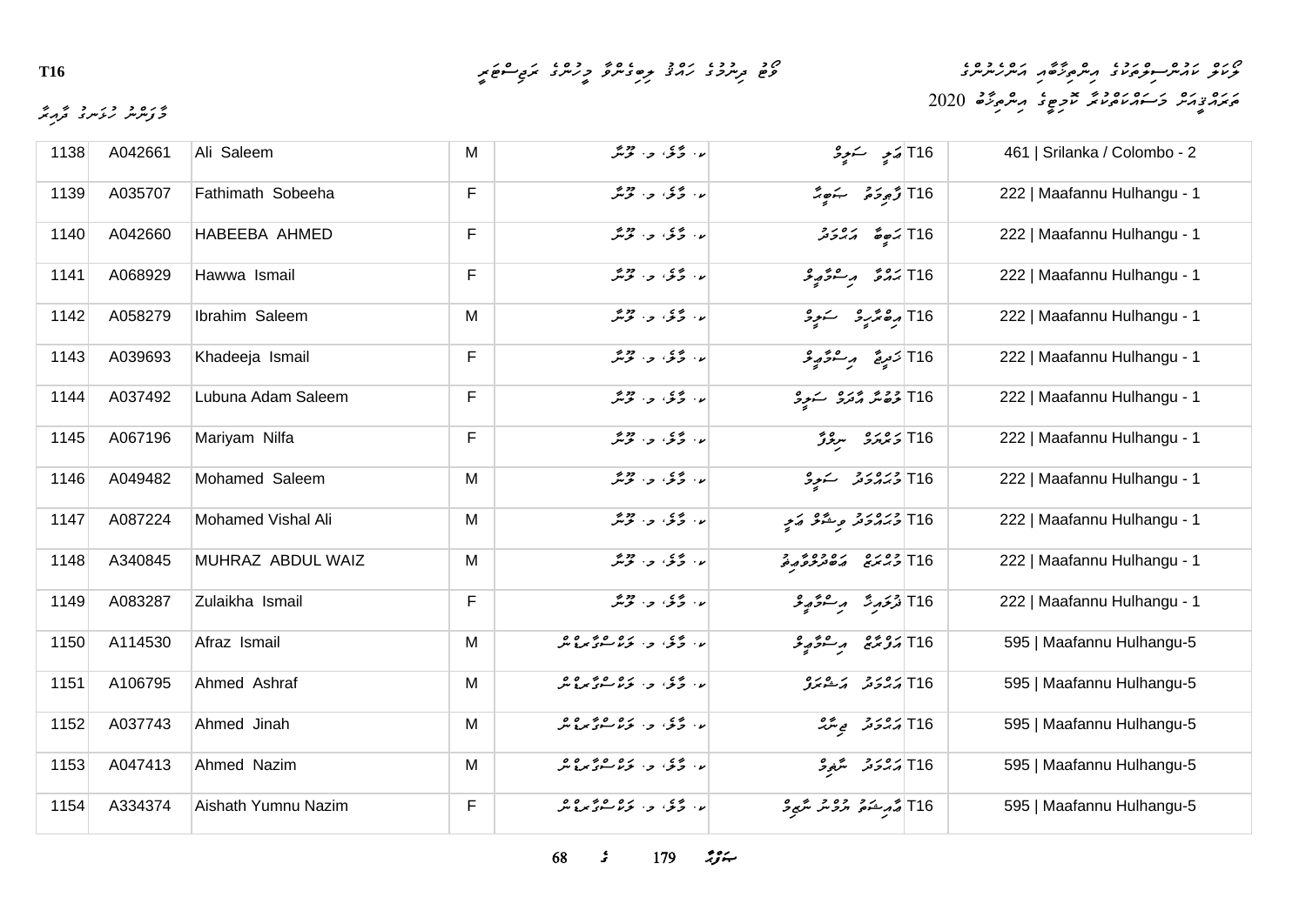| 1138 | A042661 | Ali Saleem | M | ، وَّتَى، و، ترتتر | T16 كەمچ سَمَوِرْ | 461 \| Srilanka / Colombo - 2 |
|---|---|---|---|---|---|---|
| 1139 | A035707 | Fathimath Sobeeha | F | ، وَّتَى، و، ترتتر | T16 ژَّجِرَةُ بِيَحِيَّة | 222 \| Maafannu Hulhangu - 1 |
| 1140 | A042660 | HABEEBA AHMED | F | ، وَّتَى، و، ترتتر | T16 بَرْهِةُ مَدْوَتْرُ | 222 \| Maafannu Hulhangu - 1 |
| 1141 | A068929 | Hawwa Ismail | F | ، وَّتَى، و، ترتتر | T16 بَدْهُمْ مِرْ سُوَّمِيُوْ | 222 \| Maafannu Hulhangu - 1 |
| 1142 | A058279 | Ibrahim Saleem | M | ، وَّتَى، و، ترتتر | T16 مِرْهُمَّرِيْرُ سَمَوِرْ | 222 \| Maafannu Hulhangu - 1 |
| 1143 | A039693 | Khadeeja Ismail | F | ، وَّتَى، و، ترتتر | T16 زَمِرِيَّ مِرْ سُوَّمِيُوْ | 222 \| Maafannu Hulhangu - 1 |
| 1144 | A037492 | Lubuna Adam Saleem | F | ، وَّتَى، و، ترتتر | T16 تُرْهُنَّرُ مُرْتَرُوْ سَمَوِرْ | 222 \| Maafannu Hulhangu - 1 |
| 1145 | A067196 | Mariyam Nilfa | F | ، وَّتَى، و، ترتتر | T16 وَيُرْبَرُوْ سِرْمُوُّ | 222 \| Maafannu Hulhangu - 1 |
| 1146 | A049482 | Mohamed Saleem | M | ، وَّتَى، و، ترتتر | T16 وَبَرْمُرَوَتْرُ سَمَوِرْ | 222 \| Maafannu Hulhangu - 1 |
| 1147 | A087224 | Mohamed Vishal Ali | M | ، وَّتَى، و، ترتتر | T16 وَبَرْمُرَوَتْرُ وِشَمُّوْ مَرِ | 222 \| Maafannu Hulhangu - 1 |
| 1148 | A340845 | MUHRAZ ABDUL WAIZ | M | ، وَّتَى، و، ترتتر | T16 وَبُرْبَرْجُ مَهْرُوُوَّمِرْجُ | 222 \| Maafannu Hulhangu - 1 |
| 1149 | A083287 | Zulaikha Ismail | F | ، وَّتَى، و، ترتتر | T16 فُرُوَّمِرْتَّ مِرْ سُوَّمِيُوْ | 222 \| Maafannu Hulhangu - 1 |
| 1150 | A114530 | Afraz Ismail | M | ، وَّتَى، و، وَرْءُ سُوَّيْرُءُ شَرْ | T16 مَرْوُمَّرْجُ مِرْ سُوَّمِيُوْ | 595 \| Maafannu Hulhangu-5 |
| 1151 | A106795 | Ahmed Ashraf | M | ، وَّتَى، و، وَرْءُ سُوَّيْرُءُ شَرْ | T16 مَرْدُوَتْرُ مَرْشُوبَرُوْ | 595 \| Maafannu Hulhangu-5 |
| 1152 | A037743 | Ahmed Jinah | M | ، وَّتَى، و، وَرْءُ سُوَّيْرُءُ شَرْ | T16 مَرْدُوَتْرُ مِرْمَّرُ | 595 \| Maafannu Hulhangu-5 |
| 1153 | A047413 | Ahmed Nazim | M | ، وَّتَى، و، وَرْءُ سُوَّيْرُءُ شَرْ | T16 مَرْدُوَتْرُ سَّمْبِوُ | 595 \| Maafannu Hulhangu-5 |
| 1154 | A334374 | Aishath Yumnu Nazim | F | ، وَّتَى، و، وَرْءُ سُوَّيْرُءُ شَرْ | T16 مُّهِ شَوْمُ مُرْوُسُّرُ سَّمْبِوُ | 595 \| Maafannu Hulhangu-5 |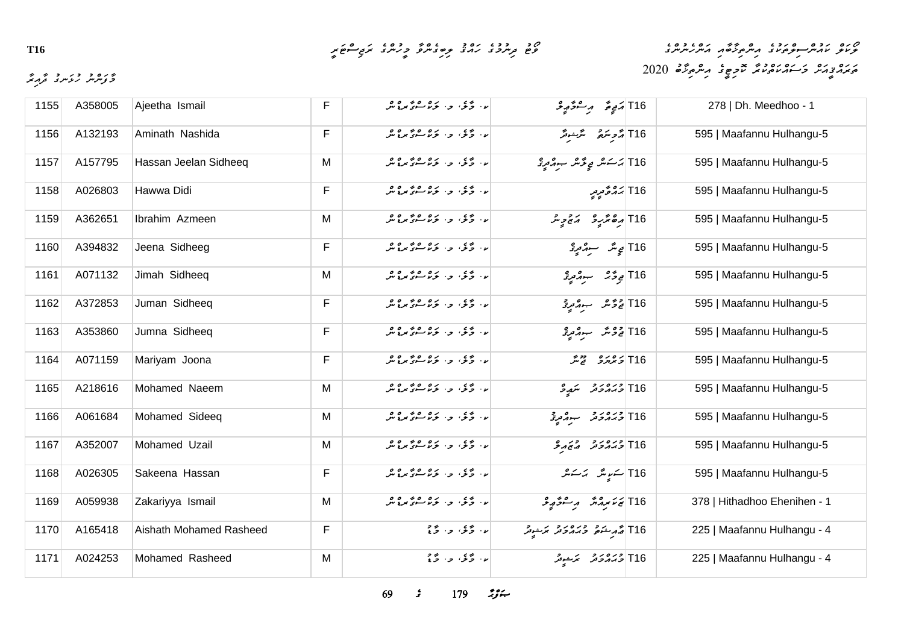| 1155 | A358005 | Ajeetha Ismail | F | ރ. މާކީ، މ. ރަށުސްމާރުކެޓު | T16 އަޖީތާ އިސްމާޢީލް | 278 \| Dh. Meedhoo - 1 |
|---|---|---|---|---|---|---|
| 1156 | A132193 | Aminath Nashida | F | ރ. މާކީ، މ. ރަށުސްމާރުކެޓު | T16 އާމިނަތު ނާޝިދާ | 595 \| Maafannu Hulhangu-5 |
| 1157 | A157795 | Hassan Jeelan Sidheeq | M | ރ. މާކީ، މ. ރަށުސްމާރުކެޓު | T16 ހަސަން ޖީލާން ސިއްދީޤު | 595 \| Maafannu Hulhangu-5 |
| 1158 | A026803 | Hawwa Didi | F | ރ. މާކީ، މ. ރަށުސްމާރުކެޓު | T16 ހައްވާދީދީ | 595 \| Maafannu Hulhangu-5 |
| 1159 | A362651 | Ibrahim Azmeen | M | ރ. މާކީ، މ. ރަށުސްމާރުކެޓު | T16 އިބްރާހީމް އަޒްމީން | 595 \| Maafannu Hulhangu-5 |
| 1160 | A394832 | Jeena Sidheeg | F | ރ. މާކީ، މ. ރަށުސްމާރުކެޓު | T16 ޖީނާ ސިއްދީޤު | 595 \| Maafannu Hulhangu-5 |
| 1161 | A071132 | Jimah Sidheeq | M | ރ. މާކީ، މ. ރަށުސްމާރުކެޓު | T16 ޖިމާޙް ސިއްދީޤު | 595 \| Maafannu Hulhangu-5 |
| 1162 | A372853 | Juman Sidheeq | F | ރ. މާކީ، މ. ރަށުސްމާރުކެޓު | T16 ޖުމާން ސިއްދީޤު | 595 \| Maafannu Hulhangu-5 |
| 1163 | A353860 | Jumna Sidheeq | F | ރ. މާކީ، މ. ރަށުސްމާރުކެޓު | T16 ޖުމްނާ ސިއްދީޤު | 595 \| Maafannu Hulhangu-5 |
| 1164 | A071159 | Mariyam Joona | F | ރ. މާކީ، މ. ރަށުސްމާރުކެޓު | T16 މަރިޔަމް ޖޫނާ | 595 \| Maafannu Hulhangu-5 |
| 1165 | A218616 | Mohamed Naeem | M | ރ. މާކީ، މ. ރަށުސްމާރުކެޓު | T16 މުހައްމަދު ނަޢީމް | 595 \| Maafannu Hulhangu-5 |
| 1166 | A061684 | Mohamed Sideeq | M | ރ. މާކީ، މ. ރަށުސްމާރުކެޓު | T16 މުހައްމަދު ސިއްދީޤު | 595 \| Maafannu Hulhangu-5 |
| 1167 | A352007 | Mohamed Uzail | M | ރ. މާކީ، މ. ރަށުސްމާރުކެޓު | T16 މުހައްމަދު އުޒައިލް | 595 \| Maafannu Hulhangu-5 |
| 1168 | A026305 | Sakeena Hassan | F | ރ. މާކީ، މ. ރަށުސްމާރުކެޓު | T16 ސަކީނާ ހަސަން | 595 \| Maafannu Hulhangu-5 |
| 1169 | A059938 | Zakariyya Ismail | M | ރ. މާކީ، މ. ރަށުސްމާރުކެޓު | T16 ޒަކަރިއްޔާ އިސްމާޢީލް | 378 \| Hithadhoo Ehenihen - 1 |
| 1170 | A165418 | Aishath Mohamed Rasheed | F | ރ. މާކީ، މ. މާޖީ | T16 އާއިޝަތު މުހައްމަދު ރަޝީދު | 225 \| Maafannu Hulhangu - 4 |
| 1171 | A024253 | Mohamed Rasheed | M | ރ. މާކީ، މ. މާޖީ | T16 މުހައްމަދު ރަޝީދު | 225 \| Maafannu Hulhangu - 4 |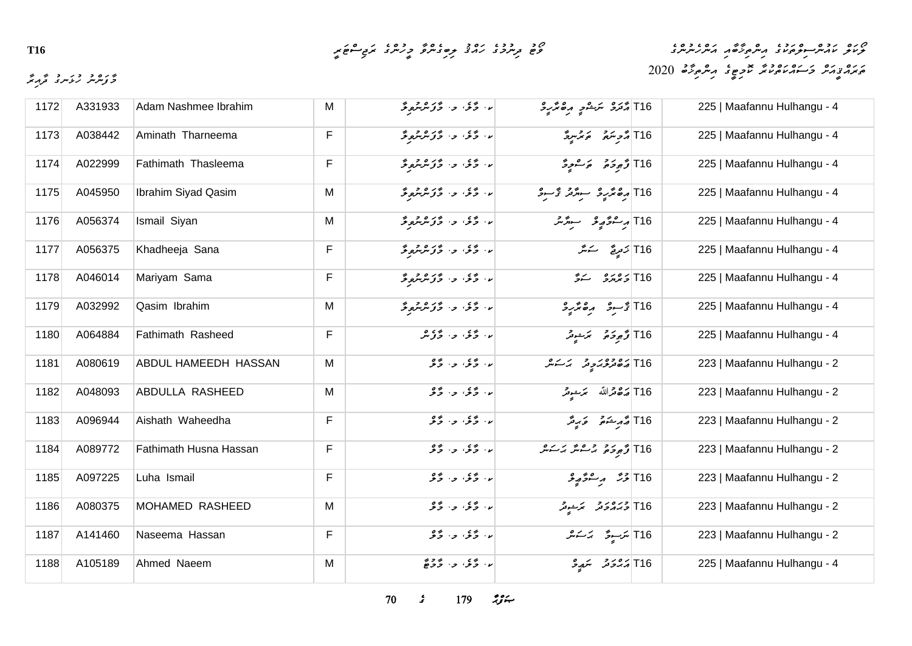| 1172 | A331933 | Adam Nashmee Ibrahim | M | ނ. މާލެ، މ. މާފަންނުހުޅަނގު | T16 އާދަމް ނަޝްމީ އިބްރާހީމް | 225 \| Maafannu Hulhangu - 4 |
|---|---|---|---|---|---|---|
| 1173 | A038442 | Aminath Tharneema | F | ނ. މާލެ، މ. މާފަންނުހުޅަނގު | T16 އާމިނަތު ތަރުނީމާ | 225 \| Maafannu Hulhangu - 4 |
| 1174 | A022999 | Fathimath Thasleema | F | ނ. މާލެ، މ. މާފަންނުހުޅަނގު | T16 ފާތިމަތު ތަސްލީމާ | 225 \| Maafannu Hulhangu - 4 |
| 1175 | A045950 | Ibrahim Siyad Qasim | M | ނ. މާލެ، މ. މާފަންނުހުޅަނގު | T16 އިބްރާހީމް ސިޔާދު ޤާސިމް | 225 \| Maafannu Hulhangu - 4 |
| 1176 | A056374 | Ismail Siyan | M | ނ. މާލެ، މ. މާފަންނުހުޅަނގު | T16 އިސްމާއީލް ސިޔާން | 225 \| Maafannu Hulhangu - 4 |
| 1177 | A056375 | Khadheeja Sana | F | ނ. މާލެ، މ. މާފަންނުހުޅަނގު | T16 ޚަދީޖާ ސަނާ | 225 \| Maafannu Hulhangu - 4 |
| 1178 | A046014 | Mariyam Sama | F | ނ. މާލެ، މ. މާފަންނުހުޅަނގު | T16 މަރިޔަމް ސަމާ | 225 \| Maafannu Hulhangu - 4 |
| 1179 | A032992 | Qasim Ibrahim | M | ނ. މާލެ، މ. މާފަންނުހުޅަނގު | T16 ޤާސިމް އިބްރާހީމް | 225 \| Maafannu Hulhangu - 4 |
| 1180 | A064884 | Fathimath Rasheed | F | ނ. މާލެ، މ. މާފަން | T16 ފާތިމަތު ރަޝީދު | 225 \| Maafannu Hulhangu - 4 |
| 1181 | A080619 | ABDUL HAMEEDH HASSAN | M | ނ. މާލެ، މ. މާލެ | T16 އަބްދުލްހަމީދު ހަސަން | 223 \| Maafannu Hulhangu - 2 |
| 1182 | A048093 | ABDULLA RASHEED | M | ނ. މާލެ، މ. މާލެ | T16 އަބްދުﷲ ރަޝީދު | 223 \| Maafannu Hulhangu - 2 |
| 1183 | A096944 | Aishath Waheedha | F | ނ. މާލެ، މ. މާލެ | T16 އާއިޝަތު ވަޙީދާ | 223 \| Maafannu Hulhangu - 2 |
| 1184 | A089772 | Fathimath Husna Hassan | F | ނ. މާލެ، މ. މާލެ | T16 ފާތިމަތު ހުސްނާ ހަސަން | 223 \| Maafannu Hulhangu - 2 |
| 1185 | A097225 | Luha Ismail | F | ނ. މާލެ، މ. މާލެ | T16 ލުހާ އިސްމާއީލް | 223 \| Maafannu Hulhangu - 2 |
| 1186 | A080375 | MOHAMED RASHEED | M | ނ. މާލެ، މ. މާލެ | T16 މުހައްމަދު ރަޝީދު | 223 \| Maafannu Hulhangu - 2 |
| 1187 | A141460 | Naseema Hassan | F | ނ. މާލެ، މ. މާލެ | T16 ނަސީމާ ހަސަން | 223 \| Maafannu Hulhangu - 2 |
| 1188 | A105189 | Ahmed Naeem | M | ނ. މާލެ، މ. މާމުޖާ | T16 އަހްމަދު ނަޢީމް | 225 \| Maafannu Hulhangu - 4 |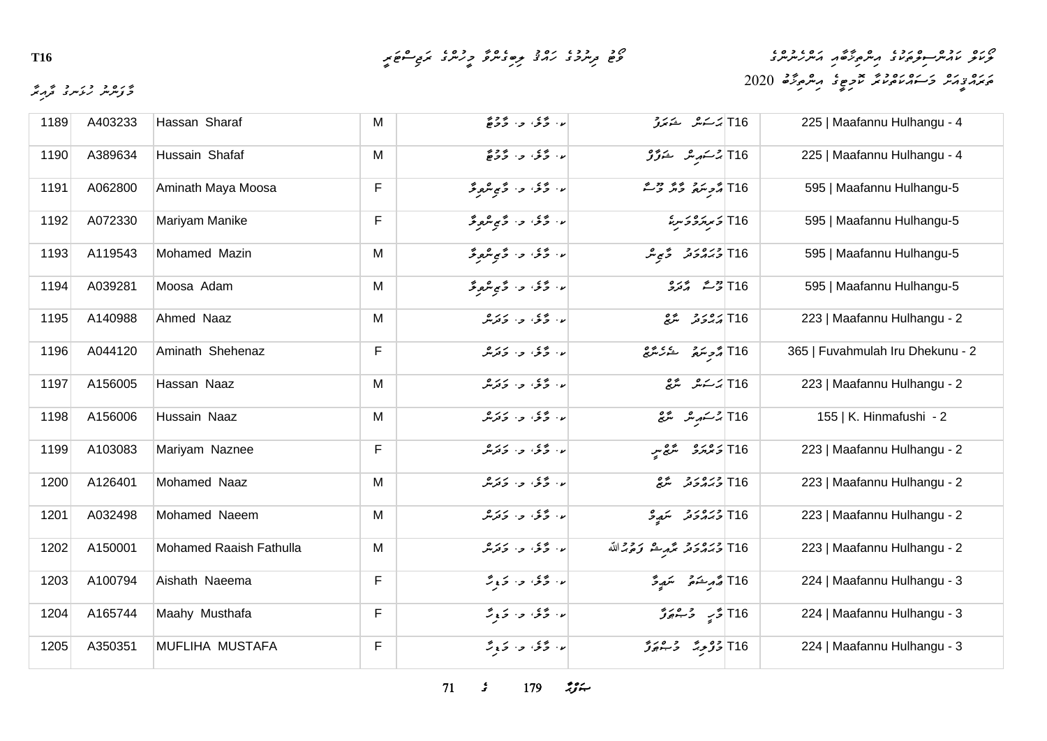| 1189 | A403233 | Hassan Sharaf | M | ށ. މާލެ، މ. މާމުޒު | T16 ޙަސަން ޝަރަފު | 225 \| Maafannu Hulhangu - 4 |
|---|---|---|---|---|---|---|
| 1190 | A389634 | Hussain Shafaf | M | ށ. މާލެ، މ. މާމުޒު | T16 ޙުސައިން ޝަފާފު | 225 \| Maafannu Hulhangu - 4 |
| 1191 | A062800 | Aminath Maya Moosa | F | ށ. މާލެ، މ. މާލިންގިލާ | T16 އާމިނަތު މާޔާ މޫސާ | 595 \| Maafannu Hulhangu-5 |
| 1192 | A072330 | Mariyam Manike | F | ށ. މާލެ، މ. މާލިންގިލާ | T16 މަރިޔަމްމަނިކެ | 595 \| Maafannu Hulhangu-5 |
| 1193 | A119543 | Mohamed Mazin | M | ށ. މާލެ، މ. މާލިންގިލާ | T16 މުޙައްމަދު މާޒިން | 595 \| Maafannu Hulhangu-5 |
| 1194 | A039281 | Moosa Adam | M | ށ. މާލެ، މ. މާލިންގިލާ | T16 މޫސާ އާދަމް | 595 \| Maafannu Hulhangu-5 |
| 1195 | A140988 | Ahmed Naaz | M | ށ. މާލެ، މ. މަދަން | T16 އަޙްމަދު ނާޒް | 223 \| Maafannu Hulhangu - 2 |
| 1196 | A044120 | Aminath Shehenaz | F | ށ. މާލެ، މ. މަދަން | T16 އާމިނަތު ޝެހެނާޒް | 365 \| Fuvahmulah Iru Dhekunu - 2 |
| 1197 | A156005 | Hassan Naaz | M | ށ. މާލެ، މ. މަދަން | T16 ޙަސަން ނާޒް | 223 \| Maafannu Hulhangu - 2 |
| 1198 | A156006 | Hussain Naaz | M | ށ. މާލެ، މ. މަދަން | T16 ޙުސައިން ނާޒް | 155 \| K. Hinmafushi - 2 |
| 1199 | A103083 | Mariyam Naznee | F | ށ. މާލެ، މ. މަދަން | T16 މަރިޔަމް ނާޒްނީ | 223 \| Maafannu Hulhangu - 2 |
| 1200 | A126401 | Mohamed Naaz | M | ށ. މާލެ، މ. މަދަން | T16 މުޙައްމަދު ނާޒް | 223 \| Maafannu Hulhangu - 2 |
| 1201 | A032498 | Mohamed Naeem | M | ށ. މާލެ، މ. މަދަން | T16 މުޙައްމަދު ނަޢީމް | 223 \| Maafannu Hulhangu - 2 |
| 1202 | A150001 | Mohamed Raaish Fathulla | M | ށ. މާލެ، މ. މަދަން | T16 މުޙައްމަދު ރާއިޝް ފަތުحُاللہ | 223 \| Maafannu Hulhangu - 2 |
| 1203 | A100794 | Aishath Naeema | F | ށ. މާލެ، މ. މަލިގާ | T16 އާއިޝަތު ނަޢީމާ | 224 \| Maafannu Hulhangu - 3 |
| 1204 | A165744 | Maahy Musthafa | F | ށ. މާލެ، މ. މަލިގާ | T16 މާހީ މުސްތަފާ | 224 \| Maafannu Hulhangu - 3 |
| 1205 | A350351 | MUFLIHA MUSTAFA | F | ށ. މާލެ، މ. މަލިގާ | T16 މުފްލިހާ މުސްތަފާ | 224 \| Maafannu Hulhangu - 3 |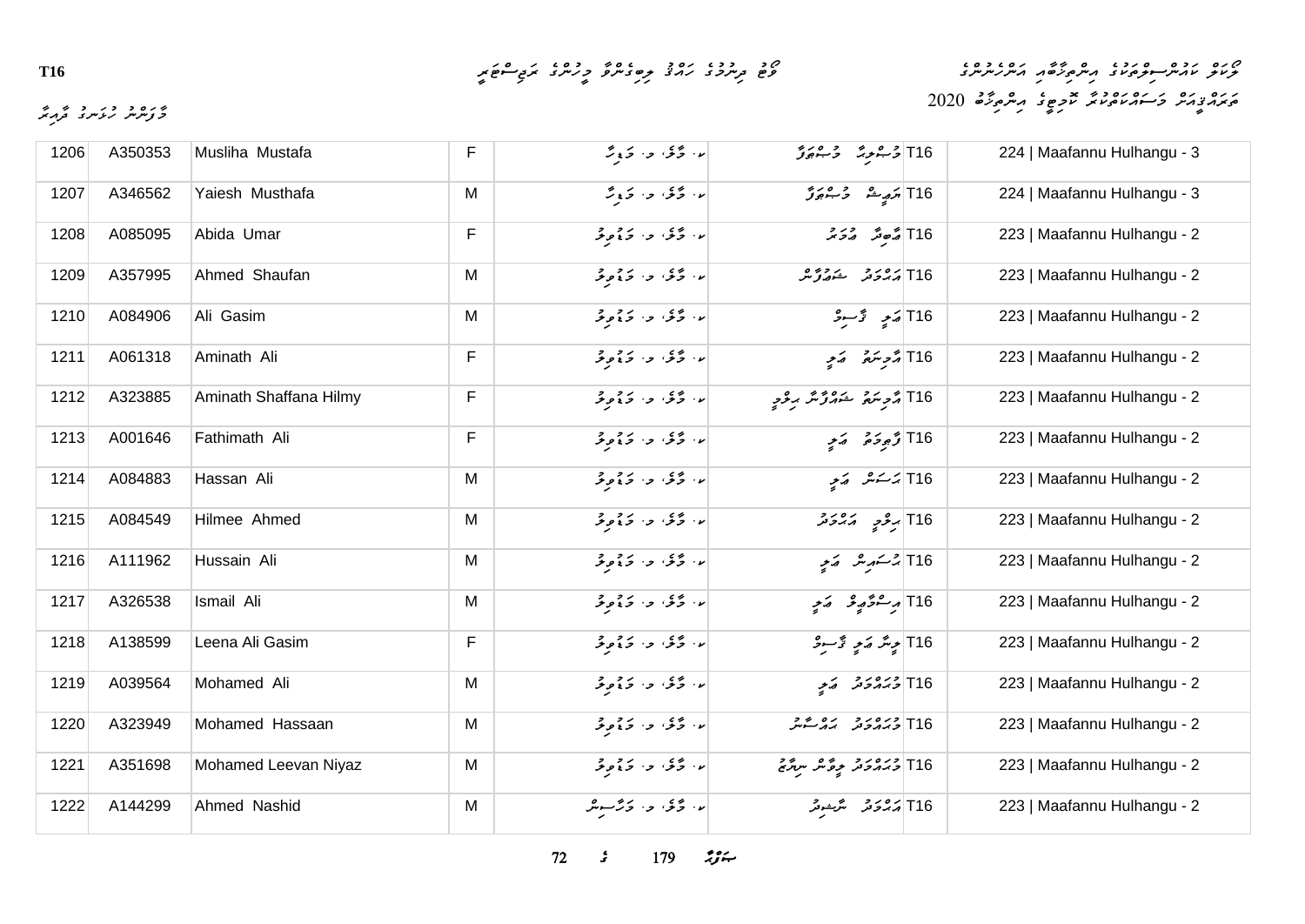| 1206 | A350353 | Musliha Mustafa | F | ،، ڌُکَ، د· کَرِرَّ | T16 وُسْلِحَ وُسْطَفَ | 224 \| Maafannu Hulhangu - 3 |
|---|---|---|---|---|---|---|
| 1207 | A346562 | Yaiesh Musthafa | M | ،، ڌُکَ، د· کَرِرَّ | T16 يَعِيشْ وُسْطَفَ | 224 \| Maafannu Hulhangu - 3 |
| 1208 | A085095 | Abida Umar | F | ،، ڌُکَ، د· کَهُوَطُ | T16 ﺂﺑِﺪَ ﺍُﻣَﺮُ | 223 \| Maafannu Hulhangu - 2 |
| 1209 | A357995 | Ahmed Shaufan | M | ،، ڌُکَ، د· کَهُوَطُ | T16 ﺍَﺣْﻤَﺪُ ﺷَﺎﻭُﻓَﺎﻥُ | 223 \| Maafannu Hulhangu - 2 |
| 1210 | A084906 | Ali Gasim | M | ،، ڌُکَ، د· کَهُوَطُ | T16 ﺍَﻟِﻲ ﮔَﺎﺳِﻢُ | 223 \| Maafannu Hulhangu - 2 |
| 1211 | A061318 | Aminath Ali | F | ،، ڌُکَ، د· کَهُوَطُ | T16 ﺁﻣِﻨَﺖُ ﺍَﻟِﻲ | 223 \| Maafannu Hulhangu - 2 |
| 1212 | A323885 | Aminath Shaffana Hilmy | F | ،، ڌُکَ، د· کَهُوَطُ | T16 ﺁﻣِﻨَﺖُ ﺷَﻔَّﺎﻧَﺎ ﻫِﻠْﻤِﻲ | 223 \| Maafannu Hulhangu - 2 |
| 1213 | A001646 | Fathimath Ali | F | ،، ڌُکَ، د· کَهُوَطُ | T16 ﻓَﺎﻃِﻤَﺖُ ﺍَﻟِﻲ | 223 \| Maafannu Hulhangu - 2 |
| 1214 | A084883 | Hassan Ali | M | ،، ڌُکَ، د· کَهُوَطُ | T16 ﺣَﺴَﻦُ ﺍَﻟِﻲ | 223 \| Maafannu Hulhangu - 2 |
| 1215 | A084549 | Hilmee Ahmed | M | ،، ڌُکَ، د· کَهُوَطُ | T16 ﻫِﻠْﻤِﻲ ﺍَﺣْﻤَﺪُ | 223 \| Maafannu Hulhangu - 2 |
| 1216 | A111962 | Hussain Ali | M | ،، ڌُکَ، د· کَهُوَطُ | T16 ﺣُﺴَﻴْﻦُ ﺍَﻟِﻲ | 223 \| Maafannu Hulhangu - 2 |
| 1217 | A326538 | Ismail Ali | M | ،، ڌُکَ، د· کَهُوَطُ | T16 ﺍِﺳْﻤَﺎﻋِﻴﻞُ ﺍَﻟِﻲ | 223 \| Maafannu Hulhangu - 2 |
| 1218 | A138599 | Leena Ali Gasim | F | ،، ڌُکَ، د· کَهُوَطُ | T16 ﻟِﻴﻨَﺎ ﺍَﻟِﻲ ﮔَﺎﺳِﻢُ | 223 \| Maafannu Hulhangu - 2 |
| 1219 | A039564 | Mohamed Ali | M | ،، ڌُکَ، د· کَهُوَطُ | T16 ﻣُﺤَﻤَّﺪُ ﺍَﻟِﻲ | 223 \| Maafannu Hulhangu - 2 |
| 1220 | A323949 | Mohamed Hassaan | M | ،، ڌُکَ، د· کَهُوَطُ | T16 ﻣُﺤَﻤَّﺪُ ﺣَﺴَّﺎﻥُ | 223 \| Maafannu Hulhangu - 2 |
| 1221 | A351698 | Mohamed Leevan Niyaz | M | ،، ڌُکَ، د· کَهُوَطُ | T16 ﻣُﺤَﻤَّﺪُ ﻟِﻴﭭَﺎﻥُ ﻧِﻴَﺎﺯُ | 223 \| Maafannu Hulhangu - 2 |
| 1222 | A144299 | Ahmed Nashid | M | ،، ڌُکَ، د· کَرَسِيشُ | T16 ﺍَﺣْﻤَﺪُ ﻧَﺎﺷِﺪُ | 223 \| Maafannu Hulhangu - 2 |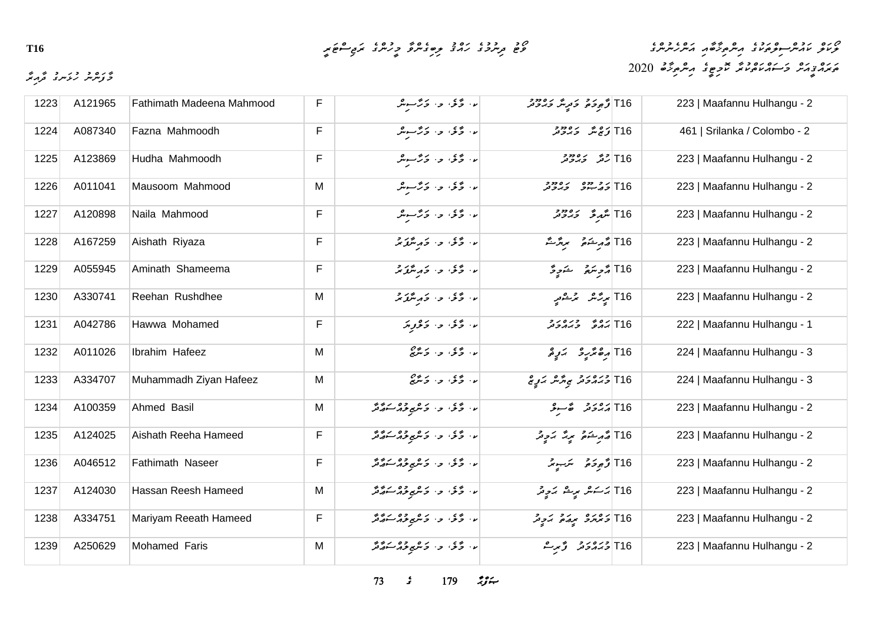| 1223 | A121965 | Fathimath Madeena Mahmood | F | ،، ݞݞ، ݞ، ݞݞݞݞ | T16 ݞݞݞݞ ݞݞݞ ݞݞݞݞ | 223 \| Maafannu Hulhangu - 2 |
|---|---|---|---|---|---|---|
| 1224 | A087340 | Fazna Mahmoodh | F | ،، ݞݞ، ݞ، ݞݞݞݞ | T16 ݞݞݞ ݞݞݞݞ | 461 \| Srilanka / Colombo - 2 |
| 1225 | A123869 | Hudha Mahmoodh | F | ،، ݞݞ، ݞ، ݞݞݞݞ | T16 ݞݞ ݞݞݞݞ | 223 \| Maafannu Hulhangu - 2 |
| 1226 | A011041 | Mausoom Mahmood | M | ،، ݞݞ، ݞ، ݞݞݞݞ | T16 ݞݞݞݞ ݞݞݞݞ | 223 \| Maafannu Hulhangu - 2 |
| 1227 | A120898 | Naila Mahmood | F | ،، ݞݞ، ݞ، ݞݞݞݞ | T16 ݞݞݞ ݞݞݞݞ | 223 \| Maafannu Hulhangu - 2 |
| 1228 | A167259 | Aishath Riyaza | F | ،، ݞݞ، ݞ، ݞݞݞݞݞ | T16 ݞݞݞݞ ݞݞݞ | 223 \| Maafannu Hulhangu - 2 |
| 1229 | A055945 | Aminath Shameema | F | ،، ݞݞ، ݞ، ݞݞݞݞݞ | T16 ݞݞݞݞ ݞݞݞݞ | 223 \| Maafannu Hulhangu - 2 |
| 1230 | A330741 | Reehan Rushdhee | M | ،، ݞݞ، ݞ، ݞݞݞݞݞ | T16 ݞݞݞ ݞݞݞݞ | 223 \| Maafannu Hulhangu - 2 |
| 1231 | A042786 | Hawwa Mohamed | F | ،، ݞݞ، ݞ، ݞݞݞݞ | T16 ݞݞݞ ݞݞݞݞݞ | 222 \| Maafannu Hulhangu - 1 |
| 1232 | A011026 | Ibrahim Hafeez | M | ،، ݞݞ، ݞ، ݞݞݞ | T16 ݞݞݞݞݞ ݞݞݞ | 224 \| Maafannu Hulhangu - 3 |
| 1233 | A334707 | Muhammadh Ziyan Hafeez | M | ،، ݞݞ، ݞ، ݞݞݞ | T16 ݞݞݞݞݞ ݞݞݞ ݞݞݞ | 224 \| Maafannu Hulhangu - 3 |
| 1234 | A100359 | Ahmed Basil | M | ،، ݞݞ، ݞ، ݞݞݞݞݞݞݞ | T16 ݞݞݞݞ ݞݞݞ | 223 \| Maafannu Hulhangu - 2 |
| 1235 | A124025 | Aishath Reeha Hameed | F | ،، ݞݞ، ݞ، ݞݞݞݞݞݞݞ | T16 ݞݞݞݞ ݞݞ ݞݞݞ | 223 \| Maafannu Hulhangu - 2 |
| 1236 | A046512 | Fathimath Naseer | F | ،، ݞݞ، ݞ، ݞݞݞݞݞݞݞ | T16 ݞݞݞݞ ݞݞݞ | 223 \| Maafannu Hulhangu - 2 |
| 1237 | A124030 | Hassan Reesh Hameed | M | ،، ݞݞ، ݞ، ݞݞݞݞݞݞݞ | T16 ݞݞݞ ݞݞ ݞݞݞ | 223 \| Maafannu Hulhangu - 2 |
| 1238 | A334751 | Mariyam Reeath Hameed | F | ،، ݞݞ، ݞ، ݞݞݞݞݞݞݞ | T16 ݞݞݞݞ ݞݞݞ ݞݞݞ | 223 \| Maafannu Hulhangu - 2 |
| 1239 | A250629 | Mohamed Faris | M | ،، ݞݞ، ݞ، ݞݞݞݞݞݞݞ | T16 ݞݞݞݞݞ ݞݞݞ | 223 \| Maafannu Hulhangu - 2 |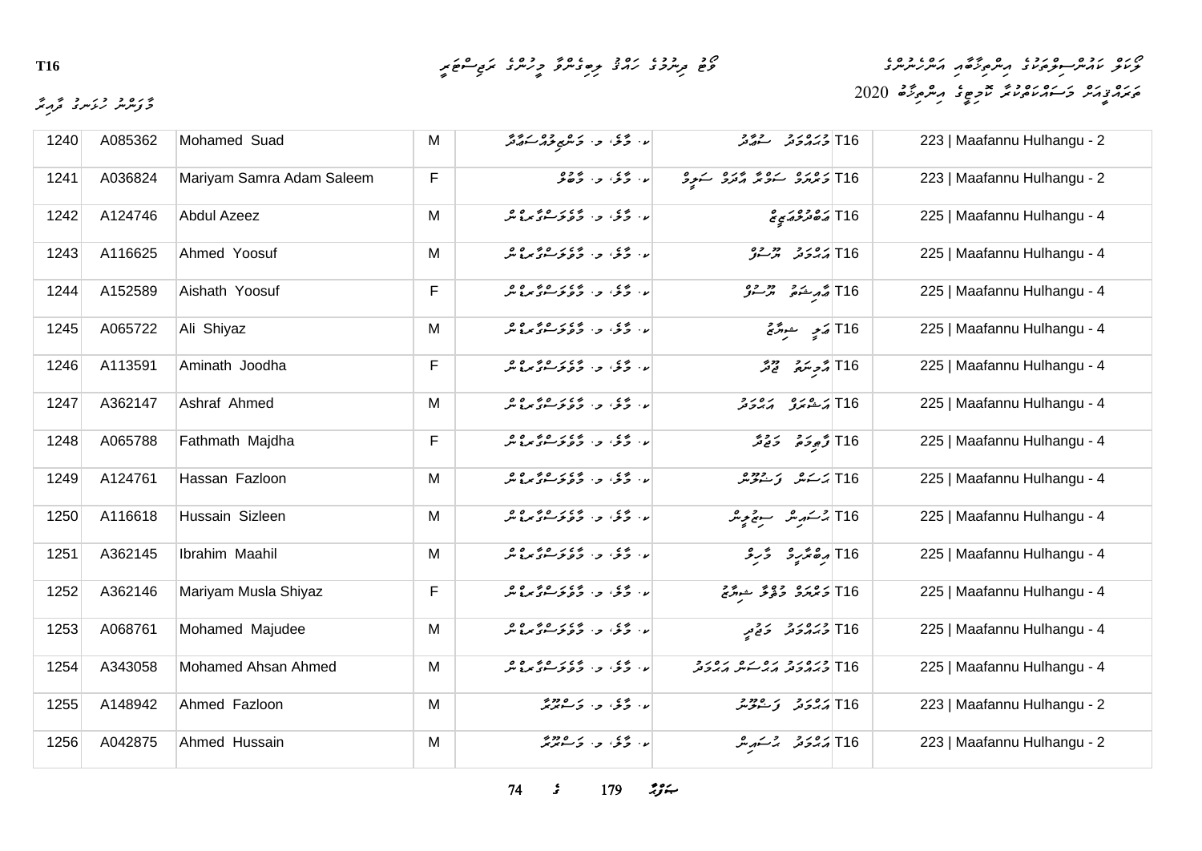| 1240 | A085362 | Mohamed Suad | M | ކ. މާލެ، މ. މަންޖެހިގެސަމާނާ | T16 މުހައްމަދު ސުޢާދު | 223 \| Maafannu Hulhangu - 2 |
|---|---|---|---|---|---|---|
| 1241 | A036824 | Mariyam Samra Adam Saleem | F | ކ. މާލެ، މ. މާޅޮވެ | T16 މަރިޔަމް ސަމްރާ އާދަމް ސަލީމް | 223 \| Maafannu Hulhangu - 2 |
| 1242 | A124746 | Abdul Azeez | M | ކ. މާލެ، މ. މާވަލަސްފިރިގެ | T16 އަބްދުލްއަޒީޒު | 225 \| Maafannu Hulhangu - 4 |
| 1243 | A116625 | Ahmed Yoosuf | M | ކ. މާލެ، މ. މާވަލަސްފިރިގެ | T16 އަހްމަދު ޔޫސުފު | 225 \| Maafannu Hulhangu - 4 |
| 1244 | A152589 | Aishath Yoosuf | F | ކ. މާލެ، މ. މާވަލަސްފިރިގެ | T16 އާއިޝަތު ޔޫސުފު | 225 \| Maafannu Hulhangu - 4 |
| 1245 | A065722 | Ali Shiyaz | M | ކ. މާލެ، މ. މާވަލަސްފިރިގެ | T16 އަލީ ޝިޔާޒު | 225 \| Maafannu Hulhangu - 4 |
| 1246 | A113591 | Aminath Joodha | F | ކ. މާލެ، މ. މާވަލަސްފިރިގެ | T16 އާމިނަތު ޖޫދާ | 225 \| Maafannu Hulhangu - 4 |
| 1247 | A362147 | Ashraf Ahmed | M | ކ. މާލެ، މ. މާވަލަސްފިރިގެ | T16 އަޝްރަފް އަހްމަދު | 225 \| Maafannu Hulhangu - 4 |
| 1248 | A065788 | Fathmath Majdha | F | ކ. މާލެ، މ. މާވަލަސްފިރިގެ | T16 ފާތިމަތު މަޖްދާ | 225 \| Maafannu Hulhangu - 4 |
| 1249 | A124761 | Hassan Fazloon | M | ކ. މާލެ، މ. މާވަލަސްފިރިގެ | T16 ހަސަން ފަޟްލޫން | 225 \| Maafannu Hulhangu - 4 |
| 1250 | A116618 | Hussain Sizleen | M | ކ. މާލެ، މ. މާވަލަސްފިރިގެ | T16 ހުސައިން ސިޒްލީން | 225 \| Maafannu Hulhangu - 4 |
| 1251 | A362145 | Ibrahim Maahil | M | ކ. މާލެ، މ. މާވަލަސްފިރިގެ | T16 އިބްރާހީމް މާހިލް | 225 \| Maafannu Hulhangu - 4 |
| 1252 | A362146 | Mariyam Musla Shiyaz | F | ކ. މާލެ، މ. މާވަލަސްފިރިގެ | T16 މަރިޔަމް މުޞްލާ ޝިޔާޒު | 225 \| Maafannu Hulhangu - 4 |
| 1253 | A068761 | Mohamed Majudee | M | ކ. މާލެ، މ. މާވަލަސްފިރިގެ | T16 މުހައްމަދު މަޖުދީ | 225 \| Maafannu Hulhangu - 4 |
| 1254 | A343058 | Mohamed Ahsan Ahmed | M | ކ. މާލެ، މ. މާވަލަސްފިރިގެ | T16 މުހައްމަދު އަޙްސަން އަހްމަދު | 225 \| Maafannu Hulhangu - 4 |
| 1255 | A148942 | Ahmed Fazloon | M | ކ. މާލެ، މ. ވަސްމީރާ | T16 އަހްމަދު ފަޟްލޫން | 223 \| Maafannu Hulhangu - 2 |
| 1256 | A042875 | Ahmed Hussain | M | ކ. މާލެ، މ. ވަސްމީރާ | T16 އަހްމަދު ހުސައިން | 223 \| Maafannu Hulhangu - 2 |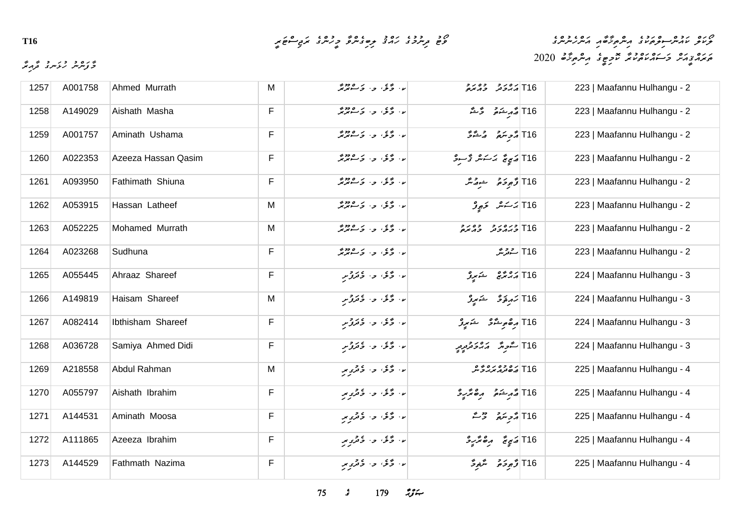| 1257 | A001758 | Ahmed Murrath | M | ،. ޗާޗ، ޑ. ޑ.ޤ.ޗ.ޗ | T16 އަޙްމަދު މުއްރަތް | 223 \| Maafannu Hulhangu - 2 |
|---|---|---|---|---|---|---|
| 1258 | A149029 | Aishath Masha | F | ،. ޗާޗ، ޑ. ޑ.ޤ.ޗ.ޗ | T16 އާއިޝަތު މާޝާ | 223 \| Maafannu Hulhangu - 2 |
| 1259 | A001757 | Aminath Ushama | F | ،. ޗާޗ، ޑ. ޑ.ޤ.ޗ.ޗ | T16 އާމިނަތު އުޝާމާ | 223 \| Maafannu Hulhangu - 2 |
| 1260 | A022353 | Azeeza Hassan Qasim | F | ،. ޗާޗ، ޑ. ޑ.ޤ.ޗ.ޗ | T16 އަޒީޒާ ޙަސަން ޤާސިމް | 223 \| Maafannu Hulhangu - 2 |
| 1261 | A093950 | Fathimath Shiuna | F | ،. ޗާޗ، ޑ. ޑ.ޤ.ޗ.ޗ | T16 ފާތިމަތު ޝިއުނާ | 223 \| Maafannu Hulhangu - 2 |
| 1262 | A053915 | Hassan Latheef | M | ،. ޗާޗ، ޑ. ޑ.ޤ.ޗ.ޗ | T16 ޙަސަން ލަޠީފް | 223 \| Maafannu Hulhangu - 2 |
| 1263 | A052225 | Mohamed Murrath | M | ،. ޗާޗ، ޑ. ޑ.ޤ.ޗ.ޗ | T16 މުޙައްމަދު މުއްރަތް | 223 \| Maafannu Hulhangu - 2 |
| 1264 | A023268 | Sudhuna | F | ،. ޗާޗ، ޑ. ޑ.ޤ.ޗ.ޗ | T16 ސުދުނާ | 223 \| Maafannu Hulhangu - 2 |
| 1265 | A055445 | Ahraaz Shareef | F | ،. ޗާޗ، ޑ. ޑ.ޤ.ޗ.ޗ | T16 އަހްރާޒް ޝަރީފް | 224 \| Maafannu Hulhangu - 3 |
| 1266 | A149819 | Haisam Shareef | M | ،. ޗާޗ، ޑ. ޑ.ޤ.ޗ.ޗ | T16 ހައިސަމް ޝަރީފް | 224 \| Maafannu Hulhangu - 3 |
| 1267 | A082414 | Ibthisham Shareef | F | ،. ޗާޗ، ޑ. ޑ.ޤ.ޗ.ޗ | T16 އިބްތިޝާމް ޝަރީފް | 224 \| Maafannu Hulhangu - 3 |
| 1268 | A036728 | Samiya Ahmed Didi | F | ،. ޗާޗ، ޑ. ޑ.ޤ.ޗ.ޗ | T16 ސާމިޔާ އަޙްމަދުދީދީ | 224 \| Maafannu Hulhangu - 3 |
| 1269 | A218558 | Abdul Rahman | M | ،. ޗާޗ، ޑ. ޑ.ޤ.ޗ.ޗ | T16 އަބްދުއްރަޙްމާން | 225 \| Maafannu Hulhangu - 4 |
| 1270 | A055797 | Aishath Ibrahim | F | ،. ޗާޗ، ޑ. ޑ.ޤ.ޗ.ޗ | T16 އާއިޝަތު އިބްރާހީމް | 225 \| Maafannu Hulhangu - 4 |
| 1271 | A144531 | Aminath Moosa | F | ،. ޗާޗ، ޑ. ޑ.ޤ.ޗ.ޗ | T16 އާމިނަތު މޫސާ | 225 \| Maafannu Hulhangu - 4 |
| 1272 | A111865 | Azeeza Ibrahim | F | ،. ޗާޗ، ޑ. ޑ.ޤ.ޗ.ޗ | T16 އަޒީޒާ އިބްރާހީމް | 225 \| Maafannu Hulhangu - 4 |
| 1273 | A144529 | Fathmath Nazima | F | ،. ޗާޗ، ޑ. ޑ.ޤ.ޗ.ޗ | T16 ފާތިމަތު ނާޒިމާ | 225 \| Maafannu Hulhangu - 4 |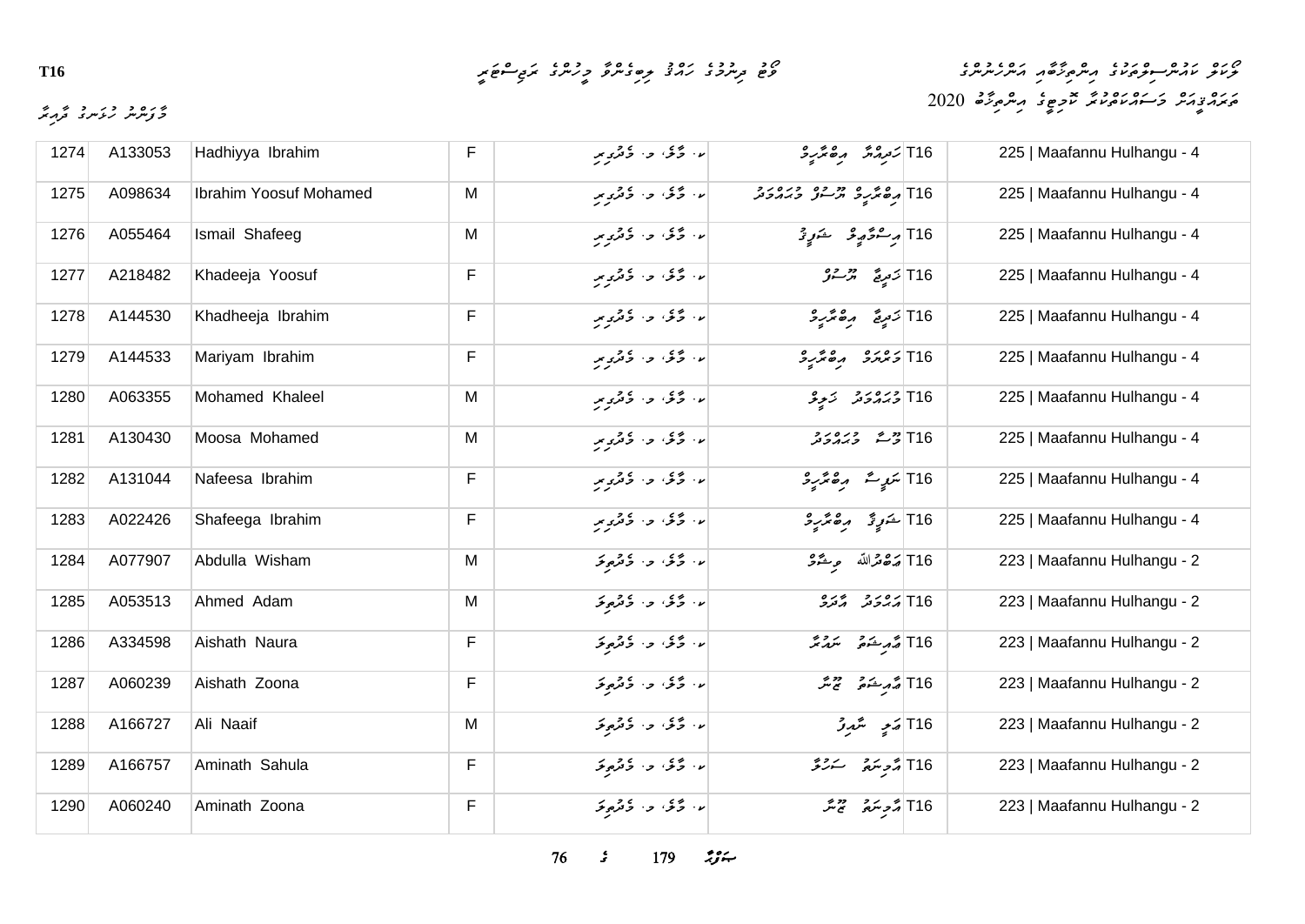| 1274 | A133053 | Hadhiyya Ibrahim | F | . دًگ، د. وترویر | T16 رَمِرْمَدَّ مِرْھَمَّرِدْ | 225 \| Maafannu Hulhangu - 4 |
|---|---|---|---|---|---|---|
| 1275 | A098634 | Ibrahim Yoosuf Mohamed | M | . دًگ، د. وترویر | T16 مِرْھَمَّرِدْ مِرْسُوْ وَبَرْمُوَمْ | 225 \| Maafannu Hulhangu - 4 |
| 1276 | A055464 | Ismail Shafeeg | M | . دًگ، د. وترویر | T16 مِرْسُوَّمِرْوْ سُوَرِ | 225 \| Maafannu Hulhangu - 4 |
| 1277 | A218482 | Khadeeja Yoosuf | F | . دًگ، د. وترویر | T16 زَمِرِجَّ مِرْسُوْ | 225 \| Maafannu Hulhangu - 4 |
| 1278 | A144530 | Khadheeja Ibrahim | F | . دًگ، د. وترویر | T16 زَمِرِجَّ مِرْھَمَّرِدْ | 225 \| Maafannu Hulhangu - 4 |
| 1279 | A144533 | Mariyam Ibrahim | F | . دًگ، د. وترویر | T16 وَبَرْمَرْدْ مِرْھَمَّرِدْ | 225 \| Maafannu Hulhangu - 4 |
| 1280 | A063355 | Mohamed Khaleel | M | . دًگ، د. وترویر | T16 وَبَرْمُوَمْ زَمِرِوْ | 225 \| Maafannu Hulhangu - 4 |
| 1281 | A130430 | Moosa Mohamed | M | . دًگ، د. وترویر | T16 وُسَّ وَبَرْمُوَمْ | 225 \| Maafannu Hulhangu - 4 |
| 1282 | A131044 | Nafeesa Ibrahim | F | . دًگ، د. وترویر | T16 سَمِرِسَّ مِرْھَمَّرِدْ | 225 \| Maafannu Hulhangu - 4 |
| 1283 | A022426 | Shafeega Ibrahim | F | . دًگ، د. وترویر | T16 سُوَرِّ مِرْھَمَّرِدْ | 225 \| Maafannu Hulhangu - 4 |
| 1284 | A077907 | Abdulla Wisham | M | . دًگ، د. وترمِوَ | T16 مَھْتَراللہ وِسُوَّ | 223 \| Maafannu Hulhangu - 2 |
| 1285 | A053513 | Ahmed Adam | M | . دًگ، د. وترمِوَ | T16 مَرْدَوَ مُتَرْدْ | 223 \| Maafannu Hulhangu - 2 |
| 1286 | A334598 | Aishath Naura | F | . دًگ، د. وترمِوَ | T16 مُمِرْسُوَمْ سَمْدَّ | 223 \| Maafannu Hulhangu - 2 |
| 1287 | A060239 | Aishath Zoona | F | . دًگ، د. وترمِوَ | T16 مُمِرْسُوَمْ تْمَر | 223 \| Maafannu Hulhangu - 2 |
| 1288 | A166727 | Ali Naaif | M | . دًگ، د. وترمِوَ | T16 مَعِ سُمِرْوْ | 223 \| Maafannu Hulhangu - 2 |
| 1289 | A166757 | Aminath Sahula | F | . دًگ، د. وترمِوَ | T16 مُوِسَمْ سَرْتَّ | 223 \| Maafannu Hulhangu - 2 |
| 1290 | A060240 | Aminath Zoona | F | . دًگ، د. وترمِوَ | T16 مُوِسَمْ تْمَر | 223 \| Maafannu Hulhangu - 2 |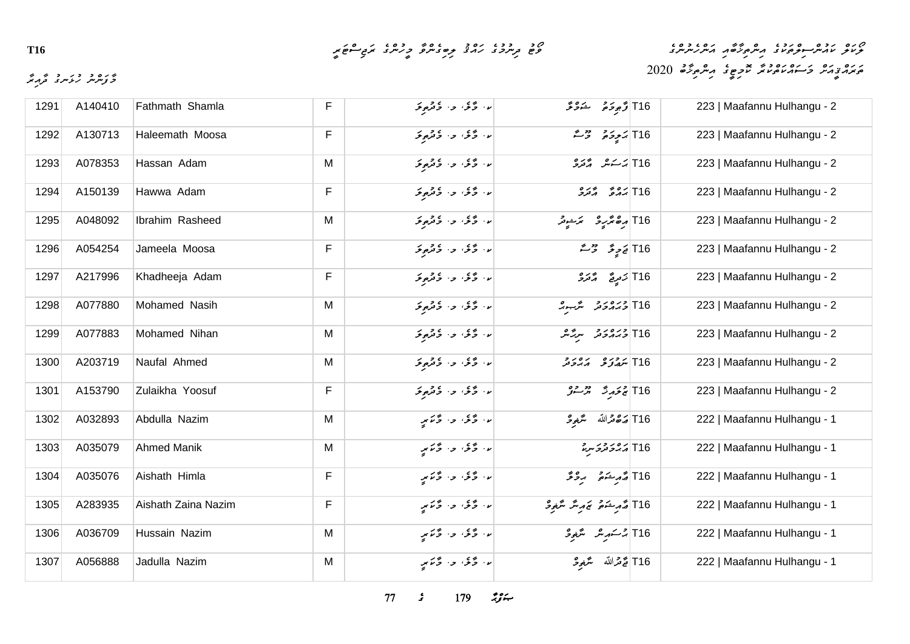| 1291 | A140410 | Fathmath Shamla | F | ށ. މާޅ، ވ. ފެންމަލ | T16 ފާތިމަތު ޝަމްލާ | 223 \| Maafannu Hulhangu - 2 |
|---|---|---|---|---|---|---|
| 1292 | A130713 | Haleemath Moosa | F | ށ. މާޅ، ވ. ފެންމަލ | T16 ހަލީމަތު މޫސާ | 223 \| Maafannu Hulhangu - 2 |
| 1293 | A078353 | Hassan Adam | M | ށ. މާޅ، ވ. ފެންމަލ | T16 ހަސަން އާދަމް | 223 \| Maafannu Hulhangu - 2 |
| 1294 | A150139 | Hawwa Adam | F | ށ. މާޅ، ވ. ފެންމަލ | T16 ހައްވާ އާދަމް | 223 \| Maafannu Hulhangu - 2 |
| 1295 | A048092 | Ibrahim Rasheed | M | ށ. މާޅ، ވ. ފެންމަލ | T16 އިބްރާހީމް ރަޝީދު | 223 \| Maafannu Hulhangu - 2 |
| 1296 | A054254 | Jameela Moosa | F | ށ. މާޅ، ވ. ފެންމަލ | T16 ޖަމީލާ މޫސާ | 223 \| Maafannu Hulhangu - 2 |
| 1297 | A217996 | Khadheeja Adam | F | ށ. މާޅ، ވ. ފެންމަލ | T16 ޚަދީޖާ އާދަމް | 223 \| Maafannu Hulhangu - 2 |
| 1298 | A077880 | Mohamed Nasih | M | ށ. މާޅ، ވ. ފެންމަލ | T16 މުހައްމަދު ނާސިހް | 223 \| Maafannu Hulhangu - 2 |
| 1299 | A077883 | Mohamed Nihan | M | ށ. މާޅ، ވ. ފެންމަލ | T16 މުހައްމަދު ނިހާން | 223 \| Maafannu Hulhangu - 2 |
| 1300 | A203719 | Naufal Ahmed | M | ށ. މާޅ، ވ. ފެންމަލ | T16 ނައުފަލް އަހްމަދު | 223 \| Maafannu Hulhangu - 2 |
| 1301 | A153790 | Zulaikha Yoosuf | F | ށ. މާޅ، ވ. ފެންމަލ | T16 ޒުލައިޚާ ޔޫސުފް | 223 \| Maafannu Hulhangu - 2 |
| 1302 | A032893 | Abdulla Nazim | M | ށ. މާޅ، ވ. މާކަނި | T16 އަބްދުﷲ ނާޒިމް | 222 \| Maafannu Hulhangu - 1 |
| 1303 | A035079 | Ahmed Manik | M | ށ. މާޅ، ވ. މާކަނި | T16 އަހްމަދުމަނިކު | 222 \| Maafannu Hulhangu - 1 |
| 1304 | A035076 | Aishath Himla | F | ށ. މާޅ، ވ. މާކަނި | T16 އައިޝަތު ހިމްލާ | 222 \| Maafannu Hulhangu - 1 |
| 1305 | A283935 | Aishath Zaina Nazim | F | ށ. މާޅ، ވ. މާކަނި | T16 އައިޝަތު ޒައިނާ ނާޒިމް | 222 \| Maafannu Hulhangu - 1 |
| 1306 | A036709 | Hussain Nazim | M | ށ. މާޅ، ވ. މާކަނި | T16 ހުސައިން ނާޒިމް | 222 \| Maafannu Hulhangu - 1 |
| 1307 | A056888 | Jadulla Nazim | M | ށ. މާޅ، ވ. މާކަނި | T16 ޖާދުﷲ ނާޒިމް | 222 \| Maafannu Hulhangu - 1 |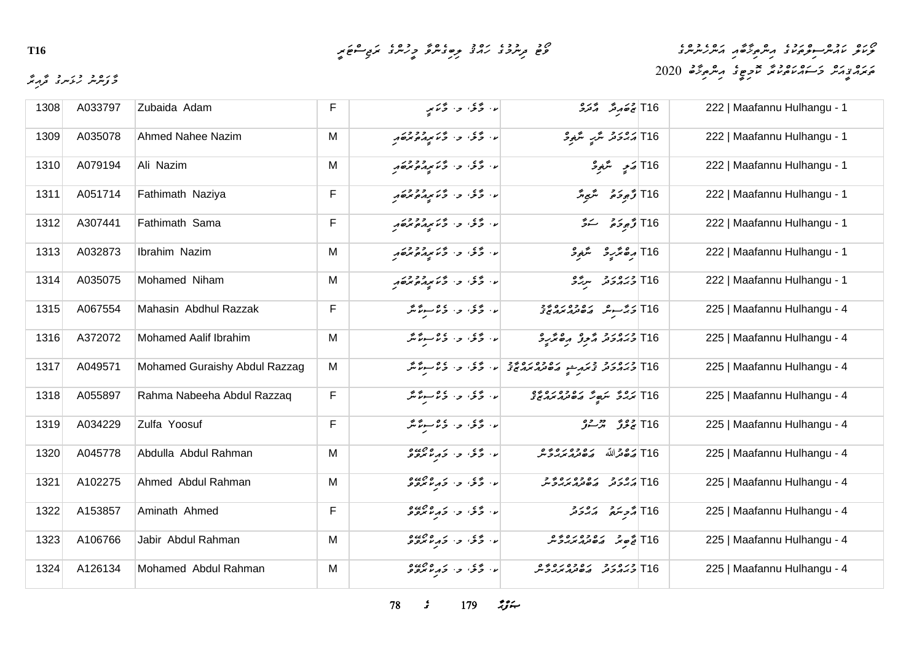| 1308 | A033797 | Zubaida Adam | F | ބ. މާލް، މ. މާހަނި | T16 ޒުބައިދާ އާދަމް | 222 \| Maafannu Hulhangu - 1 |
|---|---|---|---|---|---|---|
| 1309 | A035078 | Ahmed Nahee Nazim | M | ބ. މާލް، މ. މާހިރީއުރުވާބާދު | T16 އަހްމަދު ނާހީ ނާޒިމް | 222 \| Maafannu Hulhangu - 1 |
| 1310 | A079194 | Ali Nazim | M | ބ. މާލް، މ. މާހިރީއުރުވާބާދު | T16 އަލީ ނާޒިމް | 222 \| Maafannu Hulhangu - 1 |
| 1311 | A051714 | Fathimath Naziya | F | ބ. މާލް، މ. މާހިރީއުރުވާބާދު | T16 ފާތިމަތު ނާޒިޔާ | 222 \| Maafannu Hulhangu - 1 |
| 1312 | A307441 | Fathimath Sama | F | ބ. މާލް، މ. މާހިރީއުރުވާބާދު | T16 ފާތިމަތު ސަމާ | 222 \| Maafannu Hulhangu - 1 |
| 1313 | A032873 | Ibrahim Nazim | M | ބ. މާލް، މ. މާހިރީއުރުވާބާދު | T16 އިބްރާހީމް ނާޒިމް | 222 \| Maafannu Hulhangu - 1 |
| 1314 | A035075 | Mohamed Niham | M | ބ. މާލް، މ. މާހިރީއުރުވާބާދު | T16 މުހައްމަދު ނިހާމް | 222 \| Maafannu Hulhangu - 1 |
| 1315 | A067554 | Mahasin Abdhul Razzak | F | ބ. މާލް، މ. މާސިނގާ | T16 މަހާސިން އަބްދުއްރައްޒާޤު | 225 \| Maafannu Hulhangu - 4 |
| 1316 | A372072 | Mohamed Aalif Ibrahim | M | ބ. މާލް، މ. މާސިނގާ | T16 މުހައްމަދު އާލިފް އިބްރާހީމް | 225 \| Maafannu Hulhangu - 4 |
| 1317 | A049571 | Mohamed Guraishy Abdul Razzag | M | ބ. މާލް، މ. މާސިނގާ | T16 މުހައްމަދު ގުރައިޝީ އަބްދުއްރައްޒާޤު | 225 \| Maafannu Hulhangu - 4 |
| 1318 | A055897 | Rahma Nabeeha Abdul Razzaq | F | ބ. މާލް، މ. މާސިނގާ | T16 ރަޙްމާ ނަބީހާ އަބްދުއްރައްޒާޤު | 225 \| Maafannu Hulhangu - 4 |
| 1319 | A034229 | Zulfa Yoosuf | F | ބ. މާލް، މ. މާސިނގާ | T16 ޒުލްފާ ޔޫސުފް | 225 \| Maafannu Hulhangu - 4 |
| 1320 | A045778 | Abdulla Abdul Rahman | M | ބ. މާލް، މ. މައިޝާރޫމް | T16 އަބްދުﷲ އަބްދުއްރަޙްމާން | 225 \| Maafannu Hulhangu - 4 |
| 1321 | A102275 | Ahmed Abdul Rahman | M | ބ. މާލް، މ. މައިޝާރޫމް | T16 އަހްމަދު އަބްދުއްރަޙްމާން | 225 \| Maafannu Hulhangu - 4 |
| 1322 | A153857 | Aminath Ahmed | F | ބ. މާލް، މ. މައިޝާރޫމް | T16 އާމިނަތު އަހްމަދު | 225 \| Maafannu Hulhangu - 4 |
| 1323 | A106766 | Jabir Abdul Rahman | M | ބ. މާލް، މ. މައިޝާރޫމް | T16 ޖާބިރު އަބްދުއްރަޙްމާން | 225 \| Maafannu Hulhangu - 4 |
| 1324 | A126134 | Mohamed Abdul Rahman | M | ބ. މާލް، މ. މައިޝާރޫމް | T16 މުހައްމަދު އަބްދުއްރަޙްމާން | 225 \| Maafannu Hulhangu - 4 |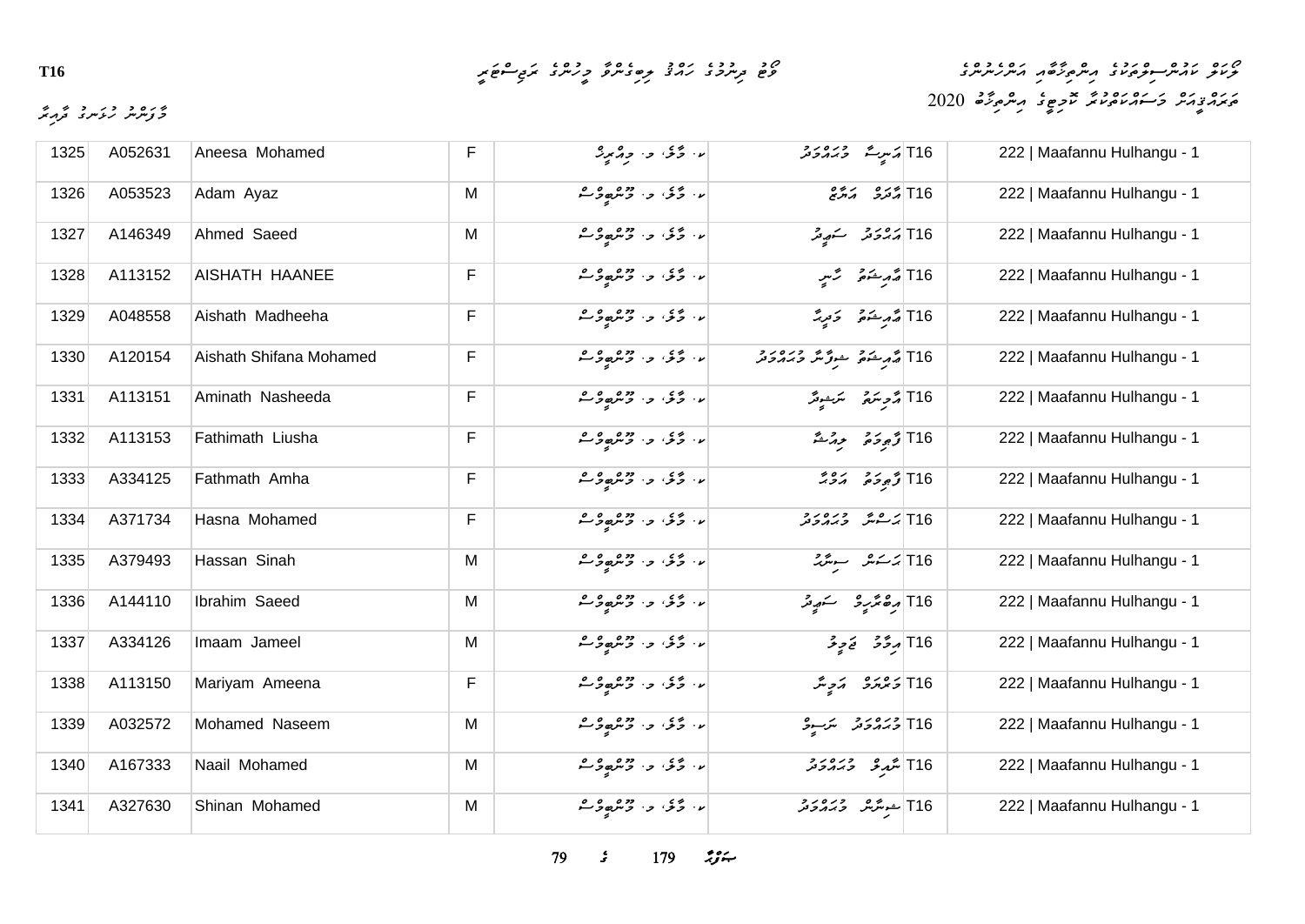| 1325 | A052631 | Aneesa Mohamed | F | ، وَّتْ، وَ، وِمُ بِرِدْ | T16 مَسِيتْ وَبَرْمُوَتَرْ | 222 \| Maafannu Hulhangu - 1 |
|---|---|---|---|---|---|---|
| 1326 | A053523 | Adam Ayaz | M | ، وَّتْ، وَ، وَسْعِوَتْ | T16 مُرْمَرْ مَمَّرْ | 222 \| Maafannu Hulhangu - 1 |
| 1327 | A146349 | Ahmed Saeed | M | ، وَّتْ، وَ، وَسْعِوَتْ | T16 مَرْمَرْ سَمِيِّرْ | 222 \| Maafannu Hulhangu - 1 |
| 1328 | A113152 | AISHATH HAANEE | F | ، وَّتْ، وَ، وَسْعِوَتْ | T16 مَّمِرِ شَمَرْ رَّسِ | 222 \| Maafannu Hulhangu - 1 |
| 1329 | A048558 | Aishath Madheeha | F | ، وَّتْ، وَ، وَسْعِوَتْ | T16 مَّمِرِشَمَرْ وَمِرِيَّ | 222 \| Maafannu Hulhangu - 1 |
| 1330 | A120154 | Aishath Shifana Mohamed | F | ، وَّتْ، وَ، وَسْعِوَتْ | T16 مَّمِرِشَمَرْ شِوَّتْرْ وَبَرْمُوَتَرْ | 222 \| Maafannu Hulhangu - 1 |
| 1331 | A113151 | Aminath Nasheeda | F | ، وَّتْ، وَ، وَسْعِوَتْ | T16 مُّوِسَمْ سَرْشِيمِرْ | 222 \| Maafannu Hulhangu - 1 |
| 1332 | A113153 | Fathimath Liusha | F | ، وَّتْ، وَ، وَسْعِوَتْ | T16 وَّجِرْدَمْ مِرْمُشَّ | 222 \| Maafannu Hulhangu - 1 |
| 1333 | A334125 | Fathmath Amha | F | ، وَّتْ، وَ، وَسْعِوَتْ | T16 وَّجِرْدَمْ مَرْمَرْ | 222 \| Maafannu Hulhangu - 1 |
| 1334 | A371734 | Hasna Mohamed | F | ، وَّتْ، وَ، وَسْعِوَتْ | T16 بَرْسْتَرْ وَبَرْمُوَتَرْ | 222 \| Maafannu Hulhangu - 1 |
| 1335 | A379493 | Hassan Sinah | M | ، وَّتْ، وَ، وَسْعِوَتْ | T16 بَرْسَمْرْ سِوِسَّرْ | 222 \| Maafannu Hulhangu - 1 |
| 1336 | A144110 | Ibrahim Saeed | M | ، وَّتْ، وَ، وَسْعِوَتْ | T16 مِرْهَ مَّرِيْوْ سَمِيِّرْ | 222 \| Maafannu Hulhangu - 1 |
| 1337 | A334126 | Imaam Jameel | M | ، وَّتْ، وَ، وَسْعِوَتْ | T16 مِرْمَّرْ تَحَوِيْوْ | 222 \| Maafannu Hulhangu - 1 |
| 1338 | A113150 | Mariyam Ameena | F | ، وَّتْ، وَ، وَسْعِوَتْ | T16 وَمِرْمَرْ مَرِيْسَّرْ | 222 \| Maafannu Hulhangu - 1 |
| 1339 | A032572 | Mohamed Naseem | M | ، وَّتْ، وَ، وَسْعِوَتْ | T16 وَبَرْمُوَتَرْ سَرْسِوْوْ | 222 \| Maafannu Hulhangu - 1 |
| 1340 | A167333 | Naail Mohamed | M | ، وَّتْ، وَ، وَسْعِوَتْ | T16 سَّمِرْوْ وَبَرْمُوَتَرْ | 222 \| Maafannu Hulhangu - 1 |
| 1341 | A327630 | Shinan Mohamed | M | ، وَّتْ، وَ، وَسْعِوَتْ | T16 شِوِسَّرْسْ وَبَرْمُوَتَرْ | 222 \| Maafannu Hulhangu - 1 |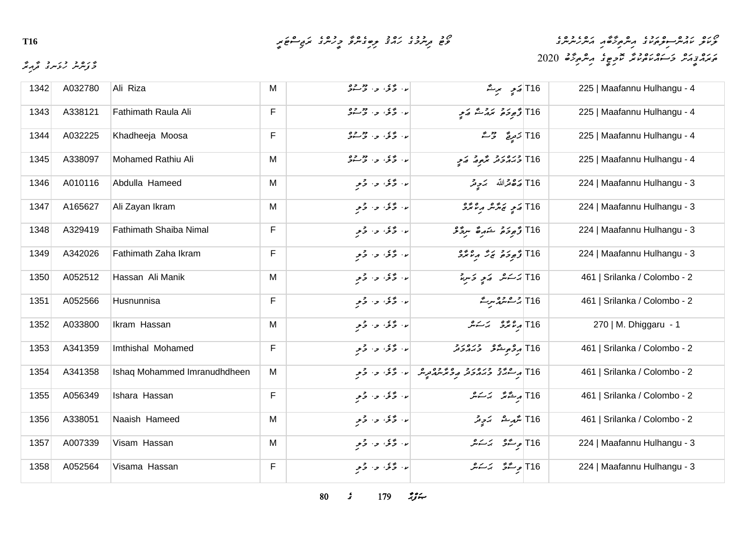| 1342 | A032780 | Ali Riza | M | ރ. މާލެ، މ. ދޫސުވާ | T16 އަލީ ރިޒާ | 225 \| Maafannu Hulhangu - 4 |
|---|---|---|---|---|---|---|
| 1343 | A338121 | Fathimath Raula Ali | F | ރ. މާލެ، މ. ދޫސުވާ | T16 ފާތިމަތު ރައުލާ އަލީ | 225 \| Maafannu Hulhangu - 4 |
| 1344 | A032225 | Khadheeja Moosa | F | ރ. މާލެ، މ. ދޫސުވާ | T16 ޚަދީޖާ މޫސާ | 225 \| Maafannu Hulhangu - 4 |
| 1345 | A338097 | Mohamed Rathiu Ali | M | ރ. މާލެ، މ. ދޫސުވާ | T16 މުހައްމަދު ރާތިޢު އަލީ | 225 \| Maafannu Hulhangu - 4 |
| 1346 | A010116 | Abdulla Hameed | M | ރ. މާލެ، މ. މާތި | T16 އަބްދުﷲ ހަމީދު | 224 \| Maafannu Hulhangu - 3 |
| 1347 | A165627 | Ali Zayan Ikram | M | ރ. މާލެ، މ. މާތި | T16 އަލީ ޒަޔާން އިކްރާމް | 224 \| Maafannu Hulhangu - 3 |
| 1348 | A329419 | Fathimath Shaiba Nimal | F | ރ. މާލެ، މ. މާތި | T16 ފާތިމަތު ޝައިބާ ނިމާލް | 224 \| Maafannu Hulhangu - 3 |
| 1349 | A342026 | Fathimath Zaha Ikram | F | ރ. މާލެ، މ. މާތި | T16 ފާތިމަތު ޒަހާ އިކްރާމް | 224 \| Maafannu Hulhangu - 3 |
| 1350 | A052512 | Hassan Ali Manik | M | ރ. މާލެ، މ. މާތި | T16 ހަސަން އަލީ މަނިކު | 461 \| Srilanka / Colombo - 2 |
| 1351 | A052566 | Husnunnisa | F | ރ. މާލެ، މ. މާތި | T16 ހުސްނުއްނިސާ | 461 \| Srilanka / Colombo - 2 |
| 1352 | A033800 | Ikram Hassan | M | ރ. މާލެ، މ. މާތި | T16 އިކްރާމް ހަސަން | 270 \| M. Dhiggaru - 1 |
| 1353 | A341359 | Imthishal Mohamed | F | ރ. މާލެ، މ. މާތި | T16 އިމްތިޝާލް މުހައްމަދު | 461 \| Srilanka / Colombo - 2 |
| 1354 | A341358 | Ishaq Mohammed Imranudhdheen | M | ރ. މާލެ، މ. މާތި | T16 އިސްޙާޤް މުހައްމަދު އިމްރާނުއްދީން | 461 \| Srilanka / Colombo - 2 |
| 1355 | A056349 | Ishara Hassan | F | ރ. މާލެ، މ. މާތި | T16 އިޝާރާ ހަސަން | 461 \| Srilanka / Colombo - 2 |
| 1356 | A338051 | Naaish Hameed | M | ރ. މާލެ، މ. މާތި | T16 ނާއިޝް ހަމީދު | 461 \| Srilanka / Colombo - 2 |
| 1357 | A007339 | Visam Hassan | M | ރ. މާލެ، މ. މާތި | T16 ވިސާމް ހަސަން | 224 \| Maafannu Hulhangu - 3 |
| 1358 | A052564 | Visama Hassan | F | ރ. މާލެ، މ. މާތި | T16 ވިސާމާ ހަސަން | 224 \| Maafannu Hulhangu - 3 |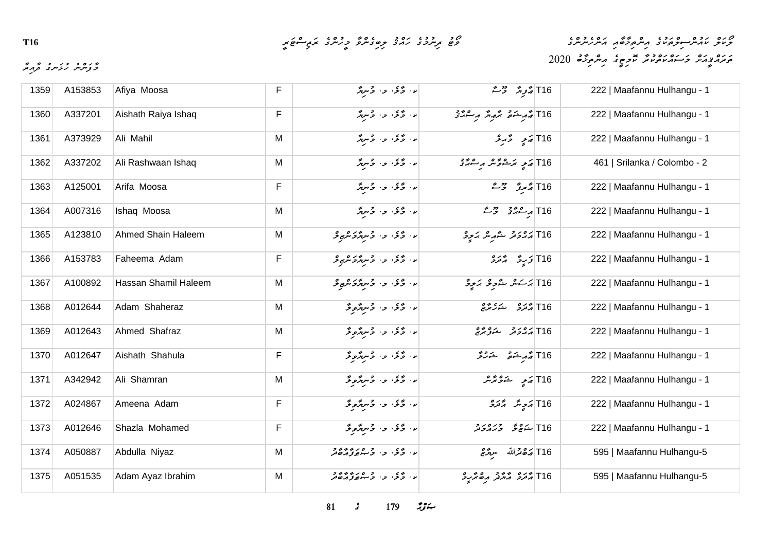| 1359 | A153853 | Afiya Moosa | F | ޅ. މާލް، މ. މުނިއާ | T16 އާފިޔާ މޫސާ | 222 \| Maafannu Hulhangu - 1 |
|---|---|---|---|---|---|---|
| 1360 | A337201 | Aishath Raiya Ishaq | F | ޅ. މާލް، މ. މުނިއާ | T16 އާއިޝަތު ރާއިޔާ އިސްޙާޤު | 222 \| Maafannu Hulhangu - 1 |
| 1361 | A373929 | Ali Mahil | M | ޅ. މާލް، މ. މުނިއާ | T16 އަލި މާހިލް | 222 \| Maafannu Hulhangu - 1 |
| 1362 | A337202 | Ali Rashwaan Ishaq | M | ޅ. މާލް، މ. މުނިއާ | T16 އަލި ރަޝްވާން އިސްޙާޤު | 461 \| Srilanka / Colombo - 2 |
| 1363 | A125001 | Arifa Moosa | F | ޅ. މާލް، މ. މުނިއާ | T16 އާރިފާ މޫސާ | 222 \| Maafannu Hulhangu - 1 |
| 1364 | A007316 | Ishaq Moosa | M | ޅ. މާލް، މ. މުނިއާ | T16 އިސްޙާޤު މޫސާ | 222 \| Maafannu Hulhangu - 1 |
| 1365 | A123810 | Ahmed Shain Haleem | M | ޅ. މާލް، މ. މުނިއާމަންޒިލް | T16 އަޙްމަދު ޝާއިން ހަލީމް | 222 \| Maafannu Hulhangu - 1 |
| 1366 | A153783 | Faheema Adam | F | ޅ. މާލް، މ. މުނިއާމަންޒިލް | T16 ފަހީމާ އާދަމް | 222 \| Maafannu Hulhangu - 1 |
| 1367 | A100892 | Hassan Shamil Haleem | M | ޅ. މާލް، މ. މުނިއާމަންޒިލް | T16 ހަސަން ޝާމިލް ހަލީމް | 222 \| Maafannu Hulhangu - 1 |
| 1368 | A012644 | Adam Shaheraz | M | ޅ. މާލް، މ. މުނިއާވިލާ | T16 އާދަމް ޝަހެރާޒް | 222 \| Maafannu Hulhangu - 1 |
| 1369 | A012643 | Ahmed Shafraz | M | ޅ. މާލް، މ. މުނިއާވިލާ | T16 އަޙްމަދު ޝަފްރާޒް | 222 \| Maafannu Hulhangu - 1 |
| 1370 | A012647 | Aishath Shahula | F | ޅ. މާލް، މ. މުނިއާވިލާ | T16 އާއިޝަތު ޝަހުލާ | 222 \| Maafannu Hulhangu - 1 |
| 1371 | A342942 | Ali Shamran | M | ޅ. މާލް، މ. މުނިއާވިލާ | T16 އަލި ޝަމްރާން | 222 \| Maafannu Hulhangu - 1 |
| 1372 | A024867 | Ameena Adam | F | ޅ. މާލް، މ. މުނިއާވިލާ | T16 އަމީނާ އާދަމް | 222 \| Maafannu Hulhangu - 1 |
| 1373 | A012646 | Shazla Mohamed | F | ޅ. މާލް، މ. މުނިއާވިލާ | T16 ޝަޒްލާ މުޙައްމަދު | 222 \| Maafannu Hulhangu - 1 |
| 1374 | A050887 | Abdulla Niyaz | M | ޅ. މާލް، މ. މުސްތަފާއާބާދު | T16 އަބްދުﷲ ނިޔާޒް | 595 \| Maafannu Hulhangu-5 |
| 1375 | A051535 | Adam Ayaz Ibrahim | M | ޅ. މާލް، މ. މުސްތަފާއާބާދު | T16 އާދަމް އަޔާޒް އިބްރާހީމް | 595 \| Maafannu Hulhangu-5 |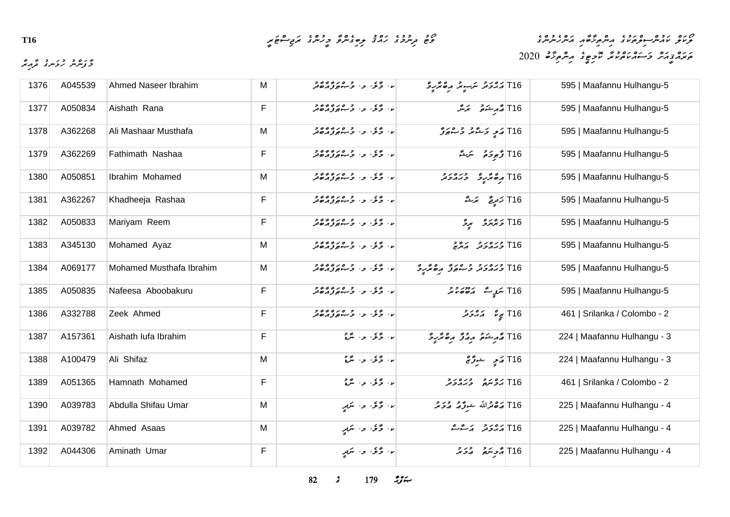| 1376 | A045539 | Ahmed Naseer Ibrahim | M | ކ. މާލެ، މ. މާސްތިވާއިރުމާވަތު | T16 އަހުމަދު ނަސީރު އިބްރާހީމް | 595 \| Maafannu Hulhangu-5 |
|---|---|---|---|---|---|---|
| 1377 | A050834 | Aishath Rana | F | ކ. މާލެ، މ. މާސްތިވާއިރުމާވަތު | T16 އާއިޝަތު ރަނާ | 595 \| Maafannu Hulhangu-5 |
| 1378 | A362268 | Ali Mashaar Musthafa | M | ކ. މާލެ، މ. މާސްތިވާއިރުމާވަތު | T16 އަލި މަޝާރު މުސްތަފާ | 595 \| Maafannu Hulhangu-5 |
| 1379 | A362269 | Fathimath Nashaa | F | ކ. މާލެ، މ. މާސްތިވާއިރުމާވަތު | T16 ފާތިމަތު ނަޝާ | 595 \| Maafannu Hulhangu-5 |
| 1380 | A050851 | Ibrahim Mohamed | M | ކ. މާލެ، މ. މާސްތިވާއިރުމާވަތު | T16 އިބްރާހީމް މުހައްމަދު | 595 \| Maafannu Hulhangu-5 |
| 1381 | A362267 | Khadheeja Rashaa | F | ކ. މާލެ، މ. މާސްތިވާއިރުމާވަތު | T16 ޚަދީޖާ ރަޝާ | 595 \| Maafannu Hulhangu-5 |
| 1382 | A050833 | Mariyam Reem | F | ކ. މާލެ، މ. މާސްތިވާއިރުމާވަތު | T16 މަރިޔަމް ރީމް | 595 \| Maafannu Hulhangu-5 |
| 1383 | A345130 | Mohamed Ayaz | M | ކ. މާލެ، މ. މާސްތިވާއިރުމާވަތު | T16 މުހައްމަދު އަޔާޒު | 595 \| Maafannu Hulhangu-5 |
| 1384 | A069177 | Mohamed Musthafa Ibrahim | M | ކ. މާލެ، މ. މާސްތިވާއިރުމާވަތު | T16 މުހައްމަދު މުސްތަފާ އިބްރާހީމް | 595 \| Maafannu Hulhangu-5 |
| 1385 | A050835 | Nafeesa Aboobakuru | F | ކ. މާލެ، މ. މާސްތިވާއިރުމާވަތު | T16 ނަފީސާ އަބޫބަކުރު | 595 \| Maafannu Hulhangu-5 |
| 1386 | A332788 | Zeek Ahmed | F | ކ. މާލެ، މ. މާސްތިވާއިރުމާވަތު | T16 ޒީކް އަހުމަދު | 461 \| Srilanka / Colombo - 2 |
| 1387 | A157361 | Aishath Iufa Ibrahim | F | ކ. މާލެ، މ. ނޫރު | T16 އާއިޝަތު އިއުފާ އިބްރާހީމް | 224 \| Maafannu Hulhangu - 3 |
| 1388 | A100479 | Ali Shifaz | M | ކ. މާލެ، މ. ނޫރު | T16 އަލި ޝިފާޒު | 224 \| Maafannu Hulhangu - 3 |
| 1389 | A051365 | Hamnath Mohamed | F | ކ. މާލެ، މ. ނޫރު | T16 ހަމްނަތު މުހައްމަދު | 461 \| Srilanka / Colombo - 2 |
| 1390 | A039783 | Abdulla Shifau Umar | M | ކ. މާލެ، މ. ނަޖީ | T16 އަބްދުﷲ ޝިފާއު އުމަރު | 225 \| Maafannu Hulhangu - 4 |
| 1391 | A039782 | Ahmed Asaas | M | ކ. މާލެ، މ. ނަޖީ | T16 އަހުމަދު އަސާސް | 225 \| Maafannu Hulhangu - 4 |
| 1392 | A044306 | Aminath Umar | F | ކ. މާލެ، މ. ނަޖީ | T16 އާމިނަތު އުމަރު | 225 \| Maafannu Hulhangu - 4 |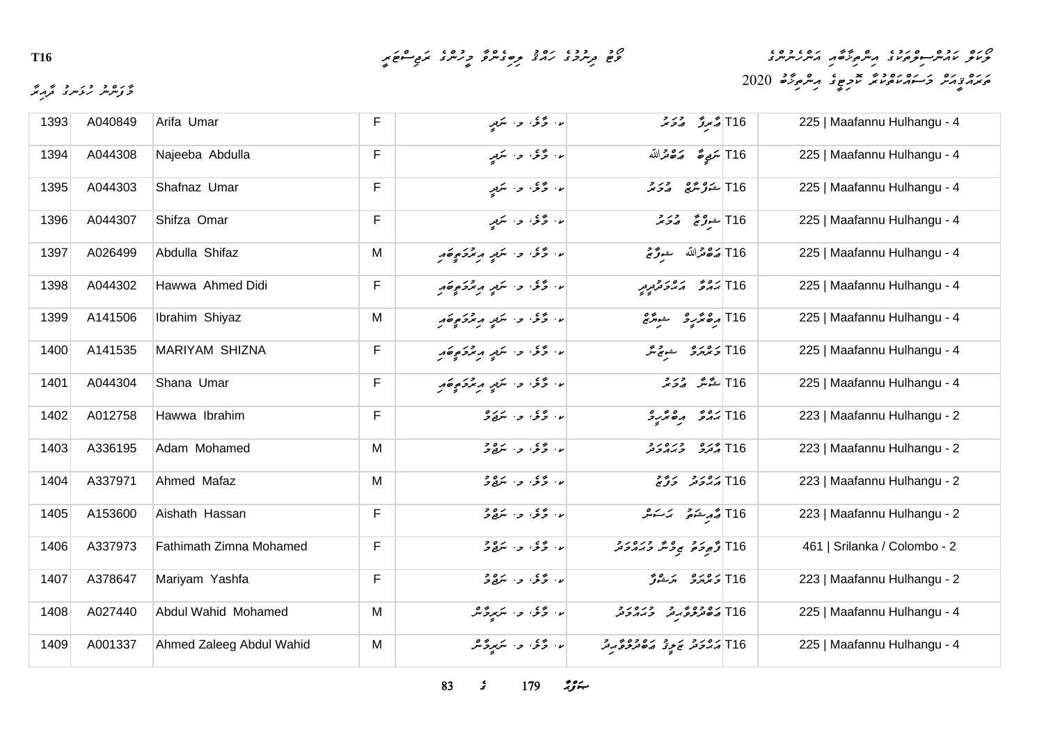| 1393 | A040849 | Arifa Umar | F | ނ. މާލެ، ލ. ނަރި | T16 އާރިފާ އުމަރު | 225 \| Maafannu Hulhangu - 4 |
|---|---|---|---|---|---|---|
| 1394 | A044308 | Najeeba Abdulla | F | ނ. މާލެ، ލ. ނަރި | T16 ނަޖީބާ އަބްދުﷲ | 225 \| Maafannu Hulhangu - 4 |
| 1395 | A044303 | Shafnaz Umar | F | ނ. މާލެ، ލ. ނަރި | T16 ޝަފްނާޒް އުމަރު | 225 \| Maafannu Hulhangu - 4 |
| 1396 | A044307 | Shifza Omar | F | ނ. މާލެ، ލ. ނަރި | T16 ޝިފްޒާ އުމަރު | 225 \| Maafannu Hulhangu - 4 |
| 1397 | A026499 | Abdulla Shifaz | M | ނ. މާލެ، ލ. ނަރި އިރުމަތީބައި | T16 އަބްދުﷲ ޝިފާޒް | 225 \| Maafannu Hulhangu - 4 |
| 1398 | A044302 | Hawwa Ahmed Didi | F | ނ. މާލެ، ލ. ނަރި އިރުމަތީބައި | T16 ހައްވާ އަހްމަދުދީދީ | 225 \| Maafannu Hulhangu - 4 |
| 1399 | A141506 | Ibrahim Shiyaz | M | ނ. މާލެ، ލ. ނަރި އިރުމަތީބައި | T16 އިބްރާހީމް ޝިޔާޒް | 225 \| Maafannu Hulhangu - 4 |
| 1400 | A141535 | MARIYAM SHIZNA | F | ނ. މާލެ، ލ. ނަރި އިރުމަތީބައި | T16 މަރިޔަމް ޝިޒްނާ | 225 \| Maafannu Hulhangu - 4 |
| 1401 | A044304 | Shana Umar | F | ނ. މާލެ، ލ. ނަރި އިރުމަތީބައި | T16 ޝާނާ އުމަރު | 225 \| Maafannu Hulhangu - 4 |
| 1402 | A012758 | Hawwa Ibrahim | F | ނ. މާލެ، ލ. ނަޖަމް | T16 ހައްވާ އިބްރާހީމް | 223 \| Maafannu Hulhangu - 2 |
| 1403 | A336195 | Adam Mohamed | M | ނ. މާލެ، ލ. ނަޖުމް | T16 އާދަމް މުހައްމަދު | 223 \| Maafannu Hulhangu - 2 |
| 1404 | A337971 | Ahmed Mafaz | M | ނ. މާލެ، ލ. ނަޖުމް | T16 އަހްމަދު މަފާޒް | 223 \| Maafannu Hulhangu - 2 |
| 1405 | A153600 | Aishath Hassan | F | ނ. މާލެ، ލ. ނަޖުމް | T16 އާއިޝަތު ހަސަން | 223 \| Maafannu Hulhangu - 2 |
| 1406 | A337973 | Fathimath Zimna Mohamed | F | ނ. މާލެ، ލ. ނަޖުމް | T16 ފާތިމަތު ޒިމްނާ މުހައްމަދު | 461 \| Srilanka / Colombo - 2 |
| 1407 | A378647 | Mariyam Yashfa | F | ނ. މާލެ، ލ. ނަޖުމް | T16 މަރިޔަމް ޔަޝްފާ | 223 \| Maafannu Hulhangu - 2 |
| 1408 | A027440 | Abdul Wahid Mohamed | M | ނ. މާލެ، ލ. ނަރިގިސް | T16 އަބްދުލްވާހިދު މުހައްމަދު | 225 \| Maafannu Hulhangu - 4 |
| 1409 | A001337 | Ahmed Zaleeg Abdul Wahid | M | ނ. މާލެ، ލ. ނަރިގިސް | T16 އަހްމަދު ޒަލީގު އަބްދުލްވާހިދު | 225 \| Maafannu Hulhangu - 4 |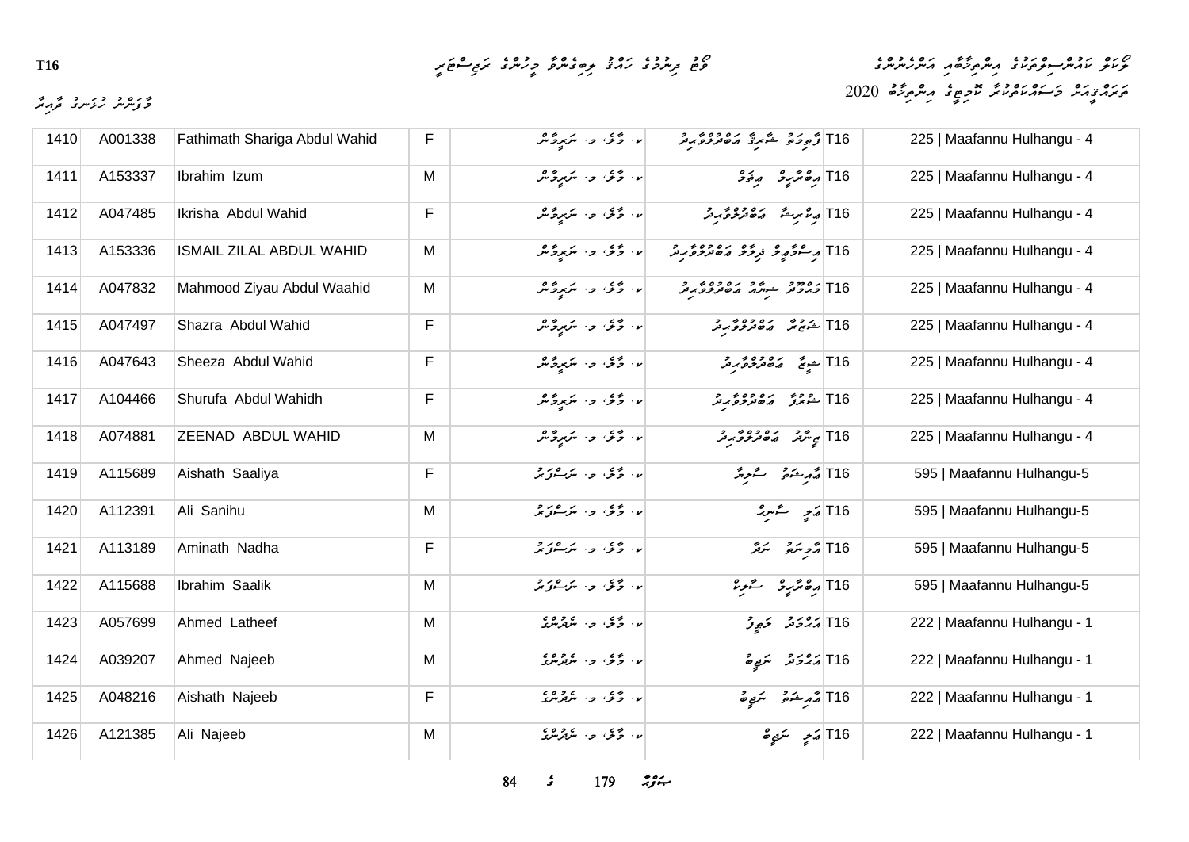| 1410 | A001338 | Fathimath Shariga Abdul Wahid | F | ., ގ.ވ، ސ. ނޭޕަލް | T16 ފާތިމަތު ޝާރިގާ އަބްދުލްވާހިދު | 225 \| Maafannu Hulhangu - 4 |
|---|---|---|---|---|---|---|
| 1411 | A153337 | Ibrahim Izum | M | ., ގ.ވ، ސ. ނޭޕަލް | T16 އިބްރާހިމް އިޒުމް | 225 \| Maafannu Hulhangu - 4 |
| 1412 | A047485 | Ikrisha Abdul Wahid | F | ., ގ.ވ، ސ. ނޭޕަލް | T16 އިކްރިޝާ އަބްދުލްވާހިދު | 225 \| Maafannu Hulhangu - 4 |
| 1413 | A153336 | ISMAIL ZILAL ABDUL WAHID | M | ., ގ.ވ، ސ. ނޭޕަލް | T16 އިސްމާޢީލް ޒިލާލް އަބްދުލްވާހިދު | 225 \| Maafannu Hulhangu - 4 |
| 1414 | A047832 | Mahmood Ziyau Abdul Waahid | M | ., ގ.ވ، ސ. ނޭޕަލް | T16 މަޙްމޫދު ޒިޔާއު އަބްދުލްވާހިދު | 225 \| Maafannu Hulhangu - 4 |
| 1415 | A047497 | Shazra Abdul Wahid | F | ., ގ.ވ، ސ. ނޭޕަލް | T16 ޝަޒްރާ އަބްދުލްވާހިދު | 225 \| Maafannu Hulhangu - 4 |
| 1416 | A047643 | Sheeza Abdul Wahid | F | ., ގ.ވ، ސ. ނޭޕަލް | T16 ޝީޒާ އަބްދުލްވާހިދު | 225 \| Maafannu Hulhangu - 4 |
| 1417 | A104466 | Shurufa Abdul Wahidh | F | ., ގ.ވ، ސ. ނޭޕަލް | T16 ޝުރުފާ އަބްދުލްވާހިދު | 225 \| Maafannu Hulhangu - 4 |
| 1418 | A074881 | ZEENAD ABDUL WAHID | M | ., ގ.ވ، ސ. ނޭޕަލް | T16 ޒީނަދު އަބްދުލްވާހިދު | 225 \| Maafannu Hulhangu - 4 |
| 1419 | A115689 | Aishath Saaliya | F | ., ގ.ވ، ސ. ނަސްލަރީ | T16 އާއިޝަތު ސާލިޔާ | 595 \| Maafannu Hulhangu-5 |
| 1420 | A112391 | Ali Sanihu | M | ., ގ.ވ، ސ. ނަސްލަރީ | T16 އަލި ސާނިހު | 595 \| Maafannu Hulhangu-5 |
| 1421 | A113189 | Aminath Nadha | F | ., ގ.ވ، ސ. ނަސްލަރީ | T16 އާމިނަތު ނަދާ | 595 \| Maafannu Hulhangu-5 |
| 1422 | A115688 | Ibrahim Saalik | M | ., ގ.ވ، ސ. ނަސްލަރީ | T16 އިބްރާހިމް ސާލިކް | 595 \| Maafannu Hulhangu-5 |
| 1423 | A057699 | Ahmed Latheef | M | ., ގ.ވ، ސ. ނޫރުންގެ | T16 އަހުމަދު ލަތީފު | 222 \| Maafannu Hulhangu - 1 |
| 1424 | A039207 | Ahmed Najeeb | M | ., ގ.ވ، ސ. ނޫރުންގެ | T16 އަހުމަދު ނަޖީބު | 222 \| Maafannu Hulhangu - 1 |
| 1425 | A048216 | Aishath Najeeb | F | ., ގ.ވ، ސ. ނޫރުންގެ | T16 އާއިޝަތު ނަޖީބު | 222 \| Maafannu Hulhangu - 1 |
| 1426 | A121385 | Ali Najeeb | M | ., ގ.ވ، ސ. ނޫރުންގެ | T16 އަލި ނަޖީބު | 222 \| Maafannu Hulhangu - 1 |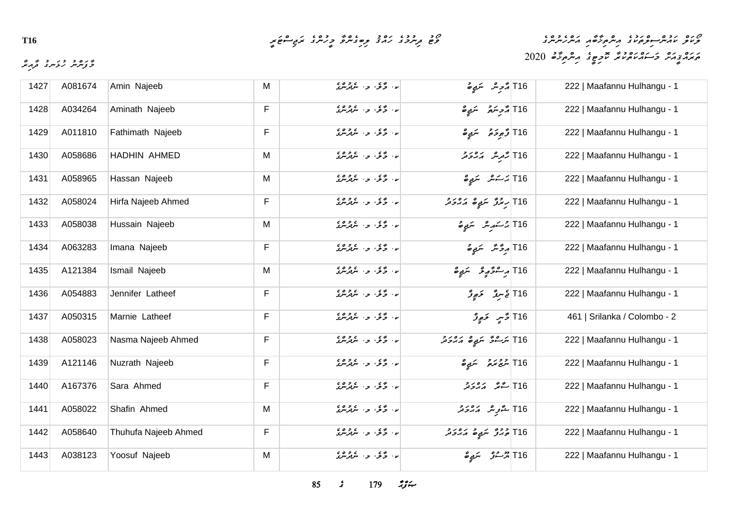| 1427 | A081674 | Amin Najeeb | M | ﻻ، ﯖَﯔ، ﻭ، ﺳُﺮُﺳْﺮُﻯ | T16 ﺃَﺣِﻴﺮ ﺳَﺮِﻳﮭ | 222 \| Maafannu Hulhangu - 1 |
|---|---|---|---|---|---|---|
| 1428 | A034264 | Aminath Najeeb | F | ﻻ، ﯖَﯔ، ﻭ، ﺳُﺮُﺳْﺮُﻯ | T16 ﺃَﺣِﺴَﻬُ ﺳَﺮِﻳﮭ | 222 \| Maafannu Hulhangu - 1 |
| 1429 | A011810 | Fathimath Najeeb | F | ﻻ، ﯖَﯔ، ﻭ، ﺳُﺮُﺳْﺮُﻯ | T16 ﯙُﺟِﺤُﻬ ﺳَﺮِﻳﮭ | 222 \| Maafannu Hulhangu - 1 |
| 1430 | A058686 | HADHIN AHMED | M | ﻻ، ﯖَﯔ، ﻭ، ﺳُﺮُﺳْﺮُﻯ | T16 ﺭَّﺗِﺮِﺳ ﺃَﺭْﺣَﻨُﺮ | 222 \| Maafannu Hulhangu - 1 |
| 1431 | A058965 | Hassan Najeeb | M | ﻻ، ﯖَﯔ، ﻭ، ﺳُﺮُﺳْﺮُﻯ | T16 ﺑَﺴَﺎﺳ ﺳَﺮِﻳﮭ | 222 \| Maafannu Hulhangu - 1 |
| 1432 | A058024 | Hirfa Najeeb Ahmed | F | ﻻ، ﯖَﯔ، ﻭ، ﺳُﺮُﺳْﺮُﻯ | T16 ﺭِﺑْﺮُﯙ ﺳَﺮِﻳﮭ ﺃَﺭْﺣَﻨُﺮ | 222 \| Maafannu Hulhangu - 1 |
| 1433 | A058038 | Hussain Najeeb | M | ﻻ، ﯖَﯔ، ﻭ، ﺳُﺮُﺳْﺮُﻯ | T16 ﺑُﺴَﺎﻣِﺮِﺳ ﺳَﺮِﻳﮭ | 222 \| Maafannu Hulhangu - 1 |
| 1434 | A063283 | Imana Najeeb | F | ﻻ، ﯖَﯔ، ﻭ، ﺳُﺮُﺳْﺮُﻯ | T16 ﺃِﺣَﺎﺳ ﺳَﺮِﻳﮭ | 222 \| Maafannu Hulhangu - 1 |
| 1435 | A121384 | Ismail Najeeb | M | ﻻ، ﯖَﯔ، ﻭ، ﺳُﺮُﺳْﺮُﻯ | T16 ﺃِﺳْﺤَﺎﺋِﯖ ﺳَﺮِﻳﮭ | 222 \| Maafannu Hulhangu - 1 |
| 1436 | A054883 | Jennifer Latheef | F | ﻻ، ﯖَﯔ، ﻭ، ﺳُﺮُﺳْﺮُﻯ | T16 ﺝِﺳِﺮِﯙ ﺣَﺟِﻴﯙ | 222 \| Maafannu Hulhangu - 1 |
| 1437 | A050315 | Marnie Latheef | F | ﻻ، ﯖَﯔ، ﻭ، ﺳُﺮُﺳْﺮُﻯ | T16 ﺣَﺎﺳِﺮ ﺣَﺟِﻴﯙ | 461 \| Srilanka / Colombo - 2 |
| 1438 | A058023 | Nasma Najeeb Ahmed | F | ﻻ، ﯖَﯔ، ﻭ، ﺳُﺮُﺳْﺮُﻯ | T16 ﺳَﺮِﺳْﺤَﺎ ﺳَﺮِﻳﮭ ﺃَﺭْﺣَﻨُﺮ | 222 \| Maafannu Hulhangu - 1 |
| 1439 | A121146 | Nuzrath Najeeb | F | ﻻ، ﯖَﯔ، ﻭ، ﺳُﺮُﺳْﺮُﻯ | T16 ﺳُﺮِﺝْﺑَﺮَﻫُ ﺳَﺮِﻳﮭ | 222 \| Maafannu Hulhangu - 1 |
| 1440 | A167376 | Sara Ahmed | F | ﻻ، ﯖَﯔ، ﻭ، ﺳُﺮُﺳْﺮُﻯ | T16 ﺳَﺎﺑَﺮ ﺃَﺭْﺣَﻨُﺮ | 222 \| Maafannu Hulhangu - 1 |
| 1441 | A058022 | Shafin Ahmed | M | ﻻ، ﯖَﯔ، ﻭ، ﺳُﺮُﺳْﺮُﻯ | T16 ﺷَﺎﯙِﺳ ﺃَﺭْﺣَﻨُﺮ | 222 \| Maafannu Hulhangu - 1 |
| 1442 | A058640 | Thuhufa Najeeb Ahmed | F | ﻻ، ﯖَﯔ، ﻭ، ﺳُﺮُﺳْﺮُﻯ | T16 ﻫُﺑُﺮُﯙ ﺳَﺮِﻳﮭ ﺃَﺭْﺣَﻨُﺮ | 222 \| Maafannu Hulhangu - 1 |
| 1443 | A038123 | Yoosuf Najeeb | M | ﻻ، ﯖَﯔ، ﻭ، ﺳُﺮُﺳْﺮُﻯ | T16 ﯞُﺳُﯙ ﺳَﺮِﻳﮭ | 222 \| Maafannu Hulhangu - 1 |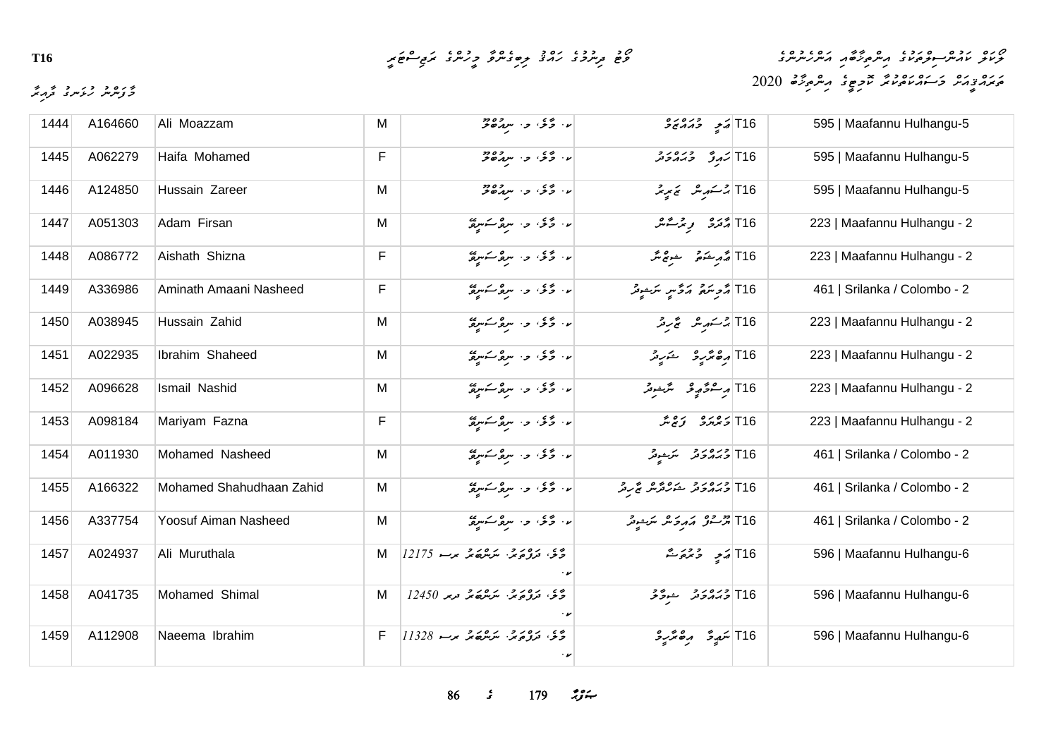| 1444 | A164660 | Ali Moazzam | M | ،، ڏَگ، ق. سِرْدُّةُ | T16 رَمِ دُمُّدَمَ | 595 \| Maafannu Hulhangu-5 |
|---|---|---|---|---|---|---|
| 1445 | A062279 | Haifa Mohamed | F | ،، ڏَگ، ق. سِرْدُّةُ | T16 رَمِرٌ دُبَرْدَدُ | 595 \| Maafannu Hulhangu-5 |
| 1446 | A124850 | Hussain Zareer | M | ،، ڏَگ، ق. سِرْدُّةُ | T16 بُرْسَمْرِسْ تَجَمِيرُ | 595 \| Maafannu Hulhangu-5 |
| 1447 | A051303 | Adam Firsan | M | ،، ڏَگ، ق. سِرْدْسَهِرِیُّ | T16 مَّتَرَدُّ وِبْرُسَّسْ | 223 \| Maafannu Hulhangu - 2 |
| 1448 | A086772 | Aishath Shizna | F | ،، ڏَگ، ق. سِرْدْسَهِرِیُّ | T16 مَّرِشَمَ شَرِيْسَ | 223 \| Maafannu Hulhangu - 2 |
| 1449 | A336986 | Aminath Amaani Nasheed | F | ،، ڏَگ، ق. سِرْدْسَهِرِیُّ | T16 مَّحِسَمُ مَرَّسِ سَرَشِيْرُ | 461 \| Srilanka / Colombo - 2 |
| 1450 | A038945 | Hussain Zahid | M | ،، ڏَگ، ق. سِرْدْسَهِرِیُّ | T16 بُرْسَمْرِسْ يَجْرِيْرُ | 223 \| Maafannu Hulhangu - 2 |
| 1451 | A022935 | Ibrahim Shaheed | M | ،، ڏَگ، ق. سِرْدْسَهِرِیُّ | T16 رِصْمَرِدُ شَرِيْرُ | 223 \| Maafannu Hulhangu - 2 |
| 1452 | A096628 | Ismail Nashid | M | ،، ڏَگ، ق. سِرْدْسَهِرِیُّ | T16 رِسْدَّرِدُ سَّرْشِيْرُ | 223 \| Maafannu Hulhangu - 2 |
| 1453 | A098184 | Mariyam Fazna | F | ،، ڏَگ، ق. سِرْدْسَهِرِیُّ | T16 دَمِرْدُ دَيْرْسَ | 223 \| Maafannu Hulhangu - 2 |
| 1454 | A011930 | Mohamed Nasheed | M | ،، ڏَگ، ق. سِرْدْسَهِرِیُّ | T16 دُبَرْدَدُ سَرَشِيْرُ | 461 \| Srilanka / Colombo - 2 |
| 1455 | A166322 | Mohamed Shahudhaan Zahid | M | ،، ڏَگ، ق. سِرْدْسَهِرِیُّ | T16 دُبَرْدَدُ شَرْدُرْسْ يَجْرِيْرُ | 461 \| Srilanka / Colombo - 2 |
| 1456 | A337754 | Yoosuf Aiman Nasheed | M | ،، ڏَگ، ق. سِرْدْسَهِرِیُّ | T16 رُسْرُ رَمِرَسْ سَرَشِيْرُ | 461 \| Srilanka / Colombo - 2 |
| 1457 | A024937 | Ali Muruthala | M | دُّگ، مَرْدُّمَرْ. سَرْسَرْهْمَرْ بَرِسْ 12175 ،، | T16 رَمِ دُبْرُمَّسَّ | 596 \| Maafannu Hulhangu-6 |
| 1458 | A041735 | Mohamed Shimal | M | دُّگ، مَرْدُّمَرْ. سَرْسَرْهْمَرْ مَرِيْرُ 12450 ،، | T16 دُبَرْدَدُ شِرْدُّرُ | 596 \| Maafannu Hulhangu-6 |
| 1459 | A112908 | Naeema Ibrahim | F | دُّگ، مَرْدُّمَرْ. سَرْسَرْهْمَرْ بَرِسْ 11328 ،، | T16 سَمِرِدُّ رِصْمَرِدُ | 596 \| Maafannu Hulhangu-6 |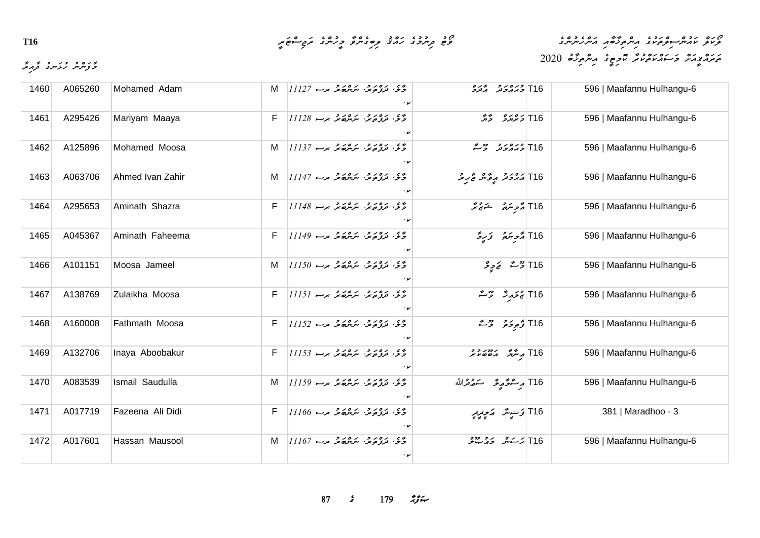| 1460 | A065260 | Mohamed Adam | M | 11127 ﻣﺎﻓﺎﻧﻨﻮ ﮬﻮﻟﮭﻨﮕﻮ | T16 ﻣﺤﻤﺪ ﺁﺩﻡ | 596 \| Maafannu Hulhangu-6 |
|---|---|---|---|---|---|---|
| 1461 | A295426 | Mariyam Maaya | F | 11128 | T16 | 596 \| Maafannu Hulhangu-6 |
| 1462 | A125896 | Mohamed Moosa | M | 11137 | T16 | 596 \| Maafannu Hulhangu-6 |
| 1463 | A063706 | Ahmed Ivan Zahir | M | 11147 | T16 | 596 \| Maafannu Hulhangu-6 |
| 1464 | A295653 | Aminath Shazra | F | 11148 | T16 | 596 \| Maafannu Hulhangu-6 |
| 1465 | A045367 | Aminath Faheema | F | 11149 | T16 | 596 \| Maafannu Hulhangu-6 |
| 1466 | A101151 | Moosa Jameel | M | 11150 | T16 | 596 \| Maafannu Hulhangu-6 |
| 1467 | A138769 | Zulaikha Moosa | F | 11151 | T16 | 596 \| Maafannu Hulhangu-6 |
| 1468 | A160008 | Fathmath Moosa | F | 11152 | T16 | 596 \| Maafannu Hulhangu-6 |
| 1469 | A132706 | Inaya Aboobakur | F | 11153 | T16 | 596 \| Maafannu Hulhangu-6 |
| 1470 | A083539 | Ismail Saudulla | M | 11159 | T16 | 596 \| Maafannu Hulhangu-6 |
| 1471 | A017719 | Fazeena Ali Didi | F | 11166 | T16 | 381 \| Maradhoo - 3 |
| 1472 | A017601 | Hassan Mausool | M | 11167 | T16 | 596 \| Maafannu Hulhangu-6 |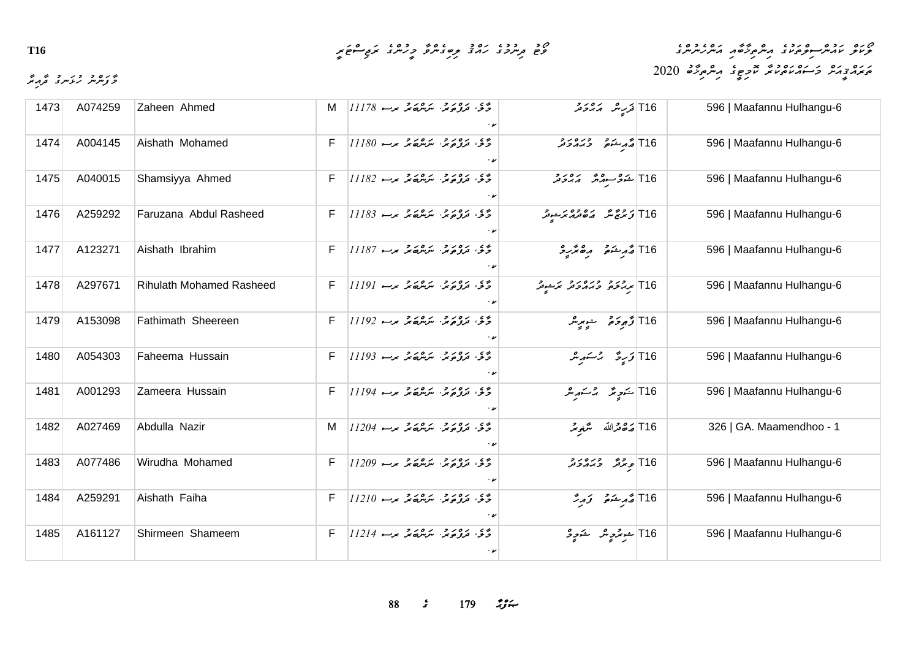| 1473 | A074259 | Zaheen Ahmed | M | 11178 ގދ. ރަވެރިޔާ ސަރަހައްދު ހުޅ | T16 ޒަހީން އަހްމަދު | 596 \| Maafannu Hulhangu-6 |
|---|---|---|---|---|---|---|
| 1474 | A004145 | Aishath Mohamed | F | 11180 ގދ. ރަވެރިޔާ ސަރަހައްދު ހުޅ | T16 އާއިޝަތު މުޙައްމަދު | 596 \| Maafannu Hulhangu-6 |
| 1475 | A040015 | Shamsiyya Ahmed | F | 11182 ގދ. ރަވެރިޔާ ސަރަހައްދު ހުޅ | T16 ޝަމްސިއްޔާ އަހްމަދު | 596 \| Maafannu Hulhangu-6 |
| 1476 | A259292 | Faruzana Abdul Rasheed | F | 11183 ގދ. ރަވެރިޔާ ސަރަހައްދު ހުޅ | T16 ފަރުޒާނާ އަބްދުއްރަޝީދު | 596 \| Maafannu Hulhangu-6 |
| 1477 | A123271 | Aishath Ibrahim | F | 11187 ގދ. ރަވެރިޔާ ސަރަހައްދު ހުޅ | T16 އާއިޝަތު އިބްރާހީމް | 596 \| Maafannu Hulhangu-6 |
| 1478 | A297671 | Rihulath Mohamed Rasheed | F | 11191 ގދ. ރަވެރިޔާ ސަރަހައްދު ހުޅ | T16 ރިހުލަތު މުޙައްމަދު ރަޝީދު | 596 \| Maafannu Hulhangu-6 |
| 1479 | A153098 | Fathimath Sheereen | F | 11192 ގދ. ރަވެރިޔާ ސަރަހައްދު ހުޅ | T16 ފާތިމަތު ޝީރީން | 596 \| Maafannu Hulhangu-6 |
| 1480 | A054303 | Faheema Hussain | F | 11193 ގދ. ރަވެރިޔާ ސަރަހައްދު ހުޅ | T16 ފަހީމާ ހުސައިން | 596 \| Maafannu Hulhangu-6 |
| 1481 | A001293 | Zameera Hussain | F | 11194 ގދ. ރަވެރިޔާ ސަރަހައްދު ހުޅ | T16 ޒަމީރާ ހުސައިން | 596 \| Maafannu Hulhangu-6 |
| 1482 | A027469 | Abdulla Nazir | M | 11204 ގދ. ރަވެރިޔާ ސަރަހައްދު ހުޅ | T16 އަބްދުﷲ ނާޒިރު | 326 \| GA. Maamendhoo - 1 |
| 1483 | A077486 | Wirudha Mohamed | F | 11209 ގދ. ރަވެރިޔާ ސަރަހައްދު ހުޅ | T16 ވިރުދާ މުޙައްމަދު | 596 \| Maafannu Hulhangu-6 |
| 1484 | A259291 | Aishath Faiha | F | 11210 ގދ. ރަވެރިޔާ ސަރަހައްދު ހުޅ | T16 އާއިޝަތު ފައިހާ | 596 \| Maafannu Hulhangu-6 |
| 1485 | A161127 | Shirmeen Shameem | F | 11214 ގދ. ރަވެރިޔާ ސަރަހައްދު ހުޅ | T16 ޝިރްމީން ޝަމީމް | 596 \| Maafannu Hulhangu-6 |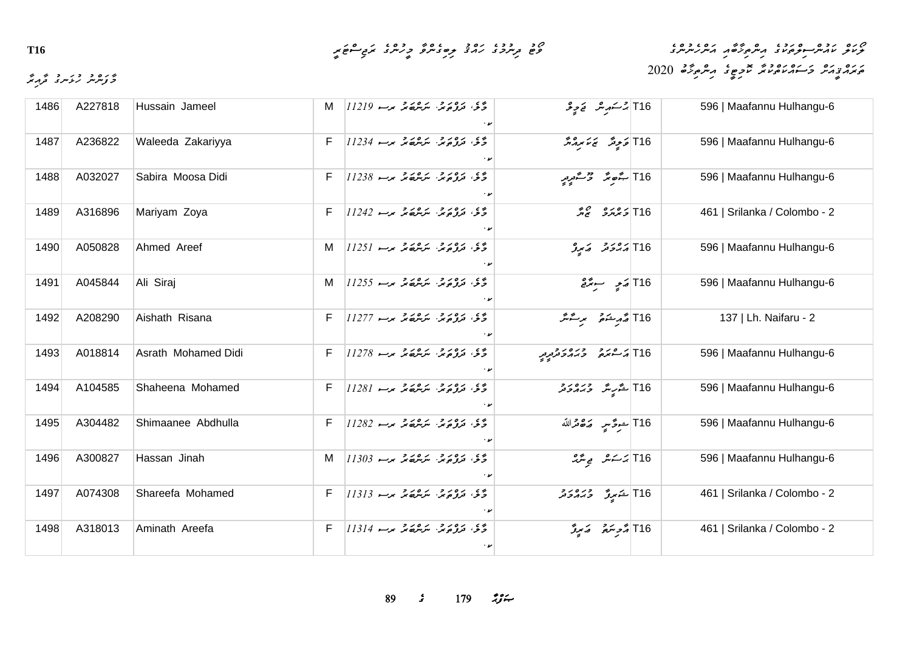| 1486 | A227818 | Hussain Jameel | M | 11219 ރާ، ދަރުމަވަން. ނަންބަރު ރ. | T16 ޙުސައިން ޖަމީލް | 596 \| Maafannu Hulhangu-6 |
|---|---|---|---|---|---|---|
| 1487 | A236822 | Waleeda Zakariyya | F | 11234 ރާ، ދަރުމަވަން. ނަންބަރު ރ. | T16 ވަލީދާ ޒަކަރިއްޔާ | 596 \| Maafannu Hulhangu-6 |
| 1488 | A032027 | Sabira Moosa Didi | F | 11238 ރާ، ދަރުމަވަން. ނަންބަރު ރ. | T16 ސާބިރާ މޫސާދީދީ | 596 \| Maafannu Hulhangu-6 |
| 1489 | A316896 | Mariyam Zoya | F | 11242 ރާ، ދަރުމަވަން. ނަންބަރު ރ. | T16 މަރިޔަމް ޒޯޔާ | 461 \| Srilanka / Colombo - 2 |
| 1490 | A050828 | Ahmed Areef | M | 11251 ރާ، ދަރުމަވަން. ނަންބަރު ރ. | T16 އަޙްމަދު އަރީފު | 596 \| Maafannu Hulhangu-6 |
| 1491 | A045844 | Ali Siraj | M | 11255 ރާ، ދަރުމަވަން. ނަންބަރު ރ. | T16 އަލި ސިރާޖު | 596 \| Maafannu Hulhangu-6 |
| 1492 | A208290 | Aishath Risana | F | 11277 ރާ، ދަރުމަވަން. ނަންބަރު ރ. | T16 އާއިޝަތު ރިސާނާ | 137 \| Lh. Naifaru - 2 |
| 1493 | A018814 | Asrath Mohamed Didi | F | 11278 ރާ، ދަރުމަވަން. ނަންބަރު ރ. | T16 އަސްރަތު މުޙައްމަދުދީދީ | 596 \| Maafannu Hulhangu-6 |
| 1494 | A104585 | Shaheena Mohamed | F | 11281 ރާ، ދަރުމަވަން. ނަންބަރު ރ. | T16 ޝާހީނާ މުޙައްމަދު | 596 \| Maafannu Hulhangu-6 |
| 1495 | A304482 | Shimaanee Abdhulla | F | 11282 ރާ، ދަރުމަވަން. ނަންބަރު ރ. | T16 ޝިމާނީ އަބްދުﷲ | 596 \| Maafannu Hulhangu-6 |
| 1496 | A300827 | Hassan Jinah | M | 11303 ރާ، ދަރުމަވަން. ނަންބަރު ރ. | T16 ޙަސަން ޖިނާހް | 596 \| Maafannu Hulhangu-6 |
| 1497 | A074308 | Shareefa Mohamed | F | 11313 ރާ، ދަރުމަވަން. ނަންބަރު ރ. | T16 ޝަރީފާ މުޙައްމަދު | 461 \| Srilanka / Colombo - 2 |
| 1498 | A318013 | Aminath Areefa | F | 11314 ރާ، ދަރުމަވަން. ނަންބަރު ރ. | T16 އާމިނަތު އަރީފާ | 461 \| Srilanka / Colombo - 2 |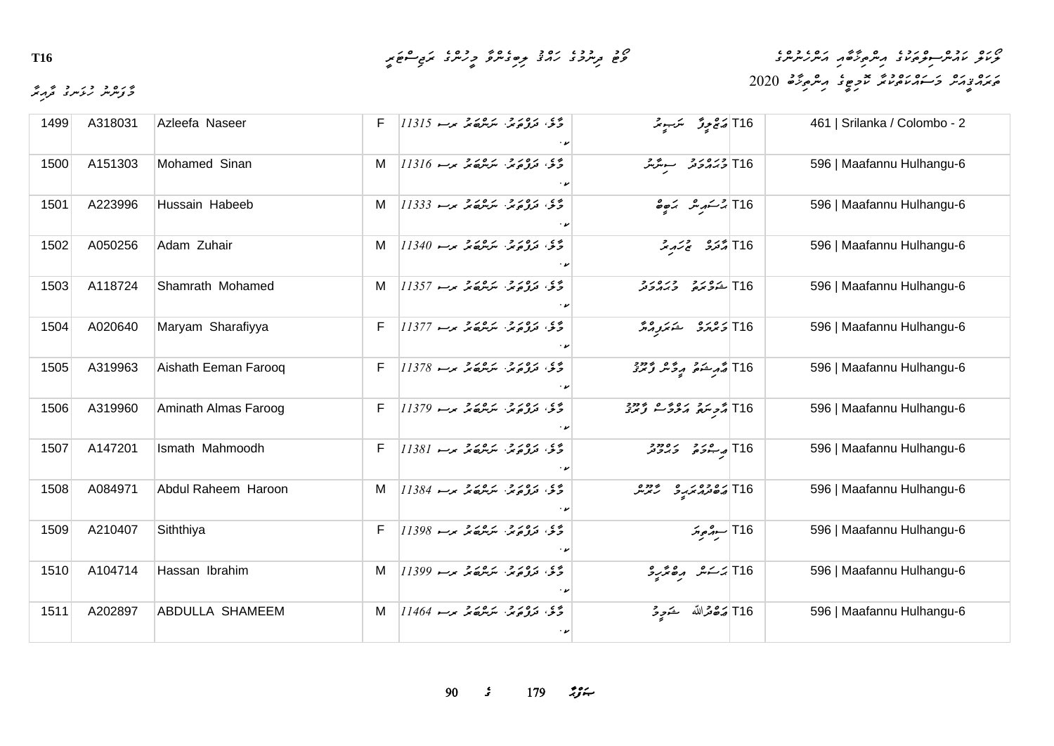| 1499 | A318031 | Azleefa Naseer | F | 11315 ރ، ދަޅުވަނ. ނަރުގަސް ރބ | T16 | ރިޝީފާ ނަސީރު | 461 \| Srilanka / Colombo - 2 |
|---|---|---|---|---|---|---|---|
| 1500 | A151303 | Mohamed Sinan | M | 11316 ... | T16 | މުހައްމަދު ސިނާން | 596 \| Maafannu Hulhangu-6 |
| 1501 | A223996 | Hussain Habeeb | M | 11333 ... | T16 | ހުސައިން ހަބީބު | 596 \| Maafannu Hulhangu-6 |
| 1502 | A050256 | Adam Zuhair | M | 11340 ... | T16 | އާދަމް ޒުހައިރު | 596 \| Maafannu Hulhangu-6 |
| 1503 | A118724 | Shamrath Mohamed | M | 11357 ... | T16 | ޝަމްރަތު މުހައްމަދު | 596 \| Maafannu Hulhangu-6 |
| 1504 | A020640 | Maryam Sharafiyya | F | 11377 ... | T16 | މަރްޔަމް ޝަރަފިއްޔާ | 596 \| Maafannu Hulhangu-6 |
| 1505 | A319963 | Aishath Eeman Farooq | F | 11378 ... | T16 | އާއިޝަތު އީމާން ފާރޫޤު | 596 \| Maafannu Hulhangu-6 |
| 1506 | A319960 | Aminath Almas Faroog | F | 11379 ... | T16 | އާމިނަތު އަލްމާސް ފާރޫޤު | 596 \| Maafannu Hulhangu-6 |
| 1507 | A147201 | Ismath Mahmoodh | F | 11381 ... | T16 | އިސްމަތު މަޙްމޫދު | 596 \| Maafannu Hulhangu-6 |
| 1508 | A084971 | Abdul Raheem Haroon | M | 11384 ... | T16 | އަބްދުއްރަޙީމް ހާރޫން | 596 \| Maafannu Hulhangu-6 |
| 1509 | A210407 | Siththiya | F | 11398 ... | T16 | ސިއްތިޔާ | 596 \| Maafannu Hulhangu-6 |
| 1510 | A104714 | Hassan Ibrahim | M | 11399 ... | T16 | ހަސަން އިބްރާހީމް | 596 \| Maafannu Hulhangu-6 |
| 1511 | A202897 | ABDULLA SHAMEEM | M | 11464 ... | T16 | އަބްދުﷲ ޝަމީމް | 596 \| Maafannu Hulhangu-6 |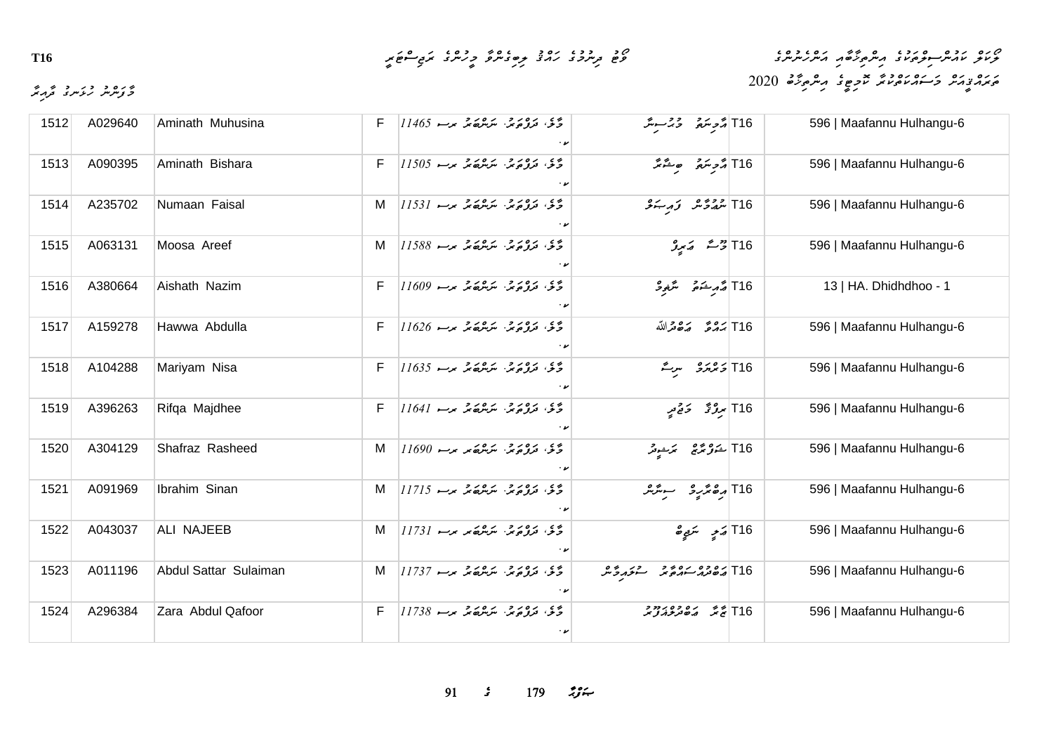| 1512 | A029640 | Aminath Muhusina | F | 11465 ގ، ދަރުބާރު. ނަންބަރު ހަ | T16 | އާމިނަތު މުހުސިނާ | 596 \| Maafannu Hulhangu-6 |
|---|---|---|---|---|---|---|---|
| 1513 | A090395 | Aminath Bishara | F | 11505 ގ، ދަރުބާރު. ނަންބަރު ހަ | T16 | އާމިނަތު ބިޝާރާ | 596 \| Maafannu Hulhangu-6 |
| 1514 | A235702 | Numaan Faisal | M | 11531 ގ، ދަރުބާރު. ނަންބަރު ހަ | T16 | ނުޢުމާން ފައިސަލް | 596 \| Maafannu Hulhangu-6 |
| 1515 | A063131 | Moosa Areef | M | 11588 ގ، ދަރުބާރު. ނަންބަރު ހަ | T16 | މޫސާ އަރީފު | 596 \| Maafannu Hulhangu-6 |
| 1516 | A380664 | Aishath Nazim | F | 11609 ގ، ދަރުބާރު. ނަންބަރު ހަ | T16 | އާއިޝަތު ނާޒިމް | 13 \| HA. Dhidhdhoo - 1 |
| 1517 | A159278 | Hawwa Abdulla | F | 11626 ގ، ދަރުބާރު. ނަންބަރު ހަ | T16 | ހައްވާ އަބްދުﷲ | 596 \| Maafannu Hulhangu-6 |
| 1518 | A104288 | Mariyam Nisa | F | 11635 ގ، ދަރުބާރު. ނަންބަރު ހަ | T16 | މަރިޔަމް ނިސާ | 596 \| Maafannu Hulhangu-6 |
| 1519 | A396263 | Rifqa Majdhee | F | 11641 ގ، ދަރުބާރު. ނަންބަރު ހަ | T16 | ރިފްޤާ މަޖްދީ | 596 \| Maafannu Hulhangu-6 |
| 1520 | A304129 | Shafraz Rasheed | M | 11690 ގ، ދަރުބާރު. ނަންބަރު ހަ | T16 | ޝަފްރާޒް ރަޝީދު | 596 \| Maafannu Hulhangu-6 |
| 1521 | A091969 | Ibrahim Sinan | M | 11715 ގ، ދަރުބާރު. ނަންބަރު ހަ | T16 | އިބްރާހީމް ސިނާން | 596 \| Maafannu Hulhangu-6 |
| 1522 | A043037 | ALI NAJEEB | M | 11731 ގ، ދަރުބާރު. ނަންބަރު ހަ | T16 | އަލި ނަޖީބު | 596 \| Maafannu Hulhangu-6 |
| 1523 | A011196 | Abdul Sattar Sulaiman | M | 11737 ގ، ދަރުބާރު. ނަންބަރު ހަ | T16 | އަބްދުލްސައްތާރު ސުލައިމާން | 596 \| Maafannu Hulhangu-6 |
| 1524 | A296384 | Zara Abdul Qafoor | F | 11738 ގ، ދަރުބާރު. ނަންބަރު ހަ | T16 | ޒާރާ އަބްދުލްޣަފޫރު | 596 \| Maafannu Hulhangu-6 |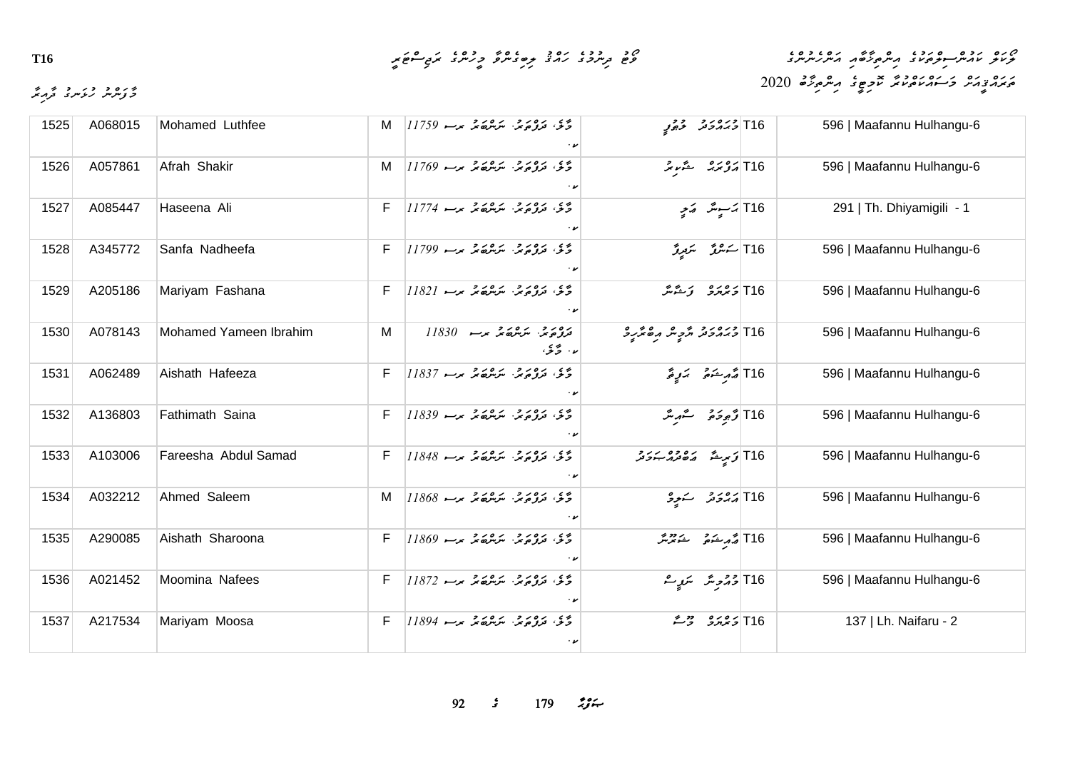| 1525 | A068015 | Mohamed Luthfee | M | 11759 ގ.ވ. ރަވްތަރު. ނަންބަރު ބިސ ،،،، | T16 މުހައްމަދު ލުތުފީ | 596 \| Maafannu Hulhangu-6 |
|---|---|---|---|---|---|---|
| 1526 | A057861 | Afrah Shakir | M | 11769 ގ.ވ. ރަވްތަރު. ނަންބަރު ބިސ ،،،، | T16 އަފްރާހް ޝާކިރު | 596 \| Maafannu Hulhangu-6 |
| 1527 | A085447 | Haseena Ali | F | 11774 ގ.ވ. ރަވްތަރު. ނަންބަރު ބިސ ،،،، | T16 ހަސީނާ އަލީ | 291 \| Th. Dhiyamigili - 1 |
| 1528 | A345772 | Sanfa Nadheefa | F | 11799 ގ.ވ. ރަވްތަރު. ނަންބަރު ބިސ ،،،، | T16 ސަންފާ ނަދީފާ | 596 \| Maafannu Hulhangu-6 |
| 1529 | A205186 | Mariyam Fashana | F | 11821 ގ.ވ. ރަވްތަރު. ނަންބަރު ބިސ ،،،، | T16 މަރިޔަމް ފަޝާނާ | 596 \| Maafannu Hulhangu-6 |
| 1530 | A078143 | Mohamed Yameen Ibrahim | M | 11830 ރަވްތަރު. ނަންބަރު ބިސ ،،،، މ. ވ. | T16 މުހައްމަދު ޔާމީން އިބްރާހިމް | 596 \| Maafannu Hulhangu-6 |
| 1531 | A062489 | Aishath Hafeeza | F | 11837 ގ.ވ. ރަވްތަރު. ނަންބަރު ބިސ ،،،، | T16 އާއިޝަތު ހަފީޒާ | 596 \| Maafannu Hulhangu-6 |
| 1532 | A136803 | Fathimath Saina | F | 11839 ގ.ވ. ރަވްތަރު. ނަންބަރު ބިސ ،،،، | T16 ފާތިމަތު ސާއިނާ | 596 \| Maafannu Hulhangu-6 |
| 1533 | A103006 | Fareesha Abdul Samad | F | 11848 ގ.ވ. ރަވްތަރު. ނަންބަރު ބިސ ،،،، | T16 ފަރީޝާ އަބްދުއްސަމަދު | 596 \| Maafannu Hulhangu-6 |
| 1534 | A032212 | Ahmed Saleem | M | 11868 ގ.ވ. ރަވްތަރު. ނަންބަރު ބިސ ،،،، | T16 އަހްމަދު ސަލީމް | 596 \| Maafannu Hulhangu-6 |
| 1535 | A290085 | Aishath Sharoona | F | 11869 ގ.ވ. ރަވްތަރު. ނަންބަރު ބިސ ،،،، | T16 އާއިޝަތު ޝަރޫނާ | 596 \| Maafannu Hulhangu-6 |
| 1536 | A021452 | Moomina Nafees | F | 11872 ގ.ވ. ރަވްތަރު. ނަންބަރު ބިސ ،،،، | T16 މޫމިނާ ނަފީސް | 596 \| Maafannu Hulhangu-6 |
| 1537 | A217534 | Mariyam Moosa | F | 11894 ގ.ވ. ރަވްތަރު. ނަންބަރު ބިސ ،،،، | T16 މަރިޔަމް މޫސާ | 137 \| Lh. Naifaru - 2 |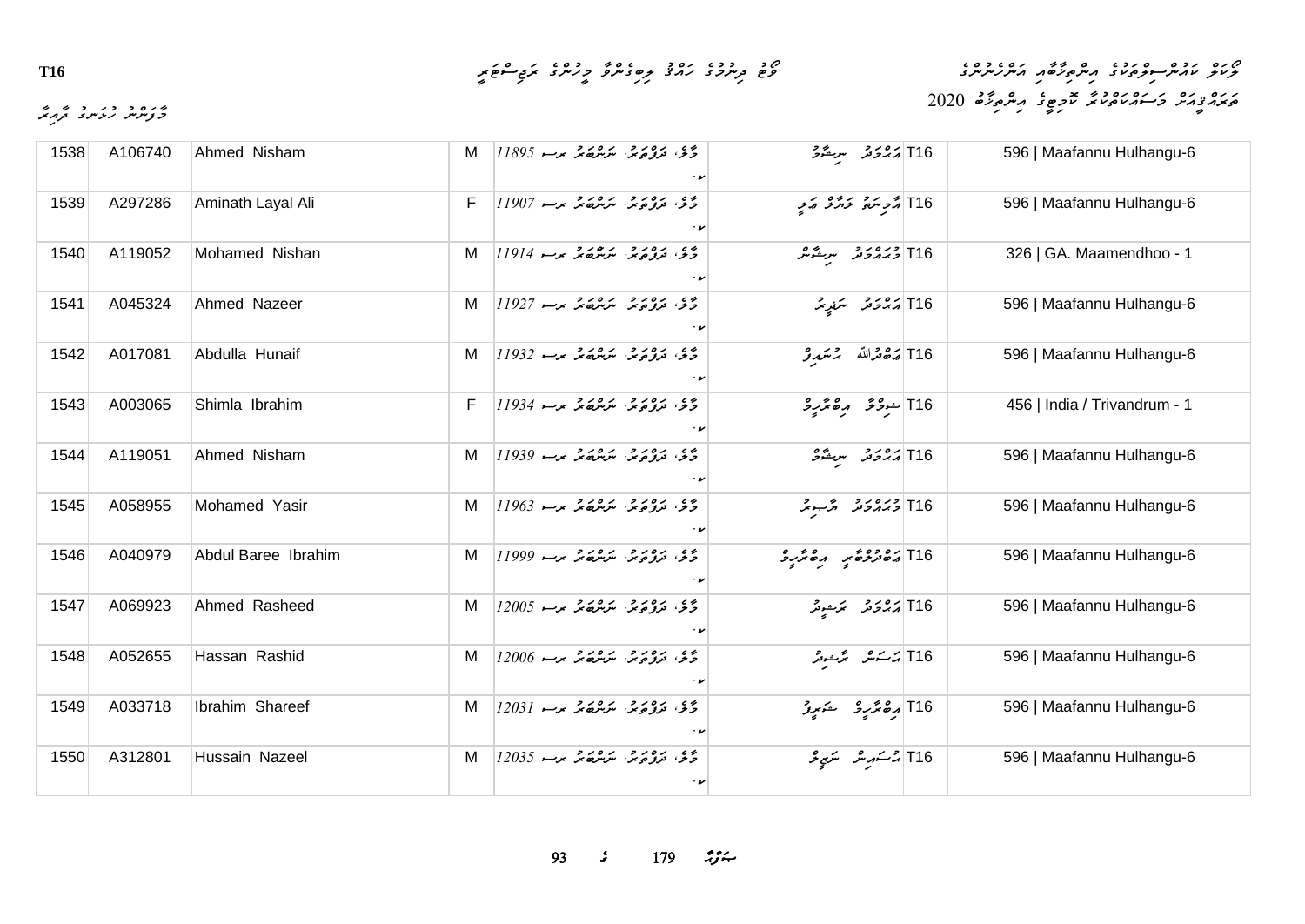| 1538 | A106740 | Ahmed Nisham | M | ގ.ގ. ދަރުވާދަރު. ނަރާޅަރު ގަސް 11895 | T16 އަހުމަދު ނިޝާމް | 596 \| Maafannu Hulhangu-6 |
|---|---|---|---|---|---|---|
| 1539 | A297286 | Aminath Layal Ali | F | ގ.ގ. ދަރުވާދަރު. ނަރާޅަރު ގަސް 11907 | T16 އާމިނަތު ލަޔާލް އަލީ | 596 \| Maafannu Hulhangu-6 |
| 1540 | A119052 | Mohamed Nishan | M | ގ.ގ. ދަރުވާދަރު. ނަރާޅަރު ގަސް 11914 | T16 މުހައްމަދު ނިޝާން | 326 \| GA. Maamendhoo - 1 |
| 1541 | A045324 | Ahmed Nazeer | M | ގ.ގ. ދަރުވާދަރު. ނަރާޅަރު ގަސް 11927 | T16 އަހުމަދު ނަޒީރު | 596 \| Maafannu Hulhangu-6 |
| 1542 | A017081 | Abdulla Hunaif | M | ގ.ގ. ދަރުވާދަރު. ނަރާޅަރު ގަސް 11932 | T16 އަބްދުﷲ ހުނައިފް | 596 \| Maafannu Hulhangu-6 |
| 1543 | A003065 | Shimla Ibrahim | F | ގ.ގ. ދަރުވާދަރު. ނަރާޅަރު ގަސް 11934 | T16 ޝިމްލާ އިބްރާހީމް | 456 \| India / Trivandrum - 1 |
| 1544 | A119051 | Ahmed Nisham | M | ގ.ގ. ދަރުވާދަރު. ނަރާޅަރު ގަސް 11939 | T16 އަހުމަދު ނިޝާމް | 596 \| Maafannu Hulhangu-6 |
| 1545 | A058955 | Mohamed Yasir | M | ގ.ގ. ދަރުވާދަރު. ނަރާޅަރު ގަސް 11963 | T16 މުހައްމަދު ޔާސިރު | 596 \| Maafannu Hulhangu-6 |
| 1546 | A040979 | Abdul Baree Ibrahim | M | ގ.ގ. ދަރުވާދަރު. ނަރާޅަރު ގަސް 11999 | T16 އަބްދުލްބާރީ އިބްރާހީމް | 596 \| Maafannu Hulhangu-6 |
| 1547 | A069923 | Ahmed Rasheed | M | ގ.ގ. ދަރުވާދަރު. ނަރާޅަރު ގަސް 12005 | T16 އަހުމަދު ރަޝީދު | 596 \| Maafannu Hulhangu-6 |
| 1548 | A052655 | Hassan Rashid | M | ގ.ގ. ދަރުވާދަރު. ނަރާޅަރު ގަސް 12006 | T16 ހަސަން ރާޝިދު | 596 \| Maafannu Hulhangu-6 |
| 1549 | A033718 | Ibrahim Shareef | M | ގ.ގ. ދަރުވާދަރު. ނަރާޅަރު ގަސް 12031 | T16 އިބްރާހީމް ޝަރީފް | 596 \| Maafannu Hulhangu-6 |
| 1550 | A312801 | Hussain Nazeel | M | ގ.ގ. ދަރުވާދަރު. ނަރާޅަރު ގަސް 12035 | T16 ހުސައިން ނަޒީލް | 596 \| Maafannu Hulhangu-6 |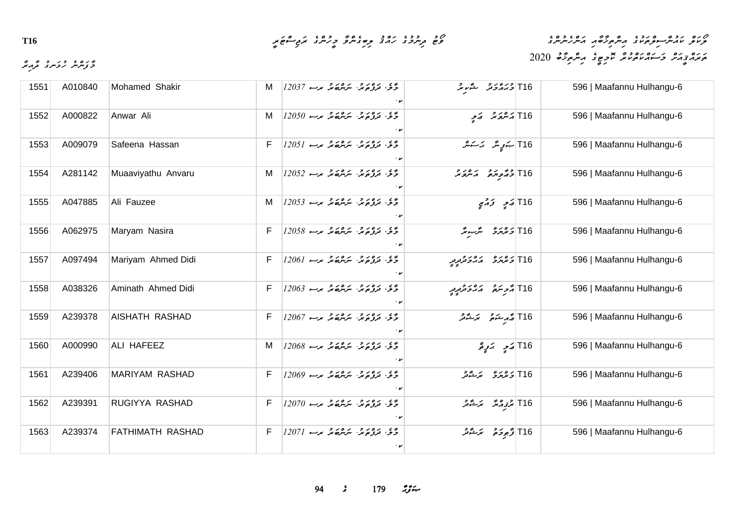| 1551 | A010840 | Mohamed Shakir | M | 12037 ގ. ދަޅުވަރު. ނަންބަރު ރިސ ، | T16 | މުހައްމަދު ޝާކިރު | 596 \| Maafannu Hulhangu-6 |
|---|---|---|---|---|---|---|---|
| 1552 | A000822 | Anwar Ali | M | 12050 ގ. ދަޅުވަރު. ނަންބަރު ރިސ ، | T16 | އަންވަރު އަލި | 596 \| Maafannu Hulhangu-6 |
| 1553 | A009079 | Safeena Hassan | F | 12051 ގ. ދަޅުވަރު. ނަންބަރު ރިސ ، | T16 | ސަފީނާ ޙަސަން | 596 \| Maafannu Hulhangu-6 |
| 1554 | A281142 | Muaaviyathu Anvaru | M | 12052 ގ. ދަޅުވަރު. ނަންބަރު ރިސ ، | T16 | މުއާވިޔަތު އަންވަރު | 596 \| Maafannu Hulhangu-6 |
| 1555 | A047885 | Ali Fauzee | M | 12053 ގ. ދަޅުވަރު. ނަންބަރު ރިސ ، | T16 | އަލި ފައުޒީ | 596 \| Maafannu Hulhangu-6 |
| 1556 | A062975 | Maryam Nasira | F | 12058 ގ. ދަޅުވަރު. ނަންބަރު ރިސ ، | T16 | މަރްޔަމް ނާސިރާ | 596 \| Maafannu Hulhangu-6 |
| 1557 | A097494 | Mariyam Ahmed Didi | F | 12061 ގ. ދަޅުވަރު. ނަންބަރު ރިސ ، | T16 | މަރިޔަމް އަޙްމަދުދީދީ | 596 \| Maafannu Hulhangu-6 |
| 1558 | A038326 | Aminath Ahmed Didi | F | 12063 ގ. ދަޅުވަރު. ނަންބަރު ރިސ ، | T16 | އާމިނަތު އަޙްމަދުދީދީ | 596 \| Maafannu Hulhangu-6 |
| 1559 | A239378 | AISHATH RASHAD | F | 12067 ގ. ދަޅުވަރު. ނަންބަރު ރިސ ، | T16 | އާއިޝަތު ރަޝާދު | 596 \| Maafannu Hulhangu-6 |
| 1560 | A000990 | ALI HAFEEZ | M | 12068 ގ. ދަޅުވަރު. ނަންބަރު ރިސ ، | T16 | އަލި ހަފީޒު | 596 \| Maafannu Hulhangu-6 |
| 1561 | A239406 | MARIYAM RASHAD | F | 12069 ގ. ދަޅުވަރު. ނަންބަރު ރިސ ، | T16 | މަރިޔަމް ރަޝާދު | 596 \| Maafannu Hulhangu-6 |
| 1562 | A239391 | RUGIYYA RASHAD | F | 12070 ގ. ދަޅުވަރު. ނަންބަރު ރިސ ، | T16 | ރުގިއްޔާ ރަޝާދު | 596 \| Maafannu Hulhangu-6 |
| 1563 | A239374 | FATHIMATH RASHAD | F | 12071 ގ. ދަޅުވަރު. ނަންބަރު ރިސ ، | T16 | ފާތިމަތު ރަޝާދު | 596 \| Maafannu Hulhangu-6 |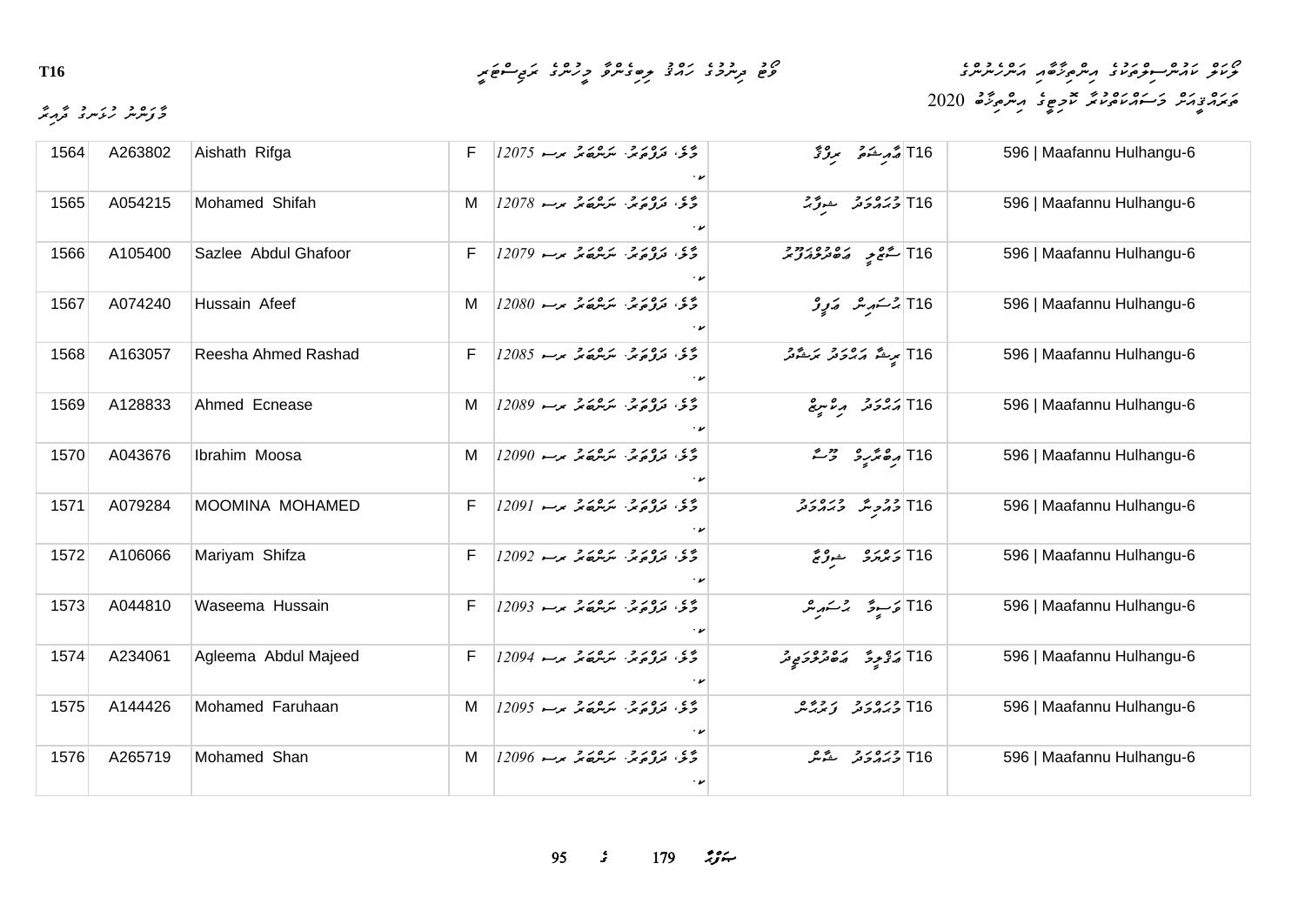| 1564 | A263802 | Aishath Rifga | F | ގ.ވ. ދަރުވަރު. ނަންބަރު ރ 12075 | ޢާއިޝަތު ރިފްގާ T16 | 596 \| Maafannu Hulhangu-6 |
|---|---|---|---|---|---|---|
| 1565 | A054215 | Mohamed Shifah | M | ގ.ވ. ދަރުވަރު. ނަންބަރު ރ 12078 | މުހައްމަދު ޝިފާހު T16 | 596 \| Maafannu Hulhangu-6 |
| 1566 | A105400 | Sazlee Abdul Ghafoor | F | ގ.ވ. ދަރުވަރު. ނަންބަރު ރ 12079 | ސާޒްލީ ޢަބްދުލްޣަފޫރު T16 | 596 \| Maafannu Hulhangu-6 |
| 1567 | A074240 | Hussain Afeef | M | ގ.ވ. ދަރުވަރު. ނަންބަރު ރ 12080 | ހުސައިން ޢަފީފު T16 | 596 \| Maafannu Hulhangu-6 |
| 1568 | A163057 | Reesha Ahmed Rashad | F | ގ.ވ. ދަރުވަރު. ނަންބަރު ރ 12085 | ރީޝާ އަހުމަދު ރަޝާދު T16 | 596 \| Maafannu Hulhangu-6 |
| 1569 | A128833 | Ahmed Ecnease | M | ގ.ވ. ދަރުވަރު. ނަންބަރު ރ 12089 | އަހުމަދު އިކްނީސް T16 | 596 \| Maafannu Hulhangu-6 |
| 1570 | A043676 | Ibrahim Moosa | M | ގ.ވ. ދަރުވަރު. ނަންބަރު ރ 12090 | އިބްރާހީމް މޫސާ T16 | 596 \| Maafannu Hulhangu-6 |
| 1571 | A079284 | MOOMINA MOHAMED | F | ގ.ވ. ދަރުވަރު. ނަންބަރު ރ 12091 | މޫމިނާ މުހައްމަދު T16 | 596 \| Maafannu Hulhangu-6 |
| 1572 | A106066 | Mariyam Shifza | F | ގ.ވ. ދަރުވަރު. ނަންބަރު ރ 12092 | މަރިޔަމް ޝިފްޒާ T16 | 596 \| Maafannu Hulhangu-6 |
| 1573 | A044810 | Waseema Hussain | F | ގ.ވ. ދަރުވަރު. ނަންބަރު ރ 12093 | ވަސީމާ ހުސައިން T16 | 596 \| Maafannu Hulhangu-6 |
| 1574 | A234061 | Agleema Abdul Majeed | F | ގ.ވ. ދަރުވަރު. ނަންބަރު ރ 12094 | އަގުލީމާ ޢަބްދުލްމަޖީދު T16 | 596 \| Maafannu Hulhangu-6 |
| 1575 | A144426 | Mohamed Faruhaan | M | ގ.ވ. ދަރުވަރު. ނަންބަރު ރ 12095 | މުހައްމަދު ފަރުހާން T16 | 596 \| Maafannu Hulhangu-6 |
| 1576 | A265719 | Mohamed Shan | M | ގ.ވ. ދަރުވަރު. ނަންބަރު ރ 12096 | މުހައްމަދު ޝާން T16 | 596 \| Maafannu Hulhangu-6 |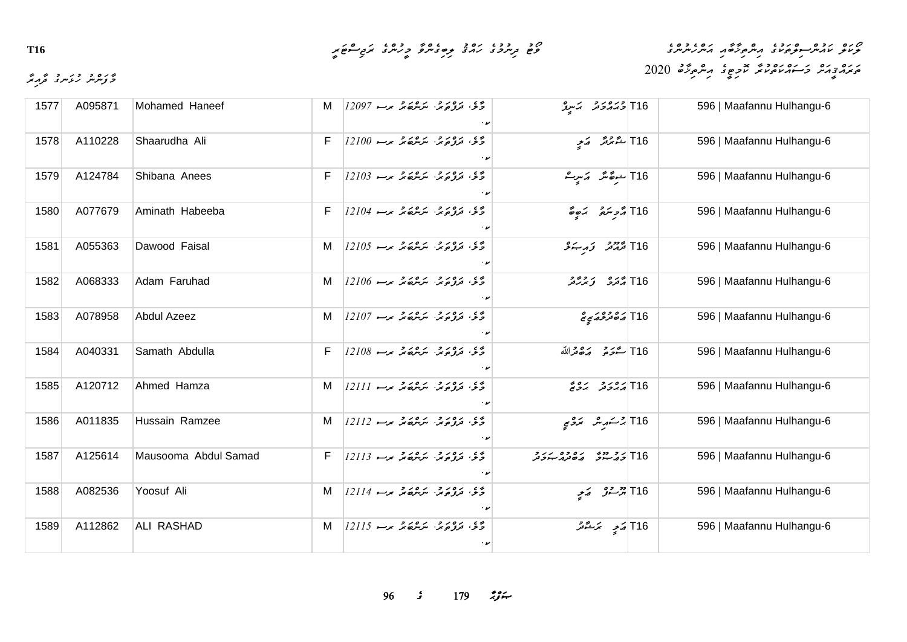| 1577 | A095871 | Mohamed Haneef | M | ގ.ދ. ދަރުބާރު. ނަންބަރު ރނ 12097 | T16 | 596 \| Maafannu Hulhangu-6 |
|---|---|---|---|---|---|---|
| 1578 | A110228 | Shaarudha Ali | F | 12100 | T16 | 596 \| Maafannu Hulhangu-6 |
| 1579 | A124784 | Shibana Anees | F | 12103 | T16 | 596 \| Maafannu Hulhangu-6 |
| 1580 | A077679 | Aminath Habeeba | F | 12104 | T16 | 596 \| Maafannu Hulhangu-6 |
| 1581 | A055363 | Dawood Faisal | M | 12105 | T16 | 596 \| Maafannu Hulhangu-6 |
| 1582 | A068333 | Adam Faruhad | M | 12106 | T16 | 596 \| Maafannu Hulhangu-6 |
| 1583 | A078958 | Abdul Azeez | M | 12107 | T16 | 596 \| Maafannu Hulhangu-6 |
| 1584 | A040331 | Samath Abdulla | F | 12108 | T16 | 596 \| Maafannu Hulhangu-6 |
| 1585 | A120712 | Ahmed Hamza | M | 12111 | T16 | 596 \| Maafannu Hulhangu-6 |
| 1586 | A011835 | Hussain Ramzee | M | 12112 | T16 | 596 \| Maafannu Hulhangu-6 |
| 1587 | A125614 | Mausooma Abdul Samad | F | 12113 | T16 | 596 \| Maafannu Hulhangu-6 |
| 1588 | A082536 | Yoosuf Ali | M | 12114 | T16 | 596 \| Maafannu Hulhangu-6 |
| 1589 | A112862 | ALI RASHAD | M | 12115 | T16 | 596 \| Maafannu Hulhangu-6 |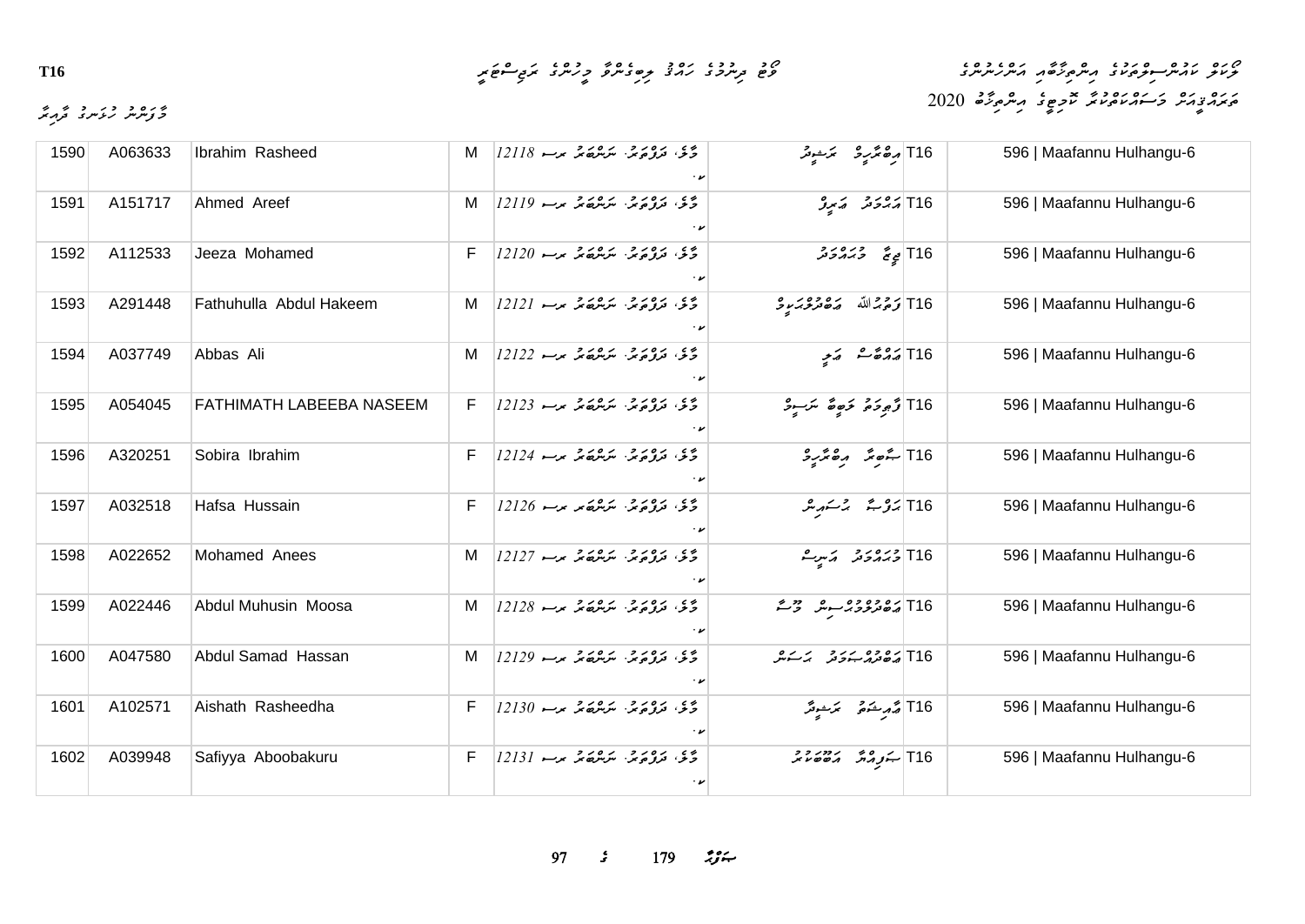| 1590 | A063633 | Ibrahim Rasheed | M | ގ.ދ. ދަރުމަވަނ. ނަންބަރު ނަ 12118 | T16 ރިބްރާހީމް ރަޝީދު | 596 \| Maafannu Hulhangu-6 |
|---|---|---|---|---|---|---|
| 1591 | A151717 | Ahmed Areef | M | ގ.ދ. ދަރުމަވަނ. ނަންބަރު ނަ 12119 | T16 އަހުމަދު އަރީފު | 596 \| Maafannu Hulhangu-6 |
| 1592 | A112533 | Jeeza Mohamed | F | ގ.ދ. ދަރުމަވަނ. ނަންބަރު ނަ 12120 | T16 ޖީޒާ މުހައްމަދު | 596 \| Maafannu Hulhangu-6 |
| 1593 | A291448 | Fathuhulla Abdul Hakeem | M | ގ.ދ. ދަރުމަވަނ. ނަންބަރު ނަ 12121 | T16 ފަތުހުﷲ އަބްދުލްހަކީމް | 596 \| Maafannu Hulhangu-6 |
| 1594 | A037749 | Abbas Ali | M | ގ.ދ. ދަރުމަވަނ. ނަންބަރު ނަ 12122 | T16 އައްބާސް އަލި | 596 \| Maafannu Hulhangu-6 |
| 1595 | A054045 | FATHIMATH LABEEBA NASEEM | F | ގ.ދ. ދަރުމަވަނ. ނަންބަރު ނަ 12123 | T16 ފާތިމަތު ލަބީބާ ނަސީމް | 596 \| Maafannu Hulhangu-6 |
| 1596 | A320251 | Sobira Ibrahim | F | ގ.ދ. ދަރުމަވަނ. ނަންބަރު ނަ 12124 | T16 ސާބިރާ އިބްރާހީމް | 596 \| Maafannu Hulhangu-6 |
| 1597 | A032518 | Hafsa Hussain | F | ގ.ދ. ދަރުމަވަނ. ނަންބަރު ނަ 12126 | T16 ހަފްސާ ހުސައިން | 596 \| Maafannu Hulhangu-6 |
| 1598 | A022652 | Mohamed Anees | M | ގ.ދ. ދަރުމަވަނ. ނަންބަރު ނަ 12127 | T16 މުހައްމަދު އަނީސް | 596 \| Maafannu Hulhangu-6 |
| 1599 | A022446 | Abdul Muhusin Moosa | M | ގ.ދ. ދަރުމަވަނ. ނަންބަރު ނަ 12128 | T16 އަބްދުލްމުހުސިން މޫސާ | 596 \| Maafannu Hulhangu-6 |
| 1600 | A047580 | Abdul Samad Hassan | M | ގ.ދ. ދަރުމަވަނ. ނަންބަރު ނަ 12129 | T16 އަބްދުއްސަމަދު ހަސަން | 596 \| Maafannu Hulhangu-6 |
| 1601 | A102571 | Aishath Rasheedha | F | ގ.ދ. ދަރުމަވަނ. ނަންބަރު ނަ 12130 | T16 އާއިޝަތު ރަޝީދާ | 596 \| Maafannu Hulhangu-6 |
| 1602 | A039948 | Safiyya Aboobakuru | F | ގ.ދ. ދަރުމަވަނ. ނަންބަރު ނަ 12131 | T16 ސަފިއްޔާ އަބޫބަކުރު | 596 \| Maafannu Hulhangu-6 |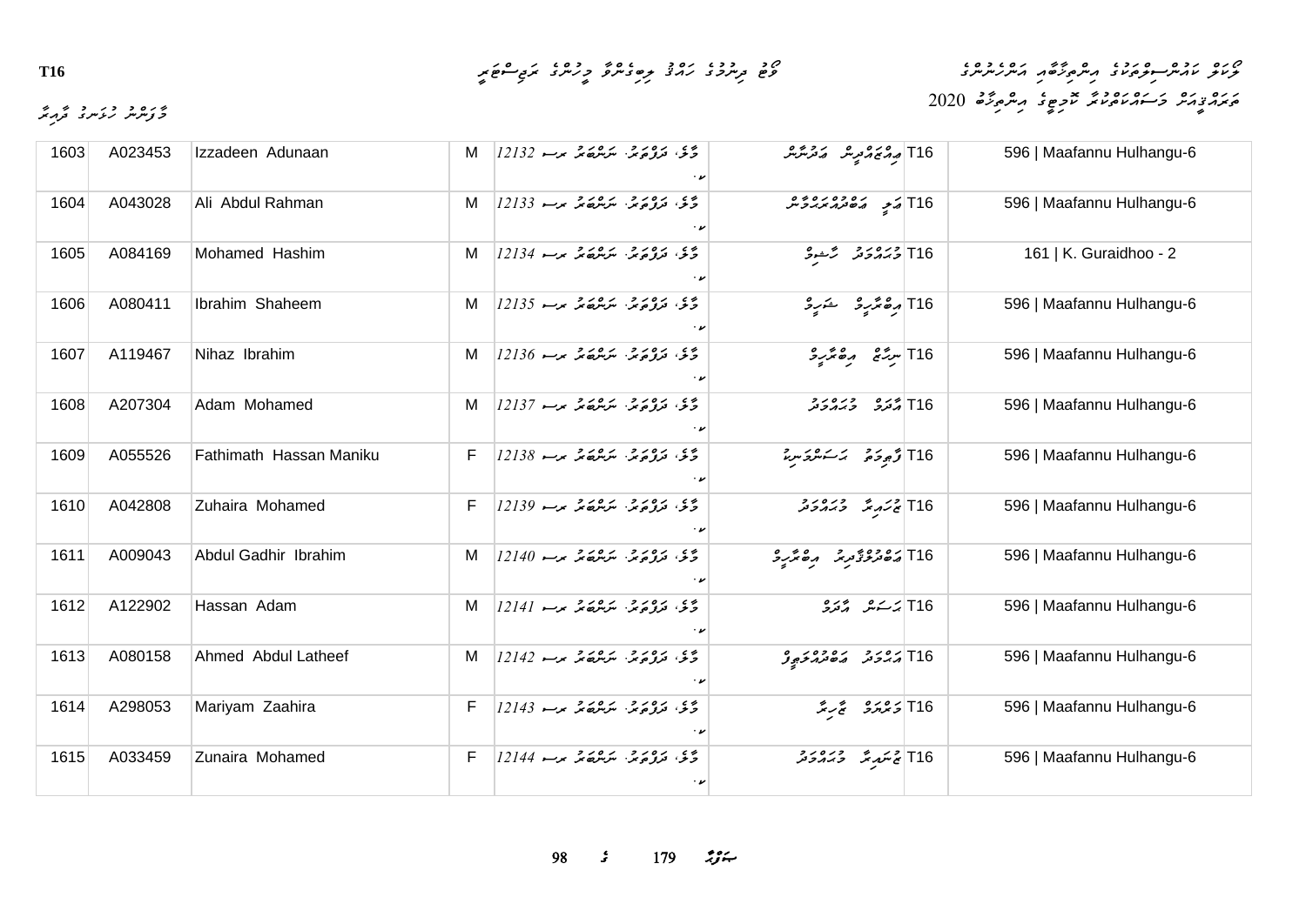| 1603 | A023453 | Izzadeen Adunaan | M | 12132 ﻿ﮔﺎﮤ، ﺗﺮﯙﯗﺗﺮ، ﺳﺮﯩﯔﺗﺮ ﺑﺮ | T16 ﺭﻩﻣﺪﯨﺮﯨﺮ ﻣﺪﯨﺮﯨﺮ | 596 \| Maafannu Hulhangu-6 |
|---|---|---|---|---|---|---|
| 1604 | A043028 | Ali Abdul Rahman | M | 12133 | T16 | 596 \| Maafannu Hulhangu-6 |
| 1605 | A084169 | Mohamed Hashim | M | 12134 | T16 | 161 \| K. Guraidhoo - 2 |
| 1606 | A080411 | Ibrahim Shaheem | M | 12135 | T16 | 596 \| Maafannu Hulhangu-6 |
| 1607 | A119467 | Nihaz Ibrahim | M | 12136 | T16 | 596 \| Maafannu Hulhangu-6 |
| 1608 | A207304 | Adam Mohamed | M | 12137 | T16 | 596 \| Maafannu Hulhangu-6 |
| 1609 | A055526 | Fathimath Hassan Maniku | F | 12138 | T16 | 596 \| Maafannu Hulhangu-6 |
| 1610 | A042808 | Zuhaira Mohamed | F | 12139 | T16 | 596 \| Maafannu Hulhangu-6 |
| 1611 | A009043 | Abdul Gadhir Ibrahim | M | 12140 | T16 | 596 \| Maafannu Hulhangu-6 |
| 1612 | A122902 | Hassan Adam | M | 12141 | T16 | 596 \| Maafannu Hulhangu-6 |
| 1613 | A080158 | Ahmed Abdul Latheef | M | 12142 | T16 | 596 \| Maafannu Hulhangu-6 |
| 1614 | A298053 | Mariyam Zaahira | F | 12143 | T16 | 596 \| Maafannu Hulhangu-6 |
| 1615 | A033459 | Zunaira Mohamed | F | 12144 | T16 | 596 \| Maafannu Hulhangu-6 |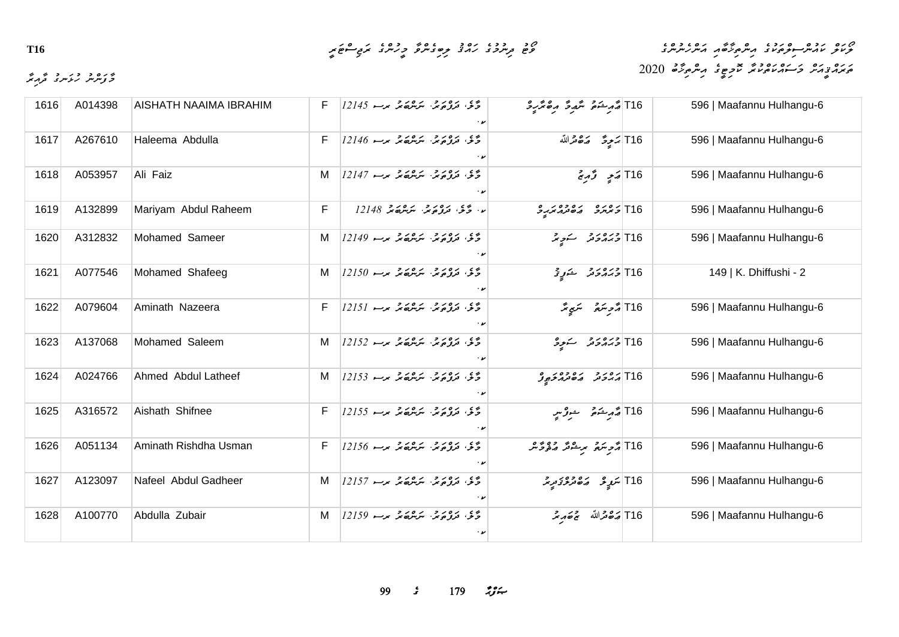| 1616 | A014398 | AISHATH NAAIMA IBRAHIM | F | ގ.ދ. ދަމަތިރު ނަންބަރު ނަ 12145 ، | އައިޝަތު ނާއިމާ އިބްރާހިމް T16 | 596 \| Maafannu Hulhangu-6 |
|---|---|---|---|---|---|---|
| 1617 | A267610 | Haleema Abdulla | F | ގ.ދ. ދަމަތިރު ނަންބަރު ނަ 12146 ، | ހަލީމާ އަބްދުﷲ T16 | 596 \| Maafannu Hulhangu-6 |
| 1618 | A053957 | Ali Faiz | M | ގ.ދ. ދަމަތިރު ނަންބަރު ނަ 12147 ، | އަލި ފާއިޒު T16 | 596 \| Maafannu Hulhangu-6 |
| 1619 | A132899 | Mariyam Abdul Raheem | F | ، ގ.ދ. ދަމަތިރު ނަންބަރު 12148 | މަރިޔަމް އަބްދުއްރަހީމް T16 | 596 \| Maafannu Hulhangu-6 |
| 1620 | A312832 | Mohamed Sameer | M | ގ.ދ. ދަމަތިރު ނަންބަރު ނަ 12149 ، | މުހައްމަދު ސަމީރު T16 | 596 \| Maafannu Hulhangu-6 |
| 1621 | A077546 | Mohamed Shafeeg | M | ގ.ދ. ދަމަތިރު ނަންބަރު ނަ 12150 ، | މުހައްމަދު ޝަފީގު T16 | 149 \| K. Dhiffushi - 2 |
| 1622 | A079604 | Aminath Nazeera | F | ގ.ދ. ދަމަތިރު ނަންބަރު ނަ 12151 ، | އާމިނަތު ނަޒީރާ T16 | 596 \| Maafannu Hulhangu-6 |
| 1623 | A137068 | Mohamed Saleem | M | ގ.ދ. ދަމަތިރު ނަންބަރު ނަ 12152 ، | މުހައްމަދު ސަލީމް T16 | 596 \| Maafannu Hulhangu-6 |
| 1624 | A024766 | Ahmed Abdul Latheef | M | ގ.ދ. ދަމަތިރު ނަންބަރު ނަ 12153 ، | އަހްމަދު އަބްދުއްލަތީފް T16 | 596 \| Maafannu Hulhangu-6 |
| 1625 | A316572 | Aishath Shifnee | F | ގ.ދ. ދަމަތިރު ނަންބަރު ނަ 12155 ، | އައިޝަތު ޝިފްނީ T16 | 596 \| Maafannu Hulhangu-6 |
| 1626 | A051134 | Aminath Rishdha Usman | F | ގ.ދ. ދަމަތިރު ނަންބަރު ނަ 12156 ، | އާމިނަތު ރިޝްދާ އުސްމާން T16 | 596 \| Maafannu Hulhangu-6 |
| 1627 | A123097 | Nafeel Abdul Gadheer | M | ގ.ދ. ދަމަތިރު ނަންބަރު ނަ 12157 ، | ނަފީލް އަބްދުލްގަދީރު T16 | 596 \| Maafannu Hulhangu-6 |
| 1628 | A100770 | Abdulla Zubair | M | ގ.ދ. ދަމަތިރު ނަންބަރު ނަ 12159 ، | އަބްދުﷲ ޒުބައިރު T16 | 596 \| Maafannu Hulhangu-6 |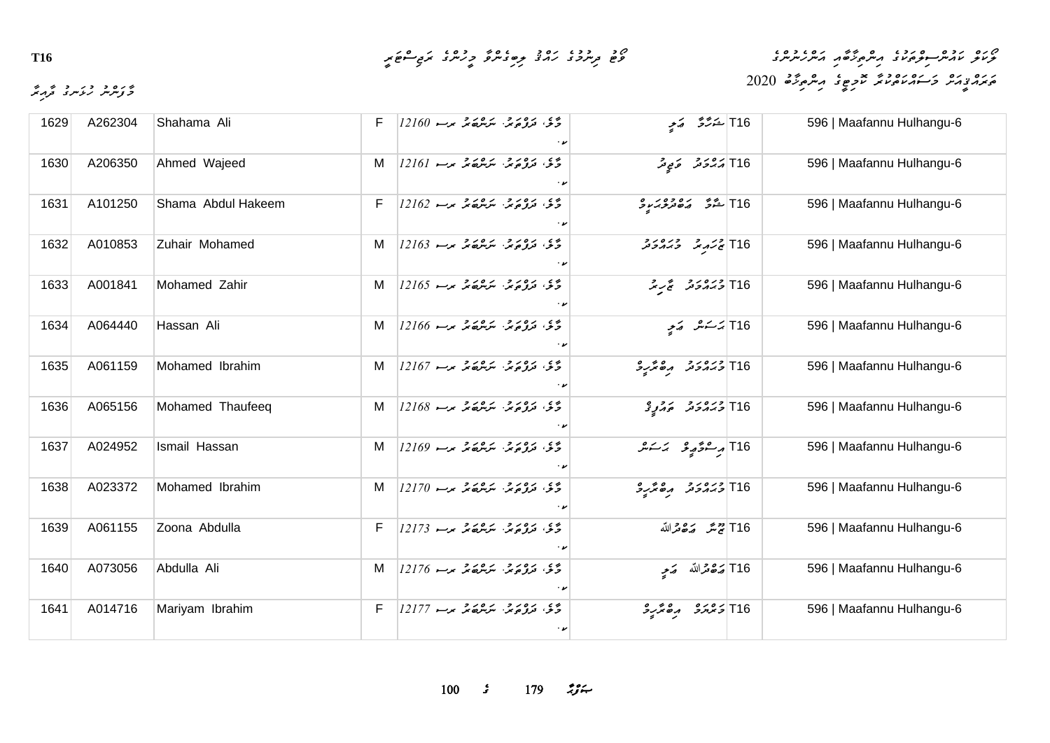ޑޮކިއުމެންޓް ޕްލޭނިންގ: ...

| 1629 | A262304 | Shahama Ali | F | މާފަންނު ހުޅަނގު ރިސ 12160 | ޝަހާމާ ޢަލީ | T16 | 596 \| Maafannu Hulhangu-6 |
|---|---|---|---|---|---|---|---|
| 1630 | A206350 | Ahmed Wajeed | M | މާފަންނު ހުޅަނގު ރިސ 12161 | އަޙްމަދު ވަޖީދު | T16 | 596 \| Maafannu Hulhangu-6 |
| 1631 | A101250 | Shama Abdul Hakeem | F | މާފަންނު ހުޅަނގު ރިސ 12162 | ޝަމާ ޢަބްދުލްޙަކީމް | T16 | 596 \| Maafannu Hulhangu-6 |
| 1632 | A010853 | Zuhair Mohamed | M | މާފަންނު ހުޅަނގު ރިސ 12163 | ޒުހައިރު މުޙައްމަދު | T16 | 596 \| Maafannu Hulhangu-6 |
| 1633 | A001841 | Mohamed Zahir | M | މާފަންނު ހުޅަނގު ރިސ 12165 | މުޙައްމަދު ޒާހިރު | T16 | 596 \| Maafannu Hulhangu-6 |
| 1634 | A064440 | Hassan Ali | M | މާފަންނު ހުޅަނގު ރިސ 12166 | ޙަސަން ޢަލީ | T16 | 596 \| Maafannu Hulhangu-6 |
| 1635 | A061159 | Mohamed Ibrahim | M | މާފަންނު ހުޅަނގު ރިސ 12167 | މުޙައްމަދު އިބްރާހީމް | T16 | 596 \| Maafannu Hulhangu-6 |
| 1636 | A065156 | Mohamed Thaufeeq | M | މާފަންނު ހުޅަނގު ރިސ 12168 | މުޙައްމަދު ތައުފީޤު | T16 | 596 \| Maafannu Hulhangu-6 |
| 1637 | A024952 | Ismail Hassan | M | މާފަންނު ހުޅަނގު ރިސ 12169 | އިސްމާޢީލް ޙަސަން | T16 | 596 \| Maafannu Hulhangu-6 |
| 1638 | A023372 | Mohamed Ibrahim | M | މާފަންނު ހުޅަނގު ރިސ 12170 | މުޙައްމަދު އިބްރާހީމް | T16 | 596 \| Maafannu Hulhangu-6 |
| 1639 | A061155 | Zoona Abdulla | F | މާފަންނު ހުޅަނގު ރިސ 12173 | ޒޫނާ ޢަބްދުﷲ | T16 | 596 \| Maafannu Hulhangu-6 |
| 1640 | A073056 | Abdulla Ali | M | މާފަންނު ހުޅަނގު ރިސ 12176 | ޢަބްދުﷲ ޢަލީ | T16 | 596 \| Maafannu Hulhangu-6 |
| 1641 | A014716 | Mariyam Ibrahim | F | މާފަންނު ހުޅަނގު ރިސ 12177 | މަރިޔަމް އިބްރާހީމް | T16 | 596 \| Maafannu Hulhangu-6 |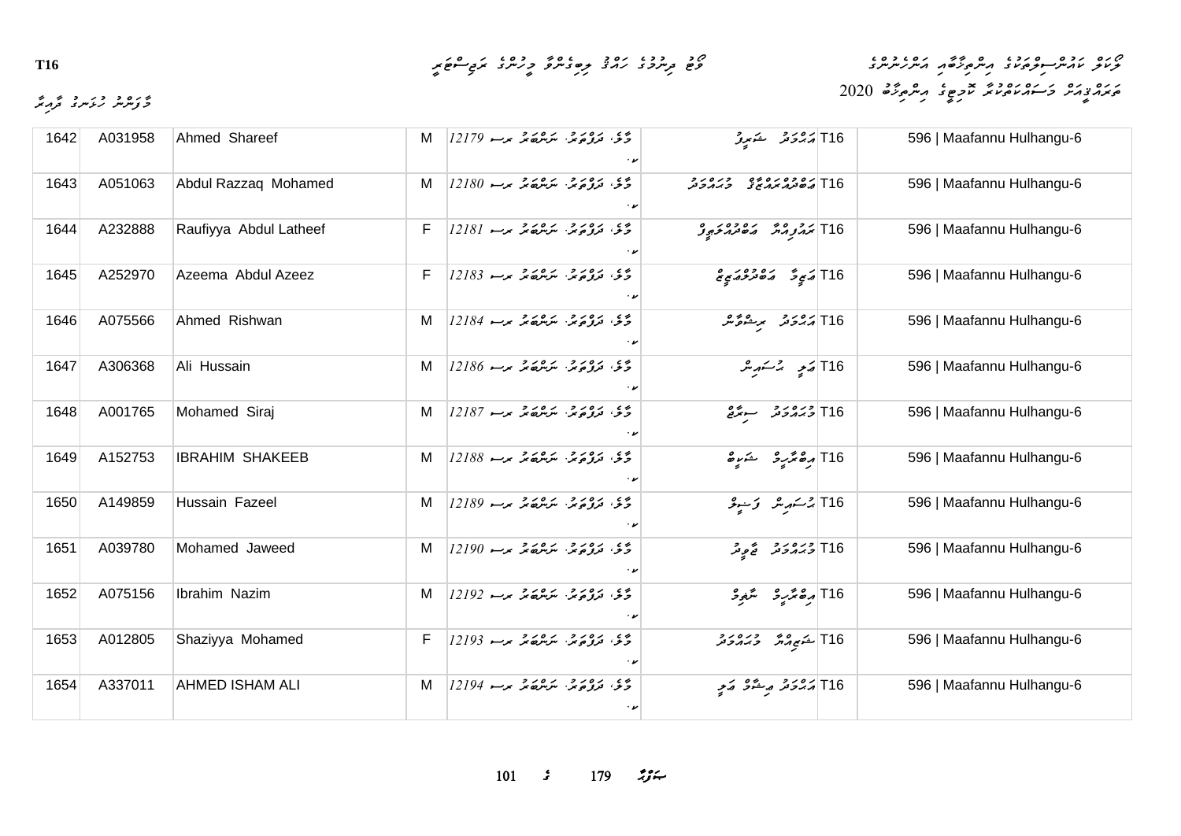| 1642 | A031958 | Ahmed Shareef | M | 12179 ވާދަ ކަރަވެޓާޓު ، ސަ .. | T16 އަޙްމަދު ޝަރީފު | 596 \| Maafannu Hulhangu-6 |
|---|---|---|---|---|---|---|
| 1643 | A051063 | Abdul Razzaq Mohamed | M | 12180 ވާދަ ކަރަވެޓާޓު ، ސަ .. | T16 އަބްދުއްރައްޒާޤު މުޙައްމަދު | 596 \| Maafannu Hulhangu-6 |
| 1644 | A232888 | Raufiyya Abdul Latheef | F | 12181 ވާދަ ކަރަވެޓާޓު ، ސަ .. | T16 ރަޢުފިއްޔާ އަބްދުއްލަޠީފު | 596 \| Maafannu Hulhangu-6 |
| 1645 | A252970 | Azeema Abdul Azeez | F | 12183 ވާދަ ކަރަވެޓާޓު ، ސަ .. | T16 އަޒީމާ އަބްދުލްޢަޒީޒު | 596 \| Maafannu Hulhangu-6 |
| 1646 | A075566 | Ahmed Rishwan | M | 12184 ވާދަ ކަރަވެޓާޓު ، ސަ .. | T16 އަޙްމަދު ރިޝްވާން | 596 \| Maafannu Hulhangu-6 |
| 1647 | A306368 | Ali Hussain | M | 12186 ވާދަ ކަރަވެޓާޓު ، ސަ .. | T16 އަލި ހުސައިން | 596 \| Maafannu Hulhangu-6 |
| 1648 | A001765 | Mohamed Siraj | M | 12187 ވާދަ ކަރަވެޓާޓު ، ސަ .. | T16 މުޙައްމަދު ސިރާޖު | 596 \| Maafannu Hulhangu-6 |
| 1649 | A152753 | IBRAHIM SHAKEEB | M | 12188 ވާދަ ކަރަވެޓާޓު ، ސަ .. | T16 އިބްރާހީމް ޝަކީބު | 596 \| Maafannu Hulhangu-6 |
| 1650 | A149859 | Hussain Fazeel | M | 12189 ވާދަ ކަރަވެޓާޓު ، ސަ .. | T16 ހުސައިން ފަޟީލު | 596 \| Maafannu Hulhangu-6 |
| 1651 | A039780 | Mohamed Jaweed | M | 12190 ވާދަ ކަރަވެޓާޓު ، ސަ .. | T16 މުޙައްމަދު ޖާވީދު | 596 \| Maafannu Hulhangu-6 |
| 1652 | A075156 | Ibrahim Nazim | M | 12192 ވާދަ ކަރަވެޓާޓު ، ސަ .. | T16 އިބްރާހީމް ނާޒިމް | 596 \| Maafannu Hulhangu-6 |
| 1653 | A012805 | Shaziyya Mohamed | F | 12193 ވާދަ ކަރަވެޓާޓު ، ސަ .. | T16 ޝާޒިއްޔާ މުޙައްމަދު | 596 \| Maafannu Hulhangu-6 |
| 1654 | A337011 | AHMED ISHAM ALI | M | 12194 ވާދަ ކަރަވެޓާޓު ، ސަ .. | T16 އަޙްމަދު އިޝާމް އަލި | 596 \| Maafannu Hulhangu-6 |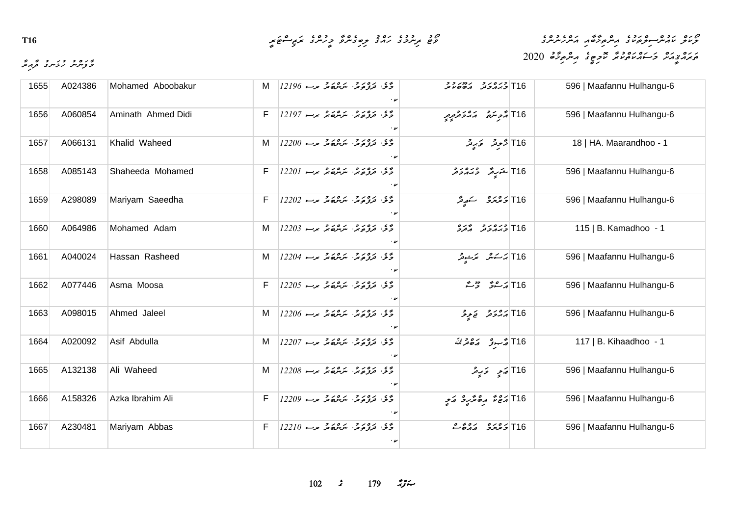| 1655 | A024386 | Mohamed Aboobakur | M | 12196 ގދ. ދަމާނދ. ނަތިއަބ ރސ | T16 ޖިނމކދ ނގތދނމ | 596 \| Maafannu Hulhangu-6 |
|---|---|---|---|---|---|---|
| 1656 | A060854 | Aminath Ahmed Didi | F | 12197 ގދ. ދަމާނދ. ނަތިއަބ ރސ | T16 އާމިނަތު އަހުމަދުދީދީ | 596 \| Maafannu Hulhangu-6 |
| 1657 | A066131 | Khalid Waheed | M | 12200 ގދ. ދަމާނދ. ނަތިއަބ ރސ | T16 ހާލިދު ވަހީދު | 18 \| HA. Maarandhoo - 1 |
| 1658 | A085143 | Shaheeda Mohamed | F | 12201 ގދ. ދަމާނދ. ނަތިއަބ ރސ | T16 ޝަހީދާ މުހައްމަދު | 596 \| Maafannu Hulhangu-6 |
| 1659 | A298089 | Mariyam Saeedha | F | 12202 ގދ. ދަމާނދ. ނަތިއަބ ރސ | T16 މަރިޔަމް ސައީދާ | 596 \| Maafannu Hulhangu-6 |
| 1660 | A064986 | Mohamed Adam | M | 12203 ގދ. ދަމާނދ. ނަތިއަބ ރސ | T16 މުހައްމަދު އާދަމް | 115 \| B. Kamadhoo - 1 |
| 1661 | A040024 | Hassan Rasheed | M | 12204 ގދ. ދަމާނދ. ނަތިއަބ ރސ | T16 ހަސަން ރަޝީދު | 596 \| Maafannu Hulhangu-6 |
| 1662 | A077446 | Asma Moosa | F | 12205 ގދ. ދަމާނދ. ނަތިއަބ ރސ | T16 އަސްމާ މޫސާ | 596 \| Maafannu Hulhangu-6 |
| 1663 | A098015 | Ahmed Jaleel | M | 12206 ގދ. ދަމާނދ. ނަތިއަބ ރސ | T16 އަހުމަދު ޖަލީލު | 596 \| Maafannu Hulhangu-6 |
| 1664 | A020092 | Asif Abdulla | M | 12207 ގދ. ދަމާނދ. ނަތިއަބ ރސ | T16 އާސިފު އަބްދުﷲ | 117 \| B. Kihaadhoo - 1 |
| 1665 | A132138 | Ali Waheed | M | 12208 ގދ. ދަމާނދ. ނަތިއަބ ރސ | T16 އަލި ވަހީދު | 596 \| Maafannu Hulhangu-6 |
| 1666 | A158326 | Azka Ibrahim Ali | F | 12209 ގދ. ދަމާނދ. ނަތިއަބ ރސ | T16 އަޒްކާ އިބްރާހީމް އަލި | 596 \| Maafannu Hulhangu-6 |
| 1667 | A230481 | Mariyam Abbas | F | 12210 ގދ. ދަމާނދ. ނަތިއަބ ރސ | T16 މަރިޔަމް އައްބާސް | 596 \| Maafannu Hulhangu-6 |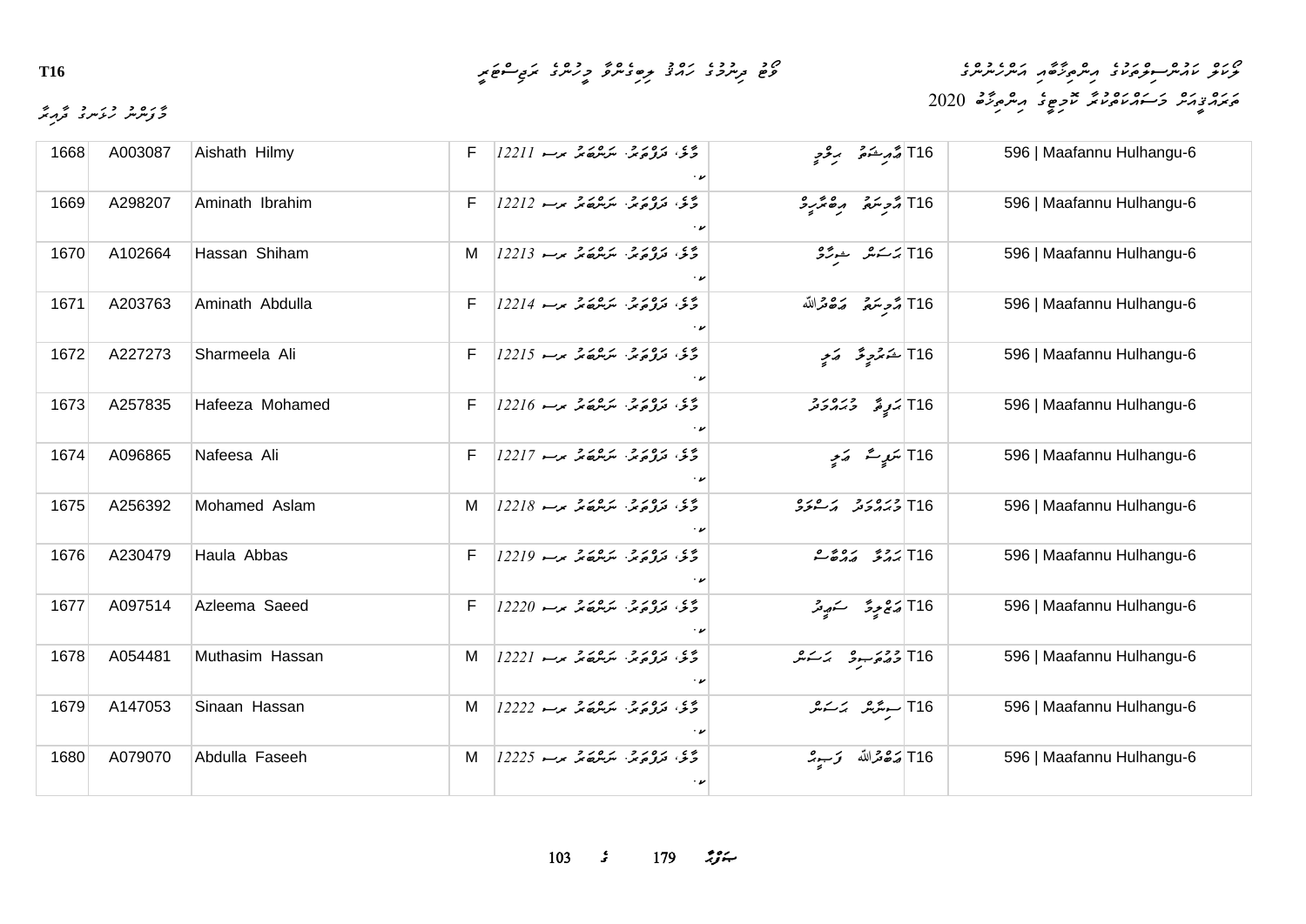| 1668 | A003087 | Aishath Hilmy | F | 12211 ރ.އ. ނަރުވަރަ. ނައިޓަރަ ރިނ .ސ | T16 ﺍﻋﻤﻪ ﺑﺮﻭﻣﻴ | 596 \| Maafannu Hulhangu-6 |
|---|---|---|---|---|---|---|
| 1669 | A298207 | Aminath Ibrahim | F | 12212 ރ.އ. ނަރުވަރަ. ނައިޓަރަ ރިނ .ސ | T16 ﺍﻣﻴﻨﺎﺕ ﺍﺑﺮﺍﻫﻴﻢ | 596 \| Maafannu Hulhangu-6 |
| 1670 | A102664 | Hassan Shiham | M | 12213 ރ.އ. ނަރުވަރަ. ނައިޓަރަ ރިނ .ސ | T16 ﺣﺴﻦ ﺷﻬﺎﻡ | 596 \| Maafannu Hulhangu-6 |
| 1671 | A203763 | Aminath Abdulla | F | 12214 ރ.އ. ނަރުވަރަ. ނައިޓަރަ ރިނ .ސ | T16 ﺍﻣﻴﻨﺎﺕ ﻋﺒﺪﺍﻟﻠﻪ | 596 \| Maafannu Hulhangu-6 |
| 1672 | A227273 | Sharmeela Ali | F | 12215 ރ.އ. ނަރުވަރަ. ނައިޓަރަ ރިނ .ސ | T16 ﺷﺮﻣﻴﻠﺎ ﻋﻠﻲ | 596 \| Maafannu Hulhangu-6 |
| 1673 | A257835 | Hafeeza Mohamed | F | 12216 ރ.އ. ނަރުވަރަ. ނައިޓަރަ ރިނ .ސ | T16 ﺣﻔﻴﻈﺎ ﻣﺤﻤﺪ | 596 \| Maafannu Hulhangu-6 |
| 1674 | A096865 | Nafeesa Ali | F | 12217 ރ.އ. ނަރުވަރަ. ނައިޓަރަ ރިނ .ސ | T16 ﻧﻔﻴﺴﺎ ﻋﻠﻲ | 596 \| Maafannu Hulhangu-6 |
| 1675 | A256392 | Mohamed Aslam | M | 12218 ރ.އ. ނަރުވަރަ. ނައިޓަރަ ރިނ .ސ | T16 ﻣﺤﻤﺪ ﺍﺳﻠﻢ | 596 \| Maafannu Hulhangu-6 |
| 1676 | A230479 | Haula Abbas | F | 12219 ރ.އ. ނަރުވަރަ. ނައިޓަރަ ރިނ .ސ | T16 ﻫﺎﻭﻟﺎ ﻋﺒﺎﺱ | 596 \| Maafannu Hulhangu-6 |
| 1677 | A097514 | Azleema Saeed | F | 12220 ރ.އ. ނަރުވަރަ. ނައިޓަރަ ރިނ .ސ | T16 ﺍﺯﻟﻴﻤﺎ ﺳﻌﻴﺪ | 596 \| Maafannu Hulhangu-6 |
| 1678 | A054481 | Muthasim Hassan | M | 12221 ރ.އ. ނަރުވަރަ. ނައިޓަރަ ރިނ .ސ | T16 ﻣﻌﺘﺼﻢ ﺣﺴﻦ | 596 \| Maafannu Hulhangu-6 |
| 1679 | A147053 | Sinaan Hassan | M | 12222 ރ.އ. ނަރުވަރަ. ނައިޓަރަ ރިނ .ސ | T16 ﺳﻨﺎﻥ ﺣﺴﻦ | 596 \| Maafannu Hulhangu-6 |
| 1680 | A079070 | Abdulla Faseeh | M | 12225 ރ.އ. ނަރުވަރަ. ނައިޓަރަ ރިނ .ސ | T16 ﻋﺒﺪﺍﻟﻠﻪ ﻓﺼﻴﺢ | 596 \| Maafannu Hulhangu-6 |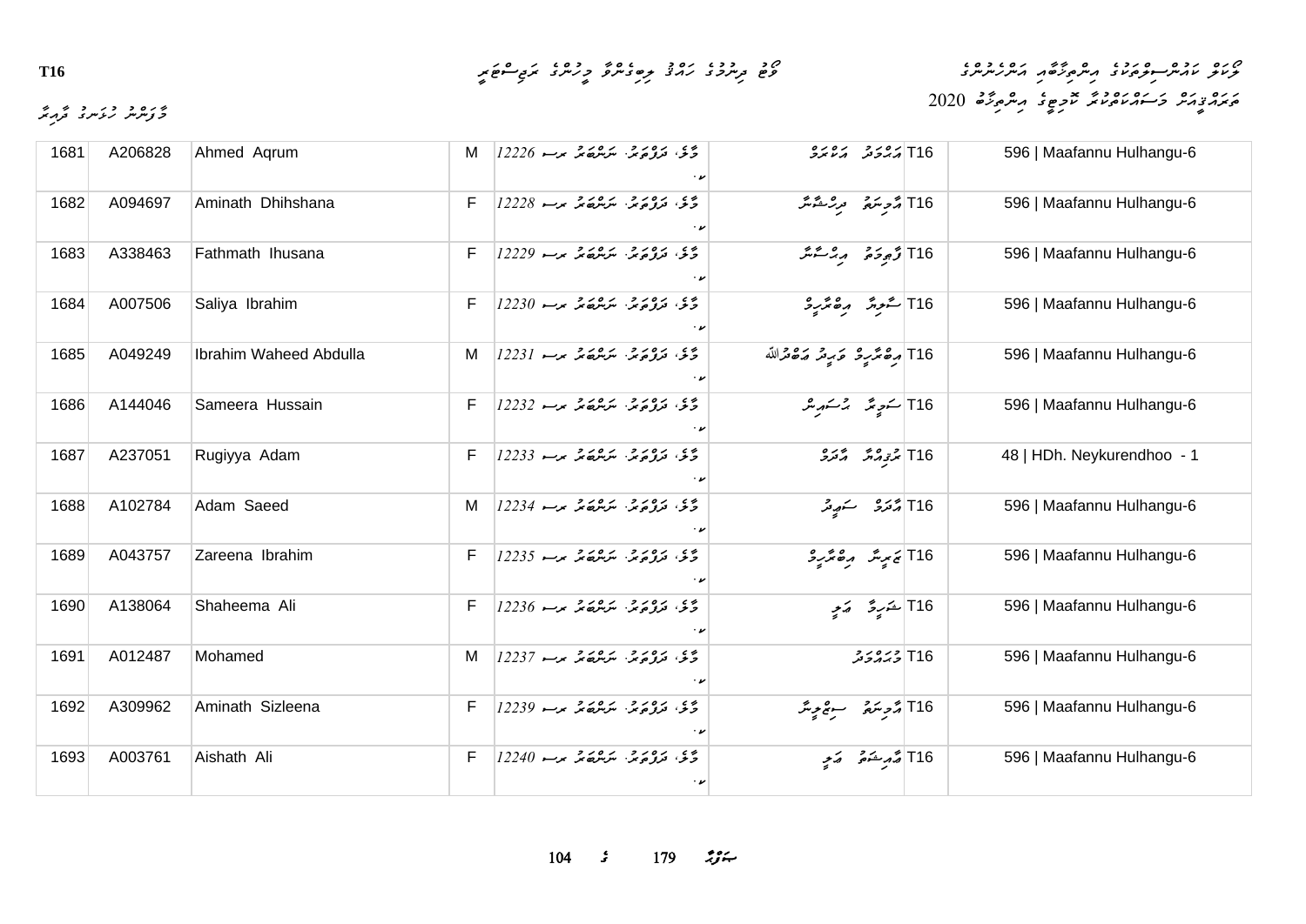| 1681 | A206828 | Ahmed Aqrum | M | 12226 ރޭސް ، ފަރުވާދަރު. ނަންބަރު ، ފ. | T16 | އަޙްމަދު އަޤްރަމް | 596 \| Maafannu Hulhangu-6 |
|---|---|---|---|---|---|---|---|
| 1682 | A094697 | Aminath Dhihshana | F | 12228 ރޭސް ، ފަރުވާދަރު. ނަންބަރު ، ފ. | T16 | އާމިނަތު ދިހްޝާނާ | 596 \| Maafannu Hulhangu-6 |
| 1683 | A338463 | Fathmath Ihusana | F | 12229 ރޭސް ، ފަރުވާދަރު. ނަންބަރު ، ފ. | T16 | ފާތިމަތު އިހުސާނާ | 596 \| Maafannu Hulhangu-6 |
| 1684 | A007506 | Saliya Ibrahim | F | 12230 ރޭސް ، ފަރުވާދަރު. ނަންބަރު ، ފ. | T16 | ސާލިޔާ އިބްރާހީމް | 596 \| Maafannu Hulhangu-6 |
| 1685 | A049249 | Ibrahim Waheed Abdulla | M | 12231 ރޭސް ، ފަރުވާދަރު. ނަންބަރު ، ފ. | T16 | އިބްރާހީމް ވަހީދު އަބްދުﷲ | 596 \| Maafannu Hulhangu-6 |
| 1686 | A144046 | Sameera Hussain | F | 12232 ރޭސް ، ފަރުވާދަރު. ނަންބަރު ، ފ. | T16 | ސަމީރާ ހުސައިން | 596 \| Maafannu Hulhangu-6 |
| 1687 | A237051 | Rugiyya Adam | F | 12233 ރޭސް ، ފަރުވާދަރު. ނަންބަރު ، ފ. | T16 | ރުގިއްޔާ އާދަމް | 48 \| HDh. Neykurendhoo - 1 |
| 1688 | A102784 | Adam Saeed | M | 12234 ރޭސް ، ފަރުވާދަރު. ނަންބަރު ، ފ. | T16 | އާދަމް ސައީދު | 596 \| Maafannu Hulhangu-6 |
| 1689 | A043757 | Zareena Ibrahim | F | 12235 ރޭސް ، ފަރުވާދަރު. ނަންބަރު ، ފ. | T16 | ޒަރީނާ އިބްރާހީމް | 596 \| Maafannu Hulhangu-6 |
| 1690 | A138064 | Shaheema Ali | F | 12236 ރޭސް ، ފަރުވާދަރު. ނަންބަރު ، ފ. | T16 | ޝަހީމާ އަލި | 596 \| Maafannu Hulhangu-6 |
| 1691 | A012487 | Mohamed | M | 12237 ރޭސް ، ފަރުވާދަރު. ނަންބަރު ، ފ. | T16 | މުޙައްމަދު | 596 \| Maafannu Hulhangu-6 |
| 1692 | A309962 | Aminath Sizleena | F | 12239 ރޭސް ، ފަރުވާދަރު. ނަންބަރު ، ފ. | T16 | އާމިނަތު ސިޒްލީނާ | 596 \| Maafannu Hulhangu-6 |
| 1693 | A003761 | Aishath Ali | F | 12240 ރޭސް ، ފަރުވާދަރު. ނަންބަރު ، ފ. | T16 | އައިޝަތު އަލި | 596 \| Maafannu Hulhangu-6 |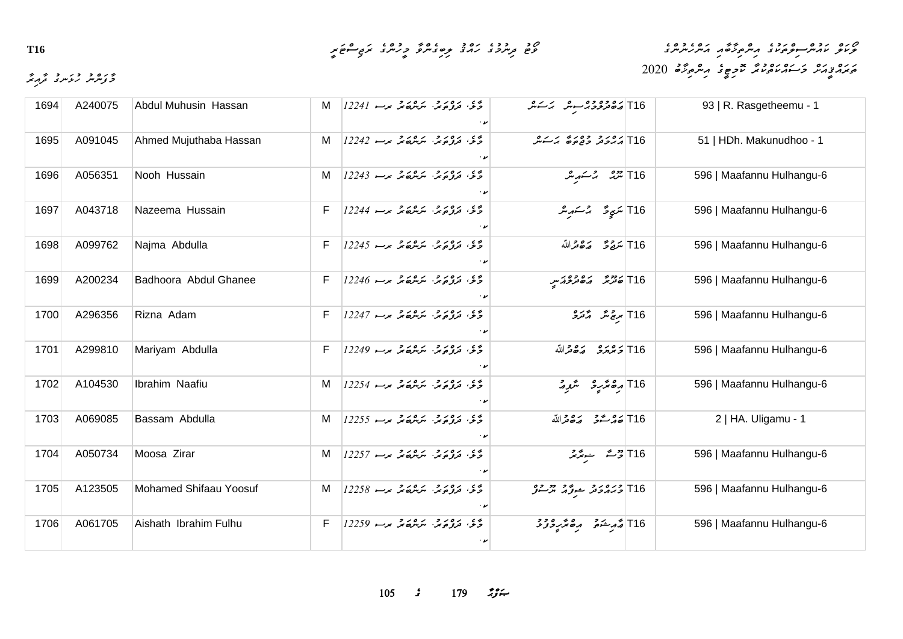| 1694 | A240075 | Abdul Muhusin Hassan | M | 12241 ވ. ދަފްތަރު. ނަންބަރު ރީސ | T16 | ޢަބްދުލްމުޙްސިން ޙަސަން | 93 \| R. Rasgetheemu - 1 |
|---|---|---|---|---|---|---|---|
| 1695 | A091045 | Ahmed Mujuthaba Hassan | M | 12242 ވ. ދަފްތަރު. ނަންބަރު ރީސ | T16 | އަޙްމަދު މުޖުތަބާ ޙަސަން | 51 \| HDh. Makunudhoo - 1 |
| 1696 | A056351 | Nooh Hussain | M | 12243 ވ. ދަފްތަރު. ނަންބަރު ރީސ | T16 | ނޫޙް ޙުސައިން | 596 \| Maafannu Hulhangu-6 |
| 1697 | A043718 | Nazeema Hussain | F | 12244 ވ. ދަފްތަރު. ނަންބަރު ރީސ | T16 | ނަޒީމާ ޙުސައިން | 596 \| Maafannu Hulhangu-6 |
| 1698 | A099762 | Najma Abdulla | F | 12245 ވ. ދަފްތަރު. ނަންބަރު ރީސ | T16 | ނަޖްމާ ޢަބްދުﷲ | 596 \| Maafannu Hulhangu-6 |
| 1699 | A200234 | Badhoora Abdul Ghanee | F | 12246 ވ. ދަފްތަރު. ނަންބަރު ރީސ | T16 | ބަދޫރާ ޢަބްދުލްޣަނީ | 596 \| Maafannu Hulhangu-6 |
| 1700 | A296356 | Rizna Adam | F | 12247 ވ. ދަފްތަރު. ނަންބަރު ރީސ | T16 | ރިޒްނާ އާދަމް | 596 \| Maafannu Hulhangu-6 |
| 1701 | A299810 | Mariyam Abdulla | F | 12249 ވ. ދަފްތަރު. ނަންބަރު ރީސ | T16 | މަރިޔަމް ޢަބްދުﷲ | 596 \| Maafannu Hulhangu-6 |
| 1702 | A104530 | Ibrahim Naafiu | M | 12254 ވ. ދަފްތަރު. ނަންބަރު ރީސ | T16 | އިބްރާހީމް ނާފިޢު | 596 \| Maafannu Hulhangu-6 |
| 1703 | A069085 | Bassam Abdulla | M | 12255 ވ. ދަފްތަރު. ނަންބަރު ރީސ | T16 | ބައްސާމް ޢަބްދުﷲ | 2 \| HA. Uligamu - 1 |
| 1704 | A050734 | Moosa Zirar | M | 12257 ވ. ދަފްތަރު. ނަންބަރު ރީސ | T16 | މޫސާ ޒިރާރު | 596 \| Maafannu Hulhangu-6 |
| 1705 | A123505 | Mohamed Shifaau Yoosuf | M | 12258 ވ. ދަފްތަރު. ނަންބަރު ރީސ | T16 | މުޙައްމަދު ޝިފާޢު ޔޫސުފް | 596 \| Maafannu Hulhangu-6 |
| 1706 | A061705 | Aishath Ibrahim Fulhu | F | 12259 ވ. ދަފްތަރު. ނަންބަރު ރީސ | T16 | ޢާއިޝަތު އިބްރާހީމްފުޅު | 596 \| Maafannu Hulhangu-6 |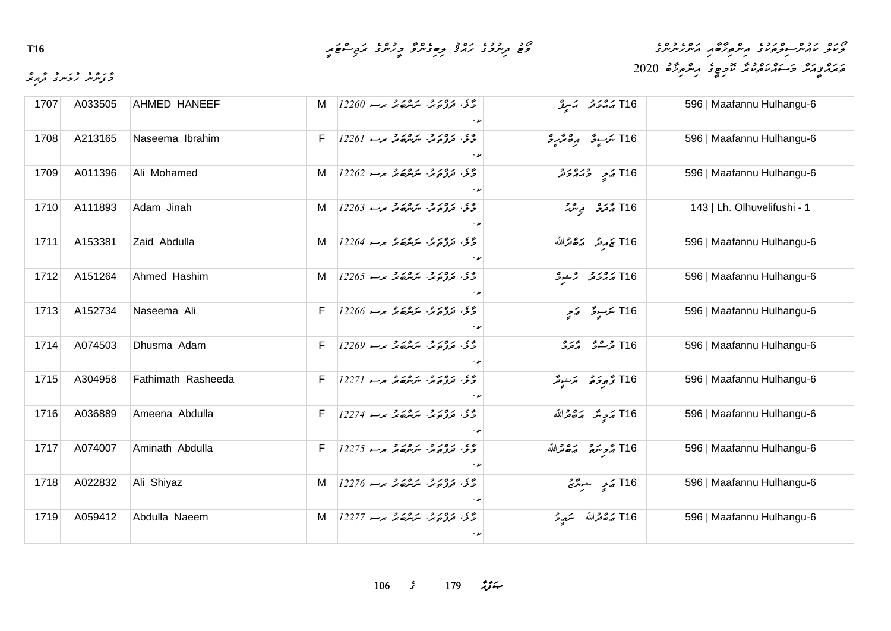| 1707 | A033505 | AHMED HANEEF | M | 12260 ދ. ތަވުވަރ. ނަރުހައަރ ރަ | T16 އަހުމަދު ޙަނީފު | 596 \| Maafannu Hulhangu-6 |
|---|---|---|---|---|---|---|
| 1708 | A213165 | Naseema Ibrahim | F | 12261 ދ. ތަވުވަރ. ނަރުހައަރ ރަ | T16 ނަސީމާ އިބްރާހީމް | 596 \| Maafannu Hulhangu-6 |
| 1709 | A011396 | Ali Mohamed | M | 12262 ދ. ތަވުވަރ. ނަރުހައަރ ރަ | T16 އަލި މުޙައްމަދު | 596 \| Maafannu Hulhangu-6 |
| 1710 | A111893 | Adam Jinah | M | 12263 ދ. ތަވުވަރ. ނަރުހައަރ ރަ | T16 އާދަމް ޖިނާހް | 143 \| Lh. Olhuvelifushi - 1 |
| 1711 | A153381 | Zaid Abdulla | M | 12264 ދ. ތަވުވަރ. ނަރުހައަރ ރަ | T16 ޒައިދު އަބްދުﷲ | 596 \| Maafannu Hulhangu-6 |
| 1712 | A151264 | Ahmed Hashim | M | 12265 ދ. ތަވުވަރ. ނަރުހައަރ ރަ | T16 އަހުމަދު ހާޝިމް | 596 \| Maafannu Hulhangu-6 |
| 1713 | A152734 | Naseema Ali | F | 12266 ދ. ތަވުވަރ. ނަރުހައަރ ރަ | T16 ނަސީމާ އަލި | 596 \| Maafannu Hulhangu-6 |
| 1714 | A074503 | Dhusma Adam | F | 12269 ދ. ތަވުވަރ. ނަރުހައަރ ރަ | T16 ދުސްމާ އާދަމް | 596 \| Maafannu Hulhangu-6 |
| 1715 | A304958 | Fathimath Rasheeda | F | 12271 ދ. ތަވުވަރ. ނަރުހައަރ ރަ | T16 ފާތިމަތު ރަޝީދާ | 596 \| Maafannu Hulhangu-6 |
| 1716 | A036889 | Ameena Abdulla | F | 12274 ދ. ތަވުވަރ. ނަރުހައަރ ރަ | T16 އަމީނާ އަބްދުﷲ | 596 \| Maafannu Hulhangu-6 |
| 1717 | A074007 | Aminath Abdulla | F | 12275 ދ. ތަވުވަރ. ނަރުހައަރ ރަ | T16 އާމިނަތު އަބްދުﷲ | 596 \| Maafannu Hulhangu-6 |
| 1718 | A022832 | Ali Shiyaz | M | 12276 ދ. ތަވުވަރ. ނަރުހައަރ ރަ | T16 އަލި ޝިޔާޒު | 596 \| Maafannu Hulhangu-6 |
| 1719 | A059412 | Abdulla Naeem | M | 12277 ދ. ތަވުވަރ. ނަރުހައަރ ރަ | T16 އަބްދުﷲ ނައީމު | 596 \| Maafannu Hulhangu-6 |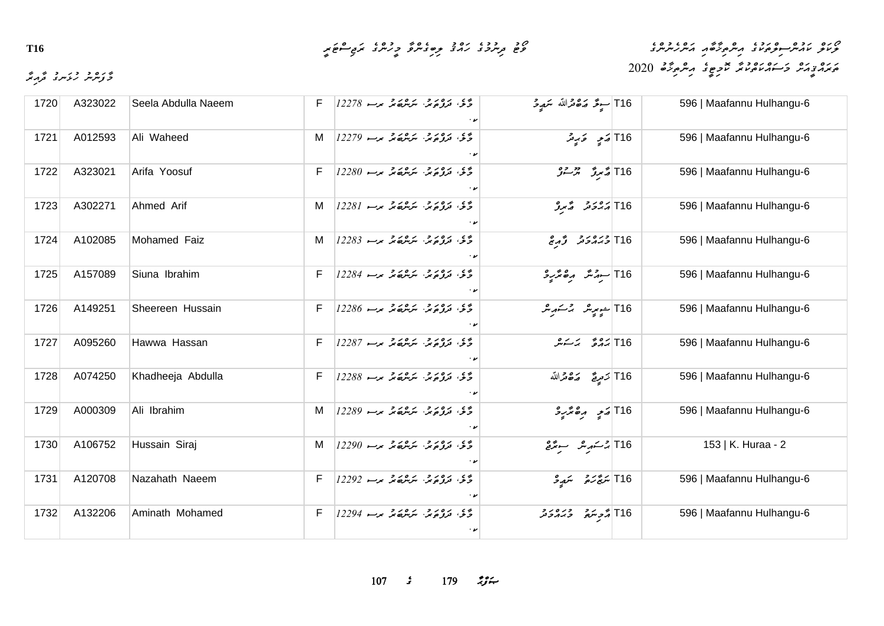| 1720 | A323022 | Seela Abdulla Naeem | F | ގ.ފ، ދަރުވާރު. ނަންބަރު ނަ 12278 | T16 ސީލާ އަބްދުالله ނަޢީމް | 596 \| Maafannu Hulhangu-6 |
|---|---|---|---|---|---|---|
| 1721 | A012593 | Ali Waheed | M | ގ.ފ، ދަރުވާރު. ނަންބަރު ނަ 12279 | T16 އަލި ވަހީދު | 596 \| Maafannu Hulhangu-6 |
| 1722 | A323021 | Arifa Yoosuf | F | ގ.ފ، ދަރުވާރު. ނަންބަރު ނަ 12280 | T16 އާރިފާ ޔޫސުފް | 596 \| Maafannu Hulhangu-6 |
| 1723 | A302271 | Ahmed Arif | M | ގ.ފ، ދަރުވާރު. ނަންބަރު ނަ 12281 | T16 އަޙްމަދު އާރިފް | 596 \| Maafannu Hulhangu-6 |
| 1724 | A102085 | Mohamed Faiz | M | ގ.ފ، ދަރުވާރު. ނަންބަރު ނަ 12283 | T16 މުޙައްމަދު ފާއިޒް | 596 \| Maafannu Hulhangu-6 |
| 1725 | A157089 | Siuna Ibrahim | F | ގ.ފ، ދަރުވާރު. ނަންބަރު ނަ 12284 | T16 ސިއުނާ އިބްރާހީމް | 596 \| Maafannu Hulhangu-6 |
| 1726 | A149251 | Sheereen Hussain | F | ގ.ފ، ދަރުވާރު. ނަންބަރު ނަ 12286 | T16 ޝީރީން ޙުސައިން | 596 \| Maafannu Hulhangu-6 |
| 1727 | A095260 | Hawwa Hassan | F | ގ.ފ، ދަރުވާރު. ނަންބަރު ނަ 12287 | T16 ޙައްވާ ޙަސަން | 596 \| Maafannu Hulhangu-6 |
| 1728 | A074250 | Khadheeja Abdulla | F | ގ.ފ، ދަރުވާރު. ނަންބަރު ނަ 12288 | T16 ޚަދީޖާ އަބްދުالله | 596 \| Maafannu Hulhangu-6 |
| 1729 | A000309 | Ali Ibrahim | M | ގ.ފ، ދަރުވާރު. ނަންބަރު ނަ 12289 | T16 އަލި އިބްރާހީމް | 596 \| Maafannu Hulhangu-6 |
| 1730 | A106752 | Hussain Siraj | M | ގ.ފ، ދަރުވާރު. ނަންބަރު ނަ 12290 | T16 ޙުސައިން ސިރާޖް | 153 \| K. Huraa - 2 |
| 1731 | A120708 | Nazahath Naeem | F | ގ.ފ، ދަރުވާރު. ނަންބަރު ނަ 12292 | T16 ނަޒާހަތު ނަޢީމް | 596 \| Maafannu Hulhangu-6 |
| 1732 | A132206 | Aminath Mohamed | F | ގ.ފ، ދަރުވާރު. ނަންބަރު ނަ 12294 | T16 އާމިނަތު މުޙައްމަދު | 596 \| Maafannu Hulhangu-6 |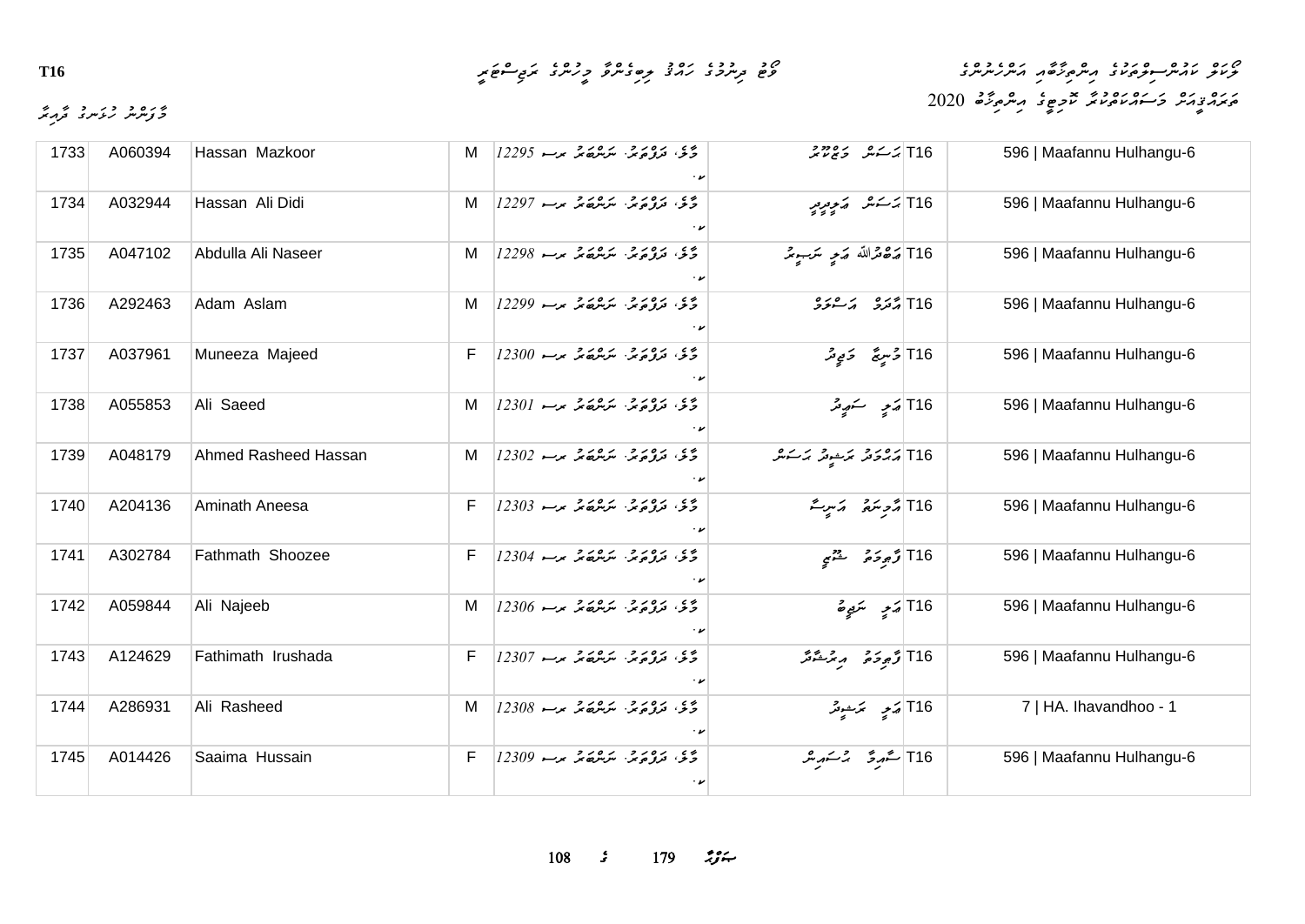| 1733 | A060394 | Hassan Mazkoor | M | 12295 ގ. ދަރުމަވަނ، ނަންބަރު ހުސް ' | T16 | ޙަސަން މަޒްކޫރު | 596 \| Maafannu Hulhangu-6 |
|---|---|---|---|---|---|---|---|
| 1734 | A032944 | Hassan Ali Didi | M | 12297 ގ. ދަރުމަވަނ، ނަންބަރު ހުސް ' | T16 | ޙަސަން ޢަލީދީދީ | 596 \| Maafannu Hulhangu-6 |
| 1735 | A047102 | Abdulla Ali Naseer | M | 12298 ގ. ދަރުމަވަނ، ނަންބަރު ހުސް ' | T16 | ޢަބްދުﷲ ޢަލީ ނަސީރު | 596 \| Maafannu Hulhangu-6 |
| 1736 | A292463 | Adam Aslam | M | 12299 ގ. ދަރުމަވަނ، ނަންބަރު ހުސް ' | T16 | އާދަމް އަސްލަމް | 596 \| Maafannu Hulhangu-6 |
| 1737 | A037961 | Muneeza Majeed | F | 12300 ގ. ދަރުމަވަނ، ނަންބަރު ހުސް ' | T16 | މުނީޒާ މަޖީދު | 596 \| Maafannu Hulhangu-6 |
| 1738 | A055853 | Ali Saeed | M | 12301 ގ. ދަރުމަވަނ، ނަންބަރު ހުސް ' | T16 | ޢަލީ ސަޢީދު | 596 \| Maafannu Hulhangu-6 |
| 1739 | A048179 | Ahmed Rasheed Hassan | M | 12302 ގ. ދަރުމަވަނ، ނަންބަރު ހުސް ' | T16 | އަޙްމަދު ރަޝީދު ޙަސަން | 596 \| Maafannu Hulhangu-6 |
| 1740 | A204136 | Aminath Aneesa | F | 12303 ގ. ދަރުމަވަނ، ނަންބަރު ހުސް ' | T16 | އާމިނަތު އަނީސާ | 596 \| Maafannu Hulhangu-6 |
| 1741 | A302784 | Fathmath Shoozee | F | 12304 ގ. ދަރުމަވަނ، ނަންބަރު ހުސް ' | T16 | ފާތިމަތު ޝޫޒީ | 596 \| Maafannu Hulhangu-6 |
| 1742 | A059844 | Ali Najeeb | M | 12306 ގ. ދަރުމަވަނ، ނަންބަރު ހުސް ' | T16 | ޢަލީ ނަޖީބު | 596 \| Maafannu Hulhangu-6 |
| 1743 | A124629 | Fathimath Irushada | F | 12307 ގ. ދަރުމަވަނ، ނަންބަރު ހުސް ' | T16 | ފާތިމަތު އިރުޝާދާ | 596 \| Maafannu Hulhangu-6 |
| 1744 | A286931 | Ali Rasheed | M | 12308 ގ. ދަރުމަވަނ، ނަންބަރު ހުސް ' | T16 | ޢަލީ ރަޝީދު | 7 \| HA. Ihavandhoo - 1 |
| 1745 | A014426 | Saaima Hussain | F | 12309 ގ. ދަރުމަވަނ، ނަންބަރު ހުސް ' | T16 | ސާއިމާ ޙުސައިން | 596 \| Maafannu Hulhangu-6 |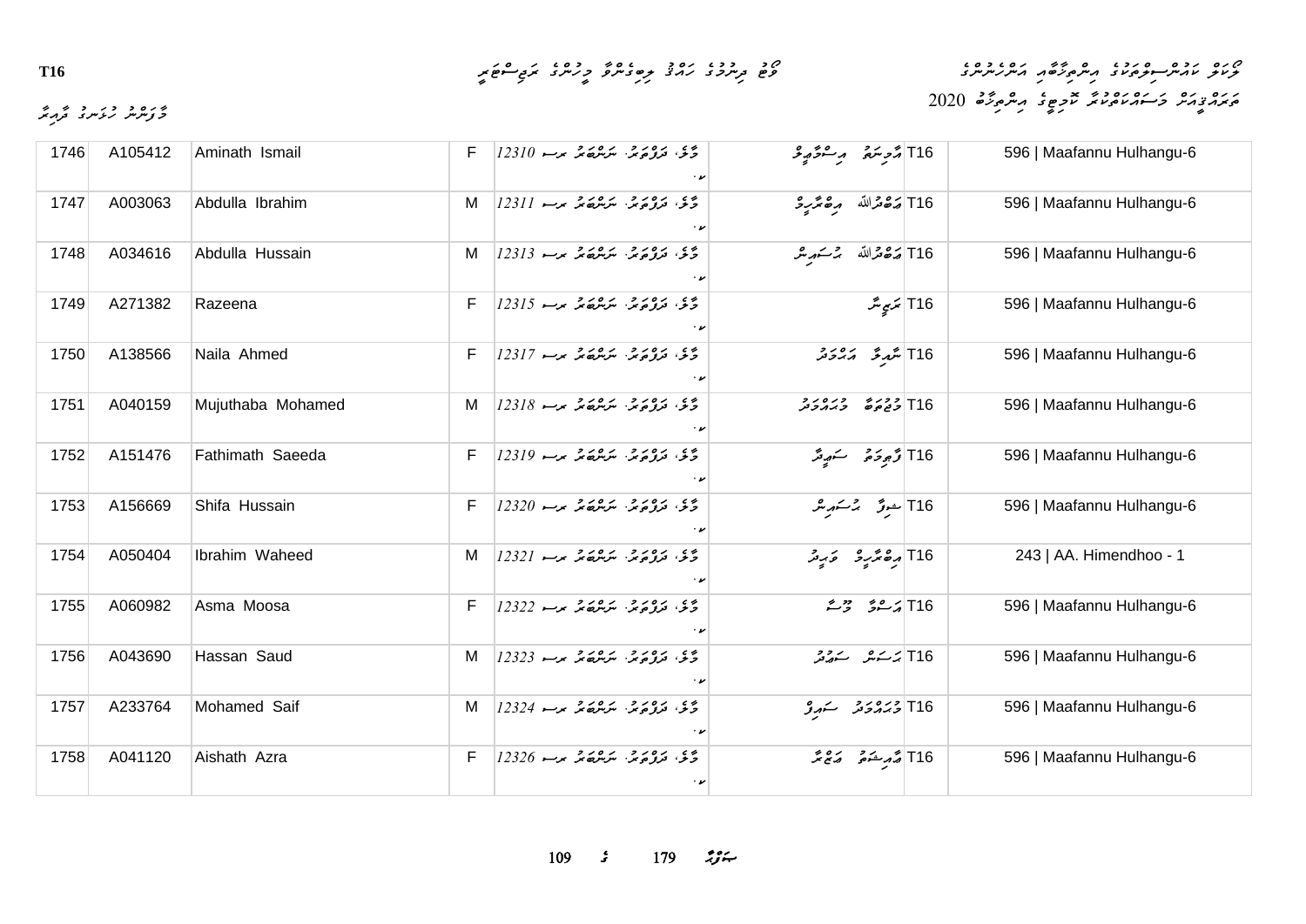| 1746 | A105412 | Aminath Ismail | F | 12310 ރ.ފ. ދަރުބާރު، ނަންބަރު ރ | T16 | އާމިނަތު އިސްމާޢީލް | 596 \| Maafannu Hulhangu-6 |
|---|---|---|---|---|---|---|---|
| 1747 | A003063 | Abdulla Ibrahim | M | 12311 ރ.ފ. ދަރުބާރު، ނަންބަރު ރ | T16 | އަބްދުﷲ އިބްރާހީމް | 596 \| Maafannu Hulhangu-6 |
| 1748 | A034616 | Abdulla Hussain | M | 12313 ރ.ފ. ދަރުބާރު، ނަންބަރު ރ | T16 | އަބްދުﷲ ހުސައިން | 596 \| Maafannu Hulhangu-6 |
| 1749 | A271382 | Razeena | F | 12315 ރ.ފ. ދަރުބާރު، ނަންބަރު ރ | T16 | ރަޒީނާ | 596 \| Maafannu Hulhangu-6 |
| 1750 | A138566 | Naila Ahmed | F | 12317 ރ.ފ. ދަރުބާރު، ނަންބަރު ރ | T16 | ނާއިލާ އަހުމަދު | 596 \| Maafannu Hulhangu-6 |
| 1751 | A040159 | Mujuthaba Mohamed | M | 12318 ރ.ފ. ދަރުބާރު، ނަންބަރު ރ | T16 | މުޖުތަބާ މުހައްމަދު | 596 \| Maafannu Hulhangu-6 |
| 1752 | A151476 | Fathimath Saeeda | F | 12319 ރ.ފ. ދަރުބާރު، ނަންބަރު ރ | T16 | ފާތިމަތު ސައީދާ | 596 \| Maafannu Hulhangu-6 |
| 1753 | A156669 | Shifa Hussain | F | 12320 ރ.ފ. ދަރުބާރު، ނަންބަރު ރ | T16 | ޝިފާ ހުސައިން | 596 \| Maafannu Hulhangu-6 |
| 1754 | A050404 | Ibrahim Waheed | M | 12321 ރ.ފ. ދަރުބާރު، ނަންބަރު ރ | T16 | އިބްރާހީމް ވަހީދު | 243 \| AA. Himendhoo - 1 |
| 1755 | A060982 | Asma Moosa | F | 12322 ރ.ފ. ދަރުބާރު، ނަންބަރު ރ | T16 | އަސްމާ މޫސާ | 596 \| Maafannu Hulhangu-6 |
| 1756 | A043690 | Hassan Saud | M | 12323 ރ.ފ. ދަރުބާރު، ނަންބަރު ރ | T16 | ހަސަން ސަޢޫދު | 596 \| Maafannu Hulhangu-6 |
| 1757 | A233764 | Mohamed Saif | M | 12324 ރ.ފ. ދަރުބާރު، ނަންބަރު ރ | T16 | މުހައްމަދު ސައިފް | 596 \| Maafannu Hulhangu-6 |
| 1758 | A041120 | Aishath Azra | F | 12326 ރ.ފ. ދަރުބާރު، ނަންބަރު ރ | T16 | އާއިޝަތު އަޒްރާ | 596 \| Maafannu Hulhangu-6 |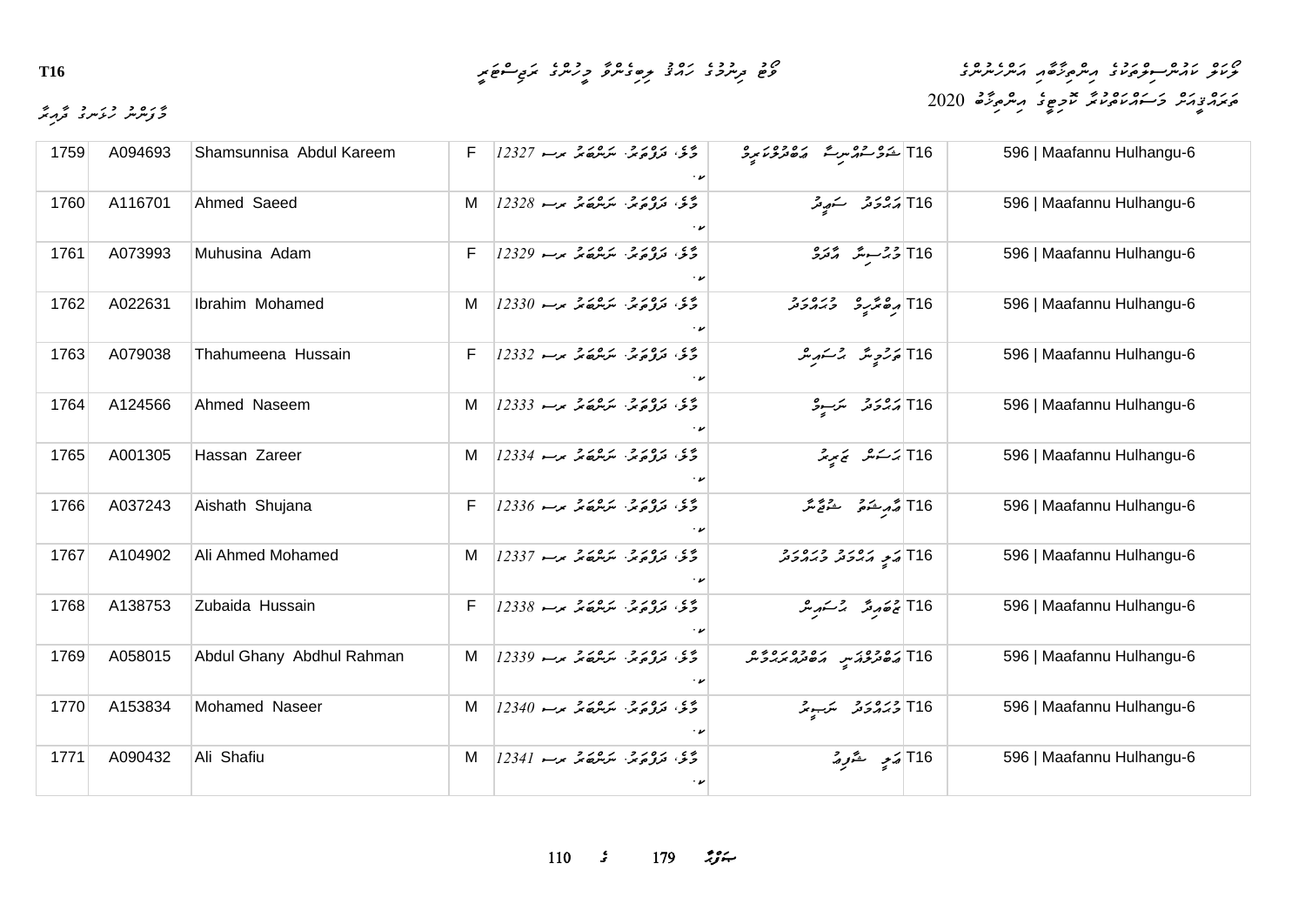| 1759 | A094693 | Shamsunnisa Abdul Kareem | F | 12327 ރާސ ނަރުހަމިސ .ރުވަގުރަ ،ގާމ . | T16 ޝަމްސުންނިސާ ޢަބްދުލްކަރީމް | 596 \| Maafannu Hulhangu-6 |
|---|---|---|---|---|---|---|
| 1760 | A116701 | Ahmed Saeed | M | 12328 ރާސ ނަރުހަމިސ .ރުވަގުރަ ،ގާމ . | T16 އަޙްމަދު ސަޢީދު | 596 \| Maafannu Hulhangu-6 |
| 1761 | A073993 | Muhusina Adam | F | 12329 ރާސ ނަރުހަމިސ .ރުވަގުރަ ،ގާމ . | T16 މުޙުސިނާ އާދަމް | 596 \| Maafannu Hulhangu-6 |
| 1762 | A022631 | Ibrahim Mohamed | M | 12330 ރާސ ނަރުހަމިސ .ރުވަގުރަ ،ގާމ . | T16 އިބްރާހީމް މުޙައްމަދު | 596 \| Maafannu Hulhangu-6 |
| 1763 | A079038 | Thahumeena Hussain | F | 12332 ރާސ ނަރުހަމިސ .ރުވަގުރަ ،ގާމ . | T16 ތަހުމީނާ ޙުސައިން | 596 \| Maafannu Hulhangu-6 |
| 1764 | A124566 | Ahmed Naseem | M | 12333 ރާސ ނަރުހަމިސ .ރުވަގުރަ ،ގާމ . | T16 އަޙްމަދު ނަސީމް | 596 \| Maafannu Hulhangu-6 |
| 1765 | A001305 | Hassan Zareer | M | 12334 ރާސ ނަރުހަމިސ .ރުވަގުރަ ،ގާމ . | T16 ޙަސަން ޒަރީރު | 596 \| Maafannu Hulhangu-6 |
| 1766 | A037243 | Aishath Shujana | F | 12336 ރާސ ނަރުހަމިސ .ރުވަގުރަ ،ގާމ . | T16 ޢާއިޝަތު ޝުޖާނާ | 596 \| Maafannu Hulhangu-6 |
| 1767 | A104902 | Ali Ahmed Mohamed | M | 12337 ރާސ ނަރުހަމިސ .ރުވަގުރަ ،ގާމ . | T16 ޢަލީ އަޙްމަދު މުޙައްމަދު | 596 \| Maafannu Hulhangu-6 |
| 1768 | A138753 | Zubaida Hussain | F | 12338 ރާސ ނަރުހަމިސ .ރުވަގުރަ ،ގާމ . | T16 ޒުބައިދާ ޙުސައިން | 596 \| Maafannu Hulhangu-6 |
| 1769 | A058015 | Abdul Ghany Abdhul Rahman | M | 12339 ރާސ ނަރުހަމިސ .ރުވަގުރަ ،ގާމ . | T16 ޢަބްދުލްޣަނީ ޢަބްދުއްރަޙްމާން | 596 \| Maafannu Hulhangu-6 |
| 1770 | A153834 | Mohamed Naseer | M | 12340 ރާސ ނަރުހަމިސ .ރުވަގުރަ ،ގާމ . | T16 މުޙައްމަދު ނަސީރު | 596 \| Maafannu Hulhangu-6 |
| 1771 | A090432 | Ali Shafiu | M | 12341 ރާސ ނަރުހަމިސ .ރުވަގުރަ ،ގާމ . | T16 ޢަލީ ޝާފިޢު | 596 \| Maafannu Hulhangu-6 |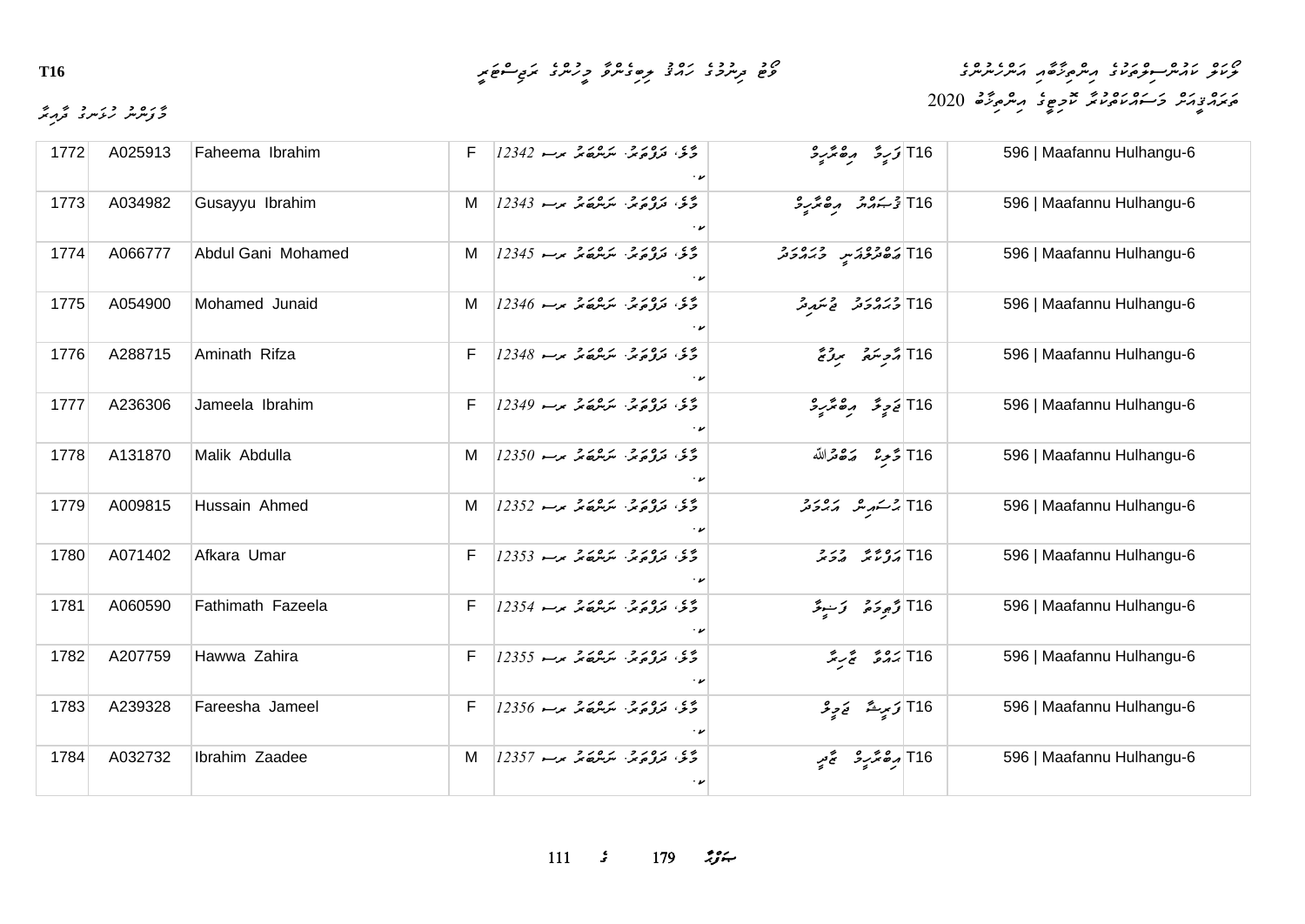| 1772 | A025913 | Faheema Ibrahim | F | 12342 ﻣﺎﻓﻦ... | T16 ﻓﺮﮔ ﻣﮭﺮﻭ | 596 \| Maafannu Hulhangu-6 |
|---|---|---|---|---|---|---|
| 1773 | A034982 | Gusayyu Ibrahim | M | 12343 | T16 | 596 \| Maafannu Hulhangu-6 |
| 1774 | A066777 | Abdul Gani Mohamed | M | 12345 | T16 | 596 \| Maafannu Hulhangu-6 |
| 1775 | A054900 | Mohamed Junaid | M | 12346 | T16 | 596 \| Maafannu Hulhangu-6 |
| 1776 | A288715 | Aminath Rifza | F | 12348 | T16 | 596 \| Maafannu Hulhangu-6 |
| 1777 | A236306 | Jameela Ibrahim | F | 12349 | T16 | 596 \| Maafannu Hulhangu-6 |
| 1778 | A131870 | Malik Abdulla | M | 12350 | T16 | 596 \| Maafannu Hulhangu-6 |
| 1779 | A009815 | Hussain Ahmed | M | 12352 | T16 | 596 \| Maafannu Hulhangu-6 |
| 1780 | A071402 | Afkara Umar | F | 12353 | T16 | 596 \| Maafannu Hulhangu-6 |
| 1781 | A060590 | Fathimath Fazeela | F | 12354 | T16 | 596 \| Maafannu Hulhangu-6 |
| 1782 | A207759 | Hawwa Zahira | F | 12355 | T16 | 596 \| Maafannu Hulhangu-6 |
| 1783 | A239328 | Fareesha Jameel | F | 12356 | T16 | 596 \| Maafannu Hulhangu-6 |
| 1784 | A032732 | Ibrahim Zaadee | M | 12357 | T16 | 596 \| Maafannu Hulhangu-6 |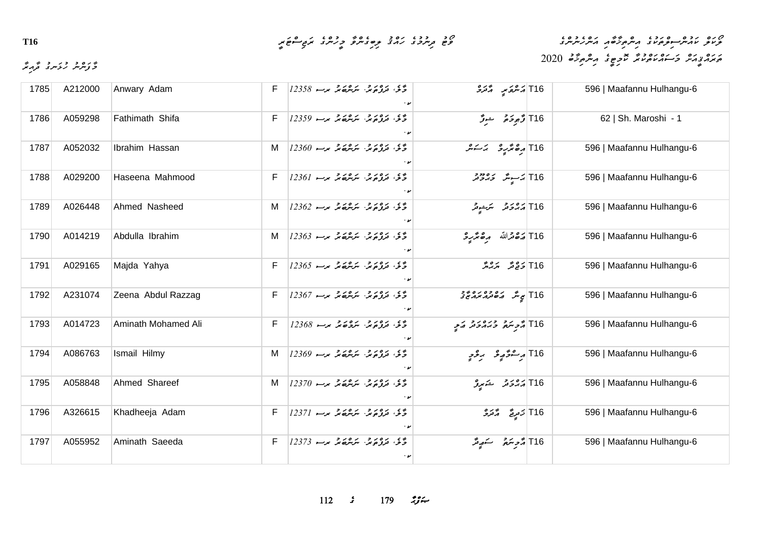| 1785 | A212000 | Anwary Adam | F | ގ.ދ. ދަރުވަރު. ނަރުޝަރު ރަސ 12358 | T16 އަންވަރީ އާދަމް | 596 \| Maafannu Hulhangu-6 |
|---|---|---|---|---|---|---|
| 1786 | A059298 | Fathimath Shifa | F | ގ.ދ. ދަރުވަރު. ނަރުޝަރު ރަސ 12359 | T16 ފާތިމަތު ޝިފާ | 62 \| Sh. Maroshi - 1 |
| 1787 | A052032 | Ibrahim Hassan | M | ގ.ދ. ދަރުވަރު. ނަރުޝަރު ރަސ 12360 | T16 އިބްރާހީމް ހަސަން | 596 \| Maafannu Hulhangu-6 |
| 1788 | A029200 | Haseena Mahmood | F | ގ.ދ. ދަރުވަރު. ނަރުޝަރު ރަސ 12361 | T16 ހަސީނާ މަޙްމޫދު | 596 \| Maafannu Hulhangu-6 |
| 1789 | A026448 | Ahmed Nasheed | M | ގ.ދ. ދަރުވަރު. ނަރުޝަރު ރަސ 12362 | T16 އަޙްމަދު ނަޝީދު | 596 \| Maafannu Hulhangu-6 |
| 1790 | A014219 | Abdulla Ibrahim | M | ގ.ދ. ދަރުވަރު. ނަރުޝަރު ރަސ 12363 | T16 އަބްދުﷲ އިބްރާހީމް | 596 \| Maafannu Hulhangu-6 |
| 1791 | A029165 | Majda Yahya | F | ގ.ދ. ދަރުވަރު. ނަރުޝަރު ރަސ 12365 | T16 މަޖްދާ ޔަޙްޔާ | 596 \| Maafannu Hulhangu-6 |
| 1792 | A231074 | Zeena Abdul Razzag | F | ގ.ދ. ދަރުވަރު. ނަރުޝަރު ރަސ 12367 | T16 ޒީނާ އަބްދުއްރައްޒާގު | 596 \| Maafannu Hulhangu-6 |
| 1793 | A014723 | Aminath Mohamed Ali | F | ގ.ދ. ދަރުވަރު. ނަރުޝަރު ރަސ 12368 | T16 އާމިނަތު މުޙައްމަދު ޢަލީ | 596 \| Maafannu Hulhangu-6 |
| 1794 | A086763 | Ismail Hilmy | M | ގ.ދ. ދަރުވަރު. ނަރުޝަރު ރަސ 12369 | T16 އިސްމާޢީލް ހިލްމީ | 596 \| Maafannu Hulhangu-6 |
| 1795 | A058848 | Ahmed Shareef | M | ގ.ދ. ދަރުވަރު. ނަރުޝަރު ރަސ 12370 | T16 އަޙްމަދު ޝަރީފު | 596 \| Maafannu Hulhangu-6 |
| 1796 | A326615 | Khadheeja Adam | F | ގ.ދ. ދަރުވަރު. ނަރުޝަރު ރަސ 12371 | T16 ޚަދީޖާ އާދަމް | 596 \| Maafannu Hulhangu-6 |
| 1797 | A055952 | Aminath Saeeda | F | ގ.ދ. ދަރުވަރު. ނަރުޝަރު ރަސ 12373 | T16 އާމިނަތު ސަޢީދާ | 596 \| Maafannu Hulhangu-6 |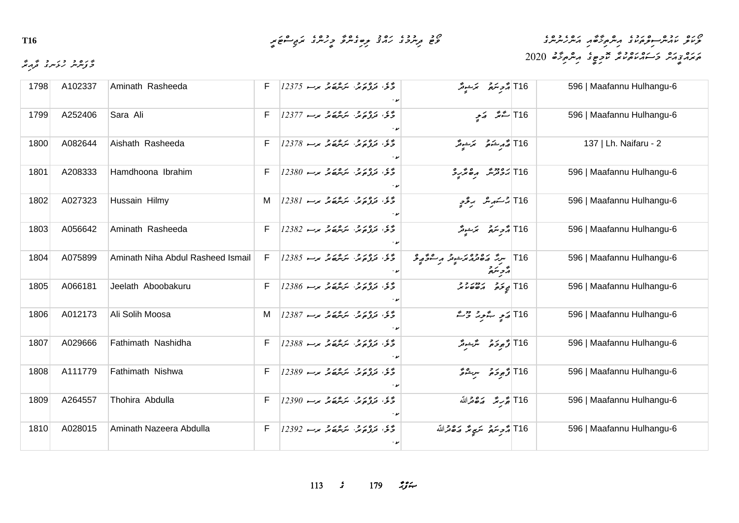| 1798 | A102337 | Aminath Rasheeda | F | މާ، ދަރުވަރު. ނަރުބަރު ނަ 12375 . | T16 އާމިނަތު ރަޝީދާ | 596 \| Maafannu Hulhangu-6 |
|---|---|---|---|---|---|---|
| 1799 | A252406 | Sara Ali | F | ދާ، ދަރުވަރު. ނަރުބަރު ނަ 12377 . | T16 ސާރާ އަލި | 596 \| Maafannu Hulhangu-6 |
| 1800 | A082644 | Aishath Rasheeda | F | ދާ، ދަރުވަރު. ނަރުބަރު ނަ 12378 . | T16 އާއިޝަތު ރަޝީދާ | 137 \| Lh. Naifaru - 2 |
| 1801 | A208333 | Hamdhoona Ibrahim | F | ދާ، ދަރުވަރު. ނަރުބަރު ނަ 12380 . | T16 ހަމްދޫނާ އިބްރާހީމް | 596 \| Maafannu Hulhangu-6 |
| 1802 | A027323 | Hussain Hilmy | M | ދާ، ދަރުވަރު. ނަރުބަރު ނަ 12381 . | T16 ހުސައިން ހިލްމީ | 596 \| Maafannu Hulhangu-6 |
| 1803 | A056642 | Aminath Rasheeda | F | ދާ، ދަރުވަރު. ނަރުބަރު ނަ 12382 . | T16 އާމިނަތު ރަޝީދާ | 596 \| Maafannu Hulhangu-6 |
| 1804 | A075899 | Aminath Niha Abdul Rasheed Ismail | F | ދާ، ދަރުވަރު. ނަރުބަރު ނަ 12385 . | T16 ނިހާ އަބްދުލްރަޝީދު އިސްމާޢީލް އާމިނަތު | 596 \| Maafannu Hulhangu-6 |
| 1805 | A066181 | Jeelath Aboobakuru | F | ދާ، ދަރުވަރު. ނަރުބަރު ނަ 12386 . | T16 ޖީލަތު އަބޫބަކުރު | 596 \| Maafannu Hulhangu-6 |
| 1806 | A012173 | Ali Solih Moosa | M | ދާ، ދަރުވަރު. ނަރުބަރު ނަ 12387 . | T16 އަލި ސާލިހު މޫސާ | 596 \| Maafannu Hulhangu-6 |
| 1807 | A029666 | Fathimath Nashidha | F | ދާ، ދަރުވަރު. ނަރުބަރު ނަ 12388 . | T16 ފާތިމަތު ނާޝިދާ | 596 \| Maafannu Hulhangu-6 |
| 1808 | A111779 | Fathimath Nishwa | F | ދާ، ދަރުވަރު. ނަރުބަރު ނަ 12389 . | T16 ފާތިމަތު ނިޝްވާ | 596 \| Maafannu Hulhangu-6 |
| 1809 | A264557 | Thohira Abdulla | F | ދާ، ދަރުވަރު. ނަރުބަރު ނަ 12390 . | T16 ޠާހިރާ އަބްދުﷲ | 596 \| Maafannu Hulhangu-6 |
| 1810 | A028015 | Aminath Nazeera Abdulla | F | ދާ، ދަރުވަރު. ނަރުބަރު ނަ 12392 . | T16 އާމިނަތު ނަޒީރާ އަބްދުﷲ | 596 \| Maafannu Hulhangu-6 |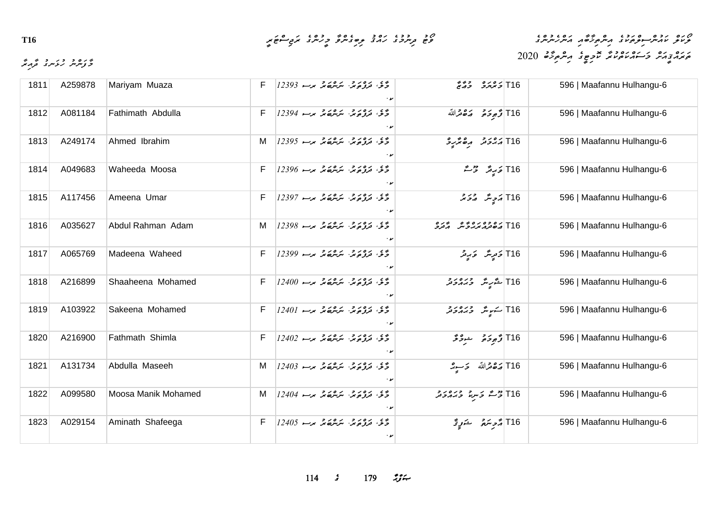| 1811 | A259878 | Mariyam Muaza | F | ޑާ، ދަރުވަރު. ނަރަދާގެ ރަފު 12393 | T16 ޖަރަޒް ޖޭމްޒް | 596 \| Maafannu Hulhangu-6 |
|---|---|---|---|---|---|---|
| 1812 | A081184 | Fathimath Abdulla | F | ޑާ، ދަރުވަރު. ނަރަދާގެ ރަފު 12394 | T16 ފާތިމަތު އަބްދުﷲ | 596 \| Maafannu Hulhangu-6 |
| 1813 | A249174 | Ahmed Ibrahim | M | ޑާ، ދަރުވަރު. ނަރަދާގެ ރަފު 12395 | T16 އަހުމަދު އިބްރާހީމް | 596 \| Maafannu Hulhangu-6 |
| 1814 | A049683 | Waheeda Moosa | F | ޑާ، ދަރުވަރު. ނަރަދާގެ ރަފު 12396 | T16 ވަހީދާ މޫސާ | 596 \| Maafannu Hulhangu-6 |
| 1815 | A117456 | Ameena Umar | F | ޑާ، ދަރުވަރު. ނަރަދާގެ ރަފު 12397 | T16 އަމީނާ އުމަރު | 596 \| Maafannu Hulhangu-6 |
| 1816 | A035627 | Abdul Rahman Adam | M | ޑާ، ދަރުވަރު. ނަރަދާގެ ރަފު 12398 | T16 އަބްދުއްރަޙްމާން އާދަމް | 596 \| Maafannu Hulhangu-6 |
| 1817 | A065769 | Madeena Waheed | F | ޑާ، ދަރުވަރު. ނަރަދާގެ ރަފު 12399 | T16 މަދީނާ ވަހީދު | 596 \| Maafannu Hulhangu-6 |
| 1818 | A216899 | Shaaheena Mohamed | F | ޑާ، ދަރުވަރު. ނަރަދާގެ ރަފު 12400 | T16 ޝާހީނާ މުހައްމަދު | 596 \| Maafannu Hulhangu-6 |
| 1819 | A103922 | Sakeena Mohamed | F | ޑާ، ދަރުވަރު. ނަރަދާގެ ރަފު 12401 | T16 ސަކީނާ މުހައްމަދު | 596 \| Maafannu Hulhangu-6 |
| 1820 | A216900 | Fathmath Shimla | F | ޑާ، ދަރުވަރު. ނަރަދާގެ ރަފު 12402 | T16 ފާތިމަތު ޝިމްލާ | 596 \| Maafannu Hulhangu-6 |
| 1821 | A131734 | Abdulla Maseeh | M | ޑާ، ދަރުވަރު. ނަރަދާގެ ރަފު 12403 | T16 އަބްދުﷲ މަސީހު | 596 \| Maafannu Hulhangu-6 |
| 1822 | A099580 | Moosa Manik Mohamed | M | ޑާ، ދަރުވަރު. ނަރަދާގެ ރަފު 12404 | T16 މޫސާ މަނިކު މުހައްމަދު | 596 \| Maafannu Hulhangu-6 |
| 1823 | A029154 | Aminath Shafeega | F | ޑާ، ދަރުވަރު. ނަރަދާގެ ރަފު 12405 | T16 އާމިނަތު ޝަފީގާ | 596 \| Maafannu Hulhangu-6 |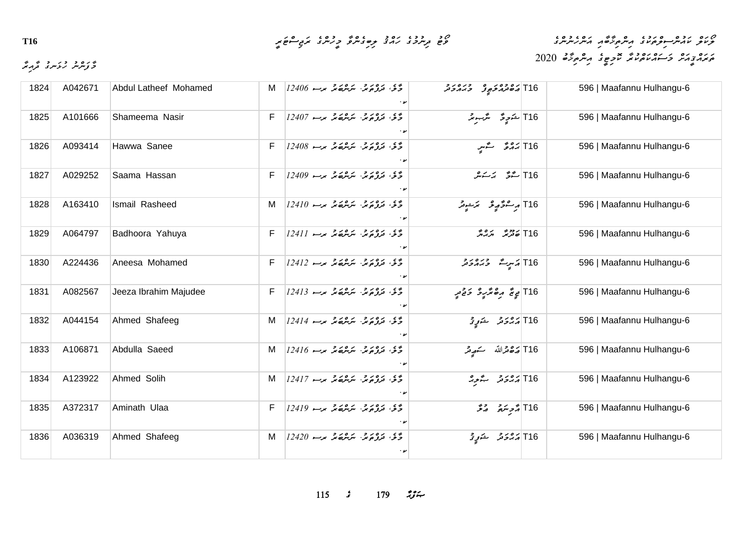| 1824 | A042671 | Abdul Latheef Mohamed | M | 12406 ގ. ދަވްލަތު. ނަރުދަރު ރަށް | T16 އަބްދުލްލަތީފް މުހައްމަދު | 596 \| Maafannu Hulhangu-6 |
|---|---|---|---|---|---|---|
| 1825 | A101666 | Shameema Nasir | F | 12407 ގ. ދަވްލަތު. ނަރުދަރު ރަށް | T16 ޝަމީމާ ނާސިރު | 596 \| Maafannu Hulhangu-6 |
| 1826 | A093414 | Hawwa Sanee | F | 12408 ގ. ދަވްލަތު. ނަރުދަރު ރަށް | T16 ހައްވާ ސާނީ | 596 \| Maafannu Hulhangu-6 |
| 1827 | A029252 | Saama Hassan | F | 12409 ގ. ދަވްލަތު. ނަރުދަރު ރަށް | T16 ސާމާ ހަސަން | 596 \| Maafannu Hulhangu-6 |
| 1828 | A163410 | Ismail Rasheed | M | 12410 ގ. ދަވްލަތު. ނަރުދަރު ރަށް | T16 އިސްމާއީލް ރަޝީދު | 596 \| Maafannu Hulhangu-6 |
| 1829 | A064797 | Badhoora Yahuya | F | 12411 ގ. ދަވްލަތު. ނަރުދަރު ރަށް | T16 ބަދޫރާ ޔަހުޔާ | 596 \| Maafannu Hulhangu-6 |
| 1830 | A224436 | Aneesa Mohamed | F | 12412 ގ. ދަވްލަތު. ނަރުދަރު ރަށް | T16 އަނީސާ މުހައްމަދު | 596 \| Maafannu Hulhangu-6 |
| 1831 | A082567 | Jeeza Ibrahim Majudee | F | 12413 ގ. ދަވްލަތު. ނަރުދަރު ރަށް | T16 ޖީޒާ އިބްރާހީމް މަޖުދީ | 596 \| Maafannu Hulhangu-6 |
| 1832 | A044154 | Ahmed Shafeeg | M | 12414 ގ. ދަވްލަތު. ނަރުދަރު ރަށް | T16 އަހްމަދު ޝަފީގު | 596 \| Maafannu Hulhangu-6 |
| 1833 | A106871 | Abdulla Saeed | M | 12416 ގ. ދަވްލަތު. ނަރުދަރު ރަށް | T16 އަބްދުﷲ ސަޢީދު | 596 \| Maafannu Hulhangu-6 |
| 1834 | A123922 | Ahmed Solih | M | 12417 ގ. ދަވްލަތު. ނަރުދަރު ރަށް | T16 އަހްމަދު ޞާލިހު | 596 \| Maafannu Hulhangu-6 |
| 1835 | A372317 | Aminath Ulaa | F | 12419 ގ. ދަވްލަތު. ނަރުދަރު ރަށް | T16 އާމިނަތު އުލާ | 596 \| Maafannu Hulhangu-6 |
| 1836 | A036319 | Ahmed Shafeeg | M | 12420 ގ. ދަވްލަތު. ނަރުދަރު ރަށް | T16 އަހްމަދު ޝަފީގު | 596 \| Maafannu Hulhangu-6 |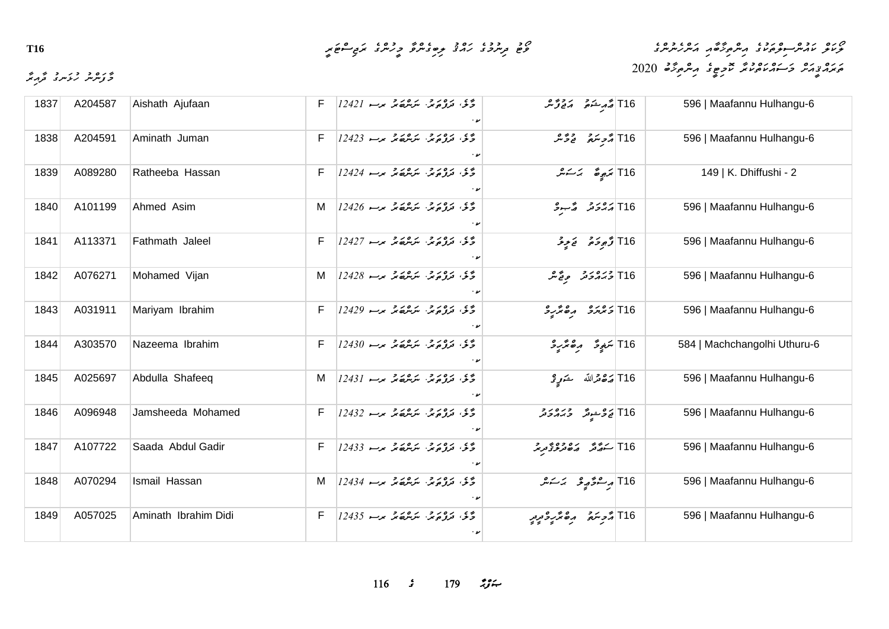| 1837 | A204587 | Aishath Ajufaan | F | 12421 ގ.ތ. ދަރުވަރު. ނަނބަރު ހިސާ | T16 ޢާއިޝަތު އަޖުފާން | 596 \| Maafannu Hulhangu-6 |
|---|---|---|---|---|---|---|
| 1838 | A204591 | Aminath Juman | F | 12423 ގ.ތ. ދަރުވަރު. ނަނބަރު ހިސާ | T16 އާމިނަތު ޖުމާން | 596 \| Maafannu Hulhangu-6 |
| 1839 | A089280 | Ratheeba Hassan | F | 12424 ގ.ތ. ދަރުވަރު. ނަނބަރު ހިސާ | T16 ރަތީބާ ހަސަން | 149 \| K. Dhiffushi - 2 |
| 1840 | A101199 | Ahmed Asim | M | 12426 ގ.ތ. ދަރުވަރު. ނަނބަރު ހިސާ | T16 އަހުމަދު އާސިމް | 596 \| Maafannu Hulhangu-6 |
| 1841 | A113371 | Fathmath Jaleel | F | 12427 ގ.ތ. ދަރުވަރު. ނަނބަރު ހިސާ | T16 ފާތިމަތު ޖަލީލް | 596 \| Maafannu Hulhangu-6 |
| 1842 | A076271 | Mohamed Vijan | M | 12428 ގ.ތ. ދަރުވަރު. ނަނބަރު ހިސާ | T16 މުހައްމަދު ވިޖާން | 596 \| Maafannu Hulhangu-6 |
| 1843 | A031911 | Mariyam Ibrahim | F | 12429 ގ.ތ. ދަރުވަރު. ނަނބަރު ހިސާ | T16 މަރިޔަމް އިބްރާހިމް | 596 \| Maafannu Hulhangu-6 |
| 1844 | A303570 | Nazeema Ibrahim | F | 12430 ގ.ތ. ދަރުވަރު. ނަނބަރު ހިސާ | T16 ނަޒީމާ އިބްރާހިމް | 584 \| Machchangolhi Uthuru-6 |
| 1845 | A025697 | Abdulla Shafeeq | M | 12431 ގ.ތ. ދަރުވަރު. ނަނބަރު ހިސާ | T16 އަބްދުﷲ ޝަފީޤު | 596 \| Maafannu Hulhangu-6 |
| 1846 | A096948 | Jamsheeda Mohamed | F | 12432 ގ.ތ. ދަރުވަރު. ނަނބަރު ހިސާ | T16 ޖަމްޝީދާ މުހައްމަދު | 596 \| Maafannu Hulhangu-6 |
| 1847 | A107722 | Saada Abdul Gadir | F | 12433 ގ.ތ. ދަރުވަރު. ނަނބަރު ހިސާ | T16 ސަޢާދާ އަބްދުލްގާދިރު | 596 \| Maafannu Hulhangu-6 |
| 1848 | A070294 | Ismail Hassan | M | 12434 ގ.ތ. ދަރުވަރު. ނަނބަރު ހިސާ | T16 އިސްމާޢީލް ހަސަން | 596 \| Maafannu Hulhangu-6 |
| 1849 | A057025 | Aminath Ibrahim Didi | F | 12435 ގ.ތ. ދަރުވަރު. ނަނބަރު ހިސާ | T16 އާމިނަތު އިބްރާހިމްދީދީ | 596 \| Maafannu Hulhangu-6 |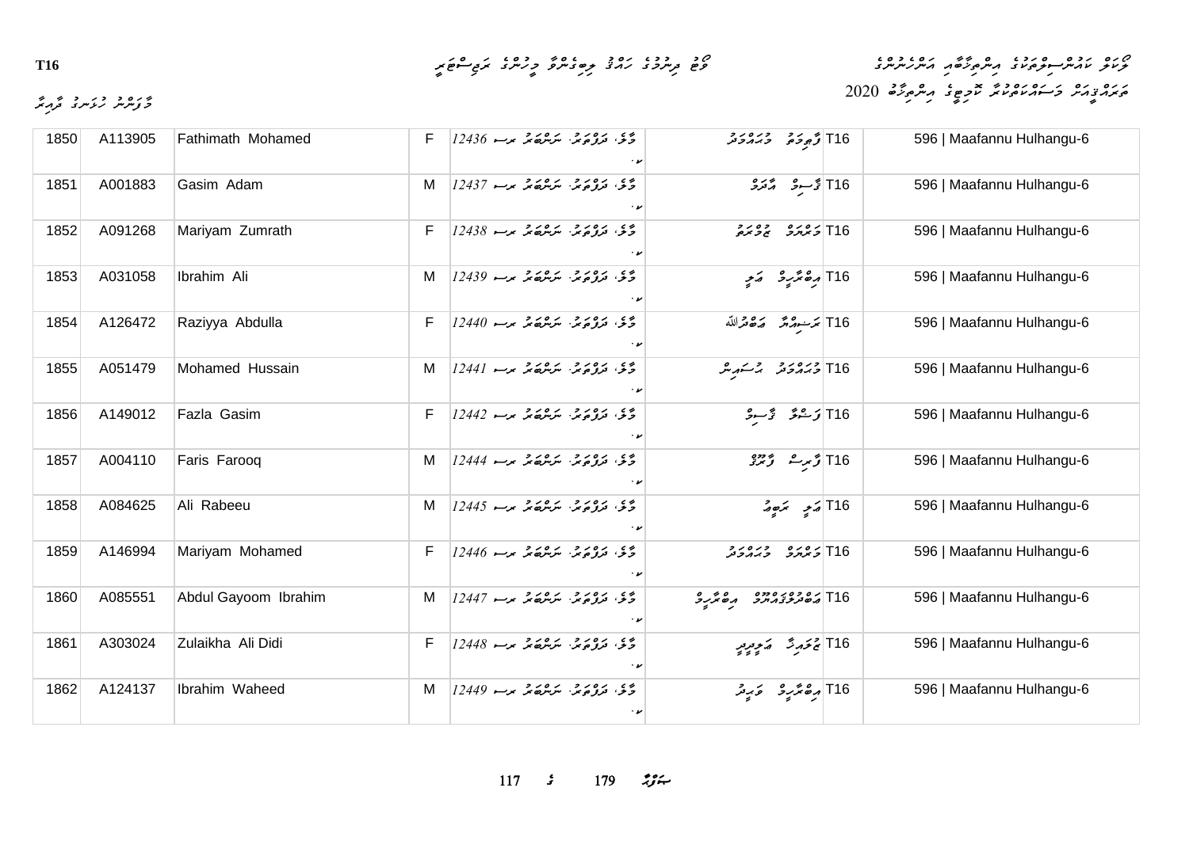| 1850 | A113905 | Fathimath Mohamed | F | 12436 ވާ، ދަވެރަތު. ނަރުތާލަ ދޮސް ..ވ | T16 ޝާގިމާ ގުޅިޔާ | 596 \| Maafannu Hulhangu-6 |
|---|---|---|---|---|---|---|
| 1851 | A001883 | Gasim Adam | M | 12437 ވާ، ދަވެރަތު. ނަރުތާލަ ދޮސް ..ވ | T16 ޤާސިމް އާދަމް | 596 \| Maafannu Hulhangu-6 |
| 1852 | A091268 | Mariyam Zumrath | F | 12438 ވާ، ދަވެރަތު. ނަރުތާލަ ދޮސް ..ވ | T16 މަރިޔަމް ޒުމްރަތު | 596 \| Maafannu Hulhangu-6 |
| 1853 | A031058 | Ibrahim Ali | M | 12439 ވާ، ދަވެރަތު. ނަރުތާލަ ދޮސް ..ވ | T16 އިބްރާހީމް ޢަލީ | 596 \| Maafannu Hulhangu-6 |
| 1854 | A126472 | Raziyya Abdulla | F | 12440 ވާ، ދަވެރަތު. ނަރުތާލަ ދޮސް ..ވ | T16 ރަޟިއްޔާ ޢަބްދުﷲ | 596 \| Maafannu Hulhangu-6 |
| 1855 | A051479 | Mohamed Hussain | M | 12441 ވާ، ދަވެރަތު. ނަރުތާލަ ދޮސް ..ވ | T16 މުޙައްމަދު ޙުސައިން | 596 \| Maafannu Hulhangu-6 |
| 1856 | A149012 | Fazla Gasim | F | 12442 ވާ، ދަވެރަތު. ނަރުތާލަ ދޮސް ..ވ | T16 ފަޟްލާ ޤާސިމް | 596 \| Maafannu Hulhangu-6 |
| 1857 | A004110 | Faris Farooq | M | 12444 ވާ، ދަވެރަތު. ނަރުތާލަ ދޮސް ..ވ | T16 ފާރިސް ފާރޫޤު | 596 \| Maafannu Hulhangu-6 |
| 1858 | A084625 | Ali Rabeeu | M | 12445 ވާ، ދަވެރަތު. ނަރުތާލަ ދޮސް ..ވ | T16 ޢަލީ ރަބީޢު | 596 \| Maafannu Hulhangu-6 |
| 1859 | A146994 | Mariyam Mohamed | F | 12446 ވާ، ދަވެރަތު. ނަރުތާލަ ދޮސް ..ވ | T16 މަރިޔަމް މުޙައްމަދު | 596 \| Maafannu Hulhangu-6 |
| 1860 | A085551 | Abdul Gayoom Ibrahim | M | 12447 ވާ، ދަވެރަތު. ނަރުތާލަ ދޮސް ..ވ | T16 ޢަބްދުލްޤައްޔޫމް އިބްރާހީމް | 596 \| Maafannu Hulhangu-6 |
| 1861 | A303024 | Zulaikha Ali Didi | F | 12448 ވާ، ދަވެރަތު. ނަރުތާލަ ދޮސް ..ވ | T16 ޒުލައިޚާ ޢަލީދީދީ | 596 \| Maafannu Hulhangu-6 |
| 1862 | A124137 | Ibrahim Waheed | M | 12449 ވާ، ދަވެރަތު. ނަރުތާލަ ދޮސް ..ވ | T16 އިބްރާހީމް ވަޙީދު | 596 \| Maafannu Hulhangu-6 |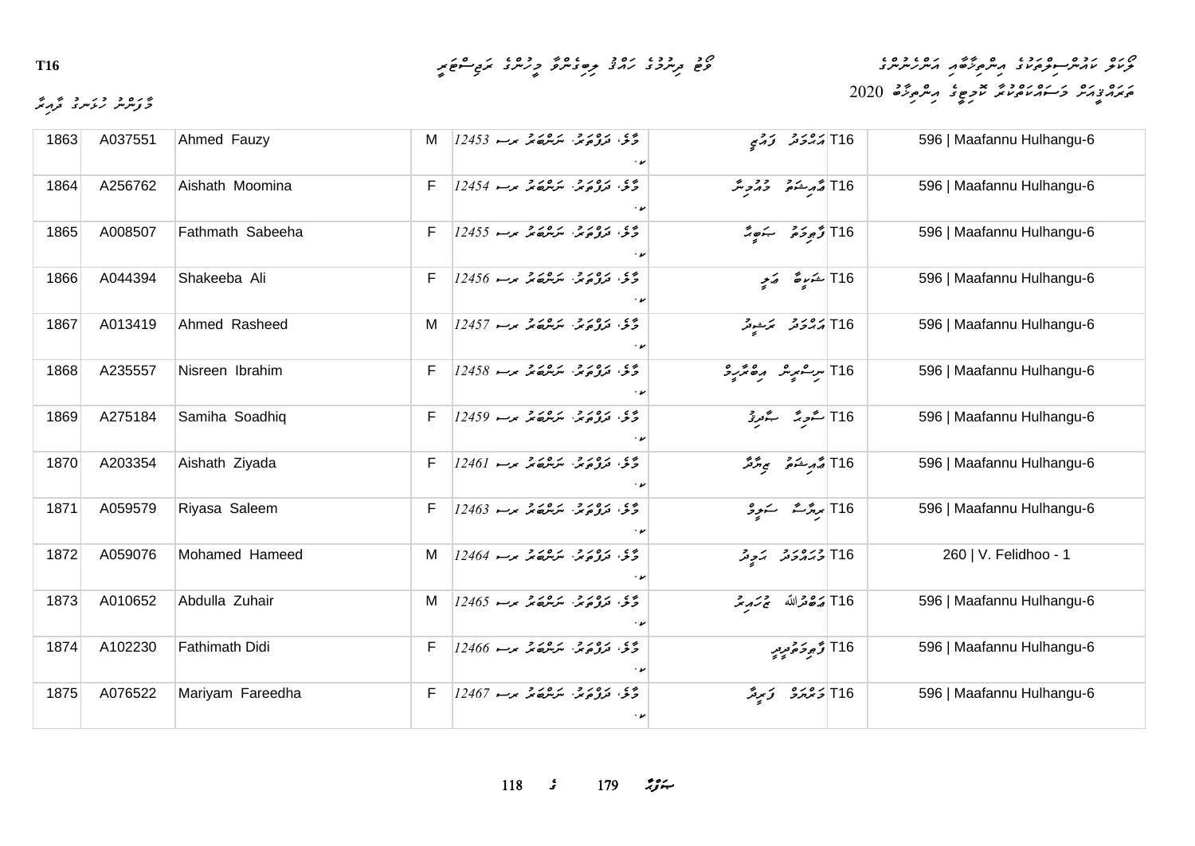| 1863 | A037551 | Ahmed Fauzy | M | 12453 ގ. ދަރުމަވަންތަ ގދ. ނިލަންދޫ ... | T16 އަހްމަދު ފައުޒީ | 596 \| Maafannu Hulhangu-6 |
|---|---|---|---|---|---|---|
| 1864 | A256762 | Aishath Moomina | F | 12454 ... | T16 އައިޝަތު މޫމިނާ | 596 \| Maafannu Hulhangu-6 |
| 1865 | A008507 | Fathmath Sabeeha | F | 12455 ... | T16 ފާތިމަތު ސަބީހާ | 596 \| Maafannu Hulhangu-6 |
| 1866 | A044394 | Shakeeba Ali | F | 12456 ... | T16 ޝަކީބާ ޢަލީ | 596 \| Maafannu Hulhangu-6 |
| 1867 | A013419 | Ahmed Rasheed | M | 12457 ... | T16 އަހްމަދު ރަޝީދު | 596 \| Maafannu Hulhangu-6 |
| 1868 | A235557 | Nisreen Ibrahim | F | 12458 ... | T16 ނިސްރީން އިބްރާހީމް | 596 \| Maafannu Hulhangu-6 |
| 1869 | A275184 | Samiha Soadhiq | F | 12459 ... | T16 ސާމިހާ ޞާދިޤު | 596 \| Maafannu Hulhangu-6 |
| 1870 | A203354 | Aishath Ziyada | F | 12461 ... | T16 އައިޝަތު ޒިޔާދާ | 596 \| Maafannu Hulhangu-6 |
| 1871 | A059579 | Riyasa Saleem | F | 12463 ... | T16 ރިޔާސާ ސަލީމް | 596 \| Maafannu Hulhangu-6 |
| 1872 | A059076 | Mohamed Hameed | M | 12464 ... | T16 މުޙައްމަދު ޙަމީދު | 260 \| V. Felidhoo - 1 |
| 1873 | A010652 | Abdulla Zuhair | M | 12465 ... | T16 އަބްދުﷲ ޒުހައިރު | 596 \| Maafannu Hulhangu-6 |
| 1874 | A102230 | Fathimath Didi | F | 12466 ... | T16 ފާތިމަތުދީދީ | 596 \| Maafannu Hulhangu-6 |
| 1875 | A076522 | Mariyam Fareedha | F | 12467 ... | T16 މަރިޔަމް ފަރީދާ | 596 \| Maafannu Hulhangu-6 |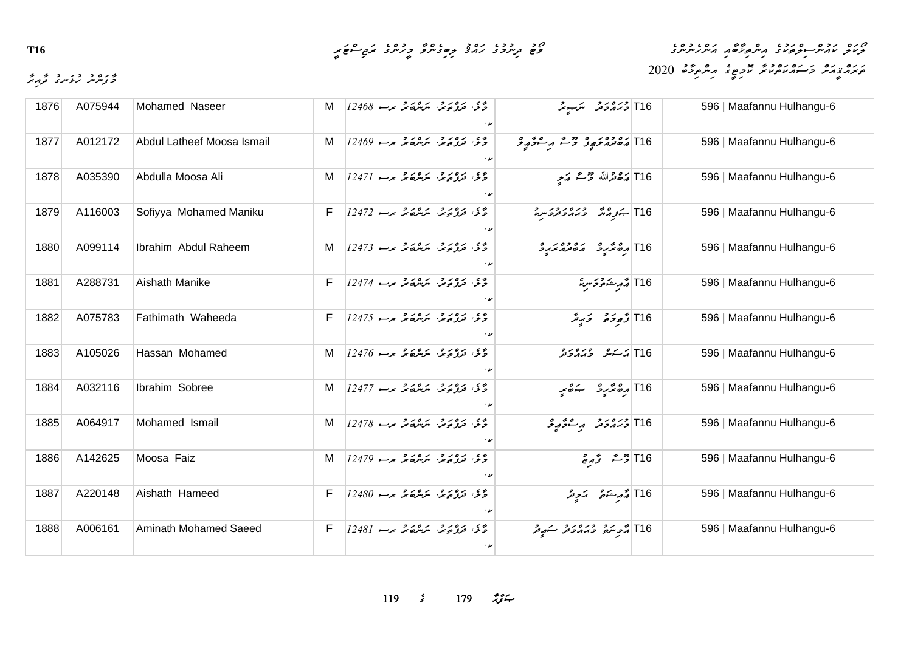| 1876 | A075944 | Mohamed Naseer | M | 12468 ގ.ދ. ދަރަވަންދޫ. ނަންނަރިޔާ ހިރަ | T16 | 596 \| Maafannu Hulhangu-6 |
|---|---|---|---|---|---|---|
| 1877 | A012172 | Abdul Latheef Moosa Ismail | M | 12469 | T16 | 596 \| Maafannu Hulhangu-6 |
| 1878 | A035390 | Abdulla Moosa Ali | M | 12471 | T16 | 596 \| Maafannu Hulhangu-6 |
| 1879 | A116003 | Sofiyya Mohamed Maniku | F | 12472 | T16 | 596 \| Maafannu Hulhangu-6 |
| 1880 | A099114 | Ibrahim Abdul Raheem | M | 12473 | T16 | 596 \| Maafannu Hulhangu-6 |
| 1881 | A288731 | Aishath Manike | F | 12474 | T16 | 596 \| Maafannu Hulhangu-6 |
| 1882 | A075783 | Fathimath Waheeda | F | 12475 | T16 | 596 \| Maafannu Hulhangu-6 |
| 1883 | A105026 | Hassan Mohamed | M | 12476 | T16 | 596 \| Maafannu Hulhangu-6 |
| 1884 | A032116 | Ibrahim Sobree | M | 12477 | T16 | 596 \| Maafannu Hulhangu-6 |
| 1885 | A064917 | Mohamed Ismail | M | 12478 | T16 | 596 \| Maafannu Hulhangu-6 |
| 1886 | A142625 | Moosa Faiz | M | 12479 | T16 | 596 \| Maafannu Hulhangu-6 |
| 1887 | A220148 | Aishath Hameed | F | 12480 | T16 | 596 \| Maafannu Hulhangu-6 |
| 1888 | A006161 | Aminath Mohamed Saeed | F | 12481 | T16 | 596 \| Maafannu Hulhangu-6 |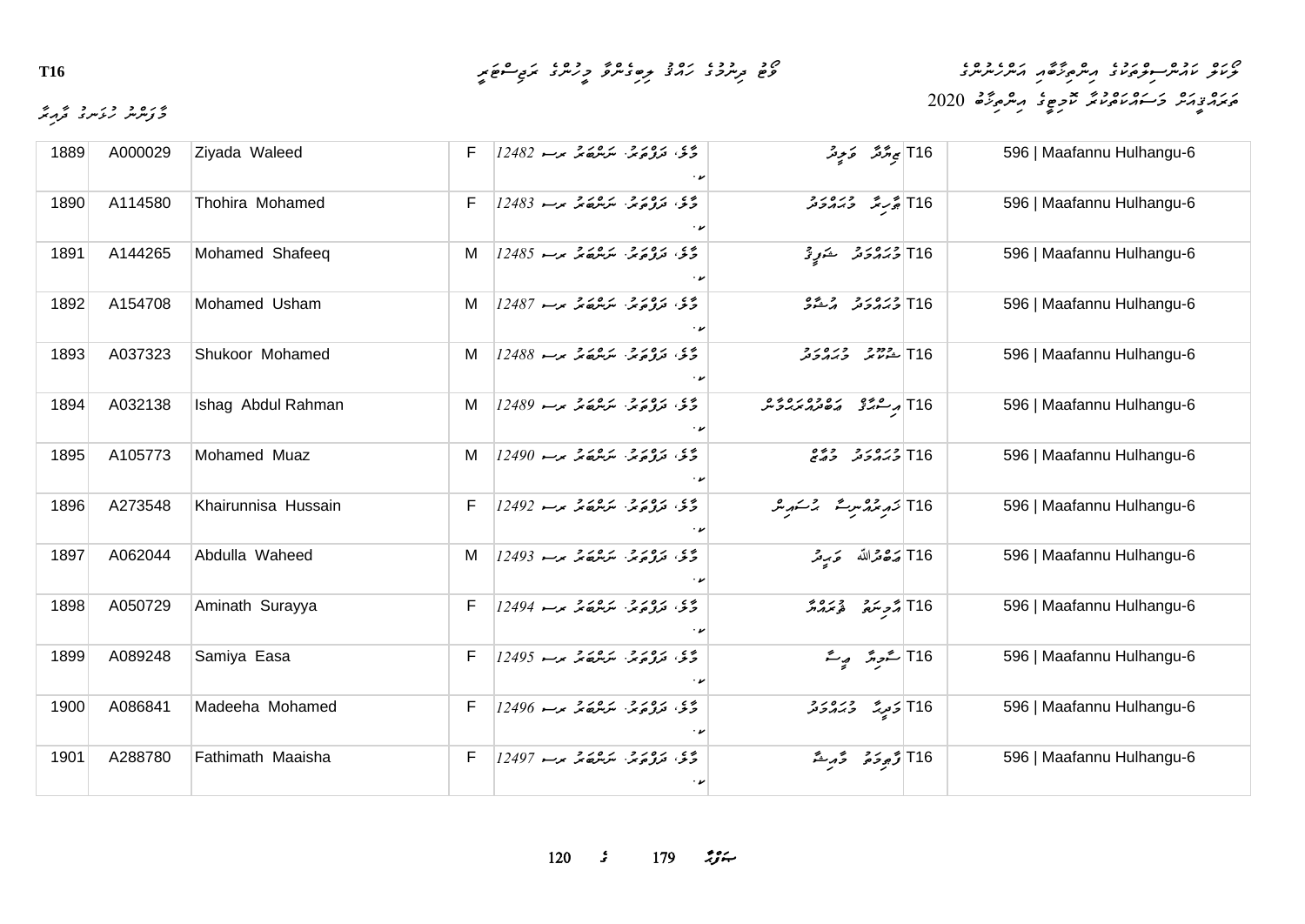| 1889 | A000029 | Ziyada Waleed | F | 12482 ޖ، ދަރުބާރު. ނަންބަރަކީ ނަ.ނ | ޒިޔާދާ ވަލީދު T16 | 596 \| Maafannu Hulhangu-6 |
|---|---|---|---|---|---|---|
| 1890 | A114580 | Thohira Mohamed | F | 12483 ޖ، ދަރުބާރު. ނަންބަރަކީ ނަ.ނ | ޠާހިރާ މުޙައްމަދު T16 | 596 \| Maafannu Hulhangu-6 |
| 1891 | A144265 | Mohamed Shafeeq | M | 12485 ޖ، ދަރުބާރު. ނަންބަރަކީ ނަ.ނ | މުޙައްމަދު ޝަފީޤު T16 | 596 \| Maafannu Hulhangu-6 |
| 1892 | A154708 | Mohamed Usham | M | 12487 ޖ، ދަރުބާރު. ނަންބަރަކީ ނަ.ނ | މުޙައްމަދު އުޝާމް T16 | 596 \| Maafannu Hulhangu-6 |
| 1893 | A037323 | Shukoor Mohamed | M | 12488 ޖ، ދަރުބާރު. ނަންބަރަކީ ނަ.ނ | ޝުކޫރު މުޙައްމަދު T16 | 596 \| Maafannu Hulhangu-6 |
| 1894 | A032138 | Ishag Abdul Rahman | M | 12489 ޖ، ދަރުބާރު. ނަންބަރަކީ ނަ.ނ | އިސްޙާޤު އަބްދުއްރަޙްމާން T16 | 596 \| Maafannu Hulhangu-6 |
| 1895 | A105773 | Mohamed Muaz | M | 12490 ޖ، ދަރުބާރު. ނަންބަރަކީ ނަ.ނ | މުޙައްމަދު މުޢާޒު T16 | 596 \| Maafannu Hulhangu-6 |
| 1896 | A273548 | Khairunnisa Hussain | F | 12492 ޖ، ދަރުބާރު. ނަންބަރަކީ ނަ.ނ | ޚައިރުއްނިސާ ހުސައިން T16 | 596 \| Maafannu Hulhangu-6 |
| 1897 | A062044 | Abdulla Waheed | M | 12493 ޖ، ދަރުބާރު. ނަންބަރަކީ ނަ.ނ | އަބްދުﷲ ވަހީދު T16 | 596 \| Maafannu Hulhangu-6 |
| 1898 | A050729 | Aminath Surayya | F | 12494 ޖ، ދަރުބާރު. ނަންބަރަކީ ނަ.ނ | އާމިނަތު ޘުރައްޔާ T16 | 596 \| Maafannu Hulhangu-6 |
| 1899 | A089248 | Samiya Easa | F | 12495 ޖ، ދަރުބާރު. ނަންބަރަކީ ނަ.ނ | ސާމިޔާ ޢީސާ T16 | 596 \| Maafannu Hulhangu-6 |
| 1900 | A086841 | Madeeha Mohamed | F | 12496 ޖ، ދަރުބާރު. ނަންބަރަކީ ނަ.ނ | މަދީހާ މުޙައްމަދު T16 | 596 \| Maafannu Hulhangu-6 |
| 1901 | A288780 | Fathimath Maaisha | F | 12497 ޖ، ދަރުބާރު. ނަންބަރަކީ ނަ.ނ | ފާތިމަތު މާއިޝާ T16 | 596 \| Maafannu Hulhangu-6 |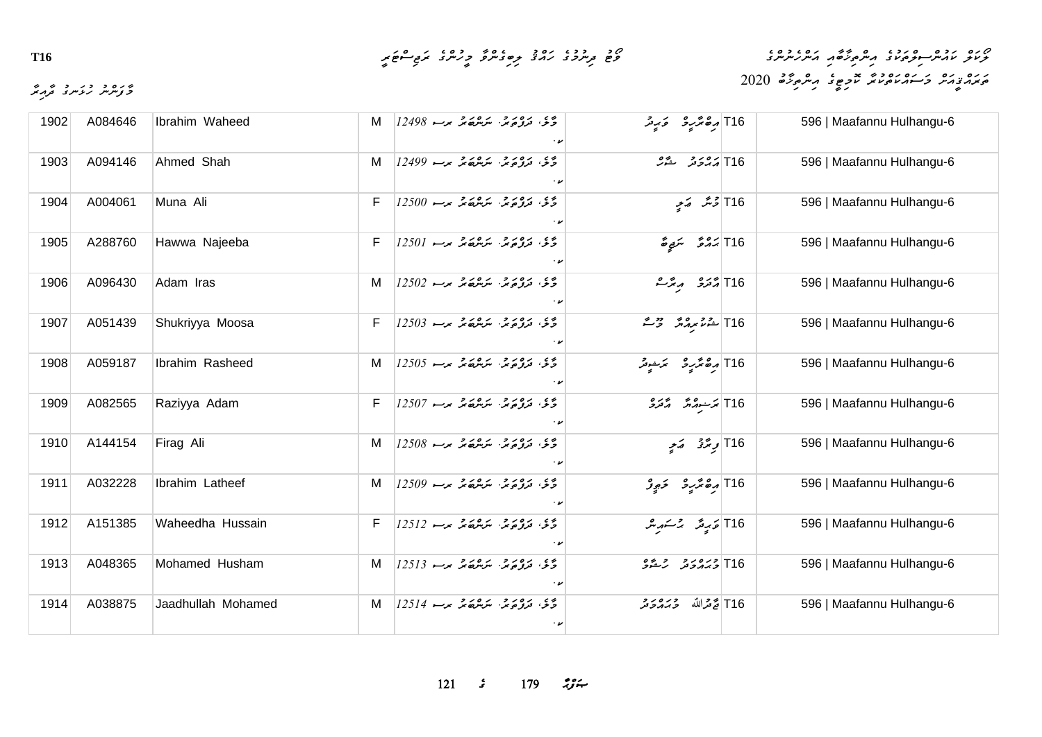| 1902 | A084646 | Ibrahim Waheed | M | 12498 ގ. ދަރުމަވަނތަ ހިނގުން | T16 ރެއްނާއިރާ ވަހީދު | 596 \| Maafannu Hulhangu-6 |
|---|---|---|---|---|---|---|
| 1903 | A094146 | Ahmed Shah | M | 12499 ގ. ދަރުމަވަނތަ ހިނގުން | T16 އަހުމަދު ޝާހް | 596 \| Maafannu Hulhangu-6 |
| 1904 | A004061 | Muna Ali | F | 12500 ގ. ދަރުމަވަނތަ ހިނގުން | T16 މުނާ އަލީ | 596 \| Maafannu Hulhangu-6 |
| 1905 | A288760 | Hawwa Najeeba | F | 12501 ގ. ދަރުމަވަނތަ ހިނގުން | T16 ހައްވާ ނަޖީބާ | 596 \| Maafannu Hulhangu-6 |
| 1906 | A096430 | Adam Iras | M | 12502 ގ. ދަރުމަވަނތަ ހިނގުން | T16 އާދަމް އިރާސް | 596 \| Maafannu Hulhangu-6 |
| 1907 | A051439 | Shukriyya Moosa | F | 12503 ގ. ދަރުމަވަނތަ ހިނގުން | T16 ޝުކުރިއްޔާ މޫސާ | 596 \| Maafannu Hulhangu-6 |
| 1908 | A059187 | Ibrahim Rasheed | M | 12505 ގ. ދަރުމަވަނތަ ހިނގުން | T16 އިބްރާހީމް ރަޝީދު | 596 \| Maafannu Hulhangu-6 |
| 1909 | A082565 | Raziyya Adam | F | 12507 ގ. ދަރުމަވަނތަ ހިނގުން | T16 ރާޒިއްޔާ އާދަމް | 596 \| Maafannu Hulhangu-6 |
| 1910 | A144154 | Firag Ali | M | 12508 ގ. ދަރުމަވަނތަ ހިނގުން | T16 ފިރާގު އަލީ | 596 \| Maafannu Hulhangu-6 |
| 1911 | A032228 | Ibrahim Latheef | M | 12509 ގ. ދަރުމަވަނތަ ހިނގުން | T16 އިބްރާހީމް ލަތީފު | 596 \| Maafannu Hulhangu-6 |
| 1912 | A151385 | Waheedha Hussain | F | 12512 ގ. ދަރުމަވަނތަ ހިނގުން | T16 ވަހީދާ ހުސައިން | 596 \| Maafannu Hulhangu-6 |
| 1913 | A048365 | Mohamed Husham | M | 12513 ގ. ދަރުމަވަނތަ ހިނގުން | T16 މުހައްމަދު ހުޝާމް | 596 \| Maafannu Hulhangu-6 |
| 1914 | A038875 | Jaadhullah Mohamed | M | 12514 ގ. ދަރުމަވަނތަ ހިނގުން | T16 ޖާދުﷲ މުހައްމަދު | 596 \| Maafannu Hulhangu-6 |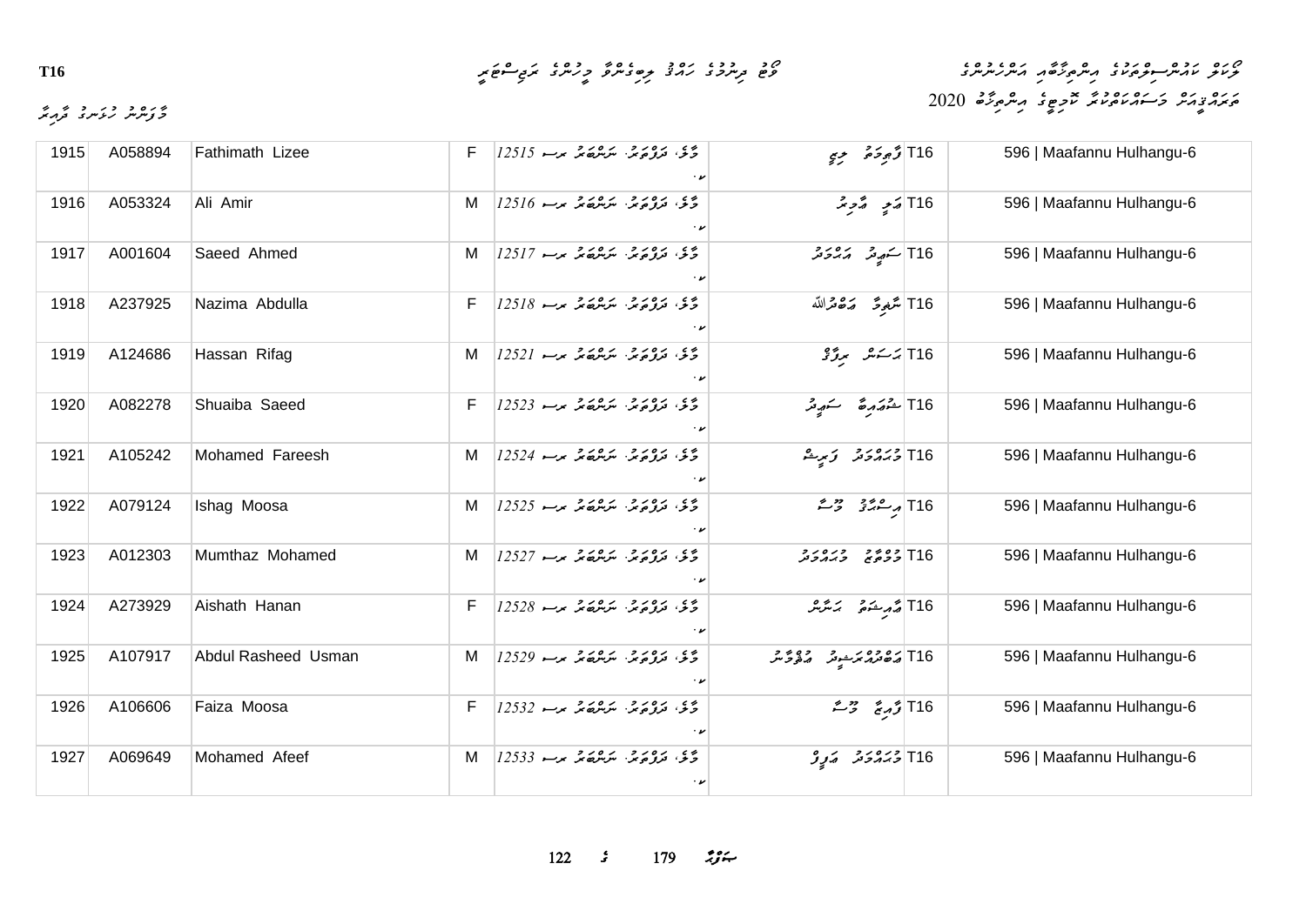| 1915 | A058894 | Fathimath Lizee | F | 12515 ރާ، ދަރުމަދު، ނަރުތަބި ރަސް | ޒާތިމަތު ލިޒީ T16 | 596 \| Maafannu Hulhangu-6 |
|---|---|---|---|---|---|---|
| 1916 | A053324 | Ali Amir | M | 12516 ރާ، ދަރުމަދު، ނަރުތަބި ރަސް | T16 އަލި އާމިރު | 596 \| Maafannu Hulhangu-6 |
| 1917 | A001604 | Saeed Ahmed | M | 12517 ރާ، ދަރުމަދު، ނަރުތަބި ރަސް | T16 ސަޢީދު އަހްމަދު | 596 \| Maafannu Hulhangu-6 |
| 1918 | A237925 | Nazima Abdulla | F | 12518 ރާ، ދަރުމަދު، ނަރުތަބި ރަސް | T16 ނާޒިމާ އަބްދުﷲ | 596 \| Maafannu Hulhangu-6 |
| 1919 | A124686 | Hassan Rifag | M | 12521 ރާ، ދަރުމަދު، ނަރުތަބި ރަސް | T16 ހަސަން ރިފާގު | 596 \| Maafannu Hulhangu-6 |
| 1920 | A082278 | Shuaiba Saeed | F | 12523 ރާ، ދަރުމަދު، ނަރުތަބި ރަސް | T16 ޝުޢައިބާ ސަޢީދު | 596 \| Maafannu Hulhangu-6 |
| 1921 | A105242 | Mohamed Fareesh | M | 12524 ރާ، ދަރުމަދު، ނަރުތަބި ރަސް | T16 މުހައްމަދު ފަރީޝް | 596 \| Maafannu Hulhangu-6 |
| 1922 | A079124 | Ishag Moosa | M | 12525 ރާ، ދަރުމަދު، ނަރުތަބި ރަސް | T16 އިސްހާގު މޫސާ | 596 \| Maafannu Hulhangu-6 |
| 1923 | A012303 | Mumthaz Mohamed | M | 12527 ރާ، ދަރުމަދު، ނަރުތަބި ރަސް | T16 މުމްތާޒު މުހައްމަދު | 596 \| Maafannu Hulhangu-6 |
| 1924 | A273929 | Aishath Hanan | F | 12528 ރާ، ދަރުމަދު، ނަރުތަބި ރަސް | T16 އާއިޝަތު ހަނާން | 596 \| Maafannu Hulhangu-6 |
| 1925 | A107917 | Abdul Rasheed Usman | M | 12529 ރާ، ދަރުމަދު، ނަރުތަބި ރަސް | T16 އަބްދުއްރަޝީދު އުސްމާން | 596 \| Maafannu Hulhangu-6 |
| 1926 | A106606 | Faiza Moosa | F | 12532 ރާ، ދަރުމަދު، ނަރުތަބި ރަސް | T16 ފާއިޒާ މޫސާ | 596 \| Maafannu Hulhangu-6 |
| 1927 | A069649 | Mohamed Afeef | M | 12533 ރާ، ދަރުމަދު، ނަރުތަބި ރަސް | T16 މުހައްމަދު އަފީފު | 596 \| Maafannu Hulhangu-6 |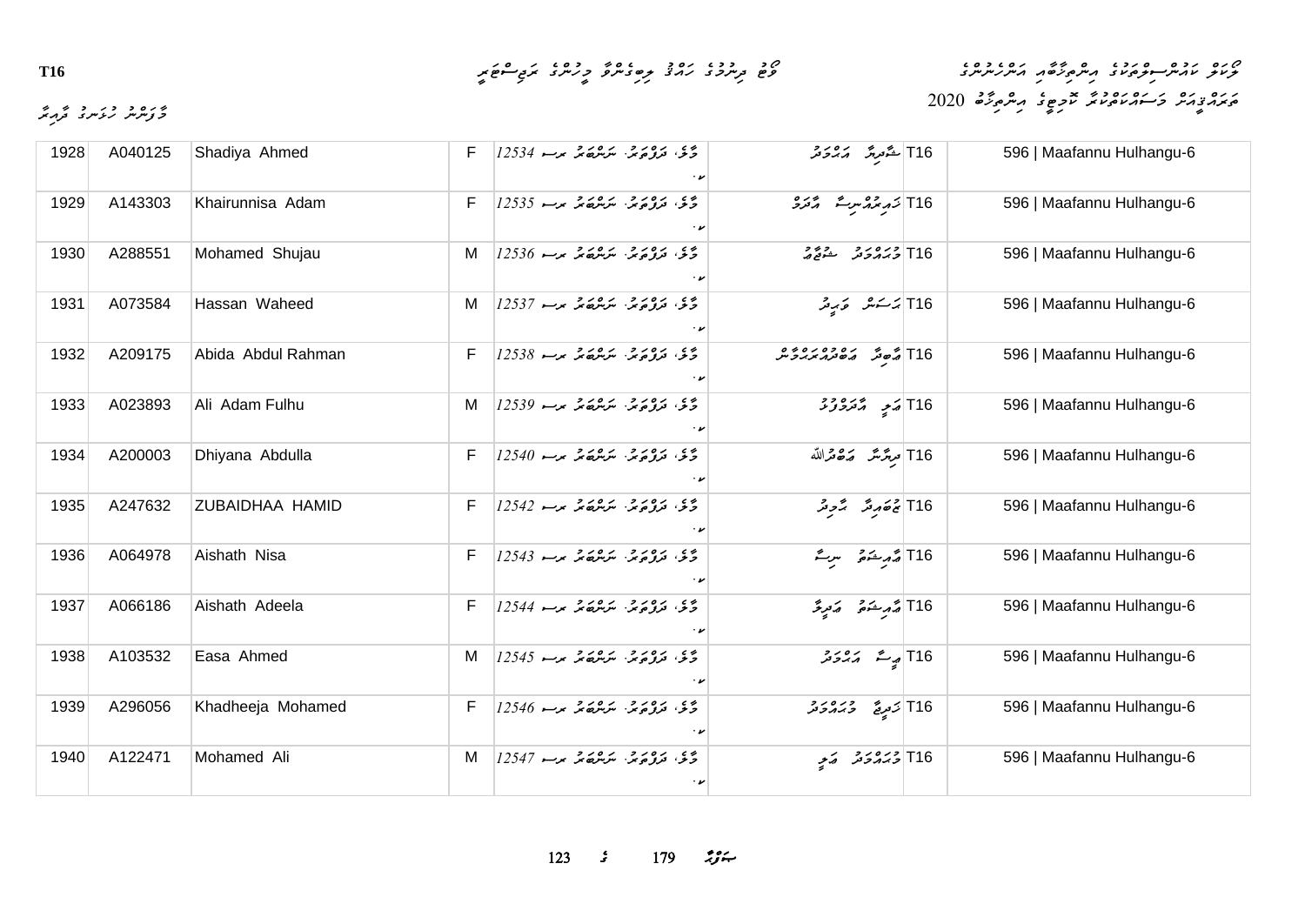| 1928 | A040125 | Shadiya Ahmed | F | 12534 ، ގ.ދ. ދަރުވާރު. ނަރުތަމަ ރިސ | T16 ޝާދިޔާ އަޙްމަދު | 596 \| Maafannu Hulhangu-6 |
|---|---|---|---|---|---|---|
| 1929 | A143303 | Khairunnisa Adam | F | 12535 ، ގ.ދ. ދަރުވާރު. ނަރުތަމަ ރިސ | T16 ޚައިރުއްނިސާ އާދަމް | 596 \| Maafannu Hulhangu-6 |
| 1930 | A288551 | Mohamed Shujau | M | 12536 ، ގ.ދ. ދަރުވާރު. ނަރުތަމަ ރިސ | T16 މުޙައްމަދު ޝުޖާޢު | 596 \| Maafannu Hulhangu-6 |
| 1931 | A073584 | Hassan Waheed | M | 12537 ، ގ.ދ. ދަރުވާރު. ނަރުތަމަ ރިސ | T16 ޙަސަން ވަޙީދު | 596 \| Maafannu Hulhangu-6 |
| 1932 | A209175 | Abida Abdul Rahman | F | 12538 ، ގ.ދ. ދަރުވާރު. ނަރުތަމަ ރިސ | T16 އާބިދާ އަބްދުއްރަޙްމާން | 596 \| Maafannu Hulhangu-6 |
| 1933 | A023893 | Ali Adam Fulhu | M | 12539 ، ގ.ދ. ދަރުވާރު. ނަރުތަމަ ރިސ | T16 އަލި އާދަމްފުޅު | 596 \| Maafannu Hulhangu-6 |
| 1934 | A200003 | Dhiyana Abdulla | F | 12540 ، ގ.ދ. ދަރުވާރު. ނަރުތަމަ ރިސ | T16 ދިޔާނާ އަބްދުﷲ | 596 \| Maafannu Hulhangu-6 |
| 1935 | A247632 | ZUBAIDHAA HAMID | F | 12542 ، ގ.ދ. ދަރުވާރު. ނަރުތަމަ ރިސ | T16 ޒުބައިދާ ހާމިދު | 596 \| Maafannu Hulhangu-6 |
| 1936 | A064978 | Aishath Nisa | F | 12543 ، ގ.ދ. ދަރުވާރު. ނަރުތަމަ ރިސ | T16 އާއިޝަތު ނިސާ | 596 \| Maafannu Hulhangu-6 |
| 1937 | A066186 | Aishath Adeela | F | 12544 ، ގ.ދ. ދަރުވާރު. ނަރުތަމަ ރިސ | T16 އާއިޝަތު އަދީލާ | 596 \| Maafannu Hulhangu-6 |
| 1938 | A103532 | Easa Ahmed | M | 12545 ، ގ.ދ. ދަރުވާރު. ނަރުތަމަ ރިސ | T16 ޢީސާ އަޙްމަދު | 596 \| Maafannu Hulhangu-6 |
| 1939 | A296056 | Khadheeja Mohamed | F | 12546 ، ގ.ދ. ދަރުވާރު. ނަރުތަމަ ރިސ | T16 ޚަދީޖާ މުޙައްމަދު | 596 \| Maafannu Hulhangu-6 |
| 1940 | A122471 | Mohamed Ali | M | 12547 ، ގ.ދ. ދަރުވާރު. ނަރުތަމަ ރިސ | T16 މުޙައްމަދު އަލި | 596 \| Maafannu Hulhangu-6 |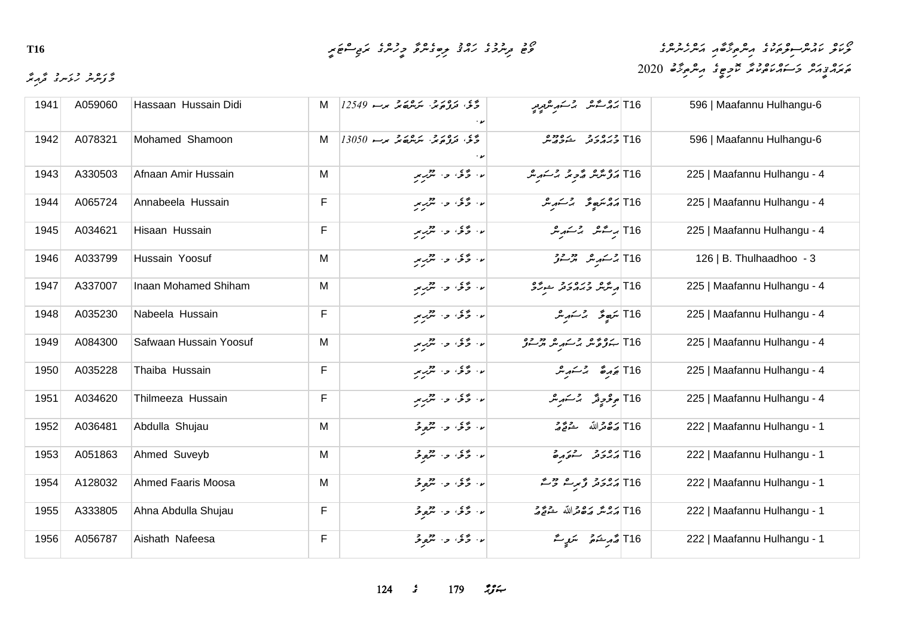| 1941 | A059060 | Hassaan Hussain Didi | M | 12549 ވ، ދަރުމަވަނ. ނަރަންމަ ބަ ޕ | ބަހްސާން ޙުސައިން ދީދީ T16 | 596 \| Maafannu Hulhangu-6 |
|---|---|---|---|---|---|---|
| 1942 | A078321 | Mohamed Shamoon | M | 13050 ވ، ދަރުމަވަނ. ނަރަންމަ ބަ ޕ | މުހައްމަދު ޝަމޫން T16 | 596 \| Maafannu Hulhangu-6 |
| 1943 | A330503 | Afnaan Amir Hussain | M | ކ. މާލެ، މ. ނޫރަނީ | އަފްނާން އާމިރު ޙުސައިން T16 | 225 \| Maafannu Hulhangu - 4 |
| 1944 | A065724 | Annabeela Hussain | F | ކ. މާލެ، މ. ނޫރަނީ | އައްނަބީލާ ޙުސައިން T16 | 225 \| Maafannu Hulhangu - 4 |
| 1945 | A034621 | Hisaan Hussain | F | ކ. މާލެ، މ. ނޫރަނީ | ހިސާން ޙުސައިން T16 | 225 \| Maafannu Hulhangu - 4 |
| 1946 | A033799 | Hussain Yoosuf | M | ކ. މާލެ، މ. ނޫރަނީ | ޙުސައިން ޔޫސުފް T16 | 126 \| B. Thulhaadhoo - 3 |
| 1947 | A337007 | Inaan Mohamed Shiham | M | ކ. މާލެ، މ. ނޫރަނީ | އިނާން މުހައްމަދު ޝިހާމް T16 | 225 \| Maafannu Hulhangu - 4 |
| 1948 | A035230 | Nabeela Hussain | F | ކ. މާލެ، މ. ނޫރަނީ | ނަބީލާ ޙުސައިން T16 | 225 \| Maafannu Hulhangu - 4 |
| 1949 | A084300 | Safwaan Hussain Yoosuf | M | ކ. މާލެ، މ. ނޫރަނީ | ސަފްވާން ޙުސައިން ޔޫސުފް T16 | 225 \| Maafannu Hulhangu - 4 |
| 1950 | A035228 | Thaiba Hussain | F | ކ. މާލެ، މ. ނޫރަނީ | ތައިބާ ޙުސައިން T16 | 225 \| Maafannu Hulhangu - 4 |
| 1951 | A034620 | Thilmeeza Hussain | F | ކ. މާލެ، މ. ނޫރަނީ | ތިލްމީޒާ ޙުސައިން T16 | 225 \| Maafannu Hulhangu - 4 |
| 1952 | A036481 | Abdulla Shujau | M | ކ. މާލެ، މ. ނޫރުވާ | އަބްދުﷲ ޝުޖާޢު T16 | 222 \| Maafannu Hulhangu - 1 |
| 1953 | A051863 | Ahmed Suveyb | M | ކ. މާލެ، މ. ނޫރުވާ | އަޙްމަދު ސުވޭބް T16 | 222 \| Maafannu Hulhangu - 1 |
| 1954 | A128032 | Ahmed Faaris Moosa | M | ކ. މާލެ، މ. ނޫރުވާ | އަޙްމަދު ފާރިސް މޫސާ T16 | 222 \| Maafannu Hulhangu - 1 |
| 1955 | A333805 | Ahna Abdulla Shujau | F | ކ. މާލެ، މ. ނޫރުވާ | އަޙްނާ އަބްދުﷲ ޝުޖާޢު T16 | 222 \| Maafannu Hulhangu - 1 |
| 1956 | A056787 | Aishath Nafeesa | F | ކ. މާލެ، މ. ނޫރުވާ | އާއިޝަތު ނަފީސާ T16 | 222 \| Maafannu Hulhangu - 1 |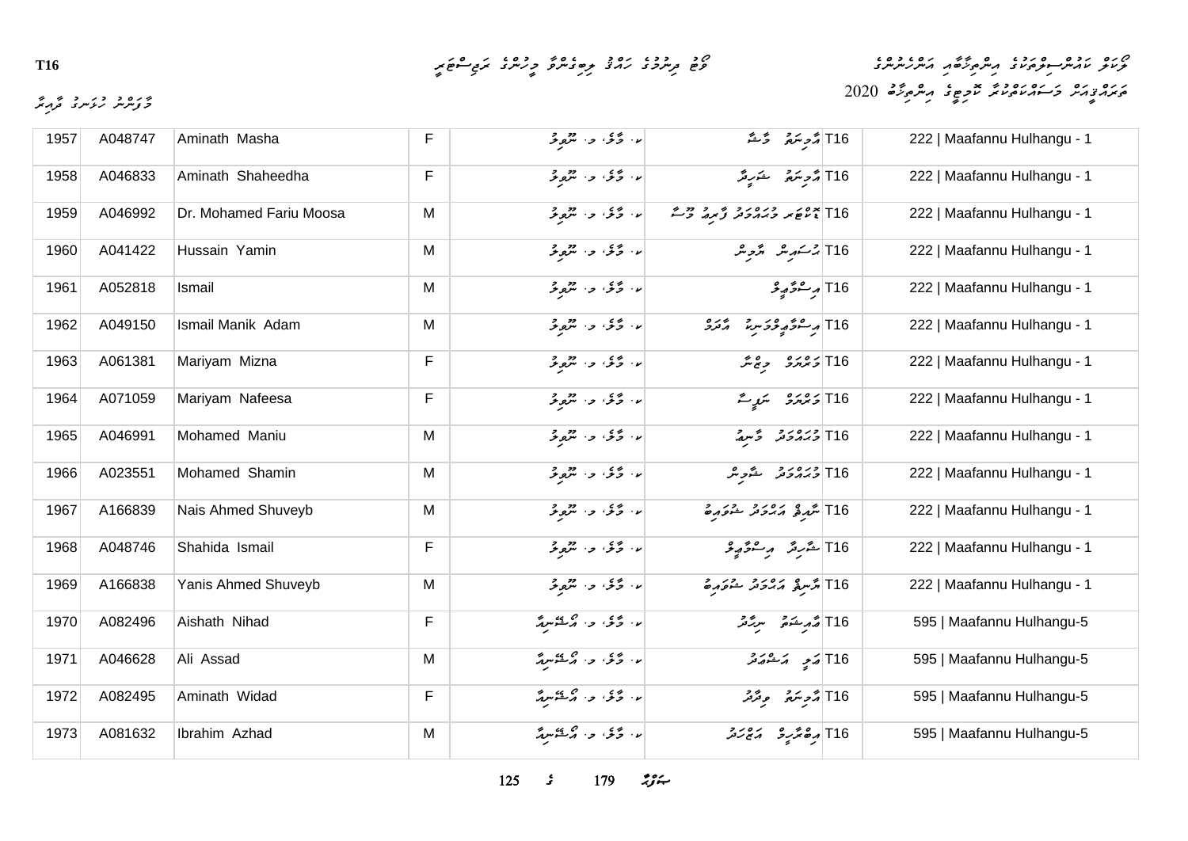| 1957 | A048747 | Aminath Masha | F | ކ. މާލެ، މ. ނޫރާލު | T16 އާމިނަތު މާޝާ | 222 \| Maafannu Hulhangu - 1 |
|---|---|---|---|---|---|---|
| 1958 | A046833 | Aminath Shaheedha | F | ކ. މާލެ، މ. ނޫރާލު | T16 އާމިނަތު ޝަހީދާ | 222 \| Maafannu Hulhangu - 1 |
| 1959 | A046992 | Dr. Mohamed Fariu Moosa | M | ކ. މާލެ، މ. ނޫރާލު | T16 ޑޮކްޓަރ މުޙައްމަދު ފާރިއު މޫސާ | 222 \| Maafannu Hulhangu - 1 |
| 1960 | A041422 | Hussain Yamin | M | ކ. މާލެ، މ. ނޫރާލު | T16 ޙުސައިން ޔާމިން | 222 \| Maafannu Hulhangu - 1 |
| 1961 | A052818 | Ismail | M | ކ. މާލެ، މ. ނޫރާލު | T16 އިސްމާޢީލު | 222 \| Maafannu Hulhangu - 1 |
| 1962 | A049150 | Ismail Manik Adam | M | ކ. މާލެ، މ. ނޫރާލު | T16 އިސްމާޢީލުމަނިކު އާދަމް | 222 \| Maafannu Hulhangu - 1 |
| 1963 | A061381 | Mariyam Mizna | F | ކ. މާލެ، މ. ނޫރާލު | T16 މަރިޔަމް މިޒްނާ | 222 \| Maafannu Hulhangu - 1 |
| 1964 | A071059 | Mariyam Nafeesa | F | ކ. މާލެ، މ. ނޫރާލު | T16 މަރިޔަމް ނަފީސާ | 222 \| Maafannu Hulhangu - 1 |
| 1965 | A046991 | Mohamed Maniu | M | ކ. މާލެ، މ. ނޫރާލު | T16 މުޙައްމަދު މާނިއު | 222 \| Maafannu Hulhangu - 1 |
| 1966 | A023551 | Mohamed Shamin | M | ކ. މާލެ، މ. ނޫރާލު | T16 މުޙައްމަދު ޝާމިން | 222 \| Maafannu Hulhangu - 1 |
| 1967 | A166839 | Nais Ahmed Shuveyb | M | ކ. މާލެ، މ. ނޫރާލު | T16 ނާއިސް އަޙްމަދު ޝުވެއިބު | 222 \| Maafannu Hulhangu - 1 |
| 1968 | A048746 | Shahida Ismail | F | ކ. މާލެ، މ. ނޫރާލު | T16 ޝާހިދާ އިސްމާޢީލު | 222 \| Maafannu Hulhangu - 1 |
| 1969 | A166838 | Yanis Ahmed Shuveyb | M | ކ. މާލެ، މ. ނޫރާލު | T16 ޔާނިސް އަޙްމަދު ޝުވެއިބު | 222 \| Maafannu Hulhangu - 1 |
| 1970 | A082496 | Aishath Nihad | F | ކ. މާލެ، މ. އާސްޓަރިއާ | T16 އާއިޝަތު ނިހާދު | 595 \| Maafannu Hulhangu-5 |
| 1971 | A046628 | Ali Assad | M | ކ. މާލެ، މ. އާސްޓަރިއާ | T16 އަލީ އަސްޢަދު | 595 \| Maafannu Hulhangu-5 |
| 1972 | A082495 | Aminath Widad | F | ކ. މާލެ، މ. އާސްޓަރިއާ | T16 އާމިނަތު ވިދާދު | 595 \| Maafannu Hulhangu-5 |
| 1973 | A081632 | Ibrahim Azhad | M | ކ. މާލެ، މ. އާސްޓަރިއާ | T16 އިބްރާހީމް އަޒްހަދު | 595 \| Maafannu Hulhangu-5 |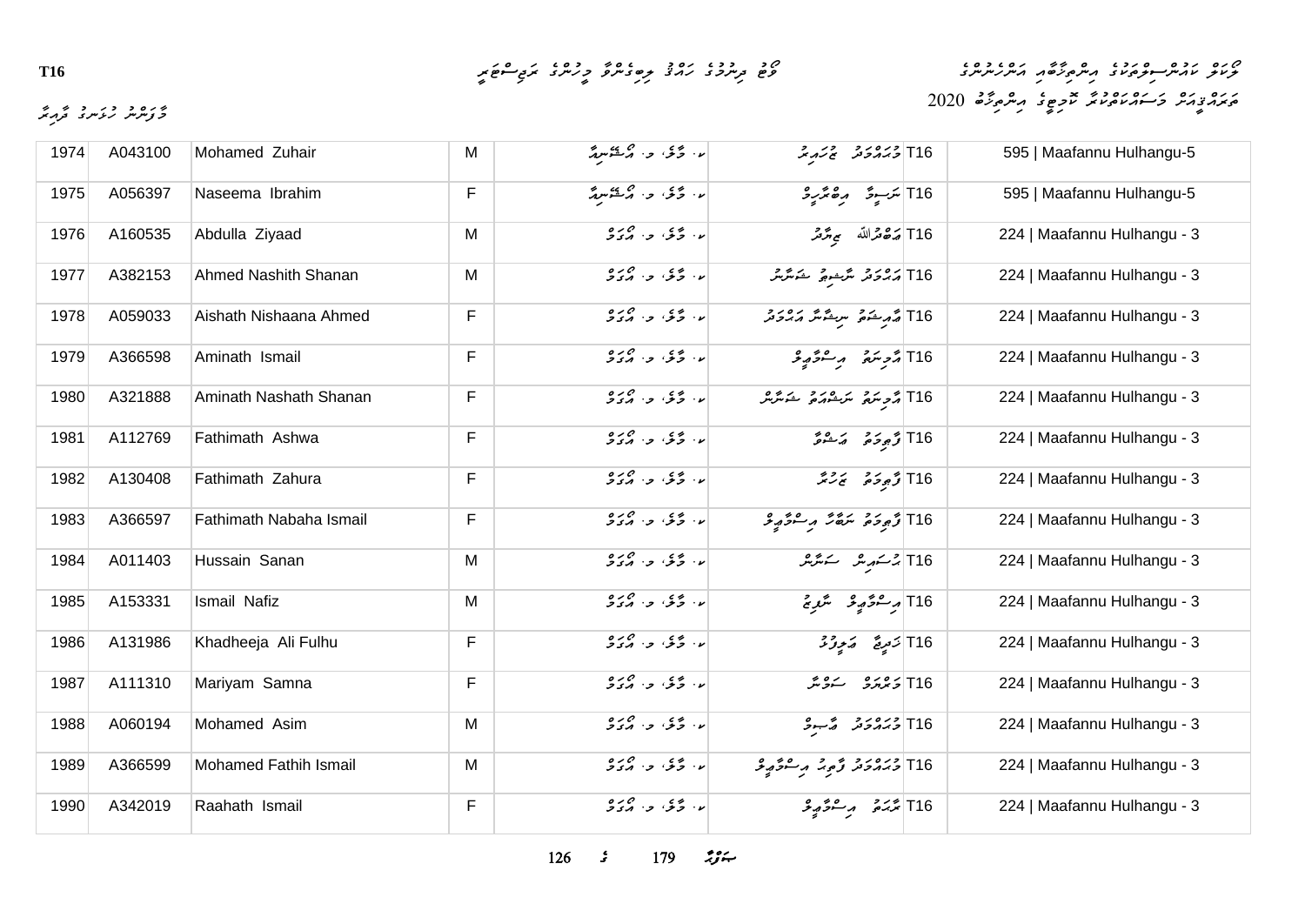| 1974 | A043100 | Mohamed Zuhair | M | ،. ވާވ، ވ. އުރެކާސިޔާ | T16 މުހައްމަދު ޒުހައިރު | 595 \| Maafannu Hulhangu-5 |
|---|---|---|---|---|---|---|
| 1975 | A056397 | Naseema Ibrahim | F | ،. ވާވ، ވ. އުރެކާސިޔާ | T16 ނަސީމާ އިބްރާހީމް | 595 \| Maafannu Hulhangu-5 |
| 1976 | A160535 | Abdulla Ziyaad | M | ،. ވާވ، ވ. އެމަޑ | T16 އަބްދުﷲ ޒިޔާދު | 224 \| Maafannu Hulhangu - 3 |
| 1977 | A382153 | Ahmed Nashith Shanan | M | ،. ވާވ، ވ. އެމަޑ | T16 އަޙްމަދު ނާޝިތު ޝަނާން | 224 \| Maafannu Hulhangu - 3 |
| 1978 | A059033 | Aishath Nishaana Ahmed | F | ،. ވާވ، ވ. އެމަޑ | T16 އާއިޝަތު ނިޝާނާ އަޙްމަދު | 224 \| Maafannu Hulhangu - 3 |
| 1979 | A366598 | Aminath Ismail | F | ،. ވާވ، ވ. އެމަޑ | T16 އާމިނަތު އިސްމާޢީލް | 224 \| Maafannu Hulhangu - 3 |
| 1980 | A321888 | Aminath Nashath Shanan | F | ،. ވާވ، ވ. އެމަޑ | T16 އާމިނަތު ނަޝްއަތު ޝަނާން | 224 \| Maafannu Hulhangu - 3 |
| 1981 | A112769 | Fathimath Ashwa | F | ،. ވާވ، ވ. އެމަޑ | T16 ފާތިމަތު އަޝްވާ | 224 \| Maafannu Hulhangu - 3 |
| 1982 | A130408 | Fathimath Zahura | F | ،. ވާވ، ވ. އެމަޑ | T16 ފާތިމަތު ޒަހުރާ | 224 \| Maafannu Hulhangu - 3 |
| 1983 | A366597 | Fathimath Nabaha Ismail | F | ،. ވާވ، ވ. އެމަޑ | T16 ފާތިމަތު ނަބާހާ އިސްމާޢީލް | 224 \| Maafannu Hulhangu - 3 |
| 1984 | A011403 | Hussain Sanan | M | ،. ވާވ، ވ. އެމަޑ | T16 ޙުސައިން ސަނާން | 224 \| Maafannu Hulhangu - 3 |
| 1985 | A153331 | Ismail Nafiz | M | ،. ވާވ، ވ. އެމަޑ | T16 އިސްމާޢީލް ނާފިޒު | 224 \| Maafannu Hulhangu - 3 |
| 1986 | A131986 | Khadheeja Ali Fulhu | F | ،. ވާވ، ވ. އެމަޑ | T16 ޚަދީޖާ އަލިފުޅު | 224 \| Maafannu Hulhangu - 3 |
| 1987 | A111310 | Mariyam Samna | F | ،. ވާވ، ވ. އެމަޑ | T16 މަރިޔަމް ސަމްނާ | 224 \| Maafannu Hulhangu - 3 |
| 1988 | A060194 | Mohamed Asim | M | ،. ވާވ، ވ. އެމަޑ | T16 މުހައްމަދު އާސިމް | 224 \| Maafannu Hulhangu - 3 |
| 1989 | A366599 | Mohamed Fathih Ismail | M | ،. ވާވ، ވ. އެމަޑ | T16 މުހައްމަދު ފާތިހު އިސްމާޢީލް | 224 \| Maafannu Hulhangu - 3 |
| 1990 | A342019 | Raahath Ismail | F | ،. ވާވ، ވ. އެމަޑ | T16 ރާހަތު އިސްމާޢީލް | 224 \| Maafannu Hulhangu - 3 |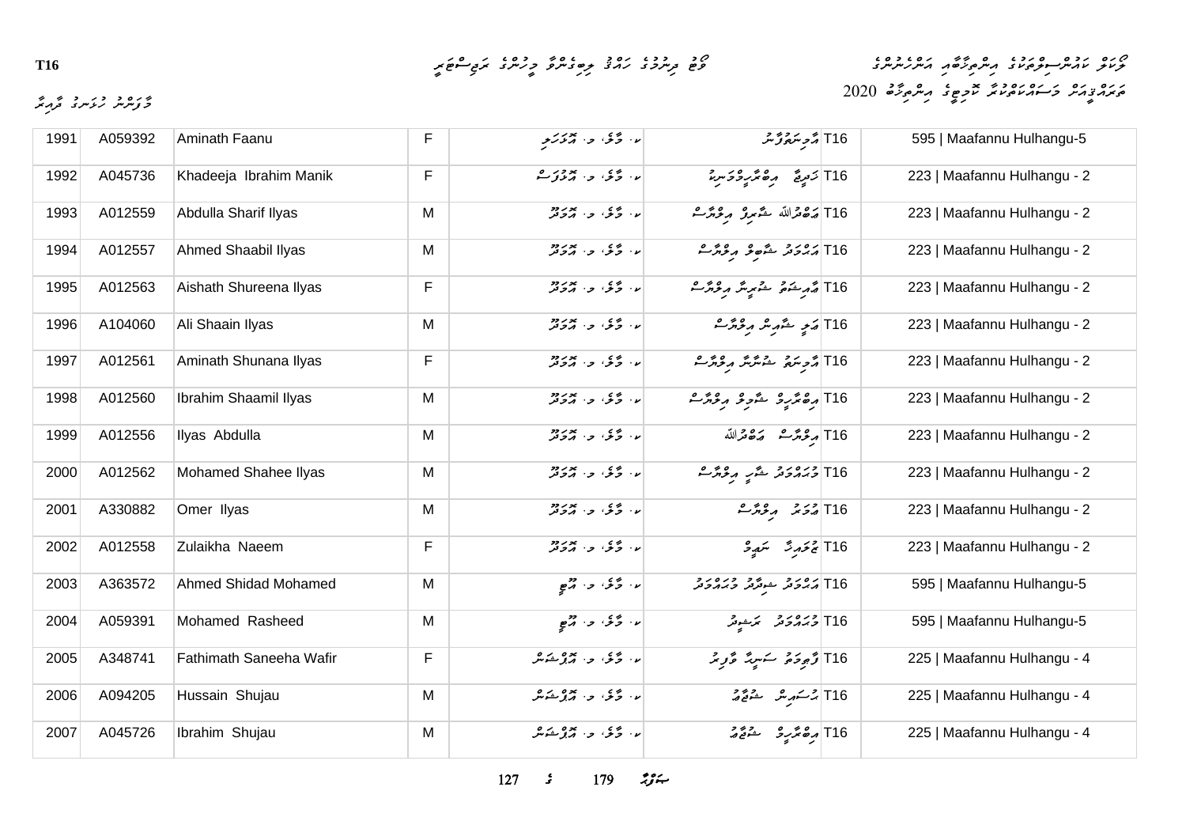| 1991 | A059392 | Aminath Faanu | F | ހ. މާލެ، މ. އަރަހި | T16 އަމިނަތު ފާނު | 595 \| Maafannu Hulhangu-5 |
|---|---|---|---|---|---|---|
| 1992 | A045736 | Khadeeja Ibrahim Manik | F | ހ. މާލެ، މ. އަރުވަސް | T16 ޚަދީޖާ އިބްރާހީމްމަނިކު | 223 \| Maafannu Hulhangu - 2 |
| 1993 | A012559 | Abdulla Sharif Ilyas | M | ހ. މާލެ، މ. އަރަދު | T16 އަބްދުﷲ ޝާރިފް އިލްޔާސް | 223 \| Maafannu Hulhangu - 2 |
| 1994 | A012557 | Ahmed Shaabil Ilyas | M | ހ. މާލެ، މ. އަރަދު | T16 އަހްމަދު ޝާބިލް އިލްޔާސް | 223 \| Maafannu Hulhangu - 2 |
| 1995 | A012563 | Aishath Shureena Ilyas | F | ހ. މާލެ، މ. އަރަދު | T16 އާއިޝަތު ޝުރީނާ އިލްޔާސް | 223 \| Maafannu Hulhangu - 2 |
| 1996 | A104060 | Ali Shaain Ilyas | M | ހ. މާލެ، މ. އަރަދު | T16 އަލި ޝާއިން އިލްޔާސް | 223 \| Maafannu Hulhangu - 2 |
| 1997 | A012561 | Aminath Shunana Ilyas | F | ހ. މާލެ، މ. އަރަދު | T16 އަމިނަތު ޝުނާނާ އިލްޔާސް | 223 \| Maafannu Hulhangu - 2 |
| 1998 | A012560 | Ibrahim Shaamil Ilyas | M | ހ. މާލެ، މ. އަރަދު | T16 އިބްރާހީމް ޝާމިލް އިލްޔާސް | 223 \| Maafannu Hulhangu - 2 |
| 1999 | A012556 | Ilyas Abdulla | M | ހ. މާލެ، މ. އަރަދު | T16 އިލްޔާސް އަބްދުﷲ | 223 \| Maafannu Hulhangu - 2 |
| 2000 | A012562 | Mohamed Shahee Ilyas | M | ހ. މާލެ، މ. އަރަދު | T16 މުޙައްމަދު ޝާހީ އިލްޔާސް | 223 \| Maafannu Hulhangu - 2 |
| 2001 | A330882 | Omer Ilyas | M | ހ. މާލެ، މ. އަރަދު | T16 އުމަރު އިލްޔާސް | 223 \| Maafannu Hulhangu - 2 |
| 2002 | A012558 | Zulaikha Naeem | F | ހ. މާލެ، މ. އަރަދު | T16 ޒުލައިޚާ ނައީމް | 223 \| Maafannu Hulhangu - 2 |
| 2003 | A363572 | Ahmed Shidad Mohamed | M | ހ. މާލެ، މ. އުޖީ | T16 އަހްމަދު ޝިދާދު މުޙައްމަދު | 595 \| Maafannu Hulhangu-5 |
| 2004 | A059391 | Mohamed Rasheed | M | ހ. މާލެ، މ. އުޖީ | T16 މުޙައްމަދު ރަޝީދު | 595 \| Maafannu Hulhangu-5 |
| 2005 | A348741 | Fathimath Saneeha Wafir | F | ހ. މާލެ، މ. އަރުޝަން | T16 ފާތިމަތު ސަނީހާ ވާފިރު | 225 \| Maafannu Hulhangu - 4 |
| 2006 | A094205 | Hussain Shujau | M | ހ. މާލެ، މ. އަރުޝަން | T16 ހުސައިން ޝުޖާއު | 225 \| Maafannu Hulhangu - 4 |
| 2007 | A045726 | Ibrahim Shujau | M | ހ. މާލެ، މ. އަރުޝަން | T16 އިބްރާހީމް ޝުޖާއު | 225 \| Maafannu Hulhangu - 4 |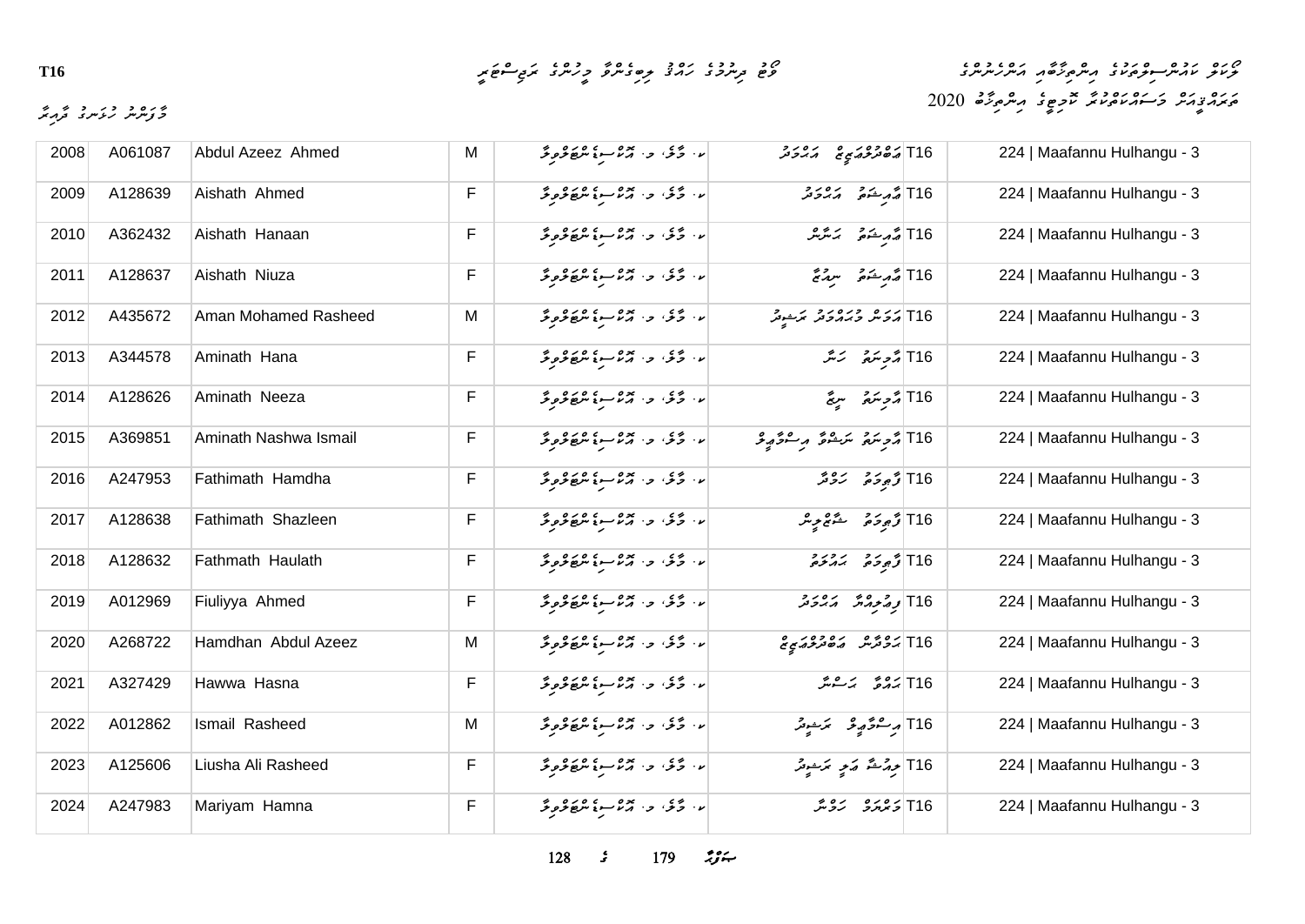| 2008 | A061087 | Abdul Azeez Ahmed | M | ރ. މާލޭ، މ. ދަރުސާލޭގެ ދެނަޑުވާލު | T16 ޢަބްދުލްޢަޒީޒު އަޙްމަދު | 224 \| Maafannu Hulhangu - 3 |
|---|---|---|---|---|---|---|
| 2009 | A128639 | Aishath Ahmed | F | ރ. މާލޭ، މ. ދަރުސާލޭގެ ދެނަޑުވާލު | T16 އާއިޝަތު އަޙްމަދު | 224 \| Maafannu Hulhangu - 3 |
| 2010 | A362432 | Aishath Hanaan | F | ރ. މާލޭ، މ. ދަރުސާލޭގެ ދެނަޑުވާލު | T16 އާއިޝަތު ހަނާން | 224 \| Maafannu Hulhangu - 3 |
| 2011 | A128637 | Aishath Niuza | F | ރ. މާލޭ، މ. ދަރުސާލޭގެ ދެނަޑުވާލު | T16 އާއިޝަތު ނިއުޒާ | 224 \| Maafannu Hulhangu - 3 |
| 2012 | A435672 | Aman Mohamed Rasheed | M | ރ. މާލޭ، މ. ދަރުސާލޭގެ ދެނަޑުވާލު | T16 އަމަން މުޙައްމަދު ރަޝީދު | 224 \| Maafannu Hulhangu - 3 |
| 2013 | A344578 | Aminath Hana | F | ރ. މާލޭ، މ. ދަރުސާލޭގެ ދެނަޑުވާލު | T16 އާމިނަތު ހަނާ | 224 \| Maafannu Hulhangu - 3 |
| 2014 | A128626 | Aminath Neeza | F | ރ. މާލޭ، މ. ދަރުސާލޭގެ ދެނަޑުވާލު | T16 އާމިނަތު ނީޒާ | 224 \| Maafannu Hulhangu - 3 |
| 2015 | A369851 | Aminath Nashwa Ismail | F | ރ. މާލޭ، މ. ދަރުސާލޭގެ ދެނަޑުވާލު | T16 އާމިނަތު ނަޝްވާ އިސްމާއީލް | 224 \| Maafannu Hulhangu - 3 |
| 2016 | A247953 | Fathimath Hamdha | F | ރ. މާލޭ، މ. ދަރުސާލޭގެ ދެނަޑުވާލު | T16 ފާތިމަތު ހަމްދާ | 224 \| Maafannu Hulhangu - 3 |
| 2017 | A128638 | Fathimath Shazleen | F | ރ. މާލޭ، މ. ދަރުސާލޭގެ ދެނަޑުވާލު | T16 ފާތިމަތު ޝާޒްލީން | 224 \| Maafannu Hulhangu - 3 |
| 2018 | A128632 | Fathmath Haulath | F | ރ. މާލޭ، މ. ދަރުސާލޭގެ ދެނަޑުވާލު | T16 ފާތިމަތު ހައުލަތު | 224 \| Maafannu Hulhangu - 3 |
| 2019 | A012969 | Fiuliyya Ahmed | F | ރ. މާލޭ، މ. ދަރުސާލޭގެ ދެނަޑުވާލު | T16 ފިއުލިއްޔާ އަޙްމަދު | 224 \| Maafannu Hulhangu - 3 |
| 2020 | A268722 | Hamdhan Abdul Azeez | M | ރ. މާލޭ، މ. ދަރުސާލޭގެ ދެނަޑުވާލު | T16 ހަމްދާން ޢަބްދުލްޢަޒީޒު | 224 \| Maafannu Hulhangu - 3 |
| 2021 | A327429 | Hawwa Hasna | F | ރ. މާލޭ، މ. ދަރުސާލޭގެ ދެނަޑުވާލު | T16 ހައްވާ ހަސްނާ | 224 \| Maafannu Hulhangu - 3 |
| 2022 | A012862 | Ismail Rasheed | M | ރ. މާލޭ، މ. ދަރުސާލޭގެ ދެނަޑުވާލު | T16 އިސްމާއީލް ރަޝީދު | 224 \| Maafannu Hulhangu - 3 |
| 2023 | A125606 | Liusha Ali Rasheed | F | ރ. މާލޭ، މ. ދަރުސާލޭގެ ދެނަޑުވާލު | T16 ލިއުޝާ އަލީ ރަޝީދު | 224 \| Maafannu Hulhangu - 3 |
| 2024 | A247983 | Mariyam Hamna | F | ރ. މާލޭ، މ. ދަރުސާލޭގެ ދެނަޑުވާލު | T16 މަރިޔަމް ހަމްނާ | 224 \| Maafannu Hulhangu - 3 |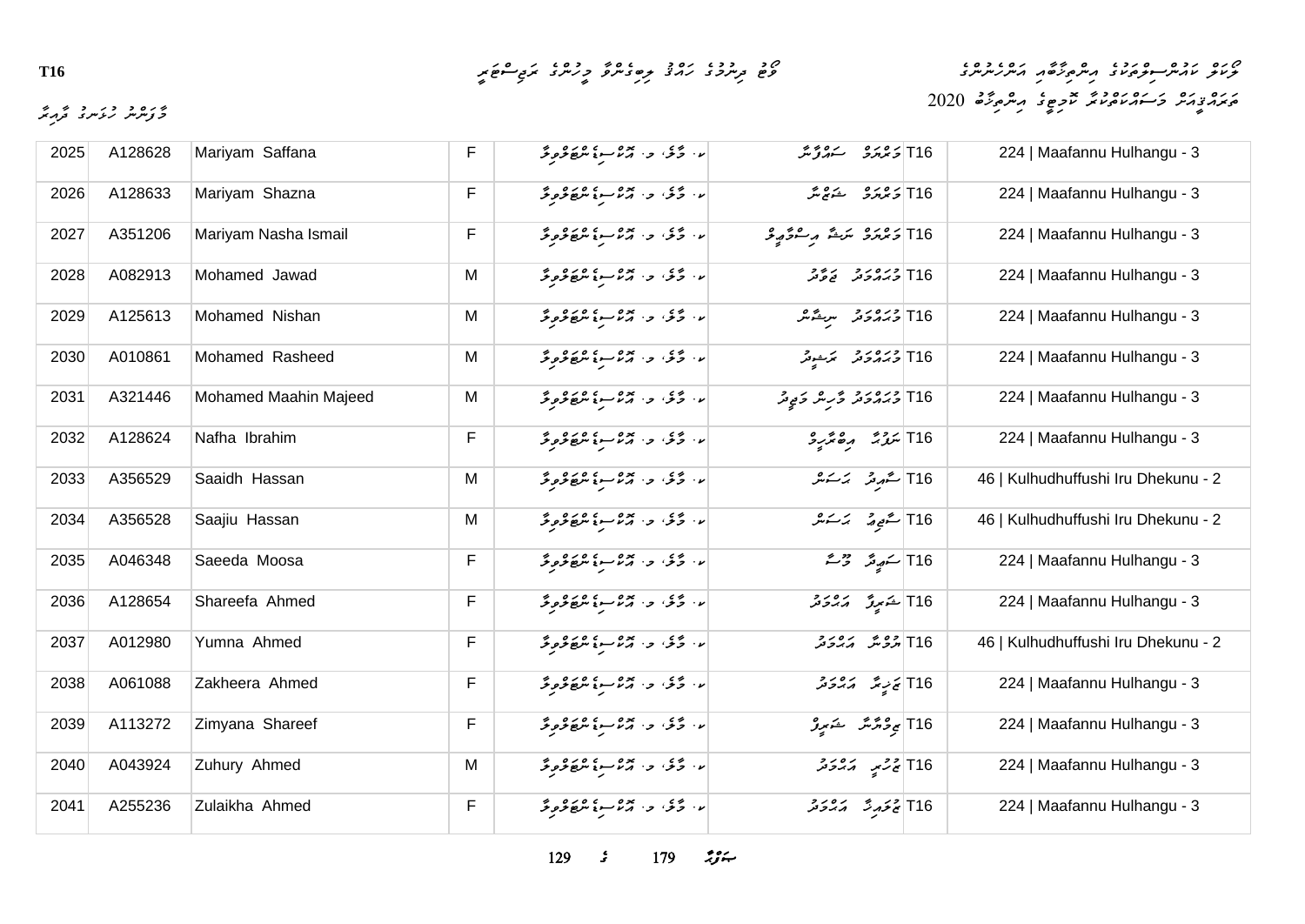| 2025 | A128628 | Mariyam Saffana | F | ނ. މާފަ، މ. އޮޅުސިޓީ ހުޅަނގު | T16 މަރިޔަމް ސައްފާނާ | 224 \| Maafannu Hulhangu - 3 |
|---|---|---|---|---|---|---|
| 2026 | A128633 | Mariyam Shazna | F | ނ. މާފަ، މ. އޮޅުސިޓީ ހުޅަނގު | T16 މަރިޔަމް ޝަޒްނާ | 224 \| Maafannu Hulhangu - 3 |
| 2027 | A351206 | Mariyam Nasha Ismail | F | ނ. މާފަ، މ. އޮޅުސިޓީ ހުޅަނގު | T16 މަރިޔަމް ނަޝާ އިސްމާޢީލް | 224 \| Maafannu Hulhangu - 3 |
| 2028 | A082913 | Mohamed Jawad | M | ނ. މާފަ، މ. އޮޅުސިޓީ ހުޅަނގު | T16 މުހައްމަދު ޖަވާދު | 224 \| Maafannu Hulhangu - 3 |
| 2029 | A125613 | Mohamed Nishan | M | ނ. މާފަ، މ. އޮޅުސިޓީ ހުޅަނގު | T16 މުހައްމަދު ނިޝާން | 224 \| Maafannu Hulhangu - 3 |
| 2030 | A010861 | Mohamed Rasheed | M | ނ. މާފަ، މ. އޮޅުސިޓީ ހުޅަނގު | T16 މުހައްމަދު ރަޝީދު | 224 \| Maafannu Hulhangu - 3 |
| 2031 | A321446 | Mohamed Maahin Majeed | M | ނ. މާފަ، މ. އޮޅުސިޓީ ހުޅަނގު | T16 މުހައްމަދު މާހިން މަޖީދު | 224 \| Maafannu Hulhangu - 3 |
| 2032 | A128624 | Nafha Ibrahim | F | ނ. މާފަ، މ. އޮޅުސިޓީ ހުޅަނގު | T16 ނަފްހާ އިބްރާހީމް | 224 \| Maafannu Hulhangu - 3 |
| 2033 | A356529 | Saaidh Hassan | M | ނ. މާފަ، މ. އޮޅުސިޓީ ހުޅަނގު | T16 ސާއިދު ހަސަން | 46 \| Kulhudhuffushi Iru Dhekunu - 2 |
| 2034 | A356528 | Saajiu Hassan | M | ނ. މާފަ، މ. އޮޅުސިޓީ ހުޅަނގު | T16 ސާޖިއު ހަސަން | 46 \| Kulhudhuffushi Iru Dhekunu - 2 |
| 2035 | A046348 | Saeeda Moosa | F | ނ. މާފަ، މ. އޮޅުސިޓީ ހުޅަނގު | T16 ސަޢީދާ މޫސާ | 224 \| Maafannu Hulhangu - 3 |
| 2036 | A128654 | Shareefa Ahmed | F | ނ. މާފަ، މ. އޮޅުސިޓީ ހުޅަނގު | T16 ޝަރީފާ އަހުމަދު | 224 \| Maafannu Hulhangu - 3 |
| 2037 | A012980 | Yumna Ahmed | F | ނ. މާފަ، މ. އޮޅުސިޓީ ހުޅަނގު | T16 ޔުމްނާ އަހުމަދު | 46 \| Kulhudhuffushi Iru Dhekunu - 2 |
| 2038 | A061088 | Zakheera Ahmed | F | ނ. މާފަ، މ. އޮޅުސިޓީ ހުޅަނގު | T16 ޒަޚީރާ އަހުމަދު | 224 \| Maafannu Hulhangu - 3 |
| 2039 | A113272 | Zimyana Shareef | F | ނ. މާފަ، މ. އޮޅުސިޓީ ހުޅަނގު | T16 ޒިމްޔާނާ ޝަރީފު | 224 \| Maafannu Hulhangu - 3 |
| 2040 | A043924 | Zuhury Ahmed | M | ނ. މާފަ، މ. އޮޅުސިޓީ ހުޅަނގު | T16 ޒުހޫރީ އަހުމަދު | 224 \| Maafannu Hulhangu - 3 |
| 2041 | A255236 | Zulaikha Ahmed | F | ނ. މާފަ، މ. އޮޅުސިޓީ ހުޅަނގު | T16 ޒުލައިޚާ އަހުމަދު | 224 \| Maafannu Hulhangu - 3 |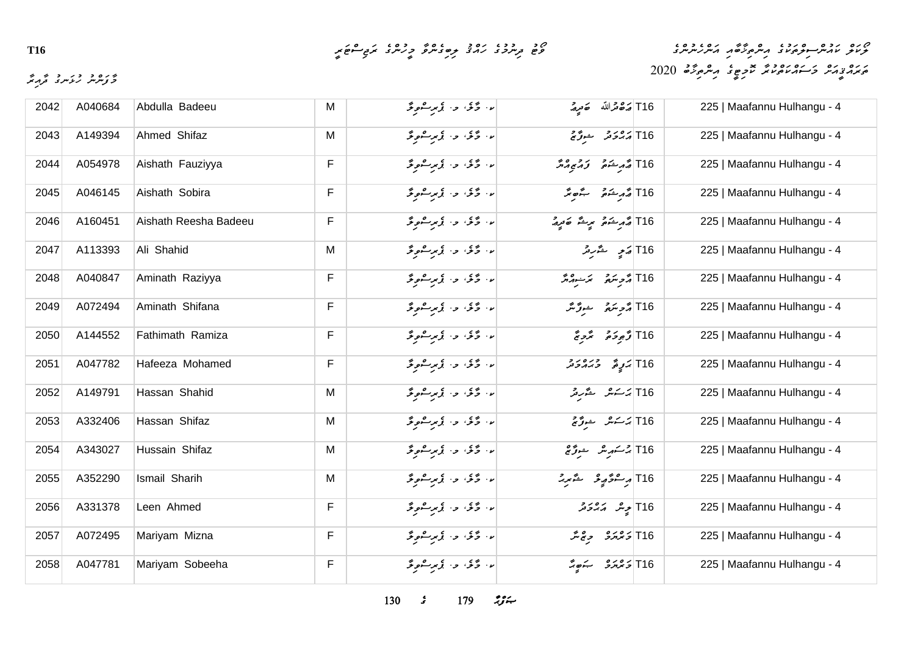| 2042 | A040684 | Abdulla Badeeu | M | ر· ڈگ، و· ۆبرسوگ | T16 ﷲ ھَمِرِمُ | 225 \| Maafannu Hulhangu - 4 |
|---|---|---|---|---|---|---|
| 2043 | A149394 | Ahmed Shifaz | M | ر· ڈگ، و· ۆبرسوگ | T16 ﷲ شِوَّج | 225 \| Maafannu Hulhangu - 4 |
| 2044 | A054978 | Aishath Fauziyya | F | ر· ڈگ، و· ۆبرسوگ | T16 ﷲ وَرْحِمْ | 225 \| Maafannu Hulhangu - 4 |
| 2045 | A046145 | Aishath Sobira | F | ر· ڈگ، و· ۆبرسوگ | T16 ﷲ ھِجَّ | 225 \| Maafannu Hulhangu - 4 |
| 2046 | A160451 | Aishath Reesha Badeeu | F | ر· ڈگ، و· ۆبرسوگ | T16 ﷲ ھِچَمْ | 225 \| Maafannu Hulhangu - 4 |
| 2047 | A113393 | Ali Shahid | M | ر· ڈگ، و· ۆبرسوگ | T16 ﷲ حِجَّ | 225 \| Maafannu Hulhangu - 4 |
| 2048 | A040847 | Aminath Raziyya | F | ر· ڈگ، و· ۆبرسوگ | T16 ﷲ حِجَّ | 225 \| Maafannu Hulhangu - 4 |
| 2049 | A072494 | Aminath Shifana | F | ر· ڈگ، و· ۆبرسوگ | T16 ﷲ حِجَّ | 225 \| Maafannu Hulhangu - 4 |
| 2050 | A144552 | Fathimath Ramiza | F | ر· ڈگ، و· ۆبرسوگ | T16 ﷲ حِجَّ | 225 \| Maafannu Hulhangu - 4 |
| 2051 | A047782 | Hafeeza Mohamed | F | ر· ڈگ، و· ۆبرسوگ | T16 ﷲ حِجَّ | 225 \| Maafannu Hulhangu - 4 |
| 2052 | A149791 | Hassan Shahid | M | ر· ڈگ، و· ۆبرسوگ | T16 ﷲ حِجَّ | 225 \| Maafannu Hulhangu - 4 |
| 2053 | A332406 | Hassan Shifaz | M | ر· ڈگ، و· ۆبرسوگ | T16 ﷲ حِجَّ | 225 \| Maafannu Hulhangu - 4 |
| 2054 | A343027 | Hussain Shifaz | M | ر· ڈگ، و· ۆبرسوگ | T16 ﷲ حِجَّ | 225 \| Maafannu Hulhangu - 4 |
| 2055 | A352290 | Ismail Sharih | M | ر· ڈگ، و· ۆبرسوگ | T16 ﷲ حِجَّ | 225 \| Maafannu Hulhangu - 4 |
| 2056 | A331378 | Leen Ahmed | F | ر· ڈگ، و· ۆبرسوگ | T16 ﷲ حِجَّ | 225 \| Maafannu Hulhangu - 4 |
| 2057 | A072495 | Mariyam Mizna | F | ر· ڈگ، و· ۆبرسوگ | T16 ﷲ حِجَّ | 225 \| Maafannu Hulhangu - 4 |
| 2058 | A047781 | Mariyam Sobeeha | F | ر· ڈگ، و· ۆبرسوگ | T16 ﷲ حِجَّ | 225 \| Maafannu Hulhangu - 4 |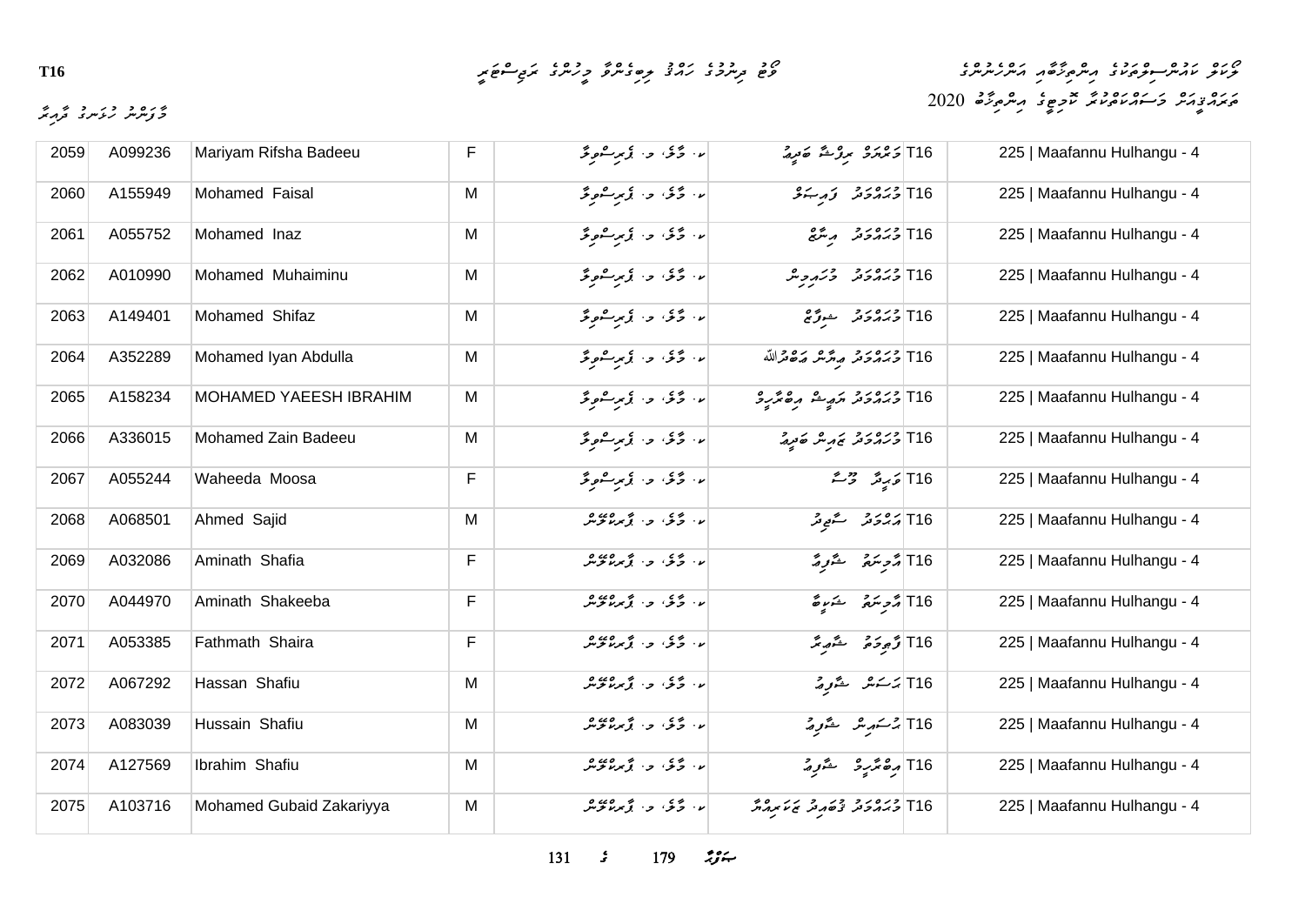| 2059 | A099236 | Mariyam Rifsha Badeeu | F | ކ. މާލެ، މ. ފެހިރަސްތުލާ | T16 މަރިޔަމް ރިފްޝާ ބަދީއު | 225 \| Maafannu Hulhangu - 4 |
|---|---|---|---|---|---|---|
| 2060 | A155949 | Mohamed Faisal | M | ކ. މާލެ، މ. ފެހިރަސްތުލާ | T16 މުހައްމަދު ފައިސަލް | 225 \| Maafannu Hulhangu - 4 |
| 2061 | A055752 | Mohamed Inaz | M | ކ. މާލެ، މ. ފެހިރަސްތުލާ | T16 މުހައްމަދު އިނާޒް | 225 \| Maafannu Hulhangu - 4 |
| 2062 | A010990 | Mohamed Muhaiminu | M | ކ. މާލެ، މ. ފެހިރަސްތުލާ | T16 މުހައްމަދު މުހައިމިނު | 225 \| Maafannu Hulhangu - 4 |
| 2063 | A149401 | Mohamed Shifaz | M | ކ. މާލެ، މ. ފެހިރަސްތުލާ | T16 މުހައްމަދު ޝިފާޒް | 225 \| Maafannu Hulhangu - 4 |
| 2064 | A352289 | Mohamed Iyan Abdulla | M | ކ. މާލެ، މ. ފެހިރަސްތުލާ | T16 މުހައްމަދު އިޔާން އަބްދުﷲ | 225 \| Maafannu Hulhangu - 4 |
| 2065 | A158234 | MOHAMED YAEESH IBRAHIM | M | ކ. މާލެ، މ. ފެހިރަސްތުލާ | T16 މުހައްމަދުޔައީޝް އިބްރާހީމް | 225 \| Maafannu Hulhangu - 4 |
| 2066 | A336015 | Mohamed Zain Badeeu | M | ކ. މާލެ، މ. ފެހިރަސްތުލާ | T16 މުހައްމަދު ޒައިން ބަދީއު | 225 \| Maafannu Hulhangu - 4 |
| 2067 | A055244 | Waheeda Moosa | F | ކ. މާލެ، މ. ފެހިރަސްތުލާ | T16 ވަހީދާ މޫސާ | 225 \| Maafannu Hulhangu - 4 |
| 2068 | A068501 | Ahmed Sajid | M | ކ. މާލެ، މ. ފެހިރެއްވޭން | T16 އަހްމަދު ސާޖިދު | 225 \| Maafannu Hulhangu - 4 |
| 2069 | A032086 | Aminath Shafia | F | ކ. މާލެ، މ. ފެހިރެއްވޭން | T16 އާމިނަތު ޝާފިއާ | 225 \| Maafannu Hulhangu - 4 |
| 2070 | A044970 | Aminath Shakeeba | F | ކ. މާލެ، މ. ފެހިރެއްވޭން | T16 އާމިނަތު ޝަކީބާ | 225 \| Maafannu Hulhangu - 4 |
| 2071 | A053385 | Fathmath Shaira | F | ކ. މާލެ، މ. ފެހިރެއްވޭން | T16 ފާތިމަތު ޝާއިރާ | 225 \| Maafannu Hulhangu - 4 |
| 2072 | A067292 | Hassan Shafiu | M | ކ. މާލެ، މ. ފެހިރެއްވޭން | T16 ހަސަން ޝާފިއު | 225 \| Maafannu Hulhangu - 4 |
| 2073 | A083039 | Hussain Shafiu | M | ކ. މާލެ، މ. ފެހިރެއްވޭން | T16 ހުސައިން ޝާފިއު | 225 \| Maafannu Hulhangu - 4 |
| 2074 | A127569 | Ibrahim Shafiu | M | ކ. މާލެ، މ. ފެހިރެއްވޭން | T16 އިބްރާހީމް ޝާފިއު | 225 \| Maafannu Hulhangu - 4 |
| 2075 | A103716 | Mohamed Gubaid Zakariyya | M | ކ. މާލެ، މ. ފެހިރެއްވޭން | T16 މުހައްމަދު ގުބައިދު ޒަކަރިއްޔާ | 225 \| Maafannu Hulhangu - 4 |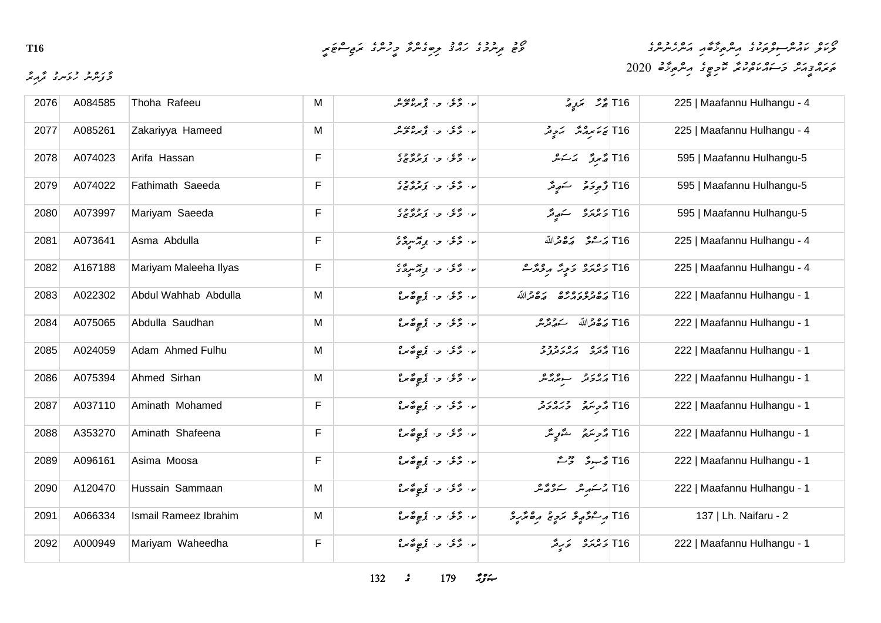| 2076 | A084585 | Thoha Rafeeu | M | ށ. މާޅ، މ. ޤުރުބާރީން | T16 ޠޯހާ ރަފީޢު | 225 \| Maafannu Hulhangu - 4 |
|---|---|---|---|---|---|---|
| 2077 | A085261 | Zakariyya Hameed | M | ށ. މާޅ، މ. ޤުރުބާރީން | T16 ޒަކަރިއްޔާ ހަމީދު | 225 \| Maafannu Hulhangu - 4 |
| 2078 | A074023 | Arifa Hassan | F | ށ. މާޅ، މ. ގުރުވޭނީގެ | T16 އާރިފާ ހަސަން | 595 \| Maafannu Hulhangu-5 |
| 2079 | A074022 | Fathimath Saeeda | F | ށ. މާޅ، މ. ގުރުވޭނީގެ | T16 ފާތިމަތު ސަޢީދާ | 595 \| Maafannu Hulhangu-5 |
| 2080 | A073997 | Mariyam Saeeda | F | ށ. މާޅ، މ. ގުރުވޭނީގެ | T16 މަރިޔަމް ސަޢީދާ | 595 \| Maafannu Hulhangu-5 |
| 2081 | A073641 | Asma Abdulla | F | ށ. މާޅ، މ. ލިލީސިލްގެ | T16 އަސްމާ އަބްދުﷲ | 225 \| Maafannu Hulhangu - 4 |
| 2082 | A167188 | Mariyam Maleeha Ilyas | F | ށ. މާޅ، މ. ލިލީސިލްގެ | T16 މަރިޔަމް މަލީހާ އިލްޔާސް | 225 \| Maafannu Hulhangu - 4 |
| 2083 | A022302 | Abdul Wahhab Abdulla | M | ށ. މާޅ، މ. ގުލިބާރަ | T16 އަބްދުލްވައްހާބް އަބްދުﷲ | 222 \| Maafannu Hulhangu - 1 |
| 2084 | A075065 | Abdulla Saudhan | M | ށ. މާޅ، މ. ގުލިބާރަ | T16 އަބްދުﷲ ސައުދާން | 222 \| Maafannu Hulhangu - 1 |
| 2085 | A024059 | Adam Ahmed Fulhu | M | ށ. މާޅ، މ. ގުލިބާރަ | T16 އާދަމް އަހްމަދުފުޅު | 222 \| Maafannu Hulhangu - 1 |
| 2086 | A075394 | Ahmed Sirhan | M | ށ. މާޅ، މ. ގުލިބާރަ | T16 އަހްމަދު ސިރުހާން | 222 \| Maafannu Hulhangu - 1 |
| 2087 | A037110 | Aminath Mohamed | F | ށ. މާޅ، މ. ގުލިބާރަ | T16 އާމިނަތު މުހައްމަދު | 222 \| Maafannu Hulhangu - 1 |
| 2088 | A353270 | Aminath Shafeena | F | ށ. މާޅ، މ. ގުލިބާރަ | T16 އާމިނަތު ޝަފީނާ | 222 \| Maafannu Hulhangu - 1 |
| 2089 | A096161 | Asima Moosa | F | ށ. މާޅ، މ. ގުލިބާރަ | T16 އާސިމާ މޫސާ | 222 \| Maafannu Hulhangu - 1 |
| 2090 | A120470 | Hussain Sammaan | M | ށ. މާޅ، މ. ގުލިބާރަ | T16 ހުސައިން ސައްމާން | 222 \| Maafannu Hulhangu - 1 |
| 2091 | A066334 | Ismail Rameez Ibrahim | M | ށ. މާޅ، މ. ގުލިބާރަ | T16 އިސްމާއީލް ރަމީޒު އިބްރާހީމް | 137 \| Lh. Naifaru - 2 |
| 2092 | A000949 | Mariyam Waheedha | F | ށ. މާޅ، މ. ގުލިބާރަ | T16 މަރިޔަމް ވަޙީދާ | 222 \| Maafannu Hulhangu - 1 |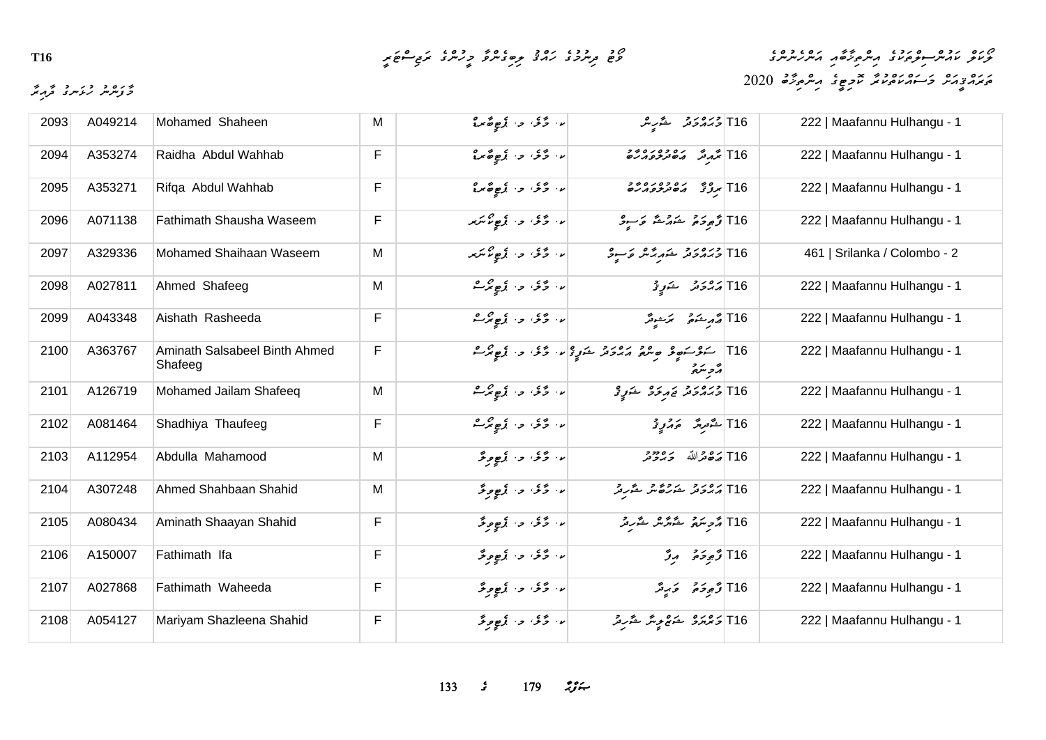| 2093 | A049214 | Mohamed Shaheen | M | ا. دَّنْ، د. وُجِعْوَسُ | T16 وُبَرُوُوَدَ شَرِيَر | 222 \| Maafannu Hulhangu - 1 |
|---|---|---|---|---|---|---|
| 2094 | A353274 | Raidha Abdul Wahhab | F | ا. دَّنْ، د. وُجِعْوَسُ | T16 بَرُومَّ رَصْرُوُوَرُوَّ | 222 \| Maafannu Hulhangu - 1 |
| 2095 | A353271 | Rifqa Abdul Wahhab | F | ا. دَّنْ، د. وُجِعْوَسُ | T16 بِرُوِّ رَصْرُوُوَرُوَّ | 222 \| Maafannu Hulhangu - 1 |
| 2096 | A071138 | Fathimath Shausha Waseem | F | ا. دَّنْ، د. وُجِعْ تَسَر | T16 وَّجِوِدَهُ شَهُرَشَّ وَسِيوُ | 222 \| Maafannu Hulhangu - 1 |
| 2097 | A329336 | Mohamed Shaihaan Waseem | M | ا. دَّنْ، د. وُجِعْ تَسَر | T16 وُبَرُوُوَدَ شَهِرُسٌ وَسِيوُ | 461 \| Srilanka / Colombo - 2 |
| 2098 | A027811 | Ahmed Shafeeg | M | ا. دَّنْ، د. وُجِعْوِسْ | T16 رَبُرُوَدَ شَوِيُّ | 222 \| Maafannu Hulhangu - 1 |
| 2099 | A043348 | Aishath Rasheeda | F | ا. دَّنْ، د. وُجِعْوِسْ | T16 رُمِرِشَهُ بَرَشِيدَّ | 222 \| Maafannu Hulhangu - 1 |
| 2100 | A363767 | Aminath Salsabeel Binth Ahmed Shafeeg | F | ا. دَّنْ، د. وُجِعْوِسْ | T16 سَوُسَهِو صِسْعُ رَبُرُوَدَ شَوِيُّ رُوِسَعُ | 222 \| Maafannu Hulhangu - 1 |
| 2101 | A126719 | Mohamed Jailam Shafeeq | M | ا. دَّنْ، د. وُجِعْوِسْ | T16 وُبَرُوُوَدَ فَرِوَوُ شَوِيُّ | 222 \| Maafannu Hulhangu - 1 |
| 2102 | A081464 | Shadhiya Thaufeeg | F | ا. دَّنْ، د. وُجِعْوِسْ | T16 شَّعِرِمَّ عَرُورِيُّ | 222 \| Maafannu Hulhangu - 1 |
| 2103 | A112954 | Abdulla Mahamood | M | ا. دَّنْ، د. وُجِعِوِدَّ | T16 رَصْعَرُاللَّه وَرُوُدُرُ | 222 \| Maafannu Hulhangu - 1 |
| 2104 | A307248 | Ahmed Shahbaan Shahid | M | ا. دَّنْ، د. وُجِعِوِدَّ | T16 رَبُرُوَدَ شَرُوَّسُ شَّرِدُ | 222 \| Maafannu Hulhangu - 1 |
| 2105 | A080434 | Aminath Shaayan Shahid | F | ا. دَّنْ، د. وُجِعِوِدَّ | T16 رُوِسَعُ شَّوَرُسٌ شَّرِدُ | 222 \| Maafannu Hulhangu - 1 |
| 2106 | A150007 | Fathimath Ifa | F | ا. دَّنْ، د. وُجِعِوِدَّ | T16 وَّجِوِدَهُ رِوَّ | 222 \| Maafannu Hulhangu - 1 |
| 2107 | A027868 | Fathimath Waheeda | F | ا. دَّنْ، د. وُجِعِوِدَّ | T16 وَّجِوِدَهُ وَرِيدَّ | 222 \| Maafannu Hulhangu - 1 |
| 2108 | A054127 | Mariyam Shazleena Shahid | F | ا. دَّنْ، د. وُجِعِوِدَّ | T16 وَبُرْبَرُوُ شَعُوِيسٌ شَّرِدُ | 222 \| Maafannu Hulhangu - 1 |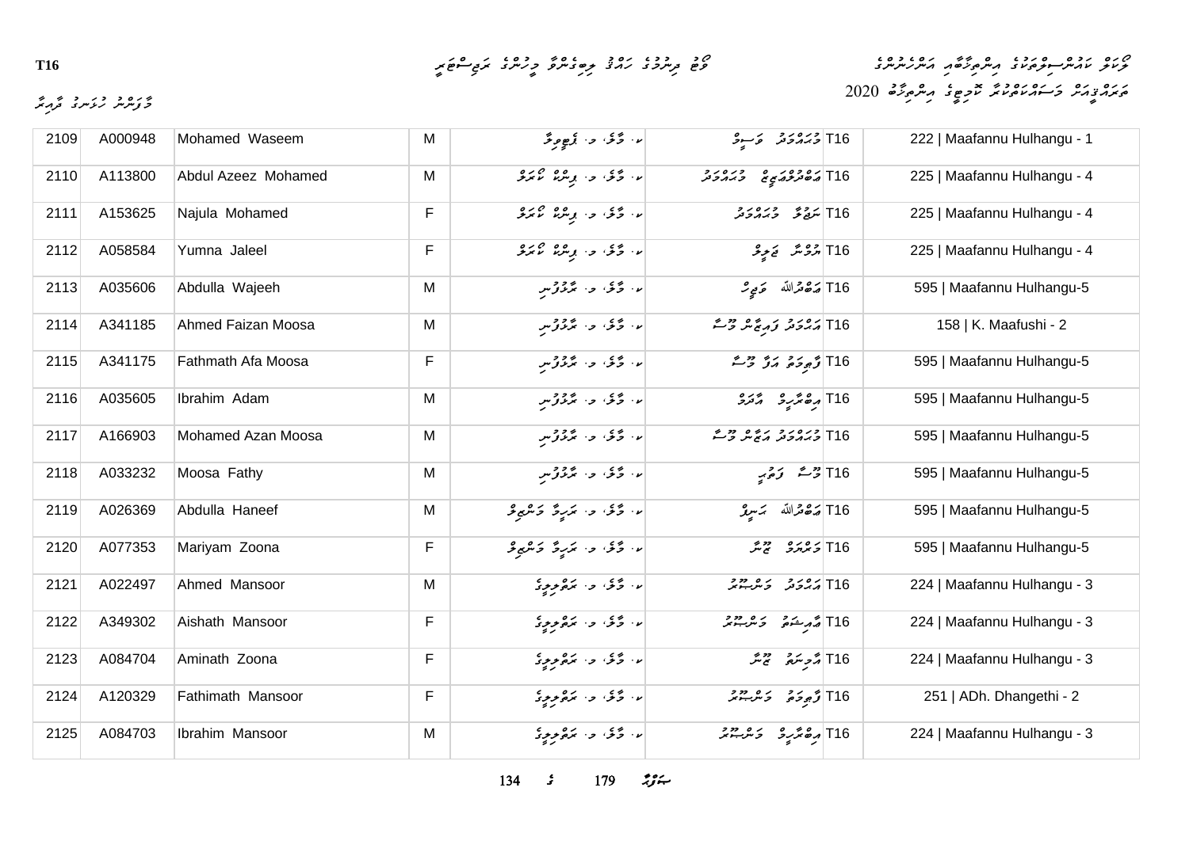| 2109 | A000948 | Mohamed Waseem | M | ، وَگ، د، مُهوِمُّ | T16 وَرَوْدَ وَسِوْ | 222 \| Maafannu Hulhangu - 1 |
|---|---|---|---|---|---|---|
| 2110 | A113800 | Abdul Azeez Mohamed | M | ، وَگ، د، وِسْ مُتَوْ | T16 مَ‌ھُتَرْمَّمَرِجْ وَرَمْدَد | 225 \| Maafannu Hulhangu - 4 |
| 2111 | A153625 | Najula Mohamed | F | ، وَگ، د، وِسْ مُتَوْ | T16 سَرَجُّ وَرَمْدَد | 225 \| Maafannu Hulhangu - 4 |
| 2112 | A058584 | Yumna Jaleel | F | ، وَگ، د، وِسْ مُتَوْ | T16 مُرْوْسْ مَحِوْ | 225 \| Maafannu Hulhangu - 4 |
| 2113 | A035606 | Abdulla Wajeeh | M | ، وَگ، د، مُرُدْوَسْ | T16 مَ‌ھْدَاللّه وَمِرْ | 595 \| Maafannu Hulhangu-5 |
| 2114 | A341185 | Ahmed Faizan Moosa | M | ، وَگ، د، مُرُدْوَسْ | T16 مَرْدَدْ وَمِرِجْ مْ دْسْ | 158 \| K. Maafushi - 2 |
| 2115 | A341175 | Fathmath Afa Moosa | F | ، وَگ، د، مُرُدْوَسْ | T16 وَّجِدَه مَوَّ دْسْ | 595 \| Maafannu Hulhangu-5 |
| 2116 | A035605 | Ibrahim Adam | M | ، وَگ، د، مُرُدْوَسْ | T16 مِھُمَّرِوْ مُّتَرْوْ | 595 \| Maafannu Hulhangu-5 |
| 2117 | A166903 | Mohamed Azan Moosa | M | ، وَگ، د، مُرُدْوَسْ | T16 وَرَمْدَد مَجْسْ دْسْ | 595 \| Maafannu Hulhangu-5 |
| 2118 | A033232 | Moosa Fathy | M | ، وَگ، د، مُرُدْوَسْ | T16 دْسْ وَمُوِ | 595 \| Maafannu Hulhangu-5 |
| 2119 | A026369 | Abdulla Haneef | M | ، وَگ، د، مَرِوْ وَسْھِوْ | T16 مَ‌ھْدَاللّه بَسِرْ | 595 \| Maafannu Hulhangu-5 |
| 2120 | A077353 | Mariyam Zoona | F | ، وَگ، د، مَرِوْ وَسْھِوْ | T16 وَسْمَرْدْ دْسْ | 595 \| Maafannu Hulhangu-5 |
| 2121 | A022497 | Ahmed Mansoor | M | ، وَگ، د، مَرْوِوِوْ | T16 مَرْدَدْ وَسْبُمْ | 224 \| Maafannu Hulhangu - 3 |
| 2122 | A349302 | Aishath Mansoor | F | ، وَگ، د، مَرْوِوِوْ | T16 مُّمِسْمَه وَسْبُمْ | 224 \| Maafannu Hulhangu - 3 |
| 2123 | A084704 | Aminath Zoona | F | ، وَگ، د، مَرْوِوِوْ | T16 مُّوِسَمَه دْسْ | 224 \| Maafannu Hulhangu - 3 |
| 2124 | A120329 | Fathimath Mansoor | F | ، وَگ، د، مَرْوِوِوْ | T16 وَّجِدَه وَسْبُمْ | 251 \| ADh. Dhangethi - 2 |
| 2125 | A084703 | Ibrahim Mansoor | M | ، وَگ، د، مَرْوِوِوْ | T16 مِھُمَّرِوْ وَسْبُمْ | 224 \| Maafannu Hulhangu - 3 |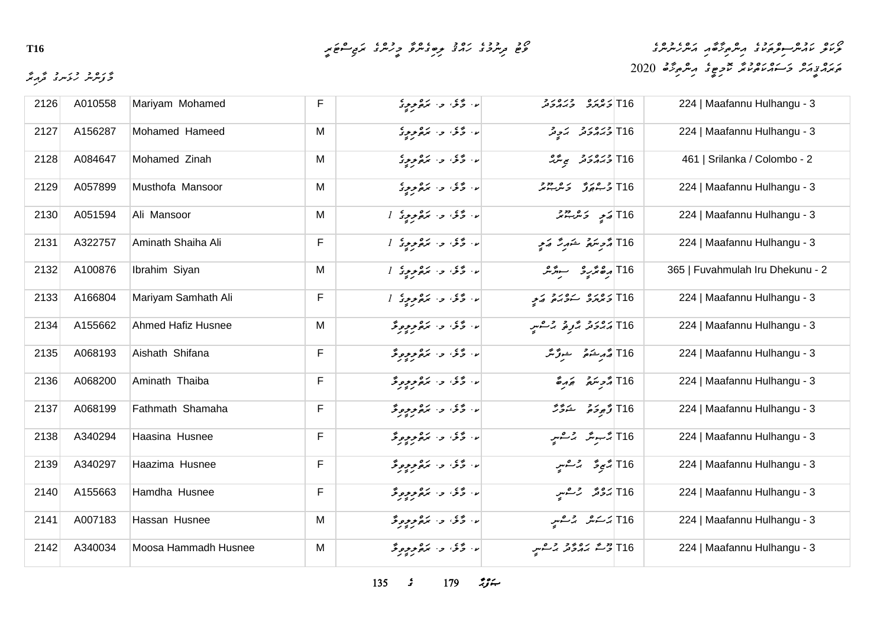| 2126 | A010558 | Mariyam Mohamed | F | ޅ. މާލެ، މ. ރަތްވިލިގެ | T16 މަރިޔަމް މުހައްމަދު | 224 \| Maafannu Hulhangu - 3 |
|---|---|---|---|---|---|---|
| 2127 | A156287 | Mohamed Hameed | M | ޅ. މާލެ، މ. ރަތްވިލިގެ | T16 މުހައްމަދު ހަމީދު | 224 \| Maafannu Hulhangu - 3 |
| 2128 | A084647 | Mohamed Zinah | M | ޅ. މާލެ، މ. ރަތްވިލިގެ | T16 މުހައްމަދު ޒިނާހް | 461 \| Srilanka / Colombo - 2 |
| 2129 | A057899 | Musthofa Mansoor | M | ޅ. މާލެ، މ. ރަތްވިލިގެ | T16 މުސްތަފާ މަންސޫރު | 224 \| Maafannu Hulhangu - 3 |
| 2130 | A051594 | Ali Mansoor | M | ޅ. މާލެ، މ. ރަތްވިލިގެ 1 | T16 އަލި މަންސޫރު | 224 \| Maafannu Hulhangu - 3 |
| 2131 | A322757 | Aminath Shaiha Ali | F | ޅ. މާލެ، މ. ރަތްވިލިގެ 1 | T16 އާމިނަތު ޝައިހާ އަލި | 224 \| Maafannu Hulhangu - 3 |
| 2132 | A100876 | Ibrahim Siyan | M | ޅ. މާލެ، މ. ރަތްވިލިގެ 1 | T16 އިބްރާހީމް ސިޔާން | 365 \| Fuvahmulah Iru Dhekunu - 2 |
| 2133 | A166804 | Mariyam Samhath Ali | F | ޅ. މާލެ، މ. ރަތްވިލިގެ 1 | T16 މަރިޔަމް ސަމްހަތު އަލި | 224 \| Maafannu Hulhangu - 3 |
| 2134 | A155662 | Ahmed Hafiz Husnee | M | ޅ. މާލެ، މ. ރަތްވިލިވިލާ | T16 އަހްމަދު ހާފިޒު ހުސްނީ | 224 \| Maafannu Hulhangu - 3 |
| 2135 | A068193 | Aishath Shifana | F | ޅ. މާލެ، މ. ރަތްވިލިވިލާ | T16 އާއިޝަތު ޝިފާނާ | 224 \| Maafannu Hulhangu - 3 |
| 2136 | A068200 | Aminath Thaiba | F | ޅ. މާލެ، މ. ރަތްވިލިވިލާ | T16 އާމިނަތު ތައިބާ | 224 \| Maafannu Hulhangu - 3 |
| 2137 | A068199 | Fathmath Shamaha | F | ޅ. މާލެ، މ. ރަތްވިލިވިލާ | T16 ފާތިމަތު ޝަމާހާ | 224 \| Maafannu Hulhangu - 3 |
| 2138 | A340294 | Haasina Husnee | F | ޅ. މާލެ، މ. ރަތްވިލިވިލާ | T16 ހާސިނާ ހުސްނީ | 224 \| Maafannu Hulhangu - 3 |
| 2139 | A340297 | Haazima Husnee | F | ޅ. މާލެ، މ. ރަތްވިލިވިލާ | T16 ހާޒިމާ ހުސްނީ | 224 \| Maafannu Hulhangu - 3 |
| 2140 | A155663 | Hamdha Husnee | F | ޅ. މާލެ، މ. ރަތްވިލިވިލާ | T16 ހަމްދާ ހުސްނީ | 224 \| Maafannu Hulhangu - 3 |
| 2141 | A007183 | Hassan Husnee | M | ޅ. މާލެ، މ. ރަތްވިލިވިލާ | T16 ހަސަން ހުސްނީ | 224 \| Maafannu Hulhangu - 3 |
| 2142 | A340034 | Moosa Hammadh Husnee | M | ޅ. މާލެ، މ. ރަތްވިލިވިލާ | T16 މޫސާ ހައްމާދު ހުސްނީ | 224 \| Maafannu Hulhangu - 3 |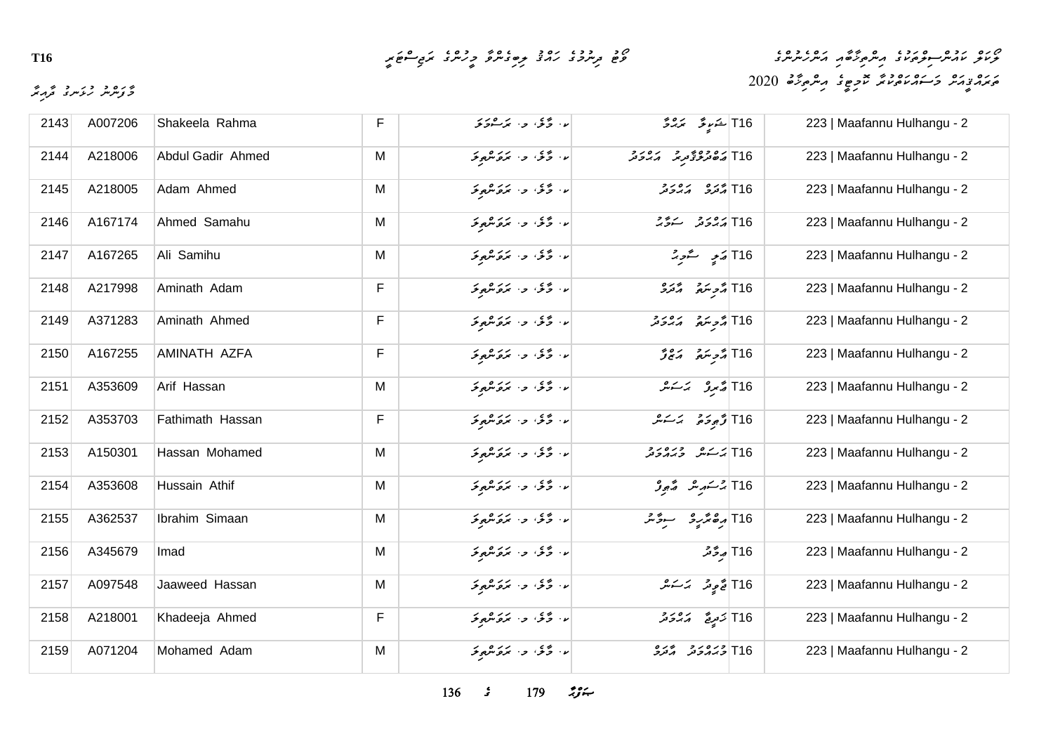| 2143 | A007206 | Shakeela Rahma | F | ، دَّتْرُ، وَ، بَرَكْسِعُ | T16 شَمِيوُّ بَرَكْرُّ | 223 \| Maafannu Hulhangu - 2 |
|---|---|---|---|---|---|---|
| 2144 | A218006 | Abdul Gadir Ahmed | M | ، دَّتْرُ، وَ، بَرَوَسْعِبَرَ | T16 مَصْحَرُوتُوَمِيرُ مَبْرُوَتْرُ | 223 \| Maafannu Hulhangu - 2 |
| 2145 | A218005 | Adam Ahmed | M | ، دَّتْرُ، وَ، بَرَوَسْعِبَرَ | T16 مُرْتَرُو مَبْرُوَتْرُ | 223 \| Maafannu Hulhangu - 2 |
| 2146 | A167174 | Ahmed Samahu | M | ، دَّتْرُ، وَ، بَرَوَسْعِبَرَ | T16 مَبْرُوَتْرُ سَوَّرُ | 223 \| Maafannu Hulhangu - 2 |
| 2147 | A167265 | Ali Samihu | M | ، دَّتْرُ، وَ، بَرَوَسْعِبَرَ | T16 مَعِ سُّوِرُ | 223 \| Maafannu Hulhangu - 2 |
| 2148 | A217998 | Aminath Adam | F | ، دَّتْرُ، وَ، بَرَوَسْعِبَرَ | T16 مُّحِسَعْ مُرْتَرُو | 223 \| Maafannu Hulhangu - 2 |
| 2149 | A371283 | Aminath Ahmed | F | ، دَّتْرُ، وَ، بَرَوَسْعِبَرَ | T16 مُّحِسَعْ مَبْرُوَتْرُ | 223 \| Maafannu Hulhangu - 2 |
| 2150 | A167255 | AMINATH AZFA | F | ، دَّتْرُ، وَ، بَرَوَسْعِبَرَ | T16 مُّحِسَعْ مَعْوُّ | 223 \| Maafannu Hulhangu - 2 |
| 2151 | A353609 | Arif Hassan | M | ، دَّتْرُ، وَ، بَرَوَسْعِبَرَ | T16 مُّبِرُوْ بَرَسَعْرُ | 223 \| Maafannu Hulhangu - 2 |
| 2152 | A353703 | Fathimath Hassan | F | ، دَّتْرُ، وَ، بَرَوَسْعِبَرَ | T16 تُوجِرَمْ بَرَسَعْرُ | 223 \| Maafannu Hulhangu - 2 |
| 2153 | A150301 | Hassan Mohamed | M | ، دَّتْرُ، وَ، بَرَوَسْعِبَرَ | T16 بَرَسَعْرُ وَبَرَمْرُوَتْرُ | 223 \| Maafannu Hulhangu - 2 |
| 2154 | A353608 | Hussain Athif | M | ، دَّتْرُ، وَ، بَرَوَسْعِبَرَ | T16 بُرْسَمِهِرُ مُّهُوُ | 223 \| Maafannu Hulhangu - 2 |
| 2155 | A362537 | Ibrahim Simaan | M | ، دَّتْرُ، وَ، بَرَوَسْعِبَرَ | T16 مِرْصَمْرُرُوْ سِوَّمْرُ | 223 \| Maafannu Hulhangu - 2 |
| 2156 | A345679 | Imad | M | ، دَّتْرُ، وَ، بَرَوَسْعِبَرَ | T16 مِرِّقُرُ | 223 \| Maafannu Hulhangu - 2 |
| 2157 | A097548 | Jaaweed Hassan | M | ، دَّتْرُ، وَ، بَرَوَسْعِبَرَ | T16 قَّمِوِقُرُ بَرَسَعْرُ | 223 \| Maafannu Hulhangu - 2 |
| 2158 | A218001 | Khadeeja Ahmed | F | ، دَّتْرُ، وَ، بَرَوَسْعِبَرَ | T16 زَمِيقَّ مَبْرُوَتْرُ | 223 \| Maafannu Hulhangu - 2 |
| 2159 | A071204 | Mohamed Adam | M | ، دَّتْرُ، وَ، بَرَوَسْعِبَرَ | T16 وَبَرَمْرُوَتْرُ مُرْتَرُو | 223 \| Maafannu Hulhangu - 2 |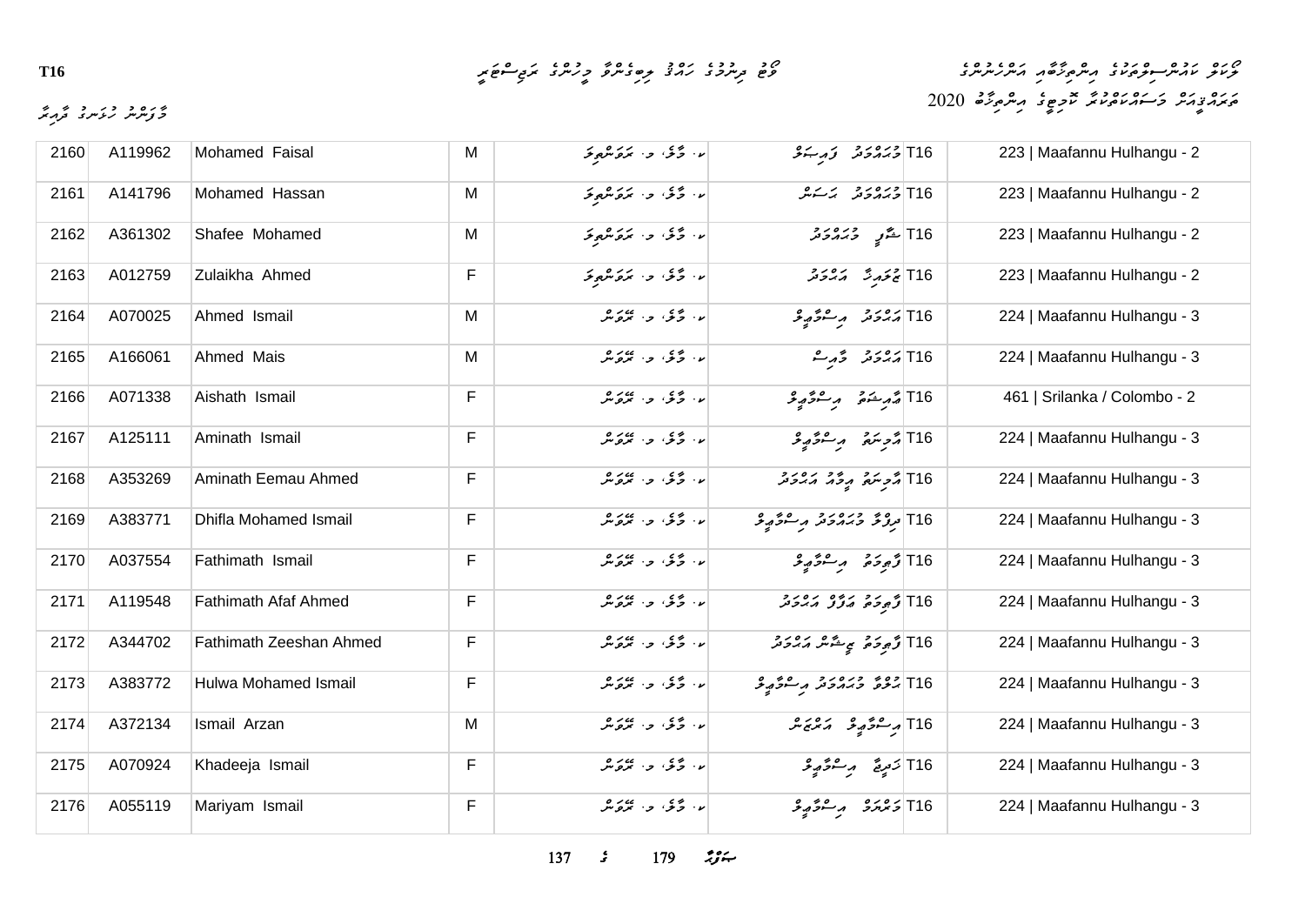| 2160 | A119962 | Mohamed Faisal | M | ގ. މާލެ، މ. ރަތަރުދީއެ | T16 މުހައްމަދު ފައިސަލް | 223 \| Maafannu Hulhangu - 2 |
|---|---|---|---|---|---|---|
| 2161 | A141796 | Mohamed Hassan | M | ގ. މާލެ، މ. ރަތަރުދީއެ | T16 މުހައްމަދު ހަސަން | 223 \| Maafannu Hulhangu - 2 |
| 2162 | A361302 | Shafee Mohamed | M | ގ. މާލެ، މ. ރަތަރުދީއެ | T16 ޝާފީ މުހައްމަދު | 223 \| Maafannu Hulhangu - 2 |
| 2163 | A012759 | Zulaikha Ahmed | F | ގ. މާލެ، މ. ރަތަރުދީއެ | T16 ޒުލައިޚާ އަހުމަދު | 223 \| Maafannu Hulhangu - 2 |
| 2164 | A070025 | Ahmed Ismail | M | ގ. މާލެ، މ. ރޯޒަން | T16 އަހުމަދު އިސްމާއިލް | 224 \| Maafannu Hulhangu - 3 |
| 2165 | A166061 | Ahmed Mais | M | ގ. މާލެ، މ. ރޯޒަން | T16 އަހުމަދު މާއިސް | 224 \| Maafannu Hulhangu - 3 |
| 2166 | A071338 | Aishath Ismail | F | ގ. މާލެ، މ. ރޯޒަން | T16 އާއިޝަތު އިސްމާއިލް | 461 \| Srilanka / Colombo - 2 |
| 2167 | A125111 | Aminath Ismail | F | ގ. މާލެ، މ. ރޯޒަން | T16 އާމިނަތު އިސްމާއިލް | 224 \| Maafannu Hulhangu - 3 |
| 2168 | A353269 | Aminath Eemau Ahmed | F | ގ. މާލެ، މ. ރޯޒަން | T16 އާމިނަތު އީމާއު އަހުމަދު | 224 \| Maafannu Hulhangu - 3 |
| 2169 | A383771 | Dhifla Mohamed Ismail | F | ގ. މާލެ، މ. ރޯޒަން | T16 ދިފްލާ މުހައްމަދު އިސްމާއިލް | 224 \| Maafannu Hulhangu - 3 |
| 2170 | A037554 | Fathimath Ismail | F | ގ. މާލެ، މ. ރޯޒަން | T16 ފާތިމަތު އިސްމާއިލް | 224 \| Maafannu Hulhangu - 3 |
| 2171 | A119548 | Fathimath Afaf Ahmed | F | ގ. މާލެ، މ. ރޯޒަން | T16 ފާތިމަތު އަފާފް އަހުމަދު | 224 \| Maafannu Hulhangu - 3 |
| 2172 | A344702 | Fathimath Zeeshan Ahmed | F | ގ. މާލެ، މ. ރޯޒަން | T16 ފާތިމަތު ޒީޝާން އަހުމަދު | 224 \| Maafannu Hulhangu - 3 |
| 2173 | A383772 | Hulwa Mohamed Ismail | F | ގ. މާލެ، މ. ރޯޒަން | T16 ހުލްވާ މުހައްމަދު އިސްމާއިލް | 224 \| Maafannu Hulhangu - 3 |
| 2174 | A372134 | Ismail Arzan | M | ގ. މާލެ، މ. ރޯޒަން | T16 އިސްމާއިލް އަރުޒަން | 224 \| Maafannu Hulhangu - 3 |
| 2175 | A070924 | Khadeeja Ismail | F | ގ. މާލެ، މ. ރޯޒަން | T16 ޚަދީޖާ އިސްމާއިލް | 224 \| Maafannu Hulhangu - 3 |
| 2176 | A055119 | Mariyam Ismail | F | ގ. މާލެ، މ. ރޯޒަން | T16 މަރިޔަމް އިސްމާއިލް | 224 \| Maafannu Hulhangu - 3 |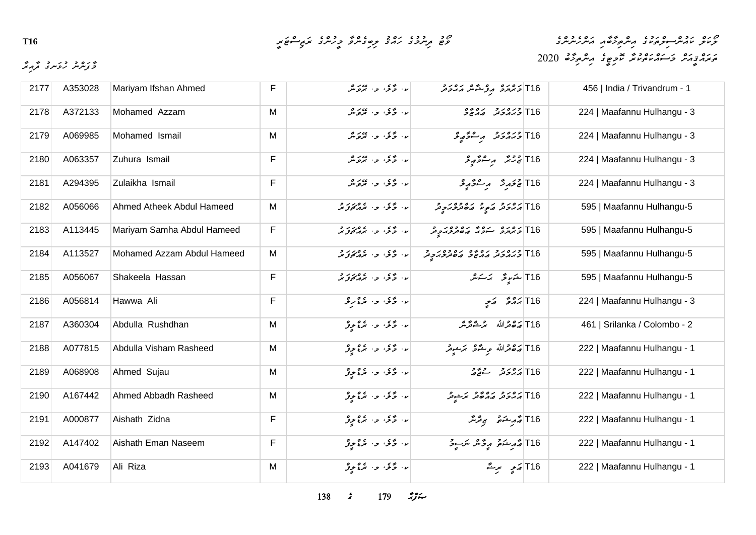| 2177 | A353028 | Mariyam Ifshan Ahmed | F | ށ. މާޅ، ވ. ރޯވަން | T16 މަރިޔަމް އިފްޝާން އަޙްމަދު | 456 \| India / Trivandrum - 1 |
|---|---|---|---|---|---|---|
| 2178 | A372133 | Mohamed Azzam | M | ށ. މާޅ، ވ. ރޯވަން | T16 މުޙައްމަދު އައްޒާމް | 224 \| Maafannu Hulhangu - 3 |
| 2179 | A069985 | Mohamed Ismail | M | ށ. މާޅ، ވ. ރޯވަން | T16 މުޙައްމަދު އިސްމާޢީލް | 224 \| Maafannu Hulhangu - 3 |
| 2180 | A063357 | Zuhura Ismail | F | ށ. މާޅ، ވ. ރޯވަން | T16 ޒުހުރާ އިސްމާޢީލް | 224 \| Maafannu Hulhangu - 3 |
| 2181 | A294395 | Zulaikha Ismail | F | ށ. މާޅ، ވ. ރޯވަން | T16 ޒުލައިޚާ އިސްމާޢީލް | 224 \| Maafannu Hulhangu - 3 |
| 2182 | A056066 | Ahmed Atheek Abdul Hameed | M | ށ. މާޅ، ވ. ރައްޔިތުވަށް | T16 އަޙްމަދު އަތީޤު އަބްދުލްޙަމީދު | 595 \| Maafannu Hulhangu-5 |
| 2183 | A113445 | Mariyam Samha Abdul Hameed | F | ށ. މާޅ، ވ. ރައްޔިތުވަށް | T16 މަރިޔަމް ސަމްހާ އަބްދުލްޙަމީދު | 595 \| Maafannu Hulhangu-5 |
| 2184 | A113527 | Mohamed Azzam Abdul Hameed | M | ށ. މާޅ، ވ. ރައްޔިތުވަށް | T16 މުޙައްމަދު އައްޒާމް އަބްދުލްޙަމީދު | 595 \| Maafannu Hulhangu-5 |
| 2185 | A056067 | Shakeela Hassan | F | ށ. މާޅ، ވ. ރައްޔިތުވަށް | T16 ޝަކީލާ ޙަސަން | 595 \| Maafannu Hulhangu-5 |
| 2186 | A056814 | Hawwa Ali | F | ށ. މާޅ، ވ. ރަށުގެ | T16 ހައްވާ އަލި | 224 \| Maafannu Hulhangu - 3 |
| 2187 | A360304 | Abdulla Rushdhan | M | ށ. މާޅ، ވ. ރަށުމިލް | T16 އަބްދުﷲ ރުޝްދާން | 461 \| Srilanka / Colombo - 2 |
| 2188 | A077815 | Abdulla Visham Rasheed | M | ށ. މާޅ، ވ. ރަށުމިލް | T16 އަބްދުﷲ ވިޝާމް ރަޝީދު | 222 \| Maafannu Hulhangu - 1 |
| 2189 | A068908 | Ahmed Sujau | M | ށ. މާޅ، ވ. ރަށުމިލް | T16 އަޙްމަދު ސުޖާއު | 222 \| Maafannu Hulhangu - 1 |
| 2190 | A167442 | Ahmed Abbadh Rasheed | M | ށ. މާޅ، ވ. ރަށުމިލް | T16 އަޙްމަދު އައްބާދު ރަޝީދު | 222 \| Maafannu Hulhangu - 1 |
| 2191 | A000877 | Aishath Zidna | F | ށ. މާޅ، ވ. ރަށުމިލް | T16 އާއިޝަތު ޒިދްނާ | 222 \| Maafannu Hulhangu - 1 |
| 2192 | A147402 | Aishath Eman Naseem | F | ށ. މާޅ، ވ. ރަށުމިލް | T16 އާއިޝަތު އީމާން ނަސީމު | 222 \| Maafannu Hulhangu - 1 |
| 2193 | A041679 | Ali Riza | M | ށ. މާޅ، ވ. ރަށުމިލް | T16 އަލި ރިޟާ | 222 \| Maafannu Hulhangu - 1 |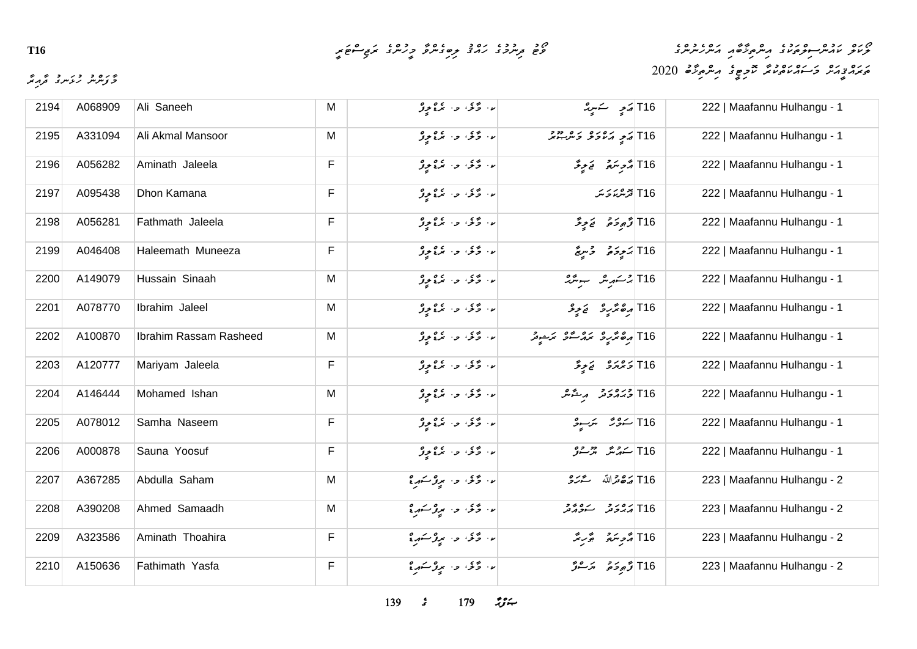| 2194 | A068909 | Ali Saneeh | M | ކ. މާލެ، މ. ދޭވީލު | T16 އަލި ސަނީހު | 222 \| Maafannu Hulhangu - 1 |
|---|---|---|---|---|---|---|
| 2195 | A331094 | Ali Akmal Mansoor | M | ކ. މާލެ، މ. ދޭވީލު | T16 އަލި އަކްމަލް މަންސޫރު | 222 \| Maafannu Hulhangu - 1 |
| 2196 | A056282 | Aminath Jaleela | F | ކ. މާލެ، މ. ދޭވީލު | T16 އާމިނަތު ޖަލީލާ | 222 \| Maafannu Hulhangu - 1 |
| 2197 | A095438 | Dhon Kamana | F | ކ. މާލެ، މ. ދޭވީލު | T16 ދޮންކަމަނާ | 222 \| Maafannu Hulhangu - 1 |
| 2198 | A056281 | Fathmath Jaleela | F | ކ. މާލެ، މ. ދޭވީލު | T16 ފާތިމަތު ޖަލީލާ | 222 \| Maafannu Hulhangu - 1 |
| 2199 | A046408 | Haleemath Muneeza | F | ކ. މާލެ، މ. ދޭވީލު | T16 ހަލީމަތު މުނީޒާ | 222 \| Maafannu Hulhangu - 1 |
| 2200 | A149079 | Hussain Sinaah | M | ކ. މާލެ، މ. ދޭވީލު | T16 ހުސައިން ސިނާހު | 222 \| Maafannu Hulhangu - 1 |
| 2201 | A078770 | Ibrahim Jaleel | M | ކ. މާލެ، މ. ދޭވީލު | T16 އިބްރާހީމް ޖަލީލް | 222 \| Maafannu Hulhangu - 1 |
| 2202 | A100870 | Ibrahim Rassam Rasheed | M | ކ. މާލެ، މ. ދޭވީލު | T16 އިބްރާހީމް ރައްސާމް ރަޝީދު | 222 \| Maafannu Hulhangu - 1 |
| 2203 | A120777 | Mariyam Jaleela | F | ކ. މާލެ، މ. ދޭވީލު | T16 މަރިޔަމް ޖަލީލާ | 222 \| Maafannu Hulhangu - 1 |
| 2204 | A146444 | Mohamed Ishan | M | ކ. މާލެ، މ. ދޭވީލު | T16 މުހައްމަދު އިޝާން | 222 \| Maafannu Hulhangu - 1 |
| 2205 | A078012 | Samha Naseem | F | ކ. މާލެ، މ. ދޭވީލު | T16 ސަމްހާ ނަސީމް | 222 \| Maafannu Hulhangu - 1 |
| 2206 | A000878 | Sauna Yoosuf | F | ކ. މާލެ، މ. ދޭވީލު | T16 ސައުނާ ޔޫސުފް | 222 \| Maafannu Hulhangu - 1 |
| 2207 | A367285 | Abdulla Saham | M | ކ. މާލެ، މ. ނިލްސަރީ | T16 އަބްދުﷲ ސާހަމް | 223 \| Maafannu Hulhangu - 2 |
| 2208 | A390208 | Ahmed Samaadh | M | ކ. މާލެ، މ. ނިލްސަރީ | T16 އަހްމަދު ސަމާދު | 223 \| Maafannu Hulhangu - 2 |
| 2209 | A323586 | Aminath Thoahira | F | ކ. މާލެ، މ. ނިލްސަރީ | T16 އާމިނަތު ޠާހިރާ | 223 \| Maafannu Hulhangu - 2 |
| 2210 | A150636 | Fathimath Yasfa | F | ކ. މާލެ، މ. ނިލްސަރީ | T16 ފާތިމަތު ޔަސްފާ | 223 \| Maafannu Hulhangu - 2 |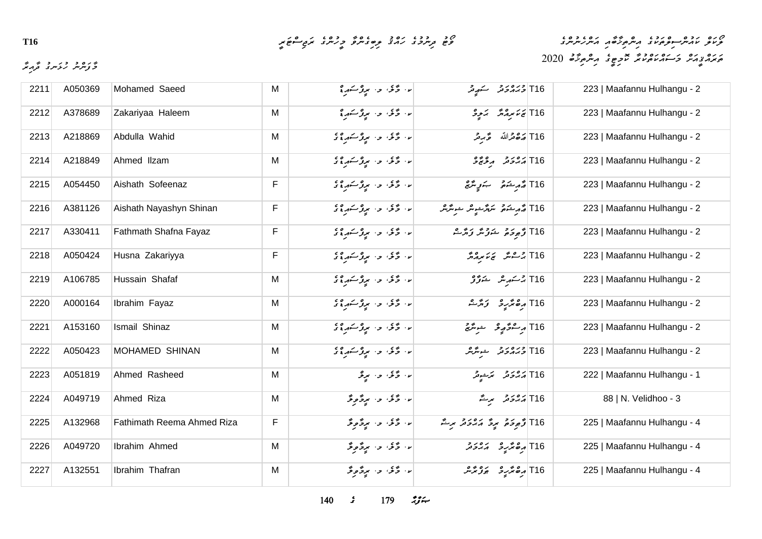| 2211 | A050369 | Mohamed Saeed | M | ▪. ގާފު، ދ. ރިލޯސަރޓު | T16 ޒަހަރިނާ ސައީދު | 223 \| Maafannu Hulhangu - 2 |
|---|---|---|---|---|---|---|
| 2212 | A378689 | Zakariyaa Haleem | M | ▪. ގާފު، ދ. ރިލޯސަރޓު | T16 ޒަކަރިއްޔާ ހަލީމު | 223 \| Maafannu Hulhangu - 2 |
| 2213 | A218869 | Abdulla Wahid | M | ▪. ގާފު، ދ. ރިލޯސަރޓު 2 | T16 އަބްދުﷲ ވާހިދު | 223 \| Maafannu Hulhangu - 2 |
| 2214 | A218849 | Ahmed Ilzam | M | ▪. ގާފު، ދ. ރިލޯސަރޓު 2 | T16 އަހްމަދު އިލްޒާމް | 223 \| Maafannu Hulhangu - 2 |
| 2215 | A054450 | Aishath Sofeenaz | F | ▪. ގާފު، ދ. ރިލޯސަރޓު 2 | T16 އާއިޝަތު ސަފީނާޒް | 223 \| Maafannu Hulhangu - 2 |
| 2216 | A381126 | Aishath Nayashyn Shinan | F | ▪. ގާފު، ދ. ރިލޯސަރޓު 2 | T16 އާއިޝަތު ނަޔާޝިން ޝިނާން | 223 \| Maafannu Hulhangu - 2 |
| 2217 | A330411 | Fathmath Shafna Fayaz | F | ▪. ގާފު، ދ. ރިލޯސަރޓު 2 | T16 ފާތިމަތު ޝަފްނާ ފައްޔާޒް | 223 \| Maafannu Hulhangu - 2 |
| 2218 | A050424 | Husna Zakariyya | F | ▪. ގާފު، ދ. ރިލޯސަރޓު 2 | T16 ހުސްނާ ޒަކަރިއްޔާ | 223 \| Maafannu Hulhangu - 2 |
| 2219 | A106785 | Hussain Shafaf | M | ▪. ގާފު، ދ. ރިލޯސަރޓު 2 | T16 ހުސައިން ޝަފާފް | 223 \| Maafannu Hulhangu - 2 |
| 2220 | A000164 | Ibrahim Fayaz | M | ▪. ގާފު، ދ. ރިލޯސަރޓު 2 | T16 އިބްރާހީމް ފައްޔާޒް | 223 \| Maafannu Hulhangu - 2 |
| 2221 | A153160 | Ismail Shinaz | M | ▪. ގާފު، ދ. ރިލޯސަރޓު 2 | T16 އިސްމާޢީލް ޝިނާޒް | 223 \| Maafannu Hulhangu - 2 |
| 2222 | A050423 | MOHAMED SHINAN | M | ▪. ގާފު، ދ. ރިލޯސަރޓު 2 | T16 މުހައްމަދު ޝިނާން | 223 \| Maafannu Hulhangu - 2 |
| 2223 | A051819 | Ahmed Rasheed | M | ▪. ގާފު، ދ. ރިލް | T16 އަހްމަދު ރަޝީދު | 222 \| Maafannu Hulhangu - 1 |
| 2224 | A049719 | Ahmed Riza | M | ▪. ގާފު، ދ. ރިލާވިލާ | T16 އަހްމަދު ރިޟާ | 88 \| N. Velidhoo - 3 |
| 2225 | A132968 | Fathimath Reema Ahmed Riza | F | ▪. ގާފު، ދ. ރިލާވިލާ | T16 ފާތިމަތު ރީމާ އަހްމަދު ރިޟާ | 225 \| Maafannu Hulhangu - 4 |
| 2226 | A049720 | Ibrahim Ahmed | M | ▪. ގާފު، ދ. ރިލާވިލާ | T16 އިބްރާހީމް އަހްމަދު | 225 \| Maafannu Hulhangu - 4 |
| 2227 | A132551 | Ibrahim Thafran | M | ▪. ގާފު، ދ. ރިލާވިލާ | T16 އިބްރާހީމް ތަފްރާން | 225 \| Maafannu Hulhangu - 4 |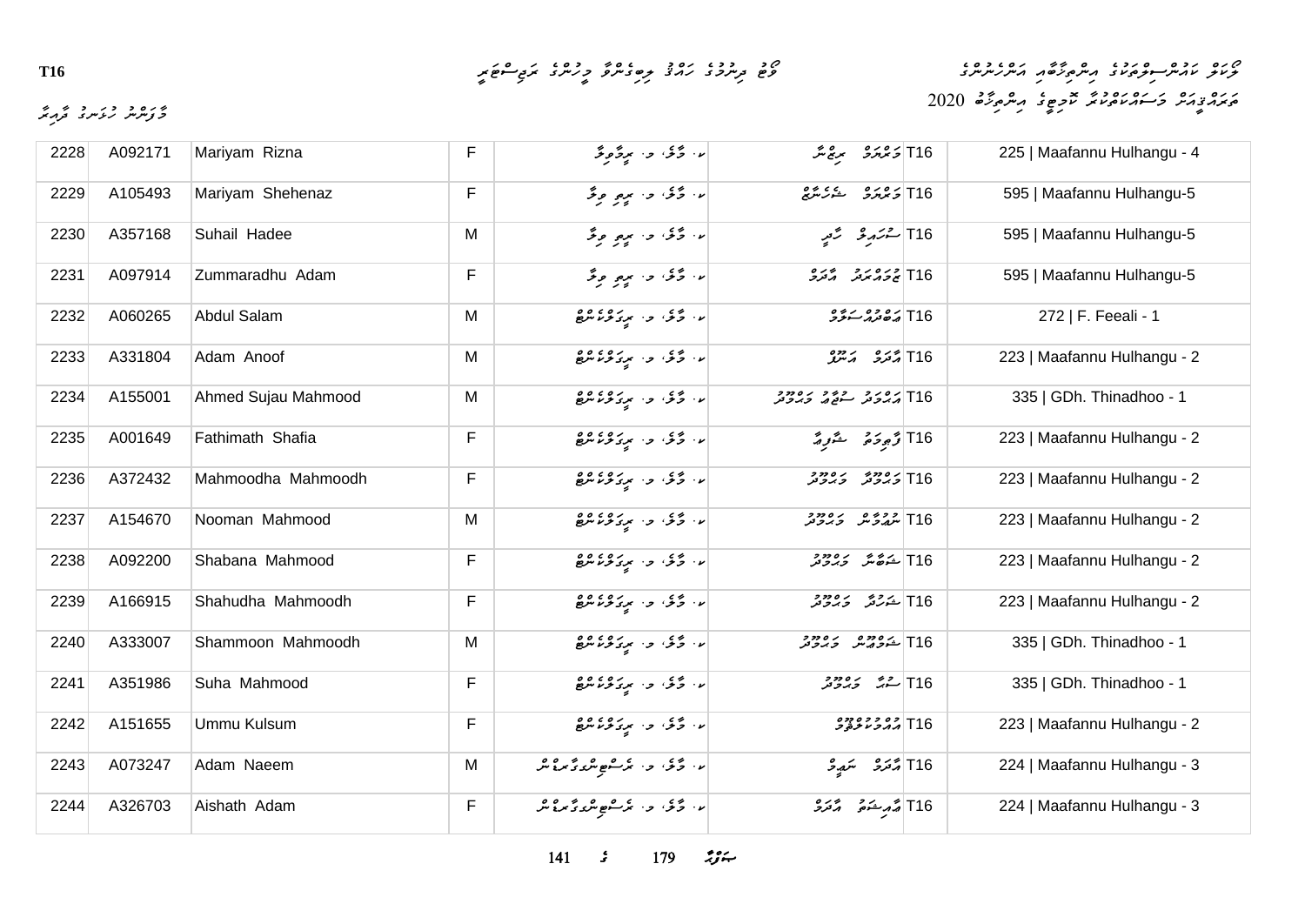| 2228 | A092171 | Mariyam Rizna | F | ކ. މާލެ، މ. ރިލާލުވާ | T16 ޑަރިޔަމް ރިޒްނާ | 225 \| Maafannu Hulhangu - 4 |
|---|---|---|---|---|---|---|
| 2229 | A105493 | Mariyam Shehenaz | F | ކ. މާލެ، މ. ރީތި ވިލާ | T16 މަރިޔަމް ޝެހެނާޒް | 595 \| Maafannu Hulhangu-5 |
| 2230 | A357168 | Suhail Hadee | M | ކ. މާލެ، މ. ރީތި ވިލާ | T16 ސުހައިލް ހާދީ | 595 \| Maafannu Hulhangu-5 |
| 2231 | A097914 | Zummaradhu Adam | F | ކ. މާލެ، މ. ރީތި ވިލާ | T16 ޒުއްމަރަދު އާދަމް | 595 \| Maafannu Hulhangu-5 |
| 2232 | A060265 | Abdul Salam | M | ކ. މާލެ، މ. ރިޒަރވޭޝަން | T16 އަބްދުލްސަލާމް | 272 \| F. Feeali - 1 |
| 2233 | A331804 | Adam Anoof | M | ކ. މާލެ، މ. ރިޒަރވޭޝަން | T16 އާދަމް އަނޫފް | 223 \| Maafannu Hulhangu - 2 |
| 2234 | A155001 | Ahmed Sujau Mahmood | M | ކ. މާލެ، މ. ރިޒަރވޭޝަން | T16 އަހުމަދު ސުޖާއު މަހުމޫދު | 335 \| GDh. Thinadhoo - 1 |
| 2235 | A001649 | Fathimath Shafia | F | ކ. މާލެ، މ. ރިޒަރވޭޝަން | T16 ފާތިމަތު ޝާފިއާ | 223 \| Maafannu Hulhangu - 2 |
| 2236 | A372432 | Mahmoodha Mahmoodh | F | ކ. މާލެ، މ. ރިޒަރވޭޝަން | T16 މަހުމޫދާ މަހުމޫދު | 223 \| Maafannu Hulhangu - 2 |
| 2237 | A154670 | Nooman Mahmood | M | ކ. މާލެ، މ. ރިޒަރވޭޝަން | T16 ނޫމާން މަހުމޫދު | 223 \| Maafannu Hulhangu - 2 |
| 2238 | A092200 | Shabana Mahmood | F | ކ. މާލެ، މ. ރިޒަރވޭޝަން | T16 ޝަބާނާ މަހުމޫދު | 223 \| Maafannu Hulhangu - 2 |
| 2239 | A166915 | Shahudha Mahmoodh | F | ކ. މާލެ، މ. ރިޒަރވޭޝަން | T16 ޝަހުދާ މަހުމޫދު | 223 \| Maafannu Hulhangu - 2 |
| 2240 | A333007 | Shammoon Mahmoodh | M | ކ. މާލެ، މ. ރިޒަރވޭޝަން | T16 ޝައްމޫން މަހުމޫދު | 335 \| GDh. Thinadhoo - 1 |
| 2241 | A351986 | Suha Mahmood | F | ކ. މާލެ، މ. ރިޒަރވޭޝަން | T16 ސުހާ މަހުމޫދު | 335 \| GDh. Thinadhoo - 1 |
| 2242 | A151655 | Ummu Kulsum | F | ކ. މާލެ، މ. ރިޒަރވޭޝަން | T16 އުއްމުކުލްސޫމް | 223 \| Maafannu Hulhangu - 2 |
| 2243 | A073247 | Adam Naeem | M | ކ. މާލެ، މ. ރޯސްބެންގޯރޯޑް | T16 އާދަމް ނައީމް | 224 \| Maafannu Hulhangu - 3 |
| 2244 | A326703 | Aishath Adam | F | ކ. މާލެ، މ. ރޯސްބެންގޯރޯޑް | T16 އާއިޝަތު އާދަމް | 224 \| Maafannu Hulhangu - 3 |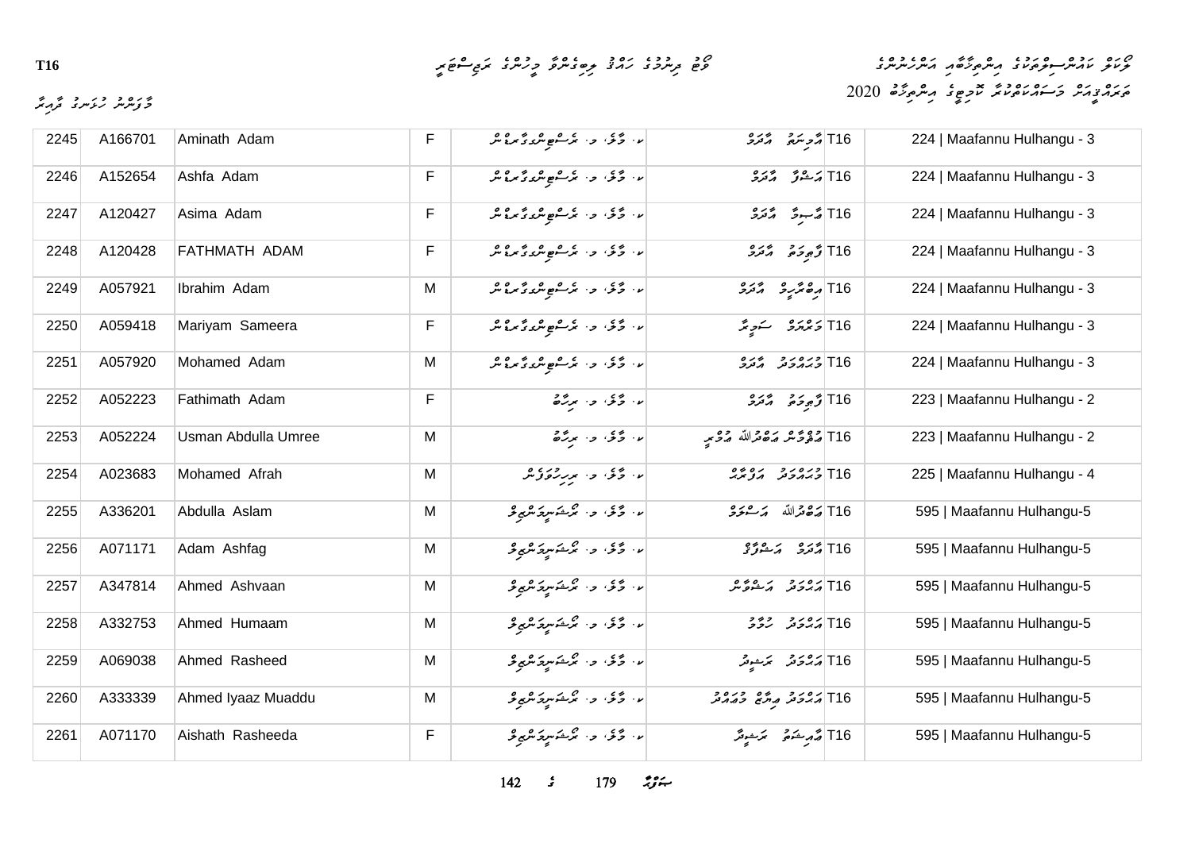| 2245 | A166701 | Aminath Adam | F | ށ. މާޅ، މ. ރަސްތިޔާގެ | T16 އާމިނަތު އާދަމް | 224 \| Maafannu Hulhangu - 3 |
|---|---|---|---|---|---|---|
| 2246 | A152654 | Ashfa Adam | F | ށ. މާޅ، މ. ރަސްތިޔާގެ | T16 އަޝްފާ އާދަމް | 224 \| Maafannu Hulhangu - 3 |
| 2247 | A120427 | Asima Adam | F | ށ. މާޅ، މ. ރަސްތިޔާގެ | T16 އާސިމާ އާދަމް | 224 \| Maafannu Hulhangu - 3 |
| 2248 | A120428 | FATHMATH ADAM | F | ށ. މާޅ، މ. ރަސްތިޔާގެ | T16 ފާތިމަތު އާދަމް | 224 \| Maafannu Hulhangu - 3 |
| 2249 | A057921 | Ibrahim Adam | M | ށ. މާޅ، މ. ރަސްތިޔާގެ | T16 އިބްރާހީމް އާދަމް | 224 \| Maafannu Hulhangu - 3 |
| 2250 | A059418 | Mariyam Sameera | F | ށ. މާޅ، މ. ރަސްތިޔާގެ | T16 މަރިޔަމް ސަމީރާ | 224 \| Maafannu Hulhangu - 3 |
| 2251 | A057920 | Mohamed Adam | M | ށ. މާޅ، މ. ރަސްތިޔާގެ | T16 މުޙައްމަދު އާދަމް | 224 \| Maafannu Hulhangu - 3 |
| 2252 | A052223 | Fathimath Adam | F | ށ. މާޅ، މ. ރިހާބު | T16 ފާތިމަތު އާދަމް | 223 \| Maafannu Hulhangu - 2 |
| 2253 | A052224 | Usman Abdulla Umree | M | ށ. މާޅ، މ. ރިހާބު | T16 އުސްމާން އަބްދުﷲ އުމްރީ | 223 \| Maafannu Hulhangu - 2 |
| 2254 | A023683 | Mohamed Afrah | M | ށ. މާޅ، މ. ރިހިމާލަން | T16 މުޙައްމަދު އަފްރާހް | 225 \| Maafannu Hulhangu - 4 |
| 2255 | A336201 | Abdulla Aslam | M | ށ. މާޅ، މ. ރޮށަނީމަންޒިލް | T16 އަބްދުﷲ އަސްލަމް | 595 \| Maafannu Hulhangu-5 |
| 2256 | A071171 | Adam Ashfag | M | ށ. މާޅ، މ. ރޮށަނީމަންޒިލް | T16 އާދަމް އަޝްފާގު | 595 \| Maafannu Hulhangu-5 |
| 2257 | A347814 | Ahmed Ashvaan | M | ށ. މާޅ، މ. ރޮށަނީމަންޒިލް | T16 އަޙްމަދު އަޝްވާން | 595 \| Maafannu Hulhangu-5 |
| 2258 | A332753 | Ahmed Humaam | M | ށ. މާޅ، މ. ރޮށަނީމަންޒިލް | T16 އަޙްމަދު ހުމާމް | 595 \| Maafannu Hulhangu-5 |
| 2259 | A069038 | Ahmed Rasheed | M | ށ. މާޅ، މ. ރޮށަނީމަންޒިލް | T16 އަޙްމަދު ރަޝީދު | 595 \| Maafannu Hulhangu-5 |
| 2260 | A333339 | Ahmed Iyaaz Muaddu | M | ށ. މާޅ، މ. ރޮށަނީމަންޒިލް | T16 އަޙްމަދު އިޔާޒް މުއައްދު | 595 \| Maafannu Hulhangu-5 |
| 2261 | A071170 | Aishath Rasheeda | F | ށ. މާޅ، މ. ރޮށަނީމަންޒިލް | T16 އާއިޝަތު ރަޝީދާ | 595 \| Maafannu Hulhangu-5 |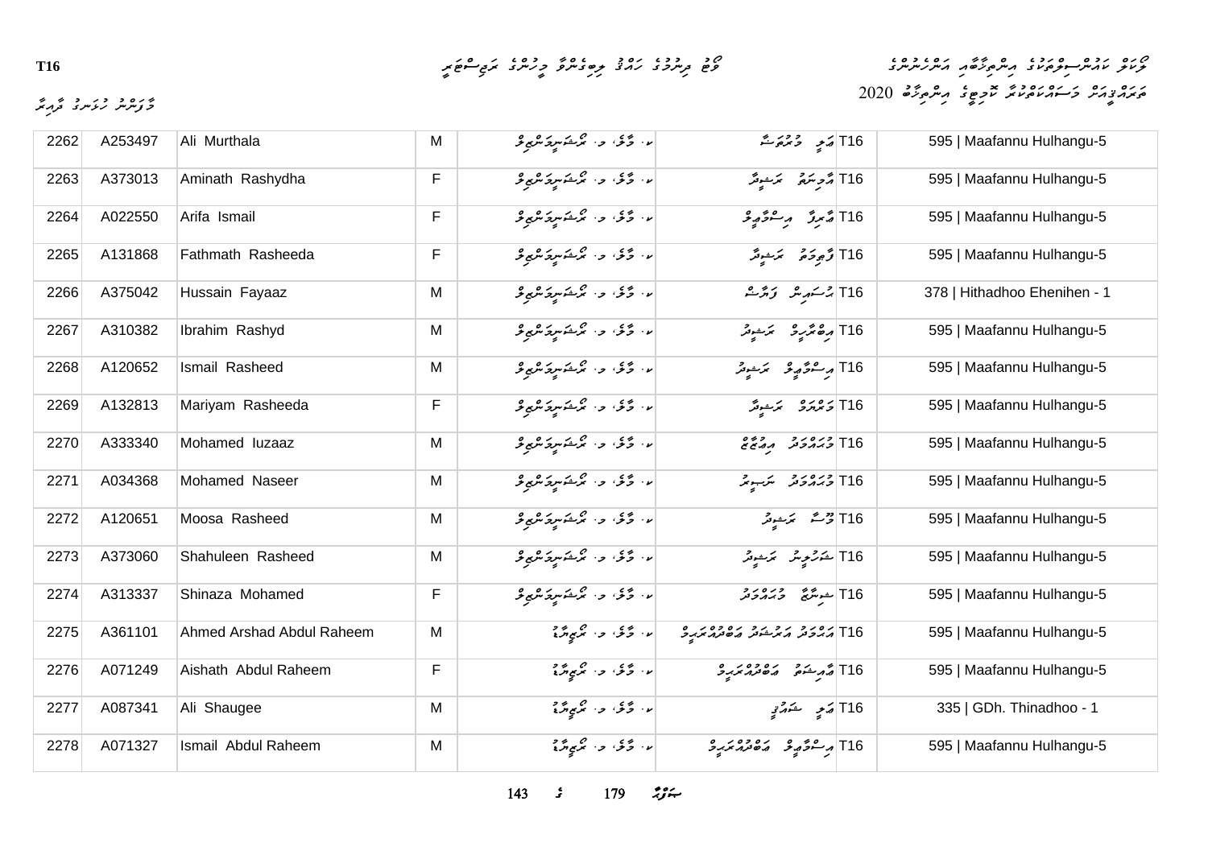| 2262 | A253497 | Ali Murthala | M | ބ. މާޅޮ، މ. ރޮށަނީމަންޒިލް | T16 ޢަލީ މުރުތަޅާ | 595 \| Maafannu Hulhangu-5 |
|---|---|---|---|---|---|---|
| 2263 | A373013 | Aminath Rashydha | F | ބ. މާޅޮ، މ. ރޮށަނީމަންޒިލް | T16 އާމިނަތު ރަޝީދާ | 595 \| Maafannu Hulhangu-5 |
| 2264 | A022550 | Arifa Ismail | F | ބ. މާޅޮ، މ. ރޮށަނީމަންޒިލް | T16 އާރިފާ އިސްމާޢީލް | 595 \| Maafannu Hulhangu-5 |
| 2265 | A131868 | Fathmath Rasheeda | F | ބ. މާޅޮ، މ. ރޮށަނީމަންޒިލް | T16 ފާތިމަތު ރަޝީދާ | 595 \| Maafannu Hulhangu-5 |
| 2266 | A375042 | Hussain Fayaaz | M | ބ. މާޅޮ، މ. ރޮށަނީމަންޒިލް | T16 ހުސައިން ފައްޔާޒް | 378 \| Hithadhoo Ehenihen - 1 |
| 2267 | A310382 | Ibrahim Rashyd | M | ބ. މާޅޮ، މ. ރޮށަނީމަންޒިލް | T16 އިބްރާހީމް ރަޝީދު | 595 \| Maafannu Hulhangu-5 |
| 2268 | A120652 | Ismail Rasheed | M | ބ. މާޅޮ، މ. ރޮށަނީމަންޒިލް | T16 އިސްމާޢީލް ރަޝީދު | 595 \| Maafannu Hulhangu-5 |
| 2269 | A132813 | Mariyam Rasheeda | F | ބ. މާޅޮ، މ. ރޮށަނީމަންޒިލް | T16 މަރިޔަމް ރަޝީދާ | 595 \| Maafannu Hulhangu-5 |
| 2270 | A333340 | Mohamed Iuzaaz | M | ބ. މާޅޮ، މ. ރޮށަނީމަންޒިލް | T16 މުޙައްމަދު އިޢުޒާޒް | 595 \| Maafannu Hulhangu-5 |
| 2271 | A034368 | Mohamed Naseer | M | ބ. މާޅޮ، މ. ރޮށަނީމަންޒިލް | T16 މުޙައްމަދު ނަސީރު | 595 \| Maafannu Hulhangu-5 |
| 2272 | A120651 | Moosa Rasheed | M | ބ. މާޅޮ، މ. ރޮށަނީމަންޒިލް | T16 މޫސާ ރަޝީދު | 595 \| Maafannu Hulhangu-5 |
| 2273 | A373060 | Shahuleen Rasheed | M | ބ. މާޅޮ، މ. ރޮށަނީމަންޒިލް | T16 ޝަހުލީން ރަޝީދު | 595 \| Maafannu Hulhangu-5 |
| 2274 | A313337 | Shinaza Mohamed | F | ބ. މާޅޮ، މ. ރޮށަނީމަންޒިލް | T16 ޝިނާޒާ މުޙައްމަދު | 595 \| Maafannu Hulhangu-5 |
| 2275 | A361101 | Ahmed Arshad Abdul Raheem | M | ބ. މާޅޮ، މ. ރޮޒީނާޒް | T16 އަޙްމަދު އަރުޝަދު އަބްދުއްރަޙީމް | 595 \| Maafannu Hulhangu-5 |
| 2276 | A071249 | Aishath Abdul Raheem | F | ބ. މާޅޮ، މ. ރޮޒީނާޒް | T16 އާއިޝަތު އަބްދުއްރަޙީމް | 595 \| Maafannu Hulhangu-5 |
| 2277 | A087341 | Ali Shaugee | M | ބ. މާޅޮ، މ. ރޮޒީނާޒް | T16 ޢަލީ ޝައުޤީ | 335 \| GDh. Thinadhoo - 1 |
| 2278 | A071327 | Ismail Abdul Raheem | M | ބ. މާޅޮ، މ. ރޮޒީނާޒް | T16 އިސްމާޢީލް އަބްދުއްރަޙީމް | 595 \| Maafannu Hulhangu-5 |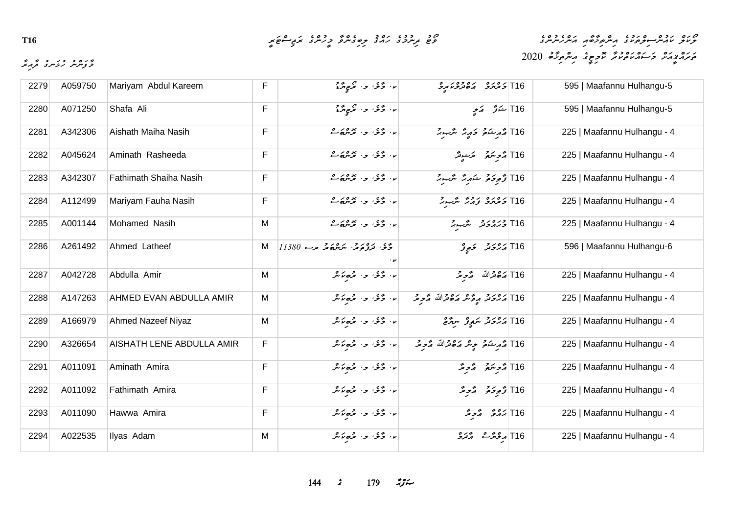| 2279 | A059750 | Mariyam Abdul Kareem | F | ، ގދ، ވ. ރޯކިދާޒު | T16 ވަރަދް އަބްދުލްކަރީމް | 595 \| Maafannu Hulhangu-5 |
|---|---|---|---|---|---|---|
| 2280 | A071250 | Shafa Ali | F | ، ގދ، ވ. ރޯކިދާޒު | T16 ޝަފާ އަލި | 595 \| Maafannu Hulhangu-5 |
| 2281 | A342306 | Aishath Maiha Nasih | F | ، ގދ، ވ. ރޯސްޓަރ | T16 އާއިޝަތު މައިހާ ނާސިހު | 225 \| Maafannu Hulhangu - 4 |
| 2282 | A045624 | Aminath Rasheeda | F | ، ގދ، ވ. ރޯސްޓަރ | T16 އާމިނަތު ރަޝީދާ | 225 \| Maafannu Hulhangu - 4 |
| 2283 | A342307 | Fathimath Shaiha Nasih | F | ، ގދ، ވ. ރޯސްޓަރ | T16 ފާތިމަތު ޝައިހާ ނާސިހު | 225 \| Maafannu Hulhangu - 4 |
| 2284 | A112499 | Mariyam Fauha Nasih | F | ، ގދ، ވ. ރޯސްޓަރ | T16 މަރިޔަމް ފައުހާ ނާސިހު | 225 \| Maafannu Hulhangu - 4 |
| 2285 | A001144 | Mohamed Nasih | M | ، ގދ، ވ. ރޯސްޓަރ | T16 މުހައްމަދު ނާސިހު | 225 \| Maafannu Hulhangu - 4 |
| 2286 | A261492 | Ahmed Latheef | M | ގދ، ދަރުމަވަންތަ ހިގުން 11380 ، | T16 އަހުމަދު ލަތީފު | 596 \| Maafannu Hulhangu-6 |
| 2287 | A042728 | Abdulla Amir | M | ، ގދ، ވ. ރޯސަވަން | T16 އަބްދުﷲ އާމިރު | 225 \| Maafannu Hulhangu - 4 |
| 2288 | A147263 | AHMED EVAN ABDULLA AMIR | M | ، ގދ، ވ. ރޯސަވަން | T16 އަހުމަދު އީވާން އަބްދުﷲ އާމިރު | 225 \| Maafannu Hulhangu - 4 |
| 2289 | A166979 | Ahmed Nazeef Niyaz | M | ، ގދ، ވ. ރޯސަވަން | T16 އަހުމަދު ނަޒީފު ނިޔާޒު | 225 \| Maafannu Hulhangu - 4 |
| 2290 | A326654 | AISHATH LENE ABDULLA AMIR | F | ، ގދ، ވ. ރޯސަވަން | T16 އާއިޝަތު ލީން އަބްދުﷲ އާމިރު | 225 \| Maafannu Hulhangu - 4 |
| 2291 | A011091 | Aminath Amira | F | ، ގދ، ވ. ރޯސަވަން | T16 އާމިނަތު އާމިރާ | 225 \| Maafannu Hulhangu - 4 |
| 2292 | A011092 | Fathimath Amira | F | ، ގދ، ވ. ރޯސަވަން | T16 ފާތިމަތު އާމިރާ | 225 \| Maafannu Hulhangu - 4 |
| 2293 | A011090 | Hawwa Amira | F | ، ގދ، ވ. ރޯސަވަން | T16 ހައްވާ އާމިރާ | 225 \| Maafannu Hulhangu - 4 |
| 2294 | A022535 | Ilyas Adam | M | ، ގދ، ވ. ރޯސަވަން | T16 އިލްޔާސް އާދަމް | 225 \| Maafannu Hulhangu - 4 |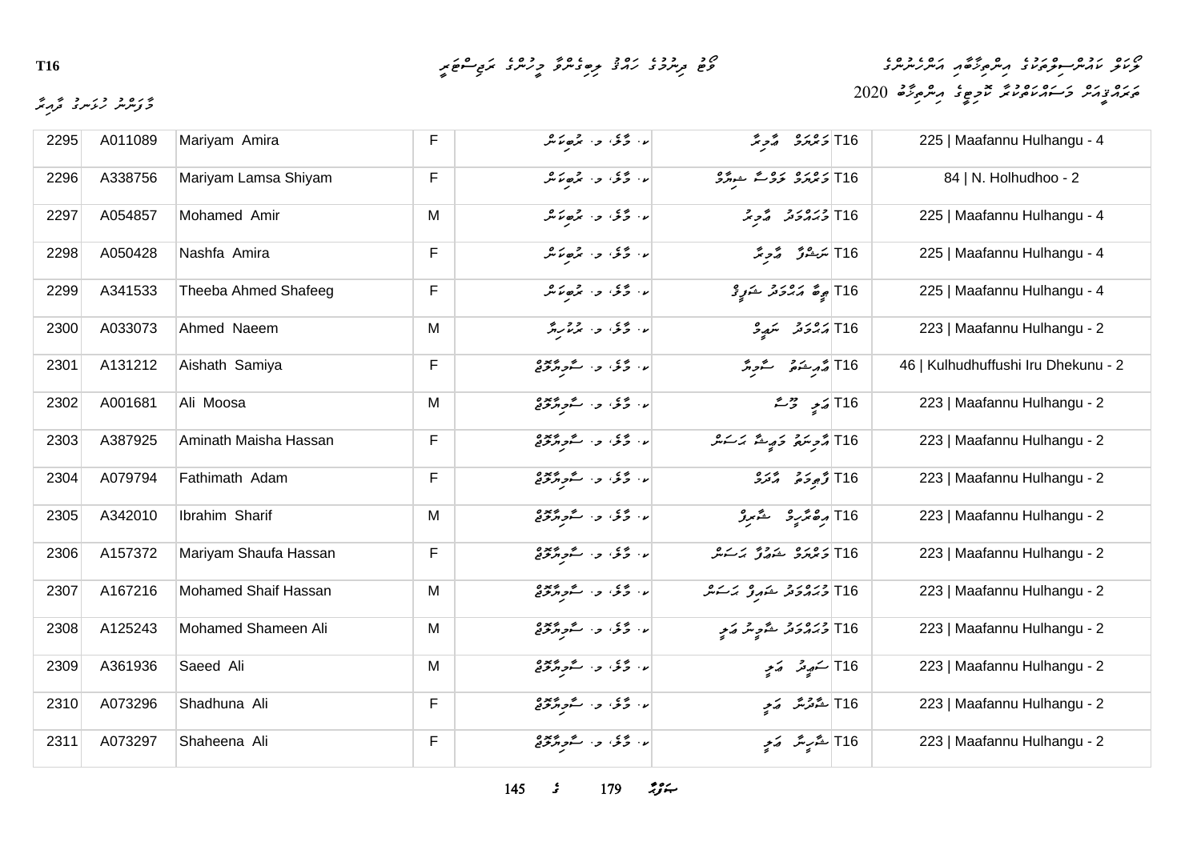| 2295 | A011089 | Mariyam Amira | F | ،، ݂ވ. ސ، ގ، ޖ، ގ | T16 ވަރިޔަމް އާމިރާ | 225 \| Maafannu Hulhangu - 4 |
|---|---|---|---|---|---|---|
| 2296 | A338756 | Mariyam Lamsa Shiyam | F | ،، ވ. ޖ، ދ، ގ | T16 މަރިޔަމް ލަމްސާ ޝިޔާމް | 84 \| N. Holhudhoo - 2 |
| 2297 | A054857 | Mohamed Amir | M | ،، ވ. ޖ، ދ، ގ | T16 މުޙައްމަދު އާމިރު | 225 \| Maafannu Hulhangu - 4 |
| 2298 | A050428 | Nashfa Amira | F | ،، ވ. ޖ، ދ، ގ | T16 ނަޝްފާ އާމިރާ | 225 \| Maafannu Hulhangu - 4 |
| 2299 | A341533 | Theeba Ahmed Shafeeg | F | ،، ވ. ޖ، ދ، ގ | T16 ތީބާ އަޙްމަދު ޝަފީގު | 225 \| Maafannu Hulhangu - 4 |
| 2300 | A033073 | Ahmed Naeem | M | ،، ވ. ޖ، ދ، ގ | T16 އަޙްމަދު ނައީމް | 223 \| Maafannu Hulhangu - 2 |
| 2301 | A131212 | Aishath Samiya | F | ،، ވ. ސ، ދ، ގ | T16 އާއިޝަތު ސާމިޔާ | 46 \| Kulhudhuffushi Iru Dhekunu - 2 |
| 2302 | A001681 | Ali Moosa | M | ،، ވ. ސ، ދ، ގ | T16 އަލި މޫސާ | 223 \| Maafannu Hulhangu - 2 |
| 2303 | A387925 | Aminath Maisha Hassan | F | ،، ވ. ސ، ދ، ގ | T16 އާމިނަތު މައިޝާ ހަސަން | 223 \| Maafannu Hulhangu - 2 |
| 2304 | A079794 | Fathimath Adam | F | ،، ވ. ސ، ދ، ގ | T16 ފާތިމަތު އާދަމް | 223 \| Maafannu Hulhangu - 2 |
| 2305 | A342010 | Ibrahim Sharif | M | ،، ވ. ސ، ދ، ގ | T16 އިބްރާހީމް ޝަރީފު | 223 \| Maafannu Hulhangu - 2 |
| 2306 | A157372 | Mariyam Shaufa Hassan | F | ،، ވ. ސ، ދ، ގ | T16 މަރިޔަމް ޝައުފާ ހަސަން | 223 \| Maafannu Hulhangu - 2 |
| 2307 | A167216 | Mohamed Shaif Hassan | M | ،، ވ. ސ، ދ، ގ | T16 މުޙައްމަދު ޝާއިފް ހަސަން | 223 \| Maafannu Hulhangu - 2 |
| 2308 | A125243 | Mohamed Shameen Ali | M | ،، ވ. ސ، ދ، ގ | T16 މުޙައްމަދު ޝަމީން އަލި | 223 \| Maafannu Hulhangu - 2 |
| 2309 | A361936 | Saeed Ali | M | ،، ވ. ސ، ދ، ގ | T16 ސަޢީދު އަލި | 223 \| Maafannu Hulhangu - 2 |
| 2310 | A073296 | Shadhuna Ali | F | ،، ވ. ސ، ދ، ގ | T16 ޝަދުނާ އަލި | 223 \| Maafannu Hulhangu - 2 |
| 2311 | A073297 | Shaheena Ali | F | ،، ވ. ސ، ދ، ގ | T16 ޝަހީނާ އަލި | 223 \| Maafannu Hulhangu - 2 |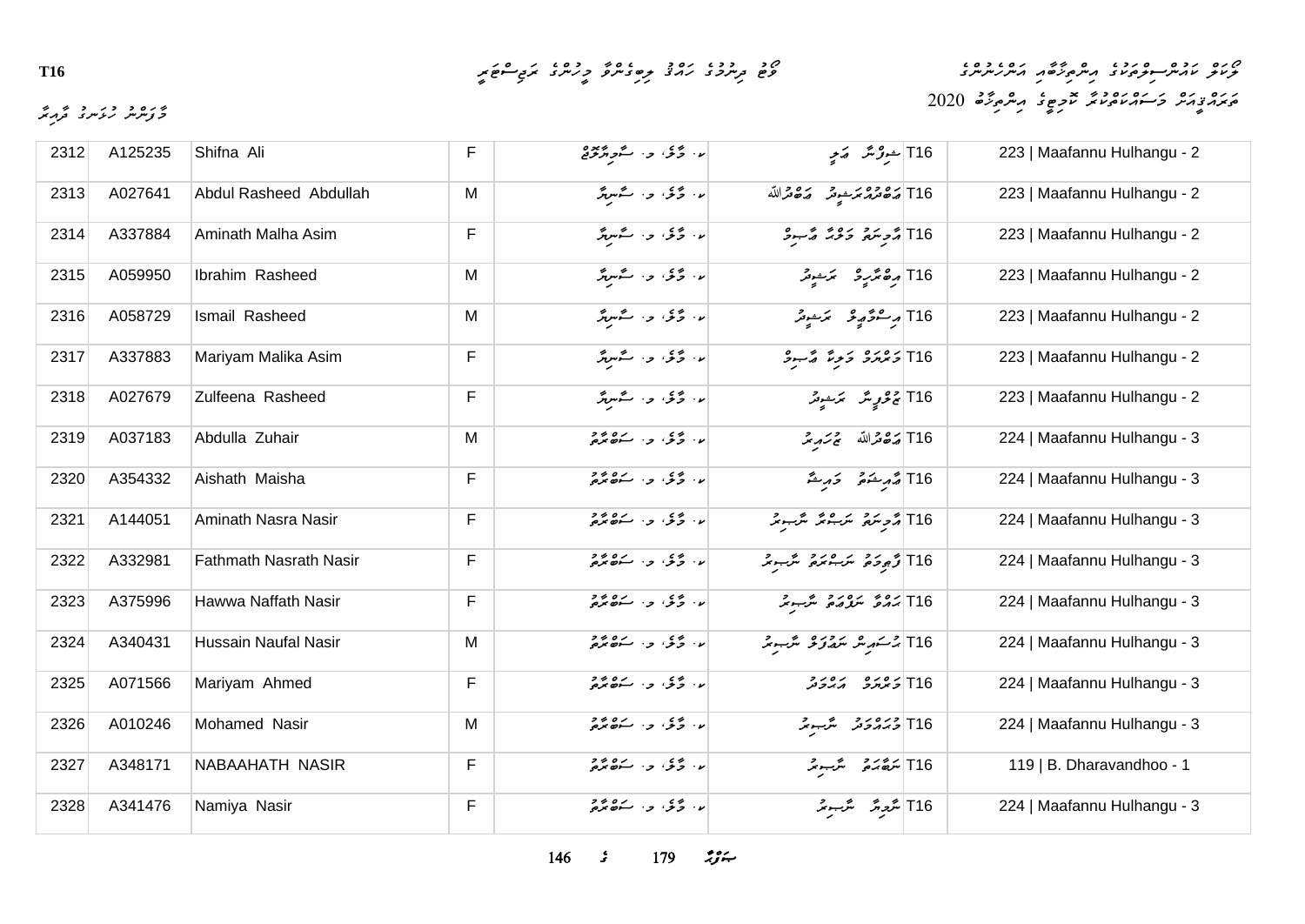| 2312 | A125235 | Shifna Ali | F | ءُ، ڤُوِّ، و، ڪُوِرُمُّمُّ | T16 شِوْنَہٗ ءَمِ | 223 \| Maafannu Hulhangu - 2 |
|---|---|---|---|---|---|---|
| 2313 | A027641 | Abdul Rasheed Abdullah | M | ءُ، ڤُوِّ، و، ڪُسِرِهُ | T16 ءَڤُدُرِهُ بَرَشِيدُ ءَڤُدُالله | 223 \| Maafannu Hulhangu - 2 |
| 2314 | A337884 | Aminath Malha Asim | F | ءُ، ڤُوِّ، و، ڪُسِرِهُ | T16 ءُوِسَهُ ڤُوْبُرُ ءُسِو | 223 \| Maafannu Hulhangu - 2 |
| 2315 | A059950 | Ibrahim Rasheed | M | ءُ، ڤُوِّ، و، ڪُسِرِهُ | T16 ءِڤُمُرِدُ بَرَشِيدُ | 223 \| Maafannu Hulhangu - 2 |
| 2316 | A058729 | Ismail Rasheed | M | ءُ، ڤُوِّ، و، ڪُسِرِهُ | T16 ءِسْوَءِلُ بَرَشِيدُ | 223 \| Maafannu Hulhangu - 2 |
| 2317 | A337883 | Mariyam Malika Asim | F | ءُ، ڤُوِّ، و، ڪُسِرِهُ | T16 وَسُرِمُ وَوِبَرُ ءُسِو | 223 \| Maafannu Hulhangu - 2 |
| 2318 | A027679 | Zulfeena Rasheed | F | ءُ، ڤُوِّ، و، ڪُسِرِهُ | T16 جُوْفِينَ بَرَشِيدُ | 223 \| Maafannu Hulhangu - 2 |
| 2319 | A037183 | Abdulla Zuhair | M | ءُ، ڤُوِّ، و، ڪُوهُبُرُ | T16 ءَڤُدُالله جُزَءِبُرُ | 224 \| Maafannu Hulhangu - 3 |
| 2320 | A354332 | Aishath Maisha | F | ءُ، ڤُوِّ، و، ڪُوهُبُرُ | T16 ءُءِشَهُ وَءِشَ | 224 \| Maafannu Hulhangu - 3 |
| 2321 | A144051 | Aminath Nasra Nasir | F | ءُ، ڤُوِّ، و، ڪُوهُبُرُ | T16 ءُوِسَهُ سَرَسْبُرُ سَرُسِبُرُ | 224 \| Maafannu Hulhangu - 3 |
| 2322 | A332981 | Fathmath Nasrath Nasir | F | ءُ، ڤُوِّ، و، ڪُوهُبُرُ | T16 ڤُهُوَهُ سَرَسْبَرَهُ سَرُسِبُرُ | 224 \| Maafannu Hulhangu - 3 |
| 2323 | A375996 | Hawwa Naffath Nasir | F | ءُ، ڤُوِّ، و، ڪُوهُبُرُ | T16 بَرُوُ سَرُوْءَهُ سَرُسِبُرُ | 224 \| Maafannu Hulhangu - 3 |
| 2324 | A340431 | Hussain Naufal Nasir | M | ءُ، ڤُوِّ، و، ڪُوهُبُرُ | T16 بُرُسَءِسْ سَرَءُوَوْ سَرُسِبُرُ | 224 \| Maafannu Hulhangu - 3 |
| 2325 | A071566 | Mariyam Ahmed | F | ءُ، ڤُوِّ، و، ڪُوهُبُرُ | T16 وَسُرِمُ ءَبْرُوَدُ | 224 \| Maafannu Hulhangu - 3 |
| 2326 | A010246 | Mohamed Nasir | M | ءُ، ڤُوِّ، و، ڪُوهُبُرُ | T16 وُبَرُوَدُ سَرُسِبُرُ | 224 \| Maafannu Hulhangu - 3 |
| 2327 | A348171 | NABAAHATH NASIR | F | ءُ، ڤُوِّ، و، ڪُوهُبُرُ | T16 سَرَڤُبَرَهُ سَرُسِبُرُ | 119 \| B. Dharavandhoo - 1 |
| 2328 | A341476 | Namiya Nasir | F | ءُ، ڤُوِّ، و، ڪُوهُبُرُ | T16 سَرُوِبَرُ سَرُسِبُرُ | 224 \| Maafannu Hulhangu - 3 |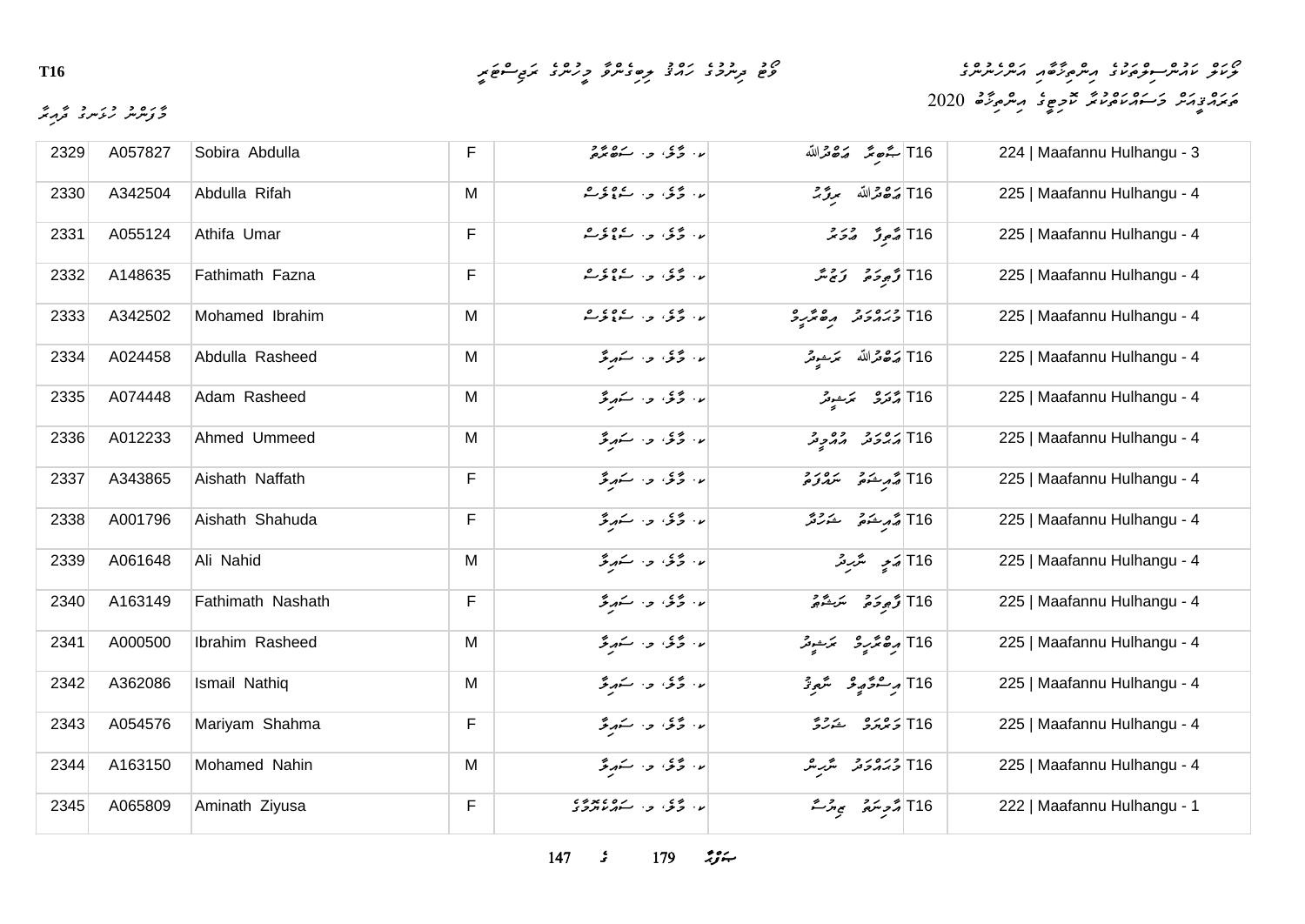| 2329 | A057827 | Sobira Abdulla | F | ، ދާރު، މ. ސަބުރާމް | T16 ސާބިރާ އަބްދުﷲ | 224 \| Maafannu Hulhangu - 3 |
|---|---|---|---|---|---|---|
| 2330 | A342504 | Abdulla Rifah | M | ، ވާރު، މ. ސުޖޮރުސް | T16 އަބްދުﷲ ރިފާހު | 225 \| Maafannu Hulhangu - 4 |
| 2331 | A055124 | Athifa Umar | F | ، ވާރު، މ. ސުޖޮރުސް | T16 އާތިފާ ޢުމަރު | 225 \| Maafannu Hulhangu - 4 |
| 2332 | A148635 | Fathimath Fazna | F | ، ވާރު، މ. ސުޖޮރުސް | T16 ފާތިމަތު ފަޒްނާ | 225 \| Maafannu Hulhangu - 4 |
| 2333 | A342502 | Mohamed Ibrahim | M | ، ވާރު، މ. ސުޖޮރުސް | T16 މުހައްމަދު އިބްރާހީމް | 225 \| Maafannu Hulhangu - 4 |
| 2334 | A024458 | Abdulla Rasheed | M | ، ވާރު، މ. ސަހިލާ | T16 އަބްދުﷲ ރަޝީދު | 225 \| Maafannu Hulhangu - 4 |
| 2335 | A074448 | Adam Rasheed | M | ، ވާރު، މ. ސަހިލާ | T16 އާދަމް ރަޝީދު | 225 \| Maafannu Hulhangu - 4 |
| 2336 | A012233 | Ahmed Ummeed | M | ، ވާރު، މ. ސަހިލާ | T16 އަހްމަދު އުއްމީދު | 225 \| Maafannu Hulhangu - 4 |
| 2337 | A343865 | Aishath Naffath | F | ، ވާރު، މ. ސަހިލާ | T16 އާއިޝަތު ނައްފަތު | 225 \| Maafannu Hulhangu - 4 |
| 2338 | A001796 | Aishath Shahuda | F | ، ވާރު، މ. ސަހިލާ | T16 އާއިޝަތު ޝަހުދާ | 225 \| Maafannu Hulhangu - 4 |
| 2339 | A061648 | Ali Nahid | M | ، ވާރު، މ. ސަހިލާ | T16 އަލި ނާހިދު | 225 \| Maafannu Hulhangu - 4 |
| 2340 | A163149 | Fathimath Nashath | F | ، ވާރު، މ. ސަހިލާ | T16 ފާތިމަތު ނަޝާތު | 225 \| Maafannu Hulhangu - 4 |
| 2341 | A000500 | Ibrahim Rasheed | M | ، ވާރު، މ. ސަހިލާ | T16 އިބްރާހީމް ރަޝީދު | 225 \| Maafannu Hulhangu - 4 |
| 2342 | A362086 | Ismail Nathiq | M | ، ވާރު، މ. ސަހިލާ | T16 އިސްމާއީލް ނާތިޤު | 225 \| Maafannu Hulhangu - 4 |
| 2343 | A054576 | Mariyam Shahma | F | ، ވާރު، މ. ސަހިލާ | T16 މަރިޔަމް ޝަހުމާ | 225 \| Maafannu Hulhangu - 4 |
| 2344 | A163150 | Mohamed Nahin | M | ، ވާރު، މ. ސަހިލާ | T16 މުހައްމަދު ނާހިން | 225 \| Maafannu Hulhangu - 4 |
| 2345 | A065809 | Aminath Ziyusa | F | ، ވާރު، މ. ސައުތުރްނޫޒް | T16 އާމިނަތު ޒިޔުސާ | 222 \| Maafannu Hulhangu - 1 |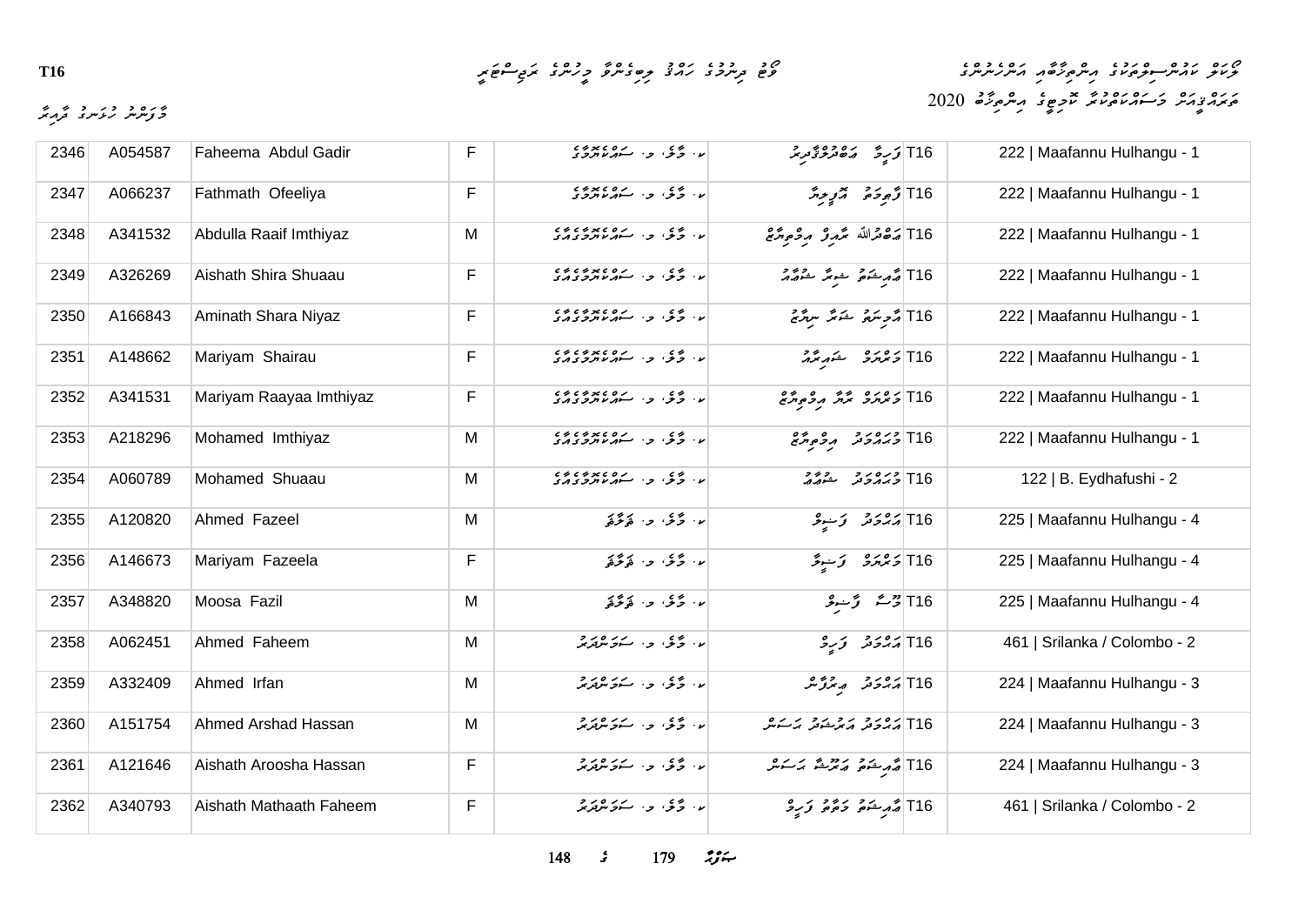| 2346 | A054587 | Faheema Abdul Gadir | F | ށ. މާރަ، ދ. ސަމުއުދުރާގެ | T16 ފަހީމާ ޢަބްދުލްޤާދިރު | 222 \| Maafannu Hulhangu - 1 |
|---|---|---|---|---|---|---|
| 2347 | A066237 | Fathmath Ofeeliya | F | ށ. މާރަ، ދ. ސަމުއުދުރާގެ | T16 ފާތިމަތު އޮފީލިޔާ | 222 \| Maafannu Hulhangu - 1 |
| 2348 | A341532 | Abdulla Raaif Imthiyaz | M | ށ. މާރަ، ދ. ސަމުއުދުރާގެއާގެ | T16 އަބްދުﷲ ރާއިފް އިމްތިޔާޒް | 222 \| Maafannu Hulhangu - 1 |
| 2349 | A326269 | Aishath Shira Shuaau | F | ށ. މާރަ، ދ. ސަމުއުދުރާގެއާގެ | T16 އާއިޝަތު ޝިރާ ޝުޢާއު | 222 \| Maafannu Hulhangu - 1 |
| 2350 | A166843 | Aminath Shara Niyaz | F | ށ. މާރަ، ދ. ސަމުއުދުރާގެއާގެ | T16 އާމިނަތު ޝަރާ ނިޔާޒް | 222 \| Maafannu Hulhangu - 1 |
| 2351 | A148662 | Mariyam Shairau | F | ށ. މާރަ، ދ. ސަމުއުދުރާގެއާގެ | T16 މަރިޔަމް ޝައިރާ | 222 \| Maafannu Hulhangu - 1 |
| 2352 | A341531 | Mariyam Raayaa Imthiyaz | F | ށ. މާރަ، ދ. ސަމުއުދުރާގެއާގެ | T16 މަރިޔަމް ރާޔާ އިމްތިޔާޒް | 222 \| Maafannu Hulhangu - 1 |
| 2353 | A218296 | Mohamed Imthiyaz | M | ށ. މާރަ، ދ. ސަމުއުދުރާގެއާގެ | T16 މުޙައްމަދު އިމްތިޔާޒް | 222 \| Maafannu Hulhangu - 1 |
| 2354 | A060789 | Mohamed Shuaau | M | ށ. މާރަ، ދ. ސަމުއުދުރާގެއާގެ | T16 މުޙައްމަދު ޝުޢާއު | 122 \| B. Eydhafushi - 2 |
| 2355 | A120820 | Ahmed Fazeel | M | ށ. މާރަ، ދ. ފަރާފާ | T16 އަޙްމަދު ފަޟީލު | 225 \| Maafannu Hulhangu - 4 |
| 2356 | A146673 | Mariyam Fazeela | F | ށ. މާރަ، ދ. ފަރާފާ | T16 މަރިޔަމް ފަޟީލާ | 225 \| Maafannu Hulhangu - 4 |
| 2357 | A348820 | Moosa Fazil | M | ށ. މާރަ، ދ. ފަރާފާ | T16 މޫސާ ފާޟިލު | 225 \| Maafannu Hulhangu - 4 |
| 2358 | A062451 | Ahmed Faheem | M | ށ. މާރަ، ދ. ސަމަންދަރު | T16 އަޙްމަދު ފަހީމް | 461 \| Srilanka / Colombo - 2 |
| 2359 | A332409 | Ahmed Irfan | M | ށ. މާރަ، ދ. ސަމަންދަރު | T16 އަޙްމަދު އިރުފާން | 224 \| Maafannu Hulhangu - 3 |
| 2360 | A151754 | Ahmed Arshad Hassan | M | ށ. މާރަ، ދ. ސަމަންދަރު | T16 އަޙްމަދު އަރުޝަދު ޙަސަން | 224 \| Maafannu Hulhangu - 3 |
| 2361 | A121646 | Aishath Aroosha Hassan | F | ށ. މާރަ، ދ. ސަމަންދަރު | T16 އާއިޝަތު އަރޫޝާ ޙަސަން | 224 \| Maafannu Hulhangu - 3 |
| 2362 | A340793 | Aishath Mathaath Faheem | F | ށ. މާރަ، ދ. ސަމަންދަރު | T16 އާއިޝަތު މަތާތު ފަހީމް | 461 \| Srilanka / Colombo - 2 |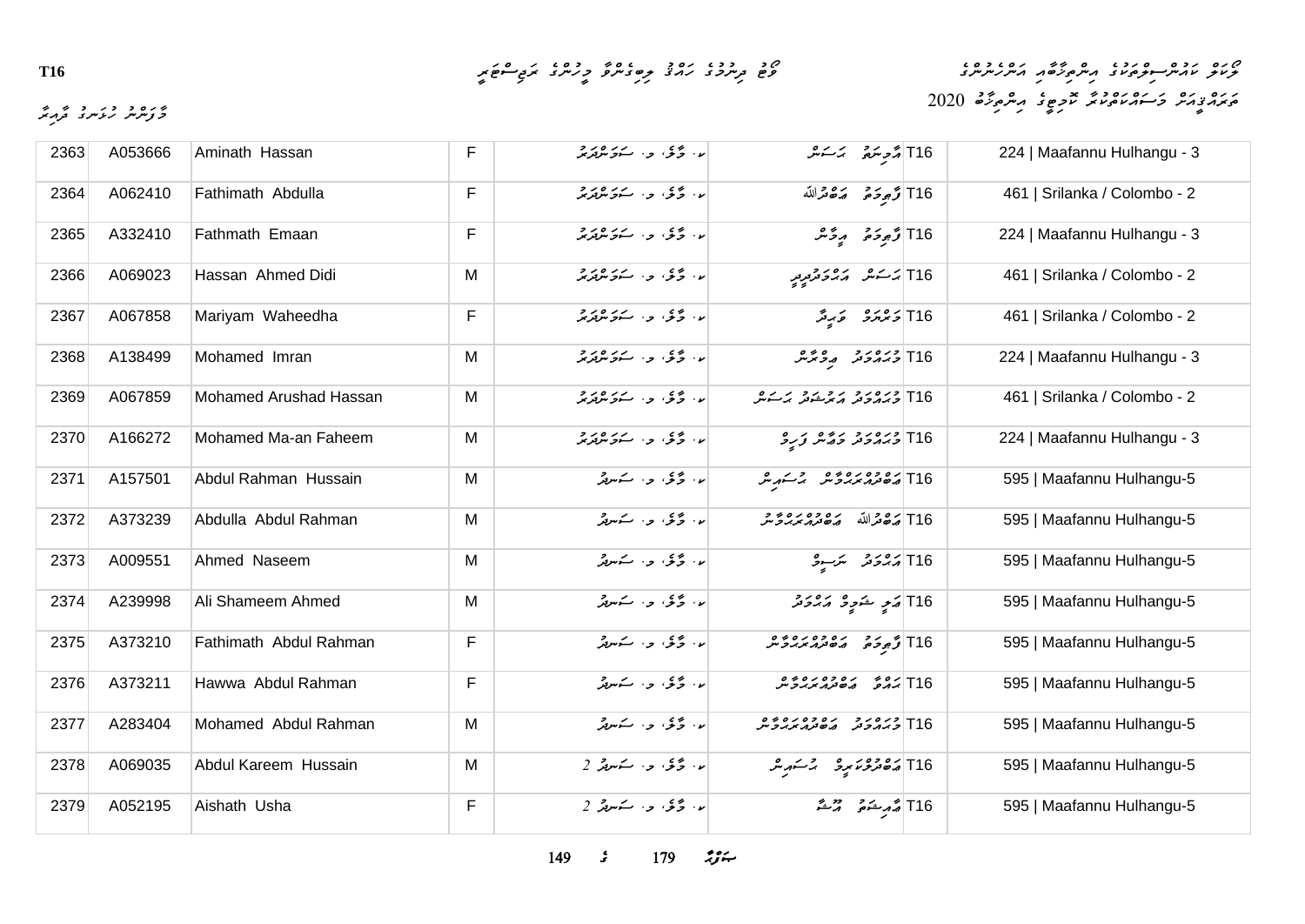| 2363 | A053666 | Aminath Hassan | F | ، وَّتْ، و· سَوَسْرُسْرَ | T16 مُرْحِسَمُ بَرَسَسْ | 224 \| Maafannu Hulhangu - 3 |
|---|---|---|---|---|---|---|
| 2364 | A062410 | Fathimath Abdulla | F | ، وَّتْ، و· سَوَسْرُسْرَ | T16 وَّجِوَدَ رَهْ قُرْاللّه | 461 \| Srilanka / Colombo - 2 |
| 2365 | A332410 | Fathmath Emaan | F | ، وَّتْ، و· سَوَسْرُسْرَ | T16 وَّجِوَدَ مِرَّسْ | 224 \| Maafannu Hulhangu - 3 |
| 2366 | A069023 | Hassan Ahmed Didi | M | ، وَّتْ، و· سَوَسْرُسْرَ | T16 بَرَسَسْ رَبْرُوَتْرُوِرِ | 461 \| Srilanka / Colombo - 2 |
| 2367 | A067858 | Mariyam Waheedha | F | ، وَّتْ، و· سَوَسْرُسْرَ | T16 وَبْرُبَرْ وَبِيتَر | 461 \| Srilanka / Colombo - 2 |
| 2368 | A138499 | Mohamed Imran | M | ، وَّتْ، و· سَوَسْرُسْرَ | T16 وَبَرْدَوَتْر مِرْبَرْسْ | 224 \| Maafannu Hulhangu - 3 |
| 2369 | A067859 | Mohamed Arushad Hassan | M | ، وَّتْ، و· سَوَسْرُسْرَ | T16 وَبَرْدَوَتْر رَبْرْشَوَتْر بَرَسَسْ | 461 \| Srilanka / Colombo - 2 |
| 2370 | A166272 | Mohamed Ma-an Faheem | M | ، وَّتْ، و· سَوَسْرُسْرَ | T16 وَبَرْدَوَتْر وَرَسْ وَرِوْ | 224 \| Maafannu Hulhangu - 3 |
| 2371 | A157501 | Abdul Rahman Hussain | M | ، وَّتْ، و· سَسِرْ | T16 رَهْ قُرْمَ بَرْبَرْدَرْسْ بُرْسَمْرِسْ | 595 \| Maafannu Hulhangu-5 |
| 2372 | A373239 | Abdulla Abdul Rahman | M | ، وَّتْ، و· سَسِرْ | T16 رَهْ قُرْاللّه رَهْ قُرْمَ بَرْبَرْدَرْسْ | 595 \| Maafannu Hulhangu-5 |
| 2373 | A009551 | Ahmed Naseem | M | ، وَّتْ، و· سَسِرْ | T16 رَبْرُوَتْر سَرَسِوْ | 595 \| Maafannu Hulhangu-5 |
| 2374 | A239998 | Ali Shameem Ahmed | M | ، وَّتْ، و· سَسِرْ | T16 رَمِ شَوِوْ رَبْرُوَتْر | 595 \| Maafannu Hulhangu-5 |
| 2375 | A373210 | Fathimath Abdul Rahman | F | ، وَّتْ، و· سَسِرْ | T16 وَّجِوَدَ رَهْ قُرْمَ بَرْبَرْدَرْسْ | 595 \| Maafannu Hulhangu-5 |
| 2376 | A373211 | Hawwa Abdul Rahman | F | ، وَّتْ، و· سَسِرْ | T16 بَرَدُوَّ رَهْ قُرْمَ بَرْبَرْدَرْسْ | 595 \| Maafannu Hulhangu-5 |
| 2377 | A283404 | Mohamed Abdul Rahman | M | ، وَّتْ، و· سَسِرْ | T16 وَبَرْدَوَتْر رَهْ قُرْمَ بَرْبَرْدَرْسْ | 595 \| Maafannu Hulhangu-5 |
| 2378 | A069035 | Abdul Kareem Hussain | M | ، وَّتْ، و· سَسِرْ 2 | T16 رَهْ قُرْوْرَبِرِوْ بُرْسَمْرِسْ | 595 \| Maafannu Hulhangu-5 |
| 2379 | A052195 | Aishath Usha | F | ، وَّتْ، و· سَسِرْ 2 | T16 رَمْرِشَوَ رُشَّ | 595 \| Maafannu Hulhangu-5 |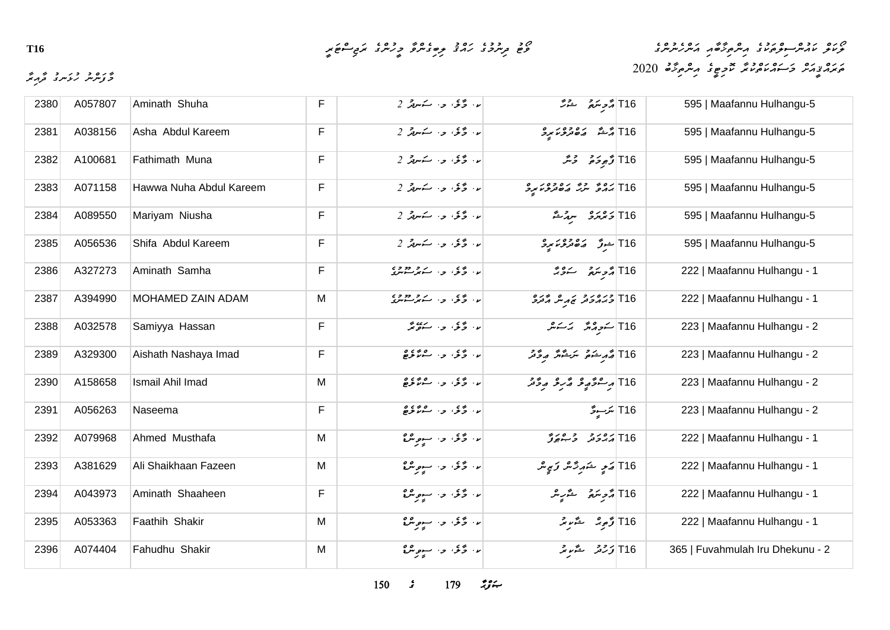| 2380 | A057807 | Aminath Shuha | F | ܀. ތާ. ވ. ސަނީރު 2 | T16  އާމިނަތު ޝުހާ | 595 \| Maafannu Hulhangu-5 |
|---|---|---|---|---|---|---|
| 2381 | A038156 | Asha Abdul Kareem | F | ܀. ތާ. ވ. ސަނީރު 2 | T16 އާޝާ އަބްދުލްކަރީމް | 595 \| Maafannu Hulhangu-5 |
| 2382 | A100681 | Fathimath Muna | F | ܀. ތާ. ވ. ސަނީރު 2 | T16 ފާތިމަތު މުނާ | 595 \| Maafannu Hulhangu-5 |
| 2383 | A071158 | Hawwa Nuha Abdul Kareem | F | ܀. ތާ. ވ. ސަނީރު 2 | T16 ހައްވާ ނުހާ އަބްދުލްކަރީމް | 595 \| Maafannu Hulhangu-5 |
| 2384 | A089550 | Mariyam Niusha | F | ܀. ތާ. ވ. ސަނީރު 2 | T16 މަރިޔަމް ނިއުޝާ | 595 \| Maafannu Hulhangu-5 |
| 2385 | A056536 | Shifa Abdul Kareem | F | ܀. ތާ. ވ. ސަނީރު 2 | T16 ޝިފާ އަބްދުލްކަރީމް | 595 \| Maafannu Hulhangu-5 |
| 2386 | A327273 | Aminath Samha | F | ܀. ތާ. ވ. ސަރަސްވަތީ | T16 އާމިނަތު ސަމްހާ | 222 \| Maafannu Hulhangu - 1 |
| 2387 | A394990 | MOHAMED ZAIN ADAM | M | ܀. ތާ. ވ. ސަރަސްވަތީ | T16 މުހައްމަދު ޒައިން އާދަމް | 222 \| Maafannu Hulhangu - 1 |
| 2388 | A032578 | Samiyya Hassan | F | ܀. ތާ. ވ. ސަވޭރާ | T16 ސަމިއްޔާ ހަސަން | 223 \| Maafannu Hulhangu - 2 |
| 2389 | A329300 | Aishath Nashaya Imad | F | ܀. ތާ. ވ. ސަނާލުޖް | T16 އާއިޝަތު ނަޝާޔާ އިމާދު | 223 \| Maafannu Hulhangu - 2 |
| 2390 | A158658 | Ismail Ahil Imad | M | ܀. ތާ. ވ. ސަނާލުޖް | T16 އިސްމާއިލް އާހިލް އިމާދު | 223 \| Maafannu Hulhangu - 2 |
| 2391 | A056263 | Naseema | F | ܀. ތާ. ވ. ސަނާލުޖް | T16 ނަސީމާ | 223 \| Maafannu Hulhangu - 2 |
| 2392 | A079968 | Ahmed Musthafa | M | ܀. ތާ. ވ. ސިލްވަރސް | T16 އަހްމަދު މުސްތަފާ | 222 \| Maafannu Hulhangu - 1 |
| 2393 | A381629 | Ali Shaikhaan Fazeen | M | ܀. ތާ. ވ. ސިލްވަރސް | T16 އަލީ ޝައިހާން ފަޒީން | 222 \| Maafannu Hulhangu - 1 |
| 2394 | A043973 | Aminath Shaaheen | F | ܀. ތާ. ވ. ސިލްވަރސް | T16 އާމިނަތު ޝާހީން | 222 \| Maafannu Hulhangu - 1 |
| 2395 | A053363 | Faathih Shakir | M | ܀. ތާ. ވ. ސިލްވަރސް | T16 ފާތިހު ޝާކިރު | 222 \| Maafannu Hulhangu - 1 |
| 2396 | A074404 | Fahudhu Shakir | M | ܀. ތާ. ވ. ސިލްވަރސް | T16 ފަހުދު ޝާކިރު | 365 \| Fuvahmulah Iru Dhekunu - 2 |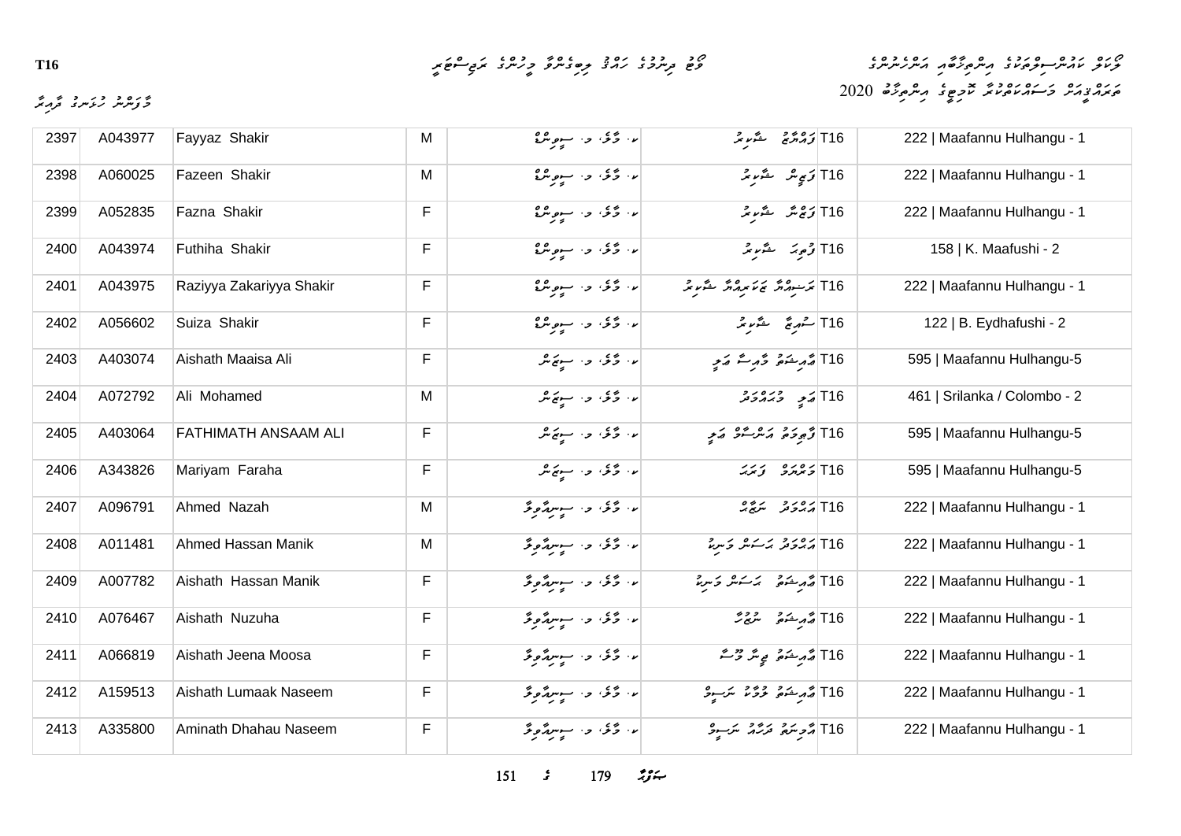| 2397 | A043977 | Fayyaz Shakir | M | ރ. މާލެ، މ. ސިލްވަރސޭޑް | T16 ފައްޔާޒް ޝާކިރު | 222 \| Maafannu Hulhangu - 1 |
|---|---|---|---|---|---|---|
| 2398 | A060025 | Fazeen Shakir | M | ރ. މާލެ، މ. ސިލްވަރސޭޑް | T16 ފަޒީން ޝާކިރު | 222 \| Maafannu Hulhangu - 1 |
| 2399 | A052835 | Fazna Shakir | F | ރ. މާލެ، މ. ސިލްވަރސޭޑް | T16 ފަޒްނާ ޝާކިރު | 222 \| Maafannu Hulhangu - 1 |
| 2400 | A043974 | Futhiha Shakir | F | ރ. މާލެ، މ. ސިލްވަރސޭޑް | T16 ފުތިހާ ޝާކިރު | 158 \| K. Maafushi - 2 |
| 2401 | A043975 | Raziyya Zakariyya Shakir | F | ރ. މާލެ، މ. ސިލްވަރސޭޑް | T16 ރަޒިއްޔާ ޒަކަރިއްޔާ ޝާކިރު | 222 \| Maafannu Hulhangu - 1 |
| 2402 | A056602 | Suiza Shakir | F | ރ. މާލެ، މ. ސިލްވަރސޭޑް | T16 ސުއިޒާ ޝާކިރު | 122 \| B. Eydhafushi - 2 |
| 2403 | A403074 | Aishath Maaisa Ali | F | ރ. މާލެ، މ. ސިލްޓަން | T16 އާއިޝަތު މާއިސާ އަލި | 595 \| Maafannu Hulhangu-5 |
| 2404 | A072792 | Ali Mohamed | M | ރ. މާލެ، މ. ސިލްޓަން | T16 އަލި މުހައްމަދު | 461 \| Srilanka / Colombo - 2 |
| 2405 | A403064 | FATHIMATH ANSAAM ALI | F | ރ. މާލެ، މ. ސިލްޓަން | T16 ފާތިމަތު އަންސާމް އަލި | 595 \| Maafannu Hulhangu-5 |
| 2406 | A343826 | Mariyam Faraha | F | ރ. މާލެ، މ. ސިލްޓަން | T16 މަރިޔަމް ފަރަހާ | 595 \| Maafannu Hulhangu-5 |
| 2407 | A096791 | Ahmed Nazah | M | ރ. މާލެ، މ. ސިނިމާވިލާ | T16 އަހުމަދު ނަޒާހް | 222 \| Maafannu Hulhangu - 1 |
| 2408 | A011481 | Ahmed Hassan Manik | M | ރ. މާލެ، މ. ސިނިމާވިލާ | T16 އަހުމަދު ހަސަން މާނިކު | 222 \| Maafannu Hulhangu - 1 |
| 2409 | A007782 | Aishath Hassan Manik | F | ރ. މާލެ، މ. ސިނިމާވިލާ | T16 އާއިޝަތު ހަސަން މާނިކު | 222 \| Maafannu Hulhangu - 1 |
| 2410 | A076467 | Aishath Nuzuha | F | ރ. މާލެ، މ. ސިނިމާވިލާ | T16 އާއިޝަތު ނުޒުހާ | 222 \| Maafannu Hulhangu - 1 |
| 2411 | A066819 | Aishath Jeena Moosa | F | ރ. މާލެ، މ. ސިނިމާވިލާ | T16 އާއިޝަތު ޖީނާ މޫސާ | 222 \| Maafannu Hulhangu - 1 |
| 2412 | A159513 | Aishath Lumaak Naseem | F | ރ. މާލެ، މ. ސިނިމާވިލާ | T16 އާއިޝަތު ލުމާކް ނަސީމް | 222 \| Maafannu Hulhangu - 1 |
| 2413 | A335800 | Aminath Dhahau Naseem | F | ރ. މާލެ، މ. ސިނިމާވިލާ | T16 އާމިނަތު ދަހައު ނަސީމް | 222 \| Maafannu Hulhangu - 1 |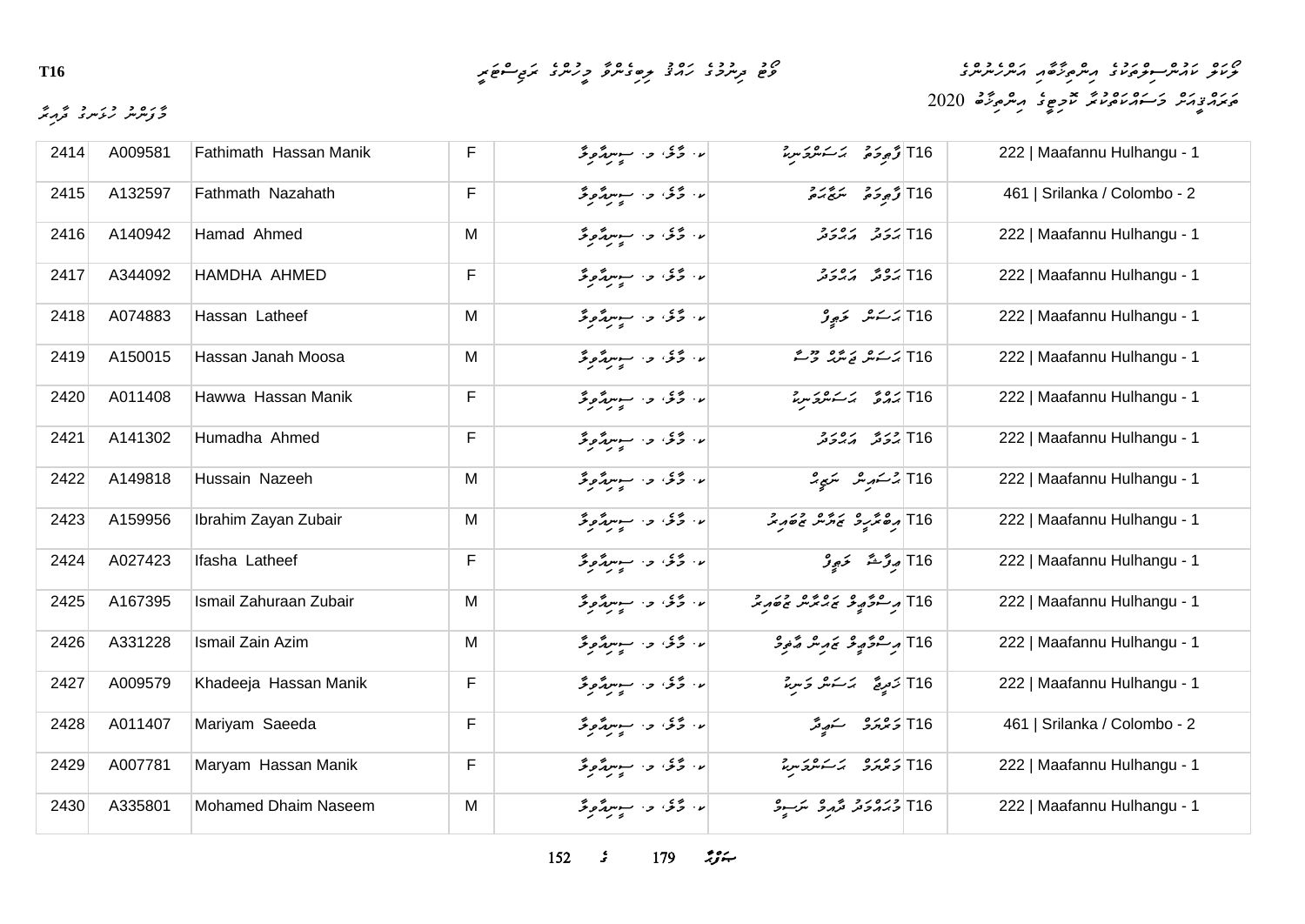| 2414 | A009581 | Fathimath Hassan Manik | F | ، ވާދޫ، މ. ސިސިތަރުވާ | T16 ފާތިމަތު ހަސަންމަނިކު | 222 \| Maafannu Hulhangu - 1 |
|---|---|---|---|---|---|---|
| 2415 | A132597 | Fathmath Nazahath | F | ، ވާދޫ، މ. ސިސިތަރުވާ | T16 ފާތިމަތު ނަޒާހަތު | 461 \| Srilanka / Colombo - 2 |
| 2416 | A140942 | Hamad Ahmed | M | ، ވާދޫ، މ. ސިސިތަރުވާ | T16 ހަމަދު އަހުމަދު | 222 \| Maafannu Hulhangu - 1 |
| 2417 | A344092 | HAMDHA AHMED | F | ، ވާދޫ، މ. ސިސިތަރުވާ | T16 ހަމްދާ އަހުމަދު | 222 \| Maafannu Hulhangu - 1 |
| 2418 | A074883 | Hassan Latheef | M | ، ވާދޫ، މ. ސިސިތަރުވާ | T16 ހަސަން ލަތީފު | 222 \| Maafannu Hulhangu - 1 |
| 2419 | A150015 | Hassan Janah Moosa | M | ، ވާދޫ، މ. ސިސިތަރުވާ | T16 ހަސަން ޖަނާހް މޫސާ | 222 \| Maafannu Hulhangu - 1 |
| 2420 | A011408 | Hawwa Hassan Manik | F | ، ވާދޫ، މ. ސިސިތަރުވާ | T16 ހައްވާ ހަސަންމަނިކު | 222 \| Maafannu Hulhangu - 1 |
| 2421 | A141302 | Humadha Ahmed | F | ، ވާދޫ، މ. ސިސިތަރުވާ | T16 ހުމަދާ އަހުމަދު | 222 \| Maafannu Hulhangu - 1 |
| 2422 | A149818 | Hussain Nazeeh | M | ، ވާދޫ، މ. ސިސިތަރުވާ | T16 ހުސައިން ނަޒީހު | 222 \| Maafannu Hulhangu - 1 |
| 2423 | A159956 | Ibrahim Zayan Zubair | M | ، ވާދޫ، މ. ސިސިތަރުވާ | T16 އިބްރާހިމް ޒަޔާން ޒުބައިރު | 222 \| Maafannu Hulhangu - 1 |
| 2424 | A027423 | Ifasha Latheef | F | ، ވާދޫ، މ. ސިސިތަރުވާ | T16 އިފާޝާ ލަތީފު | 222 \| Maafannu Hulhangu - 1 |
| 2425 | A167395 | Ismail Zahuraan Zubair | M | ، ވާދޫ، މ. ސިސިތަރުވާ | T16 އިސްމާއިލް ޒަހުރާން ޒުބައިރު | 222 \| Maafannu Hulhangu - 1 |
| 2426 | A331228 | Ismail Zain Azim | M | ، ވާދޫ، މ. ސިސިތަރުވާ | T16 އިސްމާއިލް ޒައިން އާޒިމް | 222 \| Maafannu Hulhangu - 1 |
| 2427 | A009579 | Khadeeja Hassan Manik | F | ، ވާދޫ، މ. ސިސިތަރުވާ | T16 ޚަދީޖާ ހަސަން މަނިކު | 222 \| Maafannu Hulhangu - 1 |
| 2428 | A011407 | Mariyam Saeeda | F | ، ވާދޫ، މ. ސިސިތަރުވާ | T16 މަރިޔަމް ސައީދާ | 461 \| Srilanka / Colombo - 2 |
| 2429 | A007781 | Maryam Hassan Manik | F | ، ވާދޫ، މ. ސިސިތަރުވާ | T16 މަރިޔަމް ހަސަންމަނިކު | 222 \| Maafannu Hulhangu - 1 |
| 2430 | A335801 | Mohamed Dhaim Naseem | M | ، ވާދޫ، މ. ސިސިތަރުވާ | T16 މުހައްމަދު ދާއިމް ނަސީމު | 222 \| Maafannu Hulhangu - 1 |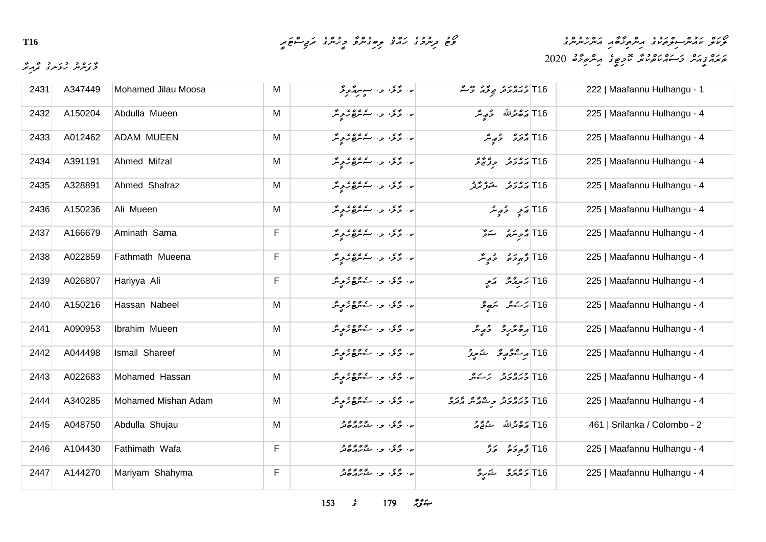| 2431 | A347449 | Mohamed Jilau Moosa | M | ، وَگِ، و، سِوِسِهْعَوِدٌ | T16 وَيَرْدَوَتْرَ مِوَدٌّ وَسُّ | 222 \| Maafannu Hulhangu - 1 |
|---|---|---|---|---|---|---|
| 2432 | A150204 | Abdulla Mueen | M | ، وَگِ، و، سُعْرِهِ رَوِسٌ | T16 رَحْمَدْ اللّه وَرِيْرُ | 225 \| Maafannu Hulhangu - 4 |
| 2433 | A012462 | ADAM MUEEN | M | ، وَگِ، و، سُعْرِهِ رَوِسٌ | T16 وَتَرْدَ وَرِيْرُ | 225 \| Maafannu Hulhangu - 4 |
| 2434 | A391191 | Ahmed Mifzal | M | ، وَگِ، و، سُعْرِهِ رَوِسٌ | T16 رَبُّرُوَتْرَ وِوْيَحُوْ | 225 \| Maafannu Hulhangu - 4 |
| 2435 | A328891 | Ahmed Shafraz | M | ، وَگِ، و، سُعْرِهِ رَوِسٌ | T16 رَبُّرُوَتْرَ سُوْمُرْتَرُ | 225 \| Maafannu Hulhangu - 4 |
| 2436 | A150236 | Ali Mueen | M | ، وَگِ، و، سُعْرِهِ رَوِسٌ | T16 رَمِ وَرِيْرُ | 225 \| Maafannu Hulhangu - 4 |
| 2437 | A166679 | Aminath Sama | F | ، وَگِ، و، سُعْرِهِ رَوِسٌ | T16 رَّوِسَعْهُ سَوَّ | 225 \| Maafannu Hulhangu - 4 |
| 2438 | A022859 | Fathmath Mueena | F | ، وَگِ، و، سُعْرِهِ رَوِسٌ | T16 وَّجِوَدَهُ وَرِيْرُ | 225 \| Maafannu Hulhangu - 4 |
| 2439 | A026807 | Hariyya Ali | F | ، وَگِ، و، سُعْرِهِ رَوِسٌ | T16 رَبِرِدْرُ رَمِ | 225 \| Maafannu Hulhangu - 4 |
| 2440 | A150216 | Hassan Nabeel | M | ، وَگِ، و، سُعْرِهِ رَوِسٌ | T16 رَسَسْرُ سَرَهِوْ | 225 \| Maafannu Hulhangu - 4 |
| 2441 | A090953 | Ibrahim Mueen | M | ، وَگِ، و، سُعْرِهِ رَوِسٌ | T16 رِهْمَرِوْ وَرِيْرُ | 225 \| Maafannu Hulhangu - 4 |
| 2442 | A044498 | Ismail Shareef | M | ، وَگِ، و، سُعْرِهِ رَوِسٌ | T16 رِسْوَّرِوْ سُوَرِوْ | 225 \| Maafannu Hulhangu - 4 |
| 2443 | A022683 | Mohamed Hassan | M | ، وَگِ، و، سُعْرِهِ رَوِسٌ | T16 وَيَرْدَوَتْرَ رَسَسْرُ | 225 \| Maafannu Hulhangu - 4 |
| 2444 | A340285 | Mohamed Mishan Adam | M | ، وَگِ، و، سُعْرِهِ رَوِسٌ | T16 وَيَرْدَوَتْرَ وِسُّرُسْرُ رَّتَرُوْ | 225 \| Maafannu Hulhangu - 4 |
| 2445 | A048750 | Abdulla Shujau | M | ، وَگِ، و، سُّعْرُرُهُ تَرُ | T16 رَحْمَدْ اللّه سُوَّرُ | 461 \| Srilanka / Colombo - 2 |
| 2446 | A104430 | Fathimath Wafa | F | ، وَگِ، و، سُّعْرُرُهُ تَرُ | T16 وَّجِوَدَهُ وَوَّ | 225 \| Maafannu Hulhangu - 4 |
| 2447 | A144270 | Mariyam Shahyma | F | ، وَگِ، و، سُّعْرُرُهُ تَرُ | T16 وَيْرُرُوْ سُورِوَّ | 225 \| Maafannu Hulhangu - 4 |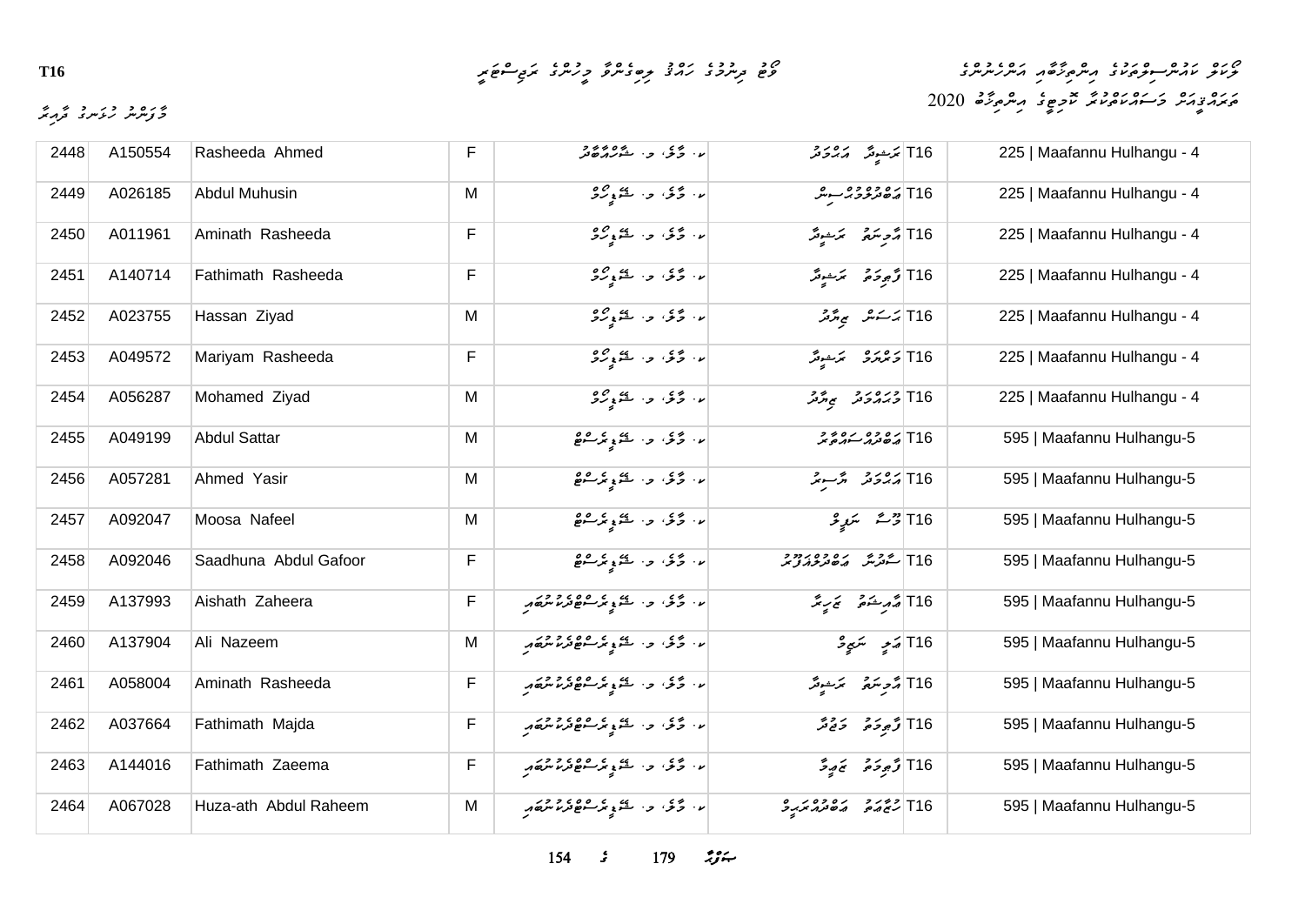| 2448 | A150554 | Rasheeda Ahmed | F | ޅ. މާލެ، ވ. ޝާދީޢާބާދު | T16 ރަޝީދާ އަޙްމަދު | 225 \| Maafannu Hulhangu - 4 |
|---|---|---|---|---|---|---|
| 2449 | A026185 | Abdul Muhusin | M | ޅ. މާލެ، ވ. ޝާޙިލްވާ | T16 އަބްދުލްމުޙްސިން | 225 \| Maafannu Hulhangu - 4 |
| 2450 | A011961 | Aminath Rasheeda | F | ޅ. މާލެ، ވ. ޝާޙިލްވާ | T16 އާމިނަތު ރަޝީދާ | 225 \| Maafannu Hulhangu - 4 |
| 2451 | A140714 | Fathimath Rasheeda | F | ޅ. މާލެ، ވ. ޝާޙިލްވާ | T16 ފާތިމަތު ރަޝީދާ | 225 \| Maafannu Hulhangu - 4 |
| 2452 | A023755 | Hassan Ziyad | M | ޅ. މާލެ، ވ. ޝާޙިލްވާ | T16 ޙަސަން ޒިޔާދު | 225 \| Maafannu Hulhangu - 4 |
| 2453 | A049572 | Mariyam Rasheeda | F | ޅ. މާލެ، ވ. ޝާޙިލްވާ | T16 މަރިޔަމް ރަޝީދާ | 225 \| Maafannu Hulhangu - 4 |
| 2454 | A056287 | Mohamed Ziyad | M | ޅ. މާލެ، ވ. ޝާޙިލްވާ | T16 މުޙައްމަދު ޒިޔާދު | 225 \| Maafannu Hulhangu - 4 |
| 2455 | A049199 | Abdul Sattar | M | ޅ. މާލެ، ވ. ޝާޙިނަސްޓް | T16 އަބްދުއް ސައްތާރު | 595 \| Maafannu Hulhangu-5 |
| 2456 | A057281 | Ahmed Yasir | M | ޅ. މާލެ، ވ. ޝާޙިނަސްޓް | T16 އަޙްމަދު ޔާސިރު | 595 \| Maafannu Hulhangu-5 |
| 2457 | A092047 | Moosa Nafeel | M | ޅ. މާލެ، ވ. ޝާޙިނަސްޓް | T16 މޫސާ ނަފީލް | 595 \| Maafannu Hulhangu-5 |
| 2458 | A092046 | Saadhuna Abdul Gafoor | F | ޅ. މާލެ، ވ. ޝާޙިނަސްޓް | T16 ސާދުނާ އަބްދުލްޣަފޫރު | 595 \| Maafannu Hulhangu-5 |
| 2459 | A137993 | Aishath Zaheera | F | ޅ. މާލެ، ވ. ޝާޙިނަސްޓްފަރުނަންބަރ | T16 އާއިޝަތު ޒަހީރާ | 595 \| Maafannu Hulhangu-5 |
| 2460 | A137904 | Ali Nazeem | M | ޅ. މާލެ، ވ. ޝާޙިނަސްޓްފަރުނަންބަރ | T16 އަލި ނަޒީމް | 595 \| Maafannu Hulhangu-5 |
| 2461 | A058004 | Aminath Rasheeda | F | ޅ. މާލެ، ވ. ޝާޙިނަސްޓްފަރުނަންބަރ | T16 އާމިނަތު ރަޝީދާ | 595 \| Maafannu Hulhangu-5 |
| 2462 | A037664 | Fathimath Majda | F | ޅ. މާލެ، ވ. ޝާޙިނަސްޓްފަރުނަންބަރ | T16 ފާތިމަތު މަޖްދާ | 595 \| Maafannu Hulhangu-5 |
| 2463 | A144016 | Fathimath Zaeema | F | ޅ. މާލެ، ވ. ޝާޙިނަސްޓްފަރުނަންބަރ | T16 ފާތިމަތު ޒަޢީމާ | 595 \| Maafannu Hulhangu-5 |
| 2464 | A067028 | Huza-ath Abdul Raheem | M | ޅ. މާލެ، ވ. ޝާޙިނަސްޓްފަރުނަންބަރ | T16 ހުޒާޢަތު އަބްދުއްރަޙީމް | 595 \| Maafannu Hulhangu-5 |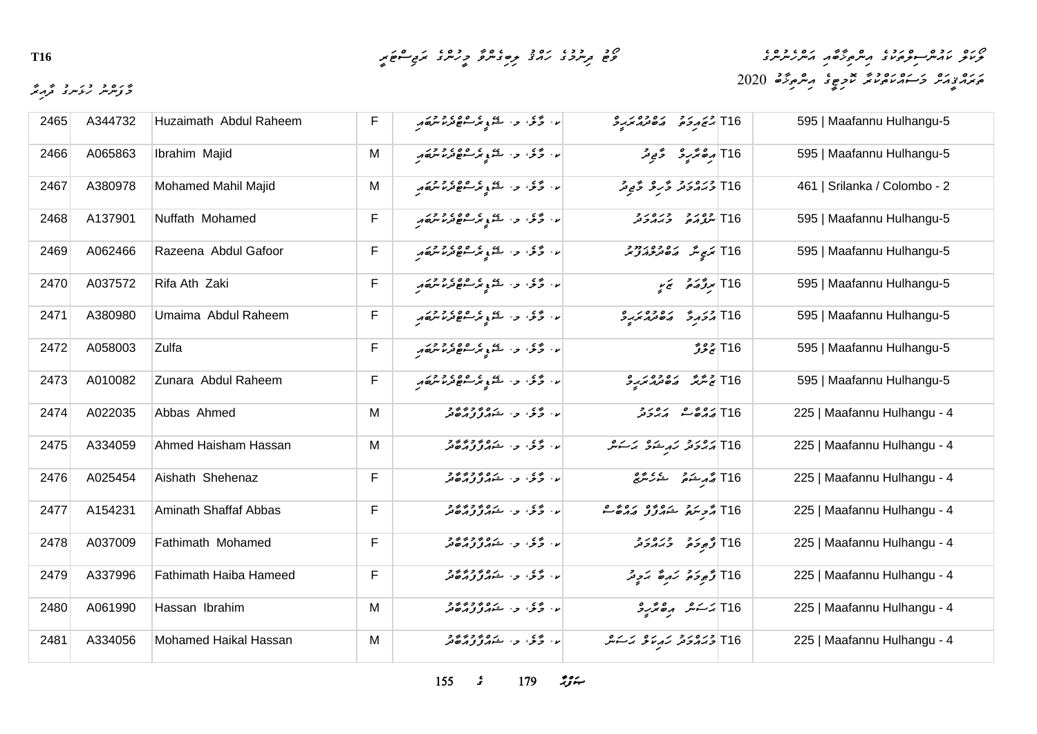| 2465 | A344732 | Huzaimath Abdul Raheem | F | ނ. މާލެ، މ. ޝާޒީވިލާސްޖެހިގެނަށްބަރ | T16 ހުޒައިމަތު އަބްދުއްރަޙީމް | 595 \| Maafannu Hulhangu-5 |
|---|---|---|---|---|---|---|
| 2466 | A065863 | Ibrahim Majid | M | ނ. މާލެ، މ. ޝާޒީވިލާސްޖެހިގެނަށްބަރ | T16 އިބްރާހީމް މާޖިދު | 595 \| Maafannu Hulhangu-5 |
| 2467 | A380978 | Mohamed Mahil Majid | M | ނ. މާލެ، މ. ޝާޒީވިލާސްޖެހިގެނަށްބަރ | T16 މުޙައްމަދު މާހިލް މާޖިދު | 461 \| Srilanka / Colombo - 2 |
| 2468 | A137901 | Nuffath Mohamed | F | ނ. މާލެ، މ. ޝާޒީވިލާސްޖެހިގެނަށްބަރ | T16 ނުއްފަތު މުޙައްމަދު | 595 \| Maafannu Hulhangu-5 |
| 2469 | A062466 | Razeena Abdul Gafoor | F | ނ. މާލެ، މ. ޝާޒީވިލާސްޖެހިގެނަށްބަރ | T16 ރަޒީނާ އަބްދުލްޣަފޫރު | 595 \| Maafannu Hulhangu-5 |
| 2470 | A037572 | Rifa Ath Zaki | F | ނ. މާލެ، މ. ޝާޒީވިލާސްޖެހިގެނަށްބަރ | T16 ރިފާއަތު ޒަކީ | 595 \| Maafannu Hulhangu-5 |
| 2471 | A380980 | Umaima Abdul Raheem | F | ނ. މާލެ، މ. ޝާޒީވިލާސްޖެހިގެނަށްބަރ | T16 އުމައިމާ އަބްދުއްރަޙީމް | 595 \| Maafannu Hulhangu-5 |
| 2472 | A058003 | Zulfa | F | ނ. މާލެ، މ. ޝާޒީވިލާސްޖެހިގެނަށްބަރ | T16 ޒުލްފާ | 595 \| Maafannu Hulhangu-5 |
| 2473 | A010082 | Zunara Abdul Raheem | F | ނ. މާލެ، މ. ޝާޒީވިލާސްޖެހިގެނަށްބަރ | T16 ޒުނާރާ އަބްދުއްރަޙީމް | 595 \| Maafannu Hulhangu-5 |
| 2474 | A022035 | Abbas Ahmed | M | ނ. މާލެ، މ. ޝައުފުވިއްލާ | T16 އައްބާސް އަޙްމަދު | 225 \| Maafannu Hulhangu - 4 |
| 2475 | A334059 | Ahmed Haisham Hassan | M | ނ. މާލެ، މ. ޝައުފުވިއްލާ | T16 އަޙްމަދު ހައިޝަމް ހަސަން | 225 \| Maafannu Hulhangu - 4 |
| 2476 | A025454 | Aishath Shehenaz | F | ނ. މާލެ، މ. ޝައުފުވިއްލާ | T16 އާއިޝަތު ޝެހެނާޒް | 225 \| Maafannu Hulhangu - 4 |
| 2477 | A154231 | Aminath Shaffaf Abbas | F | ނ. މާލެ، މ. ޝައުފުވިއްލާ | T16 އާމިނަތު ޝައްފާފް އައްބާސް | 225 \| Maafannu Hulhangu - 4 |
| 2478 | A037009 | Fathimath Mohamed | F | ނ. މާލެ، މ. ޝައުފުވިއްލާ | T16 ފާތިމަތު މުޙައްމަދު | 225 \| Maafannu Hulhangu - 4 |
| 2479 | A337996 | Fathimath Haiba Hameed | F | ނ. މާލެ، މ. ޝައުފުވިއްލާ | T16 ފާތިމަތު ހައިބާ ހަމީދު | 225 \| Maafannu Hulhangu - 4 |
| 2480 | A061990 | Hassan Ibrahim | M | ނ. މާލެ، މ. ޝައުފުވިއްލާ | T16 ހަސަން އިބްރާހީމް | 225 \| Maafannu Hulhangu - 4 |
| 2481 | A334056 | Mohamed Haikal Hassan | M | ނ. މާލެ، މ. ޝައުފުވިއްލާ | T16 މުޙައްމަދު ހައިކަލް ހަސަން | 225 \| Maafannu Hulhangu - 4 |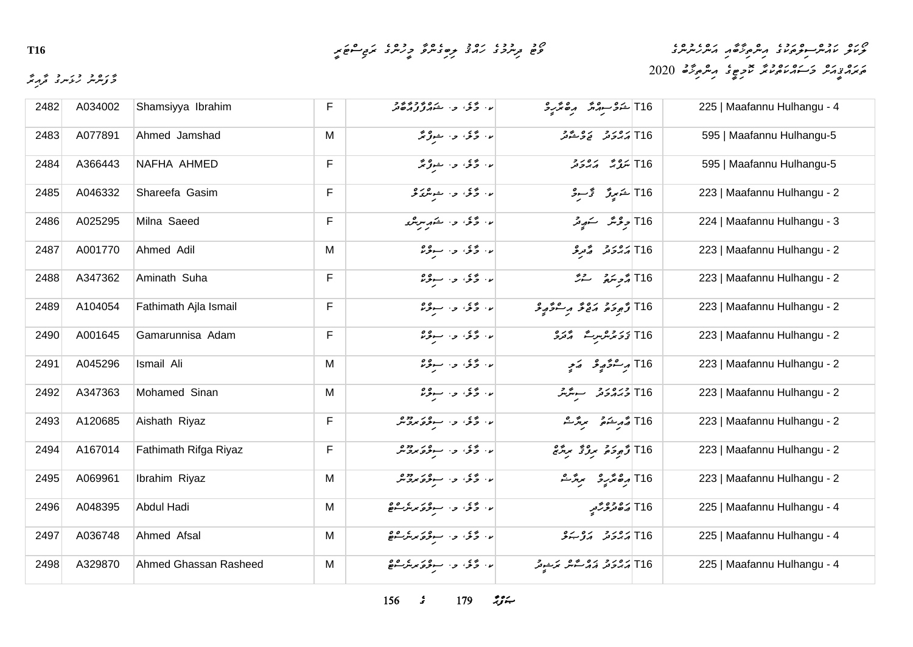| 2482 | A034002 | Shamsiyya Ibrahim | F | ، وَّتَى، و. شَمْسُوَرْمَعْد | T16 شَوْسِمْہُ مِصْرَبُرٍ | 225 \| Maafannu Hulhangu - 4 |
|---|---|---|---|---|---|---|
| 2483 | A077891 | Ahmed Jamshad | M | ، وَّتَى، و. شِوَرْسُر | T16 مَرْدَوْ وَوْشَتْر | 595 \| Maafannu Hulhangu-5 |
| 2484 | A366443 | NAFHA AHMED | F | ، وَّتَى، و. شِوَرْسُر | T16 سُرُوْ مَدْوَتْر | 595 \| Maafannu Hulhangu-5 |
| 2485 | A046332 | Shareefa Gasim | F | ، وَّتَى، و. شِوِسْرَ | T16 شَمِرُوْ تَوْسِوْ | 223 \| Maafannu Hulhangu - 2 |
| 2486 | A025295 | Milna Saeed | F | ، وَّتَى، و. شَوِسِرْسُ | T16 وِوْسُ سَمِيْرُ | 224 \| Maafannu Hulhangu - 3 |
| 2487 | A001770 | Ahmed Adil | M | ، وَّتَى، و. سِوْرُ | T16 مَرْدَوْ مَرْسُو | 223 \| Maafannu Hulhangu - 2 |
| 2488 | A347362 | Aminath Suha | F | ، وَّتَى، و. سِوْرُ | T16 مَرْسَو سُرُ | 223 \| Maafannu Hulhangu - 2 |
| 2489 | A104054 | Fathimath Ajla Ismail | F | ، وَّتَى، و. سِوْرُ | T16 وَّحِوَدْ مَرْبُوْ مِرْسْوَّمِوْ | 223 \| Maafannu Hulhangu - 2 |
| 2490 | A001645 | Gamarunnisa Adam | F | ، وَّتَى، و. سِوْرُ | T16 تَوَبُرْسِرِسُ مَرْتَرَوْ | 223 \| Maafannu Hulhangu - 2 |
| 2491 | A045296 | Ismail Ali | M | ، وَّتَى، و. سِوْرُ | T16 مِرْسْوَّمِوْ مَرْمِ | 223 \| Maafannu Hulhangu - 2 |
| 2492 | A347363 | Mohamed Sinan | M | ، وَّتَى، و. سِوْرُ | T16 وَرْمَوَدْ سِسُرْسُ | 223 \| Maafannu Hulhangu - 2 |
| 2493 | A120685 | Aishath Riyaz | F | ، وَّتَى، و. سِوْوَبُرْدُسُ | T16 مَرْمِشَوْ بِرُرْسُ | 223 \| Maafannu Hulhangu - 2 |
| 2494 | A167014 | Fathimath Rifga Riyaz | F | ، وَّتَى، و. سِوْوَبُرْدُسُ | T16 وَّحِوَدْ بِرْوُتْ بِرُرْجْ | 223 \| Maafannu Hulhangu - 2 |
| 2495 | A069961 | Ibrahim Riyaz | M | ، وَّتَى، و. سِوْوَبُرْدُسُ | T16 مِصْرَبُرٍ بِرُرْسُ | 223 \| Maafannu Hulhangu - 2 |
| 2496 | A048395 | Abdul Hadi | M | ، وَّتَى، و. سِوْوَبُرِسُرْسْجْ | T16 مَرْصَتْرُوْرَتِرِ | 225 \| Maafannu Hulhangu - 4 |
| 2497 | A036748 | Ahmed Afsal | M | ، وَّتَى، و. سِوْوَبُرِسُرْسْجْ | T16 مَرْدَوْ مَرْوُسَوْ | 225 \| Maafannu Hulhangu - 4 |
| 2498 | A329870 | Ahmed Ghassan Rasheed | M | ، وَّتَى، و. سِوْوَبُرِسُرْسْجْ | T16 مَرْدَوْ مَرْسُسُرْ بَرَشِيْرُ | 225 \| Maafannu Hulhangu - 4 |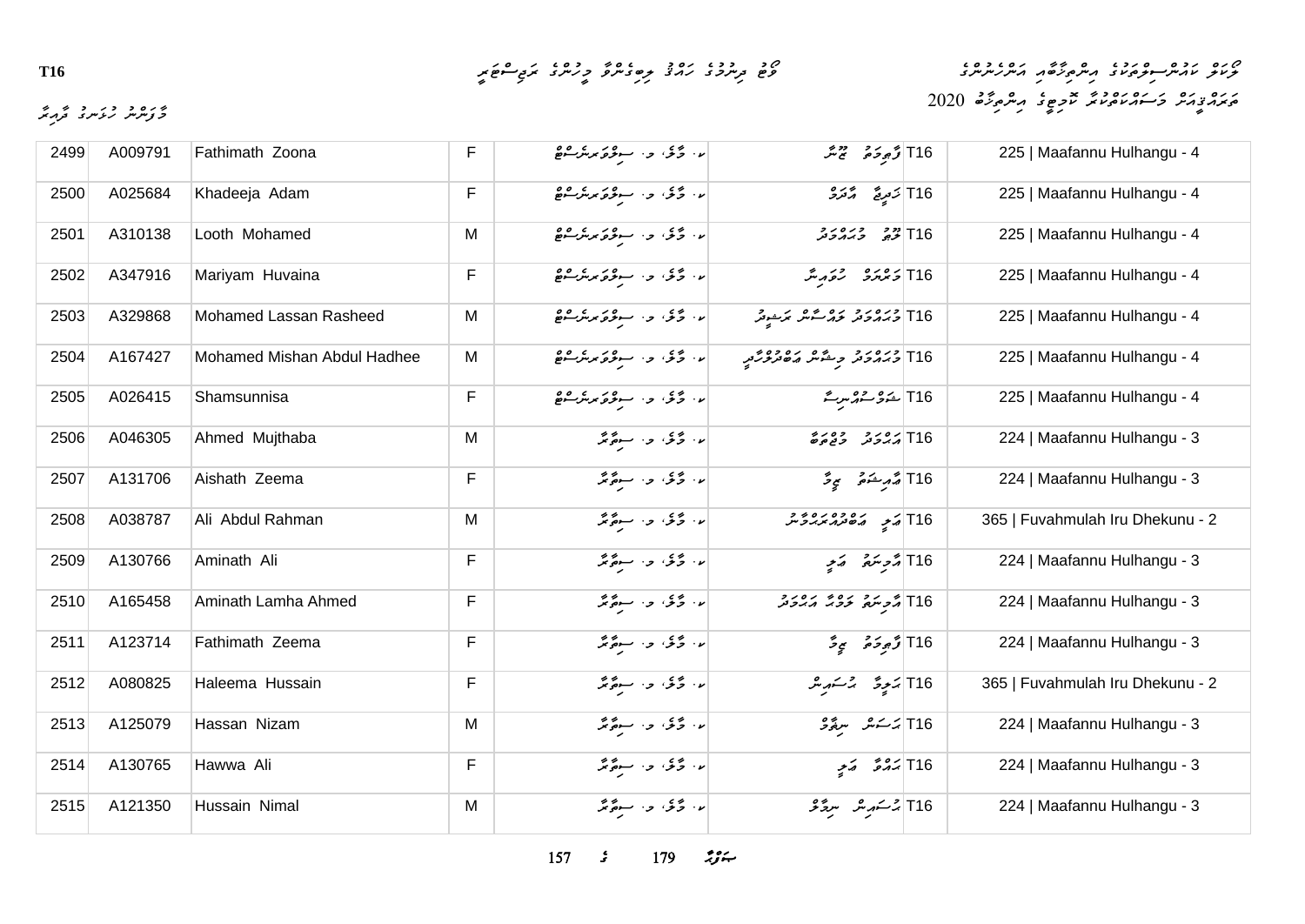| 2499 | A009791 | Fathimath Zoona | F | ނ. މާލެ، މ. ސިލްވަރނަންސްވިއު | T16 ފާތިމަތު ޒޫނާ | 225 \| Maafannu Hulhangu - 4 |
|---|---|---|---|---|---|---|
| 2500 | A025684 | Khadeeja Adam | F | ނ. މާލެ، މ. ސިލްވަރނަންސްވިއު | T16 ޚަދީޖާ އާދަމް | 225 \| Maafannu Hulhangu - 4 |
| 2501 | A310138 | Looth Mohamed | M | ނ. މާލެ، މ. ސިލްވަރނަންސްވިއު | T16 ލޫތު މުހައްމަދު | 225 \| Maafannu Hulhangu - 4 |
| 2502 | A347916 | Mariyam Huvaina | F | ނ. މާލެ، މ. ސިލްވަރނަންސްވިއު | T16 މަރިޔަމް ހުވައިނާ | 225 \| Maafannu Hulhangu - 4 |
| 2503 | A329868 | Mohamed Lassan Rasheed | M | ނ. މާލެ، މ. ސިލްވަރނަންސްވިއު | T16 މުހައްމަދު ލައްސާން ރަޝީދު | 225 \| Maafannu Hulhangu - 4 |
| 2504 | A167427 | Mohamed Mishan Abdul Hadhee | M | ނ. މާލެ، މ. ސިލްވަރނަންސްވިއު | T16 މުހައްމަދު މިޝާން އަބްދުލްހާދީ | 225 \| Maafannu Hulhangu - 4 |
| 2505 | A026415 | Shamsunnisa | F | ނ. މާލެ، މ. ސިލްވަރނަންސްވިއު | T16 ޝަމްސުންނިސާ | 225 \| Maafannu Hulhangu - 4 |
| 2506 | A046305 | Ahmed Mujthaba | M | ނ. މާލެ، މ. ސިލްވާރ | T16 އަޙްމަދު މުޖްތަބާ | 224 \| Maafannu Hulhangu - 3 |
| 2507 | A131706 | Aishath Zeema | F | ނ. މާލެ، މ. ސިލްވާރ | T16 އާއިޝަތު ޒީމާ | 224 \| Maafannu Hulhangu - 3 |
| 2508 | A038787 | Ali Abdul Rahman | M | ނ. މާލެ، މ. ސިލްވާރ | T16 އަލި އަބްދުއްރަޙްމާން | 365 \| Fuvahmulah Iru Dhekunu - 2 |
| 2509 | A130766 | Aminath Ali | F | ނ. މާލެ، މ. ސިލްވާރ | T16 އާމިނަތު އަލި | 224 \| Maafannu Hulhangu - 3 |
| 2510 | A165458 | Aminath Lamha Ahmed | F | ނ. މާލެ، މ. ސިލްވާރ | T16 އާމިނަތު ލަމްހާ އަޙްމަދު | 224 \| Maafannu Hulhangu - 3 |
| 2511 | A123714 | Fathimath Zeema | F | ނ. މާލެ، މ. ސިލްވާރ | T16 ފާތިމަތު ޒީމާ | 224 \| Maafannu Hulhangu - 3 |
| 2512 | A080825 | Haleema Hussain | F | ނ. މާލެ، މ. ސިލްވާރ | T16 ހަލީމާ ހުސައިން | 365 \| Fuvahmulah Iru Dhekunu - 2 |
| 2513 | A125079 | Hassan Nizam | M | ނ. މާލެ، މ. ސިލްވާރ | T16 ހަސަން ނިޒާމް | 224 \| Maafannu Hulhangu - 3 |
| 2514 | A130765 | Hawwa Ali | F | ނ. މާލެ، މ. ސިލްވާރ | T16 ހައްވާ އަލި | 224 \| Maafannu Hulhangu - 3 |
| 2515 | A121350 | Hussain Nimal | M | ނ. މާލެ، މ. ސިލްވާރ | T16 ހުސައިން ނިމާލް | 224 \| Maafannu Hulhangu - 3 |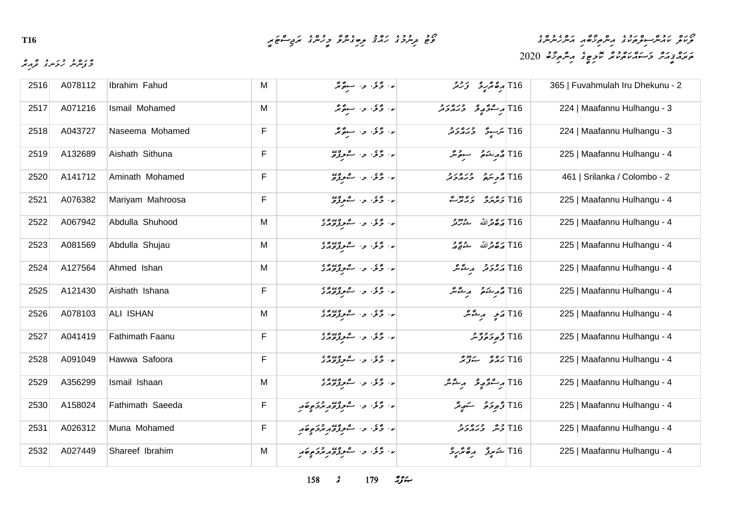| 2516 | A078112 | Ibrahim Fahud | M | ކ. މާފަ، ވ. ސިތާރާ | T16 ރިޟާ ފަހުދު | 365 \| Fuvahmulah Iru Dhekunu - 2 |
|---|---|---|---|---|---|---|
| 2517 | A071216 | Ismail Mohamed | M | ކ. މާފަ، ވ. ސިތާރާ | T16 އިސްމާއީލް މުޙައްމަދު | 224 \| Maafannu Hulhangu - 3 |
| 2518 | A043727 | Naseema Mohamed | F | ކ. މާފަ، ވ. ސިތާރާ | T16 ނަސީމާ މުޙައްމަދު | 224 \| Maafannu Hulhangu - 3 |
| 2519 | A132689 | Aishath Sithuna | F | ކ. މާފަ، ވ. ސޯލިޑް | T16 އައިޝަތު ސިތުނާ | 225 \| Maafannu Hulhangu - 4 |
| 2520 | A141712 | Aminath Mohamed | F | ކ. މާފަ، ވ. ސޯލިޑް | T16 އާމިނަތު މުޙައްމަދު | 461 \| Srilanka / Colombo - 2 |
| 2521 | A076382 | Mariyam Mahroosa | F | ކ. މާފަ، ވ. ސޯލިޑް | T16 މަރިޔަމް މަޙްރޫސާ | 225 \| Maafannu Hulhangu - 4 |
| 2522 | A067942 | Abdulla Shuhood | M | ކ. މާފަ، ވ. ސޯލިޑްވިއު | T16 އަބްދުﷲ ޝުހޫދު | 225 \| Maafannu Hulhangu - 4 |
| 2523 | A081569 | Abdulla Shujau | M | ކ. މާފަ، ވ. ސޯލިޑްވިއު | T16 އަބްދުﷲ ޝުޖާޢު | 225 \| Maafannu Hulhangu - 4 |
| 2524 | A127564 | Ahmed Ishan | M | ކ. މާފަ، ވ. ސޯލިޑްވިއު | T16 އަޙްމަދު އިޝާން | 225 \| Maafannu Hulhangu - 4 |
| 2525 | A121430 | Aishath Ishana | F | ކ. މާފަ، ވ. ސޯލިޑްވިއު | T16 އައިޝަތު އިޝާނާ | 225 \| Maafannu Hulhangu - 4 |
| 2526 | A078103 | ALI ISHAN | M | ކ. މާފަ، ވ. ސޯލިޑްވިއު | T16 އަލި އިޝާން | 225 \| Maafannu Hulhangu - 4 |
| 2527 | A041419 | Fathimath Faanu | F | ކ. މާފަ، ވ. ސޯލިޑްވިއު | T16 ފާތިމަތުފާނު | 225 \| Maafannu Hulhangu - 4 |
| 2528 | A091049 | Hawwa Safoora | F | ކ. މާފަ، ވ. ސޯލިޑްވިއު | T16 ހައްވާ ސަފޫރާ | 225 \| Maafannu Hulhangu - 4 |
| 2529 | A356299 | Ismail Ishaan | M | ކ. މާފަ، ވ. ސޯލިޑްވިއު | T16 އިސްމާއީލް އިޝާން | 225 \| Maafannu Hulhangu - 4 |
| 2530 | A158024 | Fathimath Saeeda | F | ކ. މާފަ، ވ. ސޯލިޑްވިއުއިންޓަރނޭޝަނަލް | T16 ފާތިމަތު ސައީދާ | 225 \| Maafannu Hulhangu - 4 |
| 2531 | A026312 | Muna Mohamed | F | ކ. މާފަ، ވ. ސޯލިޑްވިއުއިންޓަރނޭޝަނަލް | T16 މުނާ މުޙައްމަދު | 225 \| Maafannu Hulhangu - 4 |
| 2532 | A027449 | Shareef Ibrahim | M | ކ. މާފަ، ވ. ސޯލިޑްވިއުއިންޓަރނޭޝަނަލް | T16 ޝަރީފް އިބްރާހީމް | 225 \| Maafannu Hulhangu - 4 |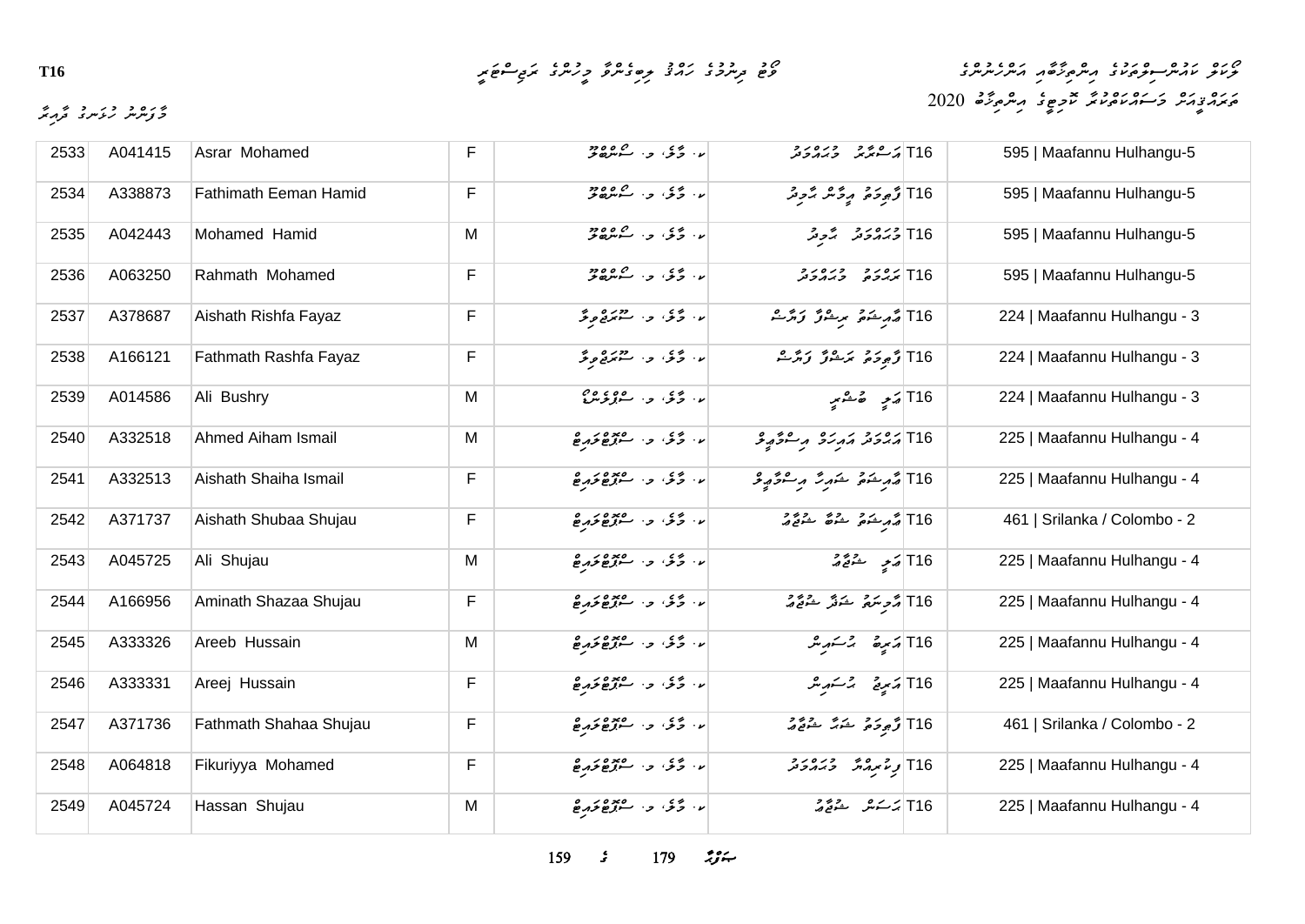| 2533 | A041415 | Asrar Mohamed | F | ނ. މާލެ، މ. ސުންބުލާ | T16 އަސްރާރު މުހައްމަދު | 595 \| Maafannu Hulhangu-5 |
|---|---|---|---|---|---|---|
| 2534 | A338873 | Fathimath Eeman Hamid | F | ނ. މާލެ، މ. ސުންބުލާ | T16 ފާތިމަތު އީމާން ހާމިދު | 595 \| Maafannu Hulhangu-5 |
| 2535 | A042443 | Mohamed Hamid | M | ނ. މާލެ، މ. ސުންބުލާ | T16 މުހައްމަދު ހާމިދު | 595 \| Maafannu Hulhangu-5 |
| 2536 | A063250 | Rahmath Mohamed | F | ނ. މާލެ، މ. ސުންބުލާ | T16 ރަޙްމަތު މުހައްމަދު | 595 \| Maafannu Hulhangu-5 |
| 2537 | A378687 | Aishath Rishfa Fayaz | F | ނ. މާލެ، މ. ސުނަރީވިލާ | T16 އާއިޝަތު ރިޝްފާ ފައްޔާޒު | 224 \| Maafannu Hulhangu - 3 |
| 2538 | A166121 | Fathmath Rashfa Fayaz | F | ނ. މާލެ، މ. ސުނަރީވިލާ | T16 ފާތިމަތު ރަޝްފާ ފައްޔާޒު | 224 \| Maafannu Hulhangu - 3 |
| 2539 | A014586 | Ali Bushry | M | ނ. މާލެ، މ. ސުވޭދާން | T16 އަލި ބުޝްރީ | 224 \| Maafannu Hulhangu - 3 |
| 2540 | A332518 | Ahmed Aiham Ismail | M | ނ. މާލެ، މ. ސުރޫޖުމަޙަލް | T16 އަހްމަދު އައިހަމް އިސްމާޢީލް | 225 \| Maafannu Hulhangu - 4 |
| 2541 | A332513 | Aishath Shaiha Ismail | F | ނ. މާލެ، މ. ސުރޫޖުމަޙަލް | T16 އާއިޝަތު ޝައިހާ އިސްމާޢީލް | 225 \| Maafannu Hulhangu - 4 |
| 2542 | A371737 | Aishath Shubaa Shujau | F | ނ. މާލެ، މ. ސުރޫޖުމަޙަލް | T16 އާއިޝަތު ޝުބާ ޝުޖާޢު | 461 \| Srilanka / Colombo - 2 |
| 2543 | A045725 | Ali Shujau | M | ނ. މާލެ، މ. ސުރޫޖުމަޙަލް | T16 އަލި ޝުޖާޢު | 225 \| Maafannu Hulhangu - 4 |
| 2544 | A166956 | Aminath Shazaa Shujau | F | ނ. މާލެ، މ. ސުރޫޖުމަޙަލް | T16 އާމިނަތު ޝަޒާ ޝުޖާޢު | 225 \| Maafannu Hulhangu - 4 |
| 2545 | A333326 | Areeb Hussain | M | ނ. މާލެ، މ. ސުރޫޖުމަޙަލް | T16 އަރީބު ހުސައިން | 225 \| Maafannu Hulhangu - 4 |
| 2546 | A333331 | Areej Hussain | F | ނ. މާލެ، މ. ސުރޫޖުމަޙަލް | T16 އަރީޖު ހުސައިން | 225 \| Maafannu Hulhangu - 4 |
| 2547 | A371736 | Fathmath Shahaa Shujau | F | ނ. މާލެ، މ. ސުރޫޖުމަޙަލް | T16 ފާތިމަތު ޝަހާ ޝުޖާޢު | 461 \| Srilanka / Colombo - 2 |
| 2548 | A064818 | Fikuriyya Mohamed | F | ނ. މާލެ، މ. ސުރޫޖުމަޙަލް | T16 ފިކުރިއްޔާ މުހައްމަދު | 225 \| Maafannu Hulhangu - 4 |
| 2549 | A045724 | Hassan Shujau | M | ނ. މާލެ، މ. ސުރޫޖުމަޙަލް | T16 ހަސަން ޝުޖާޢު | 225 \| Maafannu Hulhangu - 4 |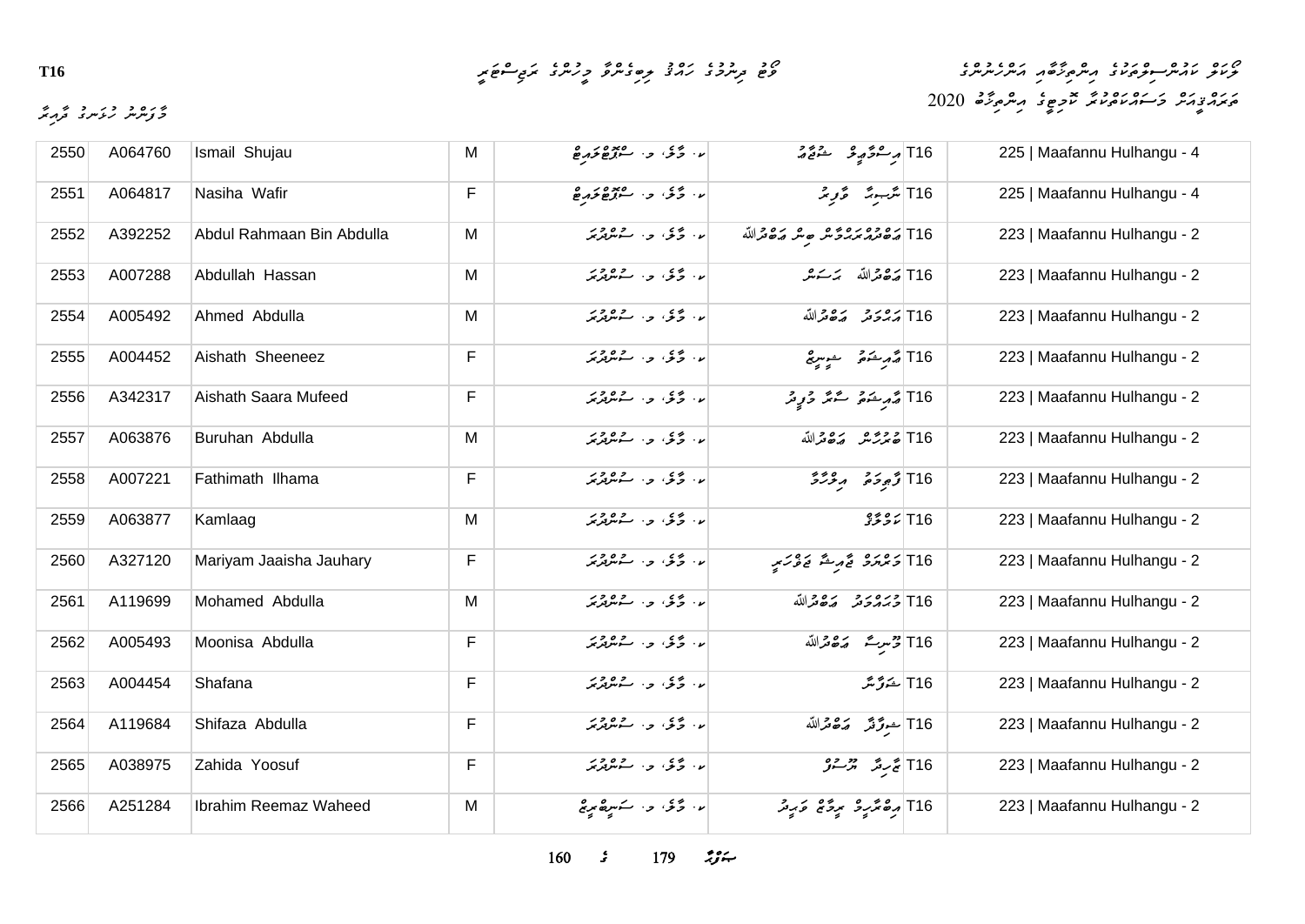| 2550 | A064760 | Ismail Shujau | M | ن· دٌگ، د· ڪتوڻگرمڻ | T16 مرسوگرمبر ڪوگه | 225 \| Maafannu Hulhangu - 4 |
|---|---|---|---|---|---|---|
| 2551 | A064817 | Nasiha Wafir | F | ن· دٌگ، د· ڪتوڻگرمڻ | T16 سُرَجورُ کُورِ مُ | 225 \| Maafannu Hulhangu - 4 |
| 2552 | A392252 | Abdul Rahmaan Bin Abdulla | M | ن· دٌگ، د· ڪسرترير | T16 مَصْرُمِ مُرَمْرُحَسْ صِسْ مَصْرَاللّه | 223 \| Maafannu Hulhangu - 2 |
| 2553 | A007288 | Abdullah Hassan | M | ن· دٌگ، د· ڪسرترير | T16 مَصْرَاللّه بَرَسَرْ | 223 \| Maafannu Hulhangu - 2 |
| 2554 | A005492 | Ahmed Abdulla | M | ن· دٌگ، د· ڪسرترير | T16 مَرْدَرْ مَصْرَاللّه | 223 \| Maafannu Hulhangu - 2 |
| 2555 | A004452 | Aishath Sheeneez | F | ن· دٌگ، د· ڪسرترير | T16 مُرِسْكَمْ سْبِيرْجْ | 223 \| Maafannu Hulhangu - 2 |
| 2556 | A342317 | Aishath Saara Mufeed | F | ن· دٌگ، د· ڪسرترير | T16 مُرِسْكَمْ سُمَّرٌ وُرِثْر | 223 \| Maafannu Hulhangu - 2 |
| 2557 | A063876 | Buruhan Abdulla | M | ن· دٌگ، د· ڪسرترير | T16 صُمْرُسْ مَصْرَاللّه | 223 \| Maafannu Hulhangu - 2 |
| 2558 | A007221 | Fathimath Ilhama | F | ن· دٌگ، د· ڪسرترير | T16 رُوجِرَمْ مِوْرُرُ | 223 \| Maafannu Hulhangu - 2 |
| 2559 | A063877 | Kamlaag | M | ن· دٌگ، د· ڪسرترير | T16 مَرْوُوْ | 223 \| Maafannu Hulhangu - 2 |
| 2560 | A327120 | Mariyam Jaaisha Jauhary | F | ن· دٌگ، د· ڪسرترير | T16 وَسْرَرْ مُرِسْمْ بَمْرَرِ | 223 \| Maafannu Hulhangu - 2 |
| 2561 | A119699 | Mohamed Abdulla | M | ن· دٌگ، د· ڪسرترير | T16 وَرَمْرَدْ مَصْرَاللّه | 223 \| Maafannu Hulhangu - 2 |
| 2562 | A005493 | Moonisa Abdulla | F | ن· دٌگ، د· ڪسرترير | T16 وْسِرْسُ مَصْرَاللّه | 223 \| Maafannu Hulhangu - 2 |
| 2563 | A004454 | Shafana | F | ن· دٌگ، د· ڪسرترير | T16 سَوَّسُ | 223 \| Maafannu Hulhangu - 2 |
| 2564 | A119684 | Shifaza Abdulla | F | ن· دٌگ، د· ڪسرترير | T16 سْوِرْسُ مَصْرَاللّه | 223 \| Maafannu Hulhangu - 2 |
| 2565 | A038975 | Zahida Yoosuf | F | ن· دٌگ، د· ڪسرترير | T16 مُرِسُ مْرْسُوْ | 223 \| Maafannu Hulhangu - 2 |
| 2566 | A251284 | Ibrahim Reemaz Waheed | M | ن· دٌگ، د· سَرِصْرِصْ | T16 مِصْرُبِرْ بِرِدُّ وَرِيْر | 223 \| Maafannu Hulhangu - 2 |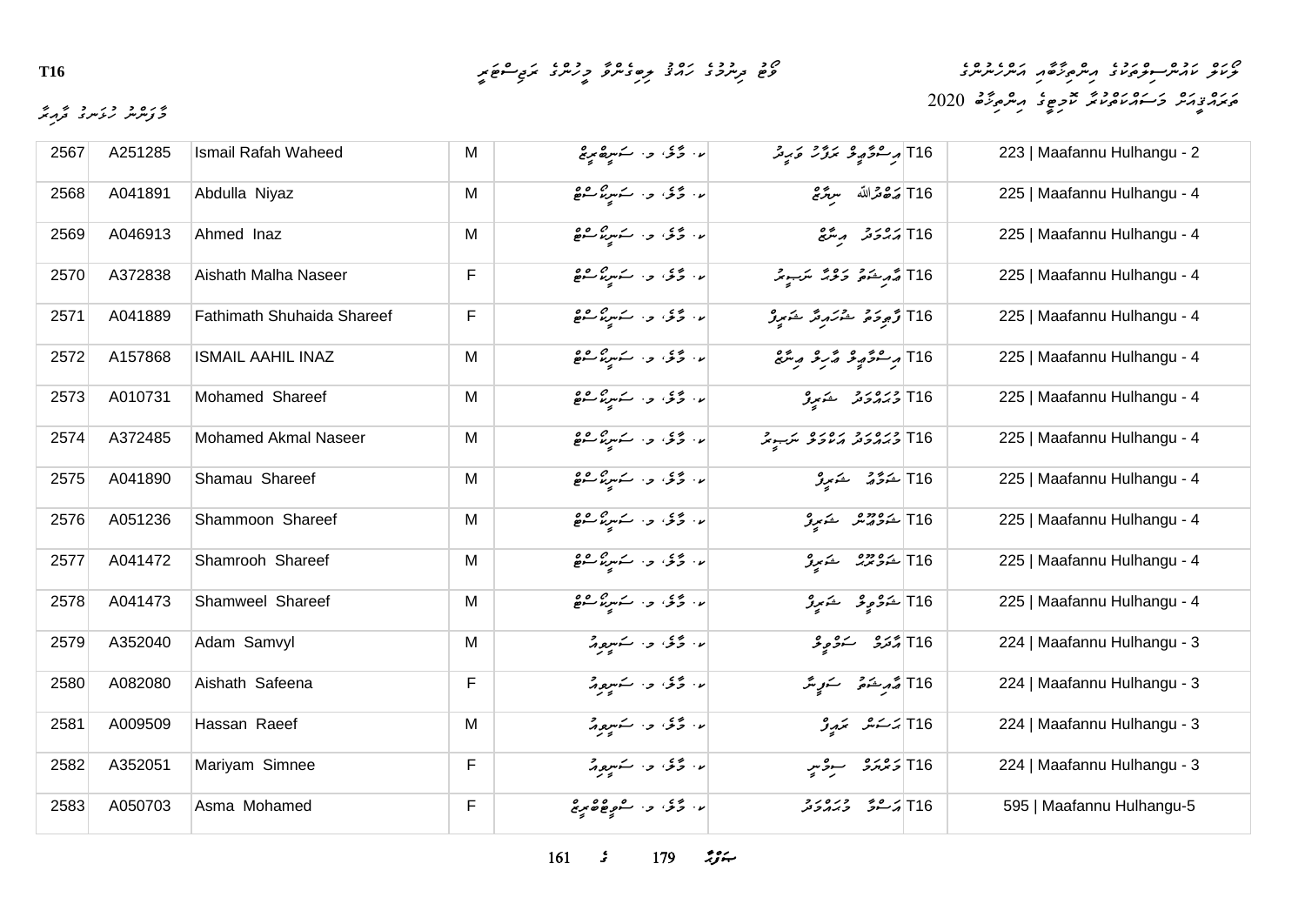| 2567 | A251285 | Ismail Rafah Waheed | M | ،، ވާވ، ވ. ސަނިޑްބީ | T16 މިސްމާއީލް ރަފާހް ވަހީދު | 223 \| Maafannu Hulhangu - 2 |
|---|---|---|---|---|---|---|
| 2568 | A041891 | Abdulla Niyaz | M | ،، ވާވ، ވ. ސަނިޑްސްޓް | T16 އަބްދުﷲ ނިޔާޒް | 225 \| Maafannu Hulhangu - 4 |
| 2569 | A046913 | Ahmed Inaz | M | ،، ވާވ، ވ. ސަނިޑްސްޓް | T16 އަހްމަދު އިނާޒް | 225 \| Maafannu Hulhangu - 4 |
| 2570 | A372838 | Aishath Malha Naseer | F | ،، ވާވ، ވ. ސަނިޑްސްޓް | T16 އާއިޝަތު މަލްހާ ނަސީރު | 225 \| Maafannu Hulhangu - 4 |
| 2571 | A041889 | Fathimath Shuhaida Shareef | F | ،، ވާވ، ވ. ސަނިޑްސްޓް | T16 ފާތިމަތު ޝުހައިދާ ޝަރީފު | 225 \| Maafannu Hulhangu - 4 |
| 2572 | A157868 | ISMAIL AAHIL INAZ | M | ،، ވާވ، ވ. ސަނިޑްސްޓް | T16 އިސްމާއީލް އާހިލް އިނާޒް | 225 \| Maafannu Hulhangu - 4 |
| 2573 | A010731 | Mohamed Shareef | M | ،، ވާވ، ވ. ސަނިޑްސްޓް | T16 މުޙައްމަދު ޝަރީފު | 225 \| Maafannu Hulhangu - 4 |
| 2574 | A372485 | Mohamed Akmal Naseer | M | ،، ވާވ، ވ. ސަނިޑްސްޓް | T16 މުޙައްމަދު އަކްމަލް ނަސީރު | 225 \| Maafannu Hulhangu - 4 |
| 2575 | A041890 | Shamau Shareef | M | ،، ވާވ، ވ. ސަނިޑްސްޓް | T16 ޝަމާއު ޝަރީފު | 225 \| Maafannu Hulhangu - 4 |
| 2576 | A051236 | Shammoon Shareef | M | ،، ވާވ، ވ. ސަނިޑްސްޓް | T16 ޝައްމޫން ޝަރީފު | 225 \| Maafannu Hulhangu - 4 |
| 2577 | A041472 | Shamrooh Shareef | M | ،، ވާވ، ވ. ސަނިޑްސްޓް | T16 ޝަމްރޫހް ޝަރީފު | 225 \| Maafannu Hulhangu - 4 |
| 2578 | A041473 | Shamweel Shareef | M | ،، ވާވ، ވ. ސަނިޑްސްޓް | T16 ޝަމްވީލް ޝަރީފު | 225 \| Maafannu Hulhangu - 4 |
| 2579 | A352040 | Adam Samvyl | M | ،، ވާވ، ވ. ސަނިވިއު | T16 އާދަމް ސަމްވިލް | 224 \| Maafannu Hulhangu - 3 |
| 2580 | A082080 | Aishath Safeena | F | ،، ވާވ، ވ. ސަނިވިއު | T16 އާއިޝަތު ސަފީނާ | 224 \| Maafannu Hulhangu - 3 |
| 2581 | A009509 | Hassan Raeef | M | ،، ވާވ، ވ. ސަނިވިއު | T16 ހަސަން ރައީފު | 224 \| Maafannu Hulhangu - 3 |
| 2582 | A352051 | Mariyam Simnee | F | ،، ވާވ، ވ. ސަނިވިއު | T16 މަރިޔަމް ސިމްނީ | 224 \| Maafannu Hulhangu - 3 |
| 2583 | A050703 | Asma Mohamed | F | ،، ވާވ، ވ. ސޮލިޓްބީ | T16 އަސްމާ މުޙައްމަދު | 595 \| Maafannu Hulhangu-5 |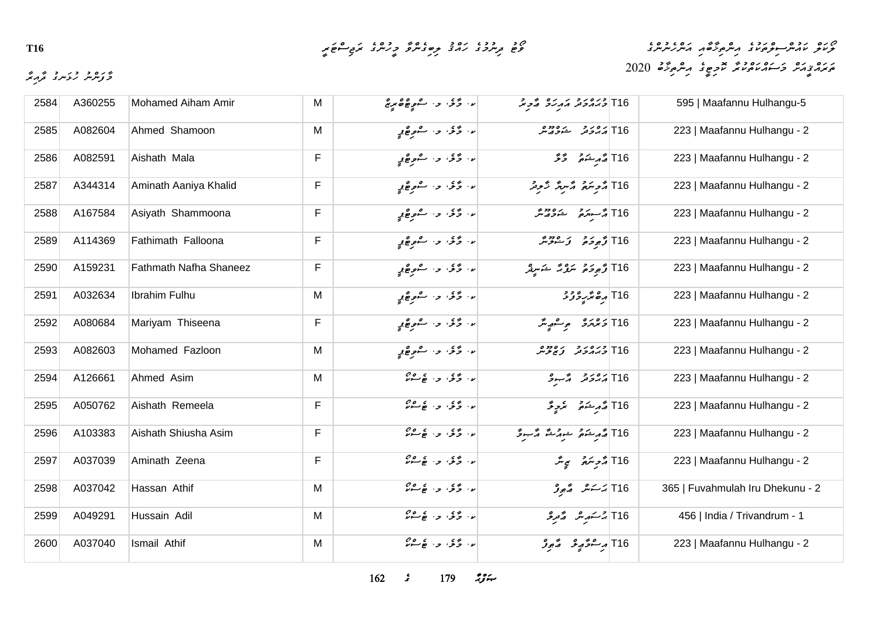| 2584 | A360255 | Mohamed Aiham Amir | M | ،. ވާދޫ، ވ. ސޯލިޑްބަރީ | T16 މުހައްމަދު އައިހަމް އާމިރު | 595 \| Maafannu Hulhangu-5 |
|---|---|---|---|---|---|---|
| 2585 | A082604 | Ahmed Shamoon | M | ،. ވާދޫ، ވ. ސޯލިޑާ | T16 އަހުމަދު ޝަމޫނު | 223 \| Maafannu Hulhangu - 2 |
| 2586 | A082591 | Aishath Mala | F | ،. ވާދޫ، ވ. ސޯލިޑާ | T16 އާއިޝަތު މާލާ | 223 \| Maafannu Hulhangu - 2 |
| 2587 | A344314 | Aminath Aaniya Khalid | F | ،. ވާދޫ، ވ. ސޯލިޑާ | T16 އާމިނަތު އާނިޔާ ޚާލިދު | 223 \| Maafannu Hulhangu - 2 |
| 2588 | A167584 | Asiyath Shammoona | F | ،. ވާދޫ، ވ. ސޯލިޑާ | T16 އާސިޔަތު ޝައްމޫނާ | 223 \| Maafannu Hulhangu - 2 |
| 2589 | A114369 | Fathimath Falloona | F | ،. ވާދޫ، ވ. ސޯލިޑާ | T16 ފާތިމަތު ފައްލޫނާ | 223 \| Maafannu Hulhangu - 2 |
| 2590 | A159231 | Fathmath Nafha Shaneez | F | ،. ވާދޫ، ވ. ސޯލިޑާ | T16 ފާތިމަތު ނަފްހާ ޝަނީޒު | 223 \| Maafannu Hulhangu - 2 |
| 2591 | A032634 | Ibrahim Fulhu | M | ،. ވާދޫ، ވ. ސޯލިޑާ | T16 އިބްރާހީމްފުޅު | 223 \| Maafannu Hulhangu - 2 |
| 2592 | A080684 | Mariyam Thiseena | F | ،. ވާދޫ، ވ. ސޯލިޑާ | T16 މަރިޔަމް ތިސީނާ | 223 \| Maafannu Hulhangu - 2 |
| 2593 | A082603 | Mohamed Fazloon | M | ،. ވާދޫ، ވ. ސޯލިޑާ | T16 މުހައްމަދު ފަޟްލޫން | 223 \| Maafannu Hulhangu - 2 |
| 2594 | A126661 | Ahmed Asim | M | ،. ވާދޫ، ވ. ޖެސްމިން | T16 އަހުމަދު އާސިމް | 223 \| Maafannu Hulhangu - 2 |
| 2595 | A050762 | Aishath Remeela | F | ،. ވާދޫ، ވ. ޖެސްމިން | T16 އާއިޝަތު ރަމީލާ | 223 \| Maafannu Hulhangu - 2 |
| 2596 | A103383 | Aishath Shiusha Asim | F | ،. ވާދޫ، ވ. ޖެސްމިން | T16 އާއިޝަތު ޝިއުޝާ އާސިމް | 223 \| Maafannu Hulhangu - 2 |
| 2597 | A037039 | Aminath Zeena | F | ،. ވާދޫ، ވ. ޖެސްމިން | T16 އާމިނަތު ޒީނާ | 223 \| Maafannu Hulhangu - 2 |
| 2598 | A037042 | Hassan Athif | M | ،. ވާދޫ، ވ. ޖެސްމިން | T16 ހަސަން އާތިފް | 365 \| Fuvahmulah Iru Dhekunu - 2 |
| 2599 | A049291 | Hussain Adil | M | ،. ވާދޫ، ވ. ޖެސްމިން | T16 ހުސައިން އާދިލް | 456 \| India / Trivandrum - 1 |
| 2600 | A037040 | Ismail Athif | M | ،. ވާދޫ، ވ. ޖެސްމިން | T16 އިސްމާއީލް އާތިފް | 223 \| Maafannu Hulhangu - 2 |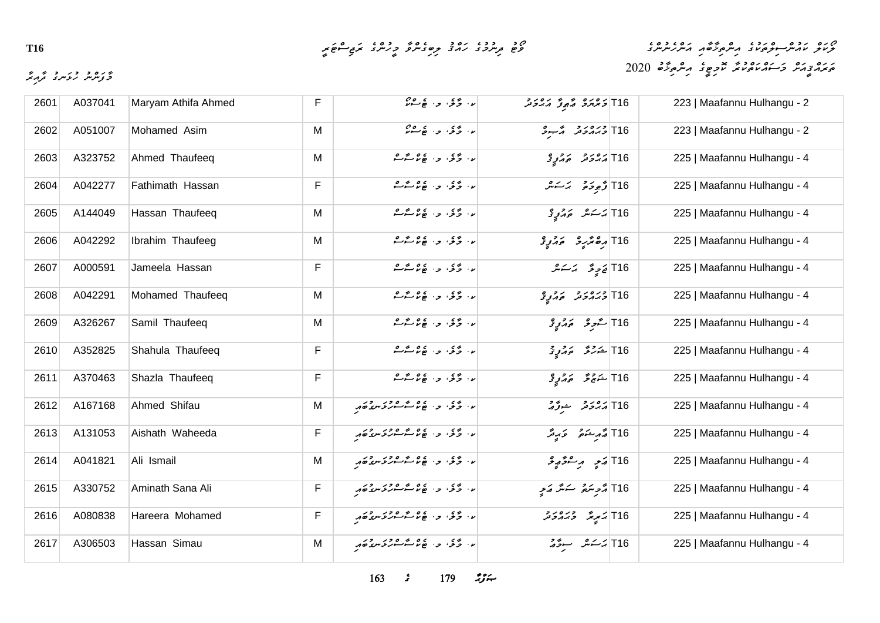| 2601 | A037041 | Maryam Athifa Ahmed | F | ، وَّتْ، و. ھَ سِمْ | T16 وَيُرْمَرْدُ مَّهْوِتَر مَرْدُونَر | 223 \| Maafannu Hulhangu - 2 |
|---|---|---|---|---|---|---|
| 2602 | A051007 | Mohamed Asim | M | ، وَّتْ، و. ھَ سِمْ | T16 وَبَرْدُونَر مَّسِوْ | 223 \| Maafannu Hulhangu - 2 |
| 2603 | A323752 | Ahmed Thaufeeq | M | ، وَّتْ، و. ھَمَاسَّرْسْ | T16 مَرْدُونَر مَمُّرْوِيْ | 225 \| Maafannu Hulhangu - 4 |
| 2604 | A042277 | Fathimath Hassan | F | ، وَّتْ، و. ھَمَاسَّرْسْ | T16 وَّجِوَمْ بَرَسَرْ | 225 \| Maafannu Hulhangu - 4 |
| 2605 | A144049 | Hassan Thaufeeq | M | ، وَّتْ، و. ھَمَاسَّرْسْ | T16 بَرَسَرْ مَمُّرْوِيْ | 225 \| Maafannu Hulhangu - 4 |
| 2606 | A042292 | Ibrahim Thaufeeg | M | ، وَّتْ، و. ھَمَاسَّرْسْ | T16 رِصْمَّرِدْ مَمُّرْوِيْ | 225 \| Maafannu Hulhangu - 4 |
| 2607 | A000591 | Jameela Hassan | F | ، وَّتْ، و. ھَمَاسَّرْسْ | T16 يَجِرِحَ بَرَسَرْ | 225 \| Maafannu Hulhangu - 4 |
| 2608 | A042291 | Mohamed Thaufeeq | M | ، وَّتْ، و. ھَمَاسَّرْسْ | T16 وَبَرْدُونَر مَمُّرْوِيْ | 225 \| Maafannu Hulhangu - 4 |
| 2609 | A326267 | Samil Thaufeeq | M | ، وَّتْ، و. ھَمَاسَّرْسْ | T16 سَّجِرْ مَمُّرْوِيْ | 225 \| Maafannu Hulhangu - 4 |
| 2610 | A352825 | Shahula Thaufeeq | F | ، وَّتْ، و. ھَمَاسَّرْسْ | T16 شَرْرْتَر مَمُّرْوِيْ | 225 \| Maafannu Hulhangu - 4 |
| 2611 | A370463 | Shazla Thaufeeq | F | ، وَّتْ، و. ھَمَاسَّرْسْ | T16 شَيَحْتَر مَمُّرْوِيْ | 225 \| Maafannu Hulhangu - 4 |
| 2612 | A167168 | Ahmed Shifau | M | ، وَّتْ، و. ھَمَاسَّسْرْرْوَسِرْھَرِ | T16 مَرْدُونَر سُوِّمْ | 225 \| Maafannu Hulhangu - 4 |
| 2613 | A131053 | Aishath Waheeda | F | ، وَّتْ، و. ھَمَاسَّسْرْرْوَسِرْھَرِ | T16 مَّرِسْمَرْ وَرِتَرْ | 225 \| Maafannu Hulhangu - 4 |
| 2614 | A041821 | Ali Ismail | M | ، وَّتْ، و. ھَمَاسَّسْرْرْوَسِرْھَرِ | T16 مَتِ مِرْسْرَّمِرْ | 225 \| Maafannu Hulhangu - 4 |
| 2615 | A330752 | Aminath Sana Ali | F | ، وَّتْ، و. ھَمَاسَّسْرْرْوَسِرْھَرِ | T16 مَّحِسَمْ سَتَرْ مَتِ | 225 \| Maafannu Hulhangu - 4 |
| 2616 | A080838 | Hareera Mohamed | F | ، وَّتْ، و. ھَمَاسَّسْرْرْوَسِرْھَرِ | T16 بَرِيرَ وَبَرْدُونَر | 225 \| Maafannu Hulhangu - 4 |
| 2617 | A306503 | Hassan Simau | M | ، وَّتْ، و. ھَمَاسَّسْرْرْوَسِرْھَرِ | T16 بَرَسَرْ سِوَّمْ | 225 \| Maafannu Hulhangu - 4 |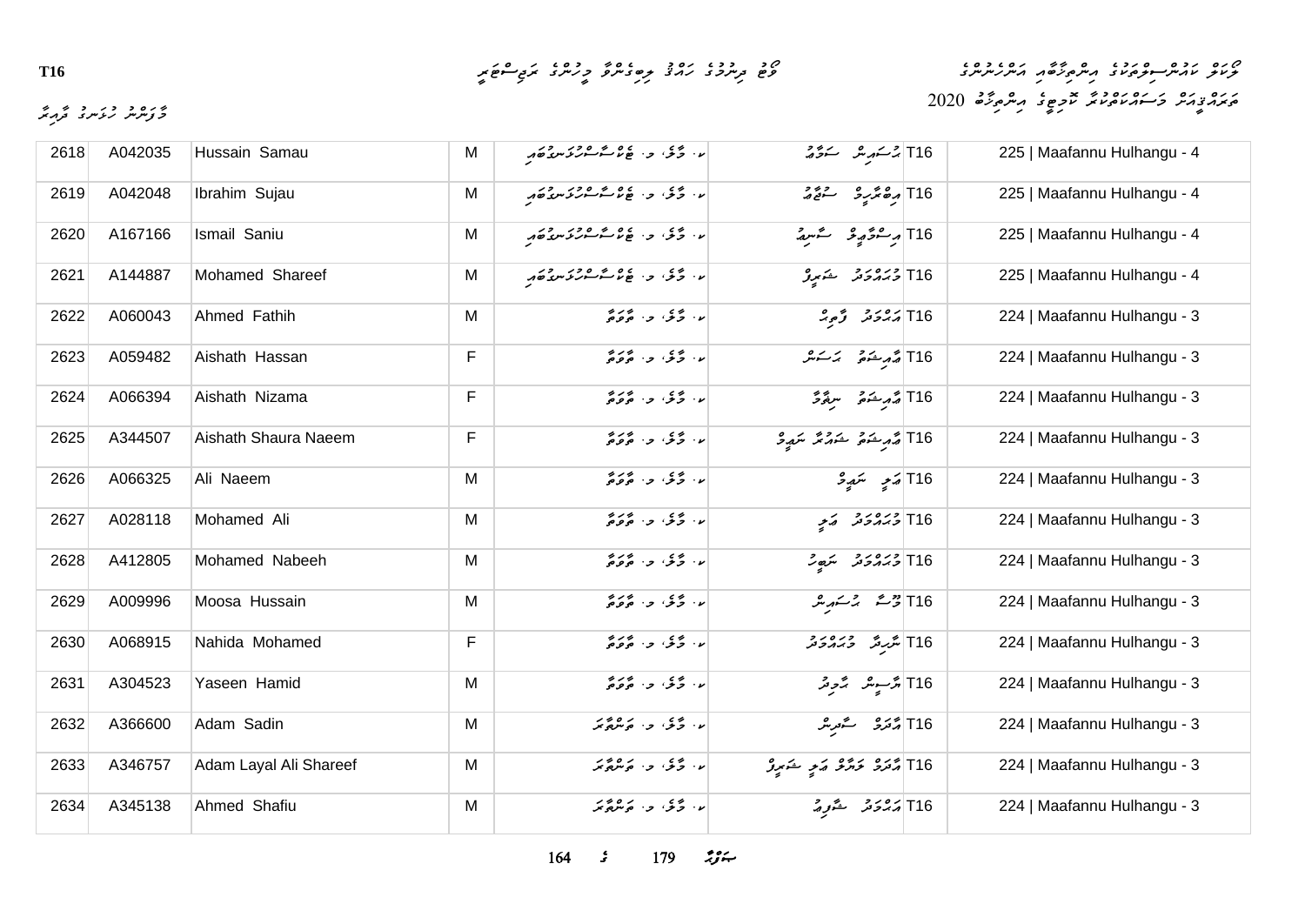| 2618 | A042035 | Hussain Samau | M | ،· ڗُکَ، و· ھَمُّ سَرْ سْرَمْرُ وَ سِرْدَ ھَ مِ | T16 بُرْسَمَرِ مْرْ سَوَّرْ | 225 \| Maafannu Hulhangu - 4 |
|---|---|---|---|---|---|---|
| 2619 | A042048 | Ibrahim Sujau | M | ،· ڗُکَ، و· ھَمُّ سَرْ سْرَمْرُ وَ سِرْدَ ھَ مِ | T16 مِرْھَمَّرِ و سُنَّحَ مْرْ | 225 \| Maafannu Hulhangu - 4 |
| 2620 | A167166 | Ismail Saniu | M | ،· ڗُکَ، و· ھَمُّ سَرْ سْرَمْرُ وَ سِرْدَ ھَ مِ | T16 مِرْسْرْدَّمِرِ وْ سَّسِرَمْرْ | 225 \| Maafannu Hulhangu - 4 |
| 2621 | A144887 | Mohamed Shareef | M | ،· ڗُکَ، و· ھَمُّ سَرْ سْرَمْرُ وَ سِرْدَ ھَ مِ | T16 وَبَرْمْرْدَ وَرْ شَمَرِ وْ | 225 \| Maafannu Hulhangu - 4 |
| 2622 | A060043 | Ahmed Fathih | M | ،· ڗُکَ، و· مُرْوَمَّ | T16 مَرْدْوَ وَرْ وَّمُورْ | 224 \| Maafannu Hulhangu - 3 |
| 2623 | A059482 | Aishath Hassan | F | ،· ڗُکَ، و· مُرْوَمَّ | T16 مَّرِ شَوَمْرْ بَرَسَسْرْ | 224 \| Maafannu Hulhangu - 3 |
| 2624 | A066394 | Aishath Nizama | F | ،· ڗُکَ، و· مُرْوَمَّ | T16 مَّرِ شَوَمْرْ سِرِمَّدَّ | 224 \| Maafannu Hulhangu - 3 |
| 2625 | A344507 | Aishath Shaura Naeem | F | ،· ڗُکَ، و· مُرْوَمَّ | T16 مَّرِ شَوَمْرْ شَوَمْرْ بَرْ سَمِرِ وْ | 224 \| Maafannu Hulhangu - 3 |
| 2626 | A066325 | Ali Naeem | M | ،· ڗُکَ، و· مُرْوَمَّ | T16 مَرِ سَمِرِ وْ | 224 \| Maafannu Hulhangu - 3 |
| 2627 | A028118 | Mohamed Ali | M | ،· ڗُکَ، و· مُرْوَمَّ | T16 وَبَرْمْرْدَ وَرْ مَرِ | 224 \| Maafannu Hulhangu - 3 |
| 2628 | A412805 | Mohamed Nabeeh | M | ،· ڗُکَ، و· مُرْوَمَّ | T16 وَبَرْمْرْدَ وَرْ سَرَھِ رْ | 224 \| Maafannu Hulhangu - 3 |
| 2629 | A009996 | Moosa Hussain | M | ،· ڗُکَ، و· مُرْوَمَّ | T16 وُّ سَّہ بُرْسَمَرِ مْرْ | 224 \| Maafannu Hulhangu - 3 |
| 2630 | A068915 | Nahida Mohamed | F | ،· ڗُکَ، و· مُرْوَمَّ | T16 سَّرِ مِرَّ وَبَرْمْرْدَ وَرْ | 224 \| Maafannu Hulhangu - 3 |
| 2631 | A304523 | Yaseen Hamid | M | ،· ڗُکَ، و· مُرْوَمَّ | T16 مَّرْ سِوِ سْرْ بَّرْ وِرْ | 224 \| Maafannu Hulhangu - 3 |
| 2632 | A366600 | Adam Sadin | M | ،· ڗُکَ، و· مَرْسْرَهَّ مَرْ | T16 مَّرَ رْوْ سَّمَرِ سْرْ | 224 \| Maafannu Hulhangu - 3 |
| 2633 | A346757 | Adam Layal Ali Shareef | M | ،· ڗُکَ، و· مَرْسْرَهَّ مَرْ | T16 مَّرَ رْوْ وَمَّرْ وْ مَرِ شَمَرِ وْ | 224 \| Maafannu Hulhangu - 3 |
| 2634 | A345138 | Ahmed Shafiu | M | ،· ڗُکَ، و· مَرْسْرَهَّ مَرْ | T16 مَرْدْوَ وَرْ شَّمُورْ | 224 \| Maafannu Hulhangu - 3 |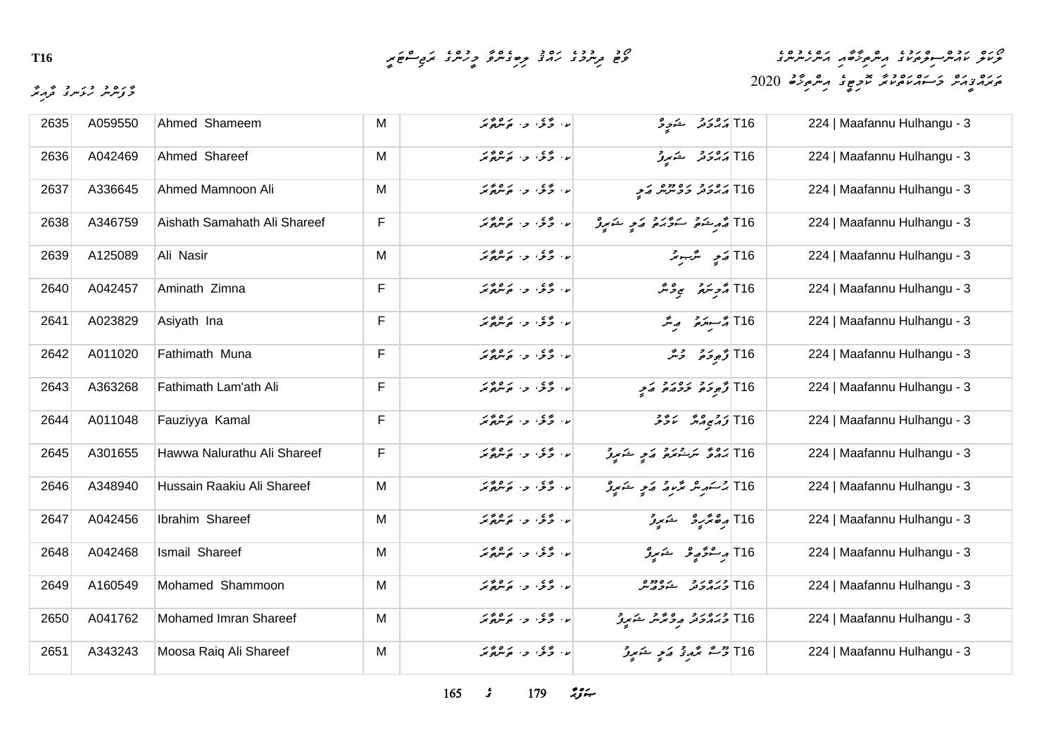| 2635 | A059550 | Ahmed Shameem | M | r. ގާފު، ދ. ތަންޑޫރު | T16 އަޙްމަދު ޝަމީމް | 224 \| Maafannu Hulhangu - 3 |
|---|---|---|---|---|---|---|
| 2636 | A042469 | Ahmed Shareef | M | ، ގާފު، ދ. ތަންޑޫރު | T16 އަޙްމަދު ޝަރީފު | 224 \| Maafannu Hulhangu - 3 |
| 2637 | A336645 | Ahmed Mamnoon Ali | M | ، ގާފު، ދ. ތަންޑޫރު | T16 އަޙްމަދު މަމްނޫން ޢަލީ | 224 \| Maafannu Hulhangu - 3 |
| 2638 | A346759 | Aishath Samahath Ali Shareef | F | ، ގާފު، ދ. ތަންޑޫރު | T16 ޢާއިޝަތު ސަމާހަތު ޢަލީ ޝަރީފު | 224 \| Maafannu Hulhangu - 3 |
| 2639 | A125089 | Ali Nasir | M | ، ގާފު، ދ. ތަންޑޫރު | T16 ޢަލީ ނާސިރު | 224 \| Maafannu Hulhangu - 3 |
| 2640 | A042457 | Aminath Zimna | F | ، ގާފު، ދ. ތަންޑޫރު | T16 އާމިނަތު ޒިމްނާ | 224 \| Maafannu Hulhangu - 3 |
| 2641 | A023829 | Asiyath Ina | F | ، ގާފު، ދ. ތަންޑޫރު | T16 އާސިޔަތު އިނާ | 224 \| Maafannu Hulhangu - 3 |
| 2642 | A011020 | Fathimath Muna | F | ، ގާފު، ދ. ތަންޑޫރު | T16 ފާތިމަތު މުނާ | 224 \| Maafannu Hulhangu - 3 |
| 2643 | A363268 | Fathimath Lam'ath Ali | F | ، ގާފު، ދ. ތަންޑޫރު | T16 ފާތިމަތު ލަމްޢަތު ޢަލީ | 224 \| Maafannu Hulhangu - 3 |
| 2644 | A011048 | Fauziyya Kamal | F | ، ގާފު، ދ. ތަންޑޫރު | T16 ފައުޒިއްޔާ ކަމާލު | 224 \| Maafannu Hulhangu - 3 |
| 2645 | A301655 | Hawwa Nalurathu Ali Shareef | F | ، ގާފު، ދ. ތަންޑޫރު | T16 ހައްވާ ނަލުރަތު ޢަލީ ޝަރީފު | 224 \| Maafannu Hulhangu - 3 |
| 2646 | A348940 | Hussain Raakiu Ali Shareef | M | ، ގާފު، ދ. ތަންޑޫރު | T16 ހުސައިން ރާކިޢު ޢަލީ ޝަރީފު | 224 \| Maafannu Hulhangu - 3 |
| 2647 | A042456 | Ibrahim Shareef | M | ، ގާފު، ދ. ތަންޑޫރު | T16 އިބްރާހީމް ޝަރީފު | 224 \| Maafannu Hulhangu - 3 |
| 2648 | A042468 | Ismail Shareef | M | ، ގާފު، ދ. ތަންޑޫރު | T16 އިސްމާޢީލް ޝަރީފު | 224 \| Maafannu Hulhangu - 3 |
| 2649 | A160549 | Mohamed Shammoon | M | ، ގާފު، ދ. ތަންޑޫރު | T16 މުޙައްމަދު ޝައްމޫން | 224 \| Maafannu Hulhangu - 3 |
| 2650 | A041762 | Mohamed Imran Shareef | M | ، ގާފު، ދ. ތަންޑޫރު | T16 މުޙައްމަދު އިމްރާން ޝަރީފު | 224 \| Maafannu Hulhangu - 3 |
| 2651 | A343243 | Moosa Raiq Ali Shareef | M | ، ގާފު، ދ. ތަންޑޫރު | T16 މޫސާ ރާއިޤު ޢަލީ ޝަރީފު | 224 \| Maafannu Hulhangu - 3 |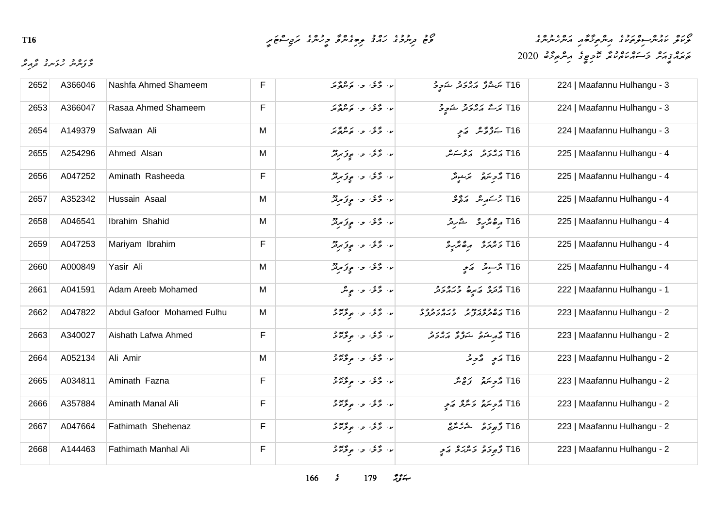| 2652 | A366046 | Nashfa Ahmed Shameem | F | ﻻ. ﯕﯘ، ﻭ. ﻫﻮﻧﯘﻫﯗ | T16 ﺳَﺮُﺷُﻔَﺎ ﺃَﺣُﻤَﺪُ ﺷَﻤِﻴﻢُ | 224 \| Maafannu Hulhangu - 3 |
|---|---|---|---|---|---|---|
| 2653 | A366047 | Rasaa Ahmed Shameem | F | ﻻ. ﯕﯘ، ﻭ. ﻫﻮﻧﯘﻫﯗ | T16 ﺑَﺮَﺳَﺎ ﺃَﺣُﻤَﺪُ ﺷَﻤِﻴﻢُ | 224 \| Maafannu Hulhangu - 3 |
| 2654 | A149379 | Safwaan Ali | M | ﻻ. ﯕﯘ، ﻭ. ﻫﻮﻧﯘﻫﯗ | T16 ﺳَﻔُﻮَﺍﻥُ ﺃَﻟِﻲ | 224 \| Maafannu Hulhangu - 3 |
| 2655 | A254296 | Ahmed Alsan | M | ﻻ. ﯕﯘ، ﻭ. ﻫﻮﻧﯘﻫﯗ | T16 ﺃَﺣُﻤَﺪُ ﺃَﻟُﺴَﺎﻥُ | 225 \| Maafannu Hulhangu - 4 |
| 2656 | A047252 | Aminath Rasheeda | F | ﻻ. ﯕﯘ، ﻭ. ﻫﻮﻧﯘﻫﯗ | T16 ﺁﻣِﻨَﺖُ ﺭَﺷِﻴﺪَﺍ | 225 \| Maafannu Hulhangu - 4 |
| 2657 | A352342 | Hussain Asaal | M | ﻻ. ﯕﯘ، ﻭ. ﻫﻮﻧﯘﻫﯗ | T16 ﺣُﺴَﻴْﻦُ ﺃَﺳَﺎﻝُ | 225 \| Maafannu Hulhangu - 4 |
| 2658 | A046541 | Ibrahim Shahid | M | ﻻ. ﯕﯘ، ﻭ. ﻫﻮﻧﯘﻫﯗ | T16 ﺇِﺑُﺮَﺍﻫِﻴﻢُ ﺷَﺎﻫِﺪُ | 225 \| Maafannu Hulhangu - 4 |
| 2659 | A047253 | Mariyam Ibrahim | F | ﻻ. ﯕﯘ، ﻭ. ﻫﻮﻧﯘﻫﯗ | T16 ﻣَﺮِﻳَﻢُ ﺇِﺑُﺮَﺍﻫِﻴﻢُ | 225 \| Maafannu Hulhangu - 4 |
| 2660 | A000849 | Yasir Ali | M | ﻻ. ﯕﯘ، ﻭ. ﻫﻮﻧﯘﻫﯗ | T16 ﻳَﺎﺳِﺮُ ﺃَﻟِﻲ | 225 \| Maafannu Hulhangu - 4 |
| 2661 | A041591 | Adam Areeb Mohamed | M | ﻻ. ﯕﯘ، ﻭ. ﻫﻮﻧﯘﻫﯗ | T16 ﺁﺩَﻡُ ﺃَﺭِﻳﺐُ ﻣُﺤَﻤَّﺪُ | 222 \| Maafannu Hulhangu - 1 |
| 2662 | A047822 | Abdul Gafoor Mohamed Fulhu | M | ﻻ. ﯕﯘ، ﻭ. ﻫﻮﻧﯘﻫﯗ | T16 ﻋَﺒُﺪُﻝُ ﻏَﻔُﻮﺭُ ﻣُﺤَﻤَّﺪُ ﻓُﻠُﻬُ | 223 \| Maafannu Hulhangu - 2 |
| 2663 | A340027 | Aishath Lafwa Ahmed | F | ﻻ. ﯕﯘ، ﻭ. ﻫﻮﻧﯘﻫﯗ | T16 ﻋَﺎﺋِﺸَﺖُ ﻟَﻔُﻮَﺍ ﺃَﺣُﻤَﺪُ | 223 \| Maafannu Hulhangu - 2 |
| 2664 | A052134 | Ali Amir | M | ﻻ. ﯕﯘ، ﻭ. ﻫﻮﻧﯘﻫﯗ | T16 ﺃَﻟِﻲ ﺁﻣِﺮُ | 223 \| Maafannu Hulhangu - 2 |
| 2665 | A034811 | Aminath Fazna | F | ﻻ. ﯕﯘ، ﻭ. ﻫﻮﻧﯘﻫﯗ | T16 ﺁﻣِﻨَﺖُ ﻓَﺰُﻧَﺎ | 223 \| Maafannu Hulhangu - 2 |
| 2666 | A357884 | Aminath Manal Ali | F | ﻻ. ﯕﯘ، ﻭ. ﻫﻮﻧﯘﻫﯗ | T16 ﺁﻣِﻨَﺖُ ﻣَﻨَﺎﻝُ ﺃَﻟِﻲ | 223 \| Maafannu Hulhangu - 2 |
| 2667 | A047664 | Fathimath Shehenaz | F | ﻻ. ﯕﯘ، ﻭ. ﻫﻮﻧﯘﻫﯗ | T16 ﻓَﺎﻃِﻤَﺖُ ﺷެﻬެﻧَﺎﺯُ | 223 \| Maafannu Hulhangu - 2 |
| 2668 | A144463 | Fathimath Manhal Ali | F | ﻻ. ﯕﯘ، ﻭ. ﻫﻮﻧﯘﻫﯗ | T16 ﻓَﺎﻃِﻤَﺖُ ﻣَﻨُﻬَﻞُ ﺃَﻟِﻲ | 223 \| Maafannu Hulhangu - 2 |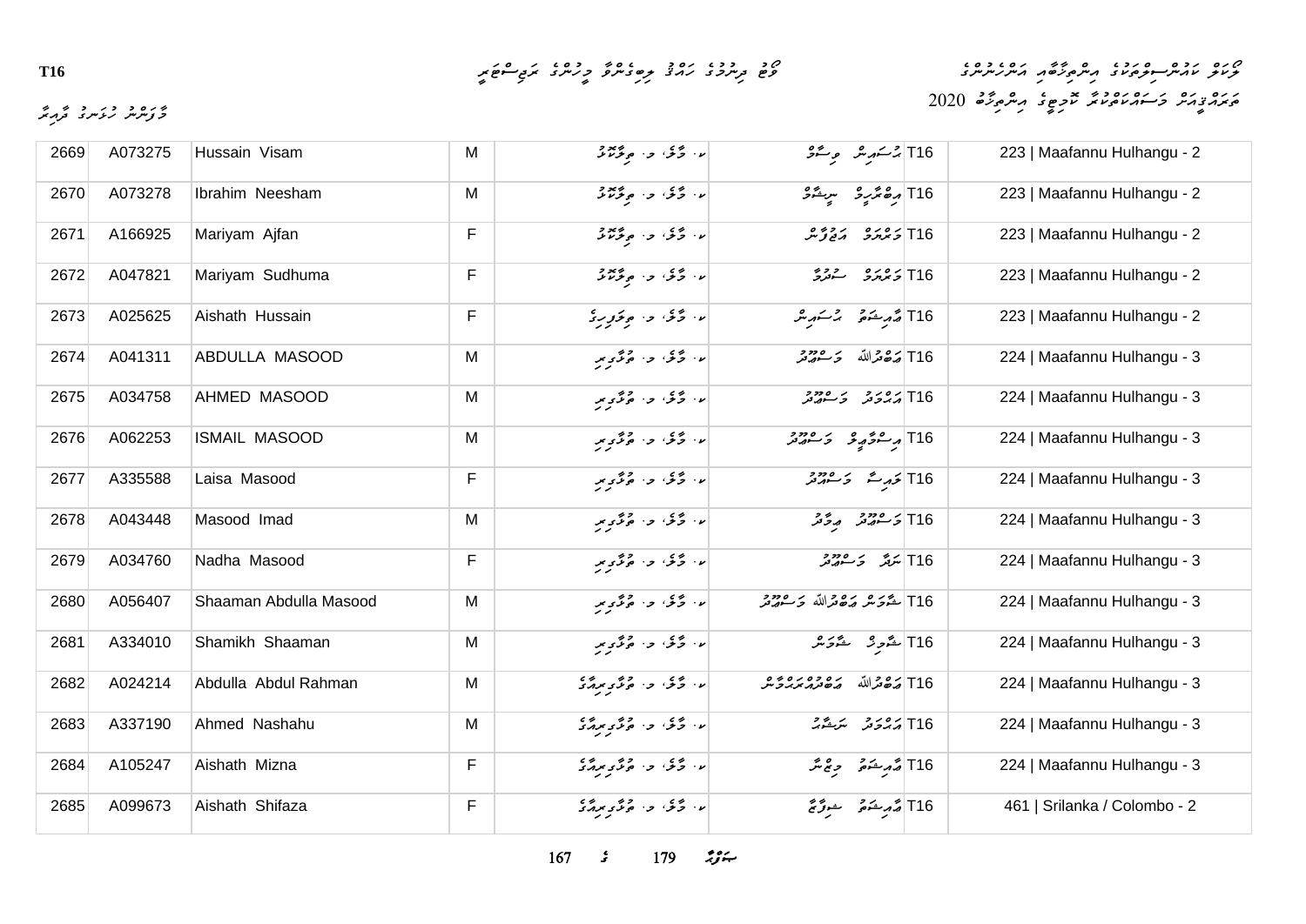| 2669 | A073275 | Hussain Visam | M | ،، ڈَڪَ، وَ، ھِوِڈَنَدَ | T16 ﺑُﺴَﻬِﺮِﺷْ ﻭِﺳَّﻪْ | 223 \| Maafannu Hulhangu - 2 |
|---|---|---|---|---|---|---|
| 2670 | A073278 | Ibrahim Neesham | M | ،، ڈَڪَ، وَ، ھِوِڈَنَدَ | T16 ﺭِﻫْﻌُﺮِﺑْ ﺳِﺮِﺷَﺆْ | 223 \| Maafannu Hulhangu - 2 |
| 2671 | A166925 | Mariyam Ajfan | F | ،، ڈَڪَ، وَ، ھِوِڈَنَدَ | T16 ﻭَﻳْﻤَﺮُﻭْ ﻣَﻘِﻮَّﻣْ | 223 \| Maafannu Hulhangu - 2 |
| 2672 | A047821 | Mariyam Sudhuma | F | ،، ڈَڪَ، وَ، ھِوِڈَنَدَ | T16 ﻭَﻳْﻤَﺮُﻭْ ﺳُﺘْﺮُﻭَ | 223 \| Maafannu Hulhangu - 2 |
| 2673 | A025625 | Aishath Hussain | F | ،، ڈَڪَ، وَ، ھِوِڪْرِرِيَ | T16 ﻣَّﻪِﺷَﻮْ ﺑُﺴَﻬِﺮِﺷْ | 223 \| Maafannu Hulhangu - 2 |
| 2674 | A041311 | ABDULLA MASOOD | M | ،، ڈَڪَ، وَ، ھِوِڈَرِيَ | T16 ﻣَﻪْﻌُﺮُﺍﻟﻠﻪ ﻭَﺳْﻤَﻮْﺗُﺮْ | 224 \| Maafannu Hulhangu - 3 |
| 2675 | A034758 | AHMED MASOOD | M | ،، ڈَڪَ، وَ، ھِوِڈَرِيَ | T16 ﻣَﺮُﻭَﺗُﺮْ ﻭَﺳْﻤَﻮْﺗُﺮْ | 224 \| Maafannu Hulhangu - 3 |
| 2676 | A062253 | ISMAIL MASOOD | M | ،، ڈَڪَ، وَ، ھِوِڈَرِيَ | T16 ﻣِﺮِﺳْﺆَّﻣِﻮْ ﻭَﺳْﻤَﻮْﺗُﺮْ | 224 \| Maafannu Hulhangu - 3 |
| 2677 | A335588 | Laisa Masood | F | ،، ڈَڪَ، وَ، ھِوِڈَرِيَ | T16 ﻭَﻣِﺮِﺳَّ ﻭَﺳْﻤَﻮْﺗُﺮْ | 224 \| Maafannu Hulhangu - 3 |
| 2678 | A043448 | Masood Imad | M | ،، ڈَڪَ، وَ، ھِوِڈَرِيَ | T16 ﻭَﺳْﻤَﻮْﺗُﺮْ ﻣِﻮَّﺗُﺮْ | 224 \| Maafannu Hulhangu - 3 |
| 2679 | A034760 | Nadha Masood | F | ،، ڈَڪَ، وَ، ھِوِڈَرِيَ | T16 ﺳَﺮِﺗَّ ﻭَﺳْﻤَﻮْﺗُﺮْ | 224 \| Maafannu Hulhangu - 3 |
| 2680 | A056407 | Shaaman Abdulla Masood | M | ،، ڈَڪَ، وَ، ھِوِڈَرِيَ | T16 ﺷَّﻮَﺷْ ﻣَﻪْﻌُﺮُﺍﻟﻠﻪ ﻭَﺳْﻤَﻮْﺗُﺮْ | 224 \| Maafannu Hulhangu - 3 |
| 2681 | A334010 | Shamikh Shaaman | M | ،، ڈَڪَ، وَ، ھِوِڈَرِيَ | T16 ﺷَّﻮِﺭُ ﺷَّﻮَﺷْ | 224 \| Maafannu Hulhangu - 3 |
| 2682 | A024214 | Abdulla Abdul Rahman | M | ،، ڈَڪَ، وَ، ھِوِڈَرِيَمَّدَ | T16 ﻣَﻪْﻌُﺮُﺍﻟﻠﻪ ﻣَﻪْﻌُﺮُﻣْﺮُﻣِﻮَّﺷْ | 224 \| Maafannu Hulhangu - 3 |
| 2683 | A337190 | Ahmed Nashahu | M | ،، ڈَڪَ، وَ، ھِوِڈَرِيَمَّدَ | T16 ﻣَﺮُﻭَﺗُﺮْ ﺳَﺮِﺷَّﺮُ | 224 \| Maafannu Hulhangu - 3 |
| 2684 | A105247 | Aishath Mizna | F | ،، ڈَڪَ، وَ، ھِوِڈَرِيَمَّدَ | T16 ﻣَّﻪِﺷَﻮْ ﻭِﻍِﺷَّ | 224 \| Maafannu Hulhangu - 3 |
| 2685 | A099673 | Aishath Shifaza | F | ،، ڈَڪَ، وَ، ھِوِڈَرِيَمَّدَ | T16 ﻣَّﻪِﺷَﻮْ ﺷِﻮَّﻍَّ | 461 \| Srilanka / Colombo - 2 |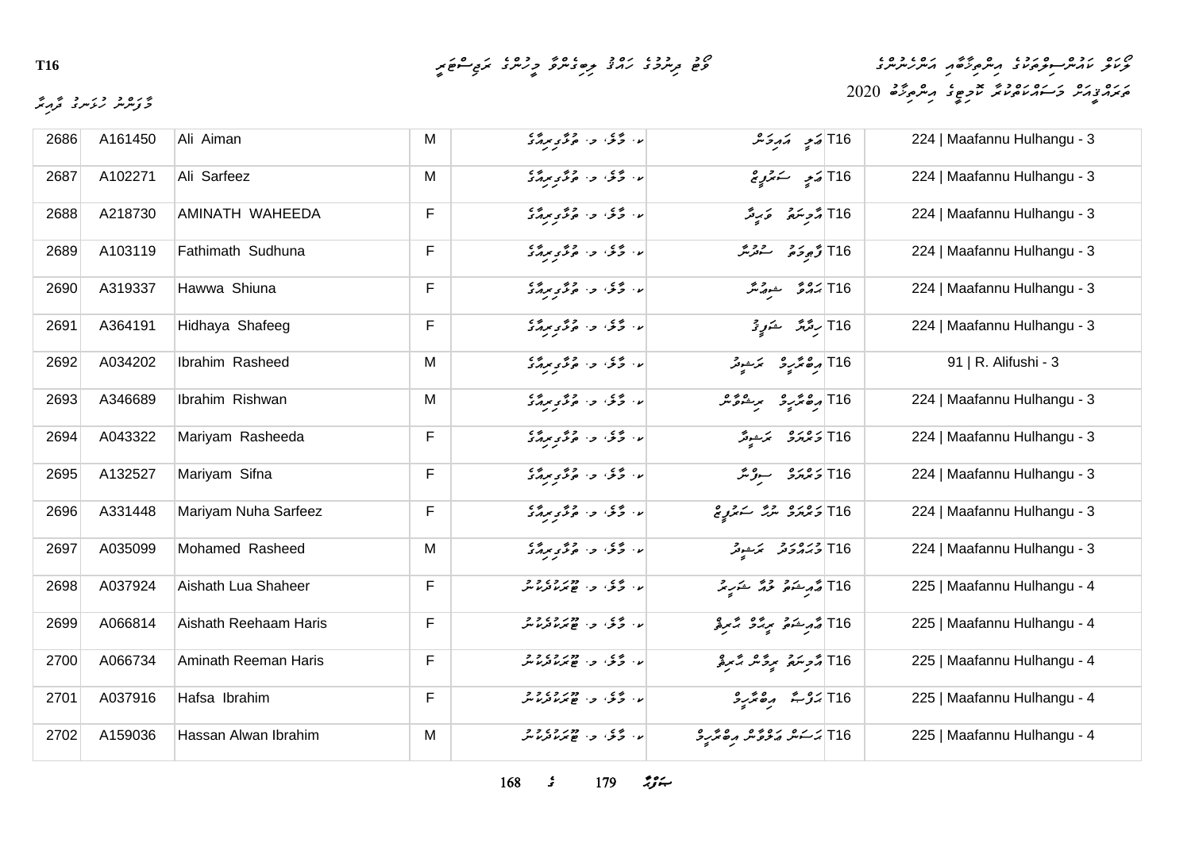| 2686 | A161450 | Ali Aiman | M | ر· ڏَنّ، ر· ھُوڱُو ہردگی | T16 ﺃَﻌِ ﺃَﻣِﺮَﻣَّﺪ | 224 \| Maafannu Hulhangu - 3 |
|---|---|---|---|---|---|---|
| 2687 | A102271 | Ali Sarfeez | M | ر· ڏَنّ، ر· ھُوڱُو ہردگی | T16 ﺃَﻌِ ﺳَﻤَﺮُﻭِﭺ | 224 \| Maafannu Hulhangu - 3 |
| 2688 | A218730 | AMINATH WAHEEDA | F | ر· ڏَنّ، ر· ھُوڱُو ہردگی | T16 مُحِسَمُ وَرِمَّرَ | 224 \| Maafannu Hulhangu - 3 |
| 2689 | A103119 | Fathimath Sudhuna | F | ر· ڏَنّ، ر· ھُوڱُو ہردگی | T16 ژُجِرَمُ سُنْرَسَرَ | 224 \| Maafannu Hulhangu - 3 |
| 2690 | A319337 | Hawwa Shiuna | F | ر· ڏَنّ، ر· ھُوڱُو ہردگی | T16 بَرَدُّوَّ شِهِدَّسَّ | 224 \| Maafannu Hulhangu - 3 |
| 2691 | A364191 | Hidhaya Shafeeg | F | ر· ڏَنّ، ر· ھُوڱُو ہردگی | T16 رِمَّرَّ شَوِرِ | 224 \| Maafannu Hulhangu - 3 |
| 2692 | A034202 | Ibrahim Rasheed | M | ر· ڏَنّ، ر· ھُوڱُو ہردگی | T16 مِرْصَحَرِرِ تَرَشِرِمَرَ | 91 \| R. Alifushi - 3 |
| 2693 | A346689 | Ibrahim Rishwan | M | ر· ڏَنّ، ر· ھُوڱُو ہردگی | T16 مِرْصَحَرِرِ بِرِشْوَسَر | 224 \| Maafannu Hulhangu - 3 |
| 2694 | A043322 | Mariyam Rasheeda | F | ر· ڏَنّ، ر· ھُوڱُو ہردگی | T16 دَمَرْدَ تَرَشِرِمَّرَ | 224 \| Maafannu Hulhangu - 3 |
| 2695 | A132527 | Mariyam Sifna | F | ر· ڏَنّ، ر· ھُوڱُو ہردگی | T16 دَمَرْدَ سِوْسَّ | 224 \| Maafannu Hulhangu - 3 |
| 2696 | A331448 | Mariyam Nuha Sarfeez | F | ر· ڏَنّ، ر· ھُوڱُو ہردگی | T16 دَمَرْدَ سُرَّ سَمَرُوِچ | 224 \| Maafannu Hulhangu - 3 |
| 2697 | A035099 | Mohamed Rasheed | M | ر· ڏَنّ، ر· ھُوڱُو ہردگی | T16 دِبَرْمَرْدَرْ تَرَشِرِمَرَ | 224 \| Maafannu Hulhangu - 3 |
| 2698 | A037924 | Aishath Lua Shaheer | F | ر· ڏَنّ، ر· ھُحَبَرَىٰرَىٰسَ | T16 مُحِرْشَمُ وُدَّ شَرِيرَ | 225 \| Maafannu Hulhangu - 4 |
| 2699 | A066814 | Aishath Reehaam Haris | F | ر· ڏَنّ، ر· ھُحَبَرَىٰرَىٰسَ | T16 مُحِرْشَمُ بِرِدَّوْ بَرْمِرْ | 225 \| Maafannu Hulhangu - 4 |
| 2700 | A066734 | Aminath Reeman Haris | F | ر· ڏَنّ، ر· ھُحَبَرَىٰرَىٰسَ | T16 مُحِسَمُ بِرِدَّسْ بَرْمِرْ | 225 \| Maafannu Hulhangu - 4 |
| 2701 | A037916 | Hafsa Ibrahim | F | ر· ڏَنّ، ر· ھُحَبَرَىٰرَىٰسَ | T16 بَرُوْبَہَّ مِرْصَحَرِرِ | 225 \| Maafannu Hulhangu - 4 |
| 2702 | A159036 | Hassan Alwan Ibrahim | M | ر· ڏَنّ، ر· ھُحَبَرَىٰرَىٰسَ | T16 بَرَسَدْ مَرُوُّسْ مِرْصَحَرِرِ | 225 \| Maafannu Hulhangu - 4 |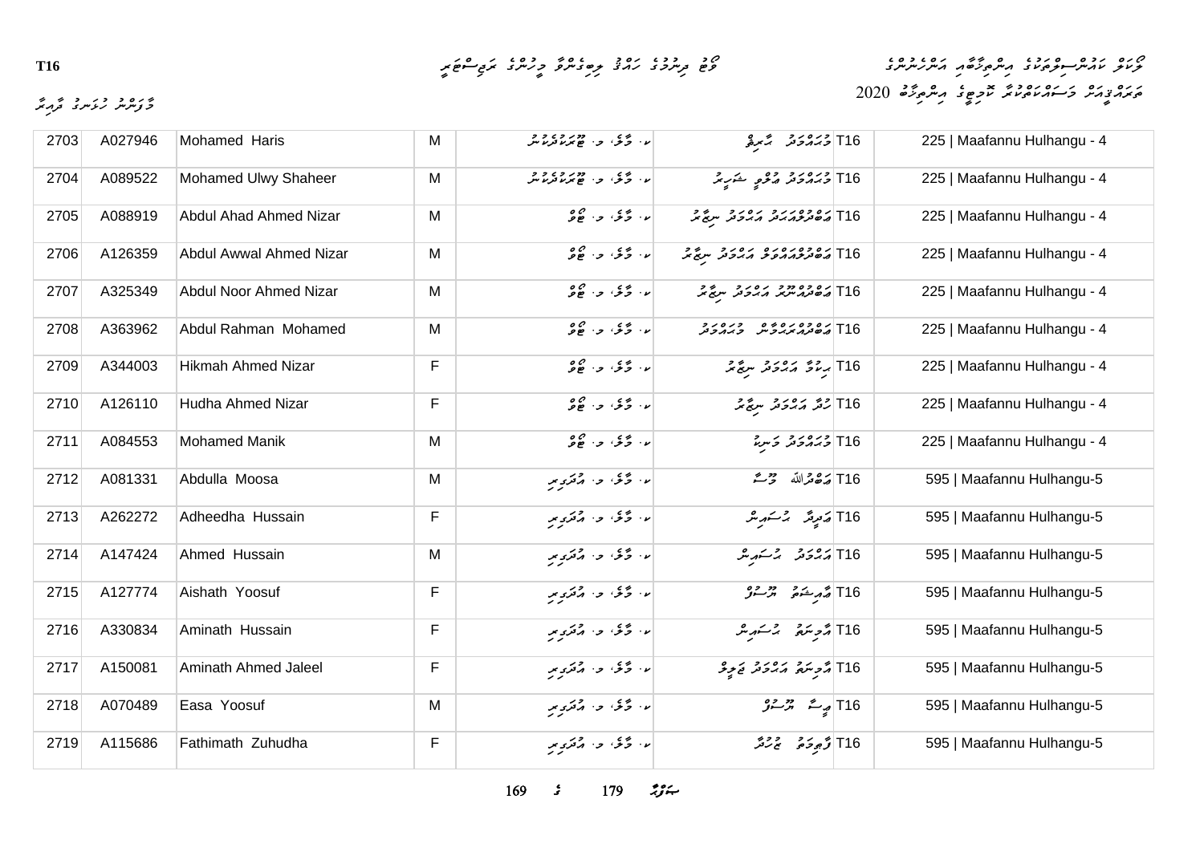| 2703 | A027946 | Mohamed Haris | M | ބ. މާޅ، މ. ޗަރުމުދީނާއީ | T16 ޙުމަދު ޙާރިޝް | 225 \| Maafannu Hulhangu - 4 |
|---|---|---|---|---|---|---|
| 2704 | A089522 | Mohamed Ulwy Shaheer | M | ބ. މާޅ، މ. ޗަރުމުދީނާއީ | T16 ޙުމަދު އުލްވީ ޝަހީރު | 225 \| Maafannu Hulhangu - 4 |
| 2705 | A088919 | Abdul Ahad Ahmed Nizar | M | ބ. މާޅ، މ. ޗޯ | T16 އަބްދުލްއަޙަދު އަޙްމަދު ނިޒާރު | 225 \| Maafannu Hulhangu - 4 |
| 2706 | A126359 | Abdul Awwal Ahmed Nizar | M | ބ. މާޅ، މ. ޗޯ | T16 އަބްދުލްއައްވަލް އަޙްމަދު ނިޒާރު | 225 \| Maafannu Hulhangu - 4 |
| 2707 | A325349 | Abdul Noor Ahmed Nizar | M | ބ. މާޅ، މ. ޗޯ | T16 އަބްދުލްނޫރު އަޙްމަދު ނިޒާރު | 225 \| Maafannu Hulhangu - 4 |
| 2708 | A363962 | Abdul Rahman Mohamed | M | ބ. މާޅ، މ. ޗޯ | T16 އަބްދުއްރަޙްމާން ޙުމަދު | 225 \| Maafannu Hulhangu - 4 |
| 2709 | A344003 | Hikmah Ahmed Nizar | F | ބ. މާޅ، މ. ޗޯ | T16 ހިކްމާ އަޙްމަދު ނިޒާރު | 225 \| Maafannu Hulhangu - 4 |
| 2710 | A126110 | Hudha Ahmed Nizar | F | ބ. މާޅ، މ. ޗޯ | T16 ހުދާ އަޙްމަދު ނިޒާރު | 225 \| Maafannu Hulhangu - 4 |
| 2711 | A084553 | Mohamed Manik | M | ބ. މާޅ، މ. ޗޯ | T16 ޙުމަދު މަނިކު | 225 \| Maafannu Hulhangu - 4 |
| 2712 | A081331 | Abdulla Moosa | M | ބ. މާޅ، މ. އުދަރީރީ | T16 އަބްދުﷲ މޫސާ | 595 \| Maafannu Hulhangu-5 |
| 2713 | A262272 | Adheedha Hussain | F | ބ. މާޅ، މ. އުދަރީރީ | T16 އަދީދާ ހުސައިން | 595 \| Maafannu Hulhangu-5 |
| 2714 | A147424 | Ahmed Hussain | M | ބ. މާޅ، މ. އުދަރީރީ | T16 އަޙްމަދު ހުސައިން | 595 \| Maafannu Hulhangu-5 |
| 2715 | A127774 | Aishath Yoosuf | F | ބ. މާޅ، މ. އުދަރީރީ | T16 އާއިޝަތު ޔޫސުފް | 595 \| Maafannu Hulhangu-5 |
| 2716 | A330834 | Aminath Hussain | F | ބ. މާޅ، މ. އުދަރީރީ | T16 އާމިނަތު ހުސައިން | 595 \| Maafannu Hulhangu-5 |
| 2717 | A150081 | Aminath Ahmed Jaleel | F | ބ. މާޅ، މ. އުދަރީރީ | T16 އާމިނަތު އަޙްމަދު ޖަލީލް | 595 \| Maafannu Hulhangu-5 |
| 2718 | A070489 | Easa Yoosuf | M | ބ. މާޅ، މ. އުދަރީރީ | T16 ޢީސާ ޔޫސުފް | 595 \| Maafannu Hulhangu-5 |
| 2719 | A115686 | Fathimath Zuhudha | F | ބ. މާޅ، މ. އުދަރީރީ | T16 ފާޠިމަތު ޒުހުދާ | 595 \| Maafannu Hulhangu-5 |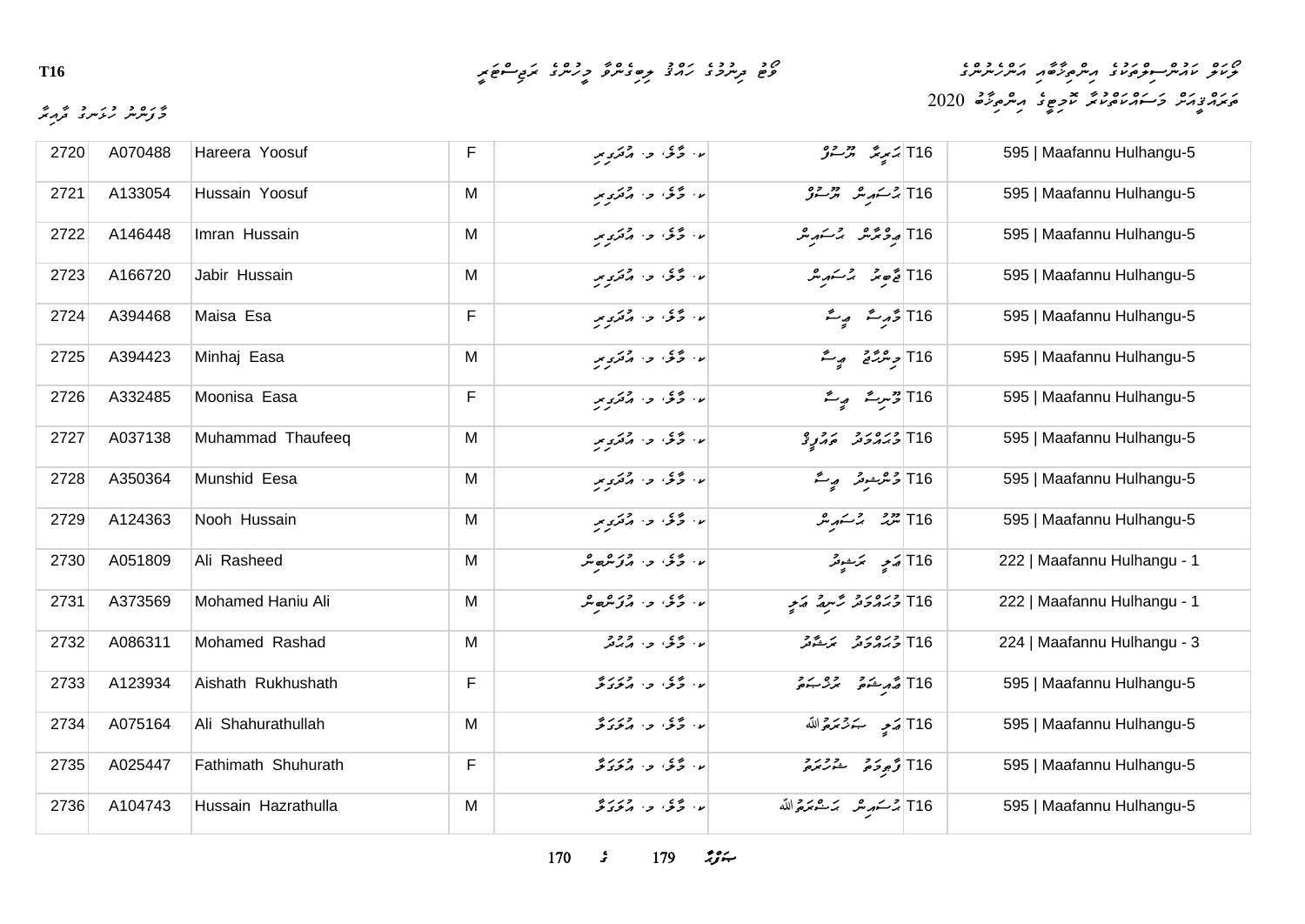| 2720 | A070488 | Hareera Yoosuf | F | ، ވާވ، ވ، ޢުރުކުރި | T16 ހަރީރާ ޔޫސުފް | 595 \| Maafannu Hulhangu-5 |
|---|---|---|---|---|---|---|
| 2721 | A133054 | Hussain Yoosuf | M | ، ވާވ، ވ، ޢުރުކުރި | T16 ހުސައިން ޔޫސުފް | 595 \| Maafannu Hulhangu-5 |
| 2722 | A146448 | Imran Hussain | M | ، ވާވ، ވ، ޢުރުކުރި | T16 އިމްރާން ހުސައިން | 595 \| Maafannu Hulhangu-5 |
| 2723 | A166720 | Jabir Hussain | M | ، ވާވ، ވ، ޢުރުކުރި | T16 ޖާބިރު ހުސައިން | 595 \| Maafannu Hulhangu-5 |
| 2724 | A394468 | Maisa Esa | F | ، ވާވ، ވ، ޢުރުކުރި | T16 މާއިސާ ޢީސާ | 595 \| Maafannu Hulhangu-5 |
| 2725 | A394423 | Minhaj Easa | M | ، ވާވ، ވ، ޢުރުކުރި | T16 މިންހާޖު ޢީސާ | 595 \| Maafannu Hulhangu-5 |
| 2726 | A332485 | Moonisa Easa | F | ، ވާވ، ވ، ޢުރުކުރި | T16 މޫނިސާ ޢީސާ | 595 \| Maafannu Hulhangu-5 |
| 2727 | A037138 | Muhammad Thaufeeq | M | ، ވާވ، ވ، ޢުރުކުރި | T16 މުހައްމަދު ތައުފީޤު | 595 \| Maafannu Hulhangu-5 |
| 2728 | A350364 | Munshid Eesa | M | ، ވާވ، ވ، ޢުރުކުރި | T16 މުންޝިދު ޢީސާ | 595 \| Maafannu Hulhangu-5 |
| 2729 | A124363 | Nooh Hussain | M | ، ވާވ، ވ، ޢުރުކުރި | T16 ނޫޙު ހުސައިން | 595 \| Maafannu Hulhangu-5 |
| 2730 | A051809 | Ali Rasheed | M | ، ވާވ، ވ، އުފާންޏޭން | T16 އަލީ ރަޝީދު | 222 \| Maafannu Hulhangu - 1 |
| 2731 | A373569 | Mohamed Haniu Ali | M | ، ވާވ، ވ، އުފާންޏޭން | T16 މުހައްމަދު ހާނިއު އަލީ | 222 \| Maafannu Hulhangu - 1 |
| 2732 | A086311 | Mohamed Rashad | M | ، ވާވ، ވ، އުރުދު | T16 މުހައްމަދު ރަޝާދު | 224 \| Maafannu Hulhangu - 3 |
| 2733 | A123934 | Aishath Rukhushath | F | ، ވާވ، ވ، އުވަކާ | T16 އާއިޝަތު ރުޚުޝަތު | 595 \| Maafannu Hulhangu-5 |
| 2734 | A075164 | Ali Shahurathullah | M | ، ވާވ، ވ، އުވަކާ | T16 އަލީ ޝަހުރަތުﷲ | 595 \| Maafannu Hulhangu-5 |
| 2735 | A025447 | Fathimath Shuhurath | F | ، ވާވ، ވ، އުވަކާ | T16 ފާތިމަތު ޝުހުރަތު | 595 \| Maafannu Hulhangu-5 |
| 2736 | A104743 | Hussain Hazrathulla | M | ، ވާވ، ވ، އުވަކާ | T16 ހުސައިން ހަޟްރަތުﷲ | 595 \| Maafannu Hulhangu-5 |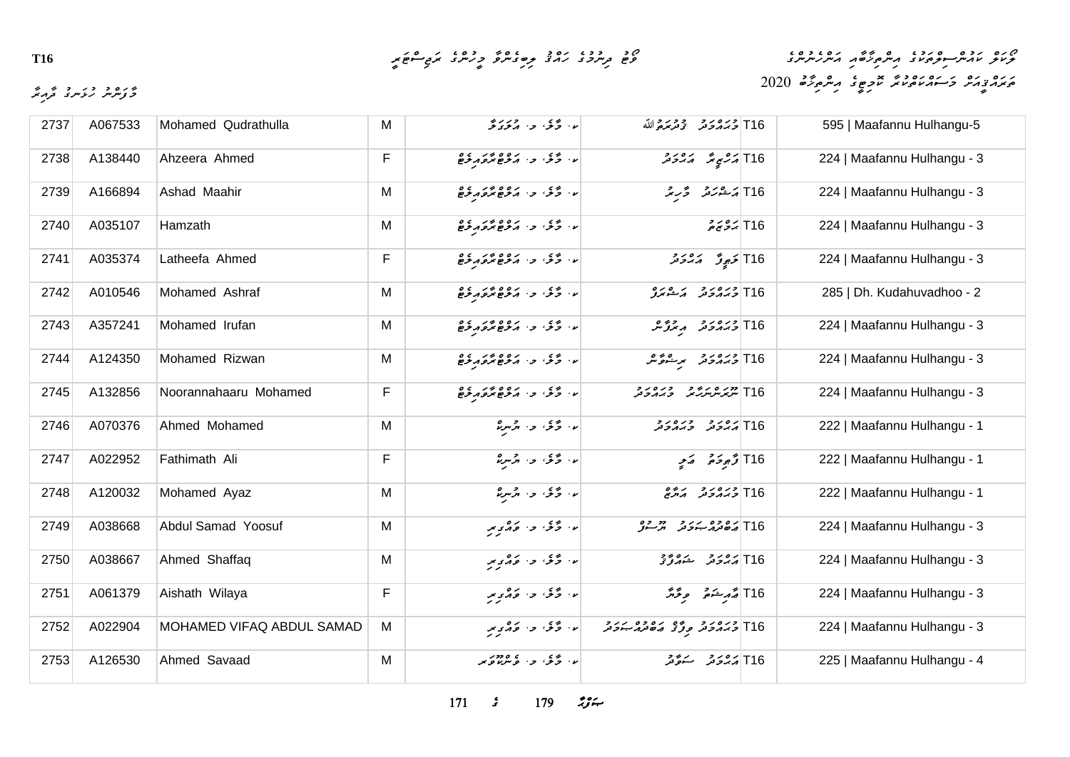| 2737 | A067533 | Mohamed Qudrathulla | M | ٧٠ ژَوَ، و· رُجْرَ مُو | T16 وَبَرْدُونَرْ يُوْتَرَمْهُ اللَّهُ | 595 \| Maafannu Hulhangu-5 |
|---|---|---|---|---|---|---|
| 2738 | A138440 | Ahzeera Ahmed | F | ٧٠ ژَوَ، و· رَوْعْمُوَ مِرْعْ | T16 رَبْعِيمَ رَبْرَوَنْ | 224 \| Maafannu Hulhangu - 3 |
| 2739 | A166894 | Ashad Maahir | M | ٧٠ ژَوَ، و· رَوْعْمُوَ مِرْعْ | T16 رَشْتَرْ وَرِبْرْ | 224 \| Maafannu Hulhangu - 3 |
| 2740 | A035107 | Hamzath | M | ٧٠ ژَوَ، و· رَوْعْمُوَ مِرْعْ | T16 بَرْوْبَعْ | 224 \| Maafannu Hulhangu - 3 |
| 2741 | A035374 | Latheefa Ahmed | F | ٧٠ ژَوَ، و· رَوْعْمُوَ مِرْعْ | T16 تَوِيرٌ رَبْرَوَنْ | 224 \| Maafannu Hulhangu - 3 |
| 2742 | A010546 | Mohamed Ashraf | M | ٧٠ ژَوَ، و· رَوْعْمُوَ مِرْعْ | T16 وَبَرْدُونَرْ رَشْبَرُوْ | 285 \| Dh. Kudahuvadhoo - 2 |
| 2743 | A357241 | Mohamed Irufan | M | ٧٠ ژَوَ، و· رَوْعْمُوَ مِرْعْ | T16 وَبَرْدُونَرْ رِبَرُوْسْ | 224 \| Maafannu Hulhangu - 3 |
| 2744 | A124350 | Mohamed Rizwan | M | ٧٠ ژَوَ، و· رَوْعْمُوَ مِرْعْ | T16 وَبَرْدُونَرْ بِرِشْوَسْ | 224 \| Maafannu Hulhangu - 3 |
| 2745 | A132856 | Noorannahaaru Mohamed | F | ٧٠ ژَوَ، و· رَوْعْمُوَ مِرْعْ | T16 سُرَبْرُسْرَبْرُ وَبَرْدُونَرْ | 224 \| Maafannu Hulhangu - 3 |
| 2746 | A070376 | Ahmed Mohamed | M | ٧٠ ژَوَ، و· رْسِرْعْ | T16 رَبْرَوَنْ وَبَرْدُونَرْ | 222 \| Maafannu Hulhangu - 1 |
| 2747 | A022952 | Fathimath Ali | F | ٧٠ ژَوَ، و· رْسِرْعْ | T16 وَّجِوَحْمْ رَجِ | 222 \| Maafannu Hulhangu - 1 |
| 2748 | A120032 | Mohamed Ayaz | M | ٧٠ ژَوَ، و· رْسِرْعْ | T16 وَبَرْدُونَرْ رَبْرَحْ | 222 \| Maafannu Hulhangu - 1 |
| 2749 | A038668 | Abdul Samad Yoosuf | M | ٧٠ ژَوَ، و· وَرُوبِرْ | T16 رَصْعُرُمْسَوَنْرْ بِرْسُوْ | 224 \| Maafannu Hulhangu - 3 |
| 2750 | A038667 | Ahmed Shaffaq | M | ٧٠ ژَوَ، و· وَرُوبِرْ | T16 رَبْرَوَنْ شَوْرُوْتَ | 224 \| Maafannu Hulhangu - 3 |
| 2751 | A061379 | Aishath Wilaya | F | ٧٠ ژَوَ، و· وَرُوبِرْ | T16 رُمِرْشَوْ وِتُرَ | 224 \| Maafannu Hulhangu - 3 |
| 2752 | A022904 | MOHAMED VIFAQ ABDUL SAMAD | M | ٧٠ ژَوَ، و· وَرُوبِرْ | T16 وَبَرْدُونَرْ وِوَّتْ رَصْعُرُمْسَوَنْرْ | 224 \| Maafannu Hulhangu - 3 |
| 2753 | A126530 | Ahmed Savaad | M | ٧٠ ژَوَ، و· وْسْرْوَبِرْ | T16 رَبْرَوَنْ سَوَّنْرْ | 225 \| Maafannu Hulhangu - 4 |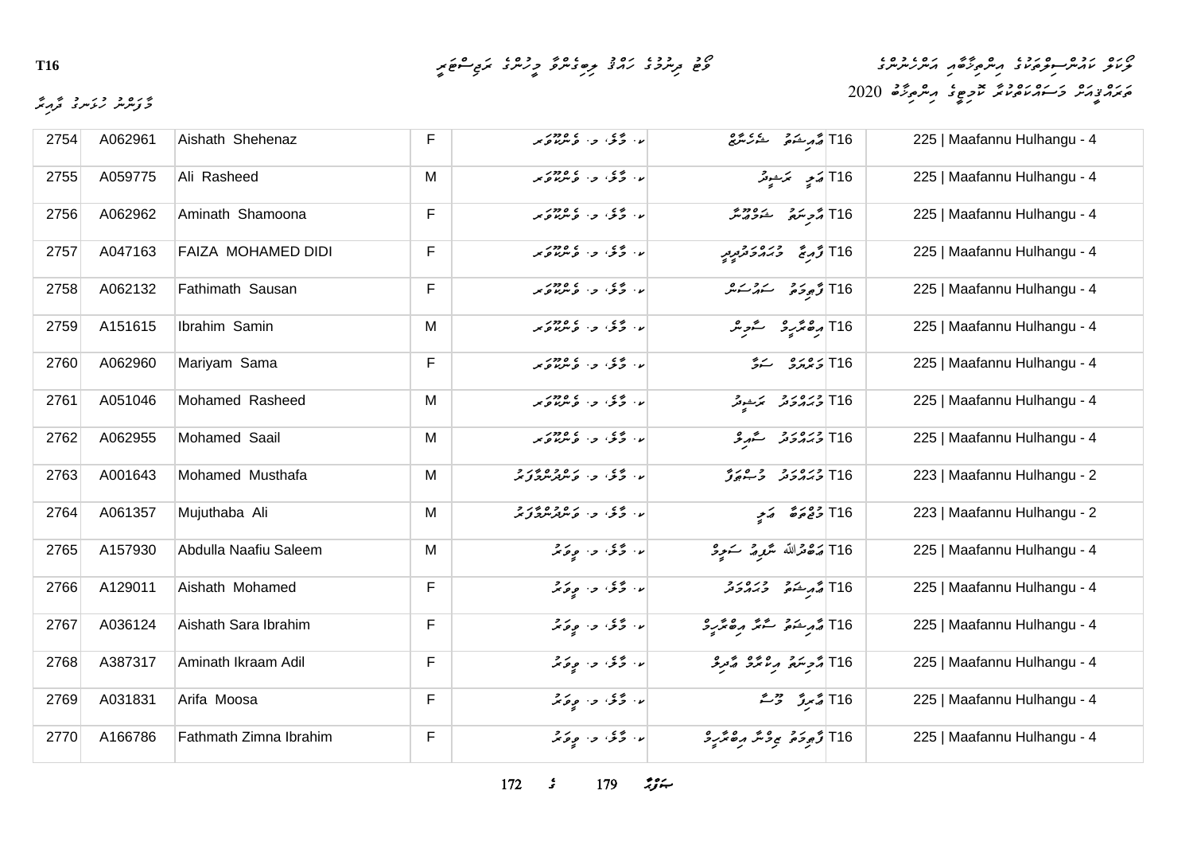| 2754 | A062961 | Aishath Shehenaz | F | ކ. މާލެ، މ. ވެންނޫވަރ | T16 | 225 \| Maafannu Hulhangu - 4 |
|---|---|---|---|---|---|---|
| 2755 | A059775 | Ali Rasheed | M | ކ. މާލެ، މ. ވެންނޫވަރ | T16 | 225 \| Maafannu Hulhangu - 4 |
| 2756 | A062962 | Aminath Shamoona | F | ކ. މާލެ، މ. ވެންނޫވަރ | T16 | 225 \| Maafannu Hulhangu - 4 |
| 2757 | A047163 | FAIZA MOHAMED DIDI | F | ކ. މާލެ، މ. ވެންނޫވަރ | T16 | 225 \| Maafannu Hulhangu - 4 |
| 2758 | A062132 | Fathimath Sausan | F | ކ. މާލެ، މ. ވެންނޫވަރ | T16 | 225 \| Maafannu Hulhangu - 4 |
| 2759 | A151615 | Ibrahim Samin | M | ކ. މާލެ، މ. ވެންނޫވަރ | T16 | 225 \| Maafannu Hulhangu - 4 |
| 2760 | A062960 | Mariyam Sama | F | ކ. މާލެ، މ. ވެންނޫވަރ | T16 | 225 \| Maafannu Hulhangu - 4 |
| 2761 | A051046 | Mohamed Rasheed | M | ކ. މާލެ، މ. ވެންނޫވަރ | T16 | 225 \| Maafannu Hulhangu - 4 |
| 2762 | A062955 | Mohamed Saail | M | ކ. މާލެ، މ. ވެންނޫވަރ | T16 | 225 \| Maafannu Hulhangu - 4 |
| 2763 | A001643 | Mohamed Musthafa | M | ކ. މާލެ، މ. ވަންދުންވާގެ | T16 | 223 \| Maafannu Hulhangu - 2 |
| 2764 | A061357 | Mujuthaba Ali | M | ކ. މާލެ، މ. ވަންދުންވާގެ | T16 | 223 \| Maafannu Hulhangu - 2 |
| 2765 | A157930 | Abdulla Naafiu Saleem | M | ކ. މާލެ، މ. ވިލަރ | T16 | 225 \| Maafannu Hulhangu - 4 |
| 2766 | A129011 | Aishath Mohamed | F | ކ. މާލެ، މ. ވިލަރ | T16 | 225 \| Maafannu Hulhangu - 4 |
| 2767 | A036124 | Aishath Sara Ibrahim | F | ކ. މާލެ، މ. ވިލަރ | T16 | 225 \| Maafannu Hulhangu - 4 |
| 2768 | A387317 | Aminath Ikraam Adil | F | ކ. މާލެ، މ. ވިލަރ | T16 | 225 \| Maafannu Hulhangu - 4 |
| 2769 | A031831 | Arifa Moosa | F | ކ. މާލެ، މ. ވިލަރ | T16 | 225 \| Maafannu Hulhangu - 4 |
| 2770 | A166786 | Fathmath Zimna Ibrahim | F | ކ. މާލެ، މ. ވިލަރ | T16 | 225 \| Maafannu Hulhangu - 4 |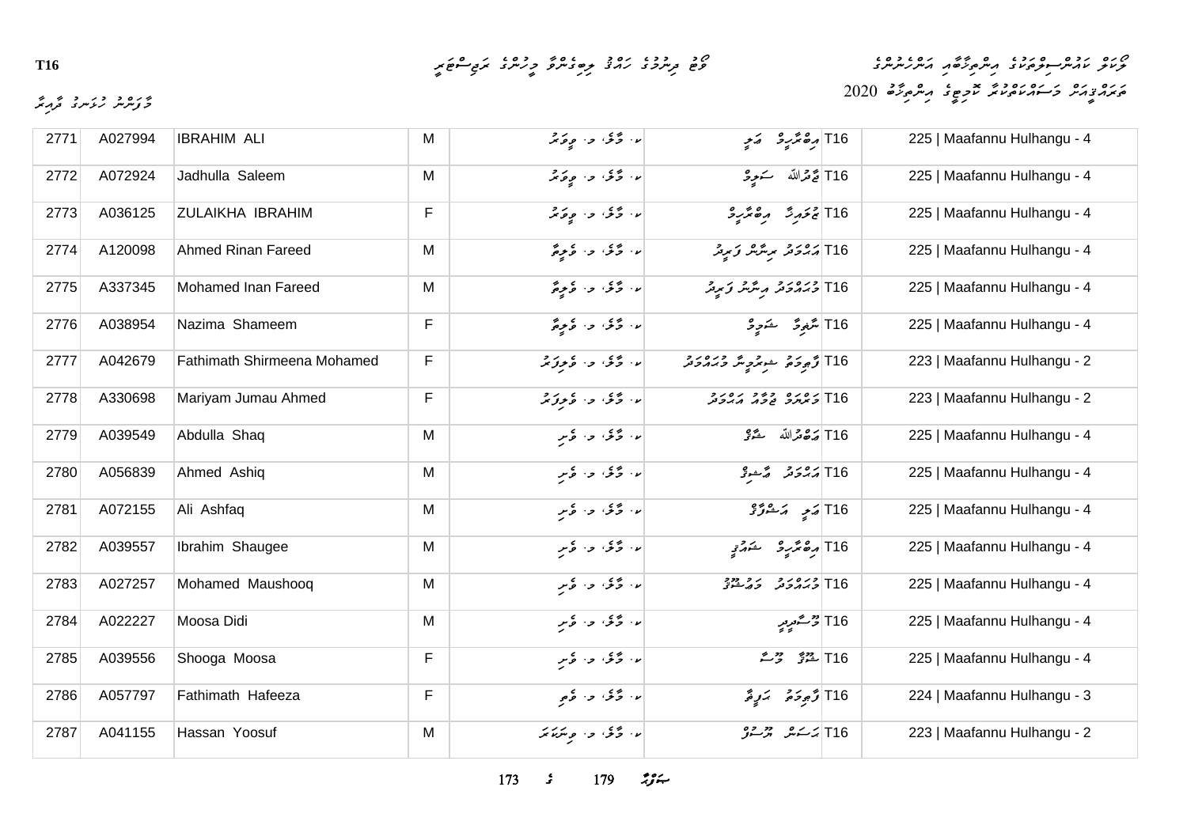| 2771 | A027994 | IBRAHIM ALI | M | ޅ. މާލެ، ވ. ވިލަރު | T16 ރިބްރާހީމް ޢަލީ | 225 \| Maafannu Hulhangu - 4 |
|---|---|---|---|---|---|---|
| 2772 | A072924 | Jadhulla Saleem | M | ޅ. މާލެ، ވ. ވިލަރު | T16 ޖާދުﷲ ސަލީމް | 225 \| Maafannu Hulhangu - 4 |
| 2773 | A036125 | ZULAIKHA IBRAHIM | F | ޅ. މާލެ، ވ. ވިލަރު | T16 ޒުލައިޚާ އިބްރާހީމް | 225 \| Maafannu Hulhangu - 4 |
| 2774 | A120098 | Ahmed Rinan Fareed | M | ޅ. މާލެ، ވ. ވެލިވާ | T16 އަހުމަދު ރިނާން ފަރީދު | 225 \| Maafannu Hulhangu - 4 |
| 2775 | A337345 | Mohamed Inan Fareed | M | ޅ. މާލެ، ވ. ވެލިވާ | T16 މުހައްމަދު އިނާން ފަރީދު | 225 \| Maafannu Hulhangu - 4 |
| 2776 | A038954 | Nazima Shameem | F | ޅ. މާލެ، ވ. ވެލިވާ | T16 ނާޒިމާ ޝަމީމް | 225 \| Maafannu Hulhangu - 4 |
| 2777 | A042679 | Fathimath Shirmeena Mohamed | F | ޅ. މާލެ، ވ. ވެލިވަރު | T16 ފާތިމަތު ޝިރުމީނާ މުހައްމަދު | 223 \| Maafannu Hulhangu - 2 |
| 2778 | A330698 | Mariyam Jumau Ahmed | F | ޅ. މާލެ، ވ. ވެލިވަރު | T16 މަރިޔަމް ޖުމާއު އަހުމަދު | 223 \| Maafannu Hulhangu - 2 |
| 2779 | A039549 | Abdulla Shaq | M | ޅ. މާލެ، ވ. ވެރި | T16 އަބްދުﷲ ޝާގު | 225 \| Maafannu Hulhangu - 4 |
| 2780 | A056839 | Ahmed Ashiq | M | ޅ. މާލެ، ވ. ވެރި | T16 އަހުމަދު އާޝިގު | 225 \| Maafannu Hulhangu - 4 |
| 2781 | A072155 | Ali Ashfaq | M | ޅ. މާލެ، ވ. ވެރި | T16 ޢަލީ އަޝްފާގު | 225 \| Maafannu Hulhangu - 4 |
| 2782 | A039557 | Ibrahim Shaugee | M | ޅ. މާލެ، ވ. ވެރި | T16 އިބްރާހީމް ޝައުގީ | 225 \| Maafannu Hulhangu - 4 |
| 2783 | A027257 | Mohamed Maushooq | M | ޅ. މާލެ، ވ. ވެރި | T16 މުހައްމަދު މައުޝޫގު | 225 \| Maafannu Hulhangu - 4 |
| 2784 | A022227 | Moosa Didi | M | ޅ. މާލެ، ވ. ވެރި | T16 މޫސާދީދީ | 225 \| Maafannu Hulhangu - 4 |
| 2785 | A039556 | Shooga Moosa | F | ޅ. މާލެ، ވ. ވެރި | T16 ޝޫގާ މޫސާ | 225 \| Maafannu Hulhangu - 4 |
| 2786 | A057797 | Fathimath Hafeeza | F | ޅ. މާލެ، ވ. ވެލި | T16 ފާތިމަތު ހަފީޒާ | 224 \| Maafannu Hulhangu - 3 |
| 2787 | A041155 | Hassan Yoosuf | M | ޅ. މާލެ، ވ. ވިނަރެރަ | T16 ހަސަން ޔޫސުފް | 223 \| Maafannu Hulhangu - 2 |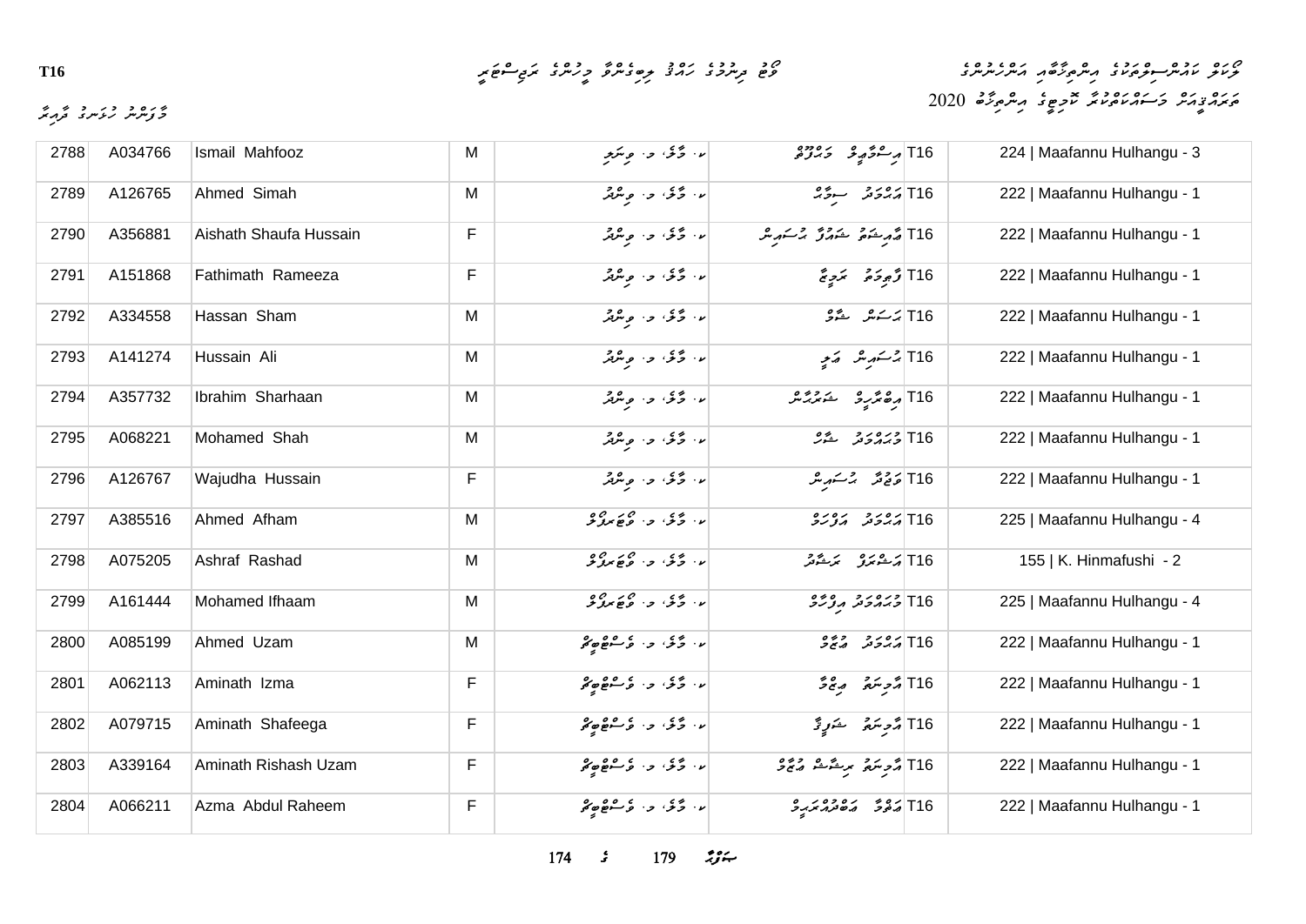| 2788 | A034766 | Ismail Mahfooz | M | ، ވާދީ، މ. ވިނަރެ | T16 ޔެސްމާޢީލް މަހްފޫޒް | 224 \| Maafannu Hulhangu - 3 |
|---|---|---|---|---|---|---|
| 2789 | A126765 | Ahmed Simah | M | ، ވާދީ، މ. ވިނަރު | T16 އަހްމަދު ސިމާހް | 222 \| Maafannu Hulhangu - 1 |
| 2790 | A356881 | Aishath Shaufa Hussain | F | ، ވާދީ، މ. ވިނަރު | T16 އާއިޝަތު ޝައުފާ ހުސައިން | 222 \| Maafannu Hulhangu - 1 |
| 2791 | A151868 | Fathimath Rameeza | F | ، ވާދީ، މ. ވިނަރު | T16 ފާތިމަތު ރަމީޒާ | 222 \| Maafannu Hulhangu - 1 |
| 2792 | A334558 | Hassan Sham | M | ، ވާދީ، މ. ވިނަރު | T16 ހަސަން ޝާމް | 222 \| Maafannu Hulhangu - 1 |
| 2793 | A141274 | Hussain Ali | M | ، ވާދީ، މ. ވިނަރު | T16 ހުސައިން އަލީ | 222 \| Maafannu Hulhangu - 1 |
| 2794 | A357732 | Ibrahim Sharhaan | M | ، ވާދީ، މ. ވިނަރު | T16 އިބްރާހީމް ޝަރުހާން | 222 \| Maafannu Hulhangu - 1 |
| 2795 | A068221 | Mohamed Shah | M | ، ވާދީ، މ. ވިނަރު | T16 މުހައްމަދު ޝާހް | 222 \| Maafannu Hulhangu - 1 |
| 2796 | A126767 | Wajudha Hussain | F | ، ވާދީ، މ. ވިނަރު | T16 ވަޖުދާ ހުސައިން | 222 \| Maafannu Hulhangu - 1 |
| 2797 | A385516 | Ahmed Afham | M | ، ވާދީ، މ. ވޭޖަރޯޑް | T16 އަހްމަދު އަފްހާމް | 225 \| Maafannu Hulhangu - 4 |
| 2798 | A075205 | Ashraf Rashad | M | ، ވާދީ، މ. ވޭޖަރޯޑް | T16 އަޝްރަފް ރަޝާދު | 155 \| K. Hinmafushi - 2 |
| 2799 | A161444 | Mohamed Ifhaam | M | ، ވާދީ، މ. ވޭޖަރޯޑް | T16 މުހައްމަދު އިފްހާމް | 225 \| Maafannu Hulhangu - 4 |
| 2800 | A085199 | Ahmed Uzam | M | ، ވާދީ، މ. ވެސްޓްބީޗް | T16 އަހްމަދު އުޒާމް | 222 \| Maafannu Hulhangu - 1 |
| 2801 | A062113 | Aminath Izma | F | ، ވާދީ، މ. ވެސްޓްބީޗް | T16 އާމިނަތު އިޒްމާ | 222 \| Maafannu Hulhangu - 1 |
| 2802 | A079715 | Aminath Shafeega | F | ، ވާދީ، މ. ވެސްޓްބީޗް | T16 އާމިނަތު ޝަފީގާ | 222 \| Maafannu Hulhangu - 1 |
| 2803 | A339164 | Aminath Rishash Uzam | F | ، ވާދީ، މ. ވެސްޓްބީޗް | T16 އާމިނަތު ރިޝާޝް އުޒާމް | 222 \| Maafannu Hulhangu - 1 |
| 2804 | A066211 | Azma Abdul Raheem | F | ، ވާދީ، މ. ވެސްޓްބީޗް | T16 އަޒްމާ އަބްދުއްރަޙީމް | 222 \| Maafannu Hulhangu - 1 |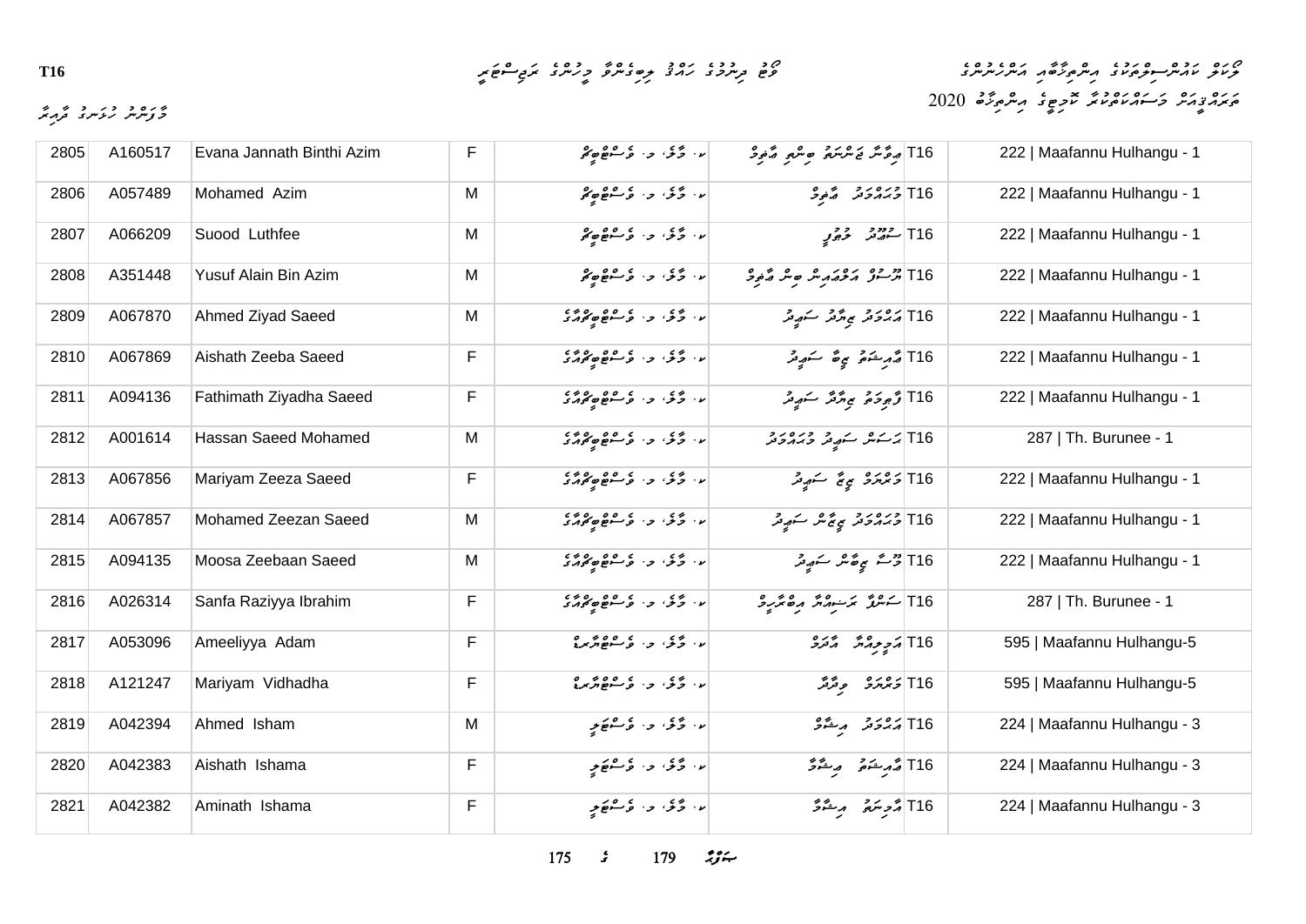| 2805 | A160517 | Evana Jannath Binthi Azim | F | ކ. މާލެ، މ. ވެސްޓްވިލާ | T16 އިވާނާ ޖަންނަތު ބިންތި އާޒިމް | 222 \| Maafannu Hulhangu - 1 |
|---|---|---|---|---|---|---|
| 2806 | A057489 | Mohamed Azim | M | ކ. މާލެ، މ. ވެސްޓްވިލާ | T16 މުހައްމަދު އާޒިމް | 222 \| Maafannu Hulhangu - 1 |
| 2807 | A066209 | Suood Luthfee | M | ކ. މާލެ، މ. ވެސްޓްވިލާ | T16 ސުޢޫދު ލުތުފީ | 222 \| Maafannu Hulhangu - 1 |
| 2808 | A351448 | Yusuf Alain Bin Azim | M | ކ. މާލެ، މ. ވެސްޓްވިލާ | T16 ޔޫސުފް އަލައިން ބިން އާޒިމް | 222 \| Maafannu Hulhangu - 1 |
| 2809 | A067870 | Ahmed Ziyad Saeed | M | ކ. މާލެ، މ. ވެސްޓްވިލާގެ | T16 އަހުމަދު ޒިޔާދު ސަޢީދު | 222 \| Maafannu Hulhangu - 1 |
| 2810 | A067869 | Aishath Zeeba Saeed | F | ކ. މާލެ، މ. ވެސްޓްވިލާގެ | T16 އާއިޝަތު ޒީބާ ސަޢީދު | 222 \| Maafannu Hulhangu - 1 |
| 2811 | A094136 | Fathimath Ziyadha Saeed | F | ކ. މާލެ، މ. ވެސްޓްވިލާގެ | T16 ފާތިމަތު ޒިޔާދާ ސަޢީދު | 222 \| Maafannu Hulhangu - 1 |
| 2812 | A001614 | Hassan Saeed Mohamed | M | ކ. މާލެ، މ. ވެސްޓްވިލާގެ | T16 ހަސަން ސަޢީދު މުހައްމަދު | 287 \| Th. Burunee - 1 |
| 2813 | A067856 | Mariyam Zeeza Saeed | F | ކ. މާލެ، މ. ވެސްޓްވިލާގެ | T16 މަރިޔަމް ޒީޒާ ސަޢީދު | 222 \| Maafannu Hulhangu - 1 |
| 2814 | A067857 | Mohamed Zeezan Saeed | M | ކ. މާލެ، މ. ވެސްޓްވިލާގެ | T16 މުހައްމަދު ޒީޒާން ސަޢީދު | 222 \| Maafannu Hulhangu - 1 |
| 2815 | A094135 | Moosa Zeebaan Saeed | M | ކ. މާލެ، މ. ވެސްޓްވިލާގެ | T16 މޫސާ ޒީބާން ސަޢީދު | 222 \| Maafannu Hulhangu - 1 |
| 2816 | A026314 | Sanfa Raziyya Ibrahim | F | ކ. މާލެ، މ. ވެސްޓްވިލާގެ | T16 ސަންފާ ރަޟިއްޔާ އިބްރާހިމް | 287 \| Th. Burunee - 1 |
| 2817 | A053096 | Ameeliyya Adam | F | ކ. މާލެ، މ. ވެސްޓްބަރީ | T16 އަމީލިއްޔާ އާދަމް | 595 \| Maafannu Hulhangu-5 |
| 2818 | A121247 | Mariyam Vidhadha | F | ކ. މާލެ، މ. ވެސްޓްބަރީ | T16 މަރިޔަމް ވިދާދާ | 595 \| Maafannu Hulhangu-5 |
| 2819 | A042394 | Ahmed Isham | M | ކ. މާލެ، މ. ވެސްޓްބީ | T16 އަހުމަދު އިޝާމް | 224 \| Maafannu Hulhangu - 3 |
| 2820 | A042383 | Aishath Ishama | F | ކ. މާލެ، މ. ވެސްޓްބީ | T16 އާއިޝަތު އިޝާމާ | 224 \| Maafannu Hulhangu - 3 |
| 2821 | A042382 | Aminath Ishama | F | ކ. މާލެ، މ. ވެސްޓްބީ | T16 އާމިނަތު އިޝާމާ | 224 \| Maafannu Hulhangu - 3 |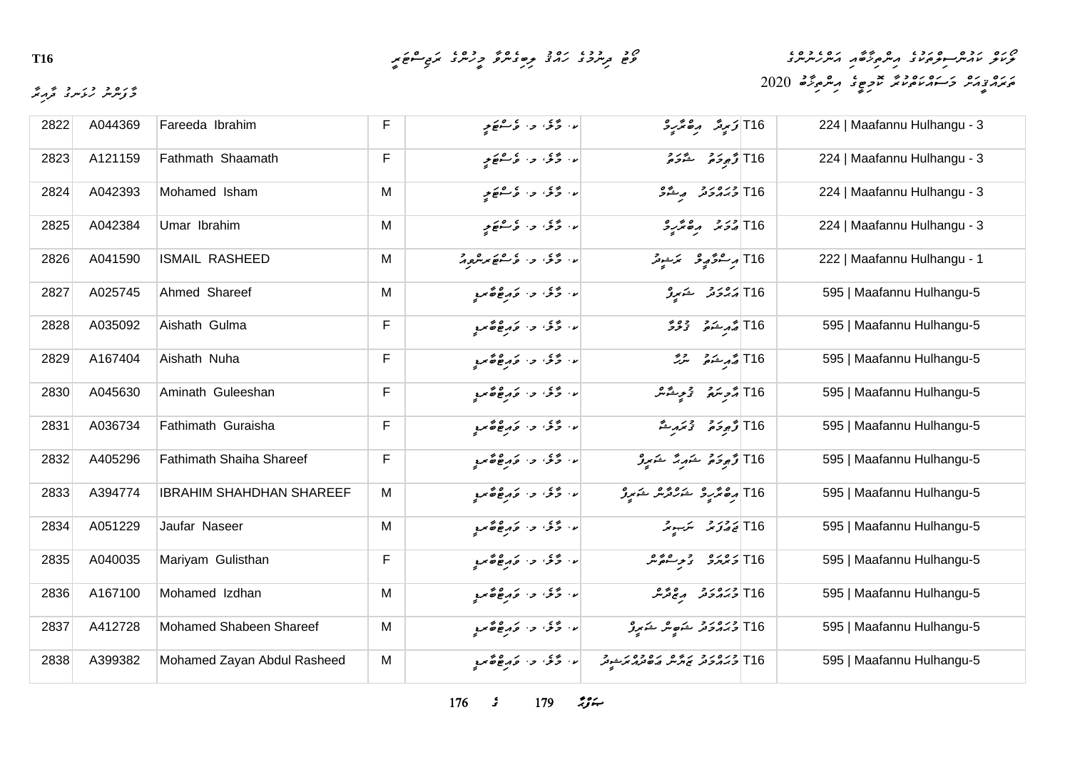| 2822 | A044369 | Fareeda Ibrahim | F | ر· ڑُڑُ، و· وُسْعُعِ | T16 زَمِرِیْزَ مِنْعَمَرِ دُ | 224 \| Maafannu Hulhangu - 3 |
|---|---|---|---|---|---|---|
| 2823 | A121159 | Fathmath Shaamath | F | ر· ڑُڑُ، و· وُسْعُعِ | T16 زَّمِوحَمُ سَدَّحَمُ | 224 \| Maafannu Hulhangu - 3 |
| 2824 | A042393 | Mohamed Isham | M | ر· ڑُڑُ، و· وُسْعُعِ | T16 دَبَرْدَدَرْ مِسْدُرْ | 224 \| Maafannu Hulhangu - 3 |
| 2825 | A042384 | Umar Ibrahim | M | ر· ڑُڑُ، و· وُسْعُعِ | T16 مِرْدَمْ مِنْعَمَرِ دُ | 224 \| Maafannu Hulhangu - 3 |
| 2826 | A041590 | ISMAIL RASHEED | M | ر· ڑُڑُ، و· وُسْعُعَمَرْسُومُ | T16 مِرْسُرُّمِوُ بَرَسْعِيْرُ | 222 \| Maafannu Hulhangu - 1 |
| 2827 | A025745 | Ahmed Shareef | M | ر· ڑُڑُ، و· وَمِرْعُعُبْرِ | T16 مَرْدُوَرْ شَمَرِوُ | 595 \| Maafannu Hulhangu-5 |
| 2828 | A035092 | Aishath Gulma | F | ر· ڑُڑُ، و· وَمِرْعُعُبْرِ | T16 مُّمِرِ شَمُ وُوْدُّ | 595 \| Maafannu Hulhangu-5 |
| 2829 | A167404 | Aishath Nuha | F | ر· ڑُڑُ، و· وَمِرْعُعُبْرِ | T16 مُّمِرِ شَمُ سُرُّ | 595 \| Maafannu Hulhangu-5 |
| 2830 | A045630 | Aminath Guleeshan | F | ر· ڑُڑُ، و· وَمِرْعُعُبْرِ | T16 مُّحِ سَمُ دُمِرِ شُّرْ | 595 \| Maafannu Hulhangu-5 |
| 2831 | A036734 | Fathimath Guraisha | F | ر· ڑُڑُ، و· وَمِرْعُعُبْرِ | T16 زَّمِوحَمُ دُبَرِمِ شَّ | 595 \| Maafannu Hulhangu-5 |
| 2832 | A405296 | Fathimath Shaiha Shareef | F | ر· ڑُڑُ، و· وَمِرْعُعُبْرِ | T16 زَّمِوحَمُ شَمِرِ رَّ شَمَرِوُ | 595 \| Maafannu Hulhangu-5 |
| 2833 | A394774 | IBRAHIM SHAHDHAN SHAREEF | M | ر· ڑُڑُ، و· وَمِرْعُعُبْرِ | T16 مِنْعَمَرِ دُ شَرْدَّرْ شَمَرِوُ | 595 \| Maafannu Hulhangu-5 |
| 2834 | A051229 | Jaufar Naseer | M | ر· ڑُڑُ، و· وَمِرْعُعُبْرِ | T16 يَمَّرْزَ رَ سَرِسِوِرُ | 595 \| Maafannu Hulhangu-5 |
| 2835 | A040035 | Mariyam Gulisthan | F | ر· ڑُڑُ، و· وَمِرْعُعُبْرِ | T16 دَمَرْدَرْ دُمِرِ سُعُّرْ | 595 \| Maafannu Hulhangu-5 |
| 2836 | A167100 | Mohamed Izdhan | M | ر· ڑُڑُ، و· وَمِرْعُعُبْرِ | T16 دَبَرْدَدَرْ مِعْدَّرْ | 595 \| Maafannu Hulhangu-5 |
| 2837 | A412728 | Mohamed Shabeen Shareef | M | ر· ڑُڑُ، و· وَمِرْعُعُبْرِ | T16 دَبَرْدَدَرْ شَمِرِسْ شَمَرِوُ | 595 \| Maafannu Hulhangu-5 |
| 2838 | A399382 | Mohamed Zayan Abdul Rasheed | M | ر· ڑُڑُ، و· وَمِرْعُعُبْرِ | T16 دَبَرْدَدَرْ يَمَرْسْ مَعْدُوْمُرَسِوِرُ | 595 \| Maafannu Hulhangu-5 |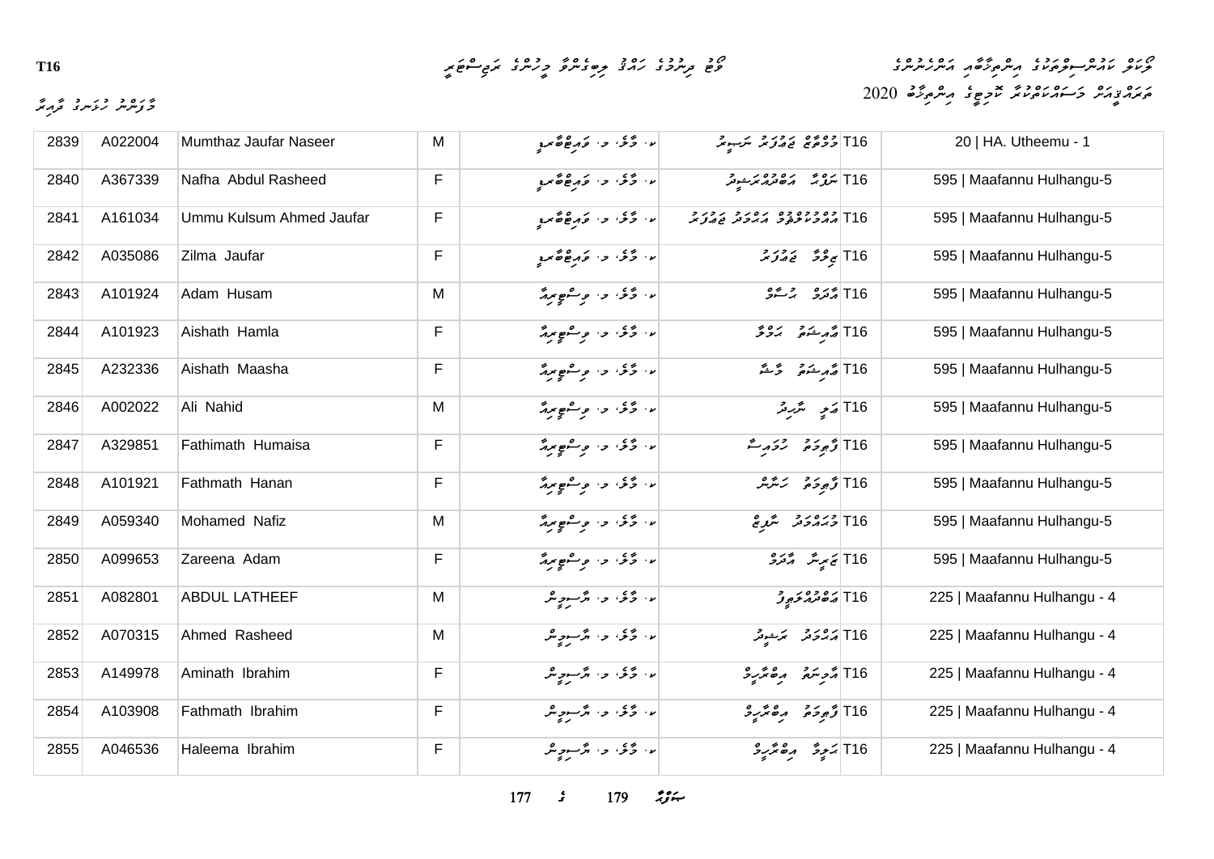| 2839 | A022004 | Mumthaz Jaufar Naseer | M | ، ގާފު، ދ. ވައިޓްބޯޓް | T16  މުމްތާޒް ޖައުފަރު ނަސީރު | 20 \| HA. Utheemu - 1 |
|---|---|---|---|---|---|---|
| 2840 | A367339 | Nafha Abdul Rasheed | F | ، ގާފު، ދ. ވައިޓްބޯޓް | T16 ނަފްހާ އަބްދުއްރަޝީދު | 595 \| Maafannu Hulhangu-5 |
| 2841 | A161034 | Ummu Kulsum Ahmed Jaufar | F | ، ގާފު، ދ. ވައިޓްބޯޓް | T16 އުއްމުކުލްސޫމް އަޙްމަދު ޖައުފަރު | 595 \| Maafannu Hulhangu-5 |
| 2842 | A035086 | Zilma Jaufar | F | ، ގާފު، ދ. ވައިޓްބޯޓް | T16 ޒިލްމާ ޖައުފަރު | 595 \| Maafannu Hulhangu-5 |
| 2843 | A101924 | Adam Husam | M | ، ގާފު، ދ. ވިސްޓީރިއާ | T16 އާދަމް ހުސާމް | 595 \| Maafannu Hulhangu-5 |
| 2844 | A101923 | Aishath Hamla | F | ، ގާފު، ދ. ވިސްޓީރިއާ | T16 އާއިޝަތު ހަމްލާ | 595 \| Maafannu Hulhangu-5 |
| 2845 | A232336 | Aishath Maasha | F | ، ގާފު، ދ. ވިސްޓީރިއާ | T16 އާއިޝަތު މާޝާ | 595 \| Maafannu Hulhangu-5 |
| 2846 | A002022 | Ali Nahid | M | ، ގާފު، ދ. ވިސްޓީރިއާ | T16 އަލި ނާހިދު | 595 \| Maafannu Hulhangu-5 |
| 2847 | A329851 | Fathimath Humaisa | F | ، ގާފު، ދ. ވިސްޓީރިއާ | T16 ފާތިމަތު ހުމައިސާ | 595 \| Maafannu Hulhangu-5 |
| 2848 | A101921 | Fathmath Hanan | F | ، ގާފު، ދ. ވިސްޓީރިއާ | T16 ފާތިމަތު ހަނާން | 595 \| Maafannu Hulhangu-5 |
| 2849 | A059340 | Mohamed Nafiz | M | ، ގާފު، ދ. ވިސްޓީރިއާ | T16 މުޙައްމަދު ނާފިޒް | 595 \| Maafannu Hulhangu-5 |
| 2850 | A099653 | Zareena Adam | F | ، ގާފު، ދ. ވިސްޓީރިއާ | T16 ޒަރީނާ އާދަމް | 595 \| Maafannu Hulhangu-5 |
| 2851 | A082801 | ABDUL LATHEEF | M | ، ގާފު، ދ. އާސިމީން | T16 އަބްދުއްލަޠީފު | 225 \| Maafannu Hulhangu - 4 |
| 2852 | A070315 | Ahmed Rasheed | M | ، ގާފު، ދ. އާސިމީން | T16 އަޙްމަދު ރަޝީދު | 225 \| Maafannu Hulhangu - 4 |
| 2853 | A149978 | Aminath Ibrahim | F | ، ގާފު، ދ. އާސިމީން | T16 އާމިނަތު އިބްރާހިމް | 225 \| Maafannu Hulhangu - 4 |
| 2854 | A103908 | Fathmath Ibrahim | F | ، ގާފު، ދ. އާސިމީން | T16 ފާތިމަތު އިބްރާހިމް | 225 \| Maafannu Hulhangu - 4 |
| 2855 | A046536 | Haleema Ibrahim | F | ، ގާފު، ދ. އާސިމީން | T16 ހަލީމާ އިބްރާހިމް | 225 \| Maafannu Hulhangu - 4 |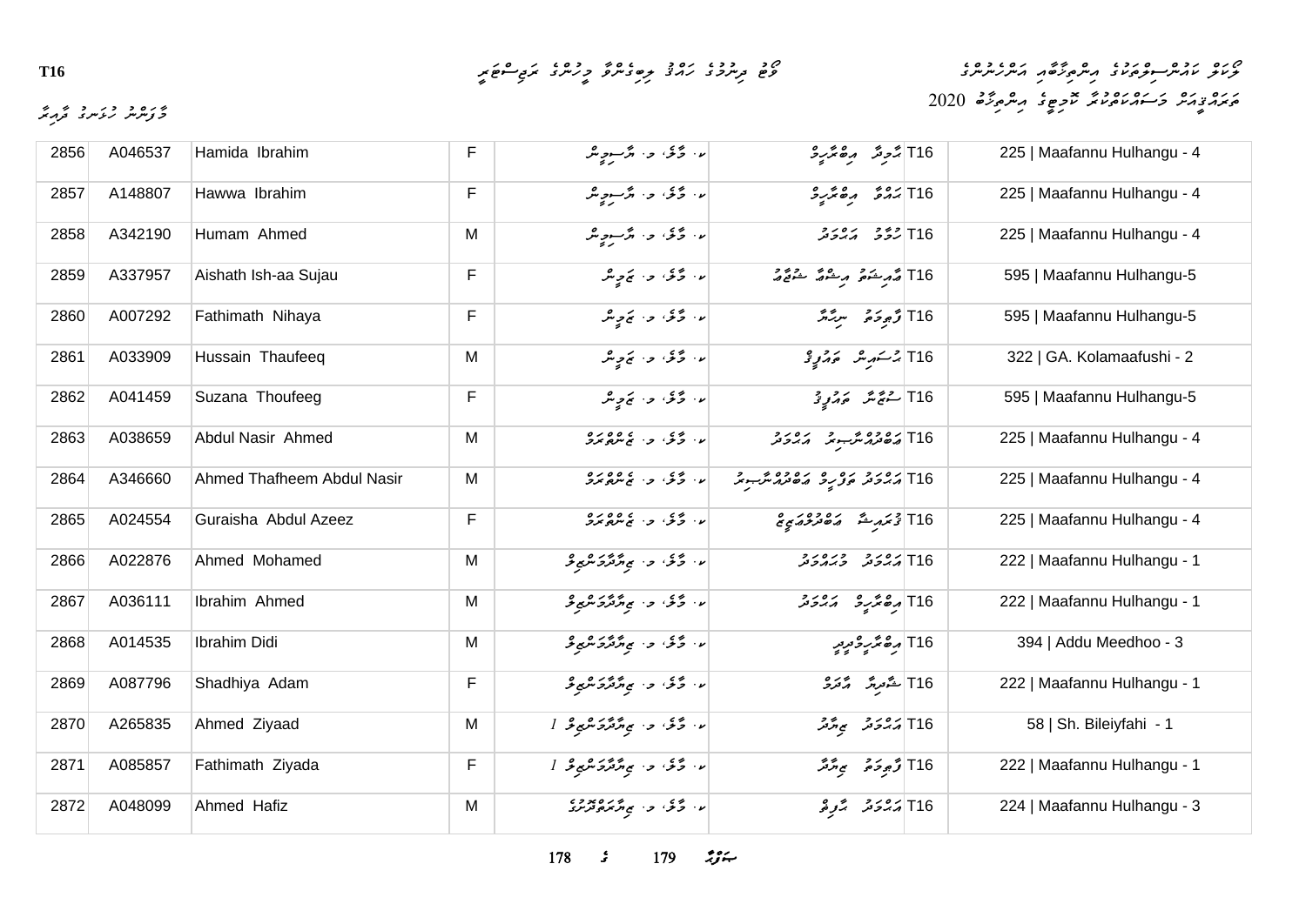| 2856 | A046537 | Hamida Ibrahim | F | ކ. މާލެ، މ. އާސިމީން | T16 ހާމިދާ އިބްރާހިމް | 225 \| Maafannu Hulhangu - 4 |
|---|---|---|---|---|---|---|
| 2857 | A148807 | Hawwa Ibrahim | F | ކ. މާލެ، މ. އާސިމީން | T16 ހައްވާ އިބްރާހިމް | 225 \| Maafannu Hulhangu - 4 |
| 2858 | A342190 | Humam Ahmed | M | ކ. މާލެ، މ. އާސިމީން | T16 ހުމާމް އަޙްމަދު | 225 \| Maafannu Hulhangu - 4 |
| 2859 | A337957 | Aishath Ish-aa Sujau | F | ކ. މާލެ، މ. ޖަމީން | T16 އާއިޝަތު އިޝްއާ ސުޖާއު | 595 \| Maafannu Hulhangu-5 |
| 2860 | A007292 | Fathimath Nihaya | F | ކ. މާލެ، މ. ޖަމީން | T16 ފާތިމަތު ނިހާޔާ | 595 \| Maafannu Hulhangu-5 |
| 2861 | A033909 | Hussain Thaufeeq | M | ކ. މާލެ، މ. ޖަމީން | T16 ހުސައިން ތައުފީޤު | 322 \| GA. Kolamaafushi - 2 |
| 2862 | A041459 | Suzana Thoufeeg | F | ކ. މާލެ، މ. ޖަމީން | T16 ސުޒާނާ ތައުފީގު | 595 \| Maafannu Hulhangu-5 |
| 2863 | A038659 | Abdul Nasir Ahmed | M | ކ. މާލެ، މ. ޖެންނަތުގެ | T16 އަބްދުލްނާޞިރު އަޙްމަދު | 225 \| Maafannu Hulhangu - 4 |
| 2864 | A346660 | Ahmed Thafheem Abdul Nasir | M | ކ. މާލެ، މ. ޖެންނަތުގެ | T16 އަޙްމަދު ތަފްހީމް އަބްދުލްނާޞިރު | 225 \| Maafannu Hulhangu - 4 |
| 2865 | A024554 | Guraisha Abdul Azeez | F | ކ. މާލެ، މ. ޖެންނަތުގެ | T16 ގުރައިޝާ އަބްދުލްޢަޒީޒް | 225 \| Maafannu Hulhangu - 4 |
| 2866 | A022876 | Ahmed Mohamed | M | ކ. މާލެ، މ. ޖިއާފަރަންޖީގެ | T16 އަޙްމަދު މުޙައްމަދު | 222 \| Maafannu Hulhangu - 1 |
| 2867 | A036111 | Ibrahim Ahmed | M | ކ. މާލެ، މ. ޖިއާފަރަންޖީގެ | T16 އިބްރާހިމް އަޙްމަދު | 222 \| Maafannu Hulhangu - 1 |
| 2868 | A014535 | Ibrahim Didi | M | ކ. މާލެ، މ. ޖިއާފަރަންޖީގެ | T16 އިބްރާހިމްދީދީ | 394 \| Addu Meedhoo - 3 |
| 2869 | A087796 | Shadhiya Adam | F | ކ. މާލެ، މ. ޖިއާފަރަންޖީގެ | T16 ޝާދިޔާ އާދަމް | 222 \| Maafannu Hulhangu - 1 |
| 2870 | A265835 | Ahmed Ziyaad | M | ކ. މާލެ، މ. ޖިއާފަރަންޖީގެ 1 | T16 އަޙްމަދު ޒިޔާދު | 58 \| Sh. Bileiyfahi - 1 |
| 2871 | A085857 | Fathimath Ziyada | F | ކ. މާލެ، މ. ޖިއާފަރަންޖީގެ 1 | T16 ފާތިމަތު ޒިޔާދާ | 222 \| Maafannu Hulhangu - 1 |
| 2872 | A048099 | Ahmed Hafiz | M | ކ. މާލެ، މ. ޖިއާރަތުބޭރުގެ | T16 އަޙްމަދު ހާފިޒު | 224 \| Maafannu Hulhangu - 3 |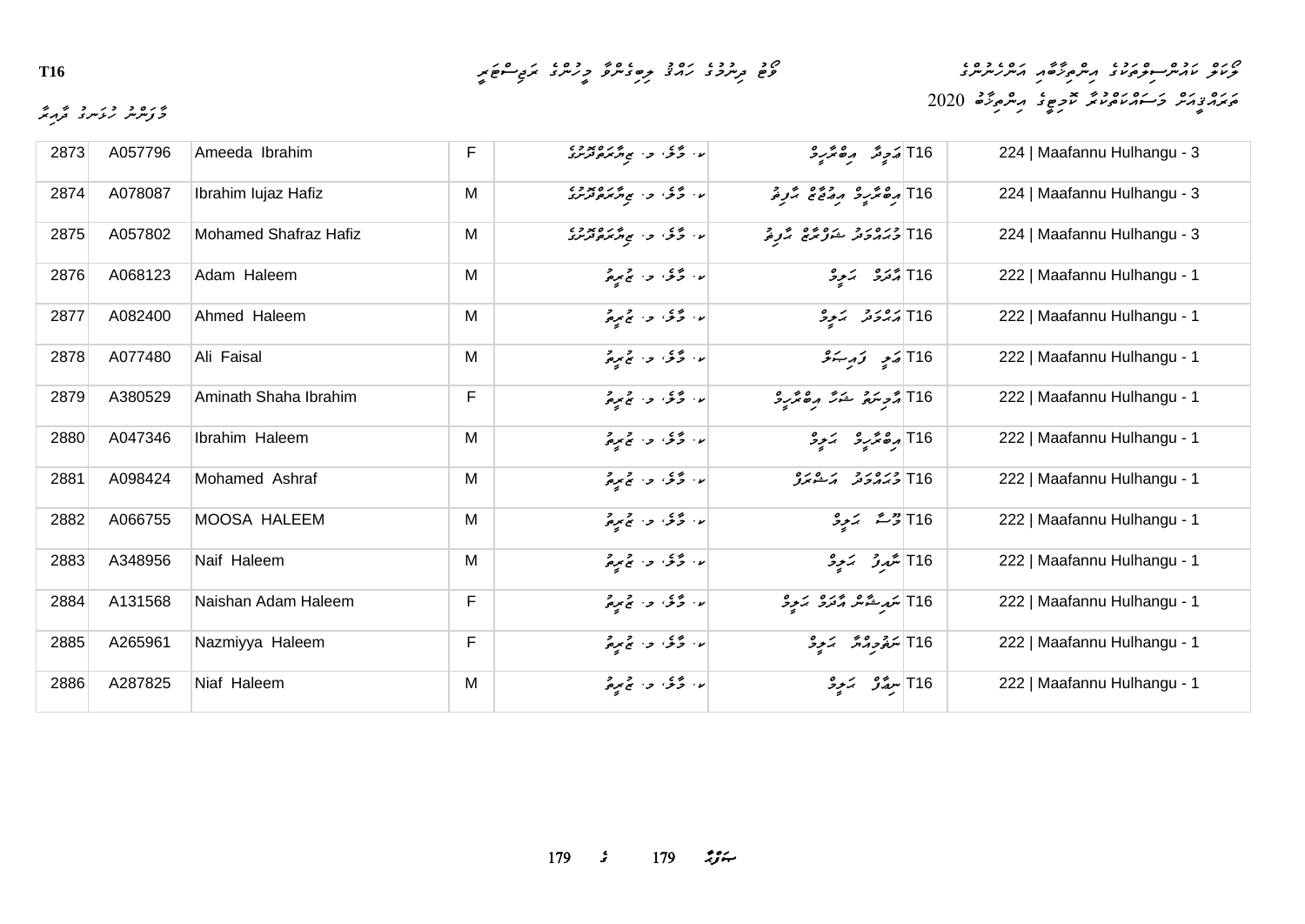| | | | | | | |
|---|---|---|---|---|---|---|
| 2873 | A057796 | Ameeda Ibrahim | F | ޅ. މާލެ، ދ. ޒިލާރަތުވާދީގެ | T16 އަމީދާ އިބްރާހީމް | 224 \| Maafannu Hulhangu - 3 |
| 2874 | A078087 | Ibrahim Iujaz Hafiz | M | ޅ. މާލެ، ދ. ޒިލާރަތުވާދީގެ | T16 އިބްރާހީމް އިއުޖާޒް ހާފިޒު | 224 \| Maafannu Hulhangu - 3 |
| 2875 | A057802 | Mohamed Shafraz Hafiz | M | ޅ. މާލެ، ދ. ޒިލާރަތުވާދީގެ | T16 މުހައްމަދު ޝަފްރާޒް ހާފިޒު | 224 \| Maafannu Hulhangu - 3 |
| 2876 | A068123 | Adam Haleem | M | ޅ. މާލެ، ދ. ޗާނދިނީ | T16 އާދަމް ހަލީމް | 222 \| Maafannu Hulhangu - 1 |
| 2877 | A082400 | Ahmed Haleem | M | ޅ. މާލެ، ދ. ޗާނދިނީ | T16 އަހްމަދު ހަލީމް | 222 \| Maafannu Hulhangu - 1 |
| 2878 | A077480 | Ali Faisal | M | ޅ. މާލެ، ދ. ޗާނދިނީ | T16 އަލީ ފައިސަލް | 222 \| Maafannu Hulhangu - 1 |
| 2879 | A380529 | Aminath Shaha Ibrahim | F | ޅ. މާލެ، ދ. ޗާނދިނީ | T16 އާމިނަތު ޝަހާ އިބްރާހީމް | 222 \| Maafannu Hulhangu - 1 |
| 2880 | A047346 | Ibrahim Haleem | M | ޅ. މާލެ، ދ. ޗާނދިނީ | T16 އިބްރާހީމް ހަލީމް | 222 \| Maafannu Hulhangu - 1 |
| 2881 | A098424 | Mohamed Ashraf | M | ޅ. މާލެ، ދ. ޗާނދިނީ | T16 މުހައްމަދު އަޝްރަފް | 222 \| Maafannu Hulhangu - 1 |
| 2882 | A066755 | MOOSA HALEEM | M | ޅ. މާލެ، ދ. ޗާނދިނީ | T16 މޫސާ ހަލީމް | 222 \| Maafannu Hulhangu - 1 |
| 2883 | A348956 | Naif Haleem | M | ޅ. މާލެ، ދ. ޗާނދިނީ | T16 ނާއިފް ހަލީމް | 222 \| Maafannu Hulhangu - 1 |
| 2884 | A131568 | Naishan Adam Haleem | F | ޅ. މާލެ، ދ. ޗާނދިނީ | T16 ނައިޝާން އާދަމް ހަލީމް | 222 \| Maafannu Hulhangu - 1 |
| 2885 | A265961 | Nazmiyya Haleem | F | ޅ. މާލެ، ދ. ޗާނދިނީ | T16 ނަޒްމިއްޔާ ހަލީމް | 222 \| Maafannu Hulhangu - 1 |
| 2886 | A287825 | Niaf Haleem | M | ޅ. މާލެ، ދ. ޗާނދިނީ | T16 ނިޔާފް ހަލީމް | 222 \| Maafannu Hulhangu - 1 |